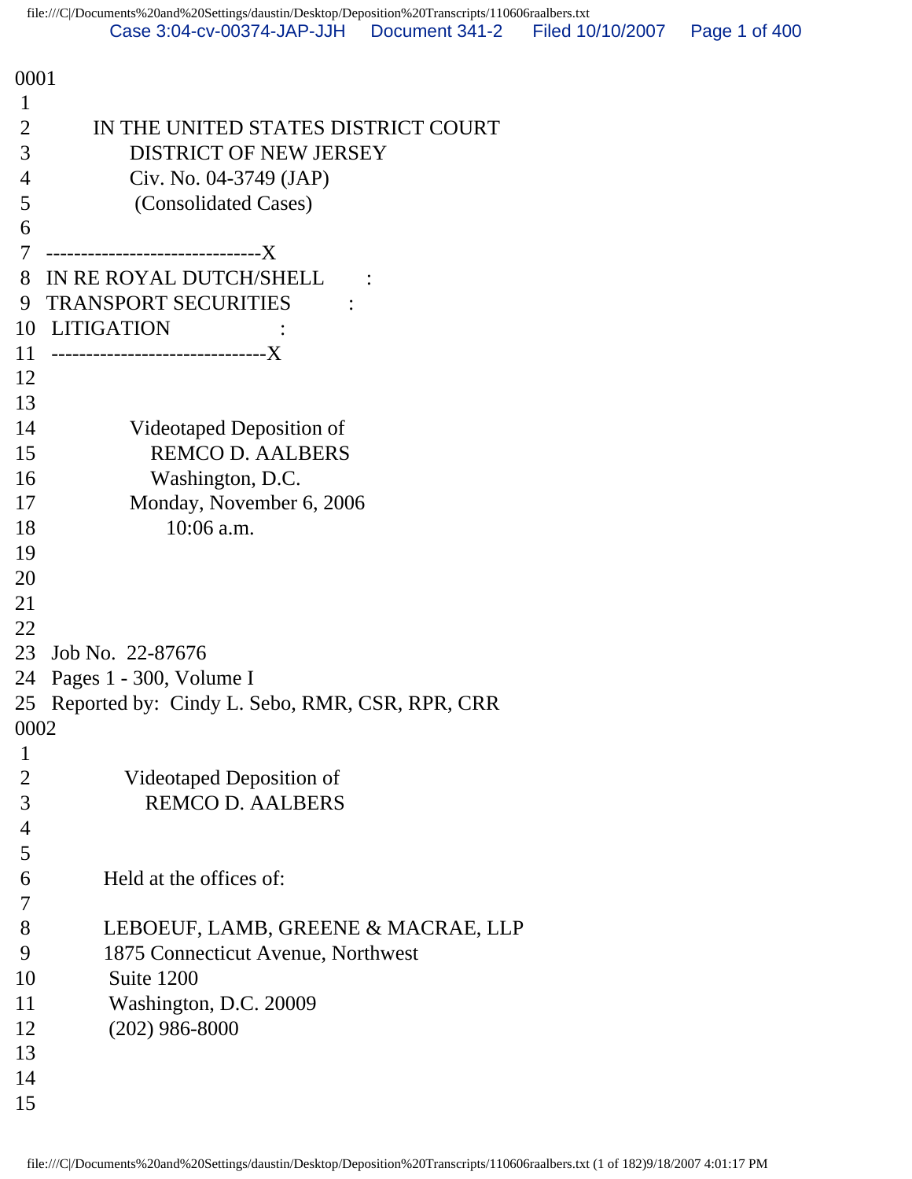0001

1

2 IN THE UNITED STATES DISTRICT COURT

3 DISTRICT OF NEW JERSEY

4 Civ. No. 04-3749 (JAP)

5 (Consolidated Cases)

6

7 -------------------------------X

8 IN RE ROYAL DUTCH/SHELL :

9 TRANSPORT SECURITIES :

10 LITIGATION :

11 -------------------------------X

12

13

14 Videotaped Deposition of

15 REMCO D. AALBERS

16 Washington, D.C.

17 Monday, November 6, 2006

18 10:06 a.m.

19

20

21

22

23 Job No. 22-87676

24 Pages 1 - 300, Volume I

25 Reported by: Cindy L. Sebo, RMR, CSR, RPR, CRR

0002

1

2 Videotaped Deposition of

3 REMCO D. AALBERS

4

5

6 Held at the offices of:

7

8 LEBOEUF, LAMB, GREENE & MACRAE, LLP

9 1875 Connecticut Avenue, Northwest

10 Suite 1200

11 Washington, D.C. 20009

12 (202) 986-8000

13

14

15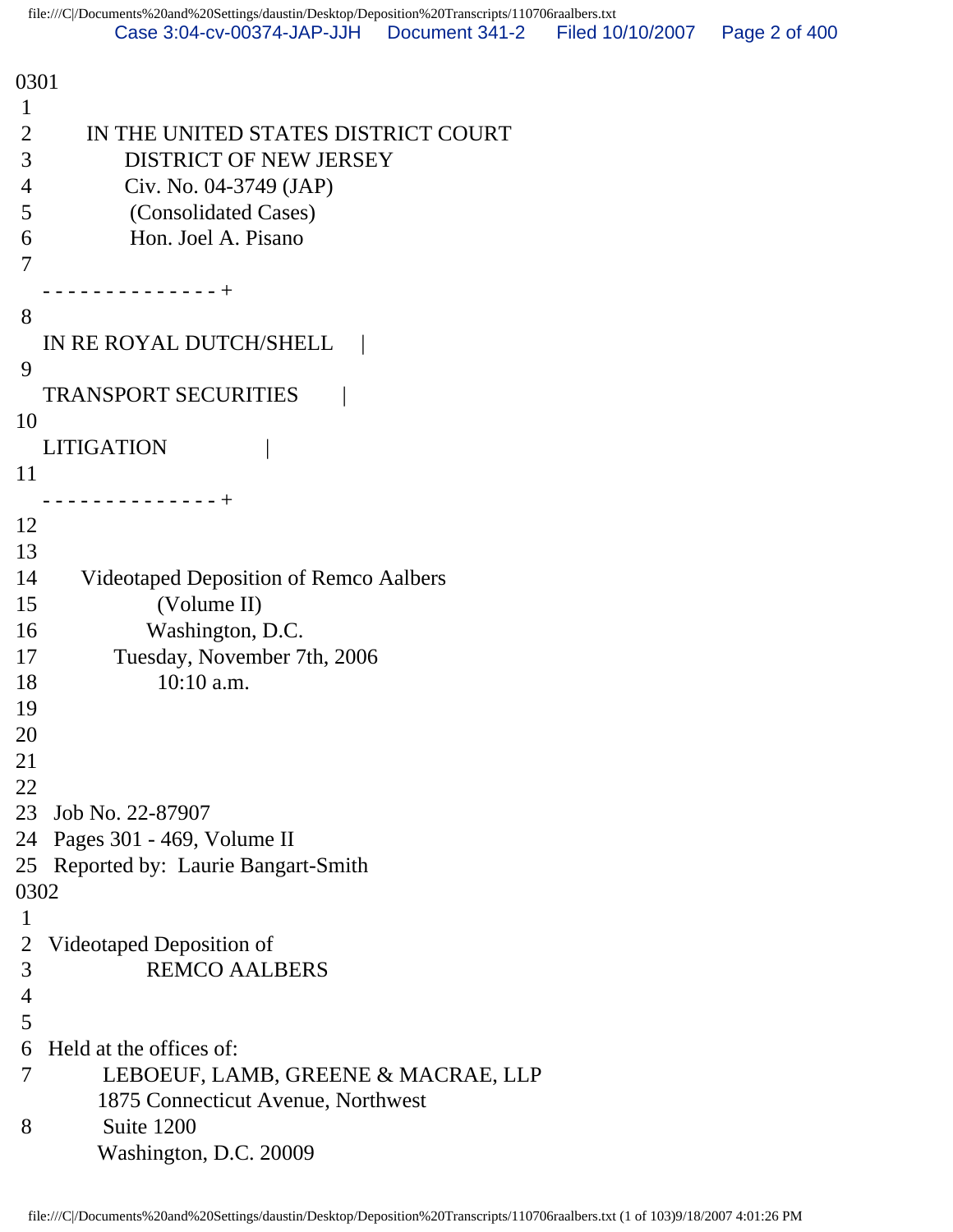0301
1
2 IN THE UNITED STATES DISTRICT COURT
3 DISTRICT OF NEW JERSEY
4 Civ. No. 04-3749 (JAP)
5 (Consolidated Cases)
6 Hon. Joel A. Pisano
7
- - - - - - - - - - - - - - +
8
IN RE ROYAL DUTCH/SHELL |
9
TRANSPORT SECURITIES |
10
LITIGATION |
11
- - - - - - - - - - - - - - +
12
13
14 Videotaped Deposition of Remco Aalbers
15 (Volume II)
16 Washington, D.C.
17 Tuesday, November 7th, 2006
18 10:10 a.m.
19
20
21
22
23 Job No. 22-87907
24 Pages 301 - 469, Volume II
25 Reported by: Laurie Bangart-Smith
0302
1
2 Videotaped Deposition of
3 REMCO AALBERS
4
5
6 Held at the offices of:
7 LEBOEUF, LAMB, GREENE & MACRAE, LLP
1875 Connecticut Avenue, Northwest
8 Suite 1200
Washington, D.C. 20009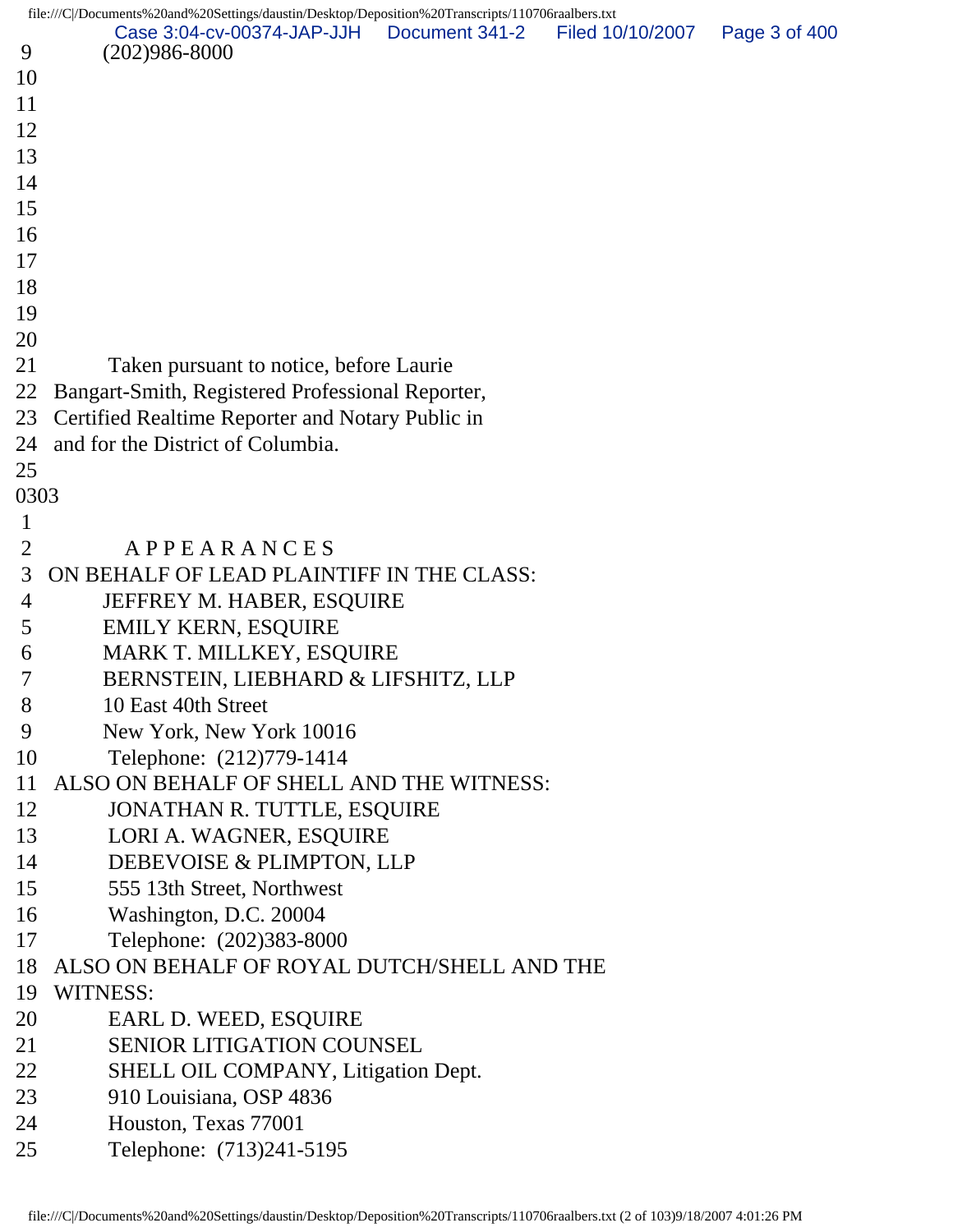9 (202)986-8000
10
11
12
13
14
15
16
17
18
19
20
21 Taken pursuant to notice, before Laurie
22 Bangart-Smith, Registered Professional Reporter,
23 Certified Realtime Reporter and Notary Public in
24 and for the District of Columbia.
25
0303
1
2 A P P E A R A N C E S
3 ON BEHALF OF LEAD PLAINTIFF IN THE CLASS:
4 JEFFREY M. HABER, ESQUIRE
5 EMILY KERN, ESQUIRE
6 MARK T. MILLKEY, ESQUIRE
7 BERNSTEIN, LIEBHARD & LIFSHITZ, LLP
8 10 East 40th Street
9 New York, New York 10016
10 Telephone: (212)779-1414
11 ALSO ON BEHALF OF SHELL AND THE WITNESS:
12 JONATHAN R. TUTTLE, ESQUIRE
13 LORI A. WAGNER, ESQUIRE
14 DEBEVOISE & PLIMPTON, LLP
15 555 13th Street, Northwest
16 Washington, D.C. 20004
17 Telephone: (202)383-8000
18 ALSO ON BEHALF OF ROYAL DUTCH/SHELL AND THE
19 WITNESS:
20 EARL D. WEED, ESQUIRE
21 SENIOR LITIGATION COUNSEL
22 SHELL OIL COMPANY, Litigation Dept.
23 910 Louisiana, OSP 4836
24 Houston, Texas 77001
25 Telephone: (713)241-5195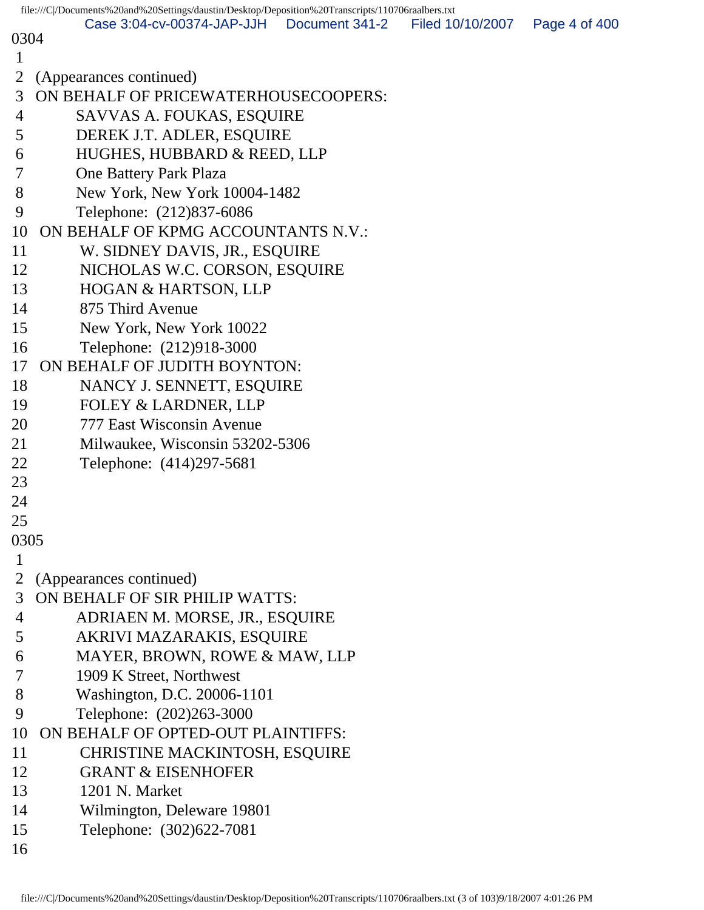0304

1

2 (Appearances continued)

3 ON BEHALF OF PRICEWATERHOUSECOOPERS:

4 SAVVAS A. FOUKAS, ESQUIRE

5 DEREK J.T. ADLER, ESQUIRE

6 HUGHES, HUBBARD & REED, LLP

7 One Battery Park Plaza

8 New York, New York 10004-1482

9 Telephone: (212)837-6086

10 ON BEHALF OF KPMG ACCOUNTANTS N.V.:

11 W. SIDNEY DAVIS, JR., ESQUIRE

12 NICHOLAS W.C. CORSON, ESQUIRE

13 HOGAN & HARTSON, LLP

14 875 Third Avenue

15 New York, New York 10022

16 Telephone: (212)918-3000

17 ON BEHALF OF JUDITH BOYNTON:

18 NANCY J. SENNETT, ESQUIRE

19 FOLEY & LARDNER, LLP

20 777 East Wisconsin Avenue

21 Milwaukee, Wisconsin 53202-5306

22 Telephone: (414)297-5681

23

24

25

0305

1

2 (Appearances continued)

3 ON BEHALF OF SIR PHILIP WATTS:

4 ADRIAEN M. MORSE, JR., ESQUIRE

5 AKRIVI MAZARAKIS, ESQUIRE

6 MAYER, BROWN, ROWE & MAW, LLP

7 1909 K Street, Northwest

8 Washington, D.C. 20006-1101

9 Telephone: (202)263-3000

10 ON BEHALF OF OPTED-OUT PLAINTIFFS:

11 CHRISTINE MACKINTOSH, ESQUIRE

12 GRANT & EISENHOFER

13 1201 N. Market

14 Wilmington, Deleware 19801

15 Telephone: (302)622-7081

16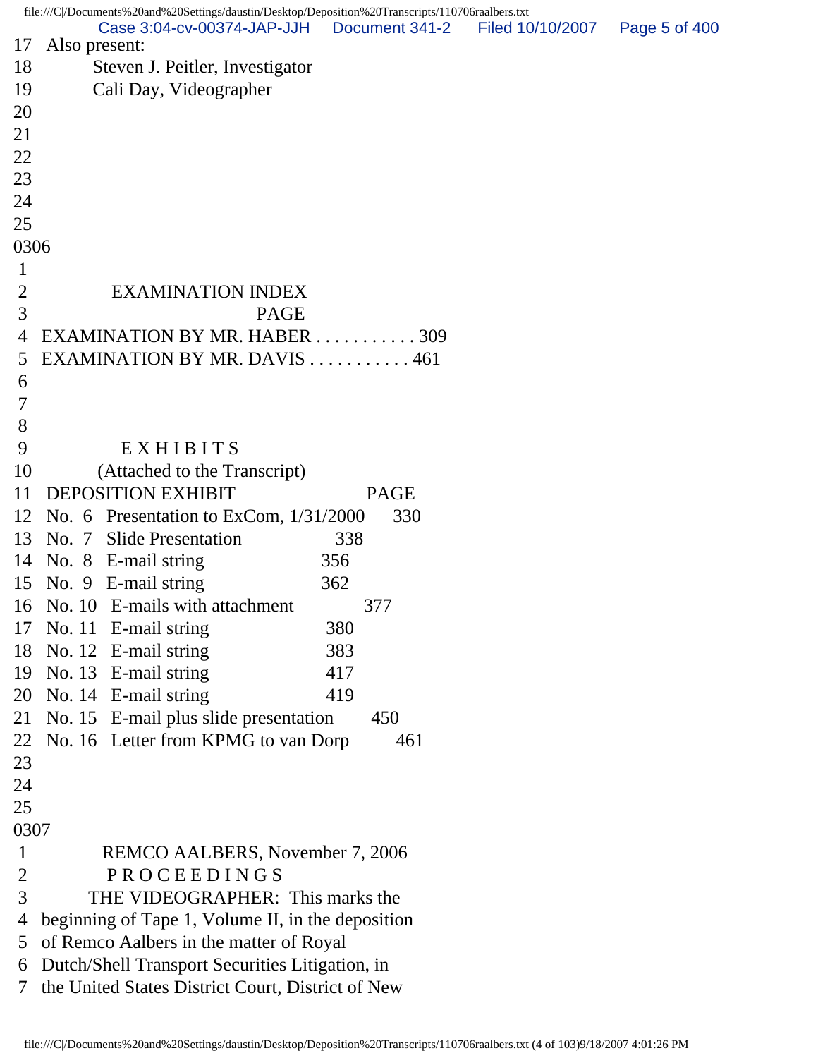17 Also present:
18 Steven J. Peitler, Investigator
19 Cali Day, Videographer
20
21
22
23
24
25
0306
1
2 EXAMINATION INDEX
3 PAGE
4 EXAMINATION BY MR. HABER . . . . . . . . . . . 309
5 EXAMINATION BY MR. DAVIS . . . . . . . . . . . 461
6
7
8
9 E X H I B I T S
10 (Attached to the Transcript)
11 DEPOSITION EXHIBIT PAGE
12 No. 6 Presentation to ExCom, 1/31/2000 330
13 No. 7 Slide Presentation 338
14 No. 8 E-mail string 356
15 No. 9 E-mail string 362
16 No. 10 E-mails with attachment 377
17 No. 11 E-mail string 380
18 No. 12 E-mail string 383
19 No. 13 E-mail string 417
20 No. 14 E-mail string 419
21 No. 15 E-mail plus slide presentation 450
22 No. 16 Letter from KPMG to van Dorp 461
23
24
25
0307
1 REMCO AALBERS, November 7, 2006
2 P R O C E E D I N G S
3 THE VIDEOGRAPHER: This marks the
4 beginning of Tape 1, Volume II, in the deposition
5 of Remco Aalbers in the matter of Royal
6 Dutch/Shell Transport Securities Litigation, in
7 the United States District Court, District of New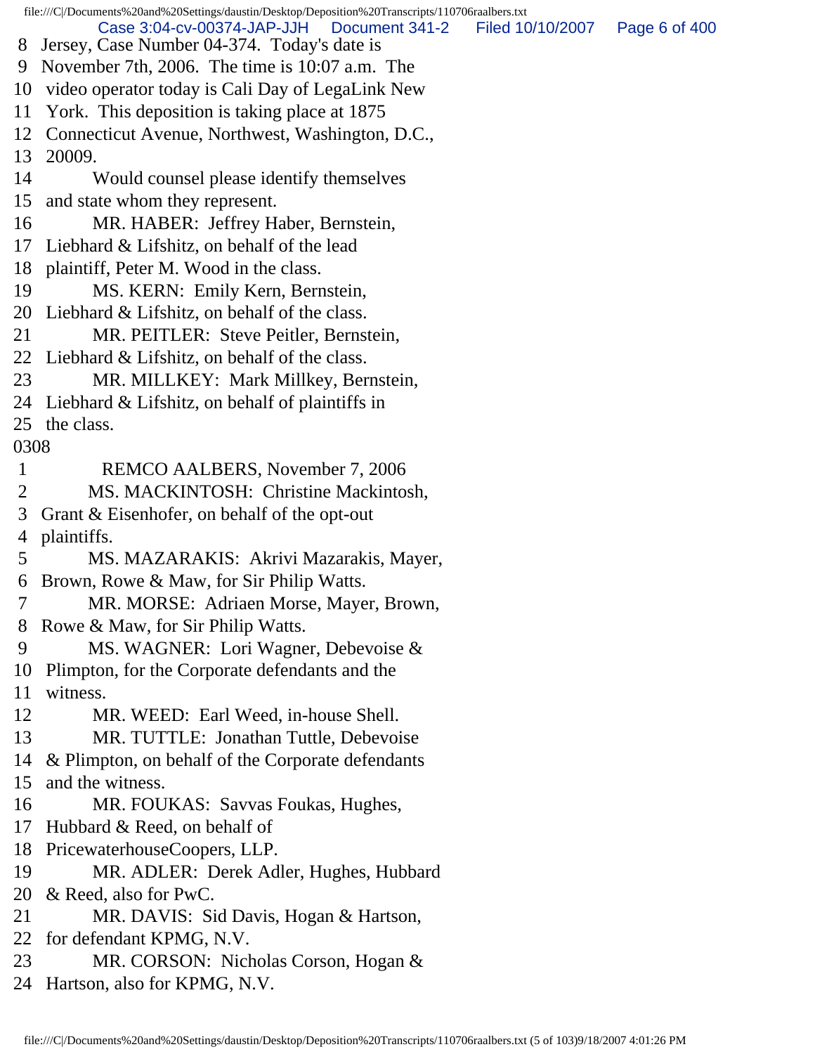8 Jersey, Case Number 04-374. Today's date is
9 November 7th, 2006. The time is 10:07 a.m. The
10 video operator today is Cali Day of LegaLink New
11 York. This deposition is taking place at 1875
12 Connecticut Avenue, Northwest, Washington, D.C.,
13 20009.
14 Would counsel please identify themselves
15 and state whom they represent.
16 MR. HABER: Jeffrey Haber, Bernstein,
17 Liebhard & Lifshitz, on behalf of the lead
18 plaintiff, Peter M. Wood in the class.
19 MS. KERN: Emily Kern, Bernstein,
20 Liebhard & Lifshitz, on behalf of the class.
21 MR. PEITLER: Steve Peitler, Bernstein,
22 Liebhard & Lifshitz, on behalf of the class.
23 MR. MILLKEY: Mark Millkey, Bernstein,
24 Liebhard & Lifshitz, on behalf of plaintiffs in
25 the class.

0308

1 REMCO AALBERS, November 7, 2006
2 MS. MACKINTOSH: Christine Mackintosh,
3 Grant & Eisenhofer, on behalf of the opt-out
4 plaintiffs.
5 MS. MAZARAKIS: Akrivi Mazarakis, Mayer,
6 Brown, Rowe & Maw, for Sir Philip Watts.
7 MR. MORSE: Adriaen Morse, Mayer, Brown,
8 Rowe & Maw, for Sir Philip Watts.
9 MS. WAGNER: Lori Wagner, Debevoise &
10 Plimpton, for the Corporate defendants and the
11 witness.
12 MR. WEED: Earl Weed, in-house Shell.
13 MR. TUTTLE: Jonathan Tuttle, Debevoise
14 & Plimpton, on behalf of the Corporate defendants
15 and the witness.
16 MR. FOUKAS: Savvas Foukas, Hughes,
17 Hubbard & Reed, on behalf of
18 PricewaterhouseCoopers, LLP.
19 MR. ADLER: Derek Adler, Hughes, Hubbard
20 & Reed, also for PwC.
21 MR. DAVIS: Sid Davis, Hogan & Hartson,
22 for defendant KPMG, N.V.
23 MR. CORSON: Nicholas Corson, Hogan &
24 Hartson, also for KPMG, N.V.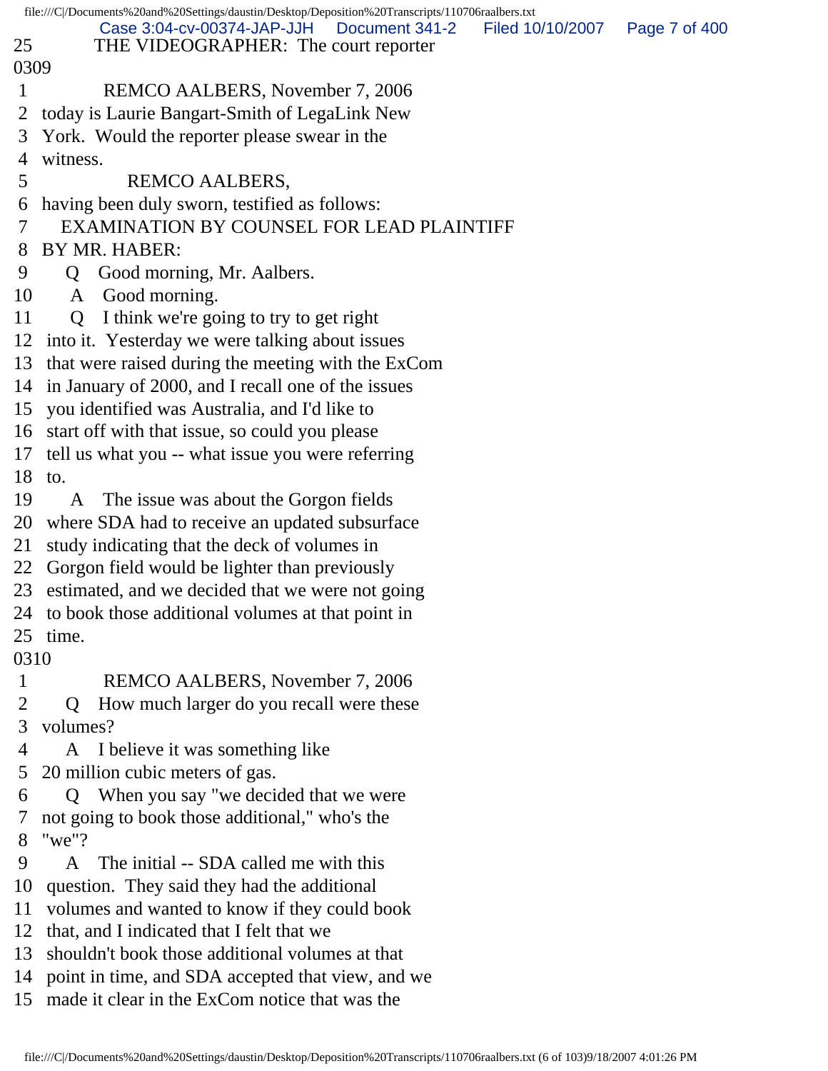25 THE VIDEOGRAPHER: The court reporter

0309

1 REMCO AALBERS, November 7, 2006
2 today is Laurie Bangart-Smith of LegaLink New
3 York. Would the reporter please swear in the
4 witness.
5 REMCO AALBERS,
6 having been duly sworn, testified as follows:
7 EXAMINATION BY COUNSEL FOR LEAD PLAINTIFF
8 BY MR. HABER:
9 Q Good morning, Mr. Aalbers.
10 A Good morning.
11 Q I think we're going to try to get right
12 into it. Yesterday we were talking about issues
13 that were raised during the meeting with the ExCom
14 in January of 2000, and I recall one of the issues
15 you identified was Australia, and I'd like to
16 start off with that issue, so could you please
17 tell us what you -- what issue you were referring
18 to.
19 A The issue was about the Gorgon fields
20 where SDA had to receive an updated subsurface
21 study indicating that the deck of volumes in
22 Gorgon field would be lighter than previously
23 estimated, and we decided that we were not going
24 to book those additional volumes at that point in
25 time.

0310

1 REMCO AALBERS, November 7, 2006
2 Q How much larger do you recall were these
3 volumes?
4 A I believe it was something like
5 20 million cubic meters of gas.
6 Q When you say "we decided that we were
7 not going to book those additional," who's the
8 "we"?
9 A The initial -- SDA called me with this
10 question. They said they had the additional
11 volumes and wanted to know if they could book
12 that, and I indicated that I felt that we
13 shouldn't book those additional volumes at that
14 point in time, and SDA accepted that view, and we
15 made it clear in the ExCom notice that was the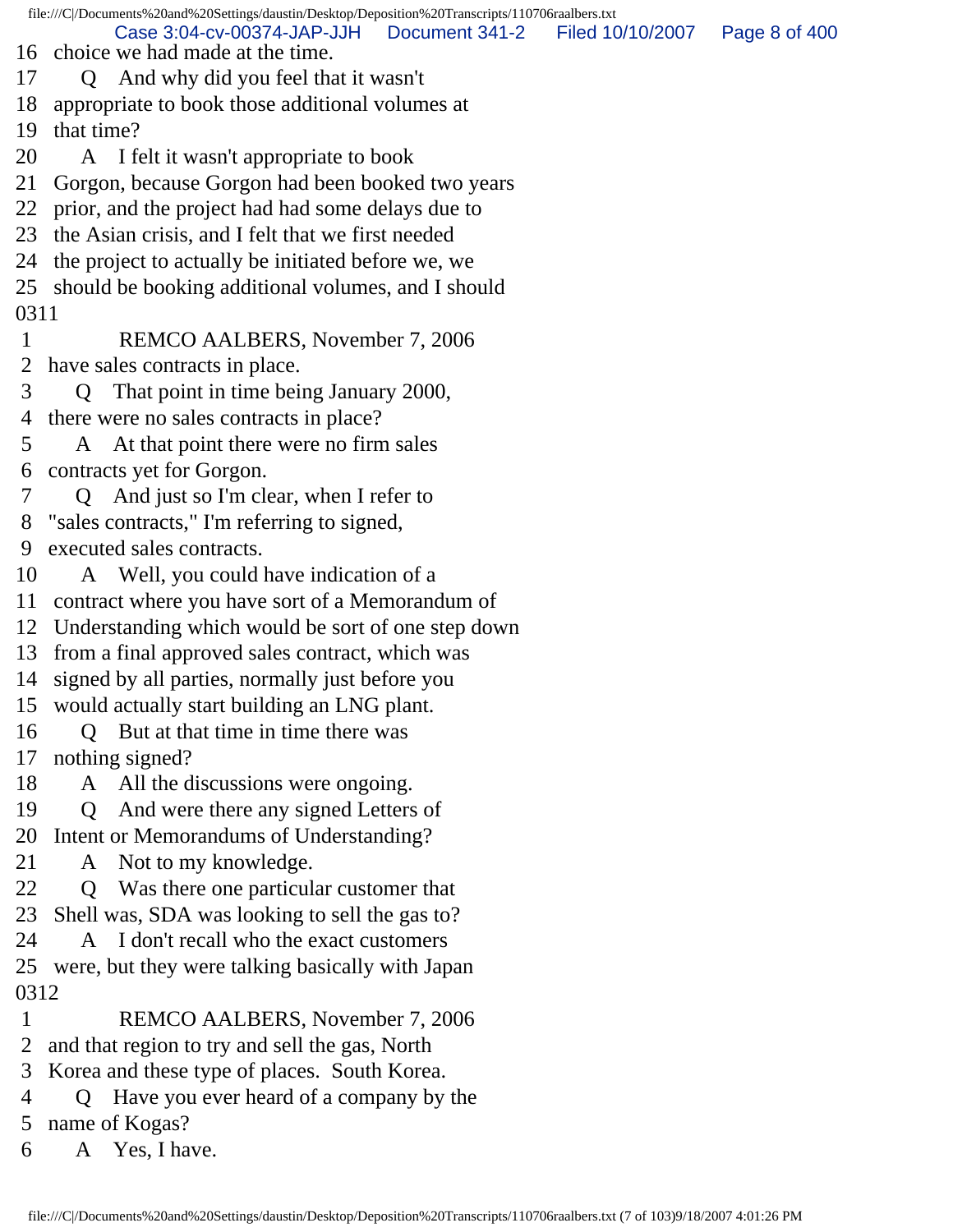16 choice we had made at the time.
17 Q And why did you feel that it wasn't
18 appropriate to book those additional volumes at
19 that time?
20 A I felt it wasn't appropriate to book
21 Gorgon, because Gorgon had been booked two years
22 prior, and the project had had some delays due to
23 the Asian crisis, and I felt that we first needed
24 the project to actually be initiated before we, we
25 should be booking additional volumes, and I should
0311
1 REMCO AALBERS, November 7, 2006
2 have sales contracts in place.
3 Q That point in time being January 2000,
4 there were no sales contracts in place?
5 A At that point there were no firm sales
6 contracts yet for Gorgon.
7 Q And just so I'm clear, when I refer to
8 "sales contracts," I'm referring to signed,
9 executed sales contracts.
10 A Well, you could have indication of a
11 contract where you have sort of a Memorandum of
12 Understanding which would be sort of one step down
13 from a final approved sales contract, which was
14 signed by all parties, normally just before you
15 would actually start building an LNG plant.
16 Q But at that time in time there was
17 nothing signed?
18 A All the discussions were ongoing.
19 Q And were there any signed Letters of
20 Intent or Memorandums of Understanding?
21 A Not to my knowledge.
22 Q Was there one particular customer that
23 Shell was, SDA was looking to sell the gas to?
24 A I don't recall who the exact customers
25 were, but they were talking basically with Japan
0312
1 REMCO AALBERS, November 7, 2006
2 and that region to try and sell the gas, North
3 Korea and these type of places. South Korea.
4 Q Have you ever heard of a company by the
5 name of Kogas?
6 A Yes, I have.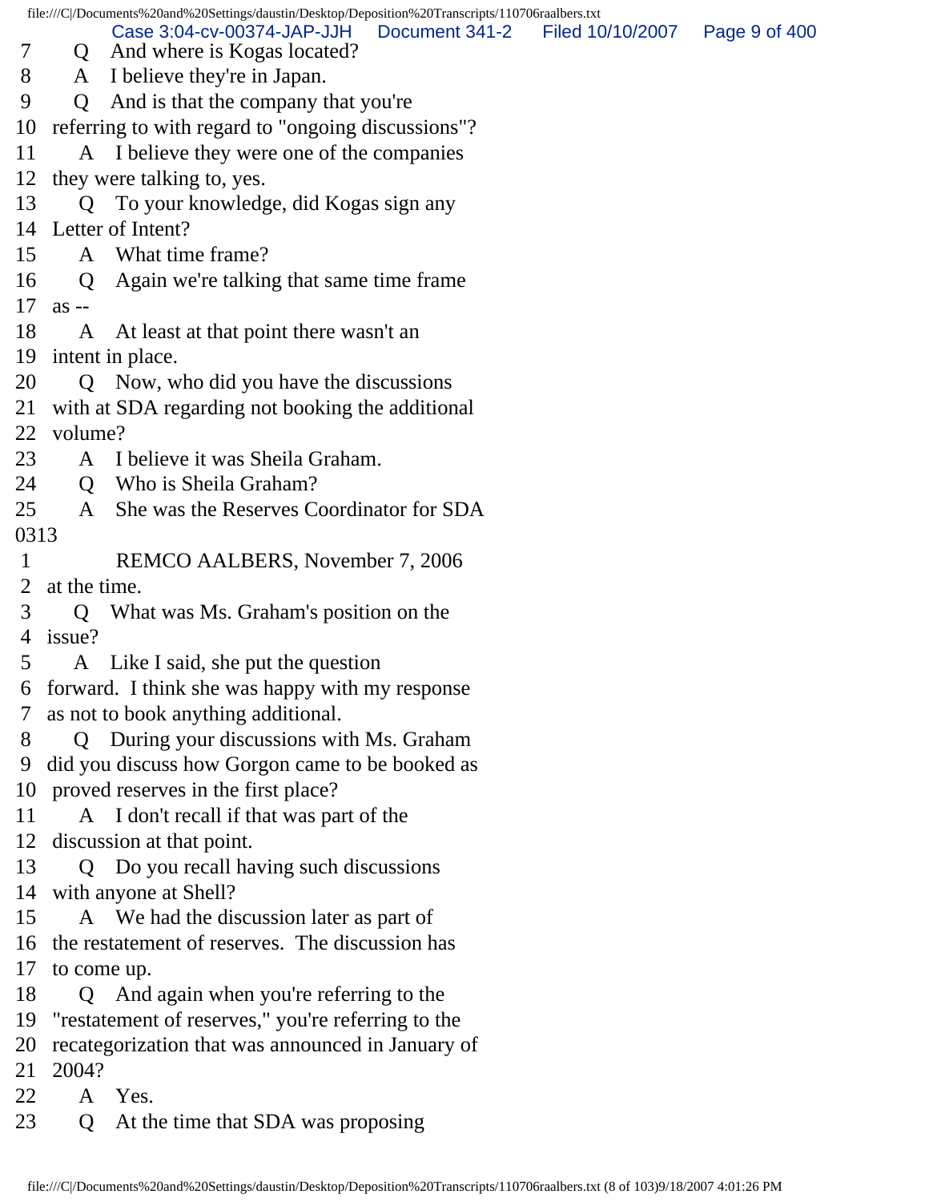7 Q And where is Kogas located?
8 A I believe they're in Japan.
9 Q And is that the company that you're
10 referring to with regard to "ongoing discussions"?
11 A I believe they were one of the companies
12 they were talking to, yes.
13 Q To your knowledge, did Kogas sign any
14 Letter of Intent?
15 A What time frame?
16 Q Again we're talking that same time frame
17 as --
18 A At least at that point there wasn't an
19 intent in place.
20 Q Now, who did you have the discussions
21 with at SDA regarding not booking the additional
22 volume?
23 A I believe it was Sheila Graham.
24 Q Who is Sheila Graham?
25 A She was the Reserves Coordinator for SDA
0313
1 REMCO AALBERS, November 7, 2006
2 at the time.
3 Q What was Ms. Graham's position on the
4 issue?
5 A Like I said, she put the question
6 forward. I think she was happy with my response
7 as not to book anything additional.
8 Q During your discussions with Ms. Graham
9 did you discuss how Gorgon came to be booked as
10 proved reserves in the first place?
11 A I don't recall if that was part of the
12 discussion at that point.
13 Q Do you recall having such discussions
14 with anyone at Shell?
15 A We had the discussion later as part of
16 the restatement of reserves. The discussion has
17 to come up.
18 Q And again when you're referring to the
19 "restatement of reserves," you're referring to the
20 recategorization that was announced in January of
21 2004?
22 A Yes.
23 Q At the time that SDA was proposing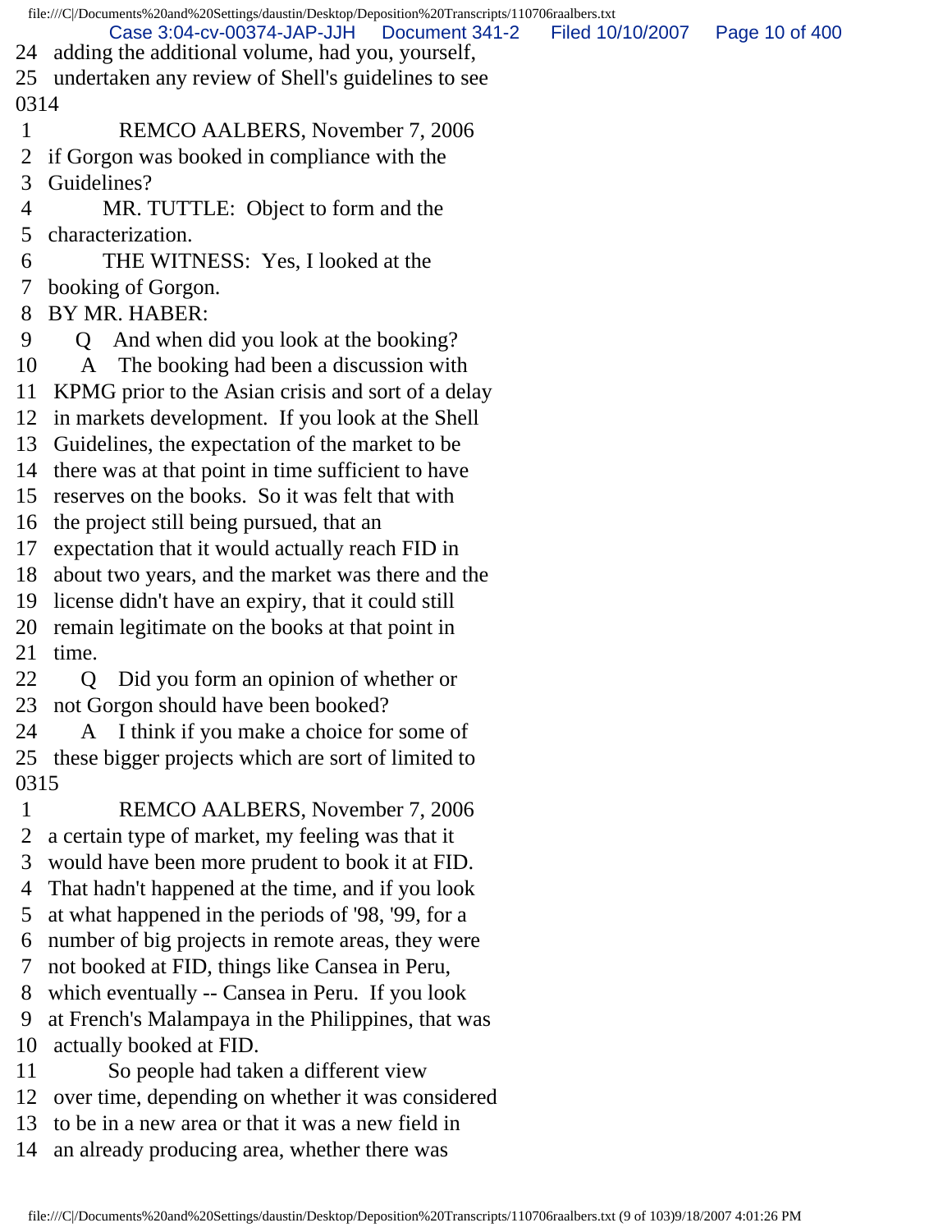24 adding the additional volume, had you, yourself,
25 undertaken any review of Shell's guidelines to see
0314
1 REMCO AALBERS, November 7, 2006
2 if Gorgon was booked in compliance with the
3 Guidelines?
4 MR. TUTTLE: Object to form and the
5 characterization.
6 THE WITNESS: Yes, I looked at the
7 booking of Gorgon.
8 BY MR. HABER:
9 Q And when did you look at the booking?
10 A The booking had been a discussion with
11 KPMG prior to the Asian crisis and sort of a delay
12 in markets development. If you look at the Shell
13 Guidelines, the expectation of the market to be
14 there was at that point in time sufficient to have
15 reserves on the books. So it was felt that with
16 the project still being pursued, that an
17 expectation that it would actually reach FID in
18 about two years, and the market was there and the
19 license didn't have an expiry, that it could still
20 remain legitimate on the books at that point in
21 time.
22 Q Did you form an opinion of whether or
23 not Gorgon should have been booked?
24 A I think if you make a choice for some of
25 these bigger projects which are sort of limited to
0315
1 REMCO AALBERS, November 7, 2006
2 a certain type of market, my feeling was that it
3 would have been more prudent to book it at FID.
4 That hadn't happened at the time, and if you look
5 at what happened in the periods of '98, '99, for a
6 number of big projects in remote areas, they were
7 not booked at FID, things like Cansea in Peru,
8 which eventually -- Cansea in Peru. If you look
9 at French's Malampaya in the Philippines, that was
10 actually booked at FID.
11 So people had taken a different view
12 over time, depending on whether it was considered
13 to be in a new area or that it was a new field in
14 an already producing area, whether there was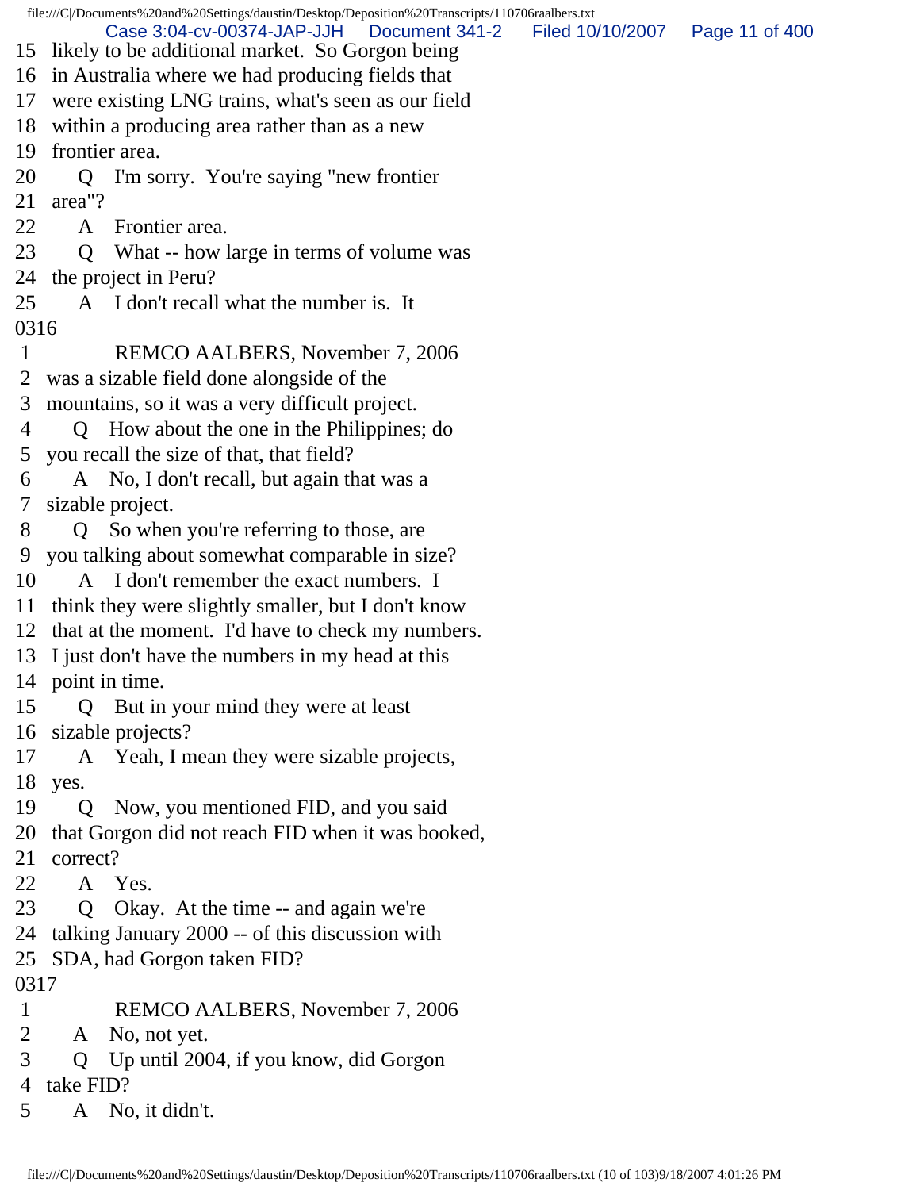15 likely to be additional market. So Gorgon being
16 in Australia where we had producing fields that
17 were existing LNG trains, what's seen as our field
18 within a producing area rather than as a new
19 frontier area.
20 Q I'm sorry. You're saying "new frontier
21 area"?
22 A Frontier area.
23 Q What -- how large in terms of volume was
24 the project in Peru?
25 A I don't recall what the number is. It
0316
1 REMCO AALBERS, November 7, 2006
2 was a sizable field done alongside of the
3 mountains, so it was a very difficult project.
4 Q How about the one in the Philippines; do
5 you recall the size of that, that field?
6 A No, I don't recall, but again that was a
7 sizable project.
8 Q So when you're referring to those, are
9 you talking about somewhat comparable in size?
10 A I don't remember the exact numbers. I
11 think they were slightly smaller, but I don't know
12 that at the moment. I'd have to check my numbers.
13 I just don't have the numbers in my head at this
14 point in time.
15 Q But in your mind they were at least
16 sizable projects?
17 A Yeah, I mean they were sizable projects,
18 yes.
19 Q Now, you mentioned FID, and you said
20 that Gorgon did not reach FID when it was booked,
21 correct?
22 A Yes.
23 Q Okay. At the time -- and again we're
24 talking January 2000 -- of this discussion with
25 SDA, had Gorgon taken FID?
0317
1 REMCO AALBERS, November 7, 2006
2 A No, not yet.
3 Q Up until 2004, if you know, did Gorgon
4 take FID?
5 A No, it didn't.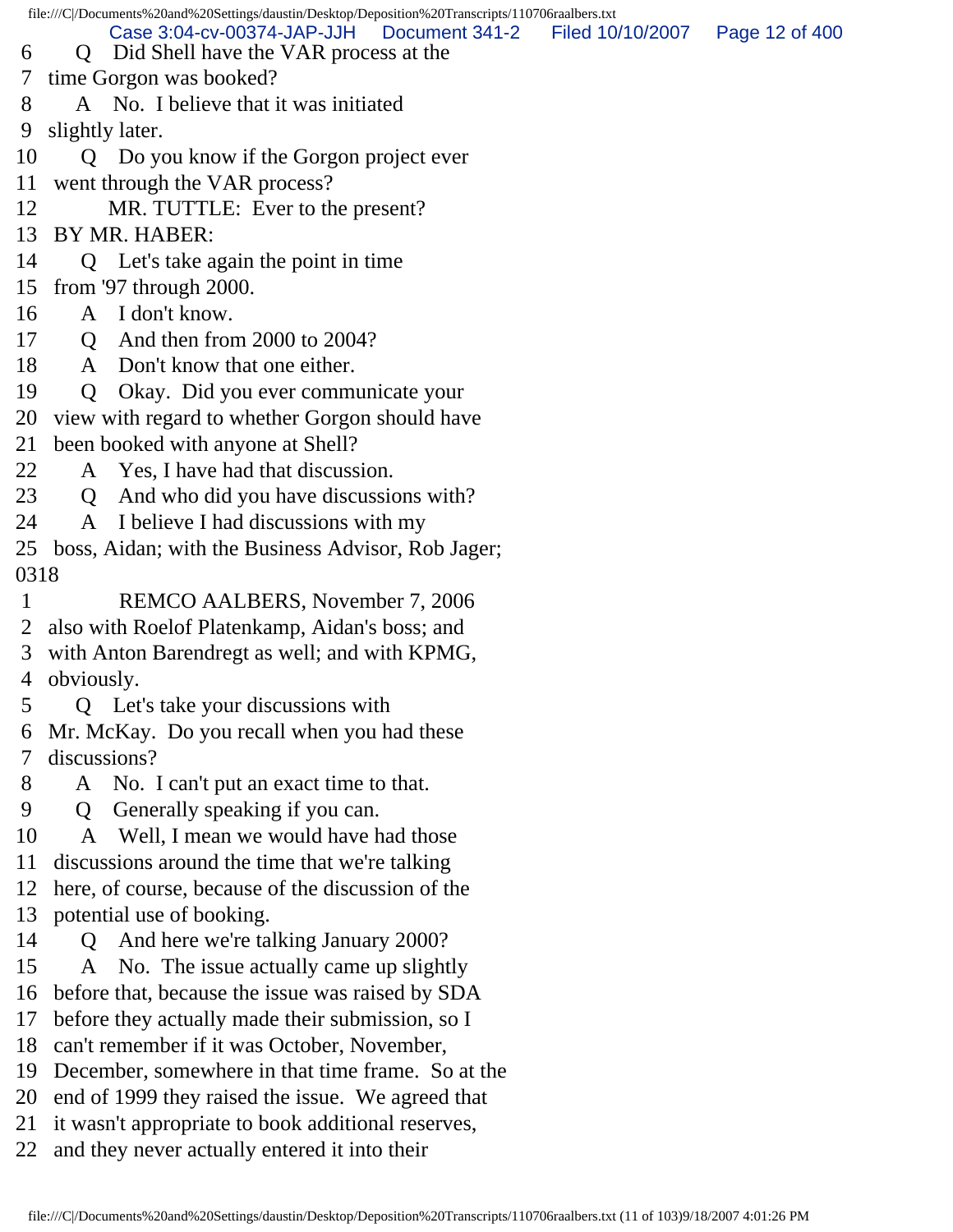6 Q Did Shell have the VAR process at the
7 time Gorgon was booked?
8 A No. I believe that it was initiated
9 slightly later.
10 Q Do you know if the Gorgon project ever
11 went through the VAR process?
12 MR. TUTTLE: Ever to the present?
13 BY MR. HABER:
14 Q Let's take again the point in time
15 from '97 through 2000.
16 A I don't know.
17 Q And then from 2000 to 2004?
18 A Don't know that one either.
19 Q Okay. Did you ever communicate your
20 view with regard to whether Gorgon should have
21 been booked with anyone at Shell?
22 A Yes, I have had that discussion.
23 Q And who did you have discussions with?
24 A I believe I had discussions with my
25 boss, Aidan; with the Business Advisor, Rob Jager;
0318
1 REMCO AALBERS, November 7, 2006
2 also with Roelof Platenkamp, Aidan's boss; and
3 with Anton Barendregt as well; and with KPMG,
4 obviously.
5 Q Let's take your discussions with
6 Mr. McKay. Do you recall when you had these
7 discussions?
8 A No. I can't put an exact time to that.
9 Q Generally speaking if you can.
10 A Well, I mean we would have had those
11 discussions around the time that we're talking
12 here, of course, because of the discussion of the
13 potential use of booking.
14 Q And here we're talking January 2000?
15 A No. The issue actually came up slightly
16 before that, because the issue was raised by SDA
17 before they actually made their submission, so I
18 can't remember if it was October, November,
19 December, somewhere in that time frame. So at the
20 end of 1999 they raised the issue. We agreed that
21 it wasn't appropriate to book additional reserves,
22 and they never actually entered it into their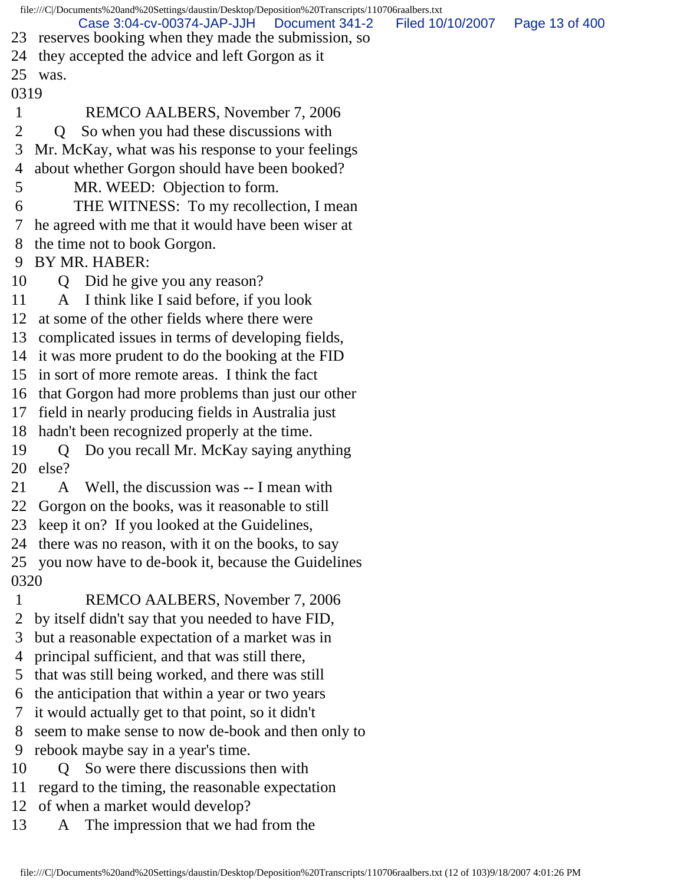23 reserves booking when they made the submission, so
24 they accepted the advice and left Gorgon as it
25 was.

0319

1 REMCO AALBERS, November 7, 2006
2 Q So when you had these discussions with
3 Mr. McKay, what was his response to your feelings
4 about whether Gorgon should have been booked?
5 MR. WEED: Objection to form.
6 THE WITNESS: To my recollection, I mean
7 he agreed with me that it would have been wiser at
8 the time not to book Gorgon.
9 BY MR. HABER:
10 Q Did he give you any reason?
11 A I think like I said before, if you look
12 at some of the other fields where there were
13 complicated issues in terms of developing fields,
14 it was more prudent to do the booking at the FID
15 in sort of more remote areas. I think the fact
16 that Gorgon had more problems than just our other
17 field in nearly producing fields in Australia just
18 hadn't been recognized properly at the time.
19 Q Do you recall Mr. McKay saying anything
20 else?
21 A Well, the discussion was -- I mean with
22 Gorgon on the books, was it reasonable to still
23 keep it on? If you looked at the Guidelines,
24 there was no reason, with it on the books, to say
25 you now have to de-book it, because the Guidelines

0320

1 REMCO AALBERS, November 7, 2006
2 by itself didn't say that you needed to have FID,
3 but a reasonable expectation of a market was in
4 principal sufficient, and that was still there,
5 that was still being worked, and there was still
6 the anticipation that within a year or two years
7 it would actually get to that point, so it didn't
8 seem to make sense to now de-book and then only to
9 rebook maybe say in a year's time.
10 Q So were there discussions then with
11 regard to the timing, the reasonable expectation
12 of when a market would develop?
13 A The impression that we had from the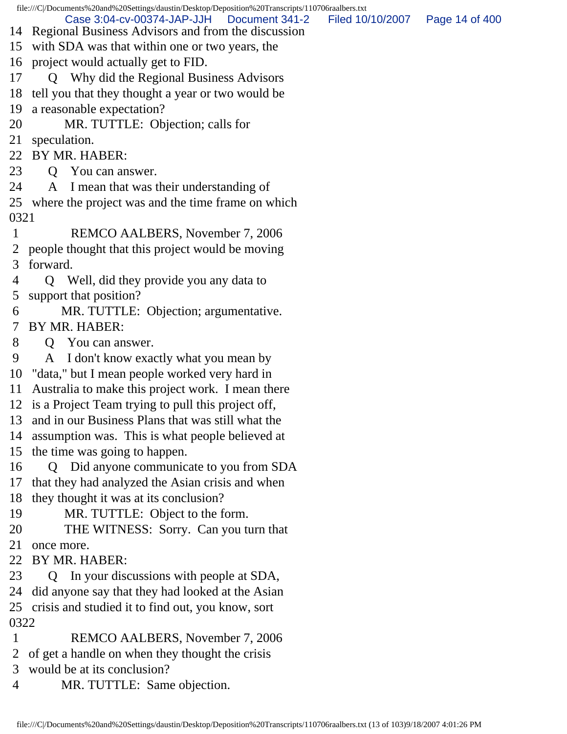14 Regional Business Advisors and from the discussion
15 with SDA was that within one or two years, the
16 project would actually get to FID.
17 Q Why did the Regional Business Advisors
18 tell you that they thought a year or two would be
19 a reasonable expectation?
20 MR. TUTTLE: Objection; calls for
21 speculation.
22 BY MR. HABER:
23 Q You can answer.
24 A I mean that was their understanding of
25 where the project was and the time frame on which
0321
1 REMCO AALBERS, November 7, 2006
2 people thought that this project would be moving
3 forward.
4 Q Well, did they provide you any data to
5 support that position?
6 MR. TUTTLE: Objection; argumentative.
7 BY MR. HABER:
8 Q You can answer.
9 A I don't know exactly what you mean by
10 "data," but I mean people worked very hard in
11 Australia to make this project work. I mean there
12 is a Project Team trying to pull this project off,
13 and in our Business Plans that was still what the
14 assumption was. This is what people believed at
15 the time was going to happen.
16 Q Did anyone communicate to you from SDA
17 that they had analyzed the Asian crisis and when
18 they thought it was at its conclusion?
19 MR. TUTTLE: Object to the form.
20 THE WITNESS: Sorry. Can you turn that
21 once more.
22 BY MR. HABER:
23 Q In your discussions with people at SDA,
24 did anyone say that they had looked at the Asian
25 crisis and studied it to find out, you know, sort
0322
1 REMCO AALBERS, November 7, 2006
2 of get a handle on when they thought the crisis
3 would be at its conclusion?
4 MR. TUTTLE: Same objection.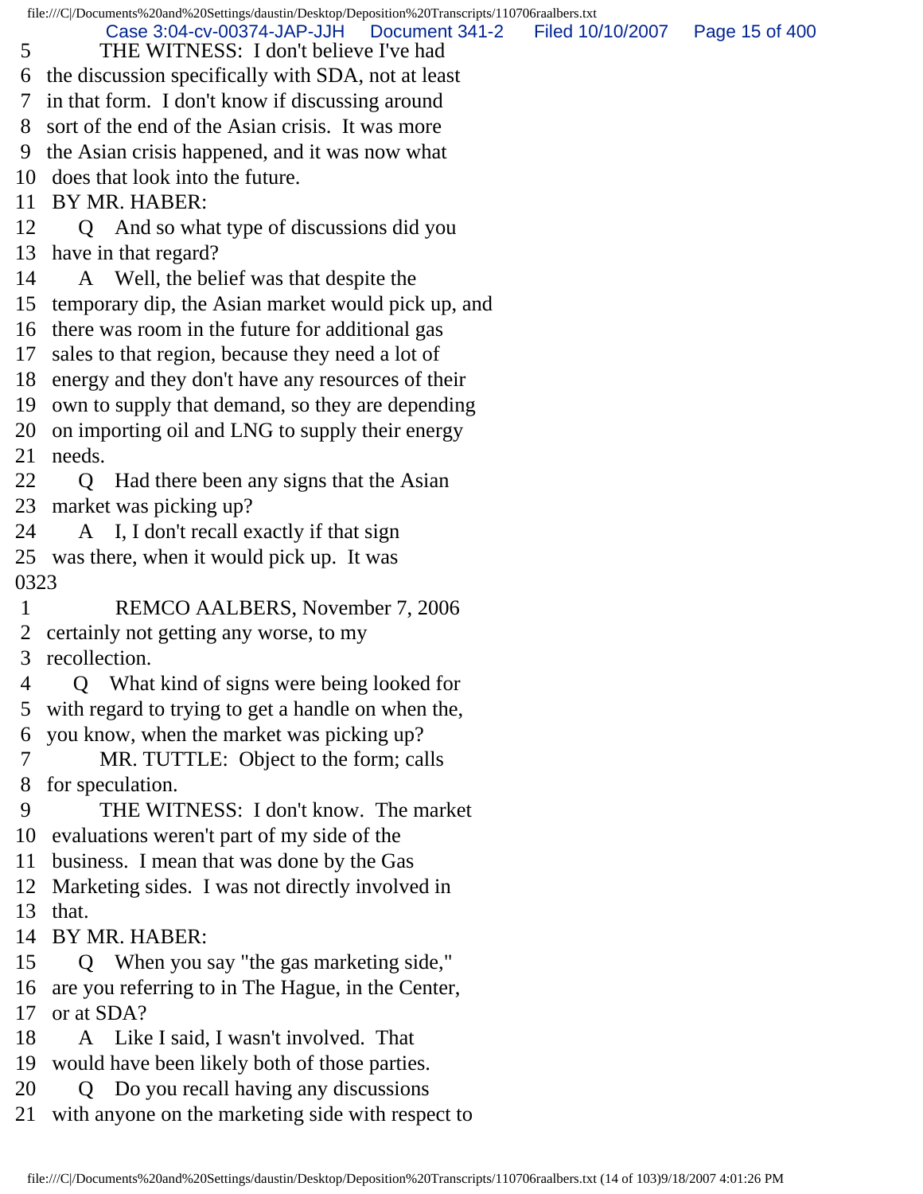5 THE WITNESS: I don't believe I've had
6 the discussion specifically with SDA, not at least
7 in that form. I don't know if discussing around
8 sort of the end of the Asian crisis. It was more
9 the Asian crisis happened, and it was now what
10 does that look into the future.
11 BY MR. HABER:
12 Q And so what type of discussions did you
13 have in that regard?
14 A Well, the belief was that despite the
15 temporary dip, the Asian market would pick up, and
16 there was room in the future for additional gas
17 sales to that region, because they need a lot of
18 energy and they don't have any resources of their
19 own to supply that demand, so they are depending
20 on importing oil and LNG to supply their energy
21 needs.
22 Q Had there been any signs that the Asian
23 market was picking up?
24 A I, I don't recall exactly if that sign
25 was there, when it would pick up. It was
0323
1 REMCO AALBERS, November 7, 2006
2 certainly not getting any worse, to my
3 recollection.
4 Q What kind of signs were being looked for
5 with regard to trying to get a handle on when the,
6 you know, when the market was picking up?
7 MR. TUTTLE: Object to the form; calls
8 for speculation.
9 THE WITNESS: I don't know. The market
10 evaluations weren't part of my side of the
11 business. I mean that was done by the Gas
12 Marketing sides. I was not directly involved in
13 that.
14 BY MR. HABER:
15 Q When you say "the gas marketing side,"
16 are you referring to in The Hague, in the Center,
17 or at SDA?
18 A Like I said, I wasn't involved. That
19 would have been likely both of those parties.
20 Q Do you recall having any discussions
21 with anyone on the marketing side with respect to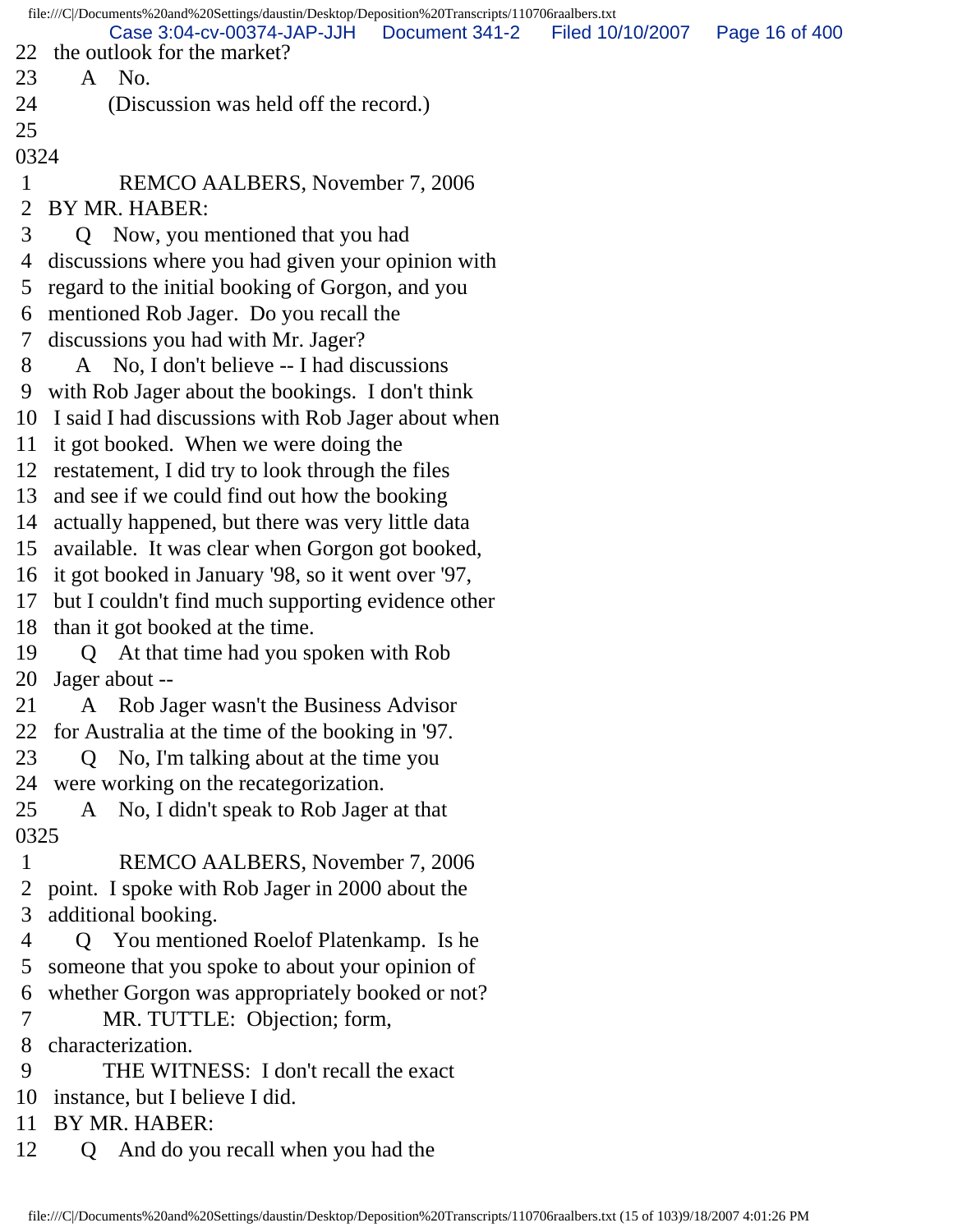22 the outlook for the market?
23 A No.
24 (Discussion was held off the record.)
25
0324
1 REMCO AALBERS, November 7, 2006
2 BY MR. HABER:
3 Q Now, you mentioned that you had
4 discussions where you had given your opinion with
5 regard to the initial booking of Gorgon, and you
6 mentioned Rob Jager. Do you recall the
7 discussions you had with Mr. Jager?
8 A No, I don't believe -- I had discussions
9 with Rob Jager about the bookings. I don't think
10 I said I had discussions with Rob Jager about when
11 it got booked. When we were doing the
12 restatement, I did try to look through the files
13 and see if we could find out how the booking
14 actually happened, but there was very little data
15 available. It was clear when Gorgon got booked,
16 it got booked in January '98, so it went over '97,
17 but I couldn't find much supporting evidence other
18 than it got booked at the time.
19 Q At that time had you spoken with Rob
20 Jager about --
21 A Rob Jager wasn't the Business Advisor
22 for Australia at the time of the booking in '97.
23 Q No, I'm talking about at the time you
24 were working on the recategorization.
25 A No, I didn't speak to Rob Jager at that
0325
1 REMCO AALBERS, November 7, 2006
2 point. I spoke with Rob Jager in 2000 about the
3 additional booking.
4 Q You mentioned Roelof Platenkamp. Is he
5 someone that you spoke to about your opinion of
6 whether Gorgon was appropriately booked or not?
7 MR. TUTTLE: Objection; form,
8 characterization.
9 THE WITNESS: I don't recall the exact
10 instance, but I believe I did.
11 BY MR. HABER:
12 Q And do you recall when you had the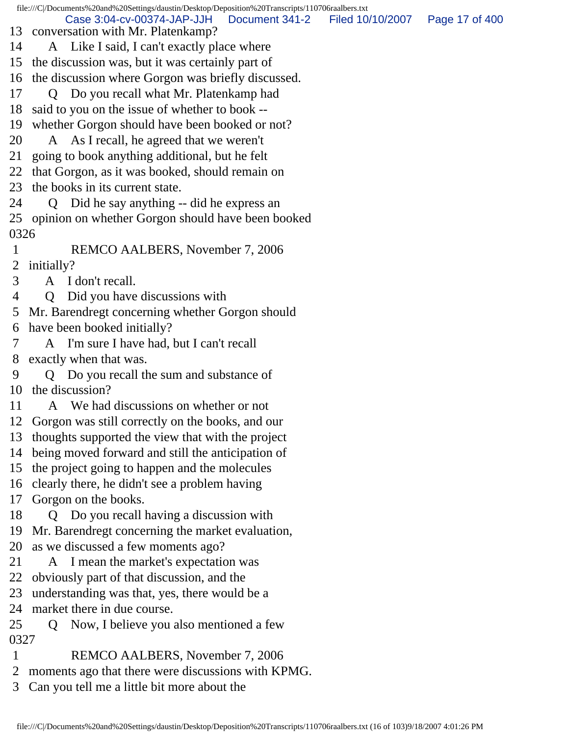13 conversation with Mr. Platenkamp?
14 A Like I said, I can't exactly place where
15 the discussion was, but it was certainly part of
16 the discussion where Gorgon was briefly discussed.
17 Q Do you recall what Mr. Platenkamp had
18 said to you on the issue of whether to book --
19 whether Gorgon should have been booked or not?
20 A As I recall, he agreed that we weren't
21 going to book anything additional, but he felt
22 that Gorgon, as it was booked, should remain on
23 the books in its current state.
24 Q Did he say anything -- did he express an
25 opinion on whether Gorgon should have been booked
0326
1 REMCO AALBERS, November 7, 2006
2 initially?
3 A I don't recall.
4 Q Did you have discussions with
5 Mr. Barendregt concerning whether Gorgon should
6 have been booked initially?
7 A I'm sure I have had, but I can't recall
8 exactly when that was.
9 Q Do you recall the sum and substance of
10 the discussion?
11 A We had discussions on whether or not
12 Gorgon was still correctly on the books, and our
13 thoughts supported the view that with the project
14 being moved forward and still the anticipation of
15 the project going to happen and the molecules
16 clearly there, he didn't see a problem having
17 Gorgon on the books.
18 Q Do you recall having a discussion with
19 Mr. Barendregt concerning the market evaluation,
20 as we discussed a few moments ago?
21 A I mean the market's expectation was
22 obviously part of that discussion, and the
23 understanding was that, yes, there would be a
24 market there in due course.
25 Q Now, I believe you also mentioned a few
0327
1 REMCO AALBERS, November 7, 2006
2 moments ago that there were discussions with KPMG.
3 Can you tell me a little bit more about the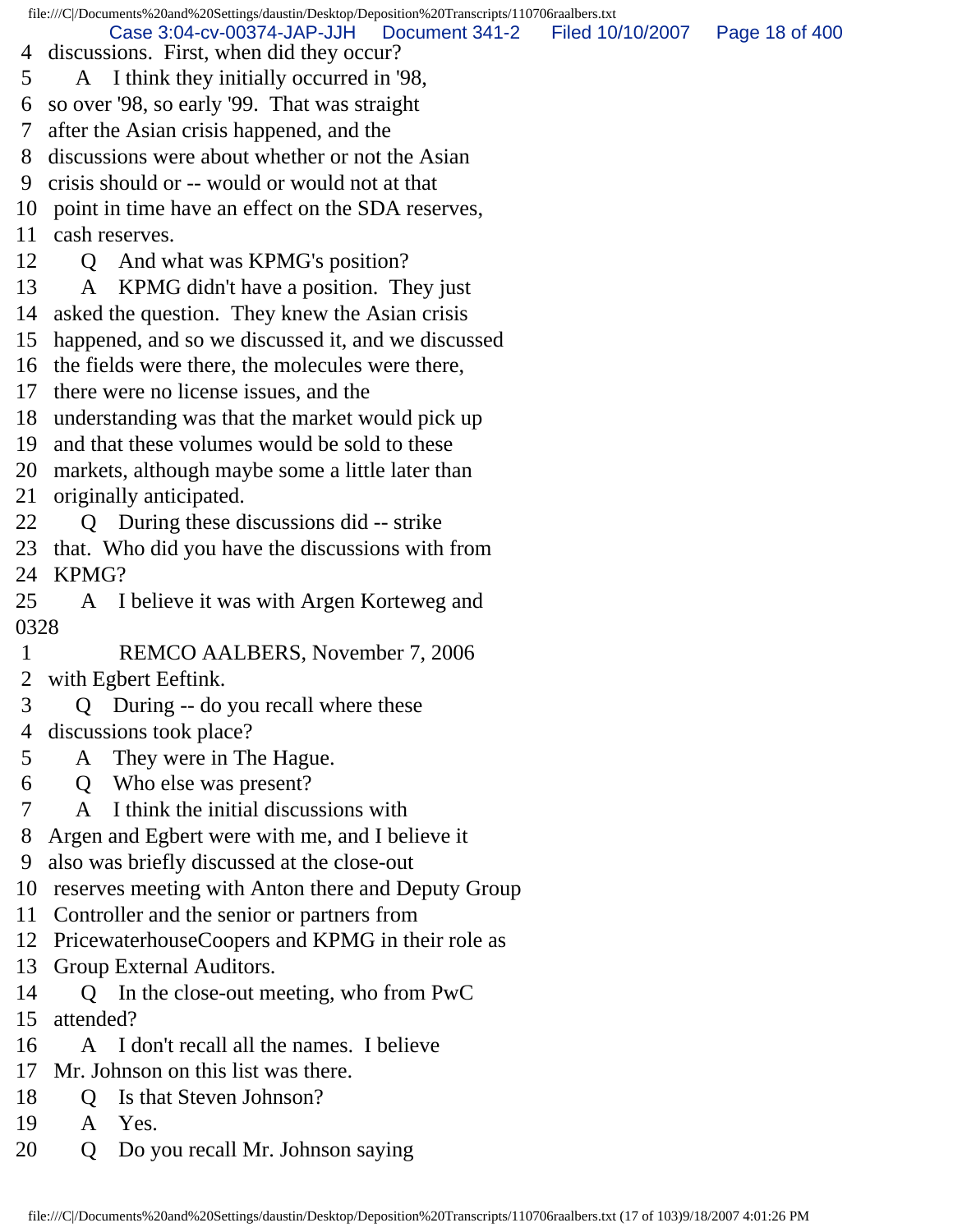4 discussions. First, when did they occur?
5 A I think they initially occurred in '98,
6 so over '98, so early '99. That was straight
7 after the Asian crisis happened, and the
8 discussions were about whether or not the Asian
9 crisis should or -- would or would not at that
10 point in time have an effect on the SDA reserves,
11 cash reserves.
12 Q And what was KPMG's position?
13 A KPMG didn't have a position. They just
14 asked the question. They knew the Asian crisis
15 happened, and so we discussed it, and we discussed
16 the fields were there, the molecules were there,
17 there were no license issues, and the
18 understanding was that the market would pick up
19 and that these volumes would be sold to these
20 markets, although maybe some a little later than
21 originally anticipated.
22 Q During these discussions did -- strike
23 that. Who did you have the discussions with from
24 KPMG?
25 A I believe it was with Argen Korteweg and
0328
1 REMCO AALBERS, November 7, 2006
2 with Egbert Eeftink.
3 Q During -- do you recall where these
4 discussions took place?
5 A They were in The Hague.
6 Q Who else was present?
7 A I think the initial discussions with
8 Argen and Egbert were with me, and I believe it
9 also was briefly discussed at the close-out
10 reserves meeting with Anton there and Deputy Group
11 Controller and the senior or partners from
12 PricewaterhouseCoopers and KPMG in their role as
13 Group External Auditors.
14 Q In the close-out meeting, who from PwC
15 attended?
16 A I don't recall all the names. I believe
17 Mr. Johnson on this list was there.
18 Q Is that Steven Johnson?
19 A Yes.
20 Q Do you recall Mr. Johnson saying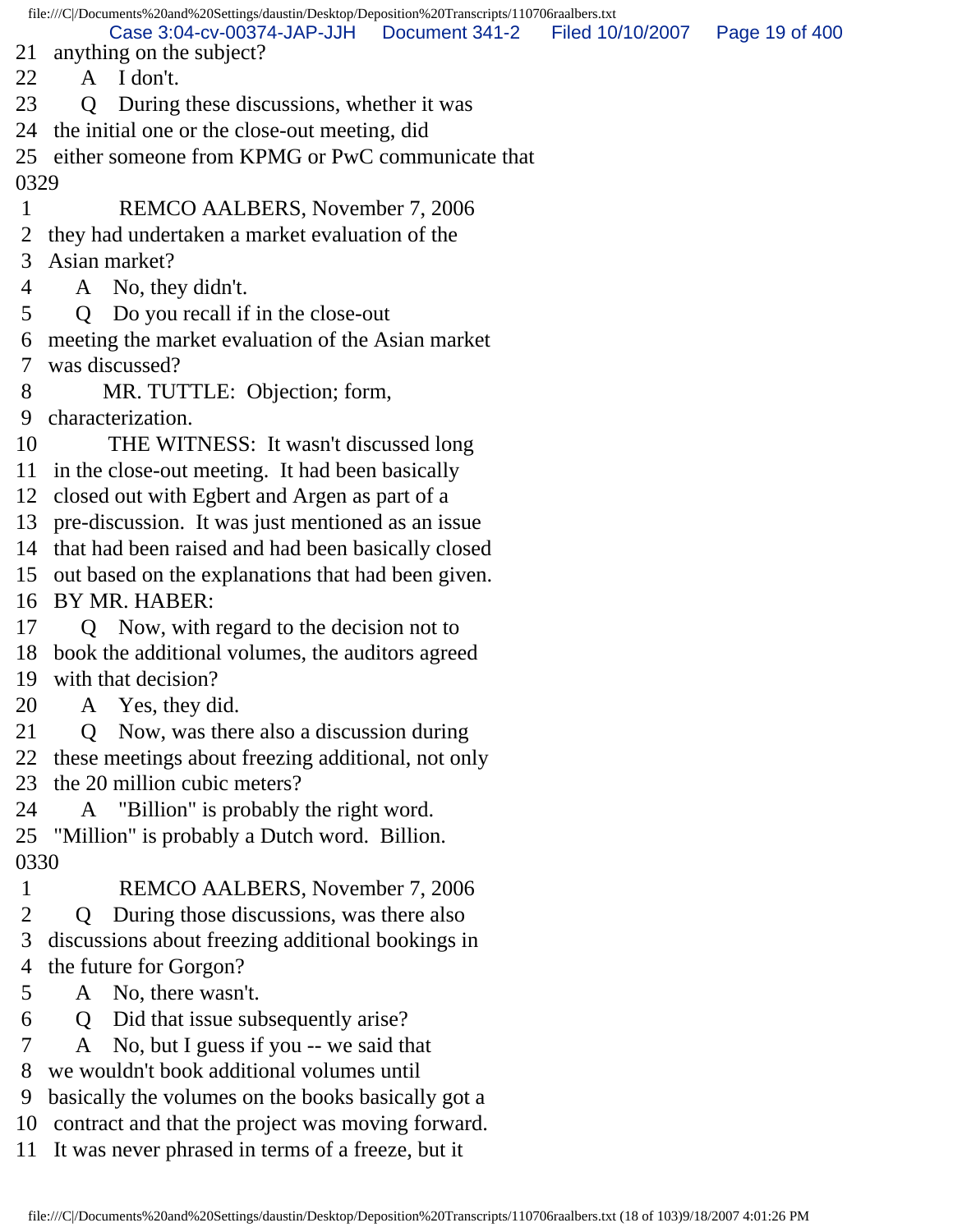21 anything on the subject?
22 A I don't.
23 Q During these discussions, whether it was
24 the initial one or the close-out meeting, did
25 either someone from KPMG or PwC communicate that
0329
1 REMCO AALBERS, November 7, 2006
2 they had undertaken a market evaluation of the
3 Asian market?
4 A No, they didn't.
5 Q Do you recall if in the close-out
6 meeting the market evaluation of the Asian market
7 was discussed?
8 MR. TUTTLE: Objection; form,
9 characterization.
10 THE WITNESS: It wasn't discussed long
11 in the close-out meeting. It had been basically
12 closed out with Egbert and Argen as part of a
13 pre-discussion. It was just mentioned as an issue
14 that had been raised and had been basically closed
15 out based on the explanations that had been given.
16 BY MR. HABER:
17 Q Now, with regard to the decision not to
18 book the additional volumes, the auditors agreed
19 with that decision?
20 A Yes, they did.
21 Q Now, was there also a discussion during
22 these meetings about freezing additional, not only
23 the 20 million cubic meters?
24 A "Billion" is probably the right word.
25 "Million" is probably a Dutch word. Billion.
0330
1 REMCO AALBERS, November 7, 2006
2 Q During those discussions, was there also
3 discussions about freezing additional bookings in
4 the future for Gorgon?
5 A No, there wasn't.
6 Q Did that issue subsequently arise?
7 A No, but I guess if you -- we said that
8 we wouldn't book additional volumes until
9 basically the volumes on the books basically got a
10 contract and that the project was moving forward.
11 It was never phrased in terms of a freeze, but it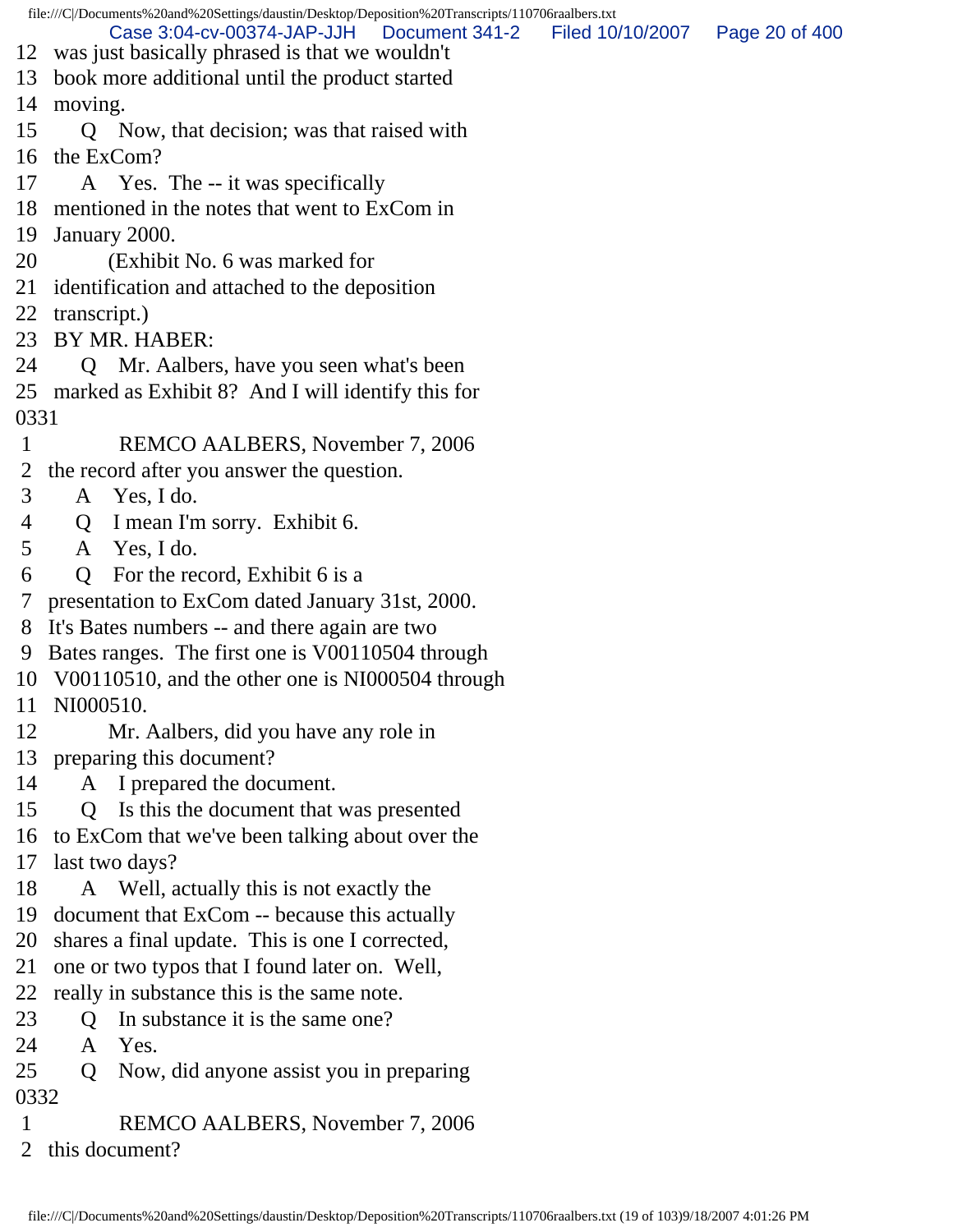12 was just basically phrased is that we wouldn't
13 book more additional until the product started
14 moving.
15 Q Now, that decision; was that raised with
16 the ExCom?
17 A Yes. The -- it was specifically
18 mentioned in the notes that went to ExCom in
19 January 2000.
20 (Exhibit No. 6 was marked for
21 identification and attached to the deposition
22 transcript.)
23 BY MR. HABER:
24 Q Mr. Aalbers, have you seen what's been
25 marked as Exhibit 8? And I will identify this for
0331
1 REMCO AALBERS, November 7, 2006
2 the record after you answer the question.
3 A Yes, I do.
4 Q I mean I'm sorry. Exhibit 6.
5 A Yes, I do.
6 Q For the record, Exhibit 6 is a
7 presentation to ExCom dated January 31st, 2000.
8 It's Bates numbers -- and there again are two
9 Bates ranges. The first one is V00110504 through
10 V00110510, and the other one is NI000504 through
11 NI000510.
12 Mr. Aalbers, did you have any role in
13 preparing this document?
14 A I prepared the document.
15 Q Is this the document that was presented
16 to ExCom that we've been talking about over the
17 last two days?
18 A Well, actually this is not exactly the
19 document that ExCom -- because this actually
20 shares a final update. This is one I corrected,
21 one or two typos that I found later on. Well,
22 really in substance this is the same note.
23 Q In substance it is the same one?
24 A Yes.
25 Q Now, did anyone assist you in preparing
0332
1 REMCO AALBERS, November 7, 2006
2 this document?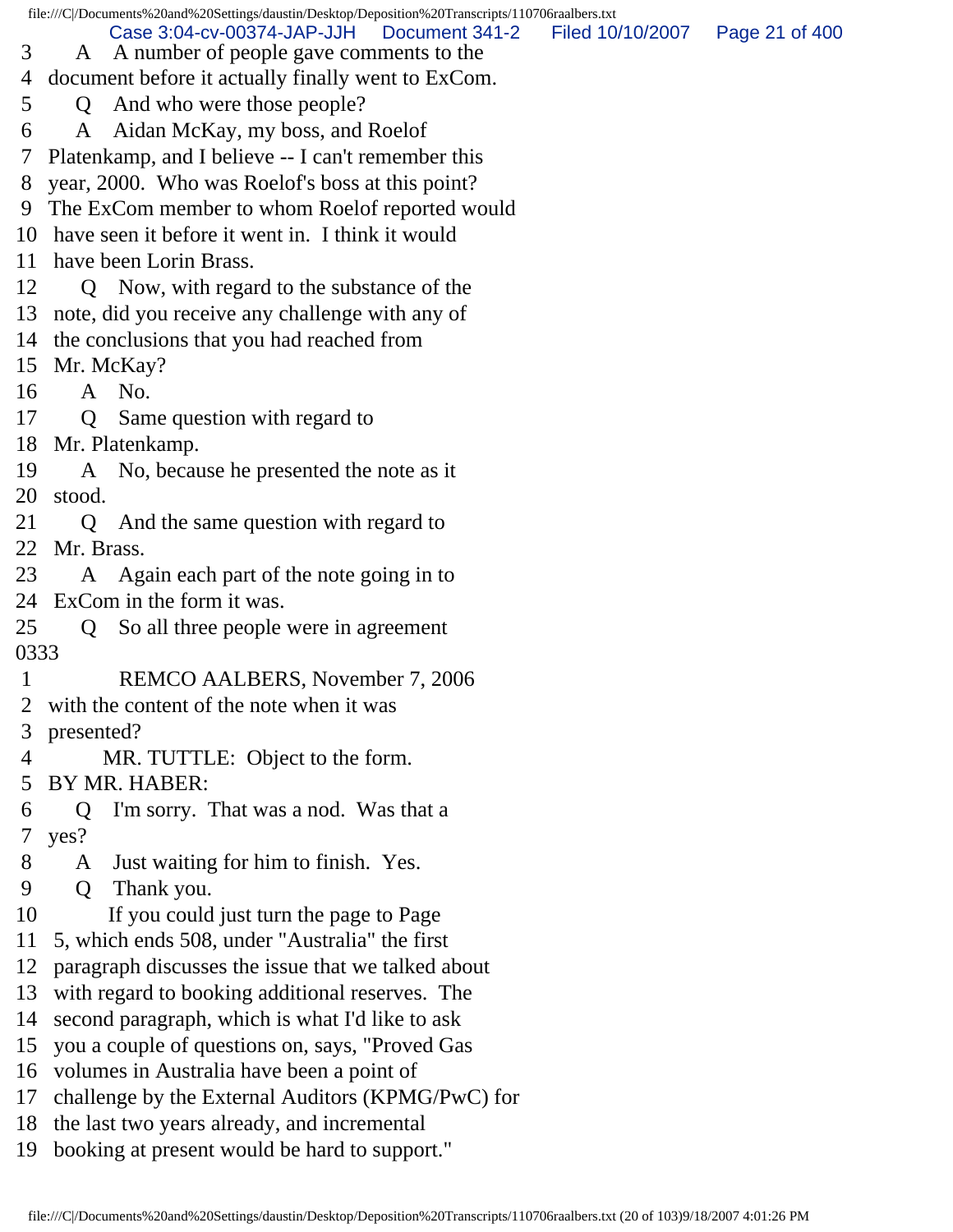3 A A number of people gave comments to the
4 document before it actually finally went to ExCom.
5 Q And who were those people?
6 A Aidan McKay, my boss, and Roelof
7 Platenkamp, and I believe -- I can't remember this
8 year, 2000. Who was Roelof's boss at this point?
9 The ExCom member to whom Roelof reported would
10 have seen it before it went in. I think it would
11 have been Lorin Brass.
12 Q Now, with regard to the substance of the
13 note, did you receive any challenge with any of
14 the conclusions that you had reached from
15 Mr. McKay?
16 A No.
17 Q Same question with regard to
18 Mr. Platenkamp.
19 A No, because he presented the note as it
20 stood.
21 Q And the same question with regard to
22 Mr. Brass.
23 A Again each part of the note going in to
24 ExCom in the form it was.
25 Q So all three people were in agreement
0333
1 REMCO AALBERS, November 7, 2006
2 with the content of the note when it was
3 presented?
4 MR. TUTTLE: Object to the form.
5 BY MR. HABER:
6 Q I'm sorry. That was a nod. Was that a
7 yes?
8 A Just waiting for him to finish. Yes.
9 Q Thank you.
10 If you could just turn the page to Page
11 5, which ends 508, under "Australia" the first
12 paragraph discusses the issue that we talked about
13 with regard to booking additional reserves. The
14 second paragraph, which is what I'd like to ask
15 you a couple of questions on, says, "Proved Gas
16 volumes in Australia have been a point of
17 challenge by the External Auditors (KPMG/PwC) for
18 the last two years already, and incremental
19 booking at present would be hard to support."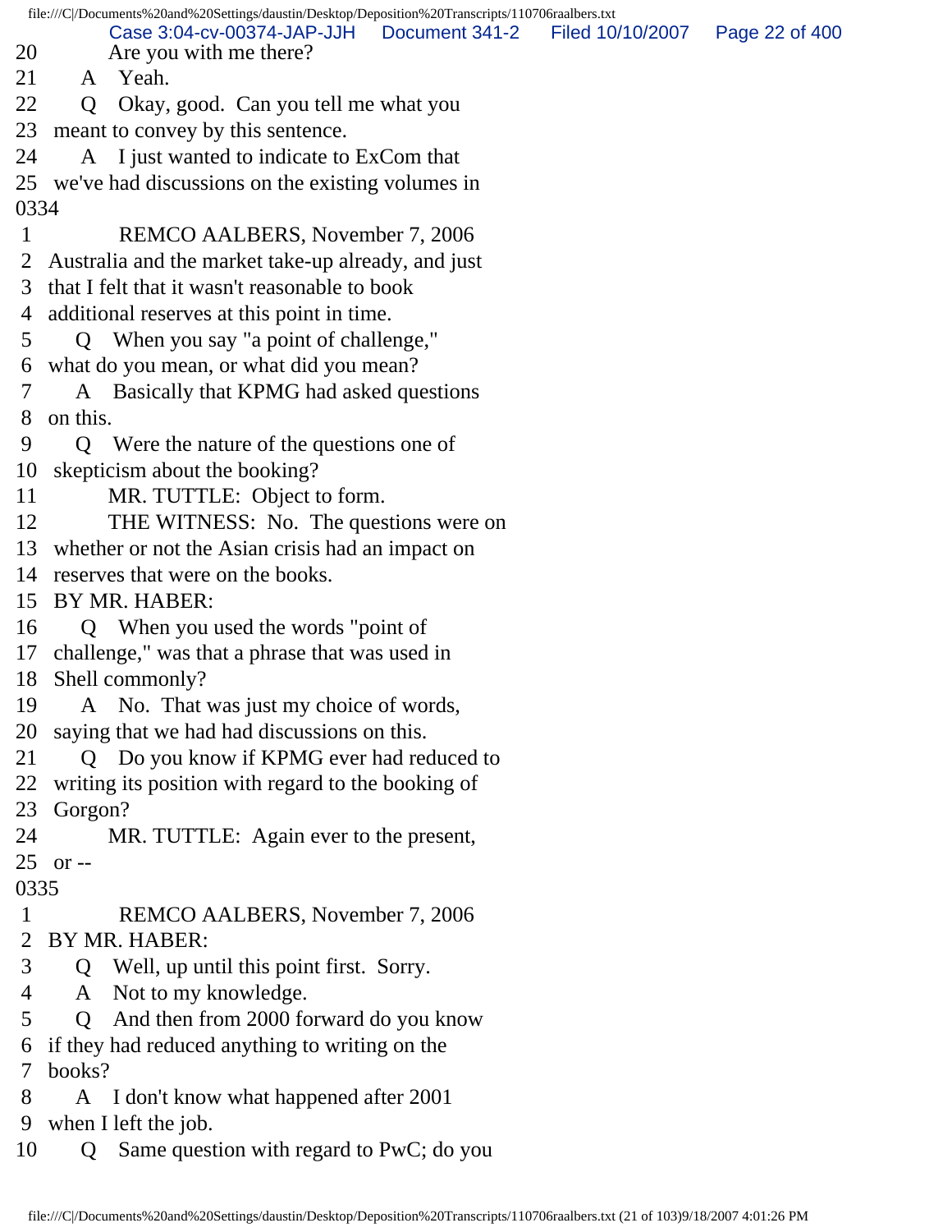20 Are you with me there?
21 A Yeah.
22 Q Okay, good. Can you tell me what you
23 meant to convey by this sentence.
24 A I just wanted to indicate to ExCom that
25 we've had discussions on the existing volumes in
0334
1 REMCO AALBERS, November 7, 2006
2 Australia and the market take-up already, and just
3 that I felt that it wasn't reasonable to book
4 additional reserves at this point in time.
5 Q When you say "a point of challenge,"
6 what do you mean, or what did you mean?
7 A Basically that KPMG had asked questions
8 on this.
9 Q Were the nature of the questions one of
10 skepticism about the booking?
11 MR. TUTTLE: Object to form.
12 THE WITNESS: No. The questions were on
13 whether or not the Asian crisis had an impact on
14 reserves that were on the books.
15 BY MR. HABER:
16 Q When you used the words "point of
17 challenge," was that a phrase that was used in
18 Shell commonly?
19 A No. That was just my choice of words,
20 saying that we had had discussions on this.
21 Q Do you know if KPMG ever had reduced to
22 writing its position with regard to the booking of
23 Gorgon?
24 MR. TUTTLE: Again ever to the present,
25 or --
0335
1 REMCO AALBERS, November 7, 2006
2 BY MR. HABER:
3 Q Well, up until this point first. Sorry.
4 A Not to my knowledge.
5 Q And then from 2000 forward do you know
6 if they had reduced anything to writing on the
7 books?
8 A I don't know what happened after 2001
9 when I left the job.
10 Q Same question with regard to PwC; do you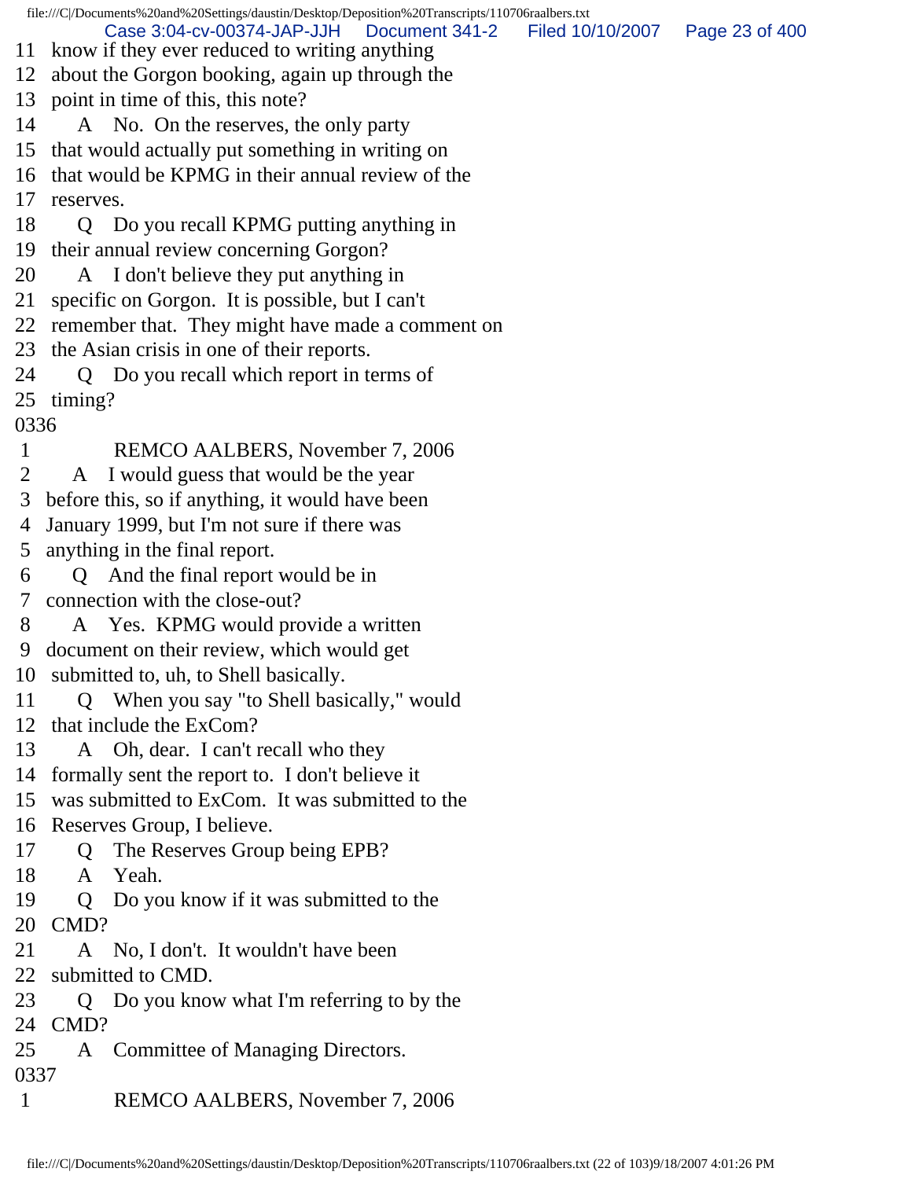11 know if they ever reduced to writing anything
12 about the Gorgon booking, again up through the
13 point in time of this, this note?
14 A No. On the reserves, the only party
15 that would actually put something in writing on
16 that would be KPMG in their annual review of the
17 reserves.
18 Q Do you recall KPMG putting anything in
19 their annual review concerning Gorgon?
20 A I don't believe they put anything in
21 specific on Gorgon. It is possible, but I can't
22 remember that. They might have made a comment on
23 the Asian crisis in one of their reports.
24 Q Do you recall which report in terms of
25 timing?
0336
1 REMCO AALBERS, November 7, 2006
2 A I would guess that would be the year
3 before this, so if anything, it would have been
4 January 1999, but I'm not sure if there was
5 anything in the final report.
6 Q And the final report would be in
7 connection with the close-out?
8 A Yes. KPMG would provide a written
9 document on their review, which would get
10 submitted to, uh, to Shell basically.
11 Q When you say "to Shell basically," would
12 that include the ExCom?
13 A Oh, dear. I can't recall who they
14 formally sent the report to. I don't believe it
15 was submitted to ExCom. It was submitted to the
16 Reserves Group, I believe.
17 Q The Reserves Group being EPB?
18 A Yeah.
19 Q Do you know if it was submitted to the
20 CMD?
21 A No, I don't. It wouldn't have been
22 submitted to CMD.
23 Q Do you know what I'm referring to by the
24 CMD?
25 A Committee of Managing Directors.
0337
1 REMCO AALBERS, November 7, 2006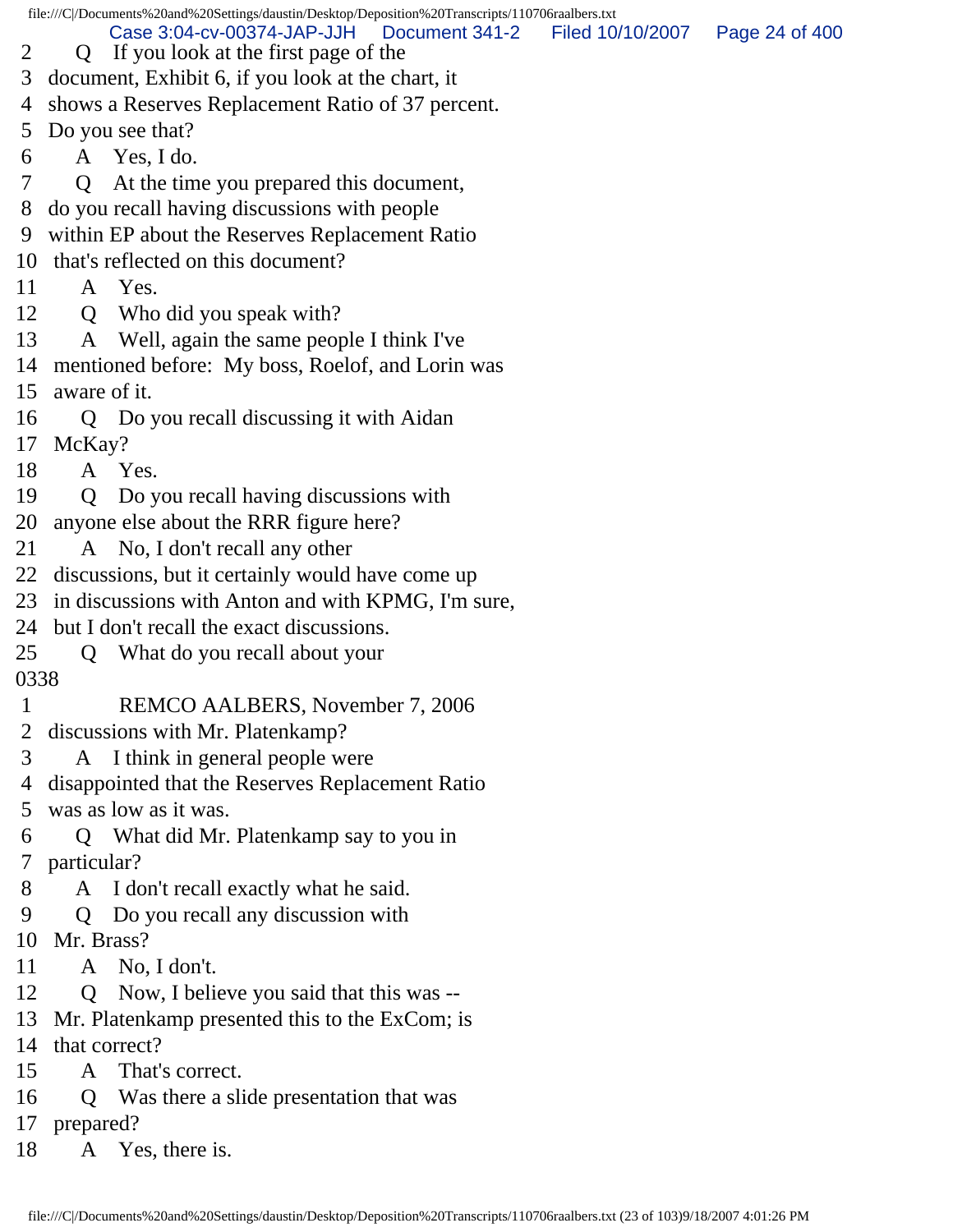2 Q If you look at the first page of the
3 document, Exhibit 6, if you look at the chart, it
4 shows a Reserves Replacement Ratio of 37 percent.
5 Do you see that?
6 A Yes, I do.
7 Q At the time you prepared this document,
8 do you recall having discussions with people
9 within EP about the Reserves Replacement Ratio
10 that's reflected on this document?
11 A Yes.
12 Q Who did you speak with?
13 A Well, again the same people I think I've
14 mentioned before: My boss, Roelof, and Lorin was
15 aware of it.
16 Q Do you recall discussing it with Aidan
17 McKay?
18 A Yes.
19 Q Do you recall having discussions with
20 anyone else about the RRR figure here?
21 A No, I don't recall any other
22 discussions, but it certainly would have come up
23 in discussions with Anton and with KPMG, I'm sure,
24 but I don't recall the exact discussions.
25 Q What do you recall about your

0338

1 REMCO AALBERS, November 7, 2006
2 discussions with Mr. Platenkamp?
3 A I think in general people were
4 disappointed that the Reserves Replacement Ratio
5 was as low as it was.
6 Q What did Mr. Platenkamp say to you in
7 particular?
8 A I don't recall exactly what he said.
9 Q Do you recall any discussion with
10 Mr. Brass?
11 A No, I don't.
12 Q Now, I believe you said that this was --
13 Mr. Platenkamp presented this to the ExCom; is
14 that correct?
15 A That's correct.
16 Q Was there a slide presentation that was
17 prepared?
18 A Yes, there is.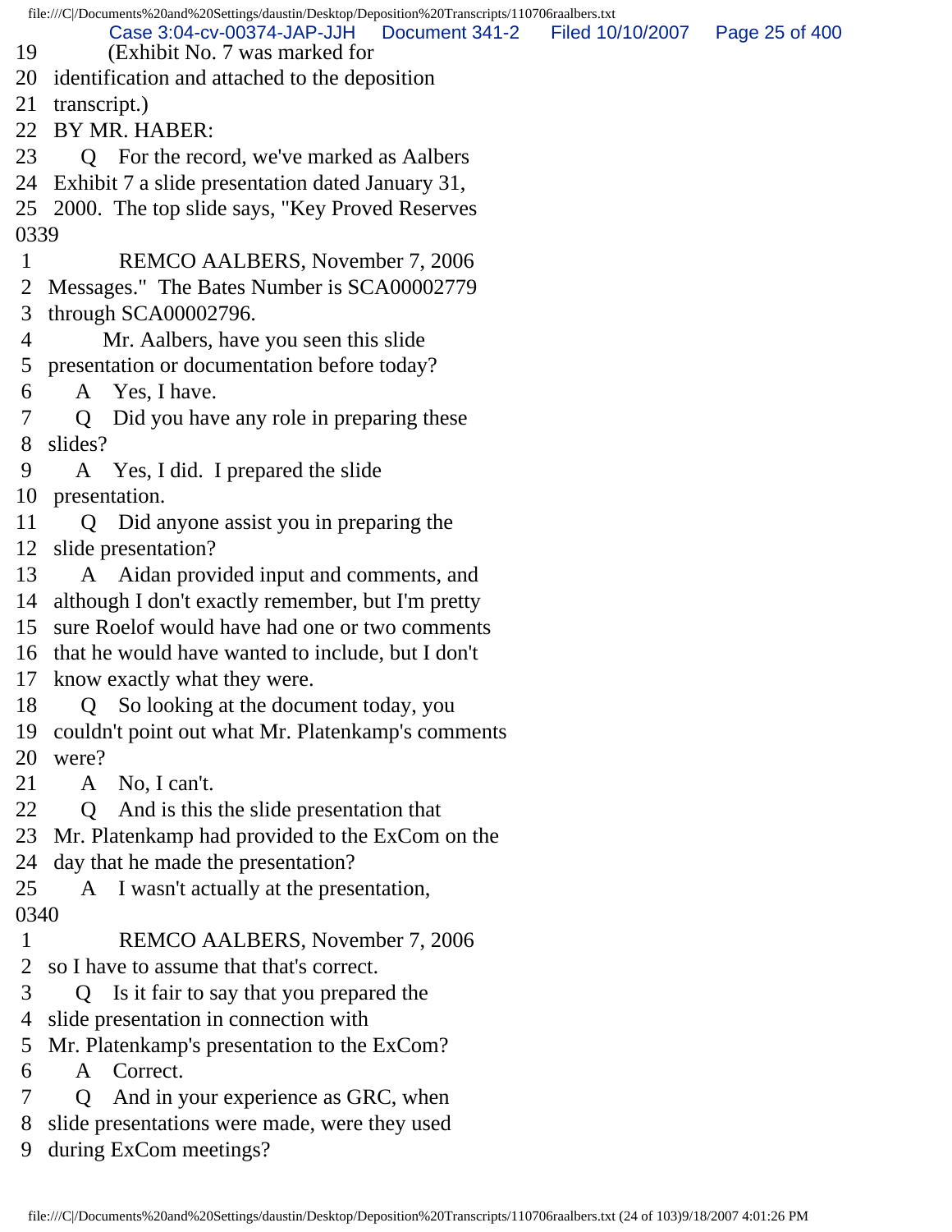19 (Exhibit No. 7 was marked for
20 identification and attached to the deposition
21 transcript.)
22 BY MR. HABER:
23 Q For the record, we've marked as Aalbers
24 Exhibit 7 a slide presentation dated January 31,
25 2000. The top slide says, "Key Proved Reserves
0339
1 REMCO AALBERS, November 7, 2006
2 Messages." The Bates Number is SCA00002779
3 through SCA00002796.
4 Mr. Aalbers, have you seen this slide
5 presentation or documentation before today?
6 A Yes, I have.
7 Q Did you have any role in preparing these
8 slides?
9 A Yes, I did. I prepared the slide
10 presentation.
11 Q Did anyone assist you in preparing the
12 slide presentation?
13 A Aidan provided input and comments, and
14 although I don't exactly remember, but I'm pretty
15 sure Roelof would have had one or two comments
16 that he would have wanted to include, but I don't
17 know exactly what they were.
18 Q So looking at the document today, you
19 couldn't point out what Mr. Platenkamp's comments
20 were?
21 A No, I can't.
22 Q And is this the slide presentation that
23 Mr. Platenkamp had provided to the ExCom on the
24 day that he made the presentation?
25 A I wasn't actually at the presentation,
0340
1 REMCO AALBERS, November 7, 2006
2 so I have to assume that that's correct.
3 Q Is it fair to say that you prepared the
4 slide presentation in connection with
5 Mr. Platenkamp's presentation to the ExCom?
6 A Correct.
7 Q And in your experience as GRC, when
8 slide presentations were made, were they used
9 during ExCom meetings?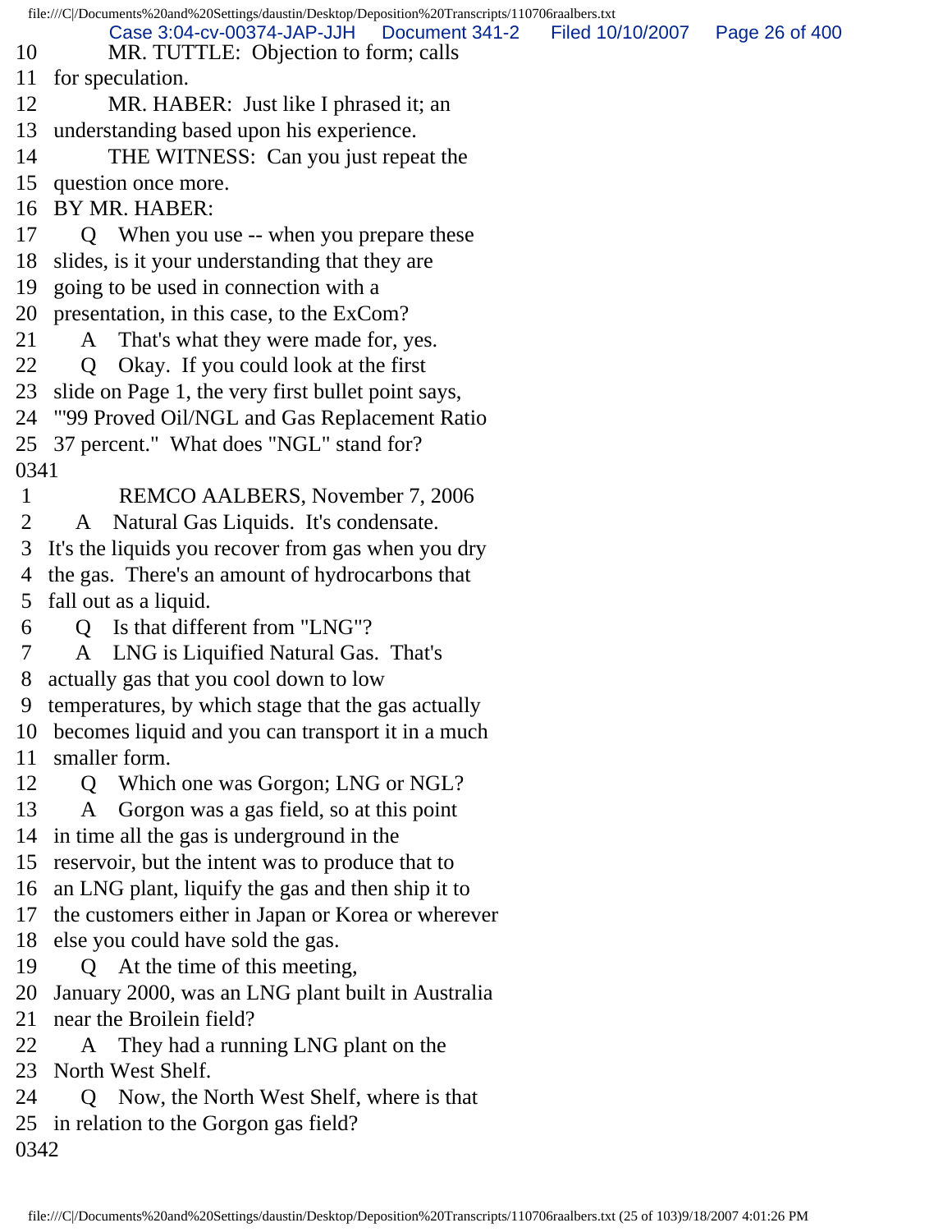10 MR. TUTTLE: Objection to form; calls
11 for speculation.
12 MR. HABER: Just like I phrased it; an
13 understanding based upon his experience.
14 THE WITNESS: Can you just repeat the
15 question once more.
16 BY MR. HABER:
17 Q When you use -- when you prepare these
18 slides, is it your understanding that they are
19 going to be used in connection with a
20 presentation, in this case, to the ExCom?
21 A That's what they were made for, yes.
22 Q Okay. If you could look at the first
23 slide on Page 1, the very first bullet point says,
24 "'99 Proved Oil/NGL and Gas Replacement Ratio
25 37 percent." What does "NGL" stand for?
0341
1 REMCO AALBERS, November 7, 2006
2 A Natural Gas Liquids. It's condensate.
3 It's the liquids you recover from gas when you dry
4 the gas. There's an amount of hydrocarbons that
5 fall out as a liquid.
6 Q Is that different from "LNG"?
7 A LNG is Liquified Natural Gas. That's
8 actually gas that you cool down to low
9 temperatures, by which stage that the gas actually
10 becomes liquid and you can transport it in a much
11 smaller form.
12 Q Which one was Gorgon; LNG or NGL?
13 A Gorgon was a gas field, so at this point
14 in time all the gas is underground in the
15 reservoir, but the intent was to produce that to
16 an LNG plant, liquify the gas and then ship it to
17 the customers either in Japan or Korea or wherever
18 else you could have sold the gas.
19 Q At the time of this meeting,
20 January 2000, was an LNG plant built in Australia
21 near the Broilein field?
22 A They had a running LNG plant on the
23 North West Shelf.
24 Q Now, the North West Shelf, where is that
25 in relation to the Gorgon gas field?
0342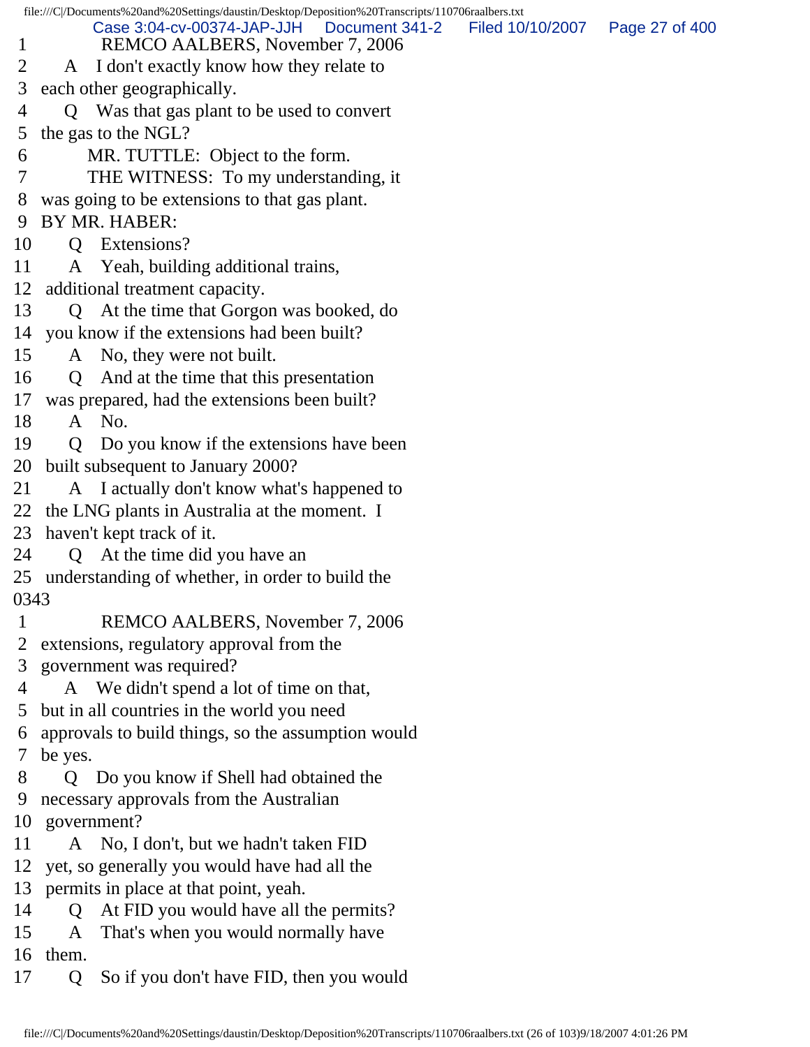1 REMCO AALBERS, November 7, 2006
2 A I don't exactly know how they relate to
3 each other geographically.
4 Q Was that gas plant to be used to convert
5 the gas to the NGL?
6 MR. TUTTLE: Object to the form.
7 THE WITNESS: To my understanding, it
8 was going to be extensions to that gas plant.
9 BY MR. HABER:
10 Q Extensions?
11 A Yeah, building additional trains,
12 additional treatment capacity.
13 Q At the time that Gorgon was booked, do
14 you know if the extensions had been built?
15 A No, they were not built.
16 Q And at the time that this presentation
17 was prepared, had the extensions been built?
18 A No.
19 Q Do you know if the extensions have been
20 built subsequent to January 2000?
21 A I actually don't know what's happened to
22 the LNG plants in Australia at the moment. I
23 haven't kept track of it.
24 Q At the time did you have an
25 understanding of whether, in order to build the
0343
1 REMCO AALBERS, November 7, 2006
2 extensions, regulatory approval from the
3 government was required?
4 A We didn't spend a lot of time on that,
5 but in all countries in the world you need
6 approvals to build things, so the assumption would
7 be yes.
8 Q Do you know if Shell had obtained the
9 necessary approvals from the Australian
10 government?
11 A No, I don't, but we hadn't taken FID
12 yet, so generally you would have had all the
13 permits in place at that point, yeah.
14 Q At FID you would have all the permits?
15 A That's when you would normally have
16 them.
17 Q So if you don't have FID, then you would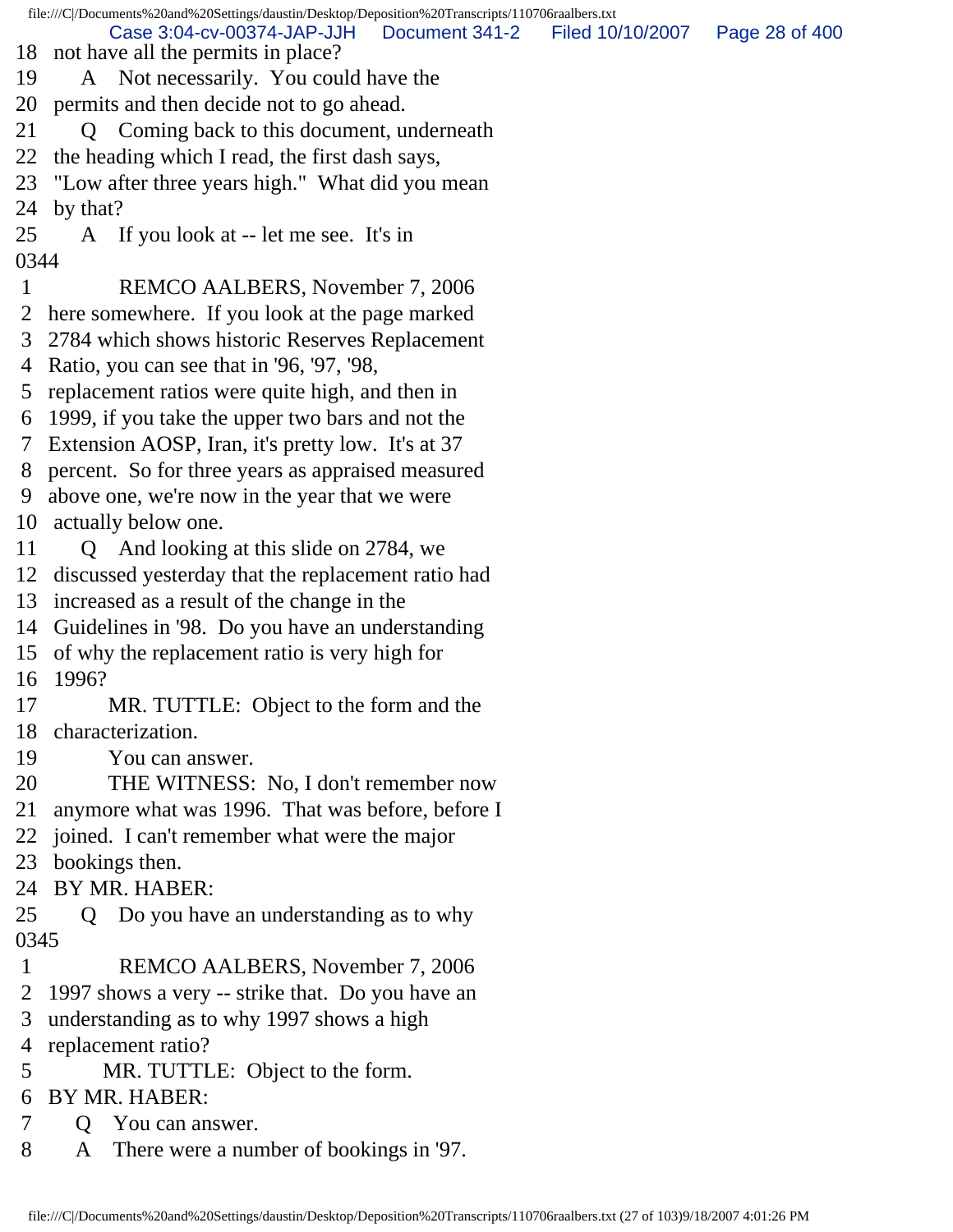18 not have all the permits in place?

19 A Not necessarily. You could have the

20 permits and then decide not to go ahead.

21 Q Coming back to this document, underneath

22 the heading which I read, the first dash says,

23 "Low after three years high." What did you mean

24 by that?

25 A If you look at -- let me see. It's in

0344

1 REMCO AALBERS, November 7, 2006

2 here somewhere. If you look at the page marked

3 2784 which shows historic Reserves Replacement

4 Ratio, you can see that in '96, '97, '98,

5 replacement ratios were quite high, and then in

6 1999, if you take the upper two bars and not the

7 Extension AOSP, Iran, it's pretty low. It's at 37

8 percent. So for three years as appraised measured

9 above one, we're now in the year that we were

10 actually below one.

11 Q And looking at this slide on 2784, we

12 discussed yesterday that the replacement ratio had

13 increased as a result of the change in the

14 Guidelines in '98. Do you have an understanding

15 of why the replacement ratio is very high for

16 1996?

17 MR. TUTTLE: Object to the form and the

18 characterization.

19 You can answer.

20 THE WITNESS: No, I don't remember now

21 anymore what was 1996. That was before, before I

22 joined. I can't remember what were the major

23 bookings then.

24 BY MR. HABER:

25 Q Do you have an understanding as to why

0345

1 REMCO AALBERS, November 7, 2006

2 1997 shows a very -- strike that. Do you have an

3 understanding as to why 1997 shows a high

4 replacement ratio?

5 MR. TUTTLE: Object to the form.

6 BY MR. HABER:

7 Q You can answer.

8 A There were a number of bookings in '97.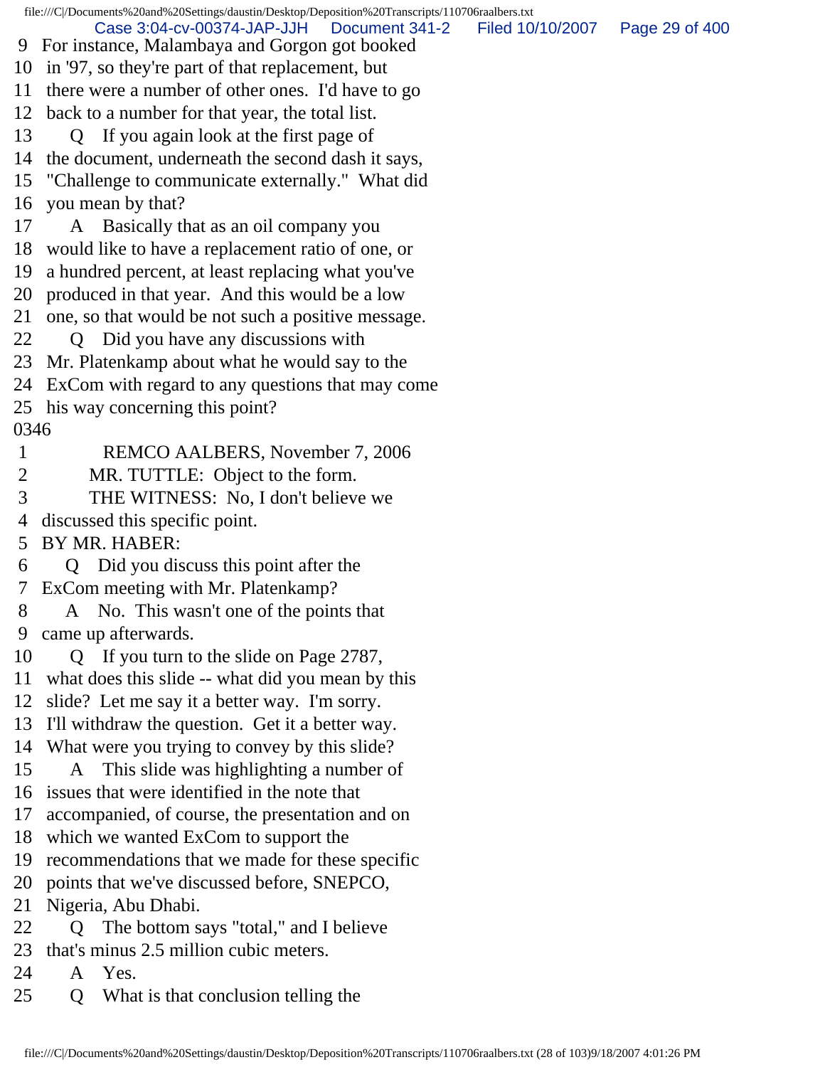9 For instance, Malambaya and Gorgon got booked
10 in '97, so they're part of that replacement, but
11 there were a number of other ones. I'd have to go
12 back to a number for that year, the total list.
13 Q If you again look at the first page of
14 the document, underneath the second dash it says,
15 "Challenge to communicate externally." What did
16 you mean by that?
17 A Basically that as an oil company you
18 would like to have a replacement ratio of one, or
19 a hundred percent, at least replacing what you've
20 produced in that year. And this would be a low
21 one, so that would be not such a positive message.
22 Q Did you have any discussions with
23 Mr. Platenkamp about what he would say to the
24 ExCom with regard to any questions that may come
25 his way concerning this point?

0346

1 REMCO AALBERS, November 7, 2006
2 MR. TUTTLE: Object to the form.
3 THE WITNESS: No, I don't believe we
4 discussed this specific point.
5 BY MR. HABER:
6 Q Did you discuss this point after the
7 ExCom meeting with Mr. Platenkamp?
8 A No. This wasn't one of the points that
9 came up afterwards.
10 Q If you turn to the slide on Page 2787,
11 what does this slide -- what did you mean by this
12 slide? Let me say it a better way. I'm sorry.
13 I'll withdraw the question. Get it a better way.
14 What were you trying to convey by this slide?
15 A This slide was highlighting a number of
16 issues that were identified in the note that
17 accompanied, of course, the presentation and on
18 which we wanted ExCom to support the
19 recommendations that we made for these specific
20 points that we've discussed before, SNEPCO,
21 Nigeria, Abu Dhabi.
22 Q The bottom says "total," and I believe
23 that's minus 2.5 million cubic meters.
24 A Yes.
25 Q What is that conclusion telling the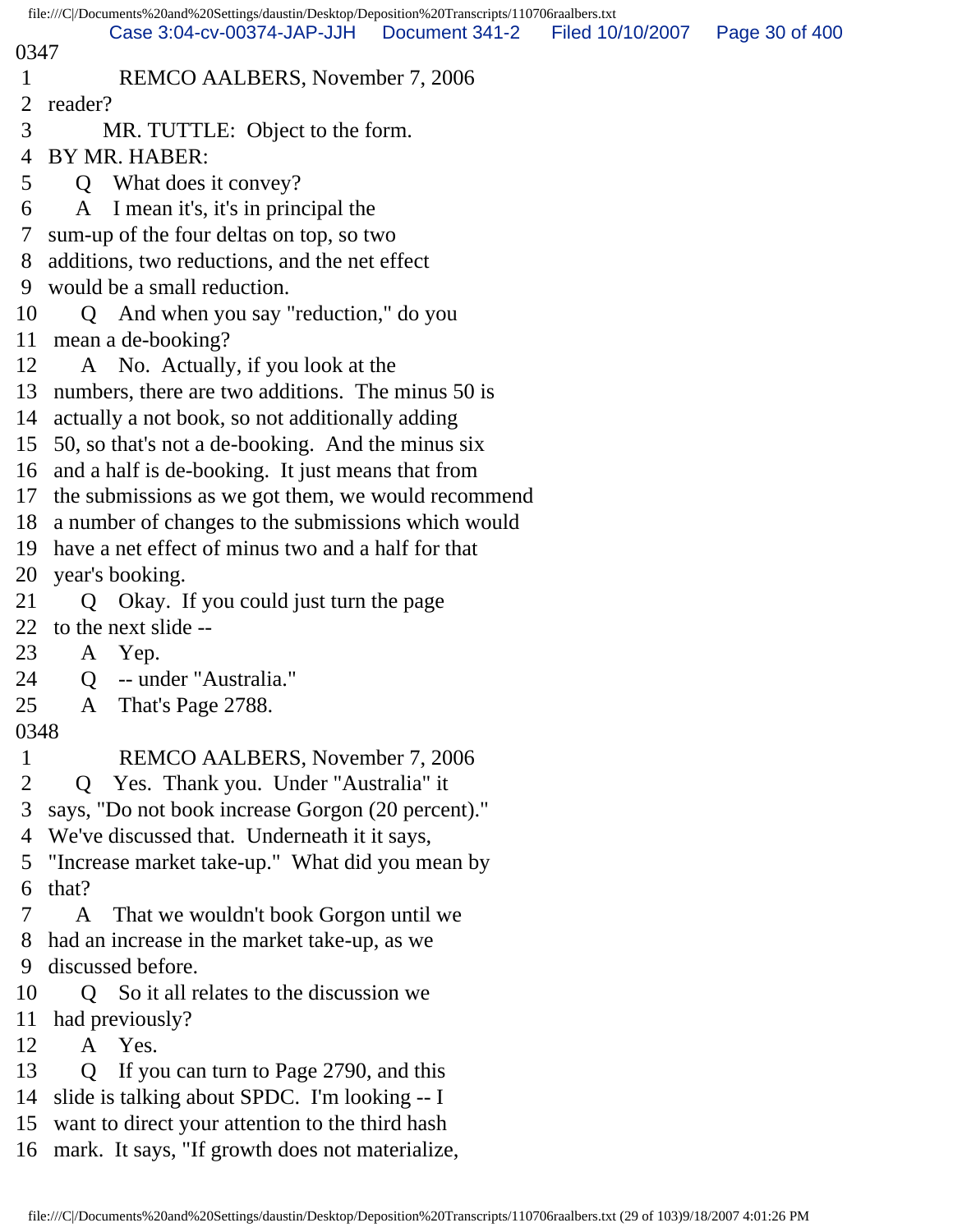0347

1 REMCO AALBERS, November 7, 2006
2 reader?
3 MR. TUTTLE: Object to the form.
4 BY MR. HABER:
5 Q What does it convey?
6 A I mean it's, it's in principal the
7 sum-up of the four deltas on top, so two
8 additions, two reductions, and the net effect
9 would be a small reduction.
10 Q And when you say "reduction," do you
11 mean a de-booking?
12 A No. Actually, if you look at the
13 numbers, there are two additions. The minus 50 is
14 actually a not book, so not additionally adding
15 50, so that's not a de-booking. And the minus six
16 and a half is de-booking. It just means that from
17 the submissions as we got them, we would recommend
18 a number of changes to the submissions which would
19 have a net effect of minus two and a half for that
20 year's booking.
21 Q Okay. If you could just turn the page
22 to the next slide --
23 A Yep.
24 Q -- under "Australia."
25 A That's Page 2788.

0348

1 REMCO AALBERS, November 7, 2006
2 Q Yes. Thank you. Under "Australia" it
3 says, "Do not book increase Gorgon (20 percent)."
4 We've discussed that. Underneath it it says,
5 "Increase market take-up." What did you mean by
6 that?
7 A That we wouldn't book Gorgon until we
8 had an increase in the market take-up, as we
9 discussed before.
10 Q So it all relates to the discussion we
11 had previously?
12 A Yes.
13 Q If you can turn to Page 2790, and this
14 slide is talking about SPDC. I'm looking -- I
15 want to direct your attention to the third hash
16 mark. It says, "If growth does not materialize,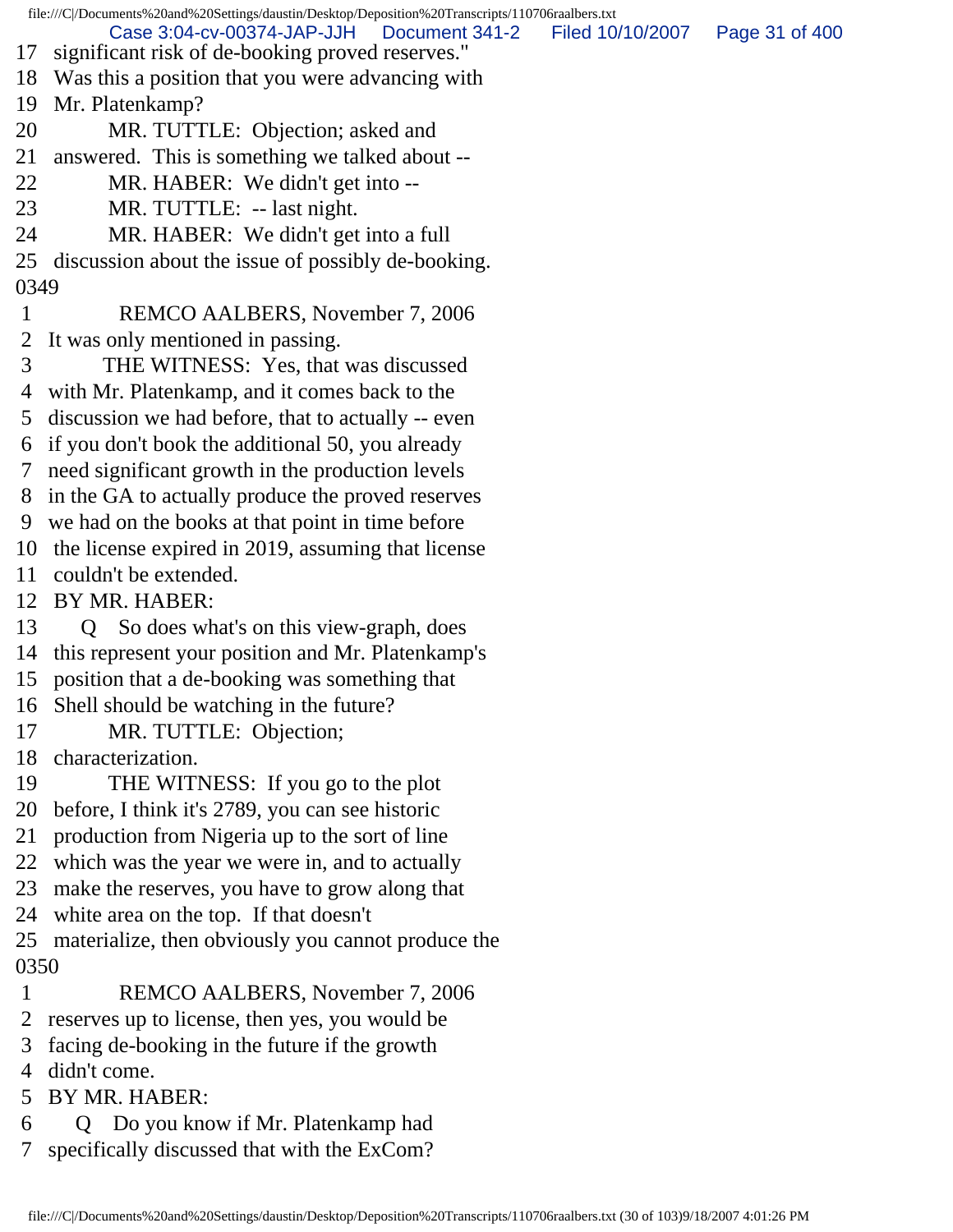17 significant risk of de-booking proved reserves."
18 Was this a position that you were advancing with
19 Mr. Platenkamp?
20 MR. TUTTLE: Objection; asked and
21 answered. This is something we talked about --
22 MR. HABER: We didn't get into --
23 MR. TUTTLE: -- last night.
24 MR. HABER: We didn't get into a full
25 discussion about the issue of possibly de-booking.
0349
1 REMCO AALBERS, November 7, 2006
2 It was only mentioned in passing.
3 THE WITNESS: Yes, that was discussed
4 with Mr. Platenkamp, and it comes back to the
5 discussion we had before, that to actually -- even
6 if you don't book the additional 50, you already
7 need significant growth in the production levels
8 in the GA to actually produce the proved reserves
9 we had on the books at that point in time before
10 the license expired in 2019, assuming that license
11 couldn't be extended.
12 BY MR. HABER:
13 Q So does what's on this view-graph, does
14 this represent your position and Mr. Platenkamp's
15 position that a de-booking was something that
16 Shell should be watching in the future?
17 MR. TUTTLE: Objection;
18 characterization.
19 THE WITNESS: If you go to the plot
20 before, I think it's 2789, you can see historic
21 production from Nigeria up to the sort of line
22 which was the year we were in, and to actually
23 make the reserves, you have to grow along that
24 white area on the top. If that doesn't
25 materialize, then obviously you cannot produce the
0350
1 REMCO AALBERS, November 7, 2006
2 reserves up to license, then yes, you would be
3 facing de-booking in the future if the growth
4 didn't come.
5 BY MR. HABER:
6 Q Do you know if Mr. Platenkamp had
7 specifically discussed that with the ExCom?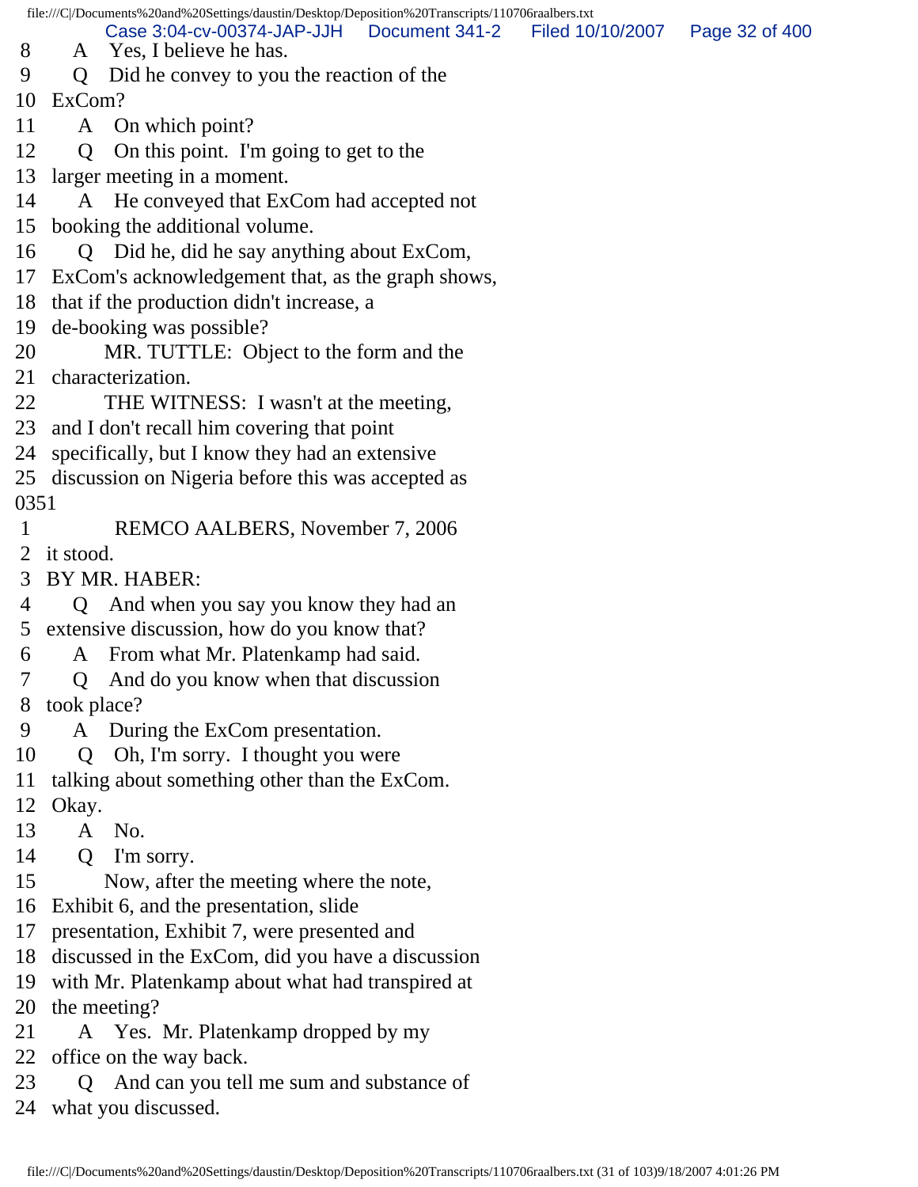8 A Yes, I believe he has.
9 Q Did he convey to you the reaction of the
10 ExCom?
11 A On which point?
12 Q On this point. I'm going to get to the
13 larger meeting in a moment.
14 A He conveyed that ExCom had accepted not
15 booking the additional volume.
16 Q Did he, did he say anything about ExCom,
17 ExCom's acknowledgement that, as the graph shows,
18 that if the production didn't increase, a
19 de-booking was possible?
20 MR. TUTTLE: Object to the form and the
21 characterization.
22 THE WITNESS: I wasn't at the meeting,
23 and I don't recall him covering that point
24 specifically, but I know they had an extensive
25 discussion on Nigeria before this was accepted as
0351
1 REMCO AALBERS, November 7, 2006
2 it stood.
3 BY MR. HABER:
4 Q And when you say you know they had an
5 extensive discussion, how do you know that?
6 A From what Mr. Platenkamp had said.
7 Q And do you know when that discussion
8 took place?
9 A During the ExCom presentation.
10 Q Oh, I'm sorry. I thought you were
11 talking about something other than the ExCom.
12 Okay.
13 A No.
14 Q I'm sorry.
15 Now, after the meeting where the note,
16 Exhibit 6, and the presentation, slide
17 presentation, Exhibit 7, were presented and
18 discussed in the ExCom, did you have a discussion
19 with Mr. Platenkamp about what had transpired at
20 the meeting?
21 A Yes. Mr. Platenkamp dropped by my
22 office on the way back.
23 Q And can you tell me sum and substance of
24 what you discussed.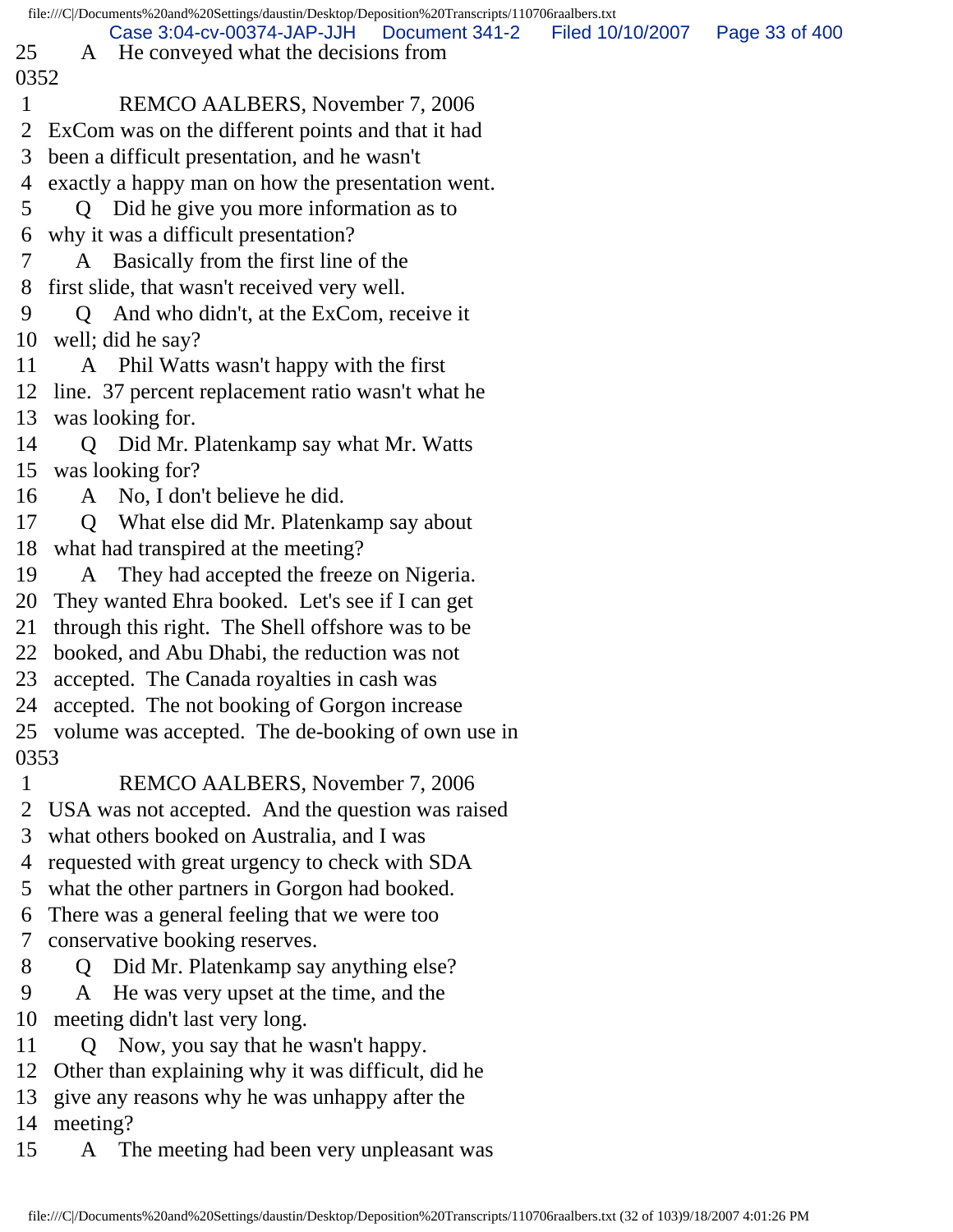25 A He conveyed what the decisions from

0352

1 REMCO AALBERS, November 7, 2006

2 ExCom was on the different points and that it had

3 been a difficult presentation, and he wasn't

4 exactly a happy man on how the presentation went.

5 Q Did he give you more information as to

6 why it was a difficult presentation?

7 A Basically from the first line of the

8 first slide, that wasn't received very well.

9 Q And who didn't, at the ExCom, receive it

10 well; did he say?

11 A Phil Watts wasn't happy with the first

12 line. 37 percent replacement ratio wasn't what he

13 was looking for.

14 Q Did Mr. Platenkamp say what Mr. Watts

15 was looking for?

16 A No, I don't believe he did.

17 Q What else did Mr. Platenkamp say about

18 what had transpired at the meeting?

19 A They had accepted the freeze on Nigeria.

20 They wanted Ehra booked. Let's see if I can get

21 through this right. The Shell offshore was to be

22 booked, and Abu Dhabi, the reduction was not

23 accepted. The Canada royalties in cash was

24 accepted. The not booking of Gorgon increase

25 volume was accepted. The de-booking of own use in

0353

1 REMCO AALBERS, November 7, 2006

2 USA was not accepted. And the question was raised

3 what others booked on Australia, and I was

4 requested with great urgency to check with SDA

5 what the other partners in Gorgon had booked.

6 There was a general feeling that we were too

7 conservative booking reserves.

8 Q Did Mr. Platenkamp say anything else?

9 A He was very upset at the time, and the

10 meeting didn't last very long.

11 Q Now, you say that he wasn't happy.

12 Other than explaining why it was difficult, did he

13 give any reasons why he was unhappy after the

14 meeting?

15 A The meeting had been very unpleasant was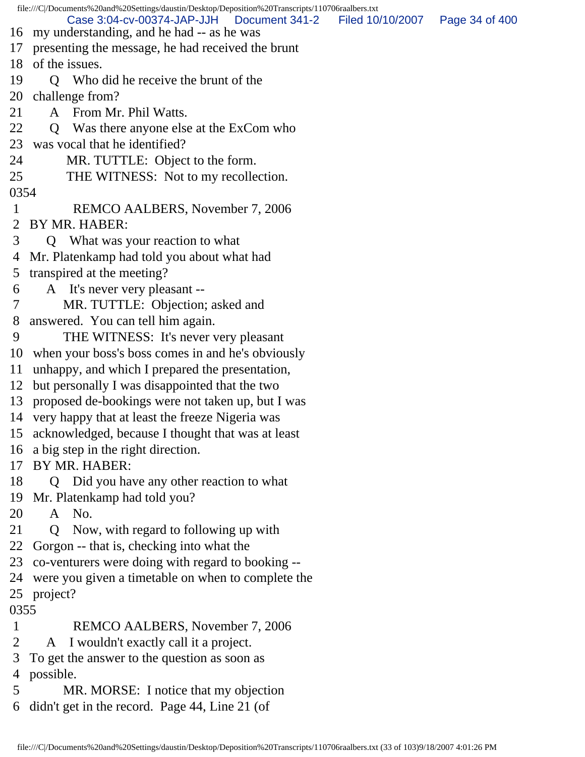16 my understanding, and he had -- as he was
17 presenting the message, he had received the brunt
18 of the issues.
19 Q Who did he receive the brunt of the
20 challenge from?
21 A From Mr. Phil Watts.
22 Q Was there anyone else at the ExCom who
23 was vocal that he identified?
24 MR. TUTTLE: Object to the form.
25 THE WITNESS: Not to my recollection.

0354

1 REMCO AALBERS, November 7, 2006
2 BY MR. HABER:
3 Q What was your reaction to what
4 Mr. Platenkamp had told you about what had
5 transpired at the meeting?
6 A It's never very pleasant --
7 MR. TUTTLE: Objection; asked and
8 answered. You can tell him again.
9 THE WITNESS: It's never very pleasant
10 when your boss's boss comes in and he's obviously
11 unhappy, and which I prepared the presentation,
12 but personally I was disappointed that the two
13 proposed de-bookings were not taken up, but I was
14 very happy that at least the freeze Nigeria was
15 acknowledged, because I thought that was at least
16 a big step in the right direction.
17 BY MR. HABER:
18 Q Did you have any other reaction to what
19 Mr. Platenkamp had told you?
20 A No.
21 Q Now, with regard to following up with
22 Gorgon -- that is, checking into what the
23 co-venturers were doing with regard to booking --
24 were you given a timetable on when to complete the
25 project?

0355

1 REMCO AALBERS, November 7, 2006
2 A I wouldn't exactly call it a project.
3 To get the answer to the question as soon as
4 possible.
5 MR. MORSE: I notice that my objection
6 didn't get in the record. Page 44, Line 21 (of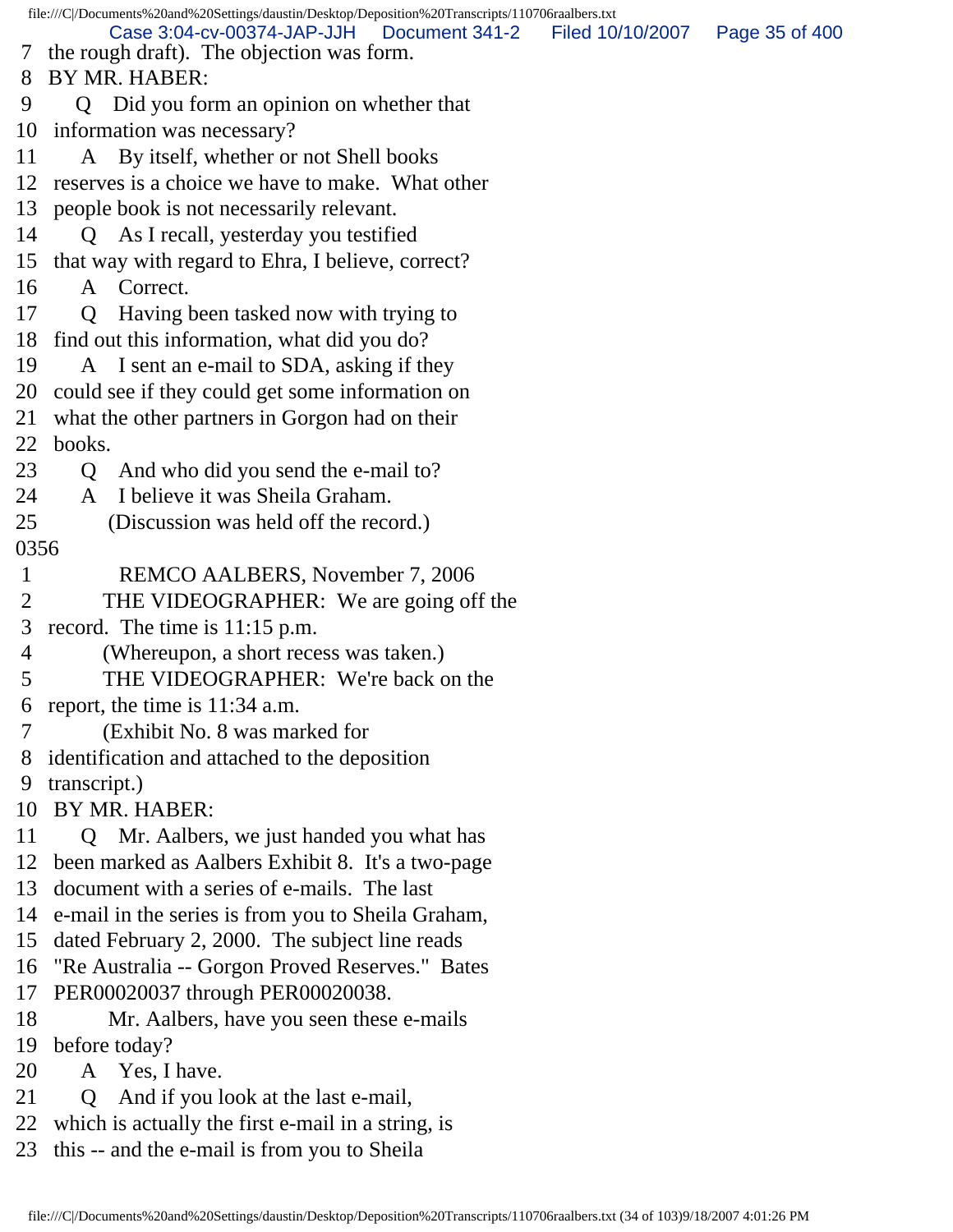7 the rough draft). The objection was form.
8 BY MR. HABER:
9 Q Did you form an opinion on whether that
10 information was necessary?
11 A By itself, whether or not Shell books
12 reserves is a choice we have to make. What other
13 people book is not necessarily relevant.
14 Q As I recall, yesterday you testified
15 that way with regard to Ehra, I believe, correct?
16 A Correct.
17 Q Having been tasked now with trying to
18 find out this information, what did you do?
19 A I sent an e-mail to SDA, asking if they
20 could see if they could get some information on
21 what the other partners in Gorgon had on their
22 books.
23 Q And who did you send the e-mail to?
24 A I believe it was Sheila Graham.
25 (Discussion was held off the record.)
0356
1 REMCO AALBERS, November 7, 2006
2 THE VIDEOGRAPHER: We are going off the
3 record. The time is 11:15 p.m.
4 (Whereupon, a short recess was taken.)
5 THE VIDEOGRAPHER: We're back on the
6 report, the time is 11:34 a.m.
7 (Exhibit No. 8 was marked for
8 identification and attached to the deposition
9 transcript.)
10 BY MR. HABER:
11 Q Mr. Aalbers, we just handed you what has
12 been marked as Aalbers Exhibit 8. It's a two-page
13 document with a series of e-mails. The last
14 e-mail in the series is from you to Sheila Graham,
15 dated February 2, 2000. The subject line reads
16 "Re Australia -- Gorgon Proved Reserves." Bates
17 PER00020037 through PER00020038.
18 Mr. Aalbers, have you seen these e-mails
19 before today?
20 A Yes, I have.
21 Q And if you look at the last e-mail,
22 which is actually the first e-mail in a string, is
23 this -- and the e-mail is from you to Sheila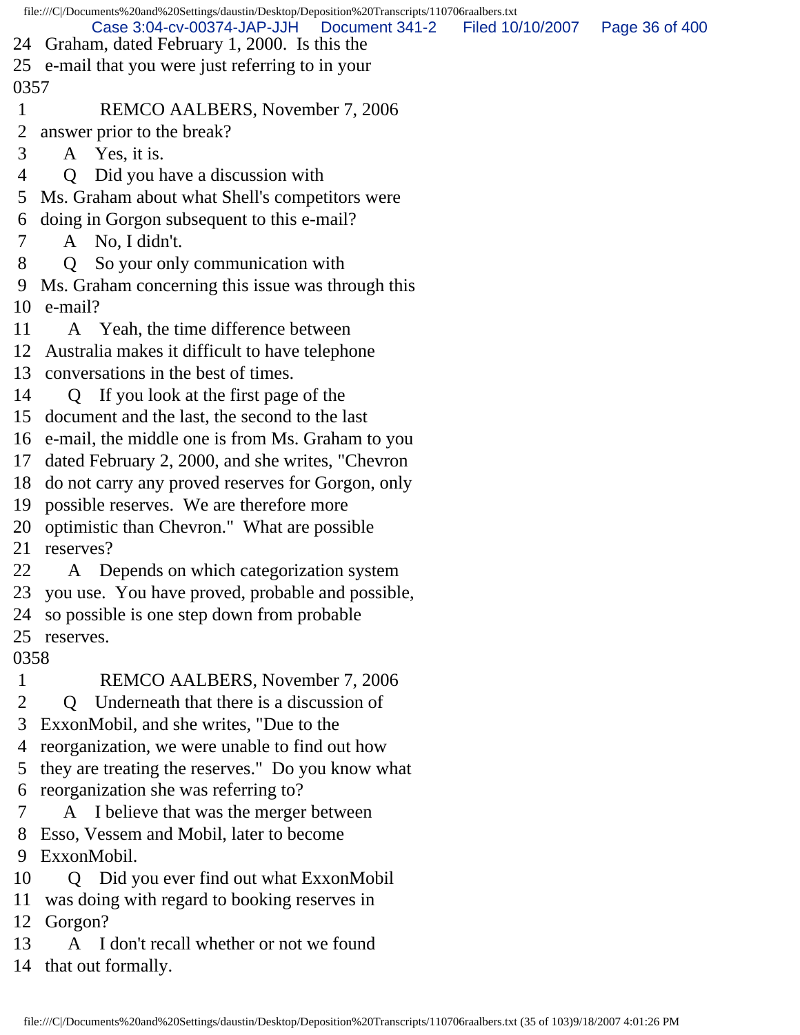24 Graham, dated February 1, 2000. Is this the
25 e-mail that you were just referring to in your

0357

1 REMCO AALBERS, November 7, 2006
2 answer prior to the break?
3 A Yes, it is.
4 Q Did you have a discussion with
5 Ms. Graham about what Shell's competitors were
6 doing in Gorgon subsequent to this e-mail?
7 A No, I didn't.
8 Q So your only communication with
9 Ms. Graham concerning this issue was through this
10 e-mail?
11 A Yeah, the time difference between
12 Australia makes it difficult to have telephone
13 conversations in the best of times.
14 Q If you look at the first page of the
15 document and the last, the second to the last
16 e-mail, the middle one is from Ms. Graham to you
17 dated February 2, 2000, and she writes, "Chevron
18 do not carry any proved reserves for Gorgon, only
19 possible reserves. We are therefore more
20 optimistic than Chevron." What are possible
21 reserves?
22 A Depends on which categorization system
23 you use. You have proved, probable and possible,
24 so possible is one step down from probable
25 reserves.

0358

1 REMCO AALBERS, November 7, 2006
2 Q Underneath that there is a discussion of
3 ExxonMobil, and she writes, "Due to the
4 reorganization, we were unable to find out how
5 they are treating the reserves." Do you know what
6 reorganization she was referring to?
7 A I believe that was the merger between
8 Esso, Vessem and Mobil, later to become
9 ExxonMobil.
10 Q Did you ever find out what ExxonMobil
11 was doing with regard to booking reserves in
12 Gorgon?
13 A I don't recall whether or not we found
14 that out formally.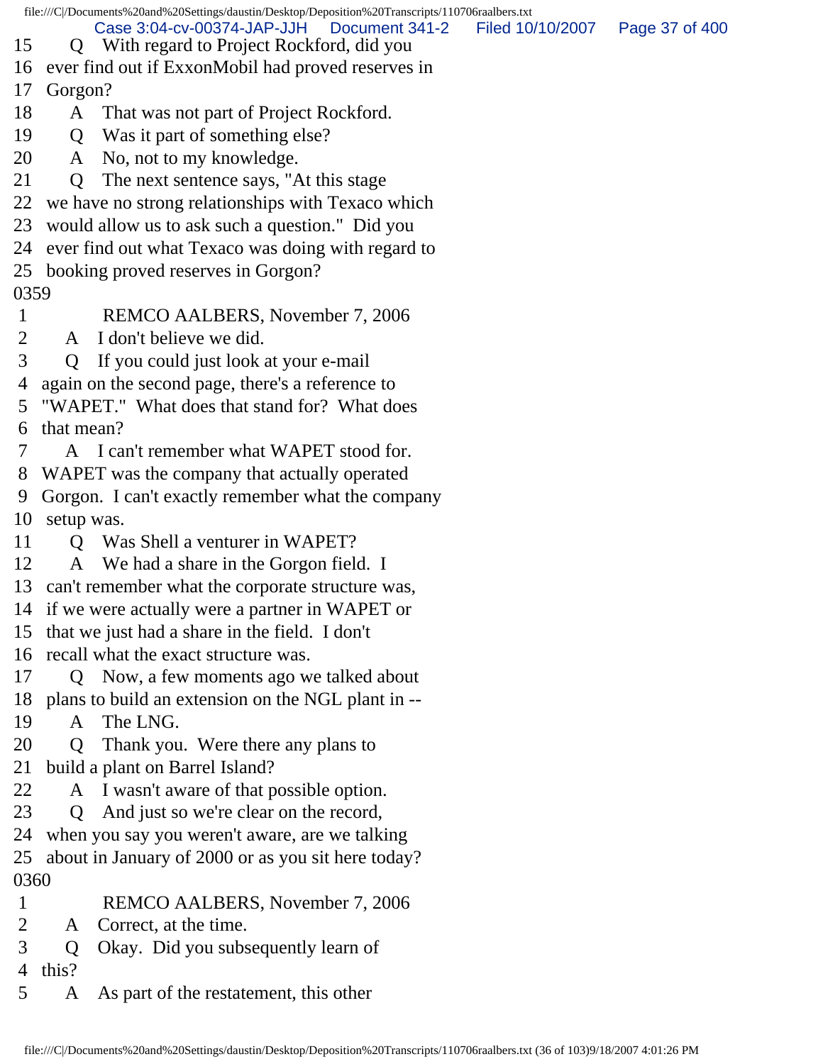15 Q With regard to Project Rockford, did you
16 ever find out if ExxonMobil had proved reserves in
17 Gorgon?
18 A That was not part of Project Rockford.
19 Q Was it part of something else?
20 A No, not to my knowledge.
21 Q The next sentence says, "At this stage
22 we have no strong relationships with Texaco which
23 would allow us to ask such a question." Did you
24 ever find out what Texaco was doing with regard to
25 booking proved reserves in Gorgon?

0359

1 REMCO AALBERS, November 7, 2006
2 A I don't believe we did.
3 Q If you could just look at your e-mail
4 again on the second page, there's a reference to
5 "WAPET." What does that stand for? What does
6 that mean?
7 A I can't remember what WAPET stood for.
8 WAPET was the company that actually operated
9 Gorgon. I can't exactly remember what the company
10 setup was.
11 Q Was Shell a venturer in WAPET?
12 A We had a share in the Gorgon field. I
13 can't remember what the corporate structure was,
14 if we were actually were a partner in WAPET or
15 that we just had a share in the field. I don't
16 recall what the exact structure was.
17 Q Now, a few moments ago we talked about
18 plans to build an extension on the NGL plant in --
19 A The LNG.
20 Q Thank you. Were there any plans to
21 build a plant on Barrel Island?
22 A I wasn't aware of that possible option.
23 Q And just so we're clear on the record,
24 when you say you weren't aware, are we talking
25 about in January of 2000 or as you sit here today?

0360

1 REMCO AALBERS, November 7, 2006
2 A Correct, at the time.
3 Q Okay. Did you subsequently learn of
4 this?
5 A As part of the restatement, this other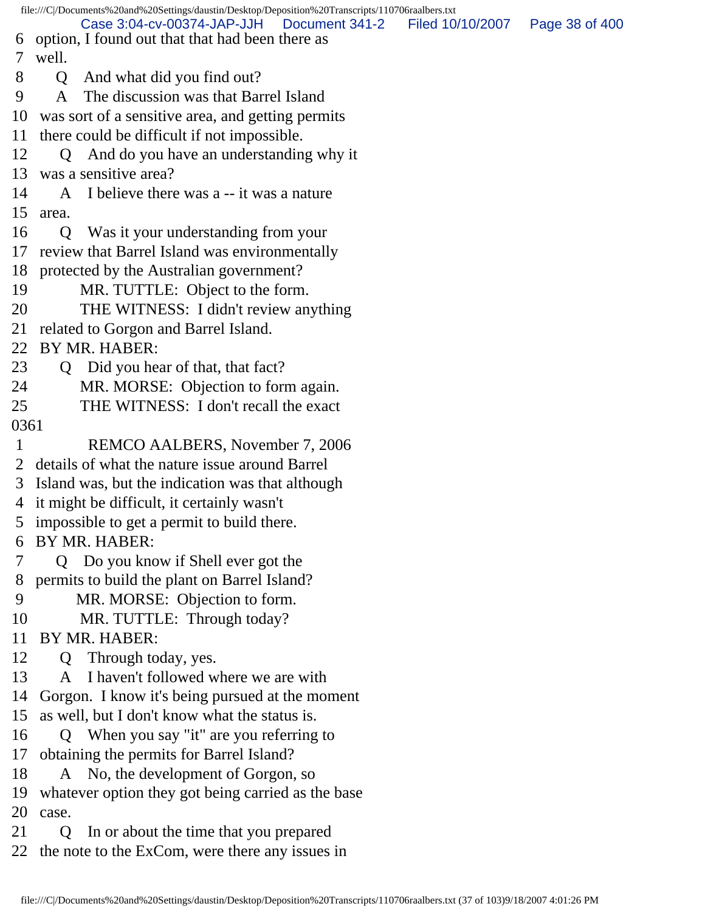6 option, I found out that that had been there as
7 well.
8 Q And what did you find out?
9 A The discussion was that Barrel Island
10 was sort of a sensitive area, and getting permits
11 there could be difficult if not impossible.
12 Q And do you have an understanding why it
13 was a sensitive area?
14 A I believe there was a -- it was a nature
15 area.
16 Q Was it your understanding from your
17 review that Barrel Island was environmentally
18 protected by the Australian government?
19 MR. TUTTLE: Object to the form.
20 THE WITNESS: I didn't review anything
21 related to Gorgon and Barrel Island.
22 BY MR. HABER:
23 Q Did you hear of that, that fact?
24 MR. MORSE: Objection to form again.
25 THE WITNESS: I don't recall the exact
0361
1 REMCO AALBERS, November 7, 2006
2 details of what the nature issue around Barrel
3 Island was, but the indication was that although
4 it might be difficult, it certainly wasn't
5 impossible to get a permit to build there.
6 BY MR. HABER:
7 Q Do you know if Shell ever got the
8 permits to build the plant on Barrel Island?
9 MR. MORSE: Objection to form.
10 MR. TUTTLE: Through today?
11 BY MR. HABER:
12 Q Through today, yes.
13 A I haven't followed where we are with
14 Gorgon. I know it's being pursued at the moment
15 as well, but I don't know what the status is.
16 Q When you say "it" are you referring to
17 obtaining the permits for Barrel Island?
18 A No, the development of Gorgon, so
19 whatever option they got being carried as the base
20 case.
21 Q In or about the time that you prepared
22 the note to the ExCom, were there any issues in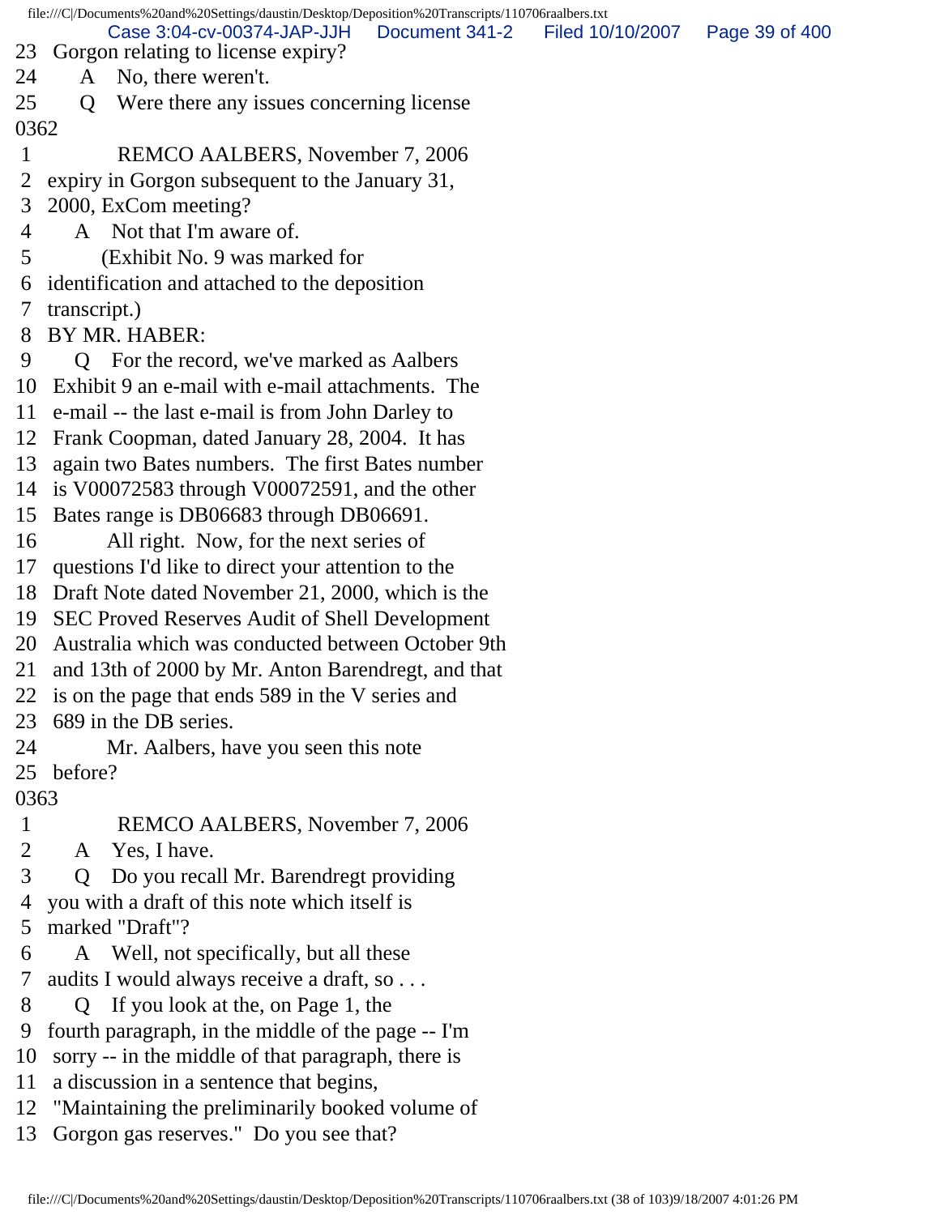23 Gorgon relating to license expiry?

24 A No, there weren't.

25 Q Were there any issues concerning license

0362

1 REMCO AALBERS, November 7, 2006

2 expiry in Gorgon subsequent to the January 31,

3 2000, ExCom meeting?

4 A Not that I'm aware of.

5 (Exhibit No. 9 was marked for

6 identification and attached to the deposition

7 transcript.)

8 BY MR. HABER:

9 Q For the record, we've marked as Aalbers

10 Exhibit 9 an e-mail with e-mail attachments. The

11 e-mail -- the last e-mail is from John Darley to

12 Frank Coopman, dated January 28, 2004. It has

13 again two Bates numbers. The first Bates number

14 is V00072583 through V00072591, and the other

15 Bates range is DB06683 through DB06691.

16 All right. Now, for the next series of

17 questions I'd like to direct your attention to the

18 Draft Note dated November 21, 2000, which is the

19 SEC Proved Reserves Audit of Shell Development

20 Australia which was conducted between October 9th

21 and 13th of 2000 by Mr. Anton Barendregt, and that

22 is on the page that ends 589 in the V series and

23 689 in the DB series.

24 Mr. Aalbers, have you seen this note

25 before?

0363

1 REMCO AALBERS, November 7, 2006

2 A Yes, I have.

3 Q Do you recall Mr. Barendregt providing

4 you with a draft of this note which itself is

5 marked "Draft"?

6 A Well, not specifically, but all these

7 audits I would always receive a draft, so . . .

8 Q If you look at the, on Page 1, the

9 fourth paragraph, in the middle of the page -- I'm

10 sorry -- in the middle of that paragraph, there is

11 a discussion in a sentence that begins,

12 "Maintaining the preliminarily booked volume of

13 Gorgon gas reserves." Do you see that?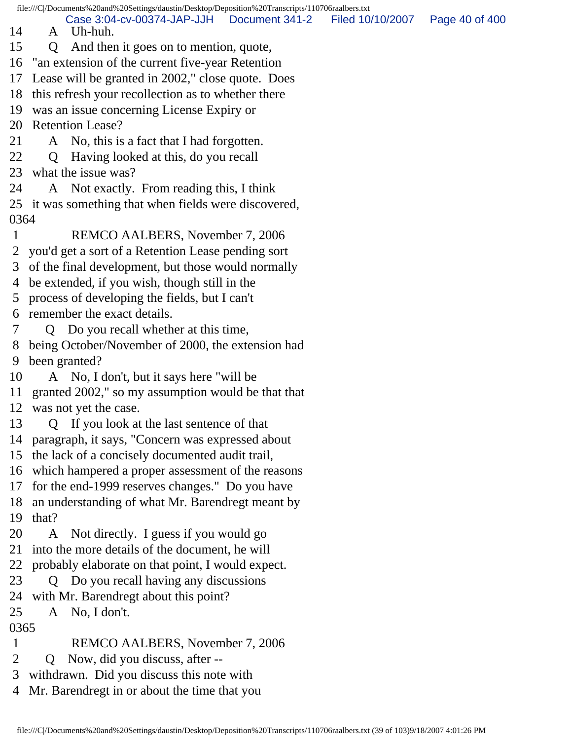14 A Uh-huh.
15 Q And then it goes on to mention, quote,
16 "an extension of the current five-year Retention
17 Lease will be granted in 2002," close quote. Does
18 this refresh your recollection as to whether there
19 was an issue concerning License Expiry or
20 Retention Lease?
21 A No, this is a fact that I had forgotten.
22 Q Having looked at this, do you recall
23 what the issue was?
24 A Not exactly. From reading this, I think
25 it was something that when fields were discovered,
0364
1 REMCO AALBERS, November 7, 2006
2 you'd get a sort of a Retention Lease pending sort
3 of the final development, but those would normally
4 be extended, if you wish, though still in the
5 process of developing the fields, but I can't
6 remember the exact details.
7 Q Do you recall whether at this time,
8 being October/November of 2000, the extension had
9 been granted?
10 A No, I don't, but it says here "will be
11 granted 2002," so my assumption would be that that
12 was not yet the case.
13 Q If you look at the last sentence of that
14 paragraph, it says, "Concern was expressed about
15 the lack of a concisely documented audit trail,
16 which hampered a proper assessment of the reasons
17 for the end-1999 reserves changes." Do you have
18 an understanding of what Mr. Barendregt meant by
19 that?
20 A Not directly. I guess if you would go
21 into the more details of the document, he will
22 probably elaborate on that point, I would expect.
23 Q Do you recall having any discussions
24 with Mr. Barendregt about this point?
25 A No, I don't.
0365
1 REMCO AALBERS, November 7, 2006
2 Q Now, did you discuss, after --
3 withdrawn. Did you discuss this note with
4 Mr. Barendregt in or about the time that you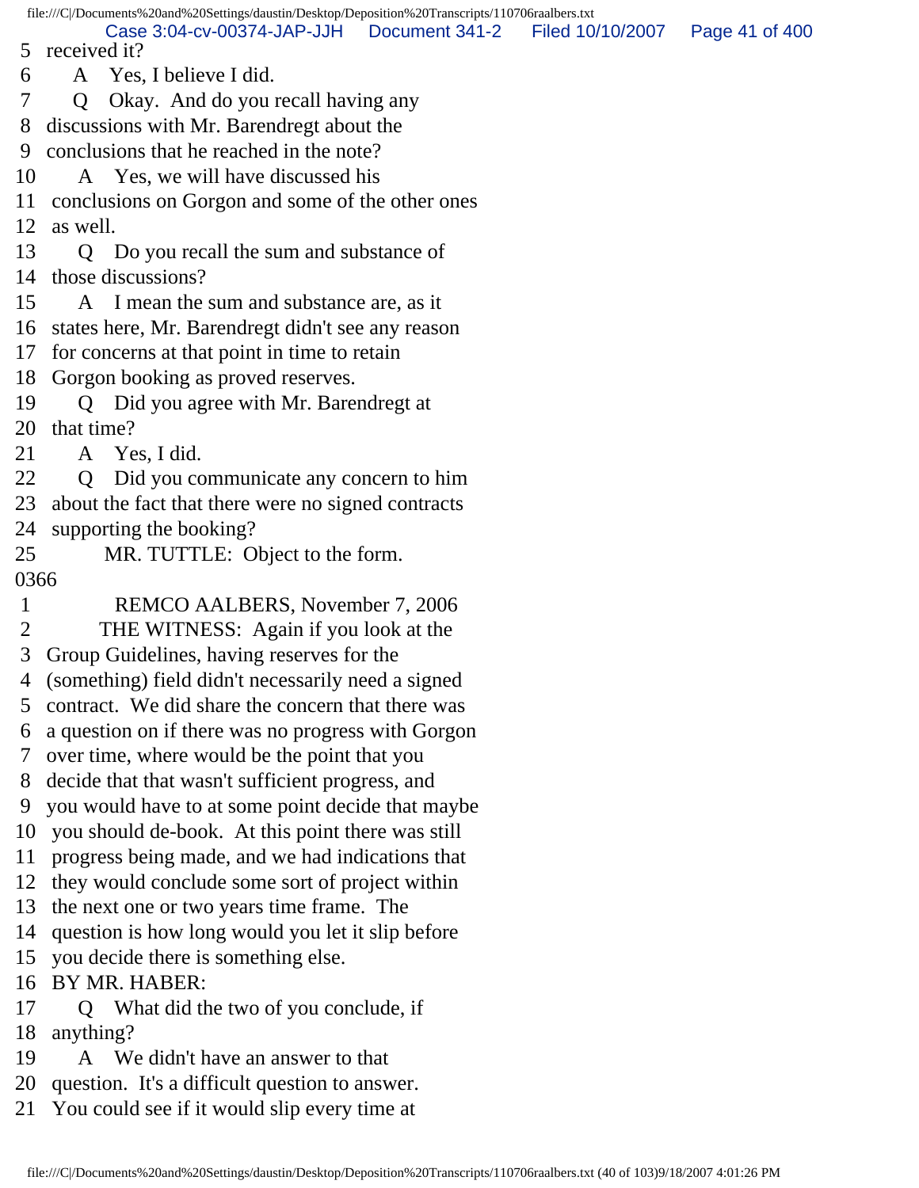5 received it?
6 A Yes, I believe I did.
7 Q Okay. And do you recall having any
8 discussions with Mr. Barendregt about the
9 conclusions that he reached in the note?
10 A Yes, we will have discussed his
11 conclusions on Gorgon and some of the other ones
12 as well.
13 Q Do you recall the sum and substance of
14 those discussions?
15 A I mean the sum and substance are, as it
16 states here, Mr. Barendregt didn't see any reason
17 for concerns at that point in time to retain
18 Gorgon booking as proved reserves.
19 Q Did you agree with Mr. Barendregt at
20 that time?
21 A Yes, I did.
22 Q Did you communicate any concern to him
23 about the fact that there were no signed contracts
24 supporting the booking?
25 MR. TUTTLE: Object to the form.
0366
1 REMCO AALBERS, November 7, 2006
2 THE WITNESS: Again if you look at the
3 Group Guidelines, having reserves for the
4 (something) field didn't necessarily need a signed
5 contract. We did share the concern that there was
6 a question on if there was no progress with Gorgon
7 over time, where would be the point that you
8 decide that that wasn't sufficient progress, and
9 you would have to at some point decide that maybe
10 you should de-book. At this point there was still
11 progress being made, and we had indications that
12 they would conclude some sort of project within
13 the next one or two years time frame. The
14 question is how long would you let it slip before
15 you decide there is something else.
16 BY MR. HABER:
17 Q What did the two of you conclude, if
18 anything?
19 A We didn't have an answer to that
20 question. It's a difficult question to answer.
21 You could see if it would slip every time at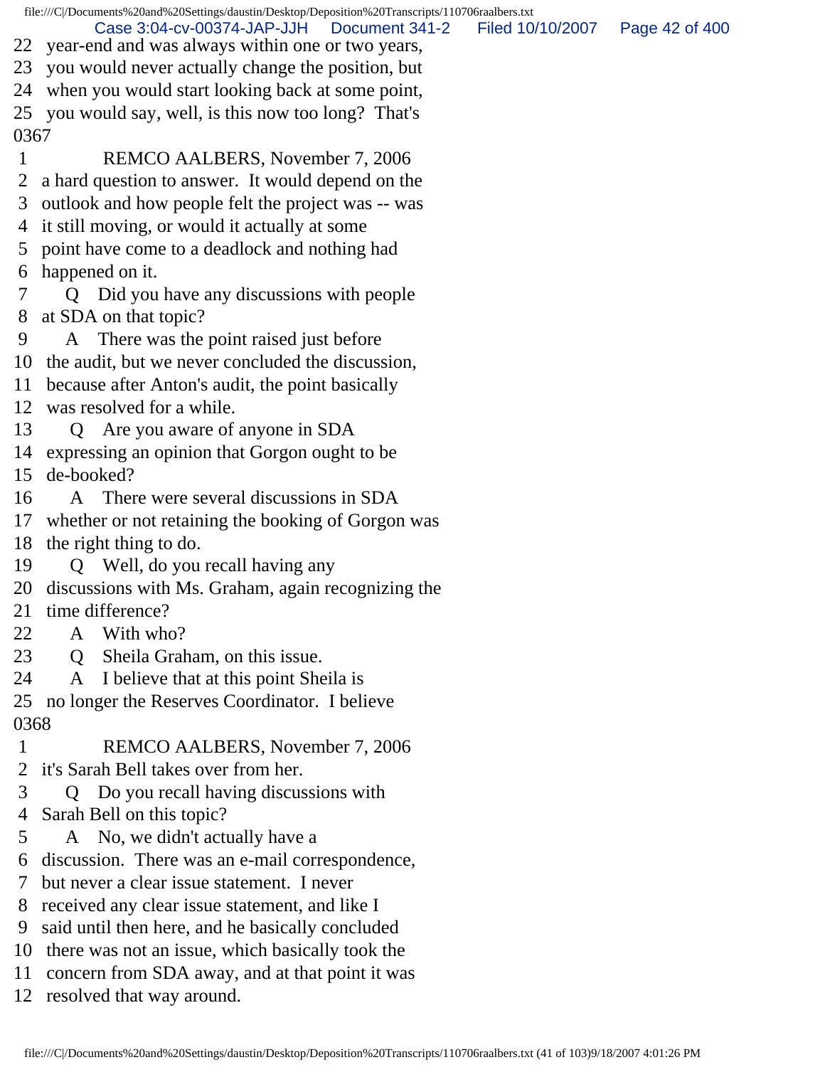22 year-end and was always within one or two years,
23 you would never actually change the position, but
24 when you would start looking back at some point,
25 you would say, well, is this now too long? That's
0367
1 REMCO AALBERS, November 7, 2006
2 a hard question to answer. It would depend on the
3 outlook and how people felt the project was -- was
4 it still moving, or would it actually at some
5 point have come to a deadlock and nothing had
6 happened on it.
7 Q Did you have any discussions with people
8 at SDA on that topic?
9 A There was the point raised just before
10 the audit, but we never concluded the discussion,
11 because after Anton's audit, the point basically
12 was resolved for a while.
13 Q Are you aware of anyone in SDA
14 expressing an opinion that Gorgon ought to be
15 de-booked?
16 A There were several discussions in SDA
17 whether or not retaining the booking of Gorgon was
18 the right thing to do.
19 Q Well, do you recall having any
20 discussions with Ms. Graham, again recognizing the
21 time difference?
22 A With who?
23 Q Sheila Graham, on this issue.
24 A I believe that at this point Sheila is
25 no longer the Reserves Coordinator. I believe
0368
1 REMCO AALBERS, November 7, 2006
2 it's Sarah Bell takes over from her.
3 Q Do you recall having discussions with
4 Sarah Bell on this topic?
5 A No, we didn't actually have a
6 discussion. There was an e-mail correspondence,
7 but never a clear issue statement. I never
8 received any clear issue statement, and like I
9 said until then here, and he basically concluded
10 there was not an issue, which basically took the
11 concern from SDA away, and at that point it was
12 resolved that way around.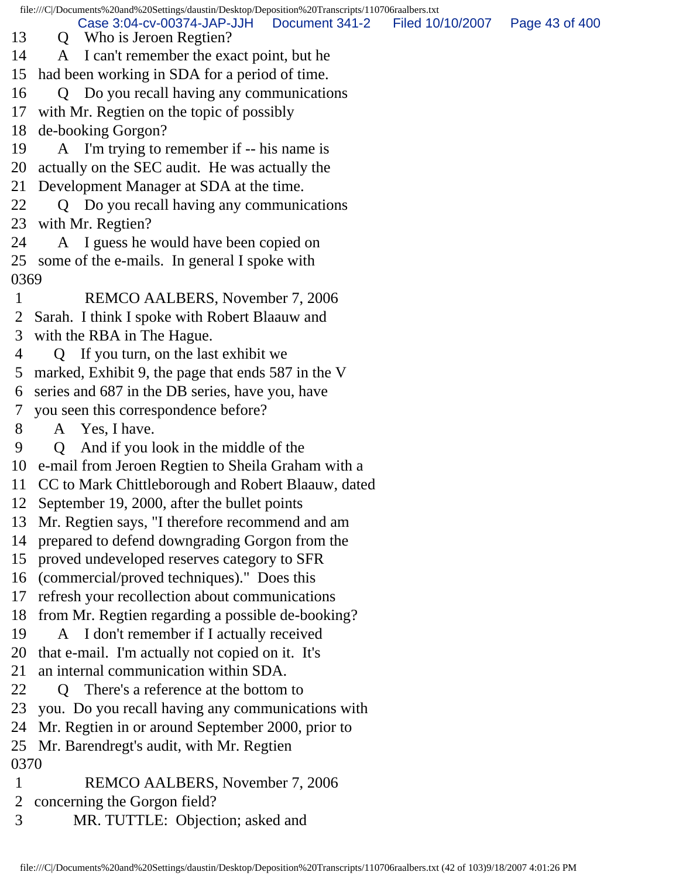13 Q Who is Jeroen Regtien?
14 A I can't remember the exact point, but he
15 had been working in SDA for a period of time.
16 Q Do you recall having any communications
17 with Mr. Regtien on the topic of possibly
18 de-booking Gorgon?
19 A I'm trying to remember if -- his name is
20 actually on the SEC audit. He was actually the
21 Development Manager at SDA at the time.
22 Q Do you recall having any communications
23 with Mr. Regtien?
24 A I guess he would have been copied on
25 some of the e-mails. In general I spoke with
0369
1 REMCO AALBERS, November 7, 2006
2 Sarah. I think I spoke with Robert Blaauw and
3 with the RBA in The Hague.
4 Q If you turn, on the last exhibit we
5 marked, Exhibit 9, the page that ends 587 in the V
6 series and 687 in the DB series, have you, have
7 you seen this correspondence before?
8 A Yes, I have.
9 Q And if you look in the middle of the
10 e-mail from Jeroen Regtien to Sheila Graham with a
11 CC to Mark Chittleborough and Robert Blaauw, dated
12 September 19, 2000, after the bullet points
13 Mr. Regtien says, "I therefore recommend and am
14 prepared to defend downgrading Gorgon from the
15 proved undeveloped reserves category to SFR
16 (commercial/proved techniques)." Does this
17 refresh your recollection about communications
18 from Mr. Regtien regarding a possible de-booking?
19 A I don't remember if I actually received
20 that e-mail. I'm actually not copied on it. It's
21 an internal communication within SDA.
22 Q There's a reference at the bottom to
23 you. Do you recall having any communications with
24 Mr. Regtien in or around September 2000, prior to
25 Mr. Barendregt's audit, with Mr. Regtien
0370
1 REMCO AALBERS, November 7, 2006
2 concerning the Gorgon field?
3 MR. TUTTLE: Objection; asked and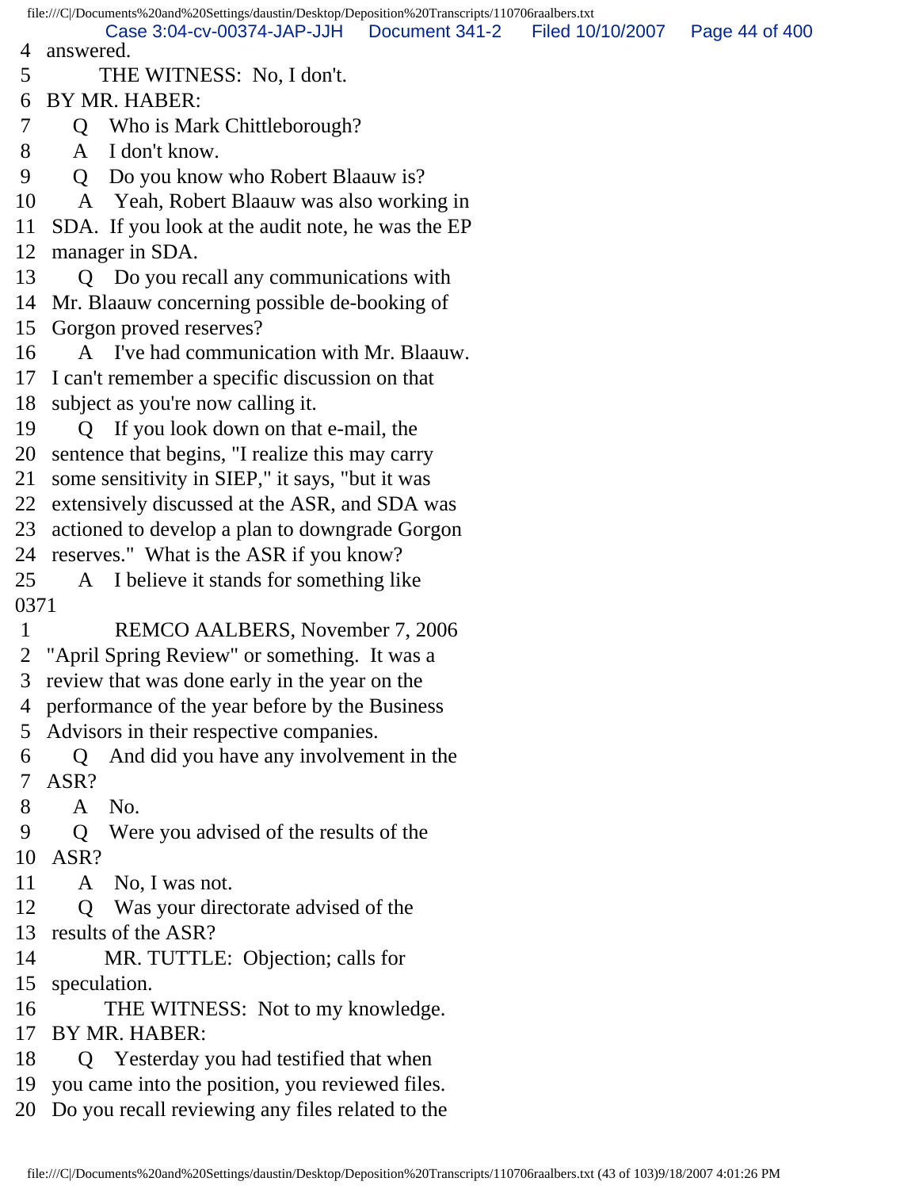4 answered.
5 THE WITNESS: No, I don't.
6 BY MR. HABER:
7 Q Who is Mark Chittleborough?
8 A I don't know.
9 Q Do you know who Robert Blaauw is?
10 A Yeah, Robert Blaauw was also working in
11 SDA. If you look at the audit note, he was the EP
12 manager in SDA.
13 Q Do you recall any communications with
14 Mr. Blaauw concerning possible de-booking of
15 Gorgon proved reserves?
16 A I've had communication with Mr. Blaauw.
17 I can't remember a specific discussion on that
18 subject as you're now calling it.
19 Q If you look down on that e-mail, the
20 sentence that begins, "I realize this may carry
21 some sensitivity in SIEP," it says, "but it was
22 extensively discussed at the ASR, and SDA was
23 actioned to develop a plan to downgrade Gorgon
24 reserves." What is the ASR if you know?
25 A I believe it stands for something like
0371
1 REMCO AALBERS, November 7, 2006
2 "April Spring Review" or something. It was a
3 review that was done early in the year on the
4 performance of the year before by the Business
5 Advisors in their respective companies.
6 Q And did you have any involvement in the
7 ASR?
8 A No.
9 Q Were you advised of the results of the
10 ASR?
11 A No, I was not.
12 Q Was your directorate advised of the
13 results of the ASR?
14 MR. TUTTLE: Objection; calls for
15 speculation.
16 THE WITNESS: Not to my knowledge.
17 BY MR. HABER:
18 Q Yesterday you had testified that when
19 you came into the position, you reviewed files.
20 Do you recall reviewing any files related to the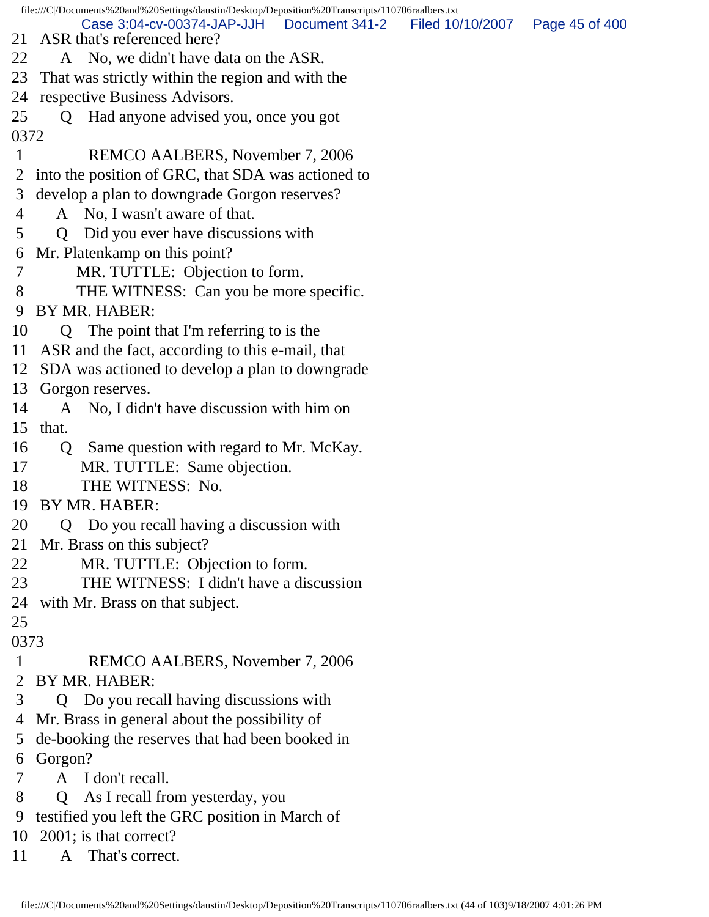21 ASR that's referenced here?

22 A No, we didn't have data on the ASR.

23 That was strictly within the region and with the

24 respective Business Advisors.

25 Q Had anyone advised you, once you got

0372

1 REMCO AALBERS, November 7, 2006

2 into the position of GRC, that SDA was actioned to

3 develop a plan to downgrade Gorgon reserves?

4 A No, I wasn't aware of that.

5 Q Did you ever have discussions with

6 Mr. Platenkamp on this point?

7 MR. TUTTLE: Objection to form.

8 THE WITNESS: Can you be more specific.

9 BY MR. HABER:

10 Q The point that I'm referring to is the

11 ASR and the fact, according to this e-mail, that

12 SDA was actioned to develop a plan to downgrade

13 Gorgon reserves.

14 A No, I didn't have discussion with him on

15 that.

16 Q Same question with regard to Mr. McKay.

17 MR. TUTTLE: Same objection.

18 THE WITNESS: No.

19 BY MR. HABER:

20 Q Do you recall having a discussion with

21 Mr. Brass on this subject?

22 MR. TUTTLE: Objection to form.

23 THE WITNESS: I didn't have a discussion

24 with Mr. Brass on that subject.

25

0373

1 REMCO AALBERS, November 7, 2006

2 BY MR. HABER:

3 Q Do you recall having discussions with

4 Mr. Brass in general about the possibility of

5 de-booking the reserves that had been booked in

6 Gorgon?

7 A I don't recall.

8 Q As I recall from yesterday, you

9 testified you left the GRC position in March of

10 2001; is that correct?

11 A That's correct.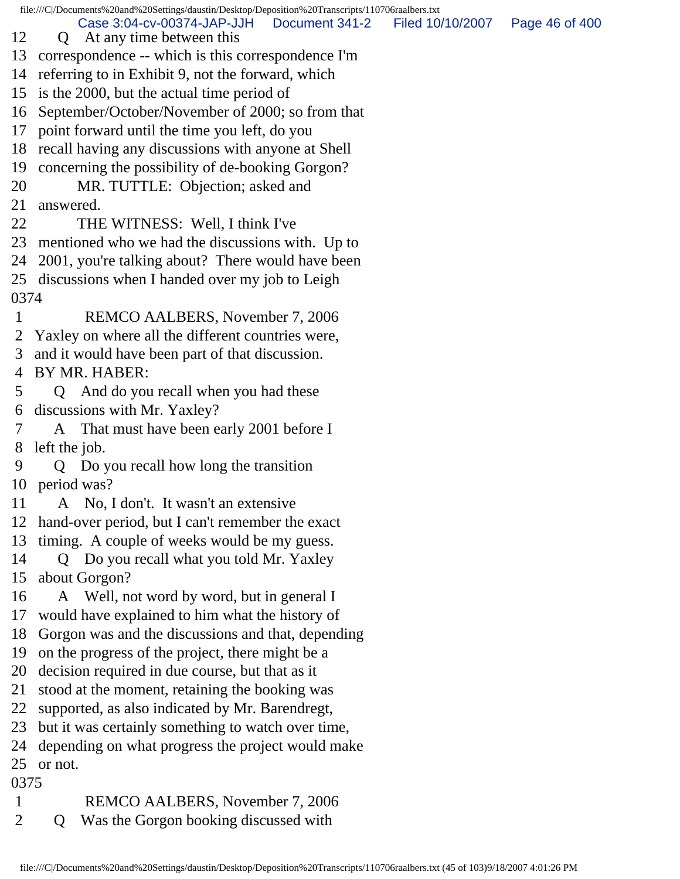12 Q At any time between this
13 correspondence -- which is this correspondence I'm
14 referring to in Exhibit 9, not the forward, which
15 is the 2000, but the actual time period of
16 September/October/November of 2000; so from that
17 point forward until the time you left, do you
18 recall having any discussions with anyone at Shell
19 concerning the possibility of de-booking Gorgon?
20 MR. TUTTLE: Objection; asked and
21 answered.
22 THE WITNESS: Well, I think I've
23 mentioned who we had the discussions with. Up to
24 2001, you're talking about? There would have been
25 discussions when I handed over my job to Leigh
0374
1 REMCO AALBERS, November 7, 2006
2 Yaxley on where all the different countries were,
3 and it would have been part of that discussion.
4 BY MR. HABER:
5 Q And do you recall when you had these
6 discussions with Mr. Yaxley?
7 A That must have been early 2001 before I
8 left the job.
9 Q Do you recall how long the transition
10 period was?
11 A No, I don't. It wasn't an extensive
12 hand-over period, but I can't remember the exact
13 timing. A couple of weeks would be my guess.
14 Q Do you recall what you told Mr. Yaxley
15 about Gorgon?
16 A Well, not word by word, but in general I
17 would have explained to him what the history of
18 Gorgon was and the discussions and that, depending
19 on the progress of the project, there might be a
20 decision required in due course, but that as it
21 stood at the moment, retaining the booking was
22 supported, as also indicated by Mr. Barendregt,
23 but it was certainly something to watch over time,
24 depending on what progress the project would make
25 or not.
0375
1 REMCO AALBERS, November 7, 2006
2 Q Was the Gorgon booking discussed with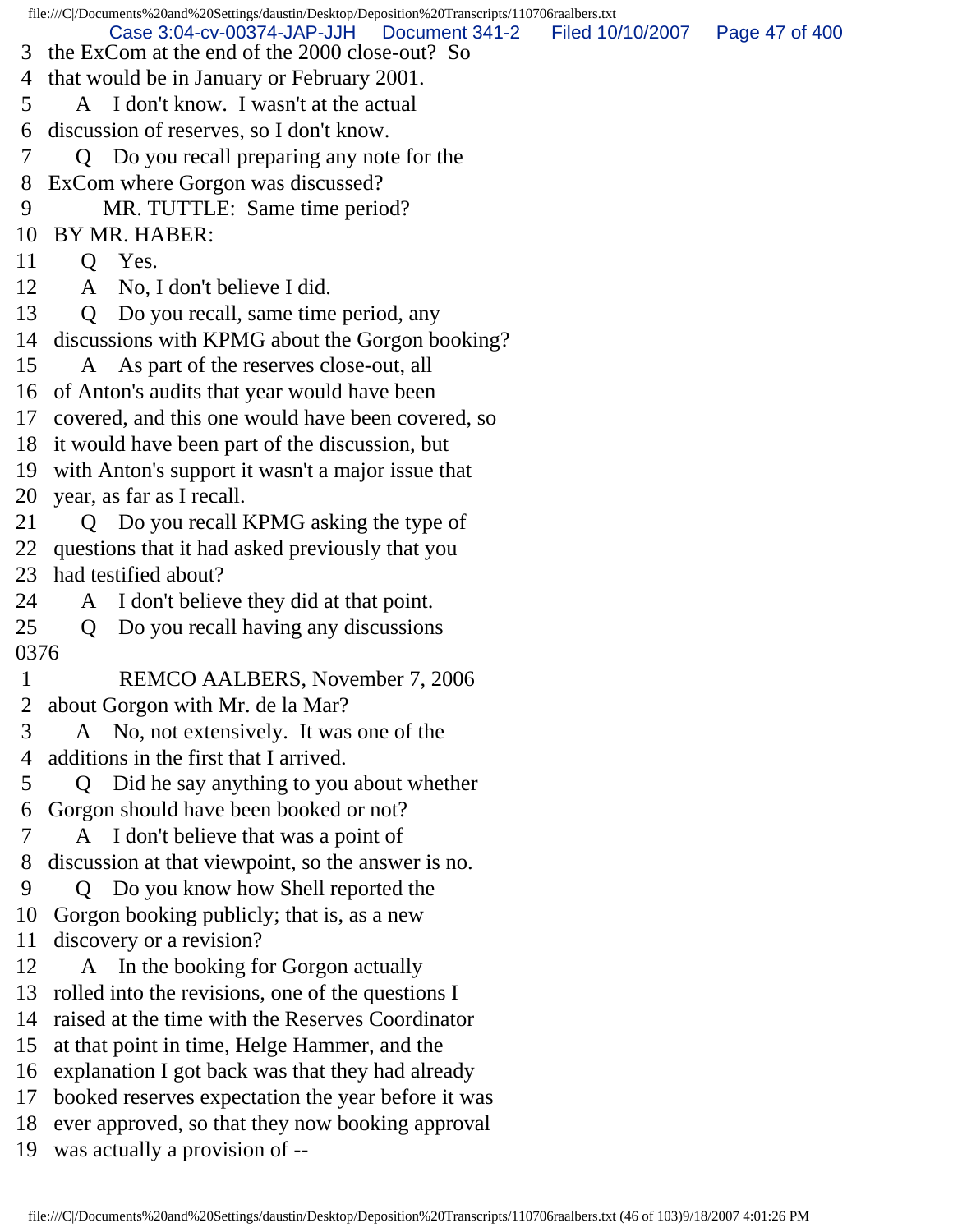3 the ExCom at the end of the 2000 close-out? So
4 that would be in January or February 2001.
5 A I don't know. I wasn't at the actual
6 discussion of reserves, so I don't know.
7 Q Do you recall preparing any note for the
8 ExCom where Gorgon was discussed?
9 MR. TUTTLE: Same time period?
10 BY MR. HABER:
11 Q Yes.
12 A No, I don't believe I did.
13 Q Do you recall, same time period, any
14 discussions with KPMG about the Gorgon booking?
15 A As part of the reserves close-out, all
16 of Anton's audits that year would have been
17 covered, and this one would have been covered, so
18 it would have been part of the discussion, but
19 with Anton's support it wasn't a major issue that
20 year, as far as I recall.
21 Q Do you recall KPMG asking the type of
22 questions that it had asked previously that you
23 had testified about?
24 A I don't believe they did at that point.
25 Q Do you recall having any discussions
0376
1 REMCO AALBERS, November 7, 2006
2 about Gorgon with Mr. de la Mar?
3 A No, not extensively. It was one of the
4 additions in the first that I arrived.
5 Q Did he say anything to you about whether
6 Gorgon should have been booked or not?
7 A I don't believe that was a point of
8 discussion at that viewpoint, so the answer is no.
9 Q Do you know how Shell reported the
10 Gorgon booking publicly; that is, as a new
11 discovery or a revision?
12 A In the booking for Gorgon actually
13 rolled into the revisions, one of the questions I
14 raised at the time with the Reserves Coordinator
15 at that point in time, Helge Hammer, and the
16 explanation I got back was that they had already
17 booked reserves expectation the year before it was
18 ever approved, so that they now booking approval
19 was actually a provision of --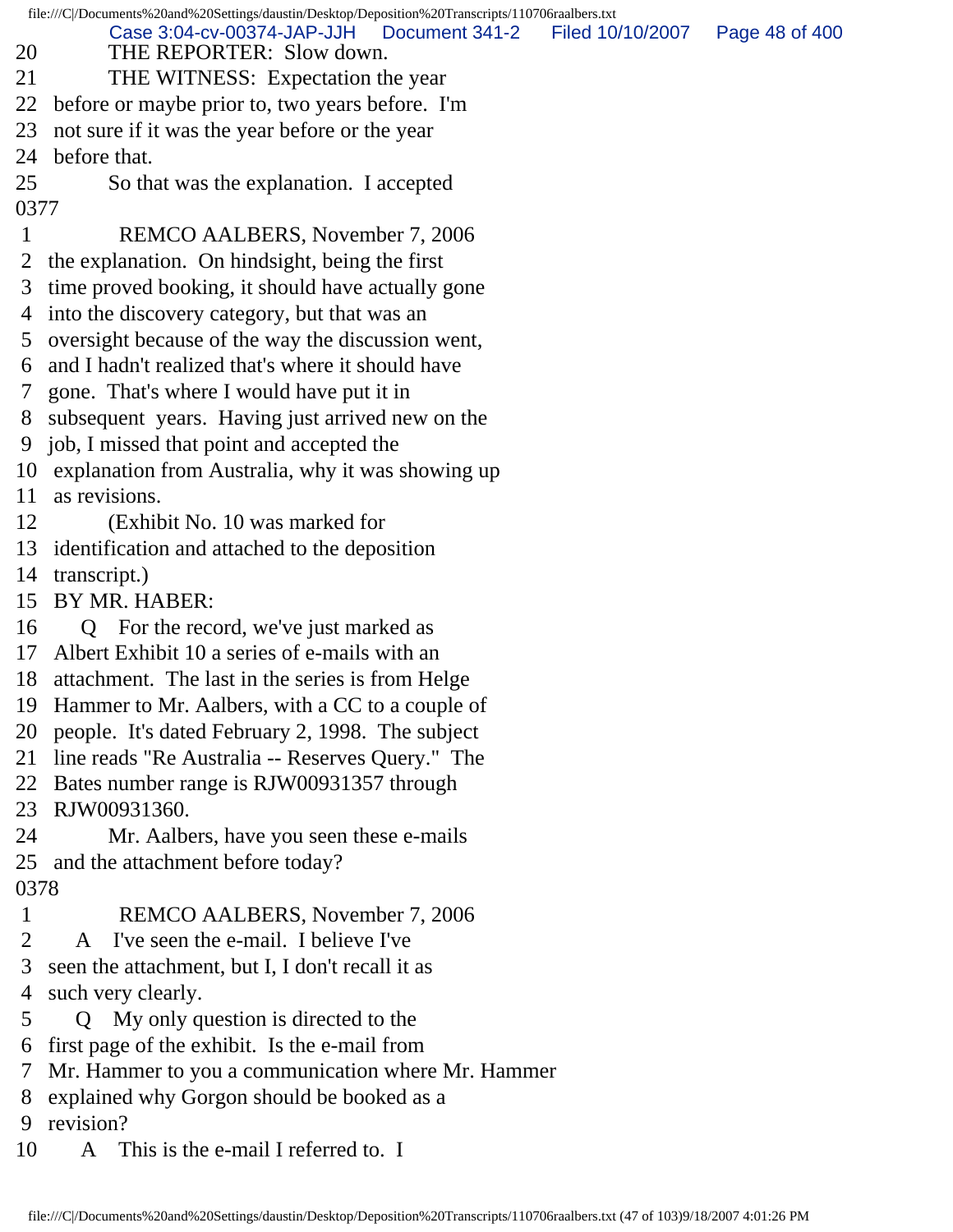20 THE REPORTER: Slow down.
21 THE WITNESS: Expectation the year
22 before or maybe prior to, two years before. I'm
23 not sure if it was the year before or the year
24 before that.
25 So that was the explanation. I accepted
0377
1 REMCO AALBERS, November 7, 2006
2 the explanation. On hindsight, being the first
3 time proved booking, it should have actually gone
4 into the discovery category, but that was an
5 oversight because of the way the discussion went,
6 and I hadn't realized that's where it should have
7 gone. That's where I would have put it in
8 subsequent years. Having just arrived new on the
9 job, I missed that point and accepted the
10 explanation from Australia, why it was showing up
11 as revisions.
12 (Exhibit No. 10 was marked for
13 identification and attached to the deposition
14 transcript.)
15 BY MR. HABER:
16 Q For the record, we've just marked as
17 Albert Exhibit 10 a series of e-mails with an
18 attachment. The last in the series is from Helge
19 Hammer to Mr. Aalbers, with a CC to a couple of
20 people. It's dated February 2, 1998. The subject
21 line reads "Re Australia -- Reserves Query." The
22 Bates number range is RJW00931357 through
23 RJW00931360.
24 Mr. Aalbers, have you seen these e-mails
25 and the attachment before today?
0378
1 REMCO AALBERS, November 7, 2006
2 A I've seen the e-mail. I believe I've
3 seen the attachment, but I, I don't recall it as
4 such very clearly.
5 Q My only question is directed to the
6 first page of the exhibit. Is the e-mail from
7 Mr. Hammer to you a communication where Mr. Hammer
8 explained why Gorgon should be booked as a
9 revision?
10 A This is the e-mail I referred to. I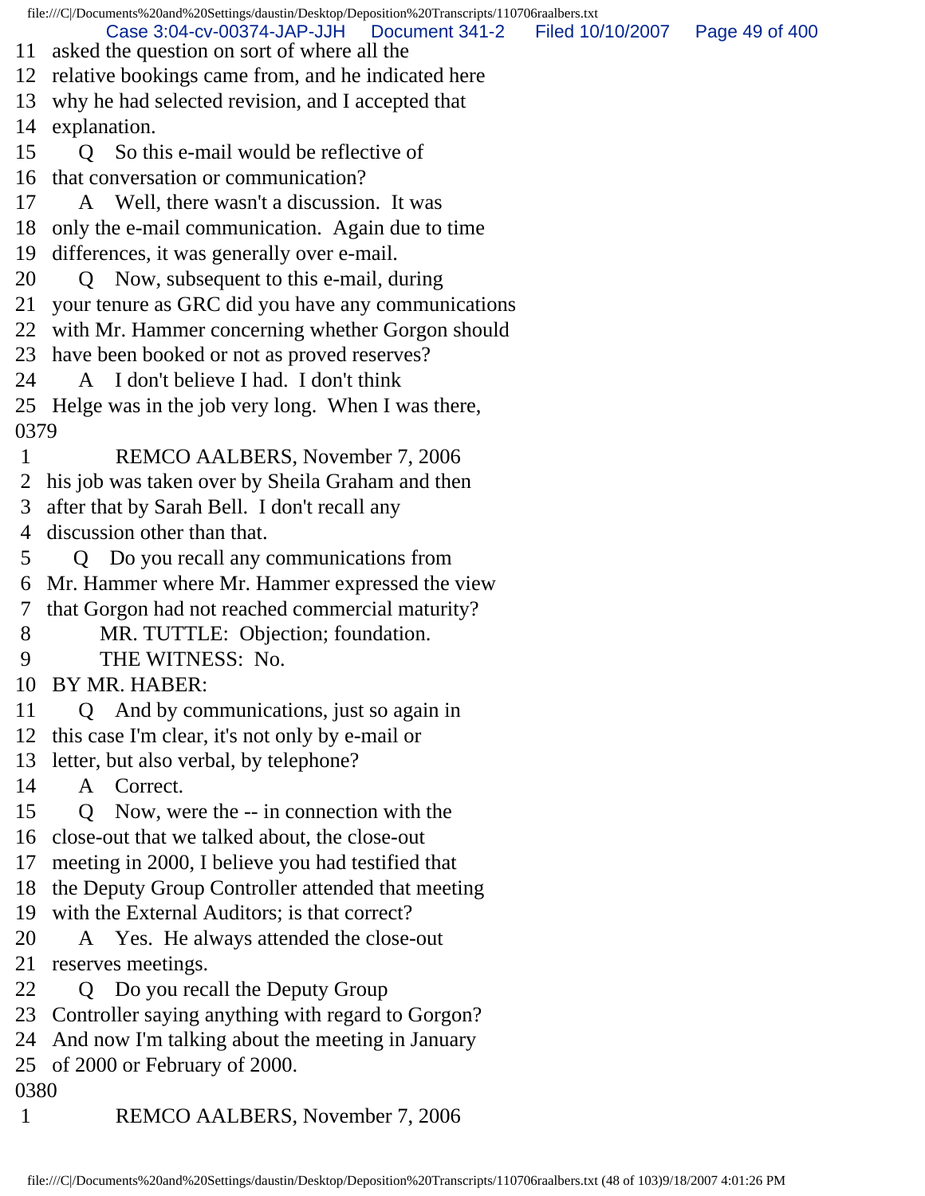11 asked the question on sort of where all the
12 relative bookings came from, and he indicated here
13 why he had selected revision, and I accepted that
14 explanation.
15 Q So this e-mail would be reflective of
16 that conversation or communication?
17 A Well, there wasn't a discussion. It was
18 only the e-mail communication. Again due to time
19 differences, it was generally over e-mail.
20 Q Now, subsequent to this e-mail, during
21 your tenure as GRC did you have any communications
22 with Mr. Hammer concerning whether Gorgon should
23 have been booked or not as proved reserves?
24 A I don't believe I had. I don't think
25 Helge was in the job very long. When I was there,
0379
1 REMCO AALBERS, November 7, 2006
2 his job was taken over by Sheila Graham and then
3 after that by Sarah Bell. I don't recall any
4 discussion other than that.
5 Q Do you recall any communications from
6 Mr. Hammer where Mr. Hammer expressed the view
7 that Gorgon had not reached commercial maturity?
8 MR. TUTTLE: Objection; foundation.
9 THE WITNESS: No.
10 BY MR. HABER:
11 Q And by communications, just so again in
12 this case I'm clear, it's not only by e-mail or
13 letter, but also verbal, by telephone?
14 A Correct.
15 Q Now, were the -- in connection with the
16 close-out that we talked about, the close-out
17 meeting in 2000, I believe you had testified that
18 the Deputy Group Controller attended that meeting
19 with the External Auditors; is that correct?
20 A Yes. He always attended the close-out
21 reserves meetings.
22 Q Do you recall the Deputy Group
23 Controller saying anything with regard to Gorgon?
24 And now I'm talking about the meeting in January
25 of 2000 or February of 2000.
0380
1 REMCO AALBERS, November 7, 2006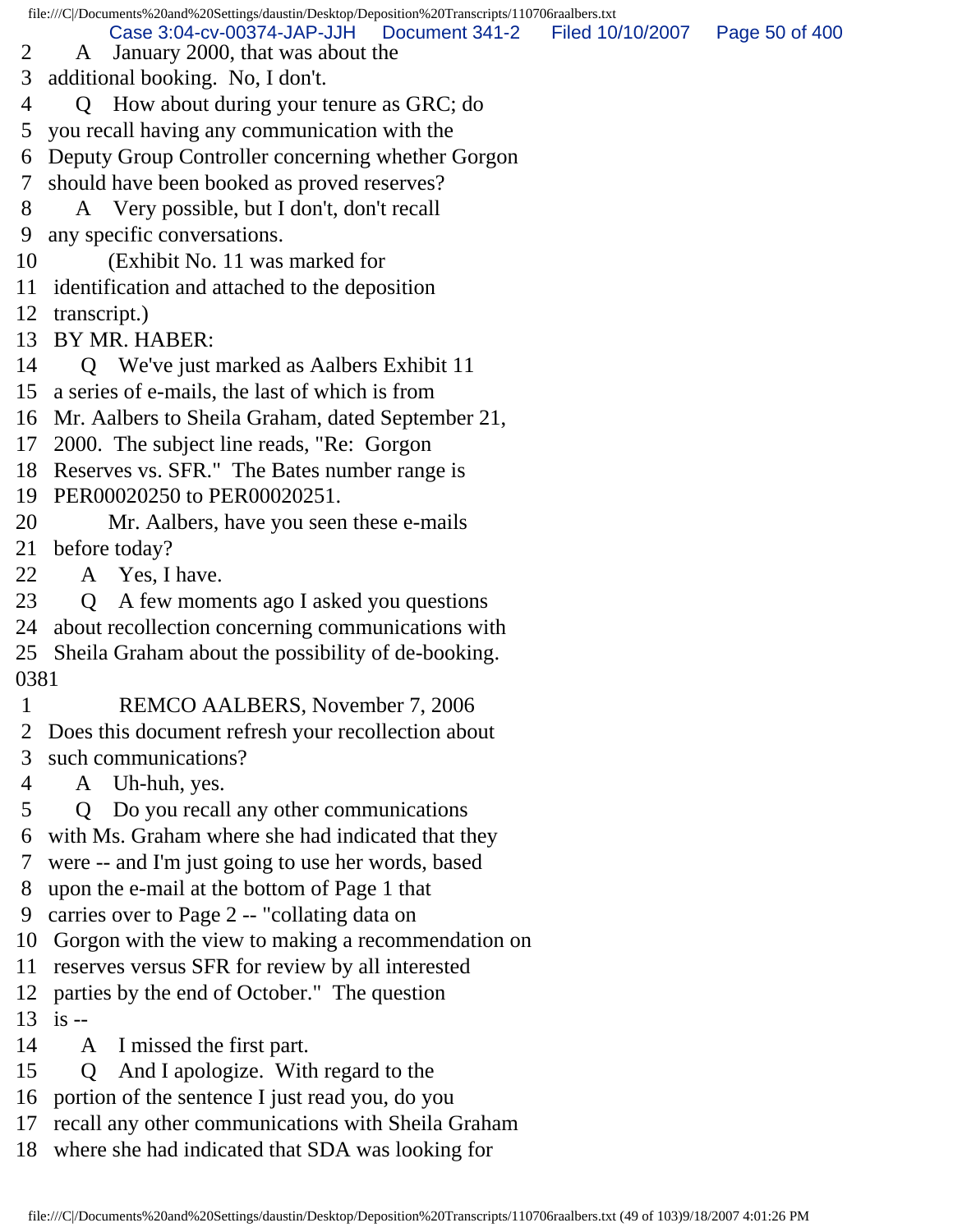2 A January 2000, that was about the
3 additional booking. No, I don't.
4 Q How about during your tenure as GRC; do
5 you recall having any communication with the
6 Deputy Group Controller concerning whether Gorgon
7 should have been booked as proved reserves?
8 A Very possible, but I don't, don't recall
9 any specific conversations.
10 (Exhibit No. 11 was marked for
11 identification and attached to the deposition
12 transcript.)
13 BY MR. HABER:
14 Q We've just marked as Aalbers Exhibit 11
15 a series of e-mails, the last of which is from
16 Mr. Aalbers to Sheila Graham, dated September 21,
17 2000. The subject line reads, "Re: Gorgon
18 Reserves vs. SFR." The Bates number range is
19 PER00020250 to PER00020251.
20 Mr. Aalbers, have you seen these e-mails
21 before today?
22 A Yes, I have.
23 Q A few moments ago I asked you questions
24 about recollection concerning communications with
25 Sheila Graham about the possibility of de-booking.
0381
1 REMCO AALBERS, November 7, 2006
2 Does this document refresh your recollection about
3 such communications?
4 A Uh-huh, yes.
5 Q Do you recall any other communications
6 with Ms. Graham where she had indicated that they
7 were -- and I'm just going to use her words, based
8 upon the e-mail at the bottom of Page 1 that
9 carries over to Page 2 -- "collating data on
10 Gorgon with the view to making a recommendation on
11 reserves versus SFR for review by all interested
12 parties by the end of October." The question
13 is --
14 A I missed the first part.
15 Q And I apologize. With regard to the
16 portion of the sentence I just read you, do you
17 recall any other communications with Sheila Graham
18 where she had indicated that SDA was looking for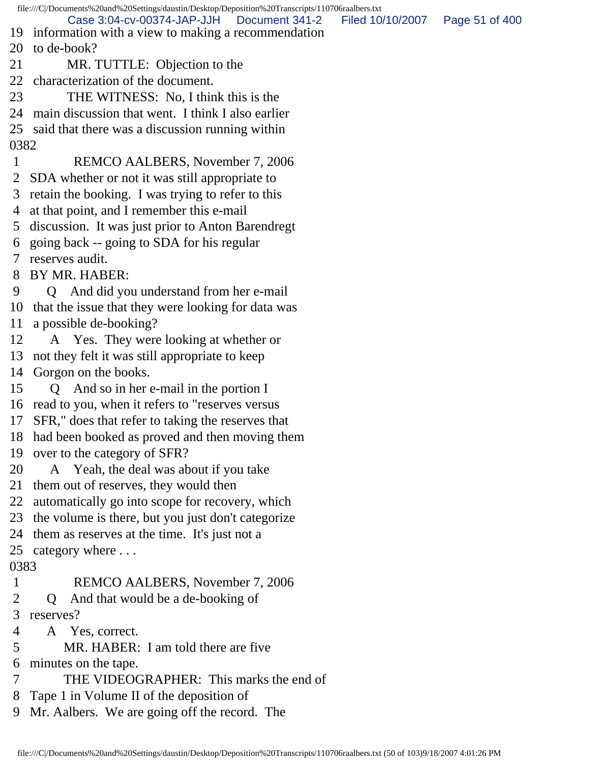19 information with a view to making a recommendation
20 to de-book?
21 MR. TUTTLE: Objection to the
22 characterization of the document.
23 THE WITNESS: No, I think this is the
24 main discussion that went. I think I also earlier
25 said that there was a discussion running within
0382
1 REMCO AALBERS, November 7, 2006
2 SDA whether or not it was still appropriate to
3 retain the booking. I was trying to refer to this
4 at that point, and I remember this e-mail
5 discussion. It was just prior to Anton Barendregt
6 going back -- going to SDA for his regular
7 reserves audit.
8 BY MR. HABER:
9 Q And did you understand from her e-mail
10 that the issue that they were looking for data was
11 a possible de-booking?
12 A Yes. They were looking at whether or
13 not they felt it was still appropriate to keep
14 Gorgon on the books.
15 Q And so in her e-mail in the portion I
16 read to you, when it refers to "reserves versus
17 SFR," does that refer to taking the reserves that
18 had been booked as proved and then moving them
19 over to the category of SFR?
20 A Yeah, the deal was about if you take
21 them out of reserves, they would then
22 automatically go into scope for recovery, which
23 the volume is there, but you just don't categorize
24 them as reserves at the time. It's just not a
25 category where . . .
0383
1 REMCO AALBERS, November 7, 2006
2 Q And that would be a de-booking of
3 reserves?
4 A Yes, correct.
5 MR. HABER: I am told there are five
6 minutes on the tape.
7 THE VIDEOGRAPHER: This marks the end of
8 Tape 1 in Volume II of the deposition of
9 Mr. Aalbers. We are going off the record. The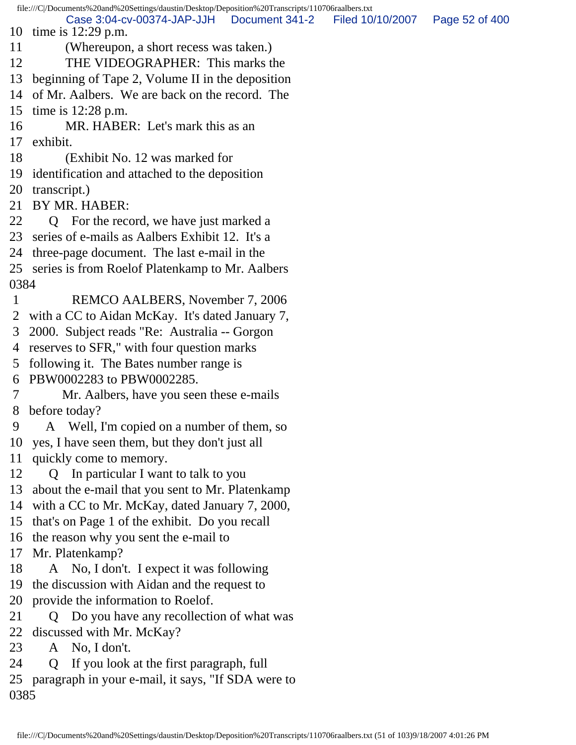10 time is 12:29 p.m.
11 (Whereupon, a short recess was taken.)
12 THE VIDEOGRAPHER: This marks the
13 beginning of Tape 2, Volume II in the deposition
14 of Mr. Aalbers. We are back on the record. The
15 time is 12:28 p.m.
16 MR. HABER: Let's mark this as an
17 exhibit.
18 (Exhibit No. 12 was marked for
19 identification and attached to the deposition
20 transcript.)
21 BY MR. HABER:
22 Q For the record, we have just marked a
23 series of e-mails as Aalbers Exhibit 12. It's a
24 three-page document. The last e-mail in the
25 series is from Roelof Platenkamp to Mr. Aalbers
0384
1 REMCO AALBERS, November 7, 2006
2 with a CC to Aidan McKay. It's dated January 7,
3 2000. Subject reads "Re: Australia -- Gorgon
4 reserves to SFR," with four question marks
5 following it. The Bates number range is
6 PBW0002283 to PBW0002285.
7 Mr. Aalbers, have you seen these e-mails
8 before today?
9 A Well, I'm copied on a number of them, so
10 yes, I have seen them, but they don't just all
11 quickly come to memory.
12 Q In particular I want to talk to you
13 about the e-mail that you sent to Mr. Platenkamp
14 with a CC to Mr. McKay, dated January 7, 2000,
15 that's on Page 1 of the exhibit. Do you recall
16 the reason why you sent the e-mail to
17 Mr. Platenkamp?
18 A No, I don't. I expect it was following
19 the discussion with Aidan and the request to
20 provide the information to Roelof.
21 Q Do you have any recollection of what was
22 discussed with Mr. McKay?
23 A No, I don't.
24 Q If you look at the first paragraph, full
25 paragraph in your e-mail, it says, "If SDA were to
0385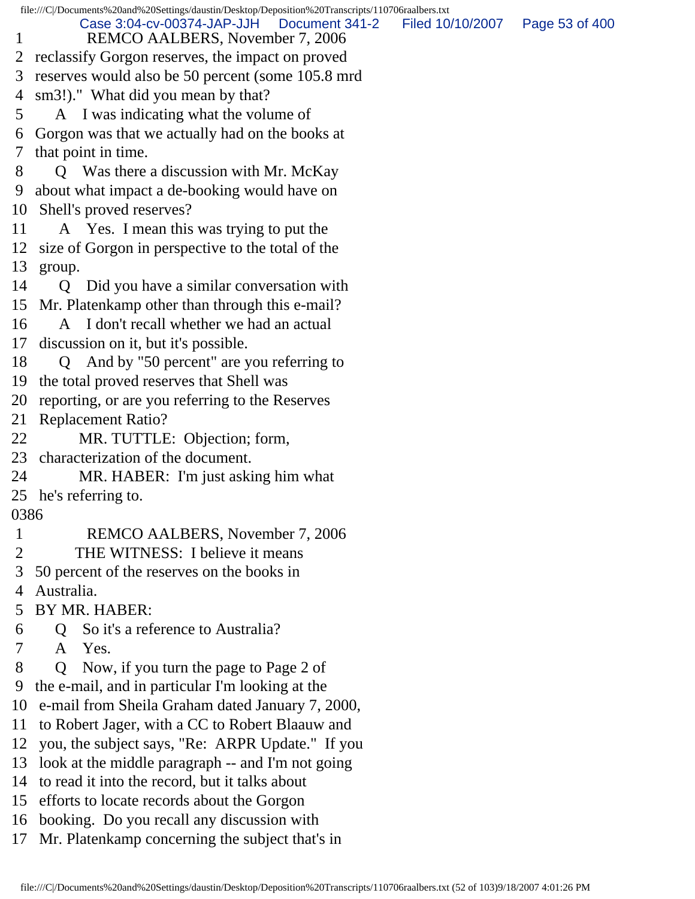1 REMCO AALBERS, November 7, 2006
2 reclassify Gorgon reserves, the impact on proved
3 reserves would also be 50 percent (some 105.8 mrd
4 sm3!)." What did you mean by that?
5 A I was indicating what the volume of
6 Gorgon was that we actually had on the books at
7 that point in time.
8 Q Was there a discussion with Mr. McKay
9 about what impact a de-booking would have on
10 Shell's proved reserves?
11 A Yes. I mean this was trying to put the
12 size of Gorgon in perspective to the total of the
13 group.
14 Q Did you have a similar conversation with
15 Mr. Platenkamp other than through this e-mail?
16 A I don't recall whether we had an actual
17 discussion on it, but it's possible.
18 Q And by "50 percent" are you referring to
19 the total proved reserves that Shell was
20 reporting, or are you referring to the Reserves
21 Replacement Ratio?
22 MR. TUTTLE: Objection; form,
23 characterization of the document.
24 MR. HABER: I'm just asking him what
25 he's referring to.

0386

1 REMCO AALBERS, November 7, 2006
2 THE WITNESS: I believe it means
3 50 percent of the reserves on the books in
4 Australia.
5 BY MR. HABER:
6 Q So it's a reference to Australia?
7 A Yes.
8 Q Now, if you turn the page to Page 2 of
9 the e-mail, and in particular I'm looking at the
10 e-mail from Sheila Graham dated January 7, 2000,
11 to Robert Jager, with a CC to Robert Blaauw and
12 you, the subject says, "Re: ARPR Update." If you
13 look at the middle paragraph -- and I'm not going
14 to read it into the record, but it talks about
15 efforts to locate records about the Gorgon
16 booking. Do you recall any discussion with
17 Mr. Platenkamp concerning the subject that's in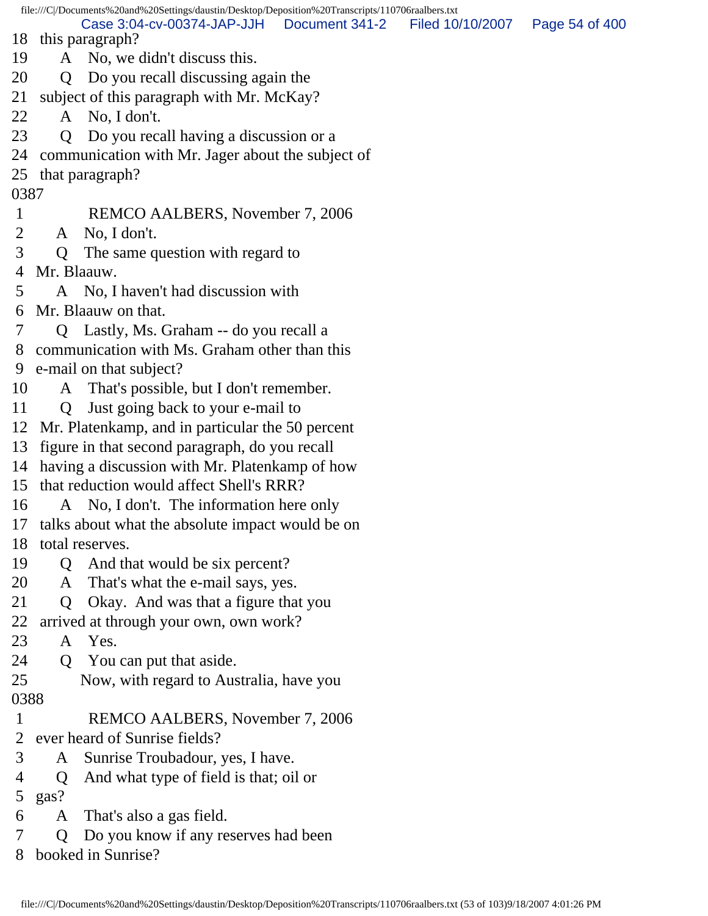18 this paragraph?
19 A No, we didn't discuss this.
20 Q Do you recall discussing again the
21 subject of this paragraph with Mr. McKay?
22 A No, I don't.
23 Q Do you recall having a discussion or a
24 communication with Mr. Jager about the subject of
25 that paragraph?
0387
1 REMCO AALBERS, November 7, 2006
2 A No, I don't.
3 Q The same question with regard to
4 Mr. Blaauw.
5 A No, I haven't had discussion with
6 Mr. Blaauw on that.
7 Q Lastly, Ms. Graham -- do you recall a
8 communication with Ms. Graham other than this
9 e-mail on that subject?
10 A That's possible, but I don't remember.
11 Q Just going back to your e-mail to
12 Mr. Platenkamp, and in particular the 50 percent
13 figure in that second paragraph, do you recall
14 having a discussion with Mr. Platenkamp of how
15 that reduction would affect Shell's RRR?
16 A No, I don't. The information here only
17 talks about what the absolute impact would be on
18 total reserves.
19 Q And that would be six percent?
20 A That's what the e-mail says, yes.
21 Q Okay. And was that a figure that you
22 arrived at through your own, own work?
23 A Yes.
24 Q You can put that aside.
25 Now, with regard to Australia, have you
0388
1 REMCO AALBERS, November 7, 2006
2 ever heard of Sunrise fields?
3 A Sunrise Troubadour, yes, I have.
4 Q And what type of field is that; oil or
5 gas?
6 A That's also a gas field.
7 Q Do you know if any reserves had been
8 booked in Sunrise?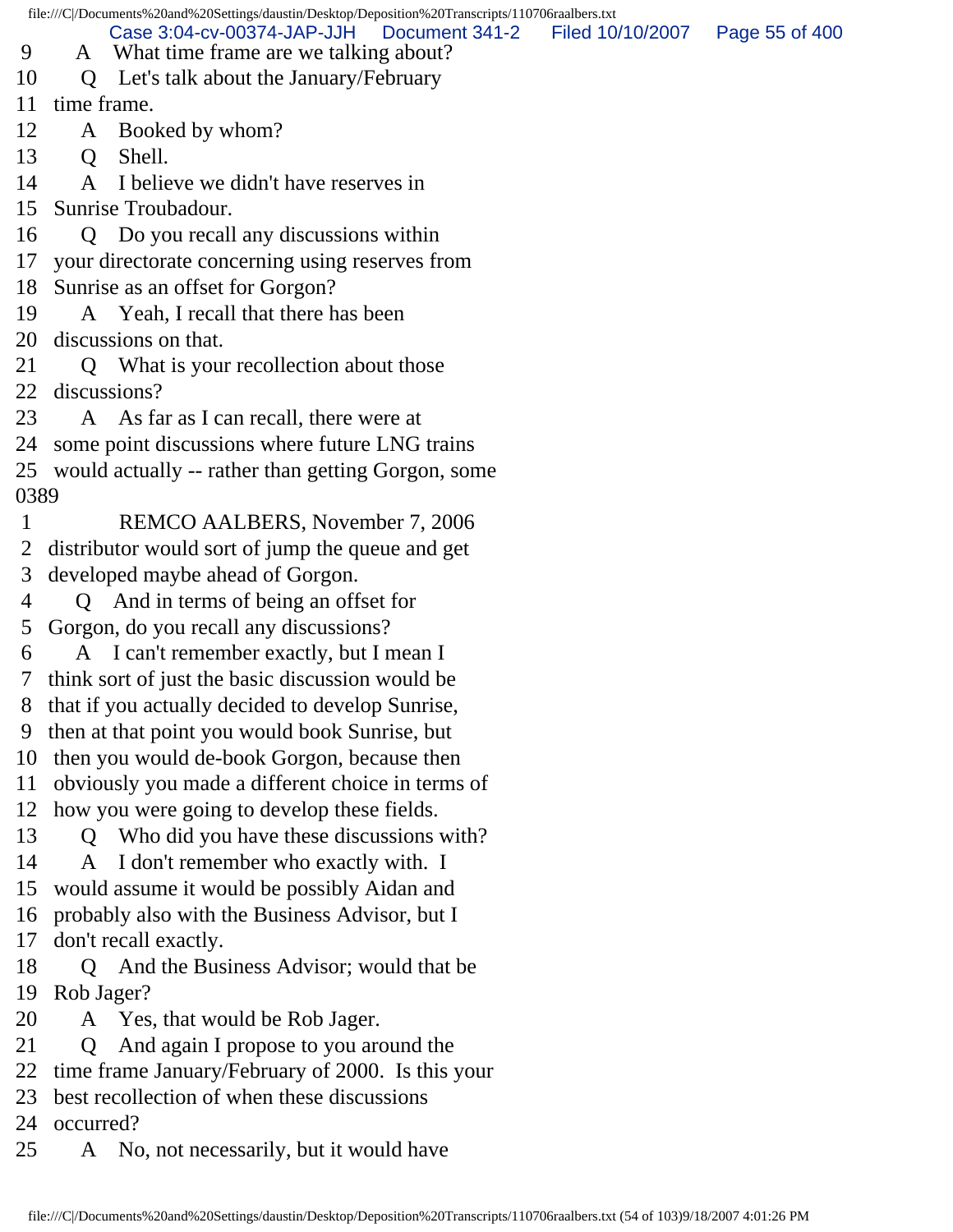9 A What time frame are we talking about?
10 Q Let's talk about the January/February
11 time frame.
12 A Booked by whom?
13 Q Shell.
14 A I believe we didn't have reserves in
15 Sunrise Troubadour.
16 Q Do you recall any discussions within
17 your directorate concerning using reserves from
18 Sunrise as an offset for Gorgon?
19 A Yeah, I recall that there has been
20 discussions on that.
21 Q What is your recollection about those
22 discussions?
23 A As far as I can recall, there were at
24 some point discussions where future LNG trains
25 would actually -- rather than getting Gorgon, some
0389
1 REMCO AALBERS, November 7, 2006
2 distributor would sort of jump the queue and get
3 developed maybe ahead of Gorgon.
4 Q And in terms of being an offset for
5 Gorgon, do you recall any discussions?
6 A I can't remember exactly, but I mean I
7 think sort of just the basic discussion would be
8 that if you actually decided to develop Sunrise,
9 then at that point you would book Sunrise, but
10 then you would de-book Gorgon, because then
11 obviously you made a different choice in terms of
12 how you were going to develop these fields.
13 Q Who did you have these discussions with?
14 A I don't remember who exactly with. I
15 would assume it would be possibly Aidan and
16 probably also with the Business Advisor, but I
17 don't recall exactly.
18 Q And the Business Advisor; would that be
19 Rob Jager?
20 A Yes, that would be Rob Jager.
21 Q And again I propose to you around the
22 time frame January/February of 2000. Is this your
23 best recollection of when these discussions
24 occurred?
25 A No, not necessarily, but it would have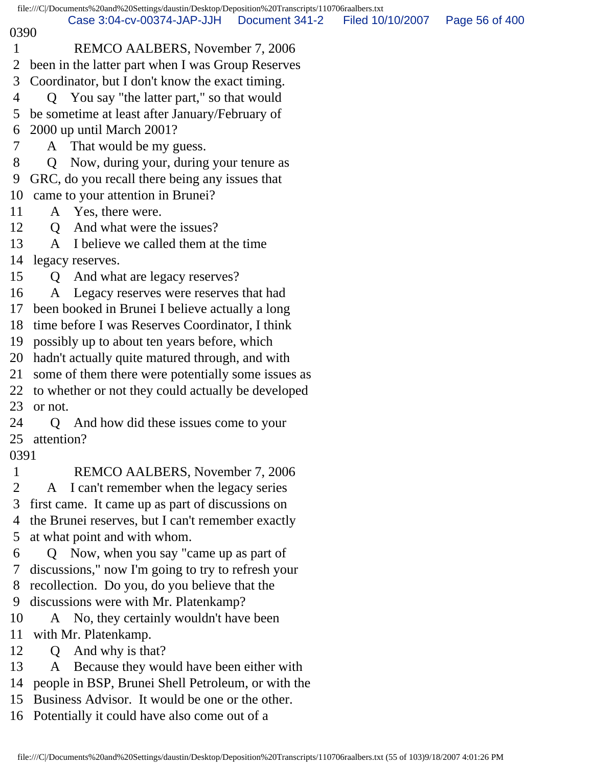0390

1 REMCO AALBERS, November 7, 2006
2 been in the latter part when I was Group Reserves
3 Coordinator, but I don't know the exact timing.
4 Q You say "the latter part," so that would
5 be sometime at least after January/February of
6 2000 up until March 2001?
7 A That would be my guess.
8 Q Now, during your, during your tenure as
9 GRC, do you recall there being any issues that
10 came to your attention in Brunei?
11 A Yes, there were.
12 Q And what were the issues?
13 A I believe we called them at the time
14 legacy reserves.
15 Q And what are legacy reserves?
16 A Legacy reserves were reserves that had
17 been booked in Brunei I believe actually a long
18 time before I was Reserves Coordinator, I think
19 possibly up to about ten years before, which
20 hadn't actually quite matured through, and with
21 some of them there were potentially some issues as
22 to whether or not they could actually be developed
23 or not.
24 Q And how did these issues come to your
25 attention?

0391

1 REMCO AALBERS, November 7, 2006
2 A I can't remember when the legacy series
3 first came. It came up as part of discussions on
4 the Brunei reserves, but I can't remember exactly
5 at what point and with whom.
6 Q Now, when you say "came up as part of
7 discussions," now I'm going to try to refresh your
8 recollection. Do you, do you believe that the
9 discussions were with Mr. Platenkamp?
10 A No, they certainly wouldn't have been
11 with Mr. Platenkamp.
12 Q And why is that?
13 A Because they would have been either with
14 people in BSP, Brunei Shell Petroleum, or with the
15 Business Advisor. It would be one or the other.
16 Potentially it could have also come out of a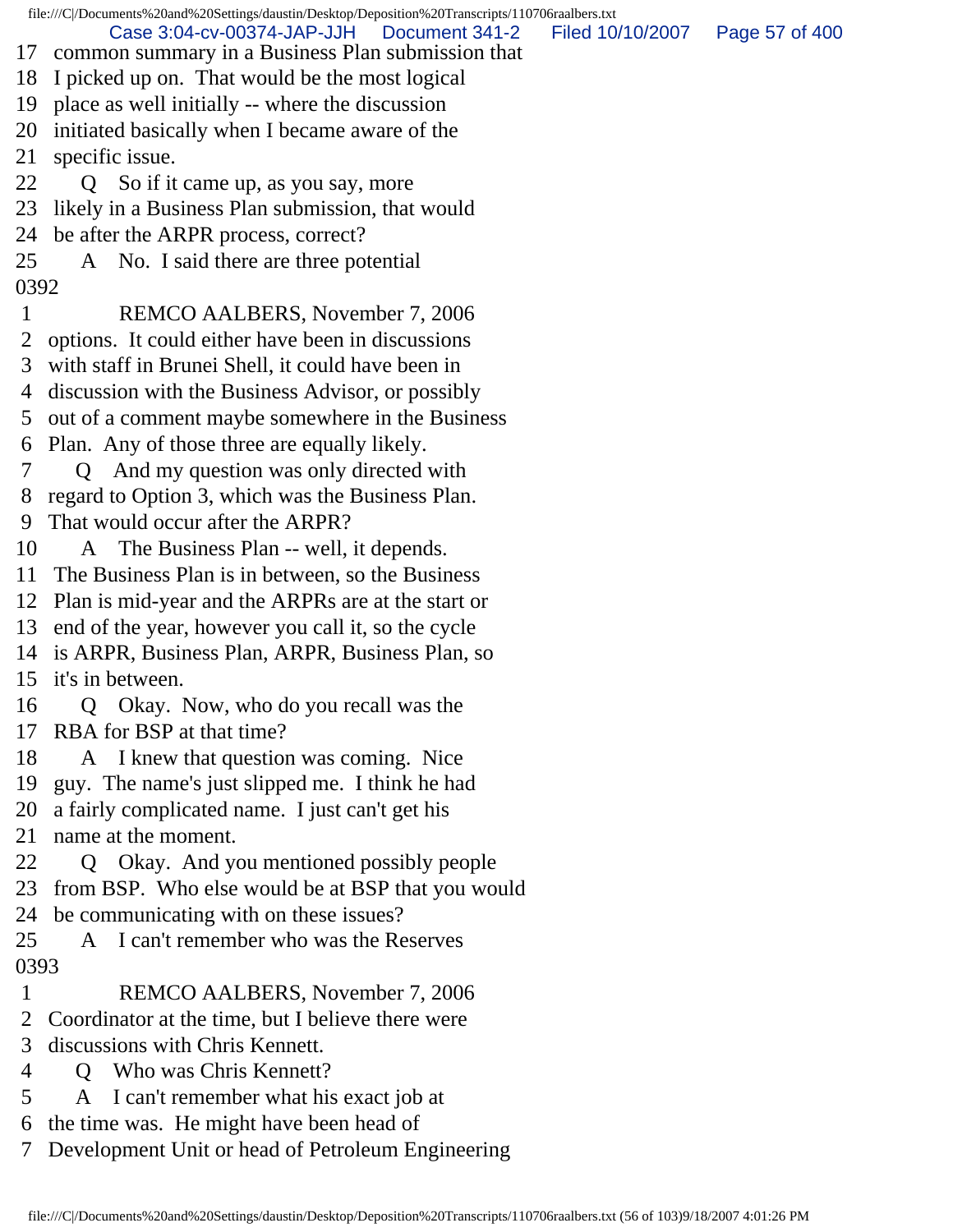17 common summary in a Business Plan submission that
18 I picked up on. That would be the most logical
19 place as well initially -- where the discussion
20 initiated basically when I became aware of the
21 specific issue.
22 Q So if it came up, as you say, more
23 likely in a Business Plan submission, that would
24 be after the ARPR process, correct?
25 A No. I said there are three potential
0392
1 REMCO AALBERS, November 7, 2006
2 options. It could either have been in discussions
3 with staff in Brunei Shell, it could have been in
4 discussion with the Business Advisor, or possibly
5 out of a comment maybe somewhere in the Business
6 Plan. Any of those three are equally likely.
7 Q And my question was only directed with
8 regard to Option 3, which was the Business Plan.
9 That would occur after the ARPR?
10 A The Business Plan -- well, it depends.
11 The Business Plan is in between, so the Business
12 Plan is mid-year and the ARPRs are at the start or
13 end of the year, however you call it, so the cycle
14 is ARPR, Business Plan, ARPR, Business Plan, so
15 it's in between.
16 Q Okay. Now, who do you recall was the
17 RBA for BSP at that time?
18 A I knew that question was coming. Nice
19 guy. The name's just slipped me. I think he had
20 a fairly complicated name. I just can't get his
21 name at the moment.
22 Q Okay. And you mentioned possibly people
23 from BSP. Who else would be at BSP that you would
24 be communicating with on these issues?
25 A I can't remember who was the Reserves
0393
1 REMCO AALBERS, November 7, 2006
2 Coordinator at the time, but I believe there were
3 discussions with Chris Kennett.
4 Q Who was Chris Kennett?
5 A I can't remember what his exact job at
6 the time was. He might have been head of
7 Development Unit or head of Petroleum Engineering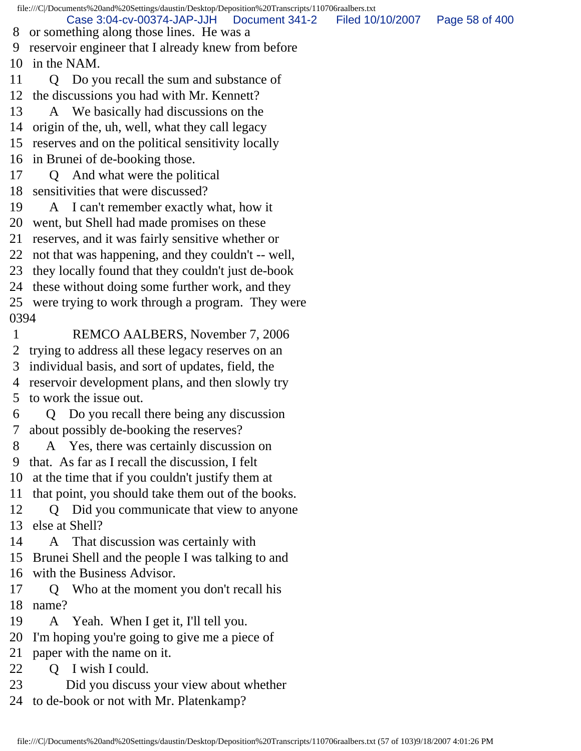8 or something along those lines. He was a
9 reservoir engineer that I already knew from before
10 in the NAM.
11 Q Do you recall the sum and substance of
12 the discussions you had with Mr. Kennett?
13 A We basically had discussions on the
14 origin of the, uh, well, what they call legacy
15 reserves and on the political sensitivity locally
16 in Brunei of de-booking those.
17 Q And what were the political
18 sensitivities that were discussed?
19 A I can't remember exactly what, how it
20 went, but Shell had made promises on these
21 reserves, and it was fairly sensitive whether or
22 not that was happening, and they couldn't -- well,
23 they locally found that they couldn't just de-book
24 these without doing some further work, and they
25 were trying to work through a program. They were
0394
1 REMCO AALBERS, November 7, 2006
2 trying to address all these legacy reserves on an
3 individual basis, and sort of updates, field, the
4 reservoir development plans, and then slowly try
5 to work the issue out.
6 Q Do you recall there being any discussion
7 about possibly de-booking the reserves?
8 A Yes, there was certainly discussion on
9 that. As far as I recall the discussion, I felt
10 at the time that if you couldn't justify them at
11 that point, you should take them out of the books.
12 Q Did you communicate that view to anyone
13 else at Shell?
14 A That discussion was certainly with
15 Brunei Shell and the people I was talking to and
16 with the Business Advisor.
17 Q Who at the moment you don't recall his
18 name?
19 A Yeah. When I get it, I'll tell you.
20 I'm hoping you're going to give me a piece of
21 paper with the name on it.
22 Q I wish I could.
23 Did you discuss your view about whether
24 to de-book or not with Mr. Platenkamp?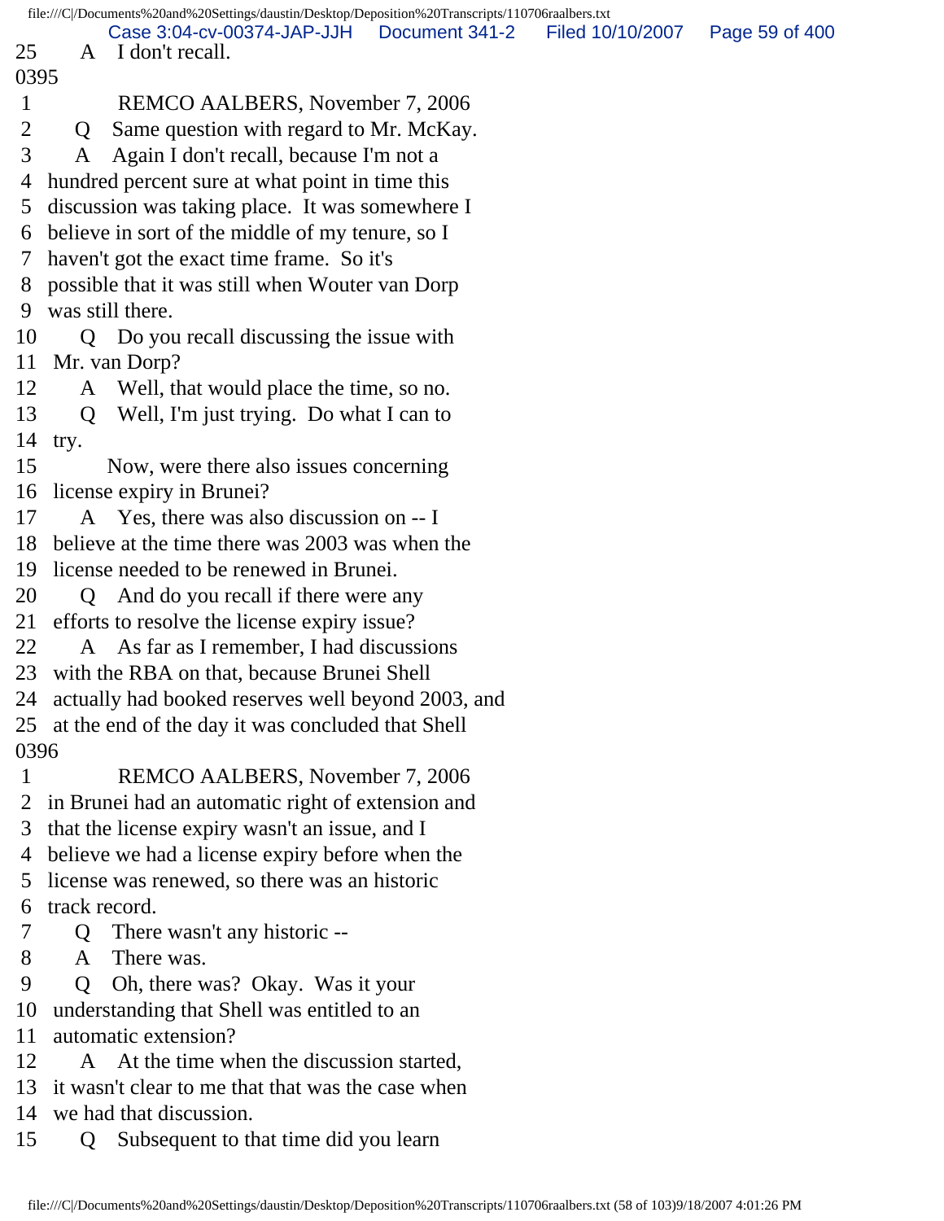25 A I don't recall.

0395

1 REMCO AALBERS, November 7, 2006

2 Q Same question with regard to Mr. McKay.

3 A Again I don't recall, because I'm not a

4 hundred percent sure at what point in time this

5 discussion was taking place. It was somewhere I

6 believe in sort of the middle of my tenure, so I

7 haven't got the exact time frame. So it's

8 possible that it was still when Wouter van Dorp

9 was still there.

10 Q Do you recall discussing the issue with

11 Mr. van Dorp?

12 A Well, that would place the time, so no.

13 Q Well, I'm just trying. Do what I can to

14 try.

15 Now, were there also issues concerning

16 license expiry in Brunei?

17 A Yes, there was also discussion on -- I

18 believe at the time there was 2003 was when the

19 license needed to be renewed in Brunei.

20 Q And do you recall if there were any

21 efforts to resolve the license expiry issue?

22 A As far as I remember, I had discussions

23 with the RBA on that, because Brunei Shell

24 actually had booked reserves well beyond 2003, and

25 at the end of the day it was concluded that Shell

0396

1 REMCO AALBERS, November 7, 2006

2 in Brunei had an automatic right of extension and

3 that the license expiry wasn't an issue, and I

4 believe we had a license expiry before when the

5 license was renewed, so there was an historic

6 track record.

7 Q There wasn't any historic --

8 A There was.

9 Q Oh, there was? Okay. Was it your

10 understanding that Shell was entitled to an

11 automatic extension?

12 A At the time when the discussion started,

13 it wasn't clear to me that that was the case when

14 we had that discussion.

15 Q Subsequent to that time did you learn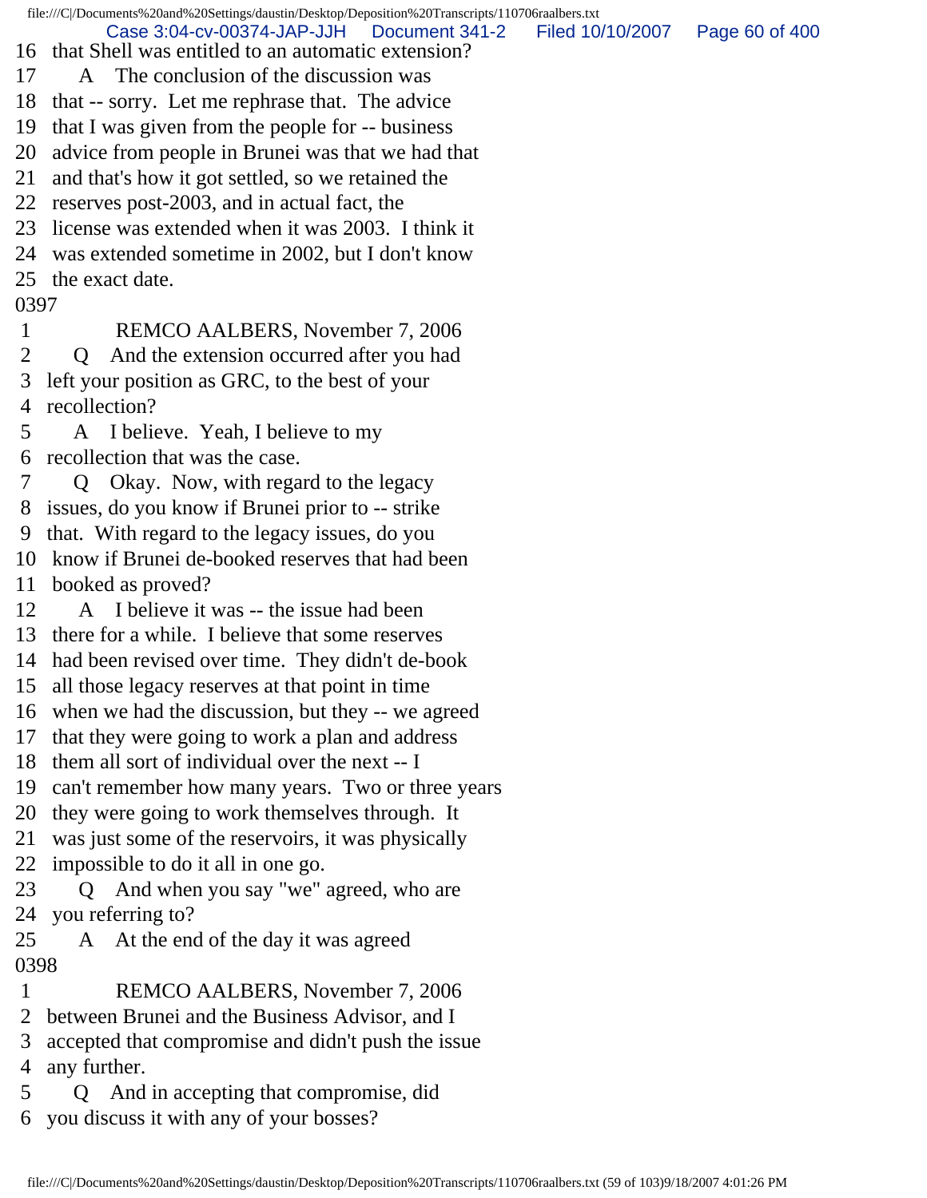16 that Shell was entitled to an automatic extension?
17 A The conclusion of the discussion was
18 that -- sorry. Let me rephrase that. The advice
19 that I was given from the people for -- business
20 advice from people in Brunei was that we had that
21 and that's how it got settled, so we retained the
22 reserves post-2003, and in actual fact, the
23 license was extended when it was 2003. I think it
24 was extended sometime in 2002, but I don't know
25 the exact date.
0397
1 REMCO AALBERS, November 7, 2006
2 Q And the extension occurred after you had
3 left your position as GRC, to the best of your
4 recollection?
5 A I believe. Yeah, I believe to my
6 recollection that was the case.
7 Q Okay. Now, with regard to the legacy
8 issues, do you know if Brunei prior to -- strike
9 that. With regard to the legacy issues, do you
10 know if Brunei de-booked reserves that had been
11 booked as proved?
12 A I believe it was -- the issue had been
13 there for a while. I believe that some reserves
14 had been revised over time. They didn't de-book
15 all those legacy reserves at that point in time
16 when we had the discussion, but they -- we agreed
17 that they were going to work a plan and address
18 them all sort of individual over the next -- I
19 can't remember how many years. Two or three years
20 they were going to work themselves through. It
21 was just some of the reservoirs, it was physically
22 impossible to do it all in one go.
23 Q And when you say "we" agreed, who are
24 you referring to?
25 A At the end of the day it was agreed
0398
1 REMCO AALBERS, November 7, 2006
2 between Brunei and the Business Advisor, and I
3 accepted that compromise and didn't push the issue
4 any further.
5 Q And in accepting that compromise, did
6 you discuss it with any of your bosses?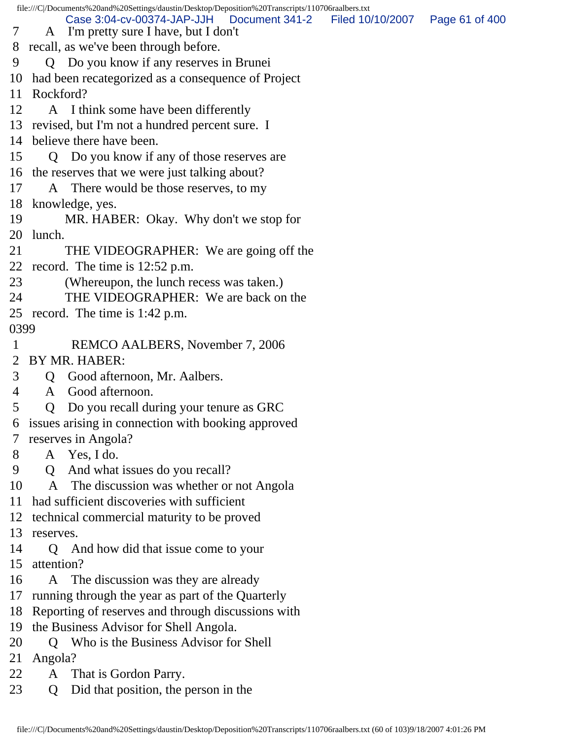7     A   I'm pretty sure I have, but I don't
8  recall, as we've been through before.
9     Q   Do you know if any reserves in Brunei
10  had been recategorized as a consequence of Project
11  Rockford?
12     A   I think some have been differently
13  revised, but I'm not a hundred percent sure.  I
14  believe there have been.
15     Q   Do you know if any of those reserves are
16  the reserves that we were just talking about?
17     A   There would be those reserves, to my
18  knowledge, yes.
19         MR. HABER:  Okay.  Why don't we stop for
20  lunch.
21         THE VIDEOGRAPHER:  We are going off the
22  record.  The time is 12:52 p.m.
23         (Whereupon, the lunch recess was taken.)
24         THE VIDEOGRAPHER:  We are back on the
25  record.  The time is 1:42 p.m.

0399

1          REMCO AALBERS, November 7, 2006
2  BY MR. HABER:
3     Q   Good afternoon, Mr. Aalbers.
4     A   Good afternoon.
5     Q   Do you recall during your tenure as GRC
6  issues arising in connection with booking approved
7  reserves in Angola?
8     A   Yes, I do.
9     Q   And what issues do you recall?
10     A   The discussion was whether or not Angola
11  had sufficient discoveries with sufficient
12  technical commercial maturity to be proved
13  reserves.
14     Q   And how did that issue come to your
15  attention?
16     A   The discussion was they are already
17  running through the year as part of the Quarterly
18  Reporting of reserves and through discussions with
19  the Business Advisor for Shell Angola.
20     Q   Who is the Business Advisor for Shell
21  Angola?
22     A   That is Gordon Parry.
23     Q   Did that position, the person in the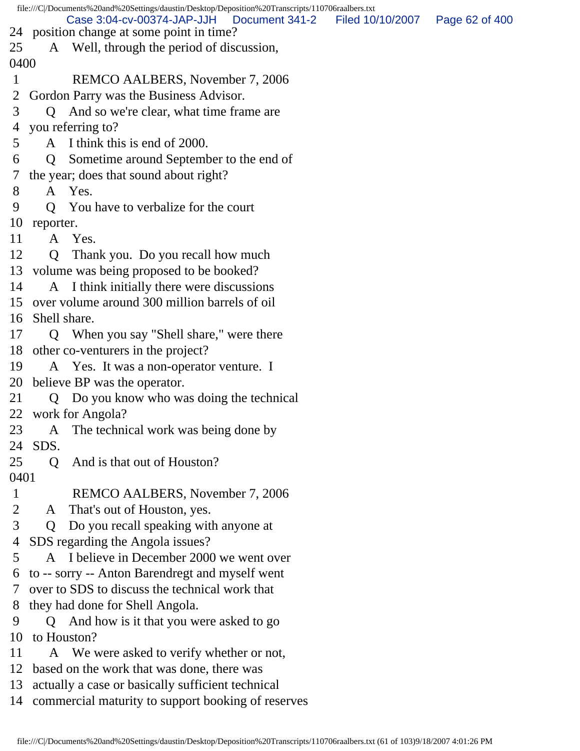24 position change at some point in time?
25 A Well, through the period of discussion,
0400
1 REMCO AALBERS, November 7, 2006
2 Gordon Parry was the Business Advisor.
3 Q And so we're clear, what time frame are
4 you referring to?
5 A I think this is end of 2000.
6 Q Sometime around September to the end of
7 the year; does that sound about right?
8 A Yes.
9 Q You have to verbalize for the court
10 reporter.
11 A Yes.
12 Q Thank you. Do you recall how much
13 volume was being proposed to be booked?
14 A I think initially there were discussions
15 over volume around 300 million barrels of oil
16 Shell share.
17 Q When you say "Shell share," were there
18 other co-venturers in the project?
19 A Yes. It was a non-operator venture. I
20 believe BP was the operator.
21 Q Do you know who was doing the technical
22 work for Angola?
23 A The technical work was being done by
24 SDS.
25 Q And is that out of Houston?
0401
1 REMCO AALBERS, November 7, 2006
2 A That's out of Houston, yes.
3 Q Do you recall speaking with anyone at
4 SDS regarding the Angola issues?
5 A I believe in December 2000 we went over
6 to -- sorry -- Anton Barendregt and myself went
7 over to SDS to discuss the technical work that
8 they had done for Shell Angola.
9 Q And how is it that you were asked to go
10 to Houston?
11 A We were asked to verify whether or not,
12 based on the work that was done, there was
13 actually a case or basically sufficient technical
14 commercial maturity to support booking of reserves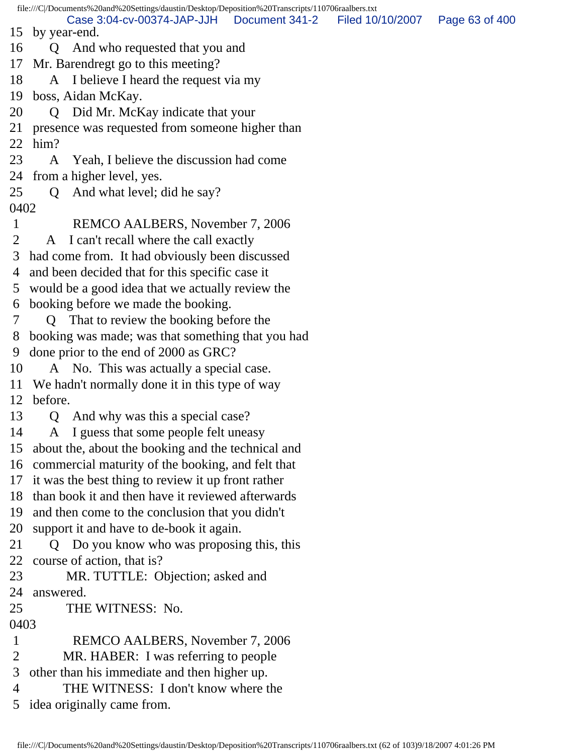15 by year-end.
16 Q And who requested that you and
17 Mr. Barendregt go to this meeting?
18 A I believe I heard the request via my
19 boss, Aidan McKay.
20 Q Did Mr. McKay indicate that your
21 presence was requested from someone higher than
22 him?
23 A Yeah, I believe the discussion had come
24 from a higher level, yes.
25 Q And what level; did he say?
0402
1 REMCO AALBERS, November 7, 2006
2 A I can't recall where the call exactly
3 had come from. It had obviously been discussed
4 and been decided that for this specific case it
5 would be a good idea that we actually review the
6 booking before we made the booking.
7 Q That to review the booking before the
8 booking was made; was that something that you had
9 done prior to the end of 2000 as GRC?
10 A No. This was actually a special case.
11 We hadn't normally done it in this type of way
12 before.
13 Q And why was this a special case?
14 A I guess that some people felt uneasy
15 about the, about the booking and the technical and
16 commercial maturity of the booking, and felt that
17 it was the best thing to review it up front rather
18 than book it and then have it reviewed afterwards
19 and then come to the conclusion that you didn't
20 support it and have to de-book it again.
21 Q Do you know who was proposing this, this
22 course of action, that is?
23 MR. TUTTLE: Objection; asked and
24 answered.
25 THE WITNESS: No.
0403
1 REMCO AALBERS, November 7, 2006
2 MR. HABER: I was referring to people
3 other than his immediate and then higher up.
4 THE WITNESS: I don't know where the
5 idea originally came from.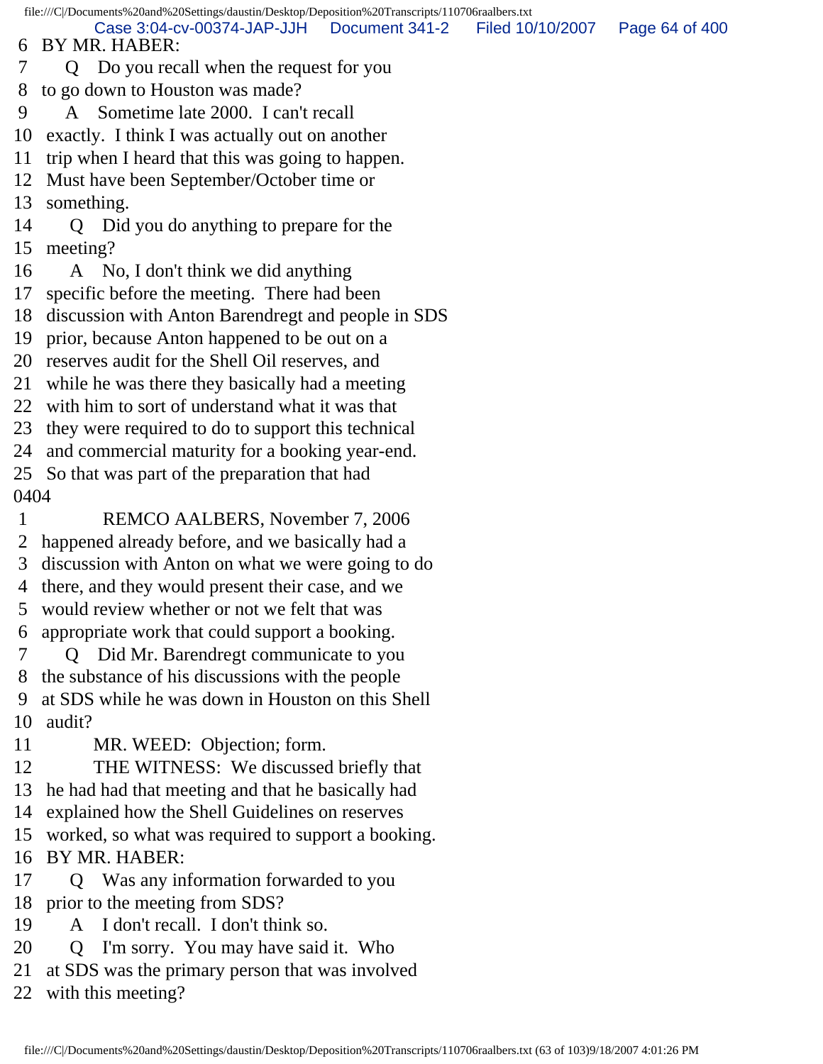6 BY MR. HABER:

7 Q Do you recall when the request for you

8 to go down to Houston was made?

9 A Sometime late 2000. I can't recall

10 exactly. I think I was actually out on another

11 trip when I heard that this was going to happen.

12 Must have been September/October time or

13 something.

14 Q Did you do anything to prepare for the

15 meeting?

16 A No, I don't think we did anything

17 specific before the meeting. There had been

18 discussion with Anton Barendregt and people in SDS

19 prior, because Anton happened to be out on a

20 reserves audit for the Shell Oil reserves, and

21 while he was there they basically had a meeting

22 with him to sort of understand what it was that

23 they were required to do to support this technical

24 and commercial maturity for a booking year-end.

25 So that was part of the preparation that had

0404

1 REMCO AALBERS, November 7, 2006

2 happened already before, and we basically had a

3 discussion with Anton on what we were going to do

4 there, and they would present their case, and we

5 would review whether or not we felt that was

6 appropriate work that could support a booking.

7 Q Did Mr. Barendregt communicate to you

8 the substance of his discussions with the people

9 at SDS while he was down in Houston on this Shell

10 audit?

11 MR. WEED: Objection; form.

12 THE WITNESS: We discussed briefly that

13 he had had that meeting and that he basically had

14 explained how the Shell Guidelines on reserves

15 worked, so what was required to support a booking.

16 BY MR. HABER:

17 Q Was any information forwarded to you

18 prior to the meeting from SDS?

19 A I don't recall. I don't think so.

20 Q I'm sorry. You may have said it. Who

21 at SDS was the primary person that was involved

22 with this meeting?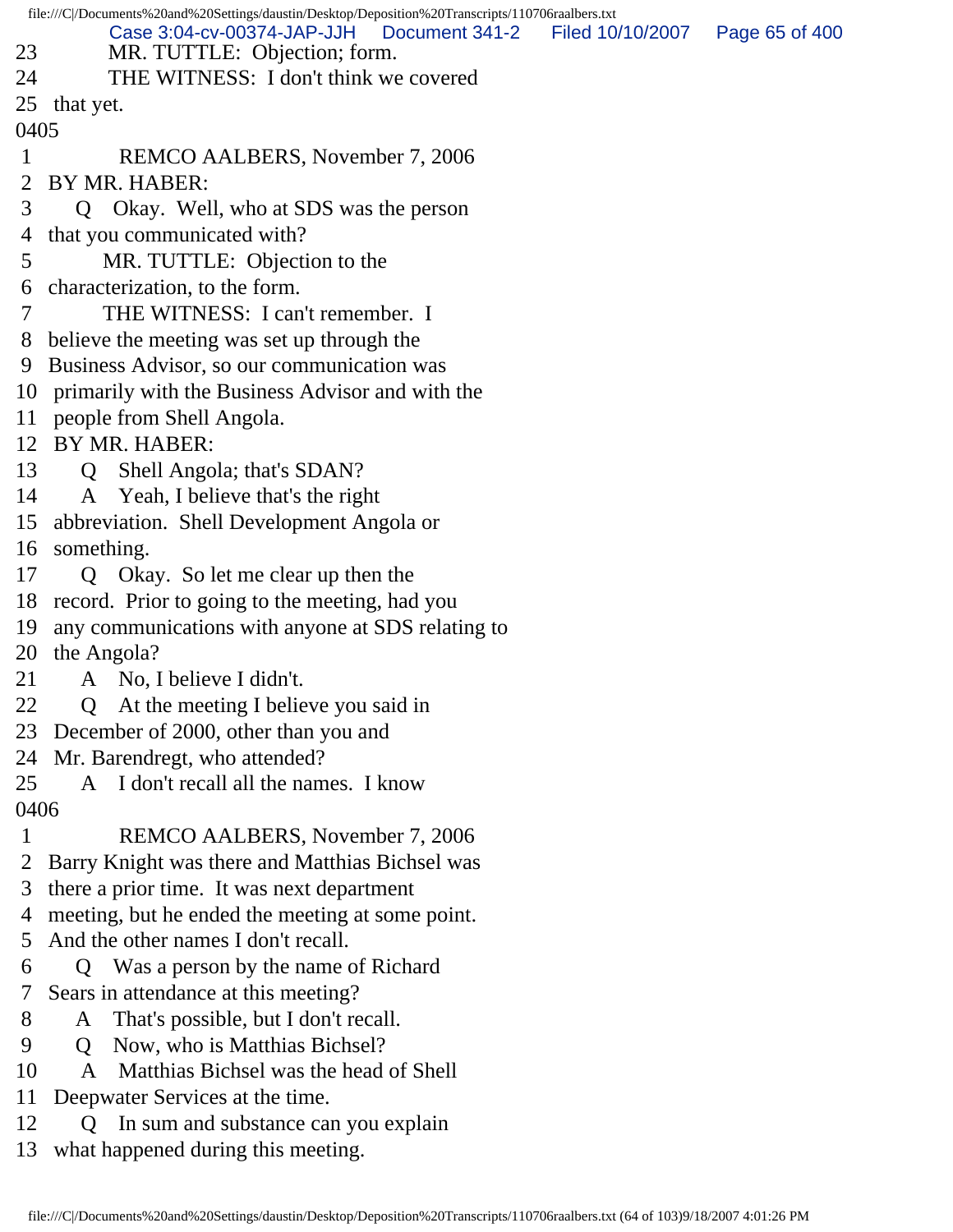23 MR. TUTTLE: Objection; form.
24 THE WITNESS: I don't think we covered
25 that yet.
0405
1 REMCO AALBERS, November 7, 2006
2 BY MR. HABER:
3 Q Okay. Well, who at SDS was the person
4 that you communicated with?
5 MR. TUTTLE: Objection to the
6 characterization, to the form.
7 THE WITNESS: I can't remember. I
8 believe the meeting was set up through the
9 Business Advisor, so our communication was
10 primarily with the Business Advisor and with the
11 people from Shell Angola.
12 BY MR. HABER:
13 Q Shell Angola; that's SDAN?
14 A Yeah, I believe that's the right
15 abbreviation. Shell Development Angola or
16 something.
17 Q Okay. So let me clear up then the
18 record. Prior to going to the meeting, had you
19 any communications with anyone at SDS relating to
20 the Angola?
21 A No, I believe I didn't.
22 Q At the meeting I believe you said in
23 December of 2000, other than you and
24 Mr. Barendregt, who attended?
25 A I don't recall all the names. I know
0406
1 REMCO AALBERS, November 7, 2006
2 Barry Knight was there and Matthias Bichsel was
3 there a prior time. It was next department
4 meeting, but he ended the meeting at some point.
5 And the other names I don't recall.
6 Q Was a person by the name of Richard
7 Sears in attendance at this meeting?
8 A That's possible, but I don't recall.
9 Q Now, who is Matthias Bichsel?
10 A Matthias Bichsel was the head of Shell
11 Deepwater Services at the time.
12 Q In sum and substance can you explain
13 what happened during this meeting.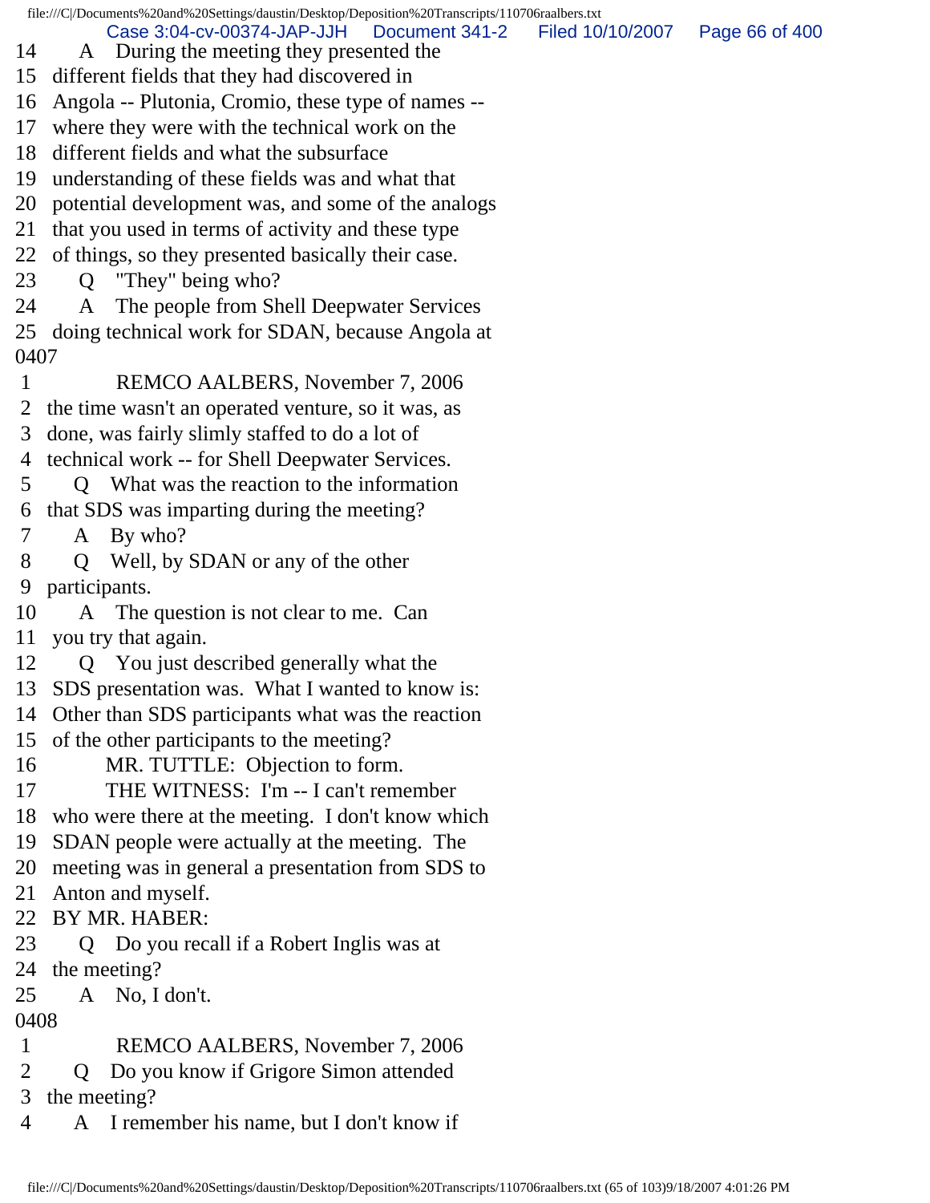14 A During the meeting they presented the
15 different fields that they had discovered in
16 Angola -- Plutonia, Cromio, these type of names --
17 where they were with the technical work on the
18 different fields and what the subsurface
19 understanding of these fields was and what that
20 potential development was, and some of the analogs
21 that you used in terms of activity and these type
22 of things, so they presented basically their case.
23 Q "They" being who?
24 A The people from Shell Deepwater Services
25 doing technical work for SDAN, because Angola at
0407
1 REMCO AALBERS, November 7, 2006
2 the time wasn't an operated venture, so it was, as
3 done, was fairly slimly staffed to do a lot of
4 technical work -- for Shell Deepwater Services.
5 Q What was the reaction to the information
6 that SDS was imparting during the meeting?
7 A By who?
8 Q Well, by SDAN or any of the other
9 participants.
10 A The question is not clear to me. Can
11 you try that again.
12 Q You just described generally what the
13 SDS presentation was. What I wanted to know is:
14 Other than SDS participants what was the reaction
15 of the other participants to the meeting?
16 MR. TUTTLE: Objection to form.
17 THE WITNESS: I'm -- I can't remember
18 who were there at the meeting. I don't know which
19 SDAN people were actually at the meeting. The
20 meeting was in general a presentation from SDS to
21 Anton and myself.
22 BY MR. HABER:
23 Q Do you recall if a Robert Inglis was at
24 the meeting?
25 A No, I don't.
0408
1 REMCO AALBERS, November 7, 2006
2 Q Do you know if Grigore Simon attended
3 the meeting?
4 A I remember his name, but I don't know if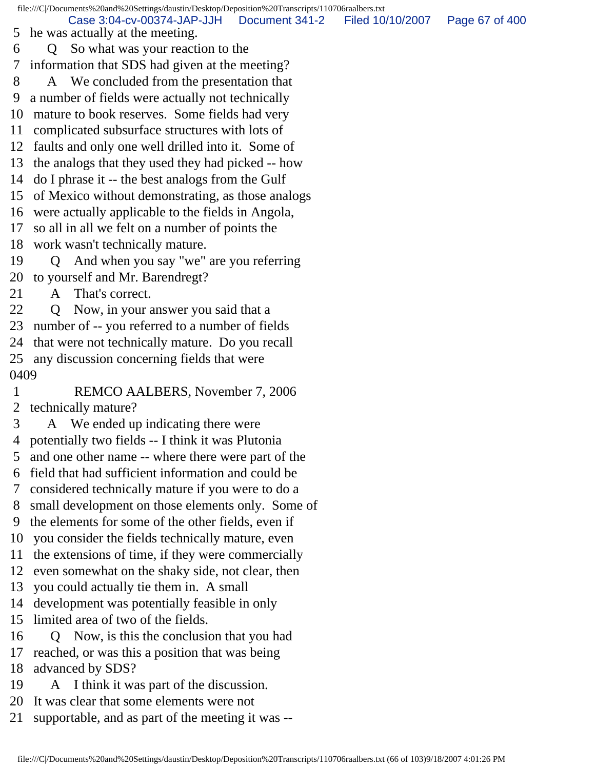5 he was actually at the meeting.
6 Q So what was your reaction to the
7 information that SDS had given at the meeting?
8 A We concluded from the presentation that
9 a number of fields were actually not technically
10 mature to book reserves. Some fields had very
11 complicated subsurface structures with lots of
12 faults and only one well drilled into it. Some of
13 the analogs that they used they had picked -- how
14 do I phrase it -- the best analogs from the Gulf
15 of Mexico without demonstrating, as those analogs
16 were actually applicable to the fields in Angola,
17 so all in all we felt on a number of points the
18 work wasn't technically mature.
19 Q And when you say "we" are you referring
20 to yourself and Mr. Barendregt?
21 A That's correct.
22 Q Now, in your answer you said that a
23 number of -- you referred to a number of fields
24 that were not technically mature. Do you recall
25 any discussion concerning fields that were
0409
1 REMCO AALBERS, November 7, 2006
2 technically mature?
3 A We ended up indicating there were
4 potentially two fields -- I think it was Plutonia
5 and one other name -- where there were part of the
6 field that had sufficient information and could be
7 considered technically mature if you were to do a
8 small development on those elements only. Some of
9 the elements for some of the other fields, even if
10 you consider the fields technically mature, even
11 the extensions of time, if they were commercially
12 even somewhat on the shaky side, not clear, then
13 you could actually tie them in. A small
14 development was potentially feasible in only
15 limited area of two of the fields.
16 Q Now, is this the conclusion that you had
17 reached, or was this a position that was being
18 advanced by SDS?
19 A I think it was part of the discussion.
20 It was clear that some elements were not
21 supportable, and as part of the meeting it was --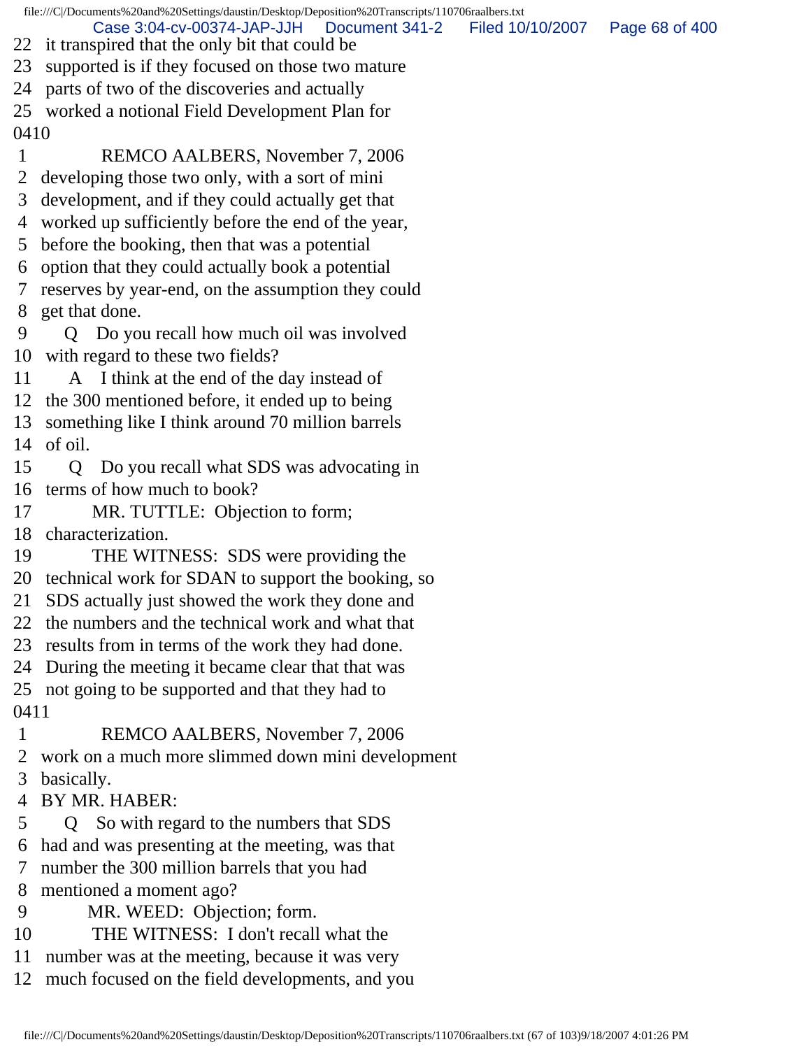22 it transpired that the only bit that could be
23 supported is if they focused on those two mature
24 parts of two of the discoveries and actually
25 worked a notional Field Development Plan for
0410
1 REMCO AALBERS, November 7, 2006
2 developing those two only, with a sort of mini
3 development, and if they could actually get that
4 worked up sufficiently before the end of the year,
5 before the booking, then that was a potential
6 option that they could actually book a potential
7 reserves by year-end, on the assumption they could
8 get that done.
9 Q Do you recall how much oil was involved
10 with regard to these two fields?
11 A I think at the end of the day instead of
12 the 300 mentioned before, it ended up to being
13 something like I think around 70 million barrels
14 of oil.
15 Q Do you recall what SDS was advocating in
16 terms of how much to book?
17 MR. TUTTLE: Objection to form;
18 characterization.
19 THE WITNESS: SDS were providing the
20 technical work for SDAN to support the booking, so
21 SDS actually just showed the work they done and
22 the numbers and the technical work and what that
23 results from in terms of the work they had done.
24 During the meeting it became clear that that was
25 not going to be supported and that they had to
0411
1 REMCO AALBERS, November 7, 2006
2 work on a much more slimmed down mini development
3 basically.
4 BY MR. HABER:
5 Q So with regard to the numbers that SDS
6 had and was presenting at the meeting, was that
7 number the 300 million barrels that you had
8 mentioned a moment ago?
9 MR. WEED: Objection; form.
10 THE WITNESS: I don't recall what the
11 number was at the meeting, because it was very
12 much focused on the field developments, and you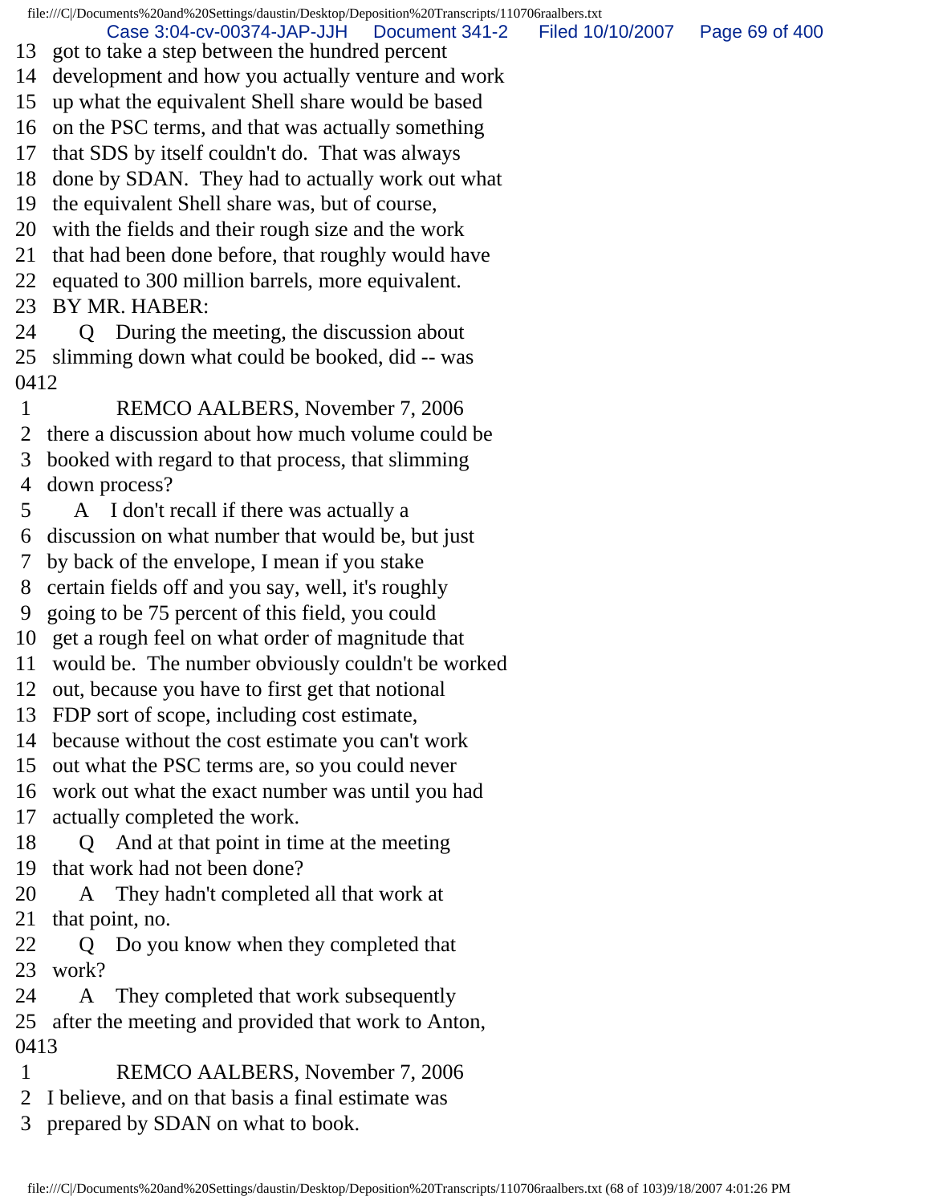13 got to take a step between the hundred percent
14 development and how you actually venture and work
15 up what the equivalent Shell share would be based
16 on the PSC terms, and that was actually something
17 that SDS by itself couldn't do. That was always
18 done by SDAN. They had to actually work out what
19 the equivalent Shell share was, but of course,
20 with the fields and their rough size and the work
21 that had been done before, that roughly would have
22 equated to 300 million barrels, more equivalent.
23 BY MR. HABER:
24 Q During the meeting, the discussion about
25 slimming down what could be booked, did -- was
0412
1 REMCO AALBERS, November 7, 2006
2 there a discussion about how much volume could be
3 booked with regard to that process, that slimming
4 down process?
5 A I don't recall if there was actually a
6 discussion on what number that would be, but just
7 by back of the envelope, I mean if you stake
8 certain fields off and you say, well, it's roughly
9 going to be 75 percent of this field, you could
10 get a rough feel on what order of magnitude that
11 would be. The number obviously couldn't be worked
12 out, because you have to first get that notional
13 FDP sort of scope, including cost estimate,
14 because without the cost estimate you can't work
15 out what the PSC terms are, so you could never
16 work out what the exact number was until you had
17 actually completed the work.
18 Q And at that point in time at the meeting
19 that work had not been done?
20 A They hadn't completed all that work at
21 that point, no.
22 Q Do you know when they completed that
23 work?
24 A They completed that work subsequently
25 after the meeting and provided that work to Anton,
0413
1 REMCO AALBERS, November 7, 2006
2 I believe, and on that basis a final estimate was
3 prepared by SDAN on what to book.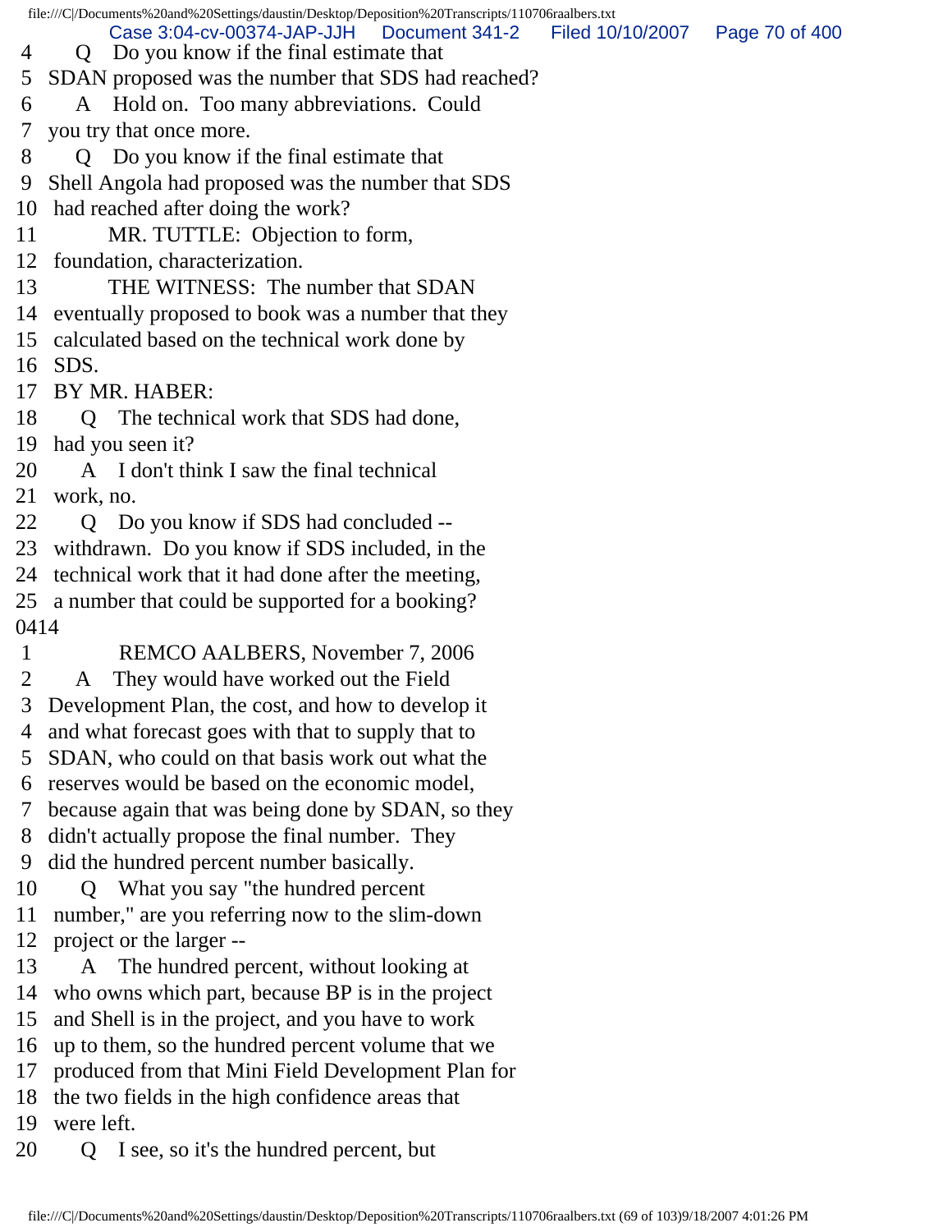4 Q Do you know if the final estimate that
5 SDAN proposed was the number that SDS had reached?
6 A Hold on. Too many abbreviations. Could
7 you try that once more.
8 Q Do you know if the final estimate that
9 Shell Angola had proposed was the number that SDS
10 had reached after doing the work?
11 MR. TUTTLE: Objection to form,
12 foundation, characterization.
13 THE WITNESS: The number that SDAN
14 eventually proposed to book was a number that they
15 calculated based on the technical work done by
16 SDS.
17 BY MR. HABER:
18 Q The technical work that SDS had done,
19 had you seen it?
20 A I don't think I saw the final technical
21 work, no.
22 Q Do you know if SDS had concluded --
23 withdrawn. Do you know if SDS included, in the
24 technical work that it had done after the meeting,
25 a number that could be supported for a booking?
0414
1 REMCO AALBERS, November 7, 2006
2 A They would have worked out the Field
3 Development Plan, the cost, and how to develop it
4 and what forecast goes with that to supply that to
5 SDAN, who could on that basis work out what the
6 reserves would be based on the economic model,
7 because again that was being done by SDAN, so they
8 didn't actually propose the final number. They
9 did the hundred percent number basically.
10 Q What you say "the hundred percent
11 number," are you referring now to the slim-down
12 project or the larger --
13 A The hundred percent, without looking at
14 who owns which part, because BP is in the project
15 and Shell is in the project, and you have to work
16 up to them, so the hundred percent volume that we
17 produced from that Mini Field Development Plan for
18 the two fields in the high confidence areas that
19 were left.
20 Q I see, so it's the hundred percent, but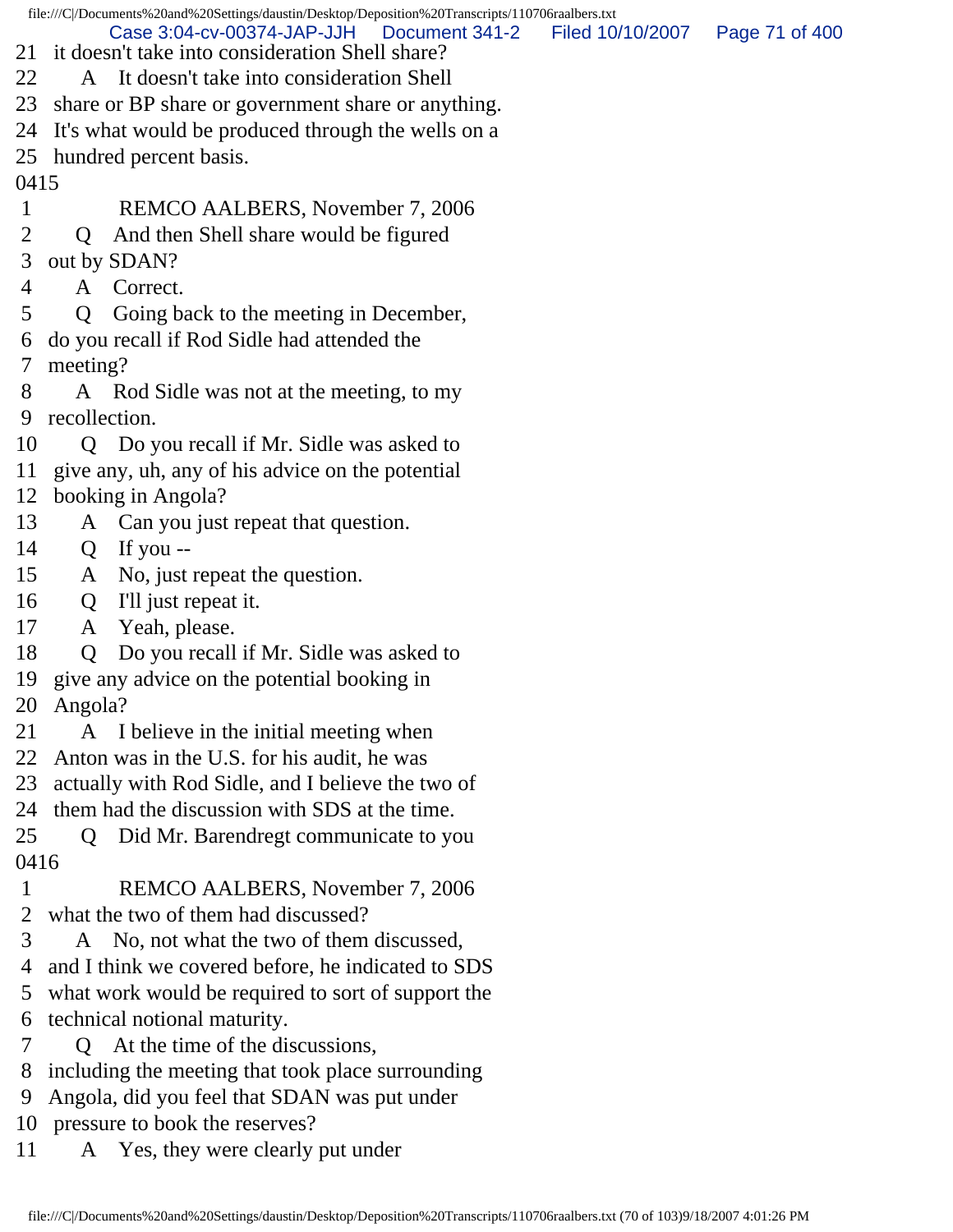21 it doesn't take into consideration Shell share?
22 A It doesn't take into consideration Shell
23 share or BP share or government share or anything.
24 It's what would be produced through the wells on a
25 hundred percent basis.
0415
1 REMCO AALBERS, November 7, 2006
2 Q And then Shell share would be figured
3 out by SDAN?
4 A Correct.
5 Q Going back to the meeting in December,
6 do you recall if Rod Sidle had attended the
7 meeting?
8 A Rod Sidle was not at the meeting, to my
9 recollection.
10 Q Do you recall if Mr. Sidle was asked to
11 give any, uh, any of his advice on the potential
12 booking in Angola?
13 A Can you just repeat that question.
14 Q If you --
15 A No, just repeat the question.
16 Q I'll just repeat it.
17 A Yeah, please.
18 Q Do you recall if Mr. Sidle was asked to
19 give any advice on the potential booking in
20 Angola?
21 A I believe in the initial meeting when
22 Anton was in the U.S. for his audit, he was
23 actually with Rod Sidle, and I believe the two of
24 them had the discussion with SDS at the time.
25 Q Did Mr. Barendregt communicate to you
0416
1 REMCO AALBERS, November 7, 2006
2 what the two of them had discussed?
3 A No, not what the two of them discussed,
4 and I think we covered before, he indicated to SDS
5 what work would be required to sort of support the
6 technical notional maturity.
7 Q At the time of the discussions,
8 including the meeting that took place surrounding
9 Angola, did you feel that SDAN was put under
10 pressure to book the reserves?
11 A Yes, they were clearly put under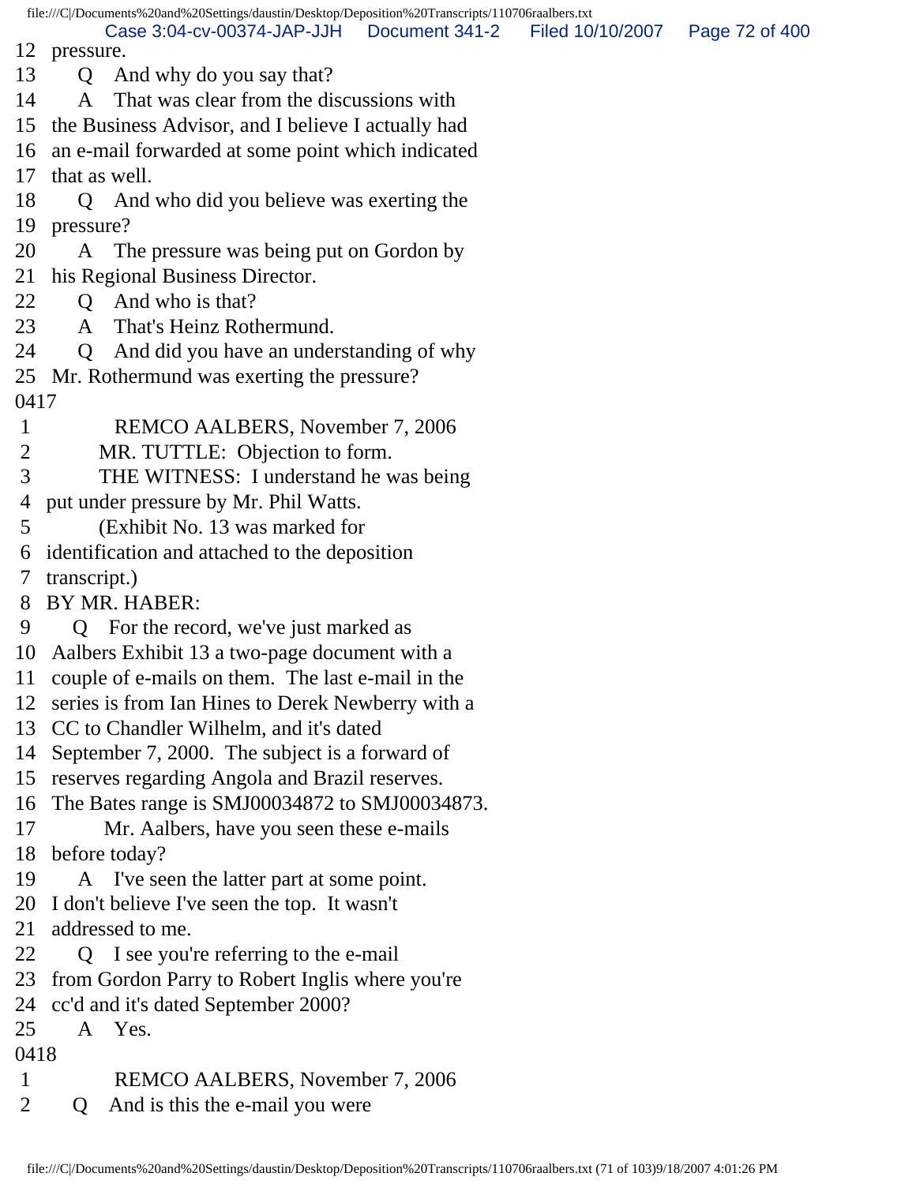12 pressure.
13 Q And why do you say that?
14 A That was clear from the discussions with
15 the Business Advisor, and I believe I actually had
16 an e-mail forwarded at some point which indicated
17 that as well.
18 Q And who did you believe was exerting the
19 pressure?
20 A The pressure was being put on Gordon by
21 his Regional Business Director.
22 Q And who is that?
23 A That's Heinz Rothermund.
24 Q And did you have an understanding of why
25 Mr. Rothermund was exerting the pressure?
0417
1 REMCO AALBERS, November 7, 2006
2 MR. TUTTLE: Objection to form.
3 THE WITNESS: I understand he was being
4 put under pressure by Mr. Phil Watts.
5 (Exhibit No. 13 was marked for
6 identification and attached to the deposition
7 transcript.)
8 BY MR. HABER:
9 Q For the record, we've just marked as
10 Aalbers Exhibit 13 a two-page document with a
11 couple of e-mails on them. The last e-mail in the
12 series is from Ian Hines to Derek Newberry with a
13 CC to Chandler Wilhelm, and it's dated
14 September 7, 2000. The subject is a forward of
15 reserves regarding Angola and Brazil reserves.
16 The Bates range is SMJ00034872 to SMJ00034873.
17 Mr. Aalbers, have you seen these e-mails
18 before today?
19 A I've seen the latter part at some point.
20 I don't believe I've seen the top. It wasn't
21 addressed to me.
22 Q I see you're referring to the e-mail
23 from Gordon Parry to Robert Inglis where you're
24 cc'd and it's dated September 2000?
25 A Yes.
0418
1 REMCO AALBERS, November 7, 2006
2 Q And is this the e-mail you were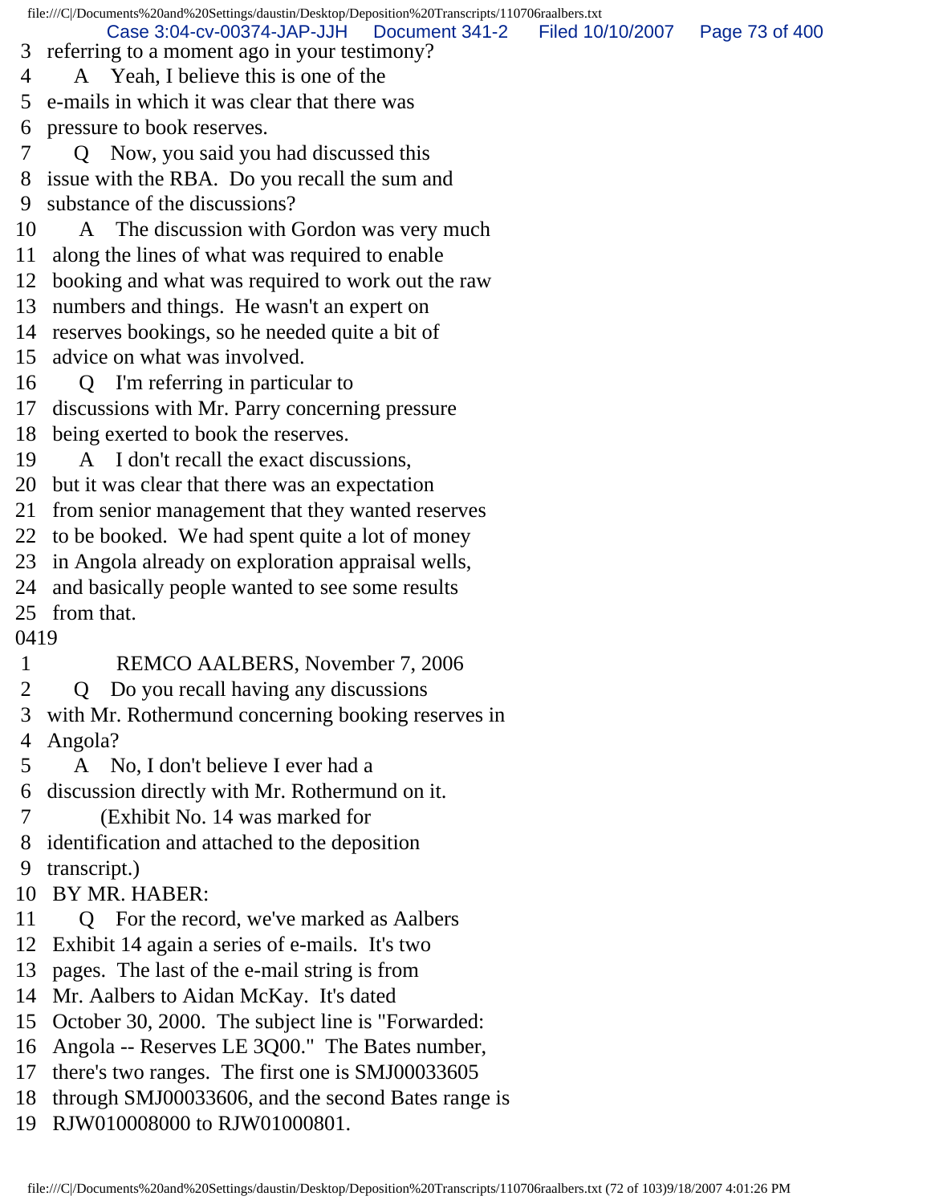3 referring to a moment ago in your testimony?
4 A Yeah, I believe this is one of the
5 e-mails in which it was clear that there was
6 pressure to book reserves.
7 Q Now, you said you had discussed this
8 issue with the RBA. Do you recall the sum and
9 substance of the discussions?
10 A The discussion with Gordon was very much
11 along the lines of what was required to enable
12 booking and what was required to work out the raw
13 numbers and things. He wasn't an expert on
14 reserves bookings, so he needed quite a bit of
15 advice on what was involved.
16 Q I'm referring in particular to
17 discussions with Mr. Parry concerning pressure
18 being exerted to book the reserves.
19 A I don't recall the exact discussions,
20 but it was clear that there was an expectation
21 from senior management that they wanted reserves
22 to be booked. We had spent quite a lot of money
23 in Angola already on exploration appraisal wells,
24 and basically people wanted to see some results
25 from that.

0419

1 REMCO AALBERS, November 7, 2006
2 Q Do you recall having any discussions
3 with Mr. Rothermund concerning booking reserves in
4 Angola?
5 A No, I don't believe I ever had a
6 discussion directly with Mr. Rothermund on it.
7 (Exhibit No. 14 was marked for
8 identification and attached to the deposition
9 transcript.)
10 BY MR. HABER:
11 Q For the record, we've marked as Aalbers
12 Exhibit 14 again a series of e-mails. It's two
13 pages. The last of the e-mail string is from
14 Mr. Aalbers to Aidan McKay. It's dated
15 October 30, 2000. The subject line is "Forwarded:
16 Angola -- Reserves LE 3Q00." The Bates number,
17 there's two ranges. The first one is SMJ00033605
18 through SMJ00033606, and the second Bates range is
19 RJW010008000 to RJW01000801.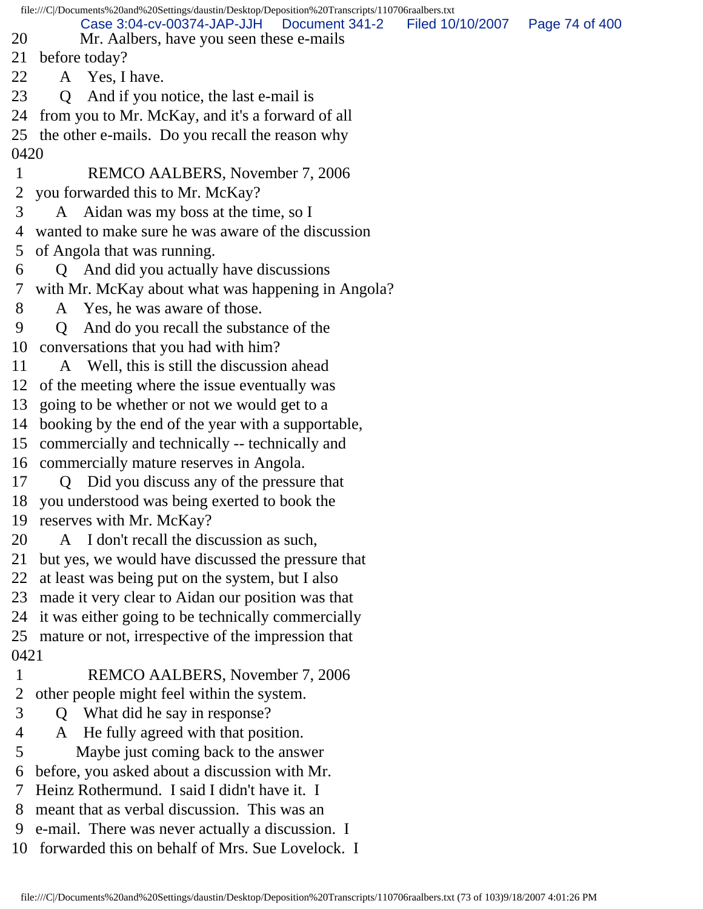20 Mr. Aalbers, have you seen these e-mails
21 before today?
22 A Yes, I have.
23 Q And if you notice, the last e-mail is
24 from you to Mr. McKay, and it's a forward of all
25 the other e-mails. Do you recall the reason why
0420
1 REMCO AALBERS, November 7, 2006
2 you forwarded this to Mr. McKay?
3 A Aidan was my boss at the time, so I
4 wanted to make sure he was aware of the discussion
5 of Angola that was running.
6 Q And did you actually have discussions
7 with Mr. McKay about what was happening in Angola?
8 A Yes, he was aware of those.
9 Q And do you recall the substance of the
10 conversations that you had with him?
11 A Well, this is still the discussion ahead
12 of the meeting where the issue eventually was
13 going to be whether or not we would get to a
14 booking by the end of the year with a supportable,
15 commercially and technically -- technically and
16 commercially mature reserves in Angola.
17 Q Did you discuss any of the pressure that
18 you understood was being exerted to book the
19 reserves with Mr. McKay?
20 A I don't recall the discussion as such,
21 but yes, we would have discussed the pressure that
22 at least was being put on the system, but I also
23 made it very clear to Aidan our position was that
24 it was either going to be technically commercially
25 mature or not, irrespective of the impression that
0421
1 REMCO AALBERS, November 7, 2006
2 other people might feel within the system.
3 Q What did he say in response?
4 A He fully agreed with that position.
5 Maybe just coming back to the answer
6 before, you asked about a discussion with Mr.
7 Heinz Rothermund. I said I didn't have it. I
8 meant that as verbal discussion. This was an
9 e-mail. There was never actually a discussion. I
10 forwarded this on behalf of Mrs. Sue Lovelock. I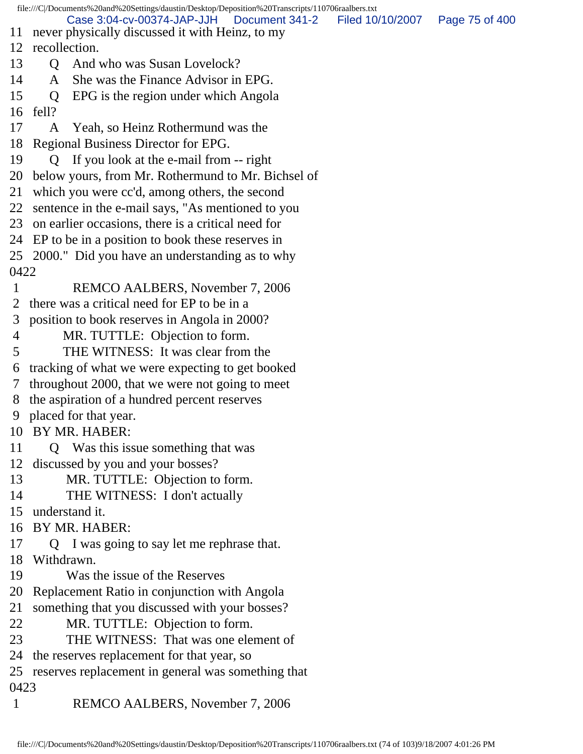11 never physically discussed it with Heinz, to my
12 recollection.
13 Q And who was Susan Lovelock?
14 A She was the Finance Advisor in EPG.
15 Q EPG is the region under which Angola
16 fell?
17 A Yeah, so Heinz Rothermund was the
18 Regional Business Director for EPG.
19 Q If you look at the e-mail from -- right
20 below yours, from Mr. Rothermund to Mr. Bichsel of
21 which you were cc'd, among others, the second
22 sentence in the e-mail says, "As mentioned to you
23 on earlier occasions, there is a critical need for
24 EP to be in a position to book these reserves in
25 2000." Did you have an understanding as to why
0422
1 REMCO AALBERS, November 7, 2006
2 there was a critical need for EP to be in a
3 position to book reserves in Angola in 2000?
4 MR. TUTTLE: Objection to form.
5 THE WITNESS: It was clear from the
6 tracking of what we were expecting to get booked
7 throughout 2000, that we were not going to meet
8 the aspiration of a hundred percent reserves
9 placed for that year.
10 BY MR. HABER:
11 Q Was this issue something that was
12 discussed by you and your bosses?
13 MR. TUTTLE: Objection to form.
14 THE WITNESS: I don't actually
15 understand it.
16 BY MR. HABER:
17 Q I was going to say let me rephrase that.
18 Withdrawn.
19 Was the issue of the Reserves
20 Replacement Ratio in conjunction with Angola
21 something that you discussed with your bosses?
22 MR. TUTTLE: Objection to form.
23 THE WITNESS: That was one element of
24 the reserves replacement for that year, so
25 reserves replacement in general was something that
0423
1 REMCO AALBERS, November 7, 2006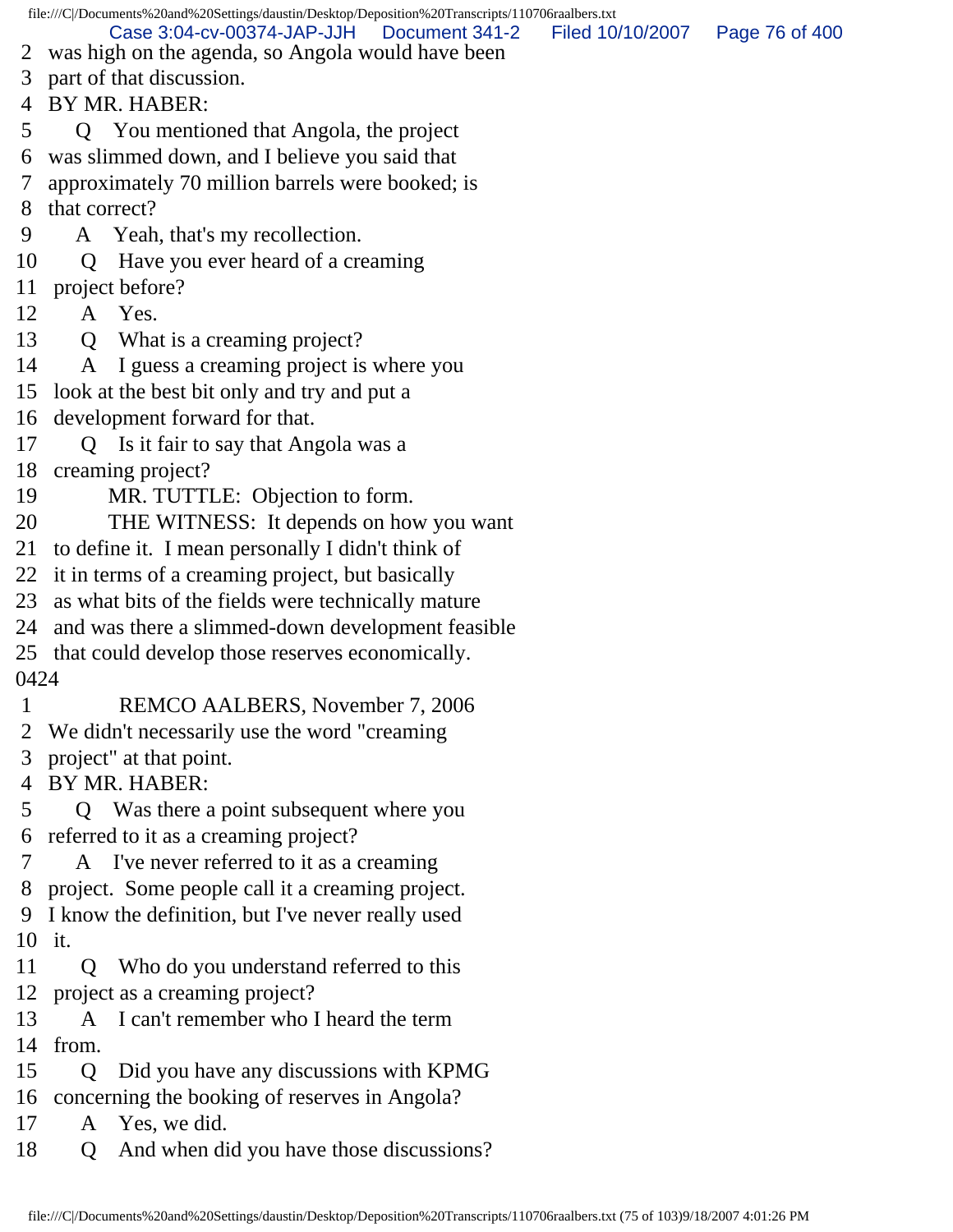2 was high on the agenda, so Angola would have been
3 part of that discussion.
4 BY MR. HABER:
5 Q You mentioned that Angola, the project
6 was slimmed down, and I believe you said that
7 approximately 70 million barrels were booked; is
8 that correct?
9 A Yeah, that's my recollection.
10 Q Have you ever heard of a creaming
11 project before?
12 A Yes.
13 Q What is a creaming project?
14 A I guess a creaming project is where you
15 look at the best bit only and try and put a
16 development forward for that.
17 Q Is it fair to say that Angola was a
18 creaming project?
19 MR. TUTTLE: Objection to form.
20 THE WITNESS: It depends on how you want
21 to define it. I mean personally I didn't think of
22 it in terms of a creaming project, but basically
23 as what bits of the fields were technically mature
24 and was there a slimmed-down development feasible
25 that could develop those reserves economically.
0424
1 REMCO AALBERS, November 7, 2006
2 We didn't necessarily use the word "creaming
3 project" at that point.
4 BY MR. HABER:
5 Q Was there a point subsequent where you
6 referred to it as a creaming project?
7 A I've never referred to it as a creaming
8 project. Some people call it a creaming project.
9 I know the definition, but I've never really used
10 it.
11 Q Who do you understand referred to this
12 project as a creaming project?
13 A I can't remember who I heard the term
14 from.
15 Q Did you have any discussions with KPMG
16 concerning the booking of reserves in Angola?
17 A Yes, we did.
18 Q And when did you have those discussions?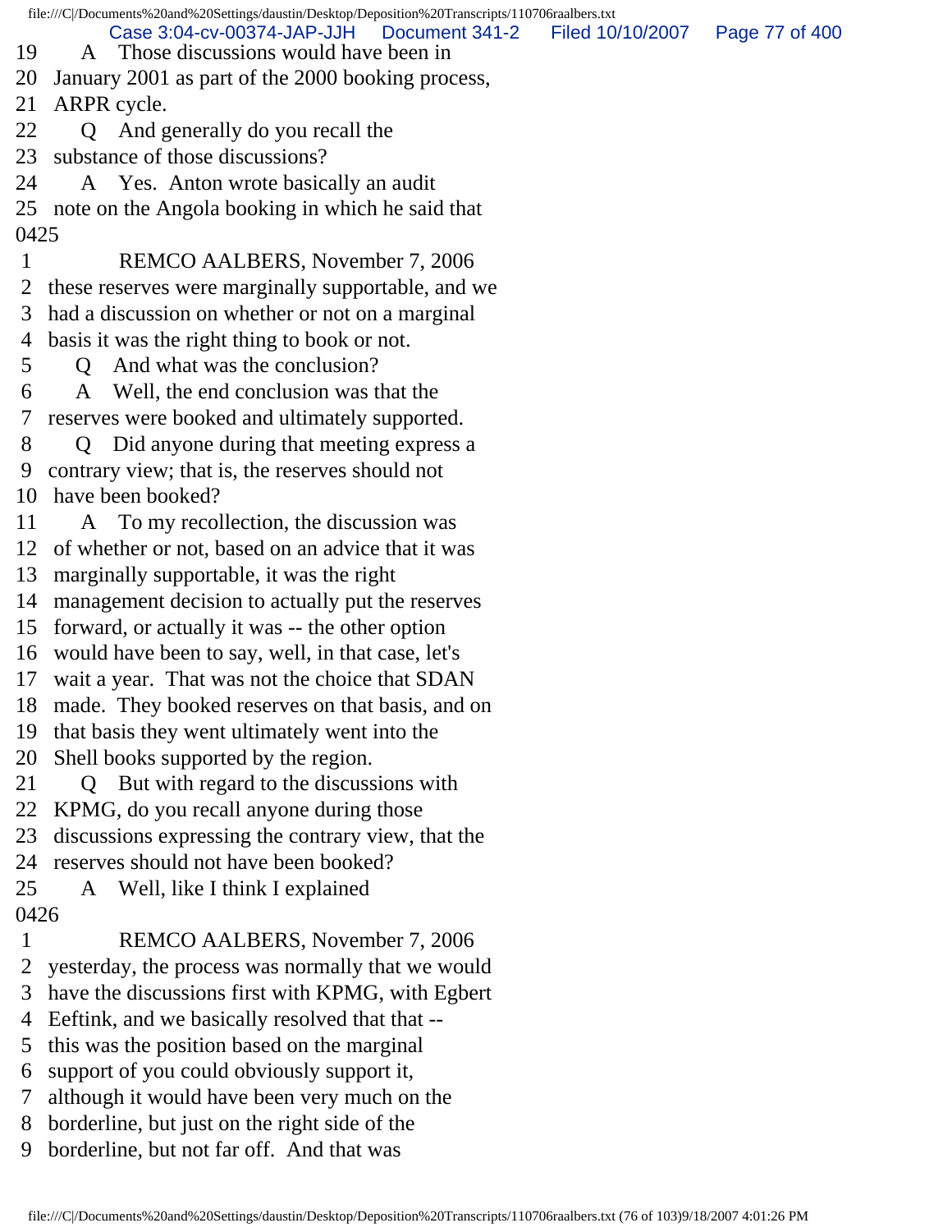19 A Those discussions would have been in
20 January 2001 as part of the 2000 booking process,
21 ARPR cycle.
22 Q And generally do you recall the
23 substance of those discussions?
24 A Yes. Anton wrote basically an audit
25 note on the Angola booking in which he said that
0425
1 REMCO AALBERS, November 7, 2006
2 these reserves were marginally supportable, and we
3 had a discussion on whether or not on a marginal
4 basis it was the right thing to book or not.
5 Q And what was the conclusion?
6 A Well, the end conclusion was that the
7 reserves were booked and ultimately supported.
8 Q Did anyone during that meeting express a
9 contrary view; that is, the reserves should not
10 have been booked?
11 A To my recollection, the discussion was
12 of whether or not, based on an advice that it was
13 marginally supportable, it was the right
14 management decision to actually put the reserves
15 forward, or actually it was -- the other option
16 would have been to say, well, in that case, let's
17 wait a year. That was not the choice that SDAN
18 made. They booked reserves on that basis, and on
19 that basis they went ultimately went into the
20 Shell books supported by the region.
21 Q But with regard to the discussions with
22 KPMG, do you recall anyone during those
23 discussions expressing the contrary view, that the
24 reserves should not have been booked?
25 A Well, like I think I explained
0426
1 REMCO AALBERS, November 7, 2006
2 yesterday, the process was normally that we would
3 have the discussions first with KPMG, with Egbert
4 Eeftink, and we basically resolved that that --
5 this was the position based on the marginal
6 support of you could obviously support it,
7 although it would have been very much on the
8 borderline, but just on the right side of the
9 borderline, but not far off. And that was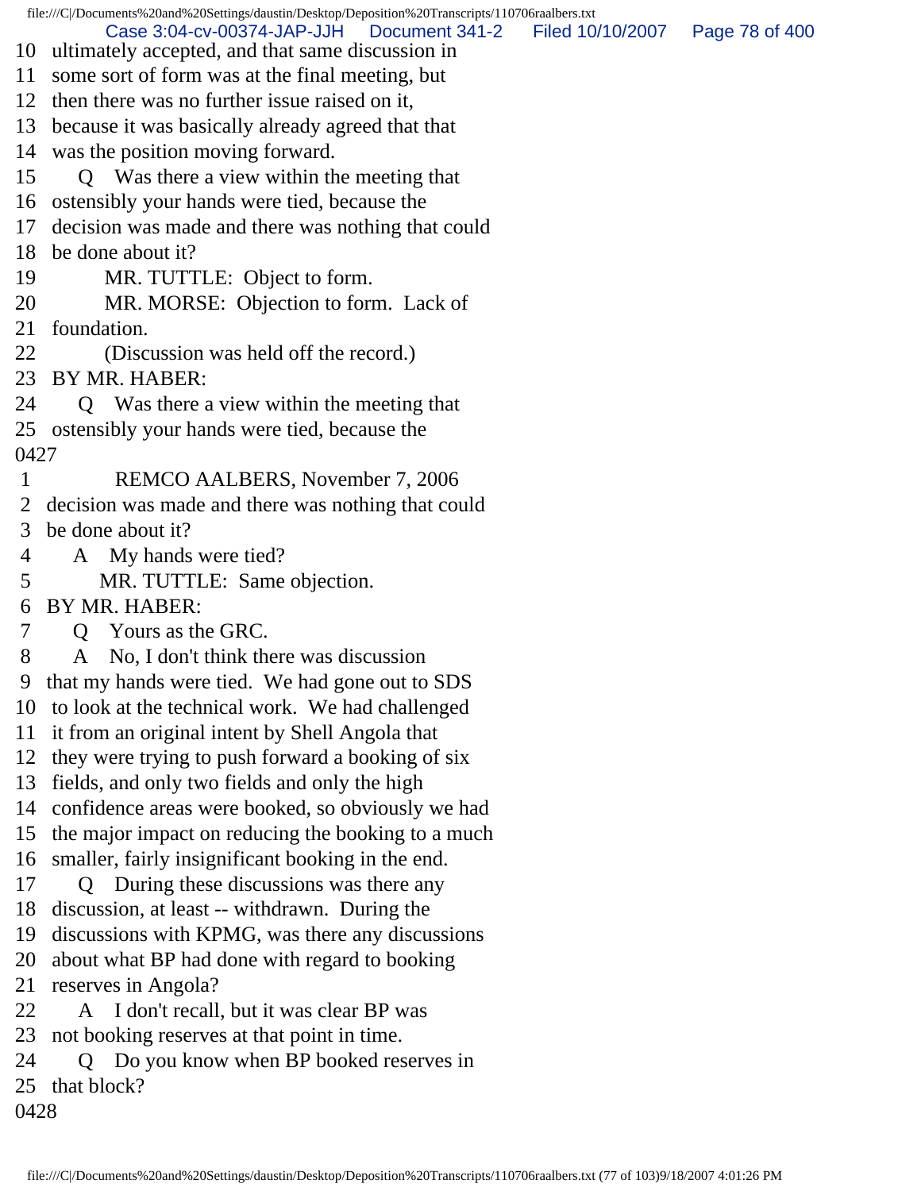10 ultimately accepted, and that same discussion in
11 some sort of form was at the final meeting, but
12 then there was no further issue raised on it,
13 because it was basically already agreed that that
14 was the position moving forward.
15 Q Was there a view within the meeting that
16 ostensibly your hands were tied, because the
17 decision was made and there was nothing that could
18 be done about it?
19 MR. TUTTLE: Object to form.
20 MR. MORSE: Objection to form. Lack of
21 foundation.
22 (Discussion was held off the record.)
23 BY MR. HABER:
24 Q Was there a view within the meeting that
25 ostensibly your hands were tied, because the
0427
1 REMCO AALBERS, November 7, 2006
2 decision was made and there was nothing that could
3 be done about it?
4 A My hands were tied?
5 MR. TUTTLE: Same objection.
6 BY MR. HABER:
7 Q Yours as the GRC.
8 A No, I don't think there was discussion
9 that my hands were tied. We had gone out to SDS
10 to look at the technical work. We had challenged
11 it from an original intent by Shell Angola that
12 they were trying to push forward a booking of six
13 fields, and only two fields and only the high
14 confidence areas were booked, so obviously we had
15 the major impact on reducing the booking to a much
16 smaller, fairly insignificant booking in the end.
17 Q During these discussions was there any
18 discussion, at least -- withdrawn. During the
19 discussions with KPMG, was there any discussions
20 about what BP had done with regard to booking
21 reserves in Angola?
22 A I don't recall, but it was clear BP was
23 not booking reserves at that point in time.
24 Q Do you know when BP booked reserves in
25 that block?
0428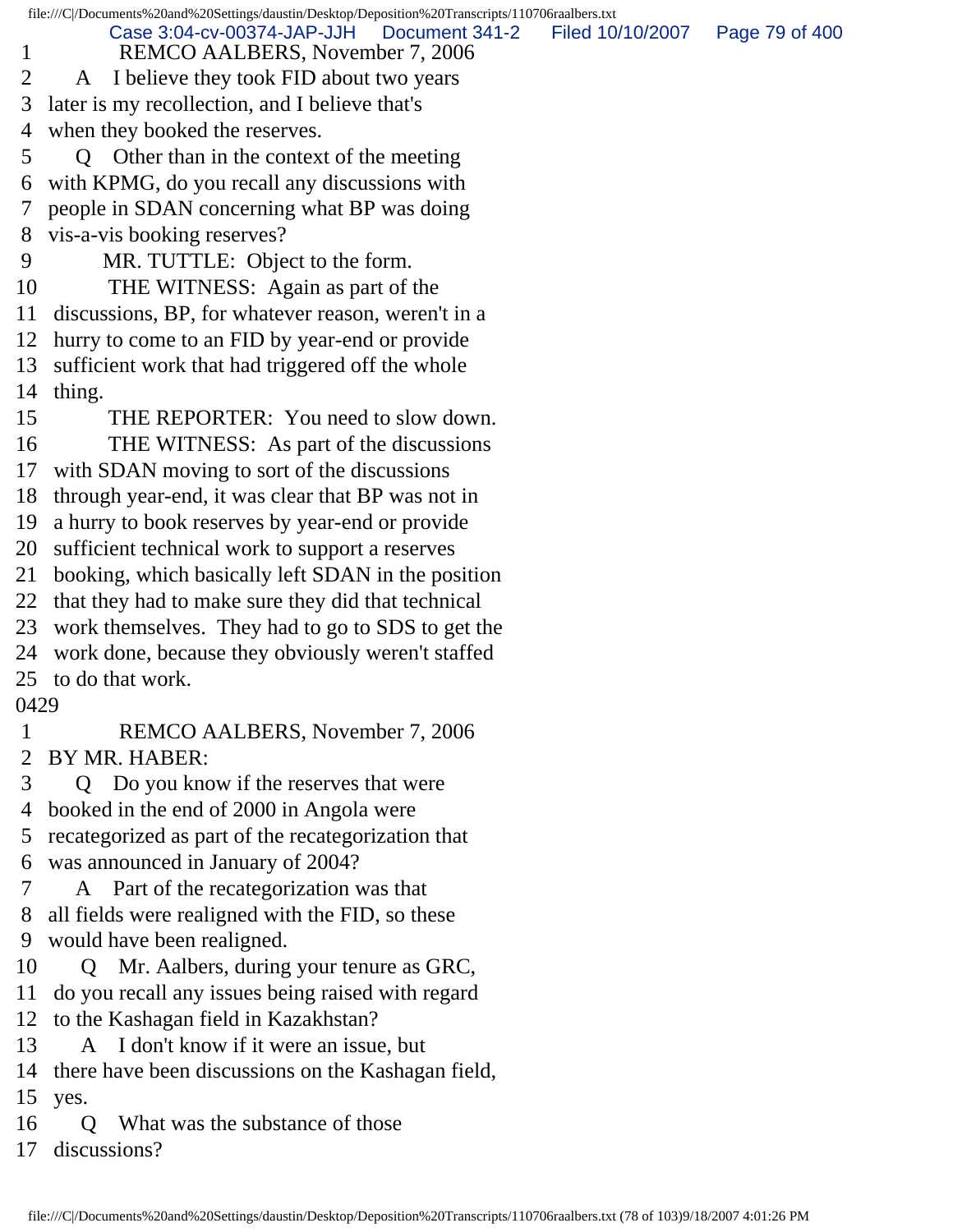1 REMCO AALBERS, November 7, 2006
2 A I believe they took FID about two years
3 later is my recollection, and I believe that's
4 when they booked the reserves.
5 Q Other than in the context of the meeting
6 with KPMG, do you recall any discussions with
7 people in SDAN concerning what BP was doing
8 vis-a-vis booking reserves?
9 MR. TUTTLE: Object to the form.
10 THE WITNESS: Again as part of the
11 discussions, BP, for whatever reason, weren't in a
12 hurry to come to an FID by year-end or provide
13 sufficient work that had triggered off the whole
14 thing.
15 THE REPORTER: You need to slow down.
16 THE WITNESS: As part of the discussions
17 with SDAN moving to sort of the discussions
18 through year-end, it was clear that BP was not in
19 a hurry to book reserves by year-end or provide
20 sufficient technical work to support a reserves
21 booking, which basically left SDAN in the position
22 that they had to make sure they did that technical
23 work themselves. They had to go to SDS to get the
24 work done, because they obviously weren't staffed
25 to do that work.

0429

1 REMCO AALBERS, November 7, 2006
2 BY MR. HABER:
3 Q Do you know if the reserves that were
4 booked in the end of 2000 in Angola were
5 recategorized as part of the recategorization that
6 was announced in January of 2004?
7 A Part of the recategorization was that
8 all fields were realigned with the FID, so these
9 would have been realigned.
10 Q Mr. Aalbers, during your tenure as GRC,
11 do you recall any issues being raised with regard
12 to the Kashagan field in Kazakhstan?
13 A I don't know if it were an issue, but
14 there have been discussions on the Kashagan field,
15 yes.
16 Q What was the substance of those
17 discussions?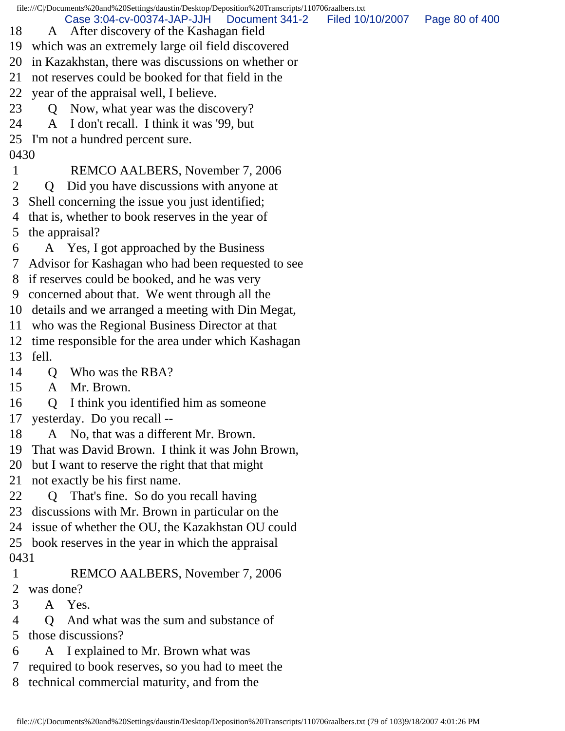18 A After discovery of the Kashagan field
19 which was an extremely large oil field discovered
20 in Kazakhstan, there was discussions on whether or
21 not reserves could be booked for that field in the
22 year of the appraisal well, I believe.
23 Q Now, what year was the discovery?
24 A I don't recall. I think it was '99, but
25 I'm not a hundred percent sure.

0430

1 REMCO AALBERS, November 7, 2006
2 Q Did you have discussions with anyone at
3 Shell concerning the issue you just identified;
4 that is, whether to book reserves in the year of
5 the appraisal?
6 A Yes, I got approached by the Business
7 Advisor for Kashagan who had been requested to see
8 if reserves could be booked, and he was very
9 concerned about that. We went through all the
10 details and we arranged a meeting with Din Megat,
11 who was the Regional Business Director at that
12 time responsible for the area under which Kashagan
13 fell.
14 Q Who was the RBA?
15 A Mr. Brown.
16 Q I think you identified him as someone
17 yesterday. Do you recall --
18 A No, that was a different Mr. Brown.
19 That was David Brown. I think it was John Brown,
20 but I want to reserve the right that that might
21 not exactly be his first name.
22 Q That's fine. So do you recall having
23 discussions with Mr. Brown in particular on the
24 issue of whether the OU, the Kazakhstan OU could
25 book reserves in the year in which the appraisal

0431

1 REMCO AALBERS, November 7, 2006
2 was done?
3 A Yes.
4 Q And what was the sum and substance of
5 those discussions?
6 A I explained to Mr. Brown what was
7 required to book reserves, so you had to meet the
8 technical commercial maturity, and from the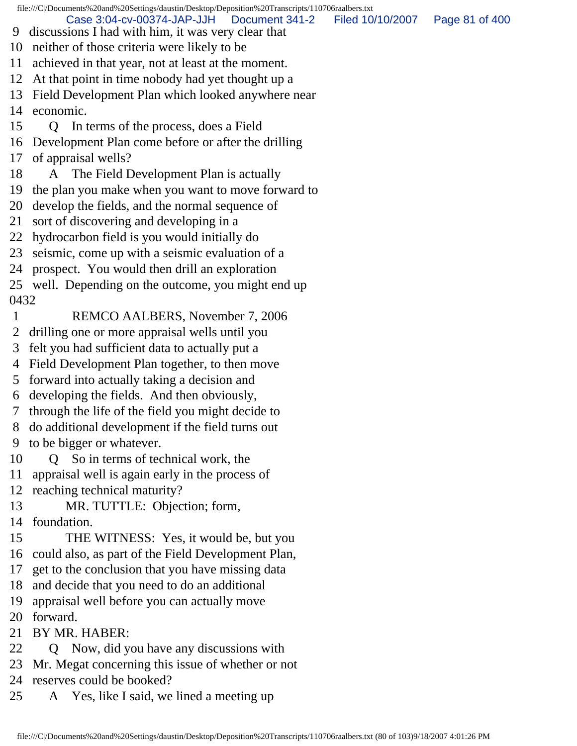9 discussions I had with him, it was very clear that
10 neither of those criteria were likely to be
11 achieved in that year, not at least at the moment.
12 At that point in time nobody had yet thought up a
13 Field Development Plan which looked anywhere near
14 economic.
15 Q In terms of the process, does a Field
16 Development Plan come before or after the drilling
17 of appraisal wells?
18 A The Field Development Plan is actually
19 the plan you make when you want to move forward to
20 develop the fields, and the normal sequence of
21 sort of discovering and developing in a
22 hydrocarbon field is you would initially do
23 seismic, come up with a seismic evaluation of a
24 prospect. You would then drill an exploration
25 well. Depending on the outcome, you might end up

0432

1 REMCO AALBERS, November 7, 2006
2 drilling one or more appraisal wells until you
3 felt you had sufficient data to actually put a
4 Field Development Plan together, to then move
5 forward into actually taking a decision and
6 developing the fields. And then obviously,
7 through the life of the field you might decide to
8 do additional development if the field turns out
9 to be bigger or whatever.
10 Q So in terms of technical work, the
11 appraisal well is again early in the process of
12 reaching technical maturity?
13 MR. TUTTLE: Objection; form,
14 foundation.
15 THE WITNESS: Yes, it would be, but you
16 could also, as part of the Field Development Plan,
17 get to the conclusion that you have missing data
18 and decide that you need to do an additional
19 appraisal well before you can actually move
20 forward.
21 BY MR. HABER:
22 Q Now, did you have any discussions with
23 Mr. Megat concerning this issue of whether or not
24 reserves could be booked?
25 A Yes, like I said, we lined a meeting up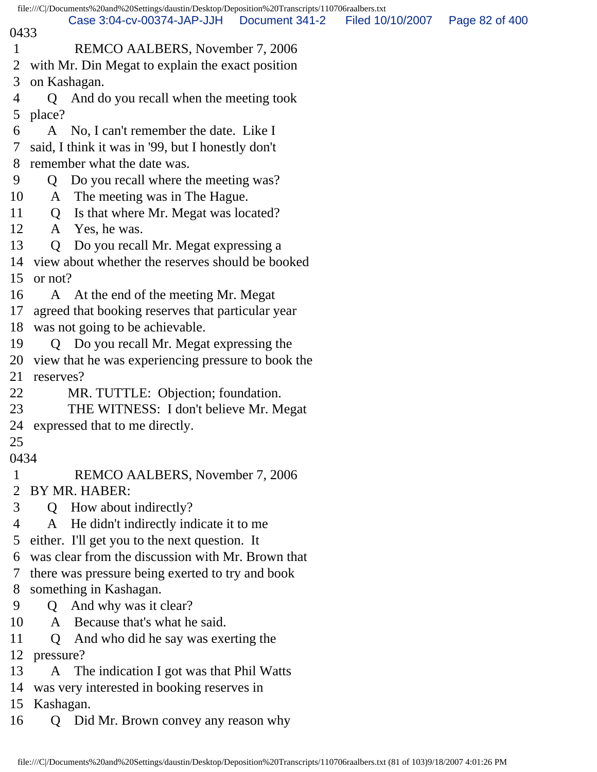0433

1 REMCO AALBERS, November 7, 2006
2 with Mr. Din Megat to explain the exact position
3 on Kashagan.
4 Q And do you recall when the meeting took
5 place?
6 A No, I can't remember the date. Like I
7 said, I think it was in '99, but I honestly don't
8 remember what the date was.
9 Q Do you recall where the meeting was?
10 A The meeting was in The Hague.
11 Q Is that where Mr. Megat was located?
12 A Yes, he was.
13 Q Do you recall Mr. Megat expressing a
14 view about whether the reserves should be booked
15 or not?
16 A At the end of the meeting Mr. Megat
17 agreed that booking reserves that particular year
18 was not going to be achievable.
19 Q Do you recall Mr. Megat expressing the
20 view that he was experiencing pressure to book the
21 reserves?
22 MR. TUTTLE: Objection; foundation.
23 THE WITNESS: I don't believe Mr. Megat
24 expressed that to me directly.
25

0434

1 REMCO AALBERS, November 7, 2006
2 BY MR. HABER:
3 Q How about indirectly?
4 A He didn't indirectly indicate it to me
5 either. I'll get you to the next question. It
6 was clear from the discussion with Mr. Brown that
7 there was pressure being exerted to try and book
8 something in Kashagan.
9 Q And why was it clear?
10 A Because that's what he said.
11 Q And who did he say was exerting the
12 pressure?
13 A The indication I got was that Phil Watts
14 was very interested in booking reserves in
15 Kashagan.
16 Q Did Mr. Brown convey any reason why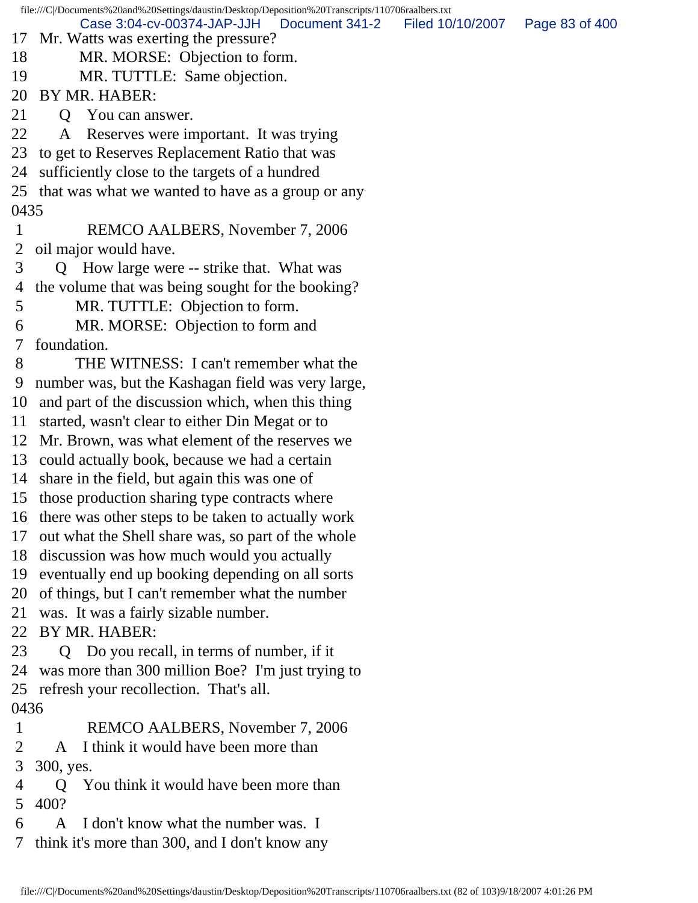17 Mr. Watts was exerting the pressure?
18 MR. MORSE: Objection to form.
19 MR. TUTTLE: Same objection.
20 BY MR. HABER:
21 Q You can answer.
22 A Reserves were important. It was trying
23 to get to Reserves Replacement Ratio that was
24 sufficiently close to the targets of a hundred
25 that was what we wanted to have as a group or any
0435
1 REMCO AALBERS, November 7, 2006
2 oil major would have.
3 Q How large were -- strike that. What was
4 the volume that was being sought for the booking?
5 MR. TUTTLE: Objection to form.
6 MR. MORSE: Objection to form and
7 foundation.
8 THE WITNESS: I can't remember what the
9 number was, but the Kashagan field was very large,
10 and part of the discussion which, when this thing
11 started, wasn't clear to either Din Megat or to
12 Mr. Brown, was what element of the reserves we
13 could actually book, because we had a certain
14 share in the field, but again this was one of
15 those production sharing type contracts where
16 there was other steps to be taken to actually work
17 out what the Shell share was, so part of the whole
18 discussion was how much would you actually
19 eventually end up booking depending on all sorts
20 of things, but I can't remember what the number
21 was. It was a fairly sizable number.
22 BY MR. HABER:
23 Q Do you recall, in terms of number, if it
24 was more than 300 million Boe? I'm just trying to
25 refresh your recollection. That's all.
0436
1 REMCO AALBERS, November 7, 2006
2 A I think it would have been more than
3 300, yes.
4 Q You think it would have been more than
5 400?
6 A I don't know what the number was. I
7 think it's more than 300, and I don't know any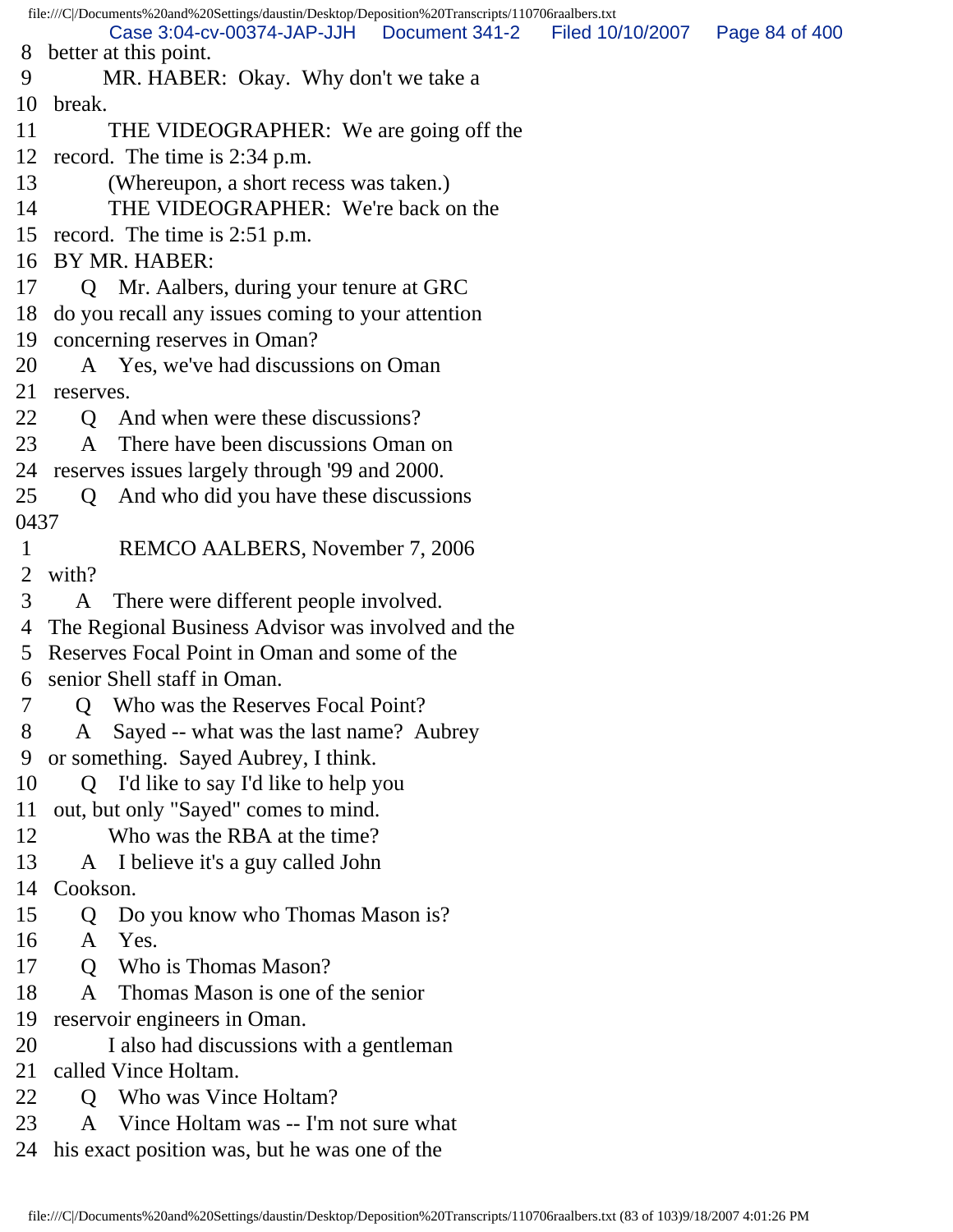8 better at this point.
9 MR. HABER: Okay. Why don't we take a
10 break.
11 THE VIDEOGRAPHER: We are going off the
12 record. The time is 2:34 p.m.
13 (Whereupon, a short recess was taken.)
14 THE VIDEOGRAPHER: We're back on the
15 record. The time is 2:51 p.m.
16 BY MR. HABER:
17 Q Mr. Aalbers, during your tenure at GRC
18 do you recall any issues coming to your attention
19 concerning reserves in Oman?
20 A Yes, we've had discussions on Oman
21 reserves.
22 Q And when were these discussions?
23 A There have been discussions Oman on
24 reserves issues largely through '99 and 2000.
25 Q And who did you have these discussions
0437
1 REMCO AALBERS, November 7, 2006
2 with?
3 A There were different people involved.
4 The Regional Business Advisor was involved and the
5 Reserves Focal Point in Oman and some of the
6 senior Shell staff in Oman.
7 Q Who was the Reserves Focal Point?
8 A Sayed -- what was the last name? Aubrey
9 or something. Sayed Aubrey, I think.
10 Q I'd like to say I'd like to help you
11 out, but only "Sayed" comes to mind.
12 Who was the RBA at the time?
13 A I believe it's a guy called John
14 Cookson.
15 Q Do you know who Thomas Mason is?
16 A Yes.
17 Q Who is Thomas Mason?
18 A Thomas Mason is one of the senior
19 reservoir engineers in Oman.
20 I also had discussions with a gentleman
21 called Vince Holtam.
22 Q Who was Vince Holtam?
23 A Vince Holtam was -- I'm not sure what
24 his exact position was, but he was one of the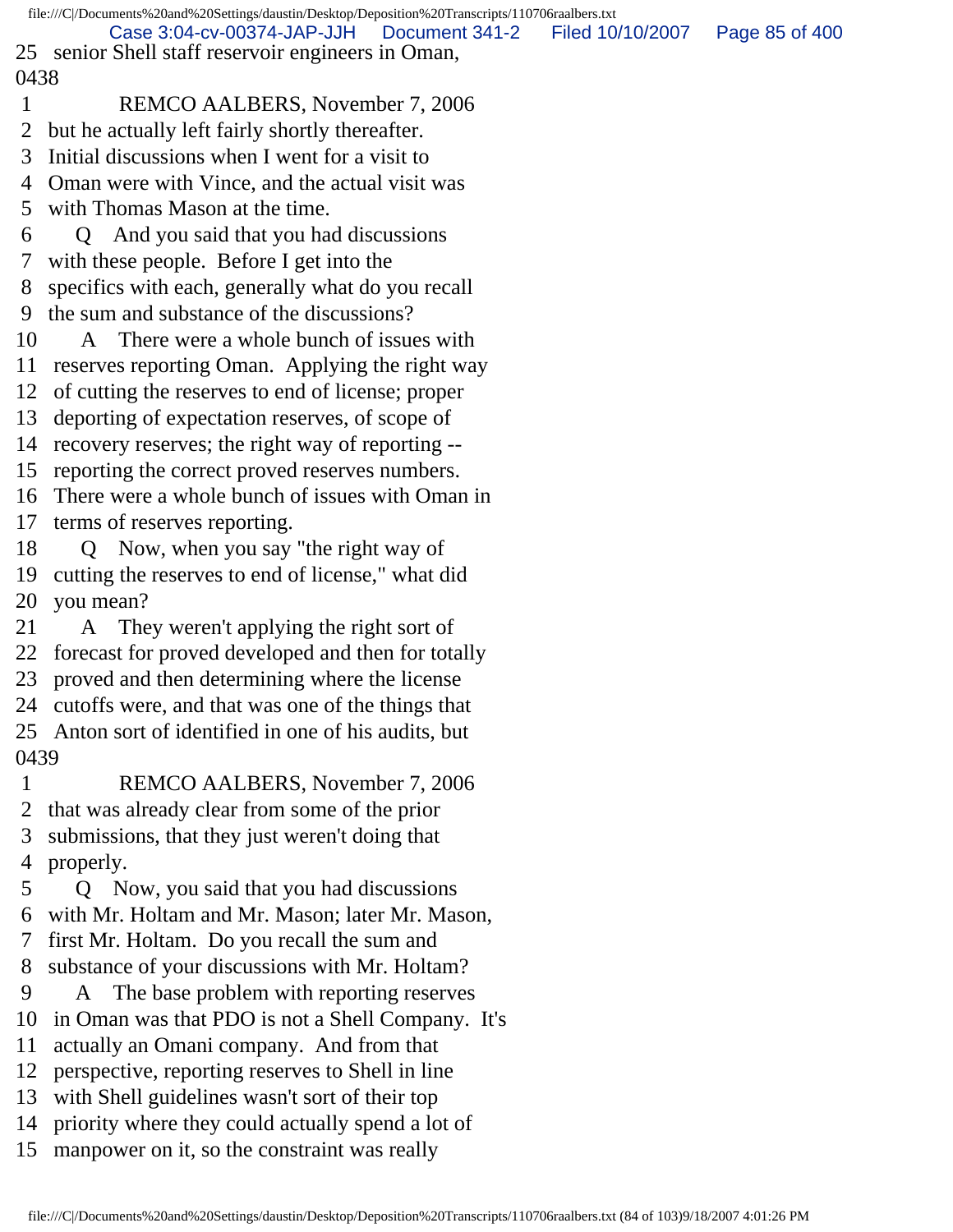25 senior Shell staff reservoir engineers in Oman,

0438

1 REMCO AALBERS, November 7, 2006

2 but he actually left fairly shortly thereafter.

3 Initial discussions when I went for a visit to

4 Oman were with Vince, and the actual visit was

5 with Thomas Mason at the time.

6 Q And you said that you had discussions

7 with these people. Before I get into the

8 specifics with each, generally what do you recall

9 the sum and substance of the discussions?

10 A There were a whole bunch of issues with

11 reserves reporting Oman. Applying the right way

12 of cutting the reserves to end of license; proper

13 deporting of expectation reserves, of scope of

14 recovery reserves; the right way of reporting --

15 reporting the correct proved reserves numbers.

16 There were a whole bunch of issues with Oman in

17 terms of reserves reporting.

18 Q Now, when you say "the right way of

19 cutting the reserves to end of license," what did

20 you mean?

21 A They weren't applying the right sort of

22 forecast for proved developed and then for totally

23 proved and then determining where the license

24 cutoffs were, and that was one of the things that

25 Anton sort of identified in one of his audits, but

0439

1 REMCO AALBERS, November 7, 2006

2 that was already clear from some of the prior

3 submissions, that they just weren't doing that

4 properly.

5 Q Now, you said that you had discussions

6 with Mr. Holtam and Mr. Mason; later Mr. Mason,

7 first Mr. Holtam. Do you recall the sum and

8 substance of your discussions with Mr. Holtam?

9 A The base problem with reporting reserves

10 in Oman was that PDO is not a Shell Company. It's

11 actually an Omani company. And from that

12 perspective, reporting reserves to Shell in line

13 with Shell guidelines wasn't sort of their top

14 priority where they could actually spend a lot of

15 manpower on it, so the constraint was really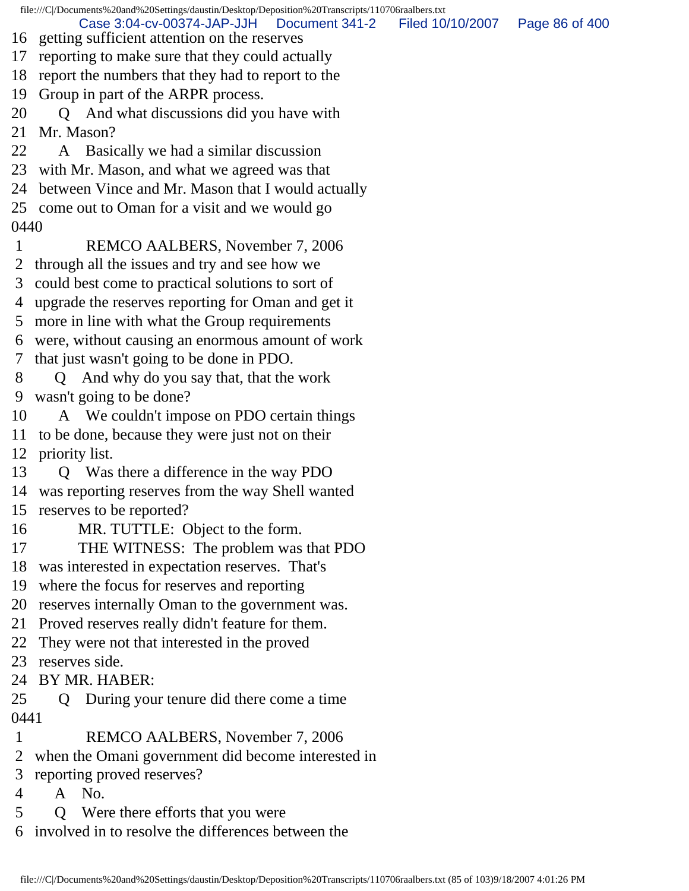16 getting sufficient attention on the reserves
17 reporting to make sure that they could actually
18 report the numbers that they had to report to the
19 Group in part of the ARPR process.
20 Q And what discussions did you have with
21 Mr. Mason?
22 A Basically we had a similar discussion
23 with Mr. Mason, and what we agreed was that
24 between Vince and Mr. Mason that I would actually
25 come out to Oman for a visit and we would go
0440
1 REMCO AALBERS, November 7, 2006
2 through all the issues and try and see how we
3 could best come to practical solutions to sort of
4 upgrade the reserves reporting for Oman and get it
5 more in line with what the Group requirements
6 were, without causing an enormous amount of work
7 that just wasn't going to be done in PDO.
8 Q And why do you say that, that the work
9 wasn't going to be done?
10 A We couldn't impose on PDO certain things
11 to be done, because they were just not on their
12 priority list.
13 Q Was there a difference in the way PDO
14 was reporting reserves from the way Shell wanted
15 reserves to be reported?
16 MR. TUTTLE: Object to the form.
17 THE WITNESS: The problem was that PDO
18 was interested in expectation reserves. That's
19 where the focus for reserves and reporting
20 reserves internally Oman to the government was.
21 Proved reserves really didn't feature for them.
22 They were not that interested in the proved
23 reserves side.
24 BY MR. HABER:
25 Q During your tenure did there come a time
0441
1 REMCO AALBERS, November 7, 2006
2 when the Omani government did become interested in
3 reporting proved reserves?
4 A No.
5 Q Were there efforts that you were
6 involved in to resolve the differences between the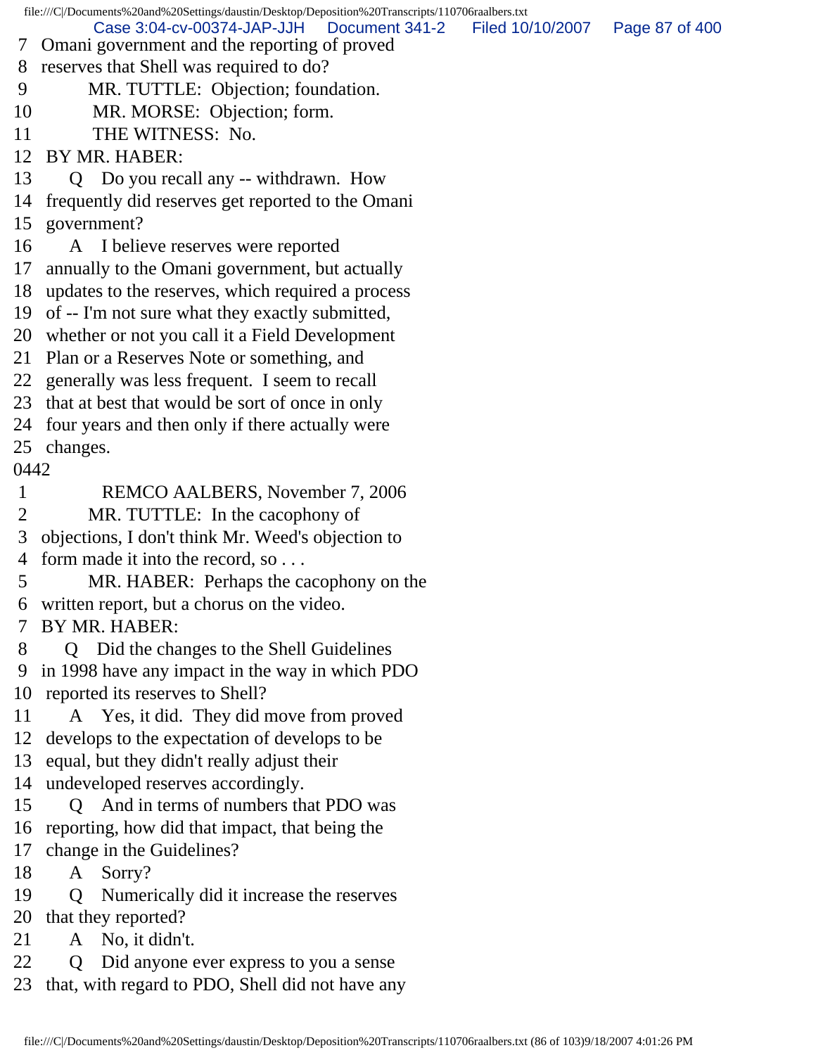7 Omani government and the reporting of proved
8 reserves that Shell was required to do?
9 MR. TUTTLE: Objection; foundation.
10 MR. MORSE: Objection; form.
11 THE WITNESS: No.
12 BY MR. HABER:
13 Q Do you recall any -- withdrawn. How
14 frequently did reserves get reported to the Omani
15 government?
16 A I believe reserves were reported
17 annually to the Omani government, but actually
18 updates to the reserves, which required a process
19 of -- I'm not sure what they exactly submitted,
20 whether or not you call it a Field Development
21 Plan or a Reserves Note or something, and
22 generally was less frequent. I seem to recall
23 that at best that would be sort of once in only
24 four years and then only if there actually were
25 changes.

0442

1 REMCO AALBERS, November 7, 2006
2 MR. TUTTLE: In the cacophony of
3 objections, I don't think Mr. Weed's objection to
4 form made it into the record, so . . .
5 MR. HABER: Perhaps the cacophony on the
6 written report, but a chorus on the video.
7 BY MR. HABER:
8 Q Did the changes to the Shell Guidelines
9 in 1998 have any impact in the way in which PDO
10 reported its reserves to Shell?
11 A Yes, it did. They did move from proved
12 develops to the expectation of develops to be
13 equal, but they didn't really adjust their
14 undeveloped reserves accordingly.
15 Q And in terms of numbers that PDO was
16 reporting, how did that impact, that being the
17 change in the Guidelines?
18 A Sorry?
19 Q Numerically did it increase the reserves
20 that they reported?
21 A No, it didn't.
22 Q Did anyone ever express to you a sense
23 that, with regard to PDO, Shell did not have any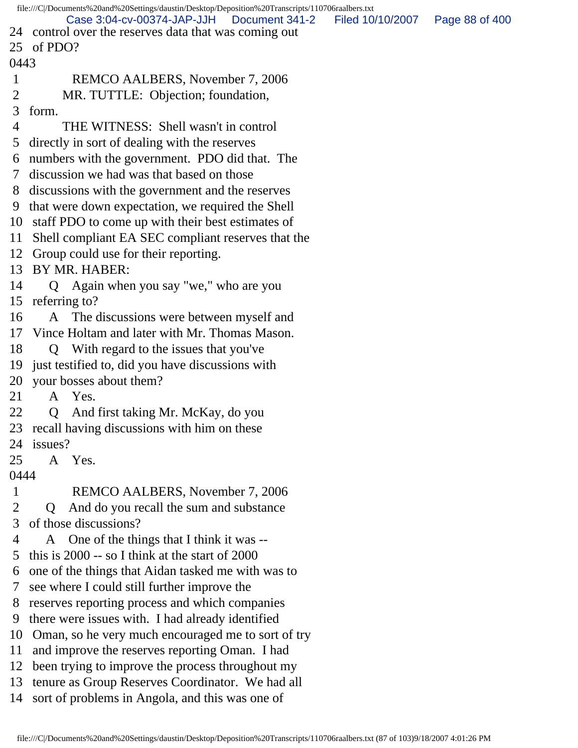24 control over the reserves data that was coming out
25 of PDO?

0443

1 REMCO AALBERS, November 7, 2006
2 MR. TUTTLE: Objection; foundation,
3 form.
4 THE WITNESS: Shell wasn't in control
5 directly in sort of dealing with the reserves
6 numbers with the government. PDO did that. The
7 discussion we had was that based on those
8 discussions with the government and the reserves
9 that were down expectation, we required the Shell
10 staff PDO to come up with their best estimates of
11 Shell compliant EA SEC compliant reserves that the
12 Group could use for their reporting.
13 BY MR. HABER:
14 Q Again when you say "we," who are you
15 referring to?
16 A The discussions were between myself and
17 Vince Holtam and later with Mr. Thomas Mason.
18 Q With regard to the issues that you've
19 just testified to, did you have discussions with
20 your bosses about them?
21 A Yes.
22 Q And first taking Mr. McKay, do you
23 recall having discussions with him on these
24 issues?
25 A Yes.

0444

1 REMCO AALBERS, November 7, 2006
2 Q And do you recall the sum and substance
3 of those discussions?
4 A One of the things that I think it was --
5 this is 2000 -- so I think at the start of 2000
6 one of the things that Aidan tasked me with was to
7 see where I could still further improve the
8 reserves reporting process and which companies
9 there were issues with. I had already identified
10 Oman, so he very much encouraged me to sort of try
11 and improve the reserves reporting Oman. I had
12 been trying to improve the process throughout my
13 tenure as Group Reserves Coordinator. We had all
14 sort of problems in Angola, and this was one of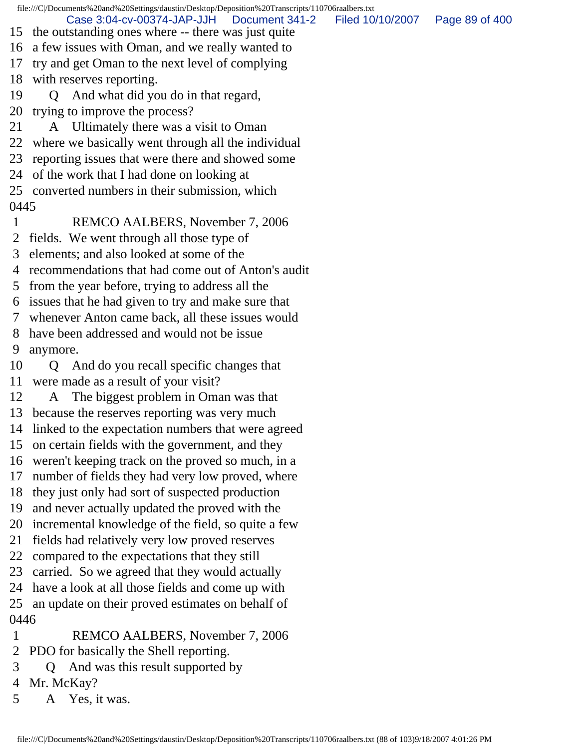15 the outstanding ones where -- there was just quite
16 a few issues with Oman, and we really wanted to
17 try and get Oman to the next level of complying
18 with reserves reporting.
19 Q And what did you do in that regard,
20 trying to improve the process?
21 A Ultimately there was a visit to Oman
22 where we basically went through all the individual
23 reporting issues that were there and showed some
24 of the work that I had done on looking at
25 converted numbers in their submission, which
0445
1 REMCO AALBERS, November 7, 2006
2 fields. We went through all those type of
3 elements; and also looked at some of the
4 recommendations that had come out of Anton's audit
5 from the year before, trying to address all the
6 issues that he had given to try and make sure that
7 whenever Anton came back, all these issues would
8 have been addressed and would not be issue
9 anymore.
10 Q And do you recall specific changes that
11 were made as a result of your visit?
12 A The biggest problem in Oman was that
13 because the reserves reporting was very much
14 linked to the expectation numbers that were agreed
15 on certain fields with the government, and they
16 weren't keeping track on the proved so much, in a
17 number of fields they had very low proved, where
18 they just only had sort of suspected production
19 and never actually updated the proved with the
20 incremental knowledge of the field, so quite a few
21 fields had relatively very low proved reserves
22 compared to the expectations that they still
23 carried. So we agreed that they would actually
24 have a look at all those fields and come up with
25 an update on their proved estimates on behalf of
0446
1 REMCO AALBERS, November 7, 2006
2 PDO for basically the Shell reporting.
3 Q And was this result supported by
4 Mr. McKay?
5 A Yes, it was.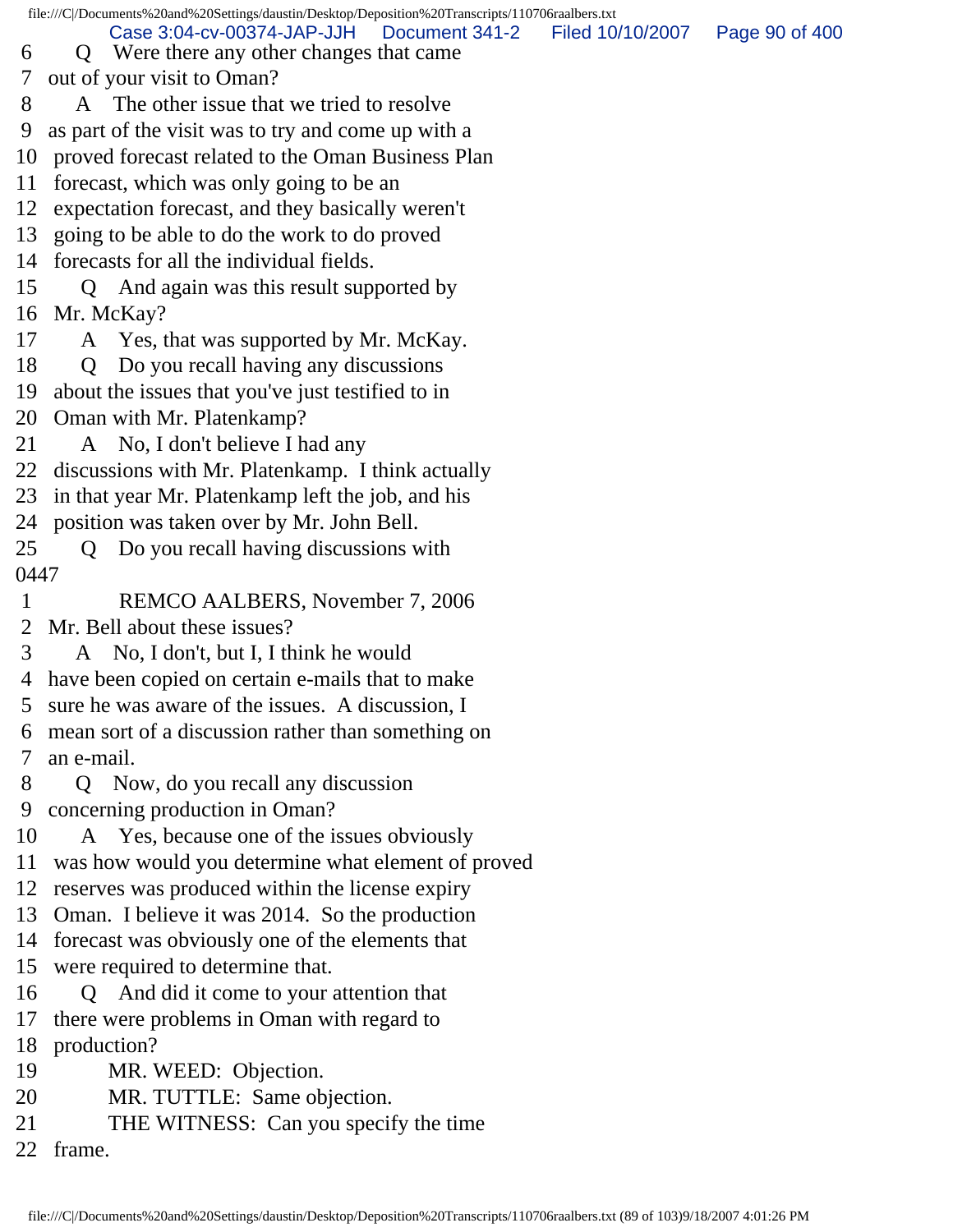6 Q Were there any other changes that came
7 out of your visit to Oman?
8 A The other issue that we tried to resolve
9 as part of the visit was to try and come up with a
10 proved forecast related to the Oman Business Plan
11 forecast, which was only going to be an
12 expectation forecast, and they basically weren't
13 going to be able to do the work to do proved
14 forecasts for all the individual fields.
15 Q And again was this result supported by
16 Mr. McKay?
17 A Yes, that was supported by Mr. McKay.
18 Q Do you recall having any discussions
19 about the issues that you've just testified to in
20 Oman with Mr. Platenkamp?
21 A No, I don't believe I had any
22 discussions with Mr. Platenkamp. I think actually
23 in that year Mr. Platenkamp left the job, and his
24 position was taken over by Mr. John Bell.
25 Q Do you recall having discussions with

0447

1 REMCO AALBERS, November 7, 2006
2 Mr. Bell about these issues?
3 A No, I don't, but I, I think he would
4 have been copied on certain e-mails that to make
5 sure he was aware of the issues. A discussion, I
6 mean sort of a discussion rather than something on
7 an e-mail.
8 Q Now, do you recall any discussion
9 concerning production in Oman?
10 A Yes, because one of the issues obviously
11 was how would you determine what element of proved
12 reserves was produced within the license expiry
13 Oman. I believe it was 2014. So the production
14 forecast was obviously one of the elements that
15 were required to determine that.
16 Q And did it come to your attention that
17 there were problems in Oman with regard to
18 production?
19 MR. WEED: Objection.
20 MR. TUTTLE: Same objection.
21 THE WITNESS: Can you specify the time
22 frame.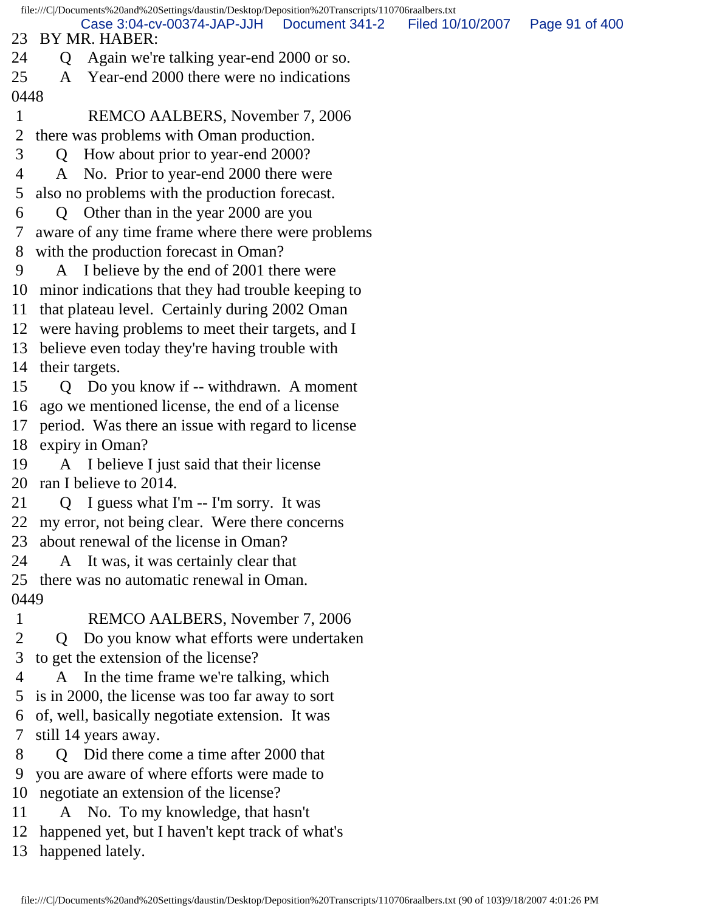23 BY MR. HABER:
24 Q Again we're talking year-end 2000 or so.
25 A Year-end 2000 there were no indications

0448

1 REMCO AALBERS, November 7, 2006
2 there was problems with Oman production.
3 Q How about prior to year-end 2000?
4 A No. Prior to year-end 2000 there were
5 also no problems with the production forecast.
6 Q Other than in the year 2000 are you
7 aware of any time frame where there were problems
8 with the production forecast in Oman?
9 A I believe by the end of 2001 there were
10 minor indications that they had trouble keeping to
11 that plateau level. Certainly during 2002 Oman
12 were having problems to meet their targets, and I
13 believe even today they're having trouble with
14 their targets.
15 Q Do you know if -- withdrawn. A moment
16 ago we mentioned license, the end of a license
17 period. Was there an issue with regard to license
18 expiry in Oman?
19 A I believe I just said that their license
20 ran I believe to 2014.
21 Q I guess what I'm -- I'm sorry. It was
22 my error, not being clear. Were there concerns
23 about renewal of the license in Oman?
24 A It was, it was certainly clear that
25 there was no automatic renewal in Oman.

0449

1 REMCO AALBERS, November 7, 2006
2 Q Do you know what efforts were undertaken
3 to get the extension of the license?
4 A In the time frame we're talking, which
5 is in 2000, the license was too far away to sort
6 of, well, basically negotiate extension. It was
7 still 14 years away.
8 Q Did there come a time after 2000 that
9 you are aware of where efforts were made to
10 negotiate an extension of the license?
11 A No. To my knowledge, that hasn't
12 happened yet, but I haven't kept track of what's
13 happened lately.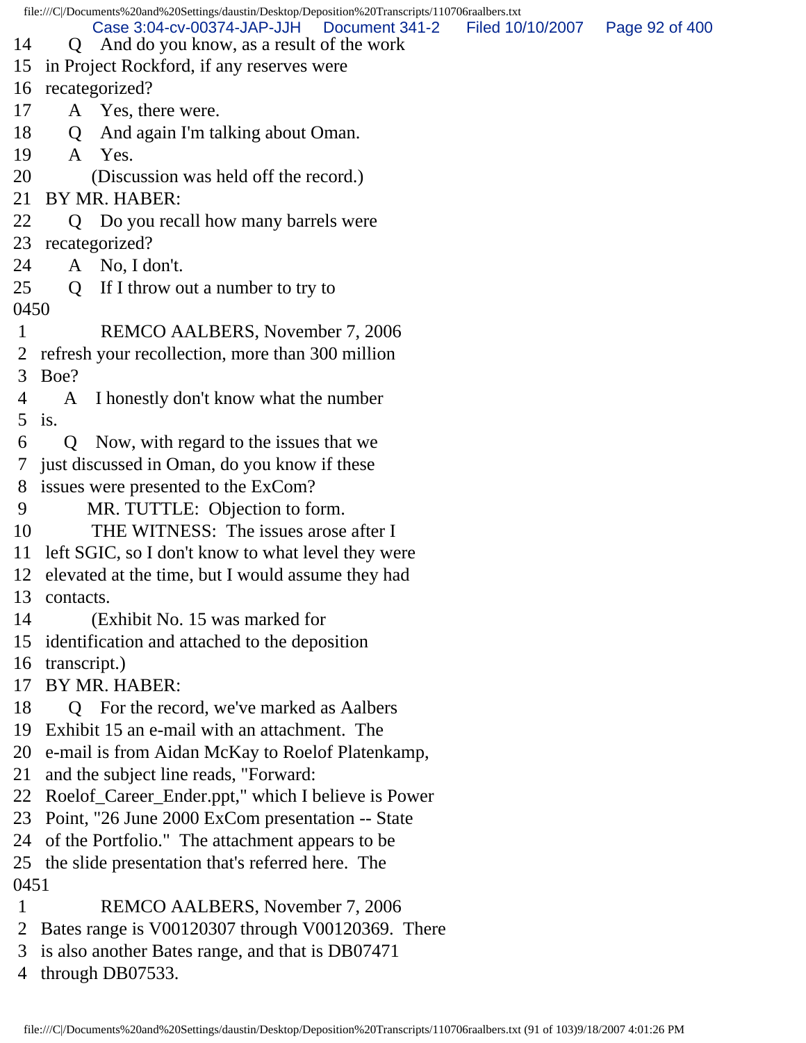14 Q And do you know, as a result of the work
15 in Project Rockford, if any reserves were
16 recategorized?
17 A Yes, there were.
18 Q And again I'm talking about Oman.
19 A Yes.
20 (Discussion was held off the record.)
21 BY MR. HABER:
22 Q Do you recall how many barrels were
23 recategorized?
24 A No, I don't.
25 Q If I throw out a number to try to
0450
1 REMCO AALBERS, November 7, 2006
2 refresh your recollection, more than 300 million
3 Boe?
4 A I honestly don't know what the number
5 is.
6 Q Now, with regard to the issues that we
7 just discussed in Oman, do you know if these
8 issues were presented to the ExCom?
9 MR. TUTTLE: Objection to form.
10 THE WITNESS: The issues arose after I
11 left SGIC, so I don't know to what level they were
12 elevated at the time, but I would assume they had
13 contacts.
14 (Exhibit No. 15 was marked for
15 identification and attached to the deposition
16 transcript.)
17 BY MR. HABER:
18 Q For the record, we've marked as Aalbers
19 Exhibit 15 an e-mail with an attachment. The
20 e-mail is from Aidan McKay to Roelof Platenkamp,
21 and the subject line reads, "Forward:
22 Roelof_Career_Ender.ppt," which I believe is Power
23 Point, "26 June 2000 ExCom presentation -- State
24 of the Portfolio." The attachment appears to be
25 the slide presentation that's referred here. The
0451
1 REMCO AALBERS, November 7, 2006
2 Bates range is V00120307 through V00120369. There
3 is also another Bates range, and that is DB07471
4 through DB07533.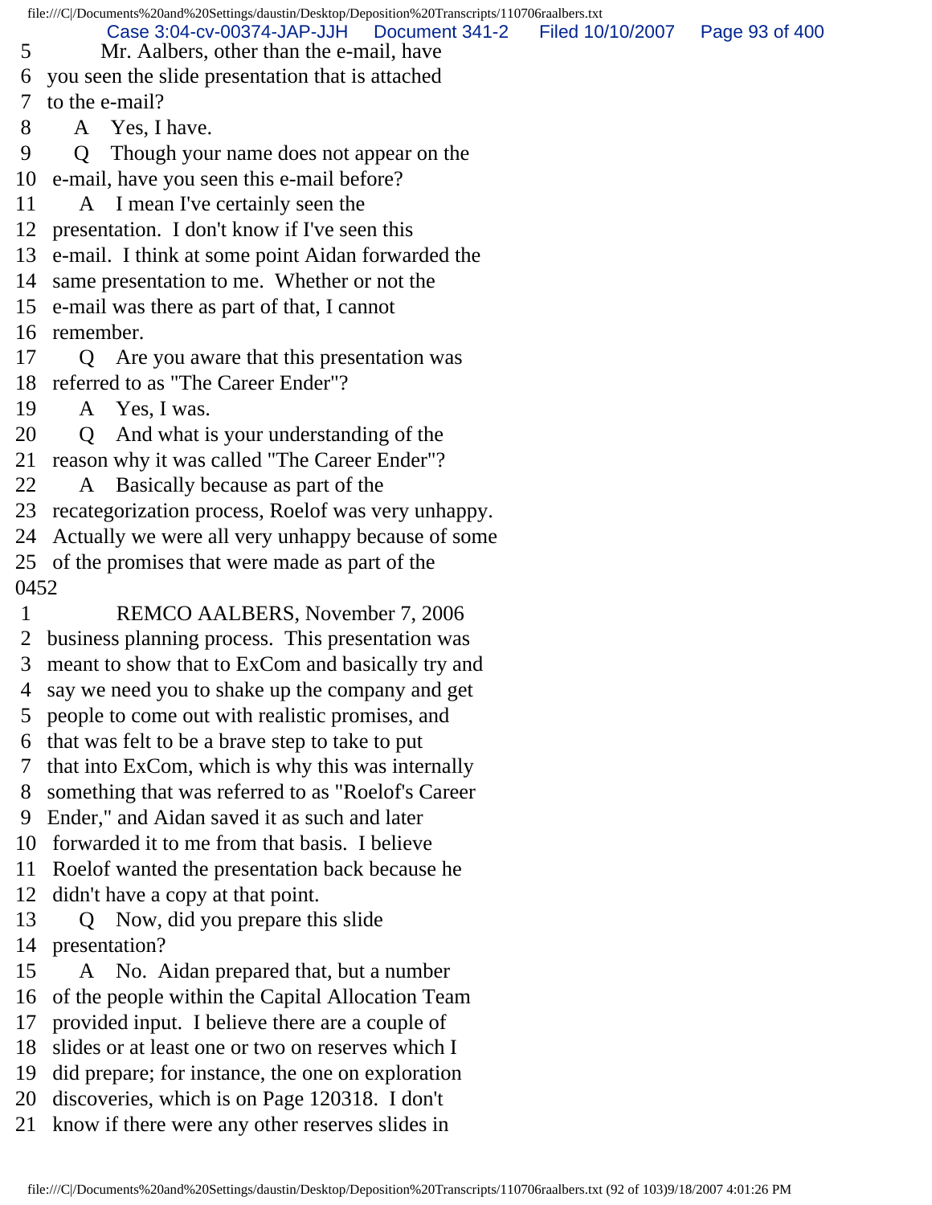5 Mr. Aalbers, other than the e-mail, have
6 you seen the slide presentation that is attached
7 to the e-mail?
8 A Yes, I have.
9 Q Though your name does not appear on the
10 e-mail, have you seen this e-mail before?
11 A I mean I've certainly seen the
12 presentation. I don't know if I've seen this
13 e-mail. I think at some point Aidan forwarded the
14 same presentation to me. Whether or not the
15 e-mail was there as part of that, I cannot
16 remember.
17 Q Are you aware that this presentation was
18 referred to as "The Career Ender"?
19 A Yes, I was.
20 Q And what is your understanding of the
21 reason why it was called "The Career Ender"?
22 A Basically because as part of the
23 recategorization process, Roelof was very unhappy.
24 Actually we were all very unhappy because of some
25 of the promises that were made as part of the
0452
1 REMCO AALBERS, November 7, 2006
2 business planning process. This presentation was
3 meant to show that to ExCom and basically try and
4 say we need you to shake up the company and get
5 people to come out with realistic promises, and
6 that was felt to be a brave step to take to put
7 that into ExCom, which is why this was internally
8 something that was referred to as "Roelof's Career
9 Ender," and Aidan saved it as such and later
10 forwarded it to me from that basis. I believe
11 Roelof wanted the presentation back because he
12 didn't have a copy at that point.
13 Q Now, did you prepare this slide
14 presentation?
15 A No. Aidan prepared that, but a number
16 of the people within the Capital Allocation Team
17 provided input. I believe there are a couple of
18 slides or at least one or two on reserves which I
19 did prepare; for instance, the one on exploration
20 discoveries, which is on Page 120318. I don't
21 know if there were any other reserves slides in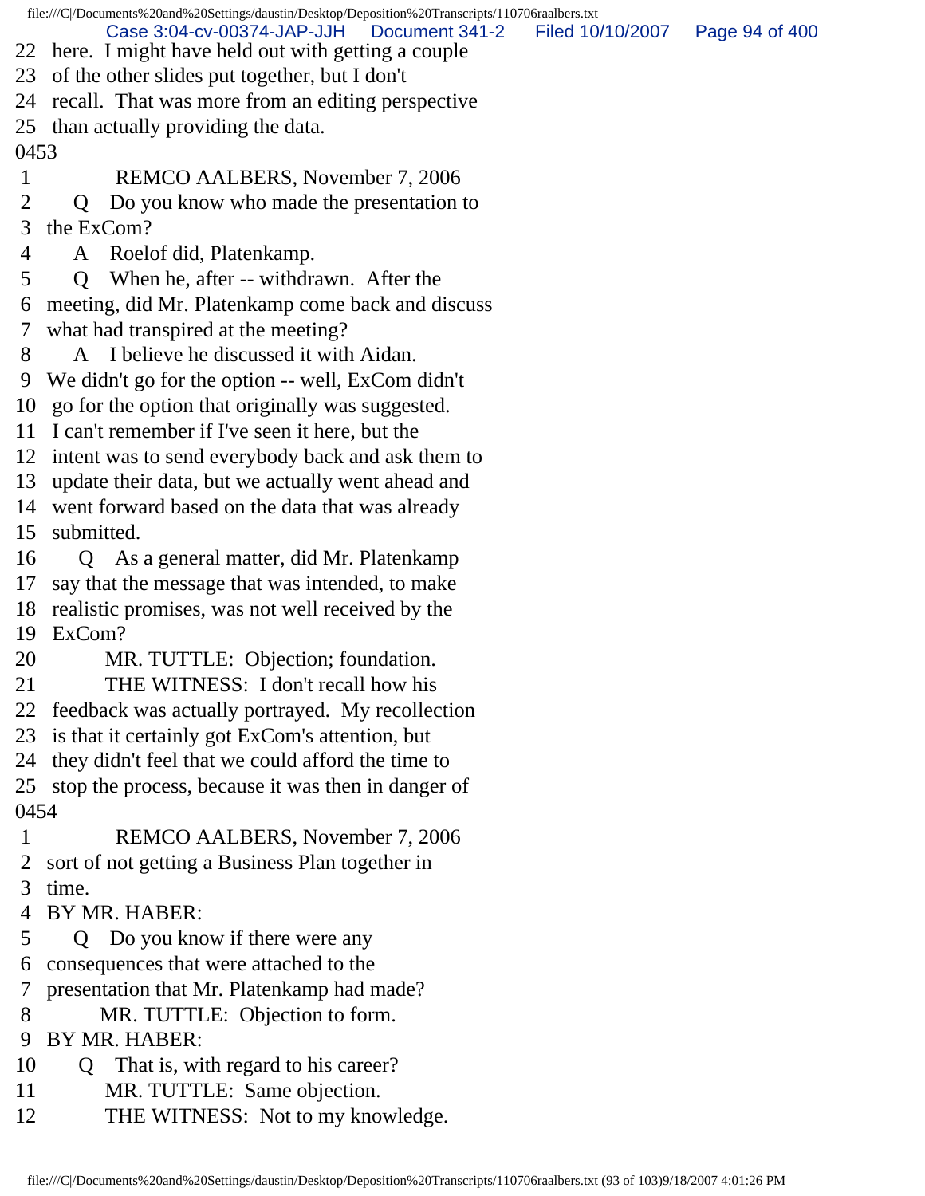22 here. I might have held out with getting a couple
23 of the other slides put together, but I don't
24 recall. That was more from an editing perspective
25 than actually providing the data.

0453

1 REMCO AALBERS, November 7, 2006
2 Q Do you know who made the presentation to
3 the ExCom?
4 A Roelof did, Platenkamp.
5 Q When he, after -- withdrawn. After the
6 meeting, did Mr. Platenkamp come back and discuss
7 what had transpired at the meeting?
8 A I believe he discussed it with Aidan.
9 We didn't go for the option -- well, ExCom didn't
10 go for the option that originally was suggested.
11 I can't remember if I've seen it here, but the
12 intent was to send everybody back and ask them to
13 update their data, but we actually went ahead and
14 went forward based on the data that was already
15 submitted.
16 Q As a general matter, did Mr. Platenkamp
17 say that the message that was intended, to make
18 realistic promises, was not well received by the
19 ExCom?
20 MR. TUTTLE: Objection; foundation.
21 THE WITNESS: I don't recall how his
22 feedback was actually portrayed. My recollection
23 is that it certainly got ExCom's attention, but
24 they didn't feel that we could afford the time to
25 stop the process, because it was then in danger of

0454

1 REMCO AALBERS, November 7, 2006
2 sort of not getting a Business Plan together in
3 time.
4 BY MR. HABER:
5 Q Do you know if there were any
6 consequences that were attached to the
7 presentation that Mr. Platenkamp had made?
8 MR. TUTTLE: Objection to form.
9 BY MR. HABER:
10 Q That is, with regard to his career?
11 MR. TUTTLE: Same objection.
12 THE WITNESS: Not to my knowledge.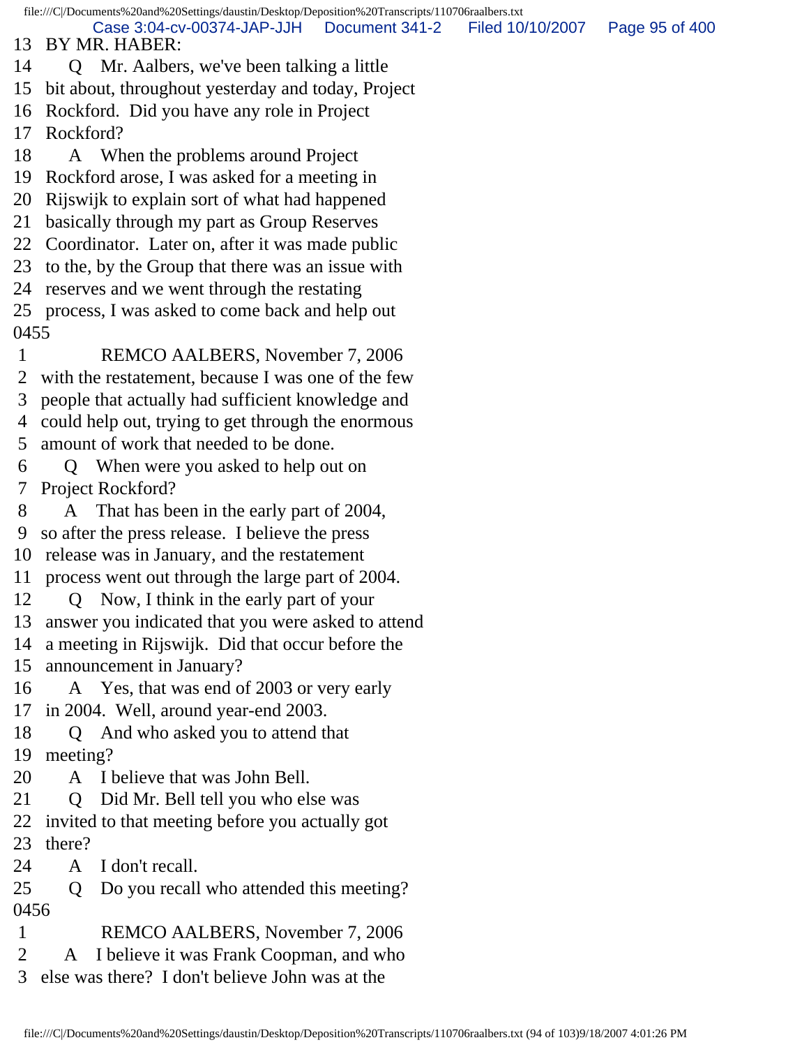13 BY MR. HABER:
14 Q Mr. Aalbers, we've been talking a little
15 bit about, throughout yesterday and today, Project
16 Rockford. Did you have any role in Project
17 Rockford?
18 A When the problems around Project
19 Rockford arose, I was asked for a meeting in
20 Rijswijk to explain sort of what had happened
21 basically through my part as Group Reserves
22 Coordinator. Later on, after it was made public
23 to the, by the Group that there was an issue with
24 reserves and we went through the restating
25 process, I was asked to come back and help out
0455
1 REMCO AALBERS, November 7, 2006
2 with the restatement, because I was one of the few
3 people that actually had sufficient knowledge and
4 could help out, trying to get through the enormous
5 amount of work that needed to be done.
6 Q When were you asked to help out on
7 Project Rockford?
8 A That has been in the early part of 2004,
9 so after the press release. I believe the press
10 release was in January, and the restatement
11 process went out through the large part of 2004.
12 Q Now, I think in the early part of your
13 answer you indicated that you were asked to attend
14 a meeting in Rijswijk. Did that occur before the
15 announcement in January?
16 A Yes, that was end of 2003 or very early
17 in 2004. Well, around year-end 2003.
18 Q And who asked you to attend that
19 meeting?
20 A I believe that was John Bell.
21 Q Did Mr. Bell tell you who else was
22 invited to that meeting before you actually got
23 there?
24 A I don't recall.
25 Q Do you recall who attended this meeting?
0456
1 REMCO AALBERS, November 7, 2006
2 A I believe it was Frank Coopman, and who
3 else was there? I don't believe John was at the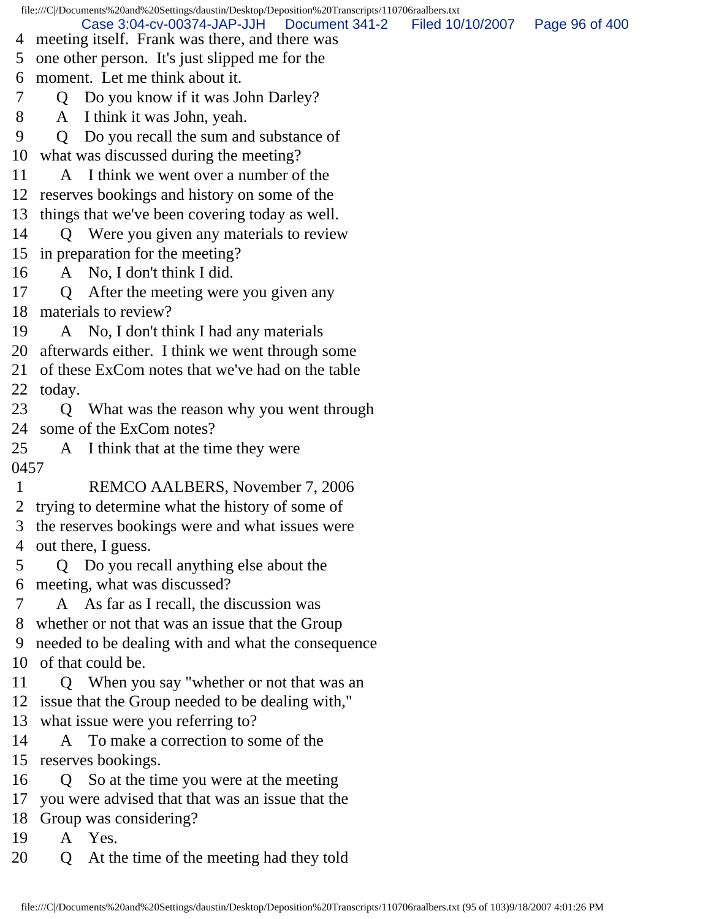4 meeting itself. Frank was there, and there was
5 one other person. It's just slipped me for the
6 moment. Let me think about it.
7 Q Do you know if it was John Darley?
8 A I think it was John, yeah.
9 Q Do you recall the sum and substance of
10 what was discussed during the meeting?
11 A I think we went over a number of the
12 reserves bookings and history on some of the
13 things that we've been covering today as well.
14 Q Were you given any materials to review
15 in preparation for the meeting?
16 A No, I don't think I did.
17 Q After the meeting were you given any
18 materials to review?
19 A No, I don't think I had any materials
20 afterwards either. I think we went through some
21 of these ExCom notes that we've had on the table
22 today.
23 Q What was the reason why you went through
24 some of the ExCom notes?
25 A I think that at the time they were
0457
1 REMCO AALBERS, November 7, 2006
2 trying to determine what the history of some of
3 the reserves bookings were and what issues were
4 out there, I guess.
5 Q Do you recall anything else about the
6 meeting, what was discussed?
7 A As far as I recall, the discussion was
8 whether or not that was an issue that the Group
9 needed to be dealing with and what the consequence
10 of that could be.
11 Q When you say "whether or not that was an
12 issue that the Group needed to be dealing with,"
13 what issue were you referring to?
14 A To make a correction to some of the
15 reserves bookings.
16 Q So at the time you were at the meeting
17 you were advised that that was an issue that the
18 Group was considering?
19 A Yes.
20 Q At the time of the meeting had they told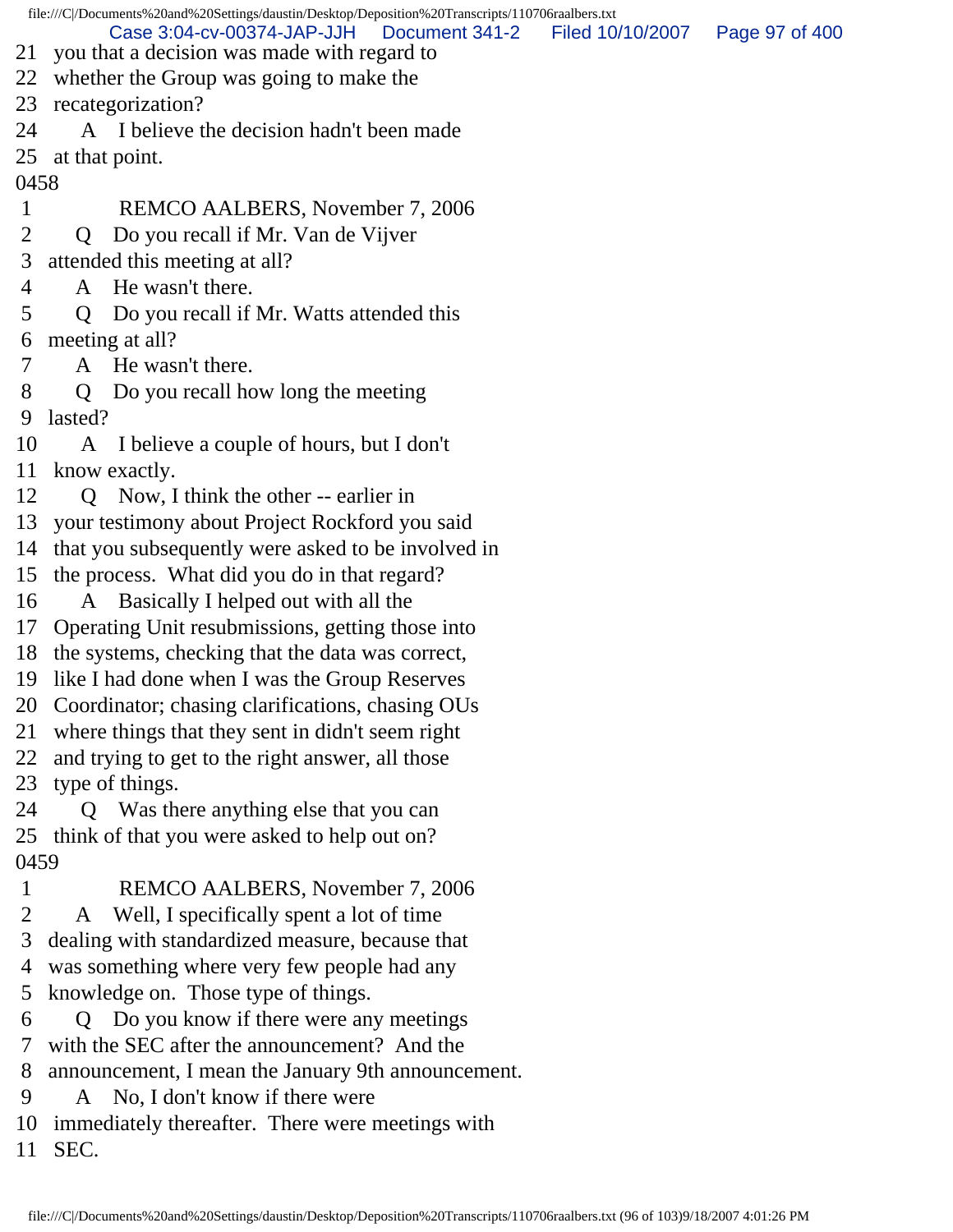21 you that a decision was made with regard to
22 whether the Group was going to make the
23 recategorization?
24 A I believe the decision hadn't been made
25 at that point.

0458

1 REMCO AALBERS, November 7, 2006
2 Q Do you recall if Mr. Van de Vijver
3 attended this meeting at all?
4 A He wasn't there.
5 Q Do you recall if Mr. Watts attended this
6 meeting at all?
7 A He wasn't there.
8 Q Do you recall how long the meeting
9 lasted?
10 A I believe a couple of hours, but I don't
11 know exactly.
12 Q Now, I think the other -- earlier in
13 your testimony about Project Rockford you said
14 that you subsequently were asked to be involved in
15 the process. What did you do in that regard?
16 A Basically I helped out with all the
17 Operating Unit resubmissions, getting those into
18 the systems, checking that the data was correct,
19 like I had done when I was the Group Reserves
20 Coordinator; chasing clarifications, chasing OUs
21 where things that they sent in didn't seem right
22 and trying to get to the right answer, all those
23 type of things.
24 Q Was there anything else that you can
25 think of that you were asked to help out on?

0459

1 REMCO AALBERS, November 7, 2006
2 A Well, I specifically spent a lot of time
3 dealing with standardized measure, because that
4 was something where very few people had any
5 knowledge on. Those type of things.
6 Q Do you know if there were any meetings
7 with the SEC after the announcement? And the
8 announcement, I mean the January 9th announcement.
9 A No, I don't know if there were
10 immediately thereafter. There were meetings with
11 SEC.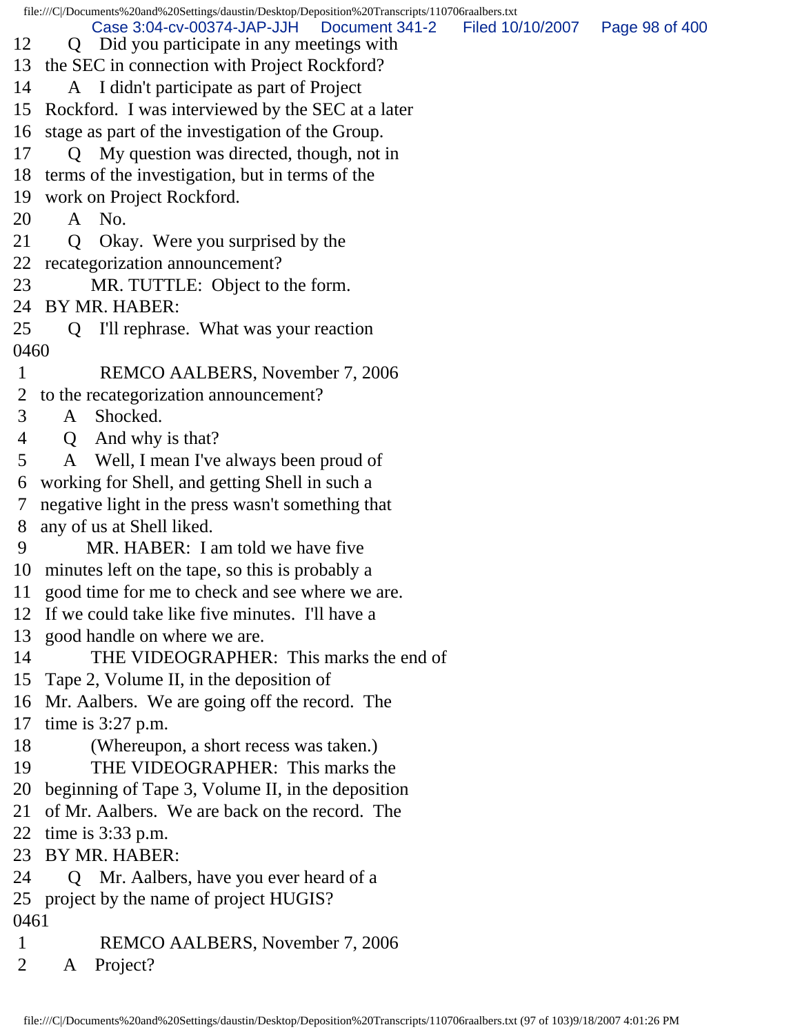12 Q Did you participate in any meetings with
13 the SEC in connection with Project Rockford?
14 A I didn't participate as part of Project
15 Rockford. I was interviewed by the SEC at a later
16 stage as part of the investigation of the Group.
17 Q My question was directed, though, not in
18 terms of the investigation, but in terms of the
19 work on Project Rockford.
20 A No.
21 Q Okay. Were you surprised by the
22 recategorization announcement?
23 MR. TUTTLE: Object to the form.
24 BY MR. HABER:
25 Q I'll rephrase. What was your reaction
0460
1 REMCO AALBERS, November 7, 2006
2 to the recategorization announcement?
3 A Shocked.
4 Q And why is that?
5 A Well, I mean I've always been proud of
6 working for Shell, and getting Shell in such a
7 negative light in the press wasn't something that
8 any of us at Shell liked.
9 MR. HABER: I am told we have five
10 minutes left on the tape, so this is probably a
11 good time for me to check and see where we are.
12 If we could take like five minutes. I'll have a
13 good handle on where we are.
14 THE VIDEOGRAPHER: This marks the end of
15 Tape 2, Volume II, in the deposition of
16 Mr. Aalbers. We are going off the record. The
17 time is 3:27 p.m.
18 (Whereupon, a short recess was taken.)
19 THE VIDEOGRAPHER: This marks the
20 beginning of Tape 3, Volume II, in the deposition
21 of Mr. Aalbers. We are back on the record. The
22 time is 3:33 p.m.
23 BY MR. HABER:
24 Q Mr. Aalbers, have you ever heard of a
25 project by the name of project HUGIS?
0461
1 REMCO AALBERS, November 7, 2006
2 A Project?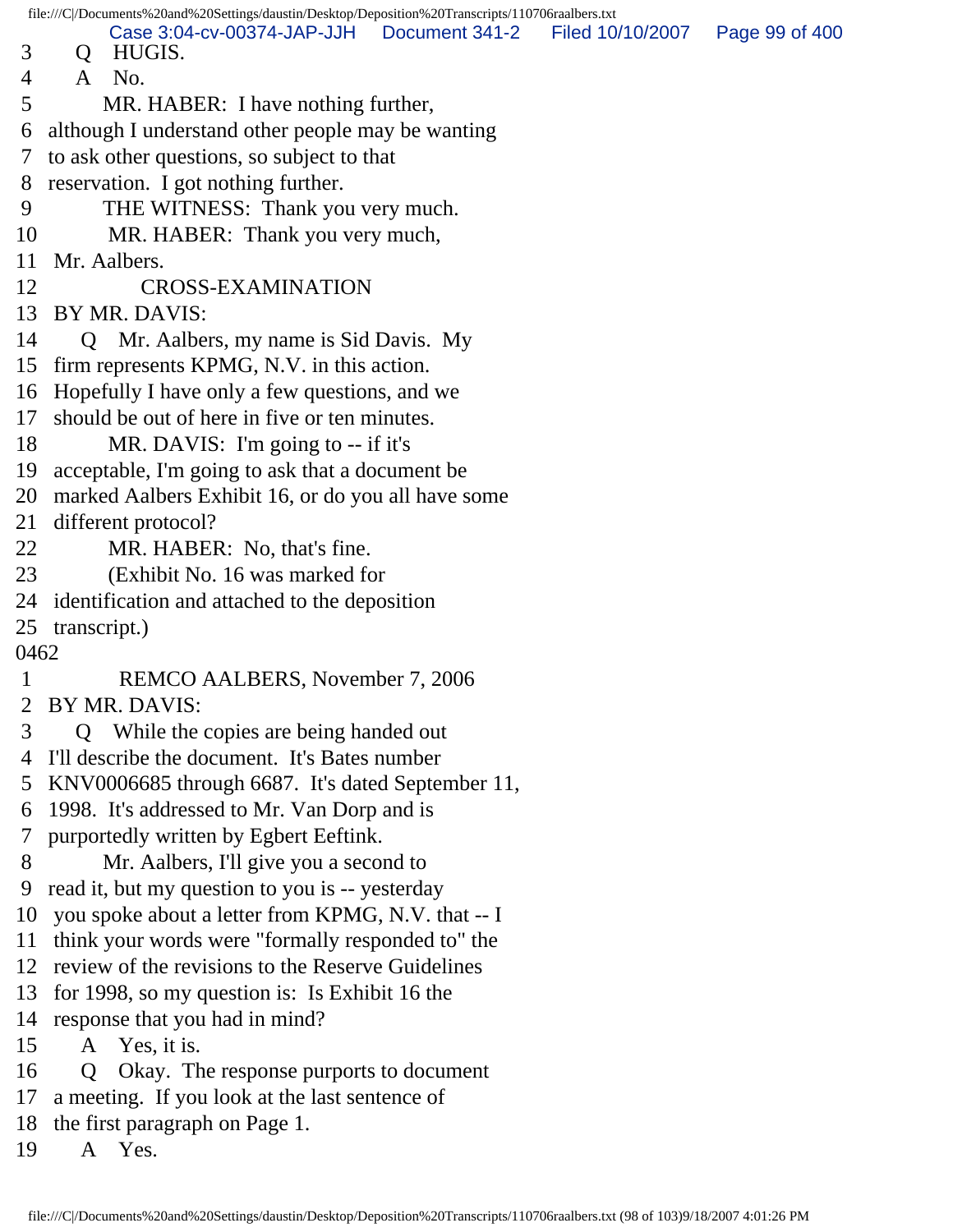3 Q HUGIS.
4 A No.
5 MR. HABER: I have nothing further,
6 although I understand other people may be wanting
7 to ask other questions, so subject to that
8 reservation. I got nothing further.
9 THE WITNESS: Thank you very much.
10 MR. HABER: Thank you very much,
11 Mr. Aalbers.
12 CROSS-EXAMINATION
13 BY MR. DAVIS:
14 Q Mr. Aalbers, my name is Sid Davis. My
15 firm represents KPMG, N.V. in this action.
16 Hopefully I have only a few questions, and we
17 should be out of here in five or ten minutes.
18 MR. DAVIS: I'm going to -- if it's
19 acceptable, I'm going to ask that a document be
20 marked Aalbers Exhibit 16, or do you all have some
21 different protocol?
22 MR. HABER: No, that's fine.
23 (Exhibit No. 16 was marked for
24 identification and attached to the deposition
25 transcript.)

0462

1 REMCO AALBERS, November 7, 2006
2 BY MR. DAVIS:
3 Q While the copies are being handed out
4 I'll describe the document. It's Bates number
5 KNV0006685 through 6687. It's dated September 11,
6 1998. It's addressed to Mr. Van Dorp and is
7 purportedly written by Egbert Eeftink.
8 Mr. Aalbers, I'll give you a second to
9 read it, but my question to you is -- yesterday
10 you spoke about a letter from KPMG, N.V. that -- I
11 think your words were "formally responded to" the
12 review of the revisions to the Reserve Guidelines
13 for 1998, so my question is: Is Exhibit 16 the
14 response that you had in mind?
15 A Yes, it is.
16 Q Okay. The response purports to document
17 a meeting. If you look at the last sentence of
18 the first paragraph on Page 1.
19 A Yes.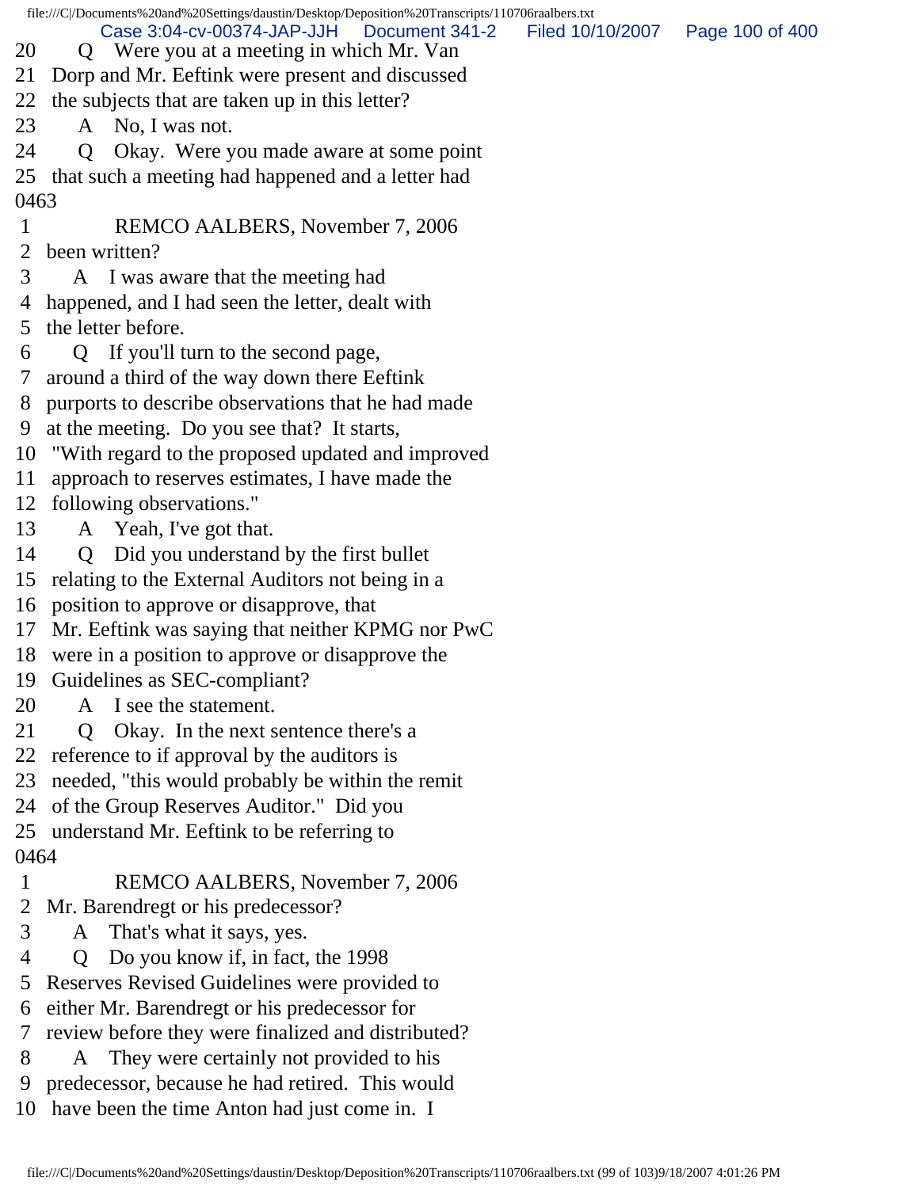20     Q   Were you at a meeting in which Mr. Van
21  Dorp and Mr. Eeftink were present and discussed
22  the subjects that are taken up in this letter?
23     A   No, I was not.
24     Q   Okay.  Were you made aware at some point
25  that such a meeting had happened and a letter had
0463
 1          REMCO AALBERS, November 7, 2006
 2  been written?
 3     A   I was aware that the meeting had
 4  happened, and I had seen the letter, dealt with
 5  the letter before.
 6     Q   If you'll turn to the second page,
 7  around a third of the way down there Eeftink
 8  purports to describe observations that he had made
 9  at the meeting.  Do you see that?  It starts,
10  "With regard to the proposed updated and improved
11  approach to reserves estimates, I have made the
12  following observations."
13     A   Yeah, I've got that.
14     Q   Did you understand by the first bullet
15  relating to the External Auditors not being in a
16  position to approve or disapprove, that
17  Mr. Eeftink was saying that neither KPMG nor PwC
18  were in a position to approve or disapprove the
19  Guidelines as SEC-compliant?
20     A   I see the statement.
21     Q   Okay.  In the next sentence there's a
22  reference to if approval by the auditors is
23  needed, "this would probably be within the remit
24  of the Group Reserves Auditor."  Did you
25  understand Mr. Eeftink to be referring to
0464
 1          REMCO AALBERS, November 7, 2006
 2  Mr. Barendregt or his predecessor?
 3     A   That's what it says, yes.
 4     Q   Do you know if, in fact, the 1998
 5  Reserves Revised Guidelines were provided to
 6  either Mr. Barendregt or his predecessor for
 7  review before they were finalized and distributed?
 8     A   They were certainly not provided to his
 9  predecessor, because he had retired.  This would
10  have been the time Anton had just come in.  I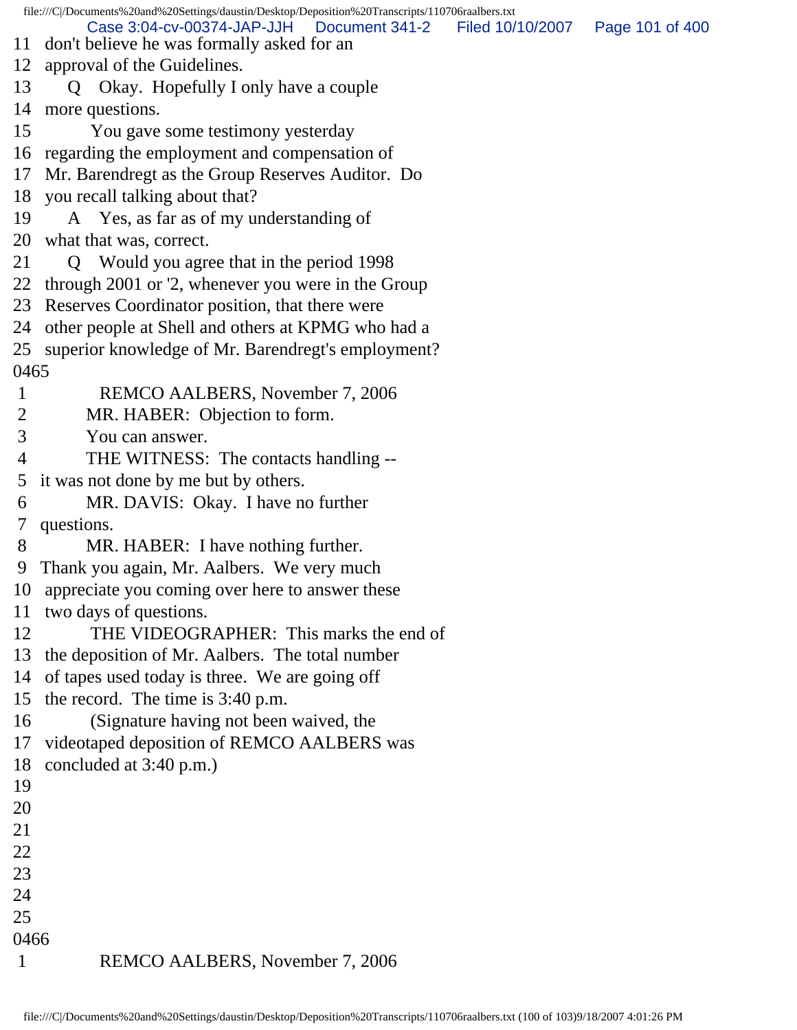11 don't believe he was formally asked for an
12 approval of the Guidelines.
13 Q Okay. Hopefully I only have a couple
14 more questions.
15 You gave some testimony yesterday
16 regarding the employment and compensation of
17 Mr. Barendregt as the Group Reserves Auditor. Do
18 you recall talking about that?
19 A Yes, as far as of my understanding of
20 what that was, correct.
21 Q Would you agree that in the period 1998
22 through 2001 or '2, whenever you were in the Group
23 Reserves Coordinator position, that there were
24 other people at Shell and others at KPMG who had a
25 superior knowledge of Mr. Barendregt's employment?
0465
1 REMCO AALBERS, November 7, 2006
2 MR. HABER: Objection to form.
3 You can answer.
4 THE WITNESS: The contacts handling --
5 it was not done by me but by others.
6 MR. DAVIS: Okay. I have no further
7 questions.
8 MR. HABER: I have nothing further.
9 Thank you again, Mr. Aalbers. We very much
10 appreciate you coming over here to answer these
11 two days of questions.
12 THE VIDEOGRAPHER: This marks the end of
13 the deposition of Mr. Aalbers. The total number
14 of tapes used today is three. We are going off
15 the record. The time is 3:40 p.m.
16 (Signature having not been waived, the
17 videotaped deposition of REMCO AALBERS was
18 concluded at 3:40 p.m.)
19
20
21
22
23
24
25
0466
1 REMCO AALBERS, November 7, 2006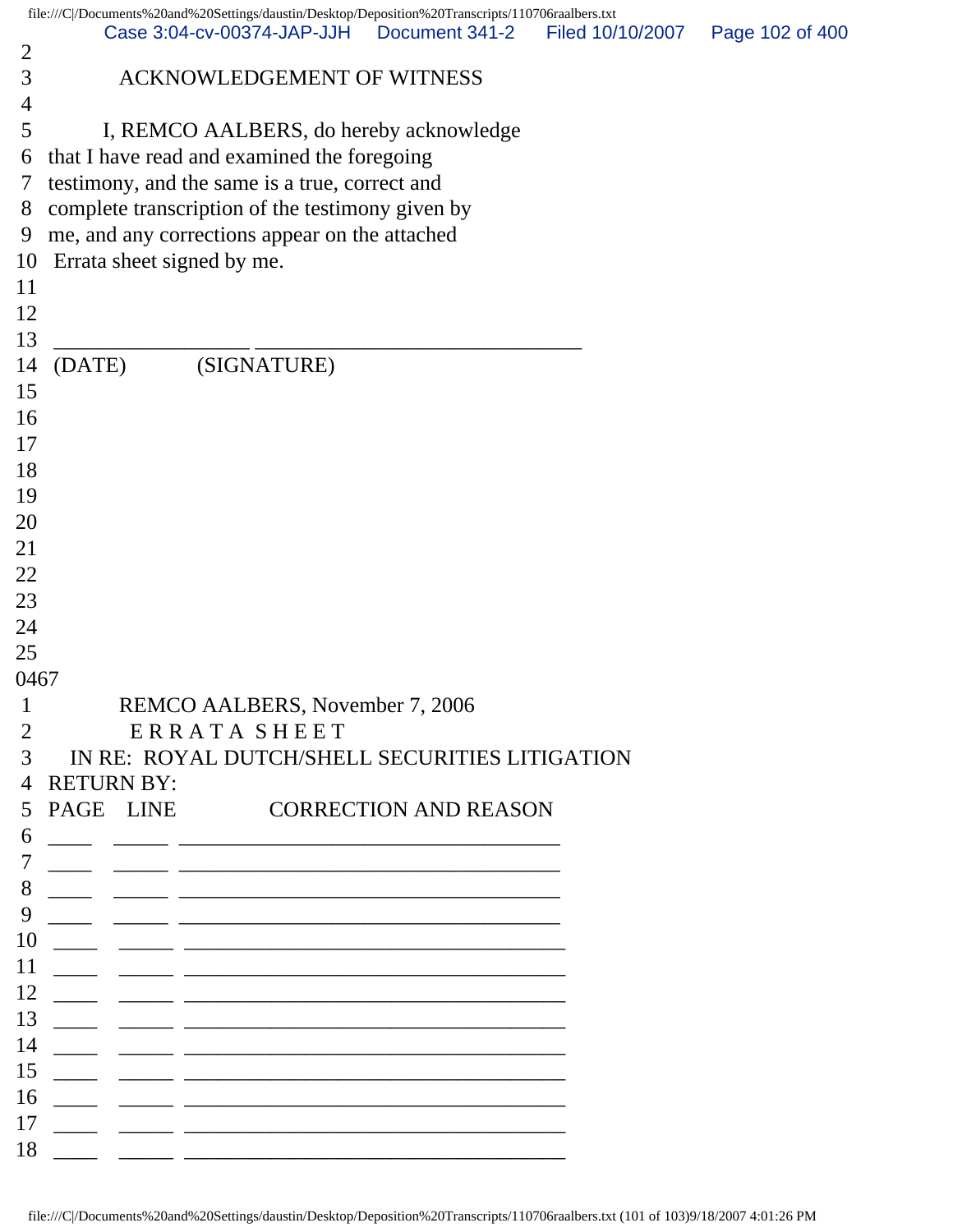2
3 ACKNOWLEDGEMENT OF WITNESS
4
5 I, REMCO AALBERS, do hereby acknowledge
6 that I have read and examined the foregoing
7 testimony, and the same is a true, correct and
8 complete transcription of the testimony given by
9 me, and any corrections appear on the attached
10 Errata sheet signed by me.
11
12
13 _________________ _____________________________
14 (DATE) (SIGNATURE)
15
16
17
18
19
20
21
22
23
24
25
0467
1 REMCO AALBERS, November 7, 2006
2 E R R A T A S H E E T
3 IN RE: ROYAL DUTCH/SHELL SECURITIES LITIGATION
4 RETURN BY:
5 PAGE LINE CORRECTION AND REASON
6 ____ _____ ___________________________________
7 ____ _____ ___________________________________
8 ____ _____ ___________________________________
9 ____ _____ ___________________________________
10 ____ _____ ___________________________________
11 ____ _____ ___________________________________
12 ____ _____ ___________________________________
13 ____ _____ ___________________________________
14 ____ _____ ___________________________________
15 ____ _____ ___________________________________
16 ____ _____ ___________________________________
17 ____ _____ ___________________________________
18 ____ _____ ___________________________________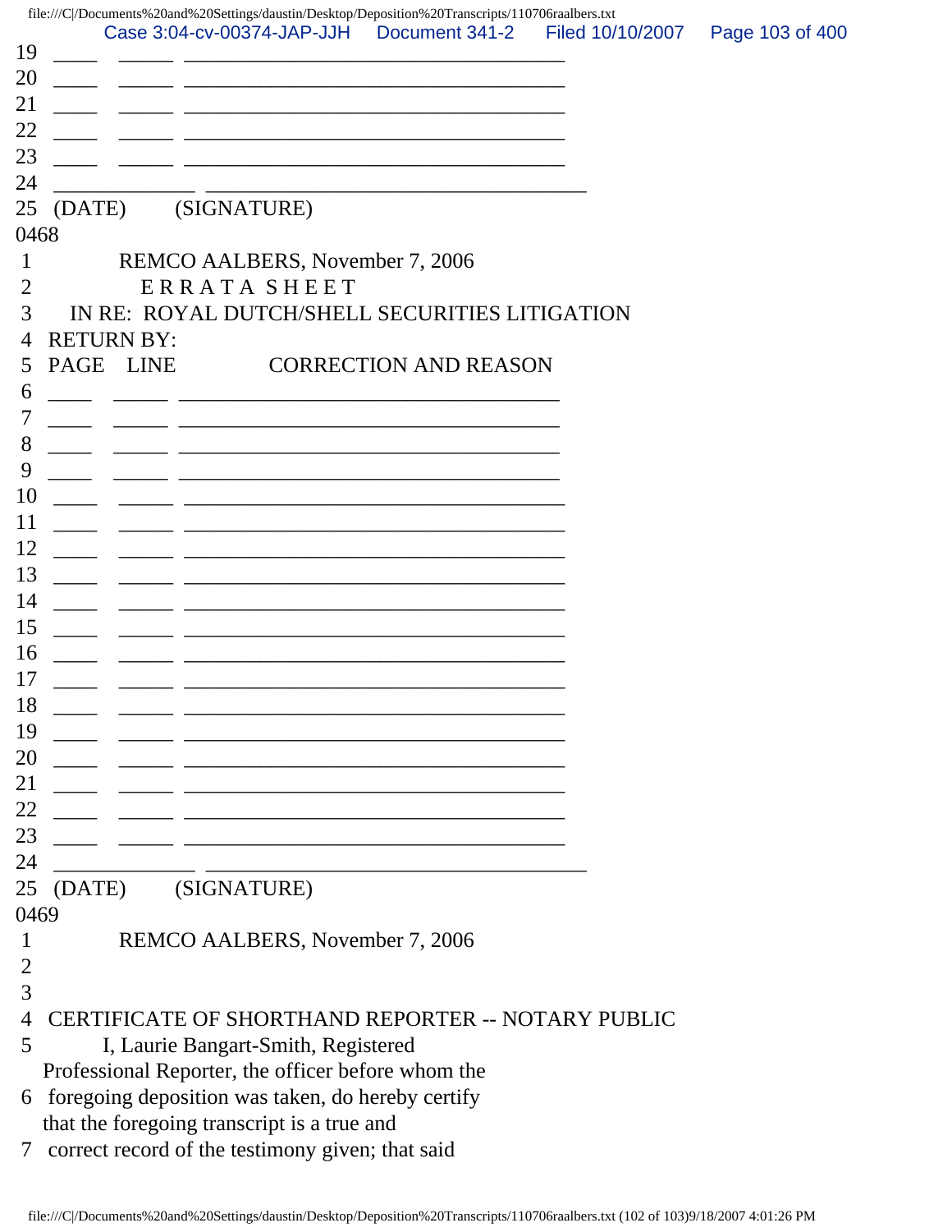19 \_\_\_\_ \_\_\_\_\_ \_\_\_\_\_\_\_\_\_\_\_\_\_\_\_\_\_\_\_\_\_\_\_\_\_\_\_\_\_\_\_\_\_\_\_
20 \_\_\_\_ \_\_\_\_\_ \_\_\_\_\_\_\_\_\_\_\_\_\_\_\_\_\_\_\_\_\_\_\_\_\_\_\_\_\_\_\_\_\_\_\_
21 \_\_\_\_ \_\_\_\_\_ \_\_\_\_\_\_\_\_\_\_\_\_\_\_\_\_\_\_\_\_\_\_\_\_\_\_\_\_\_\_\_\_\_\_\_
22 \_\_\_\_ \_\_\_\_\_ \_\_\_\_\_\_\_\_\_\_\_\_\_\_\_\_\_\_\_\_\_\_\_\_\_\_\_\_\_\_\_\_\_\_\_
23 \_\_\_\_ \_\_\_\_\_ \_\_\_\_\_\_\_\_\_\_\_\_\_\_\_\_\_\_\_\_\_\_\_\_\_\_\_\_\_\_\_\_\_\_\_
24 \_\_\_\_\_\_\_\_\_\_\_\_\_ \_\_\_\_\_\_\_\_\_\_\_\_\_\_\_\_\_\_\_\_\_\_\_\_\_\_\_\_\_\_\_\_\_\_\_
25 (DATE) (SIGNATURE)

0468

1 REMCO AALBERS, November 7, 2006
2 E R R A T A S H E E T
3 IN RE: ROYAL DUTCH/SHELL SECURITIES LITIGATION
4 RETURN BY:
5 PAGE LINE CORRECTION AND REASON
6 \_\_\_\_ \_\_\_\_\_ \_\_\_\_\_\_\_\_\_\_\_\_\_\_\_\_\_\_\_\_\_\_\_\_\_\_\_\_\_\_\_\_\_\_\_
7 \_\_\_\_ \_\_\_\_\_ \_\_\_\_\_\_\_\_\_\_\_\_\_\_\_\_\_\_\_\_\_\_\_\_\_\_\_\_\_\_\_\_\_\_\_
8 \_\_\_\_ \_\_\_\_\_ \_\_\_\_\_\_\_\_\_\_\_\_\_\_\_\_\_\_\_\_\_\_\_\_\_\_\_\_\_\_\_\_\_\_\_
9 \_\_\_\_ \_\_\_\_\_ \_\_\_\_\_\_\_\_\_\_\_\_\_\_\_\_\_\_\_\_\_\_\_\_\_\_\_\_\_\_\_\_\_\_\_
10 \_\_\_\_ \_\_\_\_\_ \_\_\_\_\_\_\_\_\_\_\_\_\_\_\_\_\_\_\_\_\_\_\_\_\_\_\_\_\_\_\_\_\_\_\_
11 \_\_\_\_ \_\_\_\_\_ \_\_\_\_\_\_\_\_\_\_\_\_\_\_\_\_\_\_\_\_\_\_\_\_\_\_\_\_\_\_\_\_\_\_\_
12 \_\_\_\_ \_\_\_\_\_ \_\_\_\_\_\_\_\_\_\_\_\_\_\_\_\_\_\_\_\_\_\_\_\_\_\_\_\_\_\_\_\_\_\_\_
13 \_\_\_\_ \_\_\_\_\_ \_\_\_\_\_\_\_\_\_\_\_\_\_\_\_\_\_\_\_\_\_\_\_\_\_\_\_\_\_\_\_\_\_\_\_
14 \_\_\_\_ \_\_\_\_\_ \_\_\_\_\_\_\_\_\_\_\_\_\_\_\_\_\_\_\_\_\_\_\_\_\_\_\_\_\_\_\_\_\_\_\_
15 \_\_\_\_ \_\_\_\_\_ \_\_\_\_\_\_\_\_\_\_\_\_\_\_\_\_\_\_\_\_\_\_\_\_\_\_\_\_\_\_\_\_\_\_\_
16 \_\_\_\_ \_\_\_\_\_ \_\_\_\_\_\_\_\_\_\_\_\_\_\_\_\_\_\_\_\_\_\_\_\_\_\_\_\_\_\_\_\_\_\_\_
17 \_\_\_\_ \_\_\_\_\_ \_\_\_\_\_\_\_\_\_\_\_\_\_\_\_\_\_\_\_\_\_\_\_\_\_\_\_\_\_\_\_\_\_\_\_
18 \_\_\_\_ \_\_\_\_\_ \_\_\_\_\_\_\_\_\_\_\_\_\_\_\_\_\_\_\_\_\_\_\_\_\_\_\_\_\_\_\_\_\_\_\_
19 \_\_\_\_ \_\_\_\_\_ \_\_\_\_\_\_\_\_\_\_\_\_\_\_\_\_\_\_\_\_\_\_\_\_\_\_\_\_\_\_\_\_\_\_\_
20 \_\_\_\_ \_\_\_\_\_ \_\_\_\_\_\_\_\_\_\_\_\_\_\_\_\_\_\_\_\_\_\_\_\_\_\_\_\_\_\_\_\_\_\_\_
21 \_\_\_\_ \_\_\_\_\_ \_\_\_\_\_\_\_\_\_\_\_\_\_\_\_\_\_\_\_\_\_\_\_\_\_\_\_\_\_\_\_\_\_\_\_
22 \_\_\_\_ \_\_\_\_\_ \_\_\_\_\_\_\_\_\_\_\_\_\_\_\_\_\_\_\_\_\_\_\_\_\_\_\_\_\_\_\_\_\_\_\_
23 \_\_\_\_ \_\_\_\_\_ \_\_\_\_\_\_\_\_\_\_\_\_\_\_\_\_\_\_\_\_\_\_\_\_\_\_\_\_\_\_\_\_\_\_\_
24 \_\_\_\_\_\_\_\_\_\_\_\_\_ \_\_\_\_\_\_\_\_\_\_\_\_\_\_\_\_\_\_\_\_\_\_\_\_\_\_\_\_\_\_\_\_\_\_\_
25 (DATE) (SIGNATURE)

0469

1 REMCO AALBERS, November 7, 2006
2
3
4 CERTIFICATE OF SHORTHAND REPORTER -- NOTARY PUBLIC
5 I, Laurie Bangart-Smith, Registered
Professional Reporter, the officer before whom the
6 foregoing deposition was taken, do hereby certify
that the foregoing transcript is a true and
7 correct record of the testimony given; that said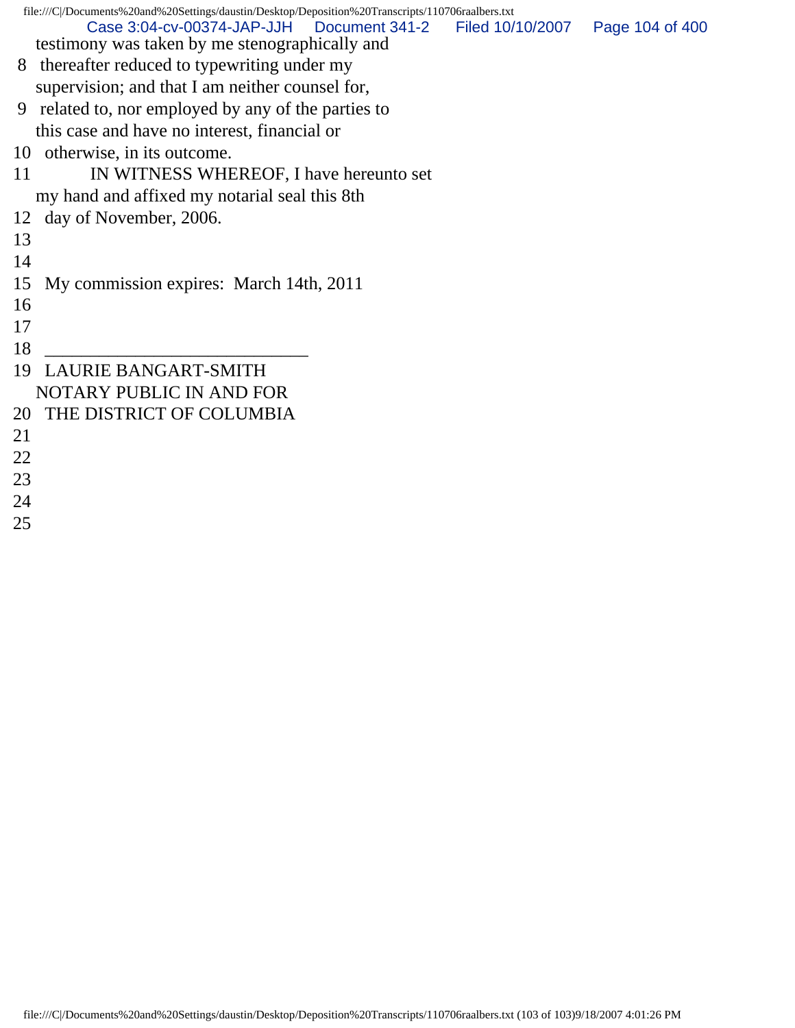testimony was taken by me stenographically and
8 thereafter reduced to typewriting under my
supervision; and that I am neither counsel for,
9 related to, nor employed by any of the parties to
this case and have no interest, financial or
10 otherwise, in its outcome.
11 IN WITNESS WHEREOF, I have hereunto set
my hand and affixed my notarial seal this 8th
12 day of November, 2006.
13
14
15 My commission expires: March 14th, 2011
16
17
18 _____________________________
19 LAURIE BANGART-SMITH
NOTARY PUBLIC IN AND FOR
20 THE DISTRICT OF COLUMBIA
21
22
23
24
25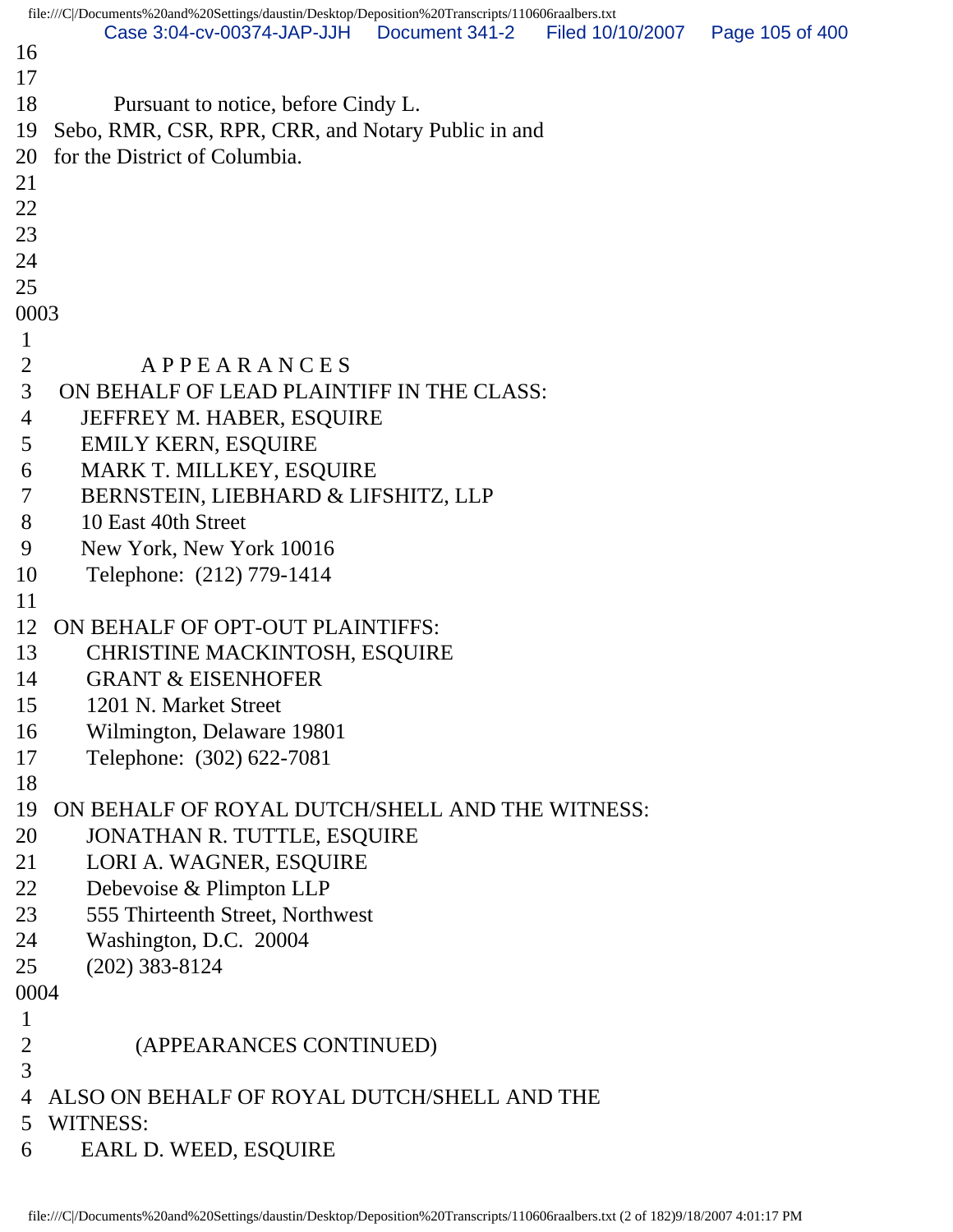16
17
18 Pursuant to notice, before Cindy L.
19 Sebo, RMR, CSR, RPR, CRR, and Notary Public in and
20 for the District of Columbia.
21
22
23
24
25
0003
1
2 A P P E A R A N C E S
3 ON BEHALF OF LEAD PLAINTIFF IN THE CLASS:
4 JEFFREY M. HABER, ESQUIRE
5 EMILY KERN, ESQUIRE
6 MARK T. MILLKEY, ESQUIRE
7 BERNSTEIN, LIEBHARD & LIFSHITZ, LLP
8 10 East 40th Street
9 New York, New York 10016
10 Telephone: (212) 779-1414
11
12 ON BEHALF OF OPT-OUT PLAINTIFFS:
13 CHRISTINE MACKINTOSH, ESQUIRE
14 GRANT & EISENHOFER
15 1201 N. Market Street
16 Wilmington, Delaware 19801
17 Telephone: (302) 622-7081
18
19 ON BEHALF OF ROYAL DUTCH/SHELL AND THE WITNESS:
20 JONATHAN R. TUTTLE, ESQUIRE
21 LORI A. WAGNER, ESQUIRE
22 Debevoise & Plimpton LLP
23 555 Thirteenth Street, Northwest
24 Washington, D.C. 20004
25 (202) 383-8124
0004
1
2 (APPEARANCES CONTINUED)
3
4 ALSO ON BEHALF OF ROYAL DUTCH/SHELL AND THE
5 WITNESS:
6 EARL D. WEED, ESQUIRE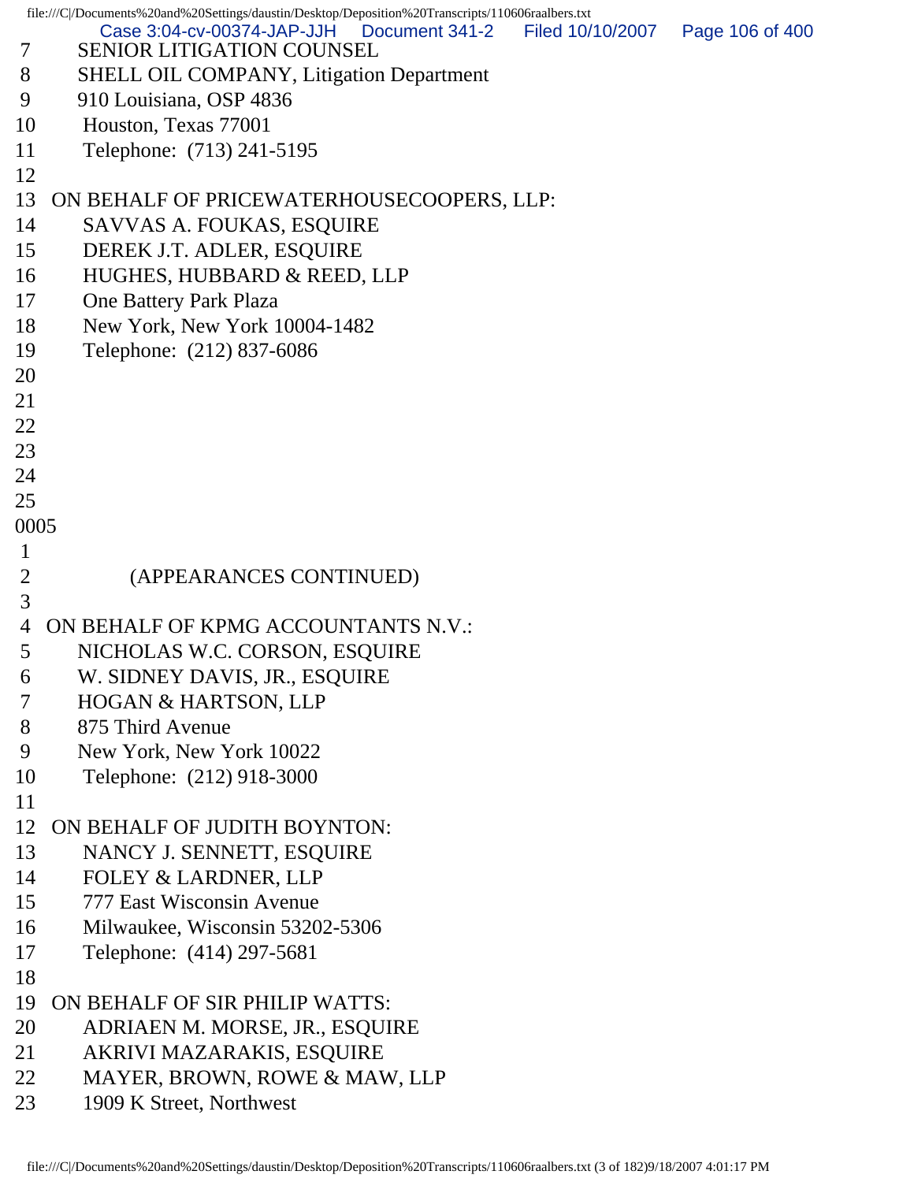7 SENIOR LITIGATION COUNSEL
8 SHELL OIL COMPANY, Litigation Department
9 910 Louisiana, OSP 4836
10 Houston, Texas 77001
11 Telephone: (713) 241-5195
12
13 ON BEHALF OF PRICEWATERHOUSECOOPERS, LLP:
14 SAVVAS A. FOUKAS, ESQUIRE
15 DEREK J.T. ADLER, ESQUIRE
16 HUGHES, HUBBARD & REED, LLP
17 One Battery Park Plaza
18 New York, New York 10004-1482
19 Telephone: (212) 837-6086
20
21
22
23
24
25
0005
1
2 (APPEARANCES CONTINUED)
3
4 ON BEHALF OF KPMG ACCOUNTANTS N.V.:
5 NICHOLAS W.C. CORSON, ESQUIRE
6 W. SIDNEY DAVIS, JR., ESQUIRE
7 HOGAN & HARTSON, LLP
8 875 Third Avenue
9 New York, New York 10022
10 Telephone: (212) 918-3000
11
12 ON BEHALF OF JUDITH BOYNTON:
13 NANCY J. SENNETT, ESQUIRE
14 FOLEY & LARDNER, LLP
15 777 East Wisconsin Avenue
16 Milwaukee, Wisconsin 53202-5306
17 Telephone: (414) 297-5681
18
19 ON BEHALF OF SIR PHILIP WATTS:
20 ADRIAEN M. MORSE, JR., ESQUIRE
21 AKRIVI MAZARAKIS, ESQUIRE
22 MAYER, BROWN, ROWE & MAW, LLP
23 1909 K Street, Northwest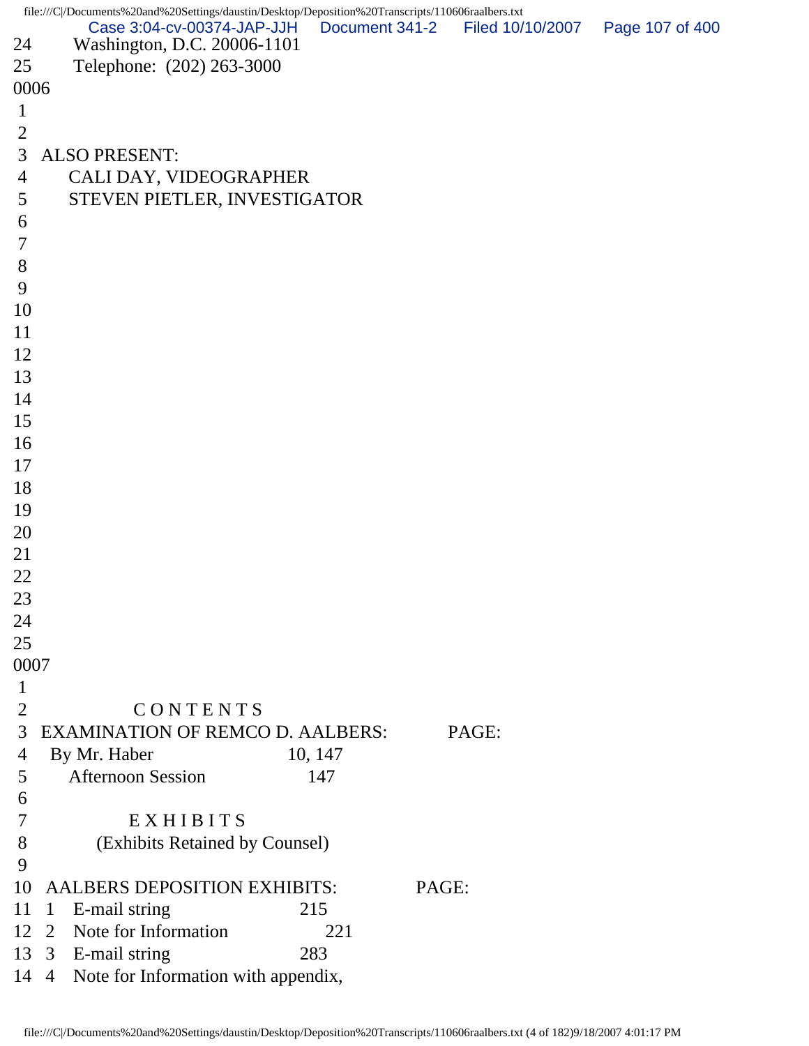24 Washington, D.C. 20006-1101
25 Telephone: (202) 263-3000
0006
1
2
3 ALSO PRESENT:
4 CALI DAY, VIDEOGRAPHER
5 STEVEN PIETLER, INVESTIGATOR
6
7
8
9
10
11
12
13
14
15
16
17
18
19
20
21
22
23
24
25
0007
1
2 C O N T E N T S
3 EXAMINATION OF REMCO D. AALBERS: PAGE:
4 By Mr. Haber 10, 147
5 Afternoon Session 147
6
7 E X H I B I T S
8 (Exhibits Retained by Counsel)
9
10 AALBERS DEPOSITION EXHIBITS: PAGE:
11 1 E-mail string 215
12 2 Note for Information 221
13 3 E-mail string 283
14 4 Note for Information with appendix,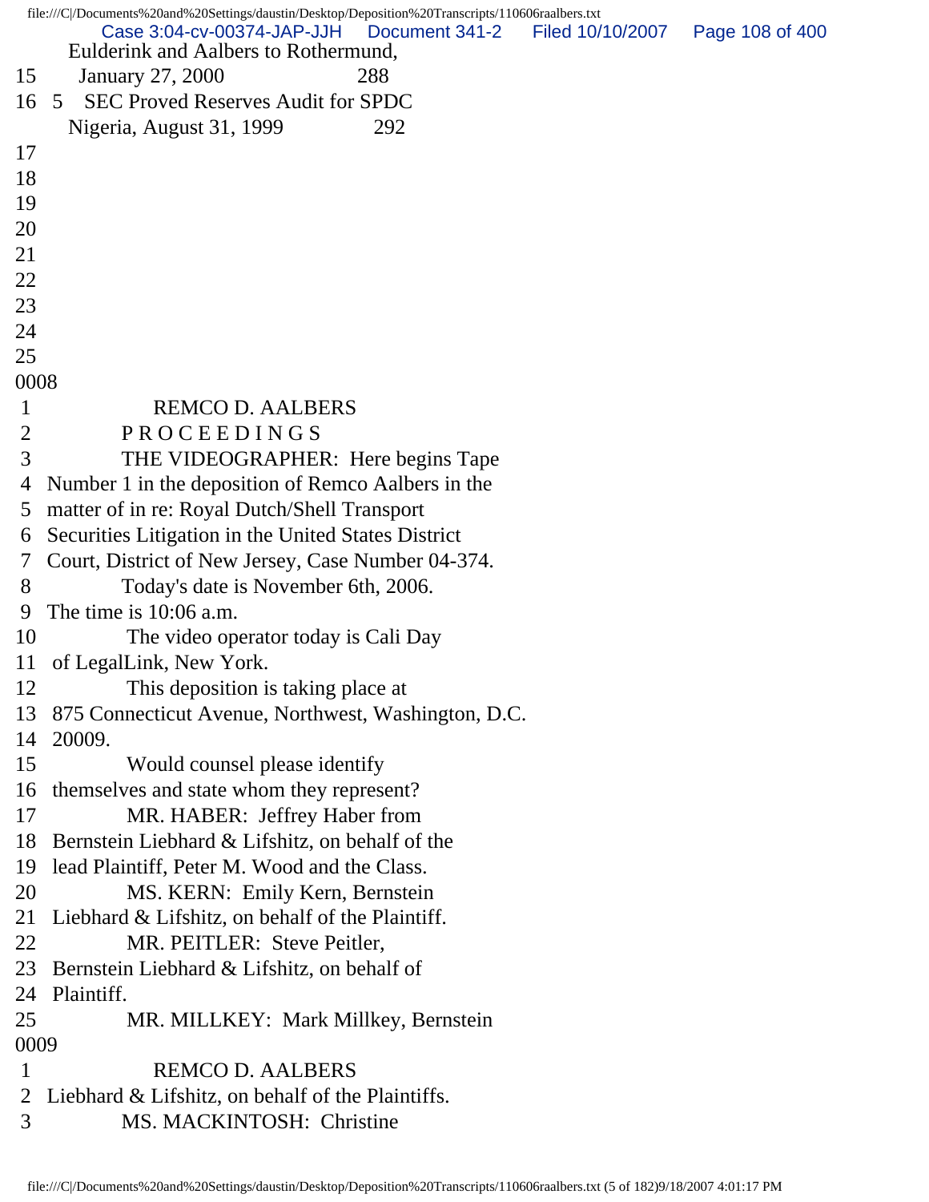Eulderink and Aalbers to Rothermund,
15 January 27, 2000 288
16 5 SEC Proved Reserves Audit for SPDC
Nigeria, August 31, 1999 292
17
18
19
20
21
22
23
24
25
0008
1 REMCO D. AALBERS
2 P R O C E E D I N G S
3 THE VIDEOGRAPHER: Here begins Tape
4 Number 1 in the deposition of Remco Aalbers in the
5 matter of in re: Royal Dutch/Shell Transport
6 Securities Litigation in the United States District
7 Court, District of New Jersey, Case Number 04-374.
8 Today's date is November 6th, 2006.
9 The time is 10:06 a.m.
10 The video operator today is Cali Day
11 of LegalLink, New York.
12 This deposition is taking place at
13 875 Connecticut Avenue, Northwest, Washington, D.C.
14 20009.
15 Would counsel please identify
16 themselves and state whom they represent?
17 MR. HABER: Jeffrey Haber from
18 Bernstein Liebhard & Lifshitz, on behalf of the
19 lead Plaintiff, Peter M. Wood and the Class.
20 MS. KERN: Emily Kern, Bernstein
21 Liebhard & Lifshitz, on behalf of the Plaintiff.
22 MR. PEITLER: Steve Peitler,
23 Bernstein Liebhard & Lifshitz, on behalf of
24 Plaintiff.
25 MR. MILLKEY: Mark Millkey, Bernstein
0009
1 REMCO D. AALBERS
2 Liebhard & Lifshitz, on behalf of the Plaintiffs.
3 MS. MACKINTOSH: Christine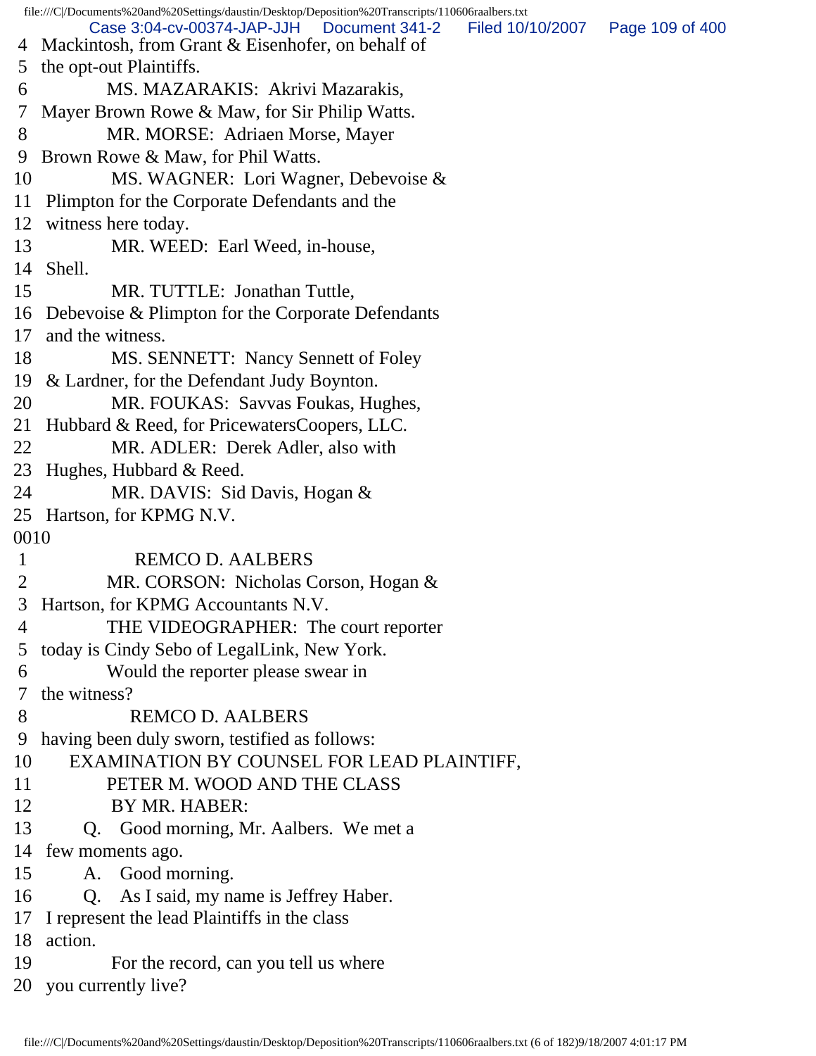4 Mackintosh, from Grant & Eisenhofer, on behalf of
5 the opt-out Plaintiffs.
6 MS. MAZARAKIS: Akrivi Mazarakis,
7 Mayer Brown Rowe & Maw, for Sir Philip Watts.
8 MR. MORSE: Adriaen Morse, Mayer
9 Brown Rowe & Maw, for Phil Watts.
10 MS. WAGNER: Lori Wagner, Debevoise &
11 Plimpton for the Corporate Defendants and the
12 witness here today.
13 MR. WEED: Earl Weed, in-house,
14 Shell.
15 MR. TUTTLE: Jonathan Tuttle,
16 Debevoise & Plimpton for the Corporate Defendants
17 and the witness.
18 MS. SENNETT: Nancy Sennett of Foley
19 & Lardner, for the Defendant Judy Boynton.
20 MR. FOUKAS: Savvas Foukas, Hughes,
21 Hubbard & Reed, for PricewatersCoopers, LLC.
22 MR. ADLER: Derek Adler, also with
23 Hughes, Hubbard & Reed.
24 MR. DAVIS: Sid Davis, Hogan &
25 Hartson, for KPMG N.V.
0010
1 REMCO D. AALBERS
2 MR. CORSON: Nicholas Corson, Hogan &
3 Hartson, for KPMG Accountants N.V.
4 THE VIDEOGRAPHER: The court reporter
5 today is Cindy Sebo of LegalLink, New York.
6 Would the reporter please swear in
7 the witness?
8 REMCO D. AALBERS
9 having been duly sworn, testified as follows:
10 EXAMINATION BY COUNSEL FOR LEAD PLAINTIFF,
11 PETER M. WOOD AND THE CLASS
12 BY MR. HABER:
13 Q. Good morning, Mr. Aalbers. We met a
14 few moments ago.
15 A. Good morning.
16 Q. As I said, my name is Jeffrey Haber.
17 I represent the lead Plaintiffs in the class
18 action.
19 For the record, can you tell us where
20 you currently live?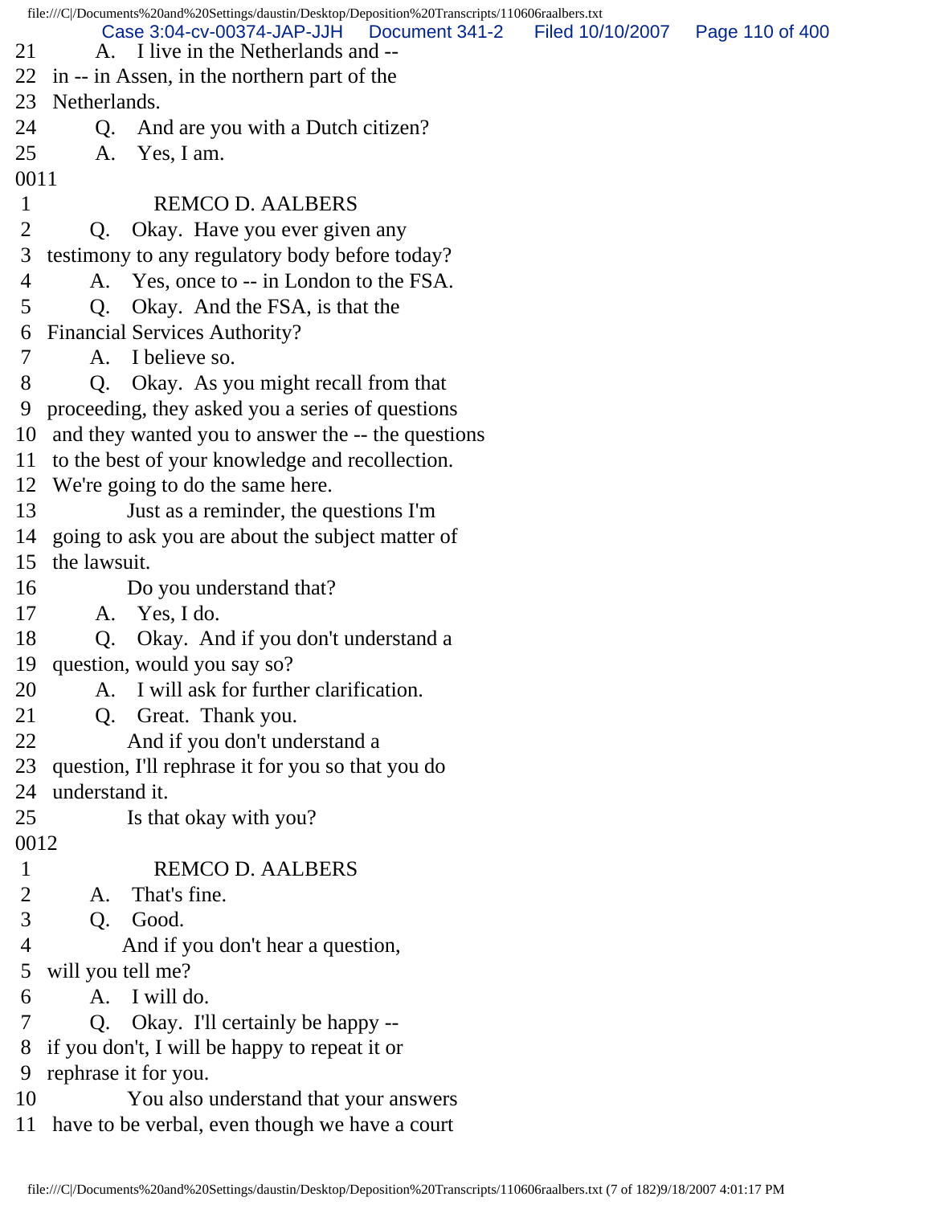21 A. I live in the Netherlands and --
22 in -- in Assen, in the northern part of the
23 Netherlands.
24 Q. And are you with a Dutch citizen?
25 A. Yes, I am.
0011
1 REMCO D. AALBERS
2 Q. Okay. Have you ever given any
3 testimony to any regulatory body before today?
4 A. Yes, once to -- in London to the FSA.
5 Q. Okay. And the FSA, is that the
6 Financial Services Authority?
7 A. I believe so.
8 Q. Okay. As you might recall from that
9 proceeding, they asked you a series of questions
10 and they wanted you to answer the -- the questions
11 to the best of your knowledge and recollection.
12 We're going to do the same here.
13 Just as a reminder, the questions I'm
14 going to ask you are about the subject matter of
15 the lawsuit.
16 Do you understand that?
17 A. Yes, I do.
18 Q. Okay. And if you don't understand a
19 question, would you say so?
20 A. I will ask for further clarification.
21 Q. Great. Thank you.
22 And if you don't understand a
23 question, I'll rephrase it for you so that you do
24 understand it.
25 Is that okay with you?
0012
1 REMCO D. AALBERS
2 A. That's fine.
3 Q. Good.
4 And if you don't hear a question,
5 will you tell me?
6 A. I will do.
7 Q. Okay. I'll certainly be happy --
8 if you don't, I will be happy to repeat it or
9 rephrase it for you.
10 You also understand that your answers
11 have to be verbal, even though we have a court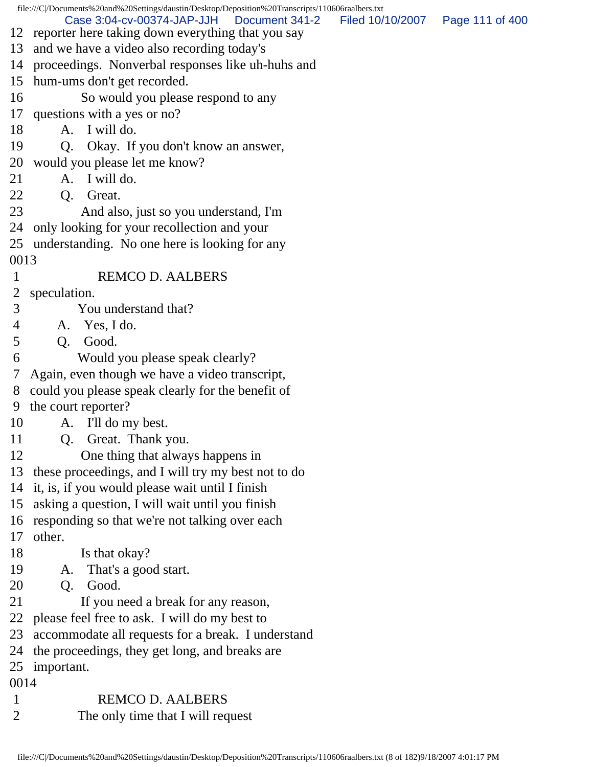12 reporter here taking down everything that you say
13 and we have a video also recording today's
14 proceedings. Nonverbal responses like uh-huhs and
15 hum-ums don't get recorded.
16 So would you please respond to any
17 questions with a yes or no?
18 A. I will do.
19 Q. Okay. If you don't know an answer,
20 would you please let me know?
21 A. I will do.
22 Q. Great.
23 And also, just so you understand, I'm
24 only looking for your recollection and your
25 understanding. No one here is looking for any
0013
1 REMCO D. AALBERS
2 speculation.
3 You understand that?
4 A. Yes, I do.
5 Q. Good.
6 Would you please speak clearly?
7 Again, even though we have a video transcript,
8 could you please speak clearly for the benefit of
9 the court reporter?
10 A. I'll do my best.
11 Q. Great. Thank you.
12 One thing that always happens in
13 these proceedings, and I will try my best not to do
14 it, is, if you would please wait until I finish
15 asking a question, I will wait until you finish
16 responding so that we're not talking over each
17 other.
18 Is that okay?
19 A. That's a good start.
20 Q. Good.
21 If you need a break for any reason,
22 please feel free to ask. I will do my best to
23 accommodate all requests for a break. I understand
24 the proceedings, they get long, and breaks are
25 important.
0014
1 REMCO D. AALBERS
2 The only time that I will request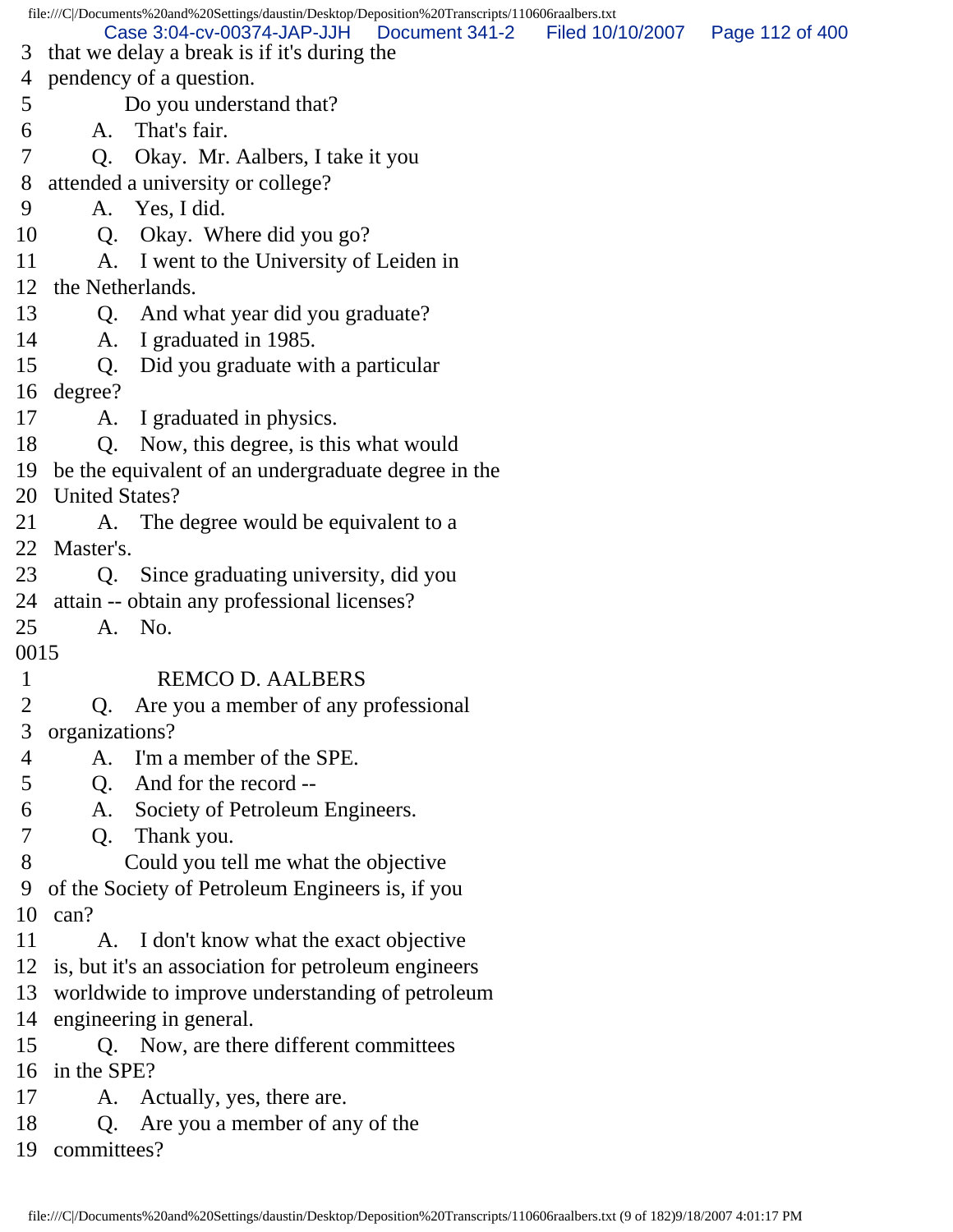3 that we delay a break is if it's during the
4 pendency of a question.
5 Do you understand that?
6 A. That's fair.
7 Q. Okay. Mr. Aalbers, I take it you
8 attended a university or college?
9 A. Yes, I did.
10 Q. Okay. Where did you go?
11 A. I went to the University of Leiden in
12 the Netherlands.
13 Q. And what year did you graduate?
14 A. I graduated in 1985.
15 Q. Did you graduate with a particular
16 degree?
17 A. I graduated in physics.
18 Q. Now, this degree, is this what would
19 be the equivalent of an undergraduate degree in the
20 United States?
21 A. The degree would be equivalent to a
22 Master's.
23 Q. Since graduating university, did you
24 attain -- obtain any professional licenses?
25 A. No.

0015

1 REMCO D. AALBERS
2 Q. Are you a member of any professional
3 organizations?
4 A. I'm a member of the SPE.
5 Q. And for the record --
6 A. Society of Petroleum Engineers.
7 Q. Thank you.
8 Could you tell me what the objective
9 of the Society of Petroleum Engineers is, if you
10 can?
11 A. I don't know what the exact objective
12 is, but it's an association for petroleum engineers
13 worldwide to improve understanding of petroleum
14 engineering in general.
15 Q. Now, are there different committees
16 in the SPE?
17 A. Actually, yes, there are.
18 Q. Are you a member of any of the
19 committees?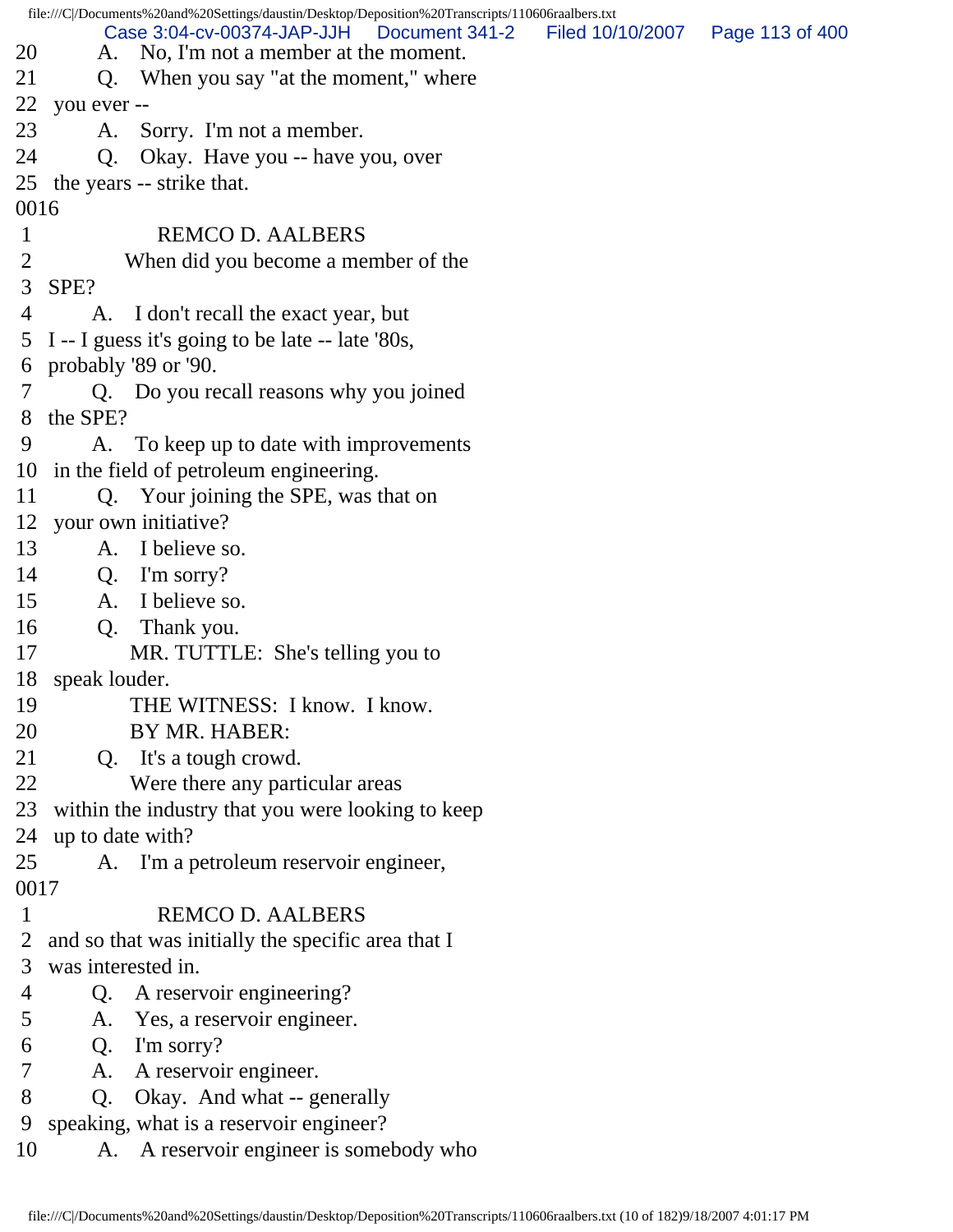20 A. No, I'm not a member at the moment.
21 Q. When you say "at the moment," where
22 you ever --
23 A. Sorry. I'm not a member.
24 Q. Okay. Have you -- have you, over
25 the years -- strike that.
0016
1 REMCO D. AALBERS
2 When did you become a member of the
3 SPE?
4 A. I don't recall the exact year, but
5 I -- I guess it's going to be late -- late '80s,
6 probably '89 or '90.
7 Q. Do you recall reasons why you joined
8 the SPE?
9 A. To keep up to date with improvements
10 in the field of petroleum engineering.
11 Q. Your joining the SPE, was that on
12 your own initiative?
13 A. I believe so.
14 Q. I'm sorry?
15 A. I believe so.
16 Q. Thank you.
17 MR. TUTTLE: She's telling you to
18 speak louder.
19 THE WITNESS: I know. I know.
20 BY MR. HABER:
21 Q. It's a tough crowd.
22 Were there any particular areas
23 within the industry that you were looking to keep
24 up to date with?
25 A. I'm a petroleum reservoir engineer,
0017
1 REMCO D. AALBERS
2 and so that was initially the specific area that I
3 was interested in.
4 Q. A reservoir engineering?
5 A. Yes, a reservoir engineer.
6 Q. I'm sorry?
7 A. A reservoir engineer.
8 Q. Okay. And what -- generally
9 speaking, what is a reservoir engineer?
10 A. A reservoir engineer is somebody who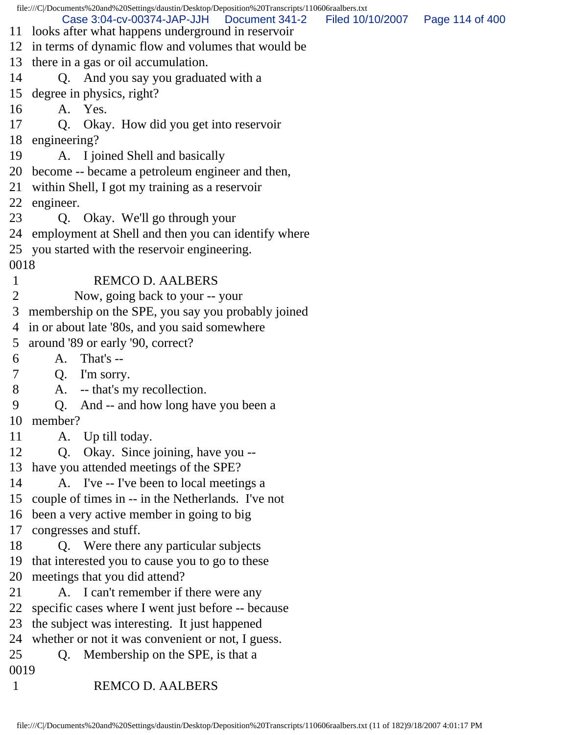11 looks after what happens underground in reservoir
12 in terms of dynamic flow and volumes that would be
13 there in a gas or oil accumulation.
14 Q. And you say you graduated with a
15 degree in physics, right?
16 A. Yes.
17 Q. Okay. How did you get into reservoir
18 engineering?
19 A. I joined Shell and basically
20 become -- became a petroleum engineer and then,
21 within Shell, I got my training as a reservoir
22 engineer.
23 Q. Okay. We'll go through your
24 employment at Shell and then you can identify where
25 you started with the reservoir engineering.

0018

1 REMCO D. AALBERS
2 Now, going back to your -- your
3 membership on the SPE, you say you probably joined
4 in or about late '80s, and you said somewhere
5 around '89 or early '90, correct?
6 A. That's --
7 Q. I'm sorry.
8 A. -- that's my recollection.
9 Q. And -- and how long have you been a
10 member?
11 A. Up till today.
12 Q. Okay. Since joining, have you --
13 have you attended meetings of the SPE?
14 A. I've -- I've been to local meetings a
15 couple of times in -- in the Netherlands. I've not
16 been a very active member in going to big
17 congresses and stuff.
18 Q. Were there any particular subjects
19 that interested you to cause you to go to these
20 meetings that you did attend?
21 A. I can't remember if there were any
22 specific cases where I went just before -- because
23 the subject was interesting. It just happened
24 whether or not it was convenient or not, I guess.
25 Q. Membership on the SPE, is that a

0019

1 REMCO D. AALBERS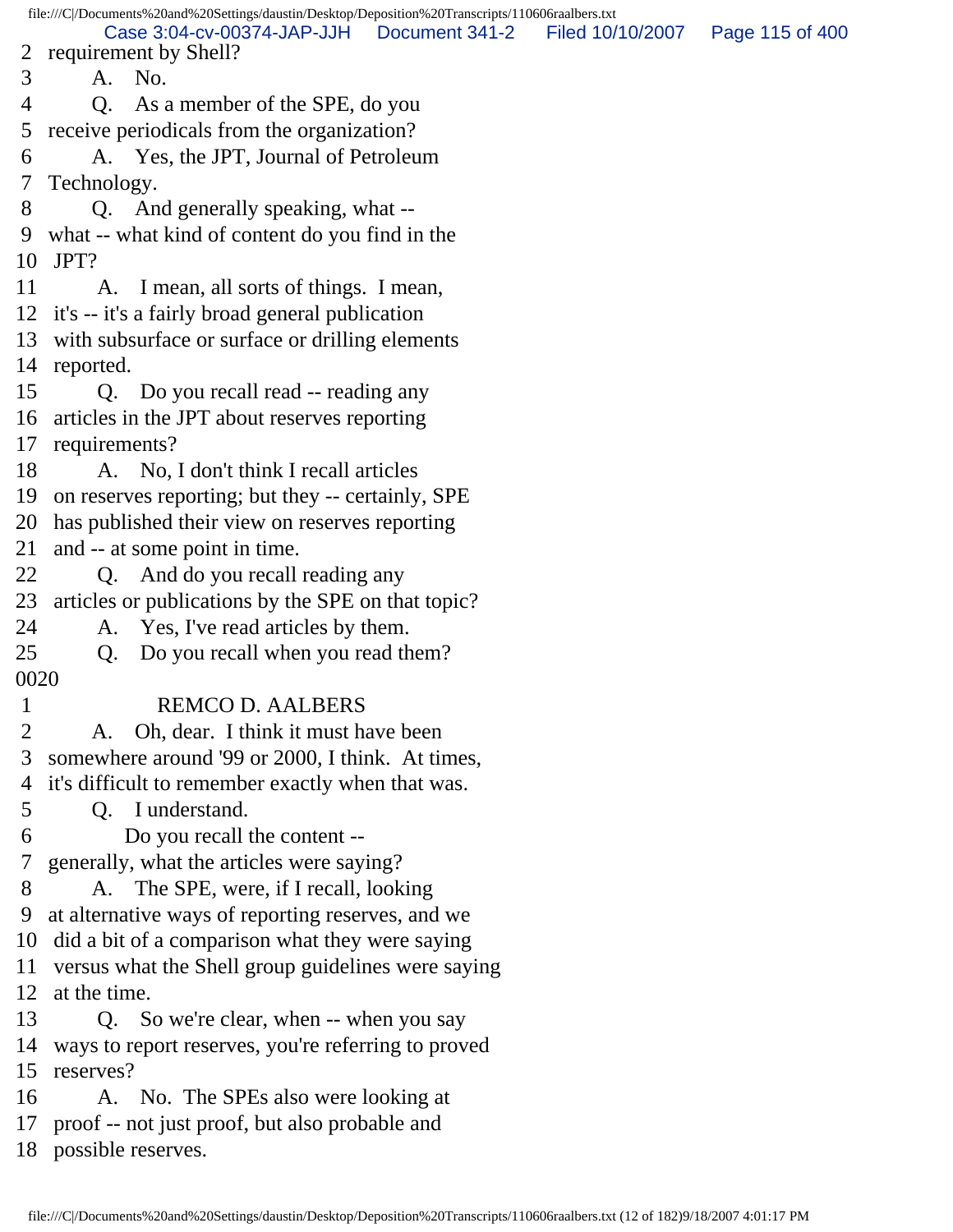2 requirement by Shell?
3 A. No.
4 Q. As a member of the SPE, do you
5 receive periodicals from the organization?
6 A. Yes, the JPT, Journal of Petroleum
7 Technology.
8 Q. And generally speaking, what --
9 what -- what kind of content do you find in the
10 JPT?
11 A. I mean, all sorts of things. I mean,
12 it's -- it's a fairly broad general publication
13 with subsurface or surface or drilling elements
14 reported.
15 Q. Do you recall read -- reading any
16 articles in the JPT about reserves reporting
17 requirements?
18 A. No, I don't think I recall articles
19 on reserves reporting; but they -- certainly, SPE
20 has published their view on reserves reporting
21 and -- at some point in time.
22 Q. And do you recall reading any
23 articles or publications by the SPE on that topic?
24 A. Yes, I've read articles by them.
25 Q. Do you recall when you read them?
0020
1 REMCO D. AALBERS
2 A. Oh, dear. I think it must have been
3 somewhere around '99 or 2000, I think. At times,
4 it's difficult to remember exactly when that was.
5 Q. I understand.
6 Do you recall the content --
7 generally, what the articles were saying?
8 A. The SPE, were, if I recall, looking
9 at alternative ways of reporting reserves, and we
10 did a bit of a comparison what they were saying
11 versus what the Shell group guidelines were saying
12 at the time.
13 Q. So we're clear, when -- when you say
14 ways to report reserves, you're referring to proved
15 reserves?
16 A. No. The SPEs also were looking at
17 proof -- not just proof, but also probable and
18 possible reserves.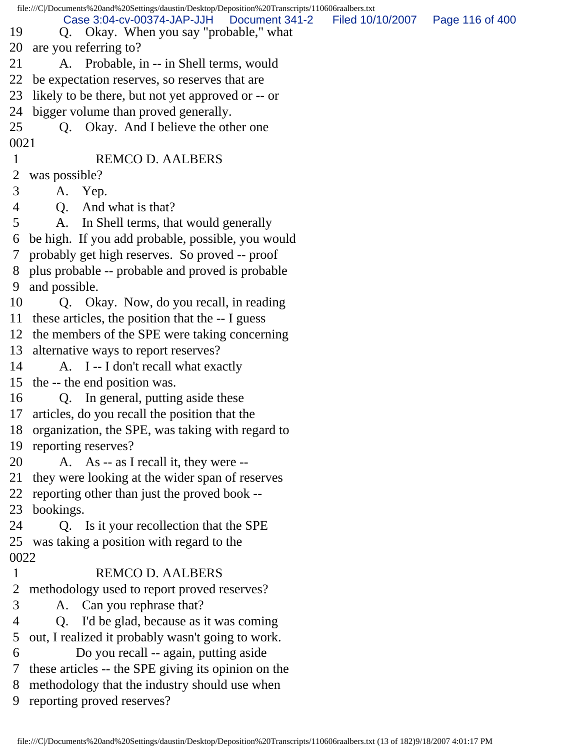19 Q. Okay. When you say "probable," what
20 are you referring to?
21 A. Probable, in -- in Shell terms, would
22 be expectation reserves, so reserves that are
23 likely to be there, but not yet approved or -- or
24 bigger volume than proved generally.
25 Q. Okay. And I believe the other one

0021

1 REMCO D. AALBERS
2 was possible?
3 A. Yep.
4 Q. And what is that?
5 A. In Shell terms, that would generally
6 be high. If you add probable, possible, you would
7 probably get high reserves. So proved -- proof
8 plus probable -- probable and proved is probable
9 and possible.
10 Q. Okay. Now, do you recall, in reading
11 these articles, the position that the -- I guess
12 the members of the SPE were taking concerning
13 alternative ways to report reserves?
14 A. I -- I don't recall what exactly
15 the -- the end position was.
16 Q. In general, putting aside these
17 articles, do you recall the position that the
18 organization, the SPE, was taking with regard to
19 reporting reserves?
20 A. As -- as I recall it, they were --
21 they were looking at the wider span of reserves
22 reporting other than just the proved book --
23 bookings.
24 Q. Is it your recollection that the SPE
25 was taking a position with regard to the

0022

1 REMCO D. AALBERS
2 methodology used to report proved reserves?
3 A. Can you rephrase that?
4 Q. I'd be glad, because as it was coming
5 out, I realized it probably wasn't going to work.
6 Do you recall -- again, putting aside
7 these articles -- the SPE giving its opinion on the
8 methodology that the industry should use when
9 reporting proved reserves?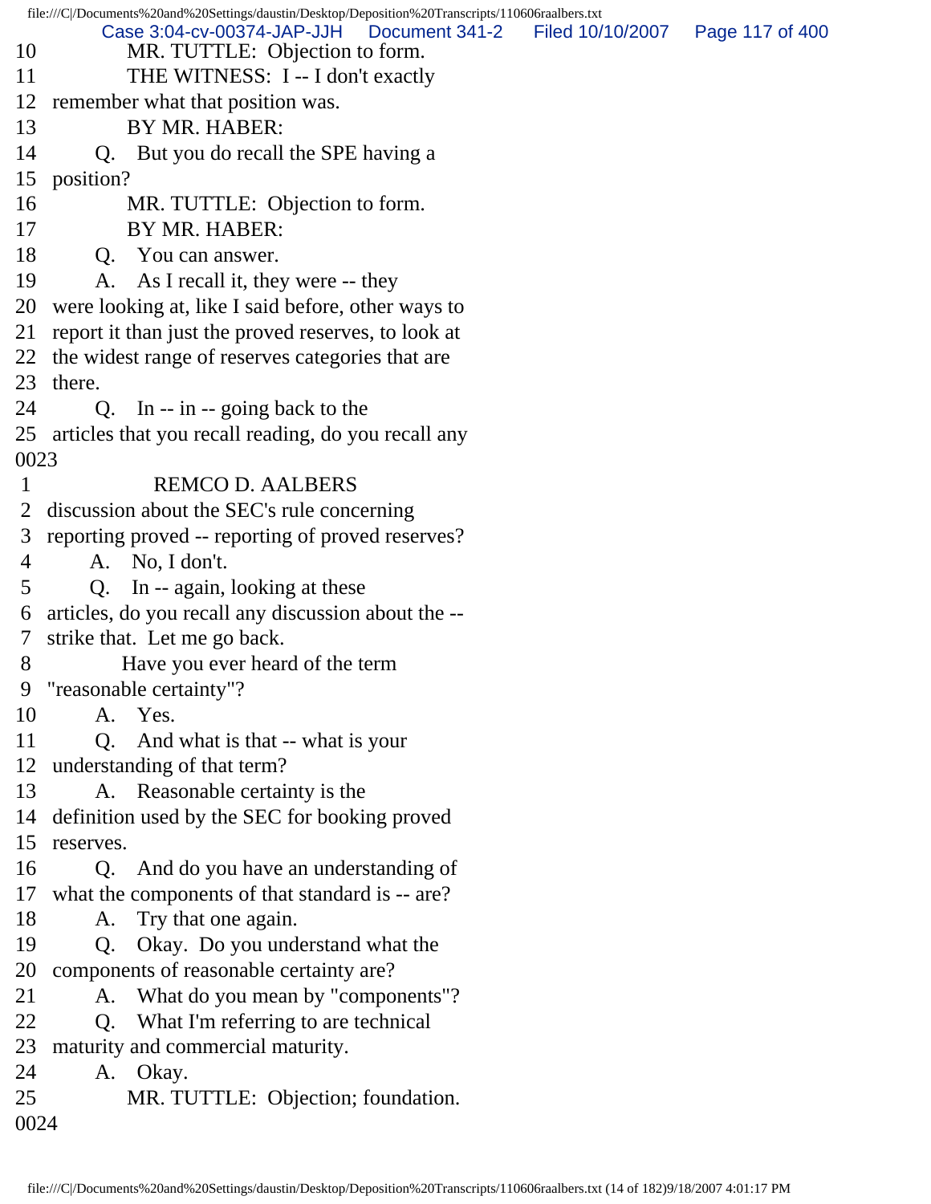10 MR. TUTTLE: Objection to form.
11 THE WITNESS: I -- I don't exactly
12 remember what that position was.
13 BY MR. HABER:
14 Q. But you do recall the SPE having a
15 position?
16 MR. TUTTLE: Objection to form.
17 BY MR. HABER:
18 Q. You can answer.
19 A. As I recall it, they were -- they
20 were looking at, like I said before, other ways to
21 report it than just the proved reserves, to look at
22 the widest range of reserves categories that are
23 there.
24 Q. In -- in -- going back to the
25 articles that you recall reading, do you recall any
0023
1 REMCO D. AALBERS
2 discussion about the SEC's rule concerning
3 reporting proved -- reporting of proved reserves?
4 A. No, I don't.
5 Q. In -- again, looking at these
6 articles, do you recall any discussion about the --
7 strike that. Let me go back.
8 Have you ever heard of the term
9 "reasonable certainty"?
10 A. Yes.
11 Q. And what is that -- what is your
12 understanding of that term?
13 A. Reasonable certainty is the
14 definition used by the SEC for booking proved
15 reserves.
16 Q. And do you have an understanding of
17 what the components of that standard is -- are?
18 A. Try that one again.
19 Q. Okay. Do you understand what the
20 components of reasonable certainty are?
21 A. What do you mean by "components"?
22 Q. What I'm referring to are technical
23 maturity and commercial maturity.
24 A. Okay.
25 MR. TUTTLE: Objection; foundation.
0024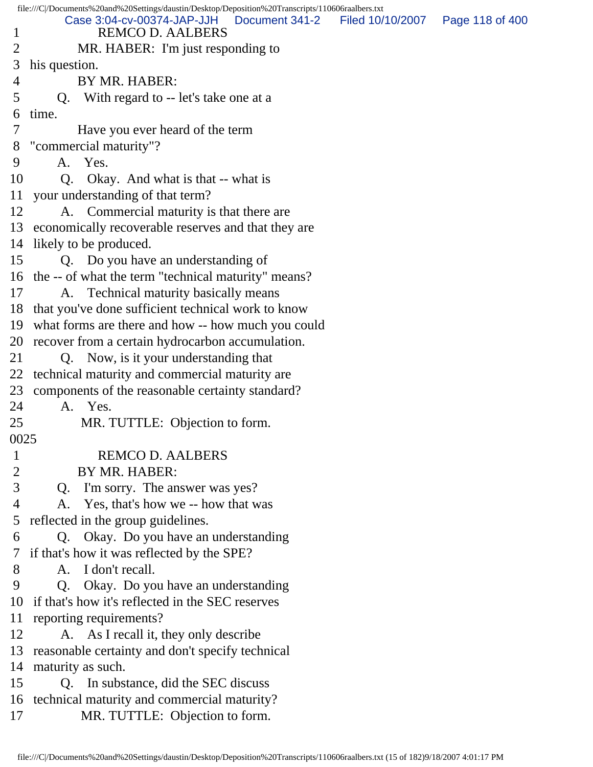1 REMCO D. AALBERS
2 MR. HABER: I'm just responding to
3 his question.
4 BY MR. HABER:
5 Q. With regard to -- let's take one at a
6 time.
7 Have you ever heard of the term
8 "commercial maturity"?
9 A. Yes.
10 Q. Okay. And what is that -- what is
11 your understanding of that term?
12 A. Commercial maturity is that there are
13 economically recoverable reserves and that they are
14 likely to be produced.
15 Q. Do you have an understanding of
16 the -- of what the term "technical maturity" means?
17 A. Technical maturity basically means
18 that you've done sufficient technical work to know
19 what forms are there and how -- how much you could
20 recover from a certain hydrocarbon accumulation.
21 Q. Now, is it your understanding that
22 technical maturity and commercial maturity are
23 components of the reasonable certainty standard?
24 A. Yes.
25 MR. TUTTLE: Objection to form.

0025

1 REMCO D. AALBERS
2 BY MR. HABER:
3 Q. I'm sorry. The answer was yes?
4 A. Yes, that's how we -- how that was
5 reflected in the group guidelines.
6 Q. Okay. Do you have an understanding
7 if that's how it was reflected by the SPE?
8 A. I don't recall.
9 Q. Okay. Do you have an understanding
10 if that's how it's reflected in the SEC reserves
11 reporting requirements?
12 A. As I recall it, they only describe
13 reasonable certainty and don't specify technical
14 maturity as such.
15 Q. In substance, did the SEC discuss
16 technical maturity and commercial maturity?
17 MR. TUTTLE: Objection to form.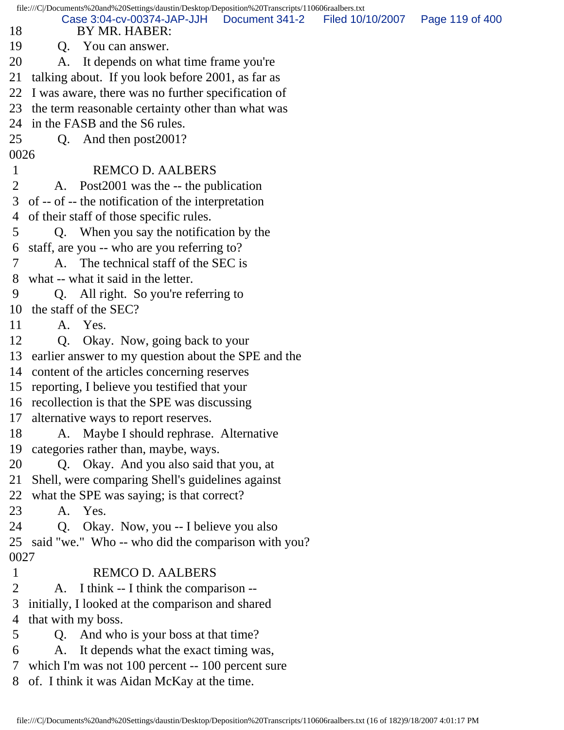18 BY MR. HABER:
19 Q. You can answer.
20 A. It depends on what time frame you're
21 talking about. If you look before 2001, as far as
22 I was aware, there was no further specification of
23 the term reasonable certainty other than what was
24 in the FASB and the S6 rules.
25 Q. And then post2001?
0026
1 REMCO D. AALBERS
2 A. Post2001 was the -- the publication
3 of -- of -- the notification of the interpretation
4 of their staff of those specific rules.
5 Q. When you say the notification by the
6 staff, are you -- who are you referring to?
7 A. The technical staff of the SEC is
8 what -- what it said in the letter.
9 Q. All right. So you're referring to
10 the staff of the SEC?
11 A. Yes.
12 Q. Okay. Now, going back to your
13 earlier answer to my question about the SPE and the
14 content of the articles concerning reserves
15 reporting, I believe you testified that your
16 recollection is that the SPE was discussing
17 alternative ways to report reserves.
18 A. Maybe I should rephrase. Alternative
19 categories rather than, maybe, ways.
20 Q. Okay. And you also said that you, at
21 Shell, were comparing Shell's guidelines against
22 what the SPE was saying; is that correct?
23 A. Yes.
24 Q. Okay. Now, you -- I believe you also
25 said "we." Who -- who did the comparison with you?
0027
1 REMCO D. AALBERS
2 A. I think -- I think the comparison --
3 initially, I looked at the comparison and shared
4 that with my boss.
5 Q. And who is your boss at that time?
6 A. It depends what the exact timing was,
7 which I'm was not 100 percent -- 100 percent sure
8 of. I think it was Aidan McKay at the time.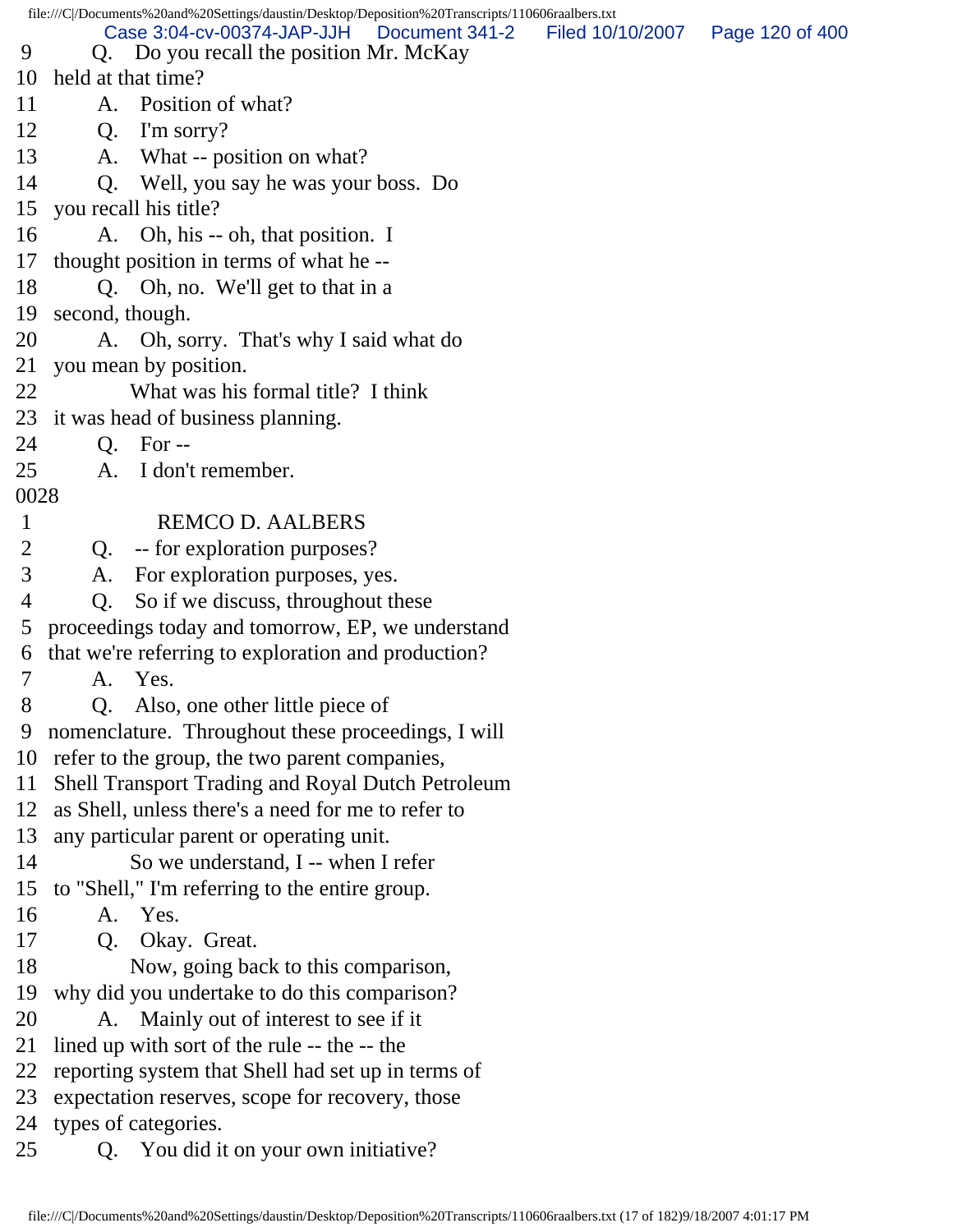9 Q. Do you recall the position Mr. McKay
10 held at that time?
11 A. Position of what?
12 Q. I'm sorry?
13 A. What -- position on what?
14 Q. Well, you say he was your boss. Do
15 you recall his title?
16 A. Oh, his -- oh, that position. I
17 thought position in terms of what he --
18 Q. Oh, no. We'll get to that in a
19 second, though.
20 A. Oh, sorry. That's why I said what do
21 you mean by position.
22 What was his formal title? I think
23 it was head of business planning.
24 Q. For --
25 A. I don't remember.

0028

1 REMCO D. AALBERS
2 Q. -- for exploration purposes?
3 A. For exploration purposes, yes.
4 Q. So if we discuss, throughout these
5 proceedings today and tomorrow, EP, we understand
6 that we're referring to exploration and production?
7 A. Yes.
8 Q. Also, one other little piece of
9 nomenclature. Throughout these proceedings, I will
10 refer to the group, the two parent companies,
11 Shell Transport Trading and Royal Dutch Petroleum
12 as Shell, unless there's a need for me to refer to
13 any particular parent or operating unit.
14 So we understand, I -- when I refer
15 to "Shell," I'm referring to the entire group.
16 A. Yes.
17 Q. Okay. Great.
18 Now, going back to this comparison,
19 why did you undertake to do this comparison?
20 A. Mainly out of interest to see if it
21 lined up with sort of the rule -- the -- the
22 reporting system that Shell had set up in terms of
23 expectation reserves, scope for recovery, those
24 types of categories.
25 Q. You did it on your own initiative?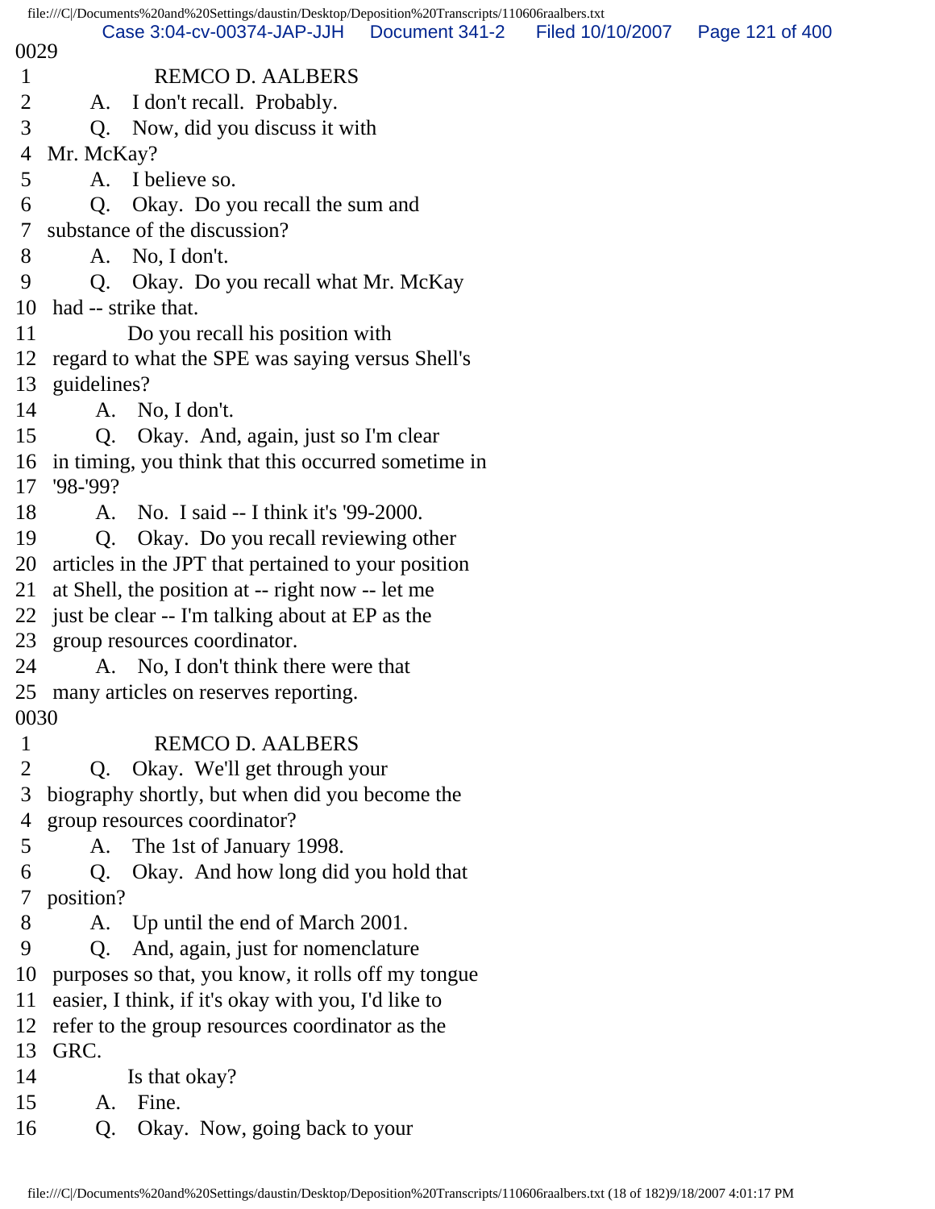0029

1 REMCO D. AALBERS
2 A. I don't recall. Probably.
3 Q. Now, did you discuss it with
4 Mr. McKay?
5 A. I believe so.
6 Q. Okay. Do you recall the sum and
7 substance of the discussion?
8 A. No, I don't.
9 Q. Okay. Do you recall what Mr. McKay
10 had -- strike that.
11 Do you recall his position with
12 regard to what the SPE was saying versus Shell's
13 guidelines?
14 A. No, I don't.
15 Q. Okay. And, again, just so I'm clear
16 in timing, you think that this occurred sometime in
17 '98-'99?
18 A. No. I said -- I think it's '99-2000.
19 Q. Okay. Do you recall reviewing other
20 articles in the JPT that pertained to your position
21 at Shell, the position at -- right now -- let me
22 just be clear -- I'm talking about at EP as the
23 group resources coordinator.
24 A. No, I don't think there were that
25 many articles on reserves reporting.

0030

1 REMCO D. AALBERS
2 Q. Okay. We'll get through your
3 biography shortly, but when did you become the
4 group resources coordinator?
5 A. The 1st of January 1998.
6 Q. Okay. And how long did you hold that
7 position?
8 A. Up until the end of March 2001.
9 Q. And, again, just for nomenclature
10 purposes so that, you know, it rolls off my tongue
11 easier, I think, if it's okay with you, I'd like to
12 refer to the group resources coordinator as the
13 GRC.
14 Is that okay?
15 A. Fine.
16 Q. Okay. Now, going back to your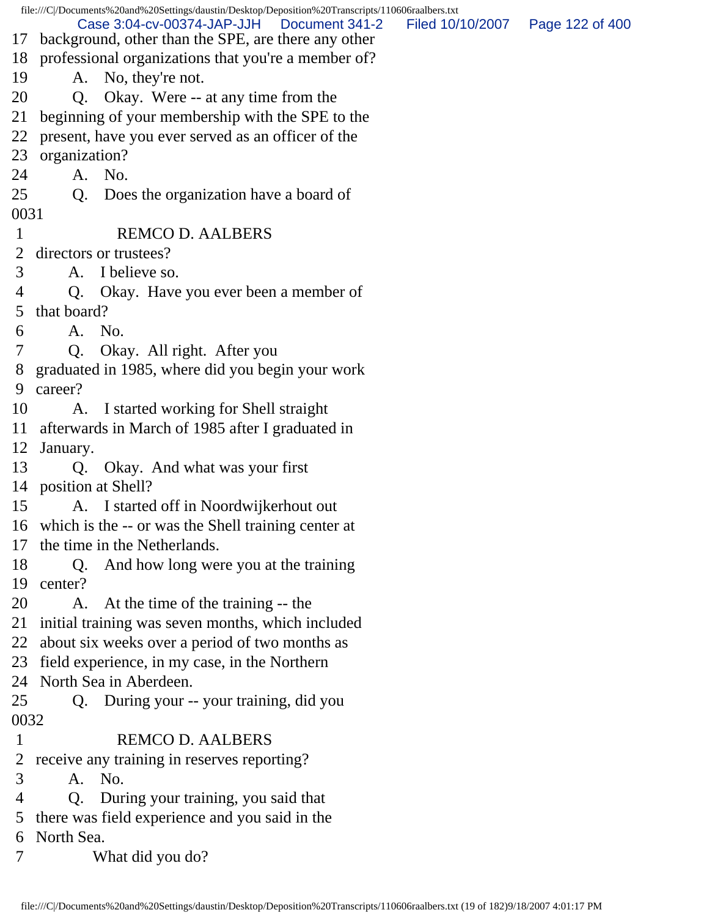17 background, other than the SPE, are there any other
18 professional organizations that you're a member of?
19 A. No, they're not.
20 Q. Okay. Were -- at any time from the
21 beginning of your membership with the SPE to the
22 present, have you ever served as an officer of the
23 organization?
24 A. No.
25 Q. Does the organization have a board of

0031

1 REMCO D. AALBERS
2 directors or trustees?
3 A. I believe so.
4 Q. Okay. Have you ever been a member of
5 that board?
6 A. No.
7 Q. Okay. All right. After you
8 graduated in 1985, where did you begin your work
9 career?
10 A. I started working for Shell straight
11 afterwards in March of 1985 after I graduated in
12 January.
13 Q. Okay. And what was your first
14 position at Shell?
15 A. I started off in Noordwijkerhout out
16 which is the -- or was the Shell training center at
17 the time in the Netherlands.
18 Q. And how long were you at the training
19 center?
20 A. At the time of the training -- the
21 initial training was seven months, which included
22 about six weeks over a period of two months as
23 field experience, in my case, in the Northern
24 North Sea in Aberdeen.
25 Q. During your -- your training, did you

0032

1 REMCO D. AALBERS
2 receive any training in reserves reporting?
3 A. No.
4 Q. During your training, you said that
5 there was field experience and you said in the
6 North Sea.
7 What did you do?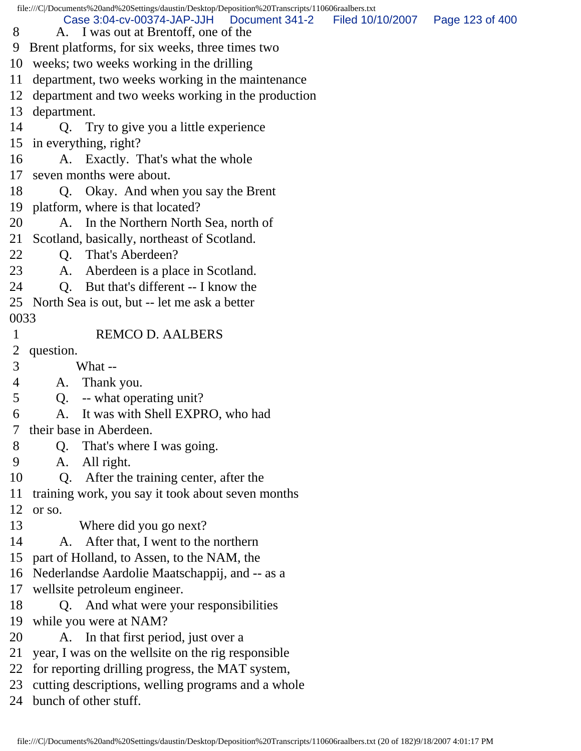8 A. I was out at Brentoff, one of the
9 Brent platforms, for six weeks, three times two
10 weeks; two weeks working in the drilling
11 department, two weeks working in the maintenance
12 department and two weeks working in the production
13 department.
14 Q. Try to give you a little experience
15 in everything, right?
16 A. Exactly. That's what the whole
17 seven months were about.
18 Q. Okay. And when you say the Brent
19 platform, where is that located?
20 A. In the Northern North Sea, north of
21 Scotland, basically, northeast of Scotland.
22 Q. That's Aberdeen?
23 A. Aberdeen is a place in Scotland.
24 Q. But that's different -- I know the
25 North Sea is out, but -- let me ask a better

0033

1 REMCO D. AALBERS
2 question.
3 What --
4 A. Thank you.
5 Q. -- what operating unit?
6 A. It was with Shell EXPRO, who had
7 their base in Aberdeen.
8 Q. That's where I was going.
9 A. All right.
10 Q. After the training center, after the
11 training work, you say it took about seven months
12 or so.
13 Where did you go next?
14 A. After that, I went to the northern
15 part of Holland, to Assen, to the NAM, the
16 Nederlandse Aardolie Maatschappij, and -- as a
17 wellsite petroleum engineer.
18 Q. And what were your responsibilities
19 while you were at NAM?
20 A. In that first period, just over a
21 year, I was on the wellsite on the rig responsible
22 for reporting drilling progress, the MAT system,
23 cutting descriptions, welling programs and a whole
24 bunch of other stuff.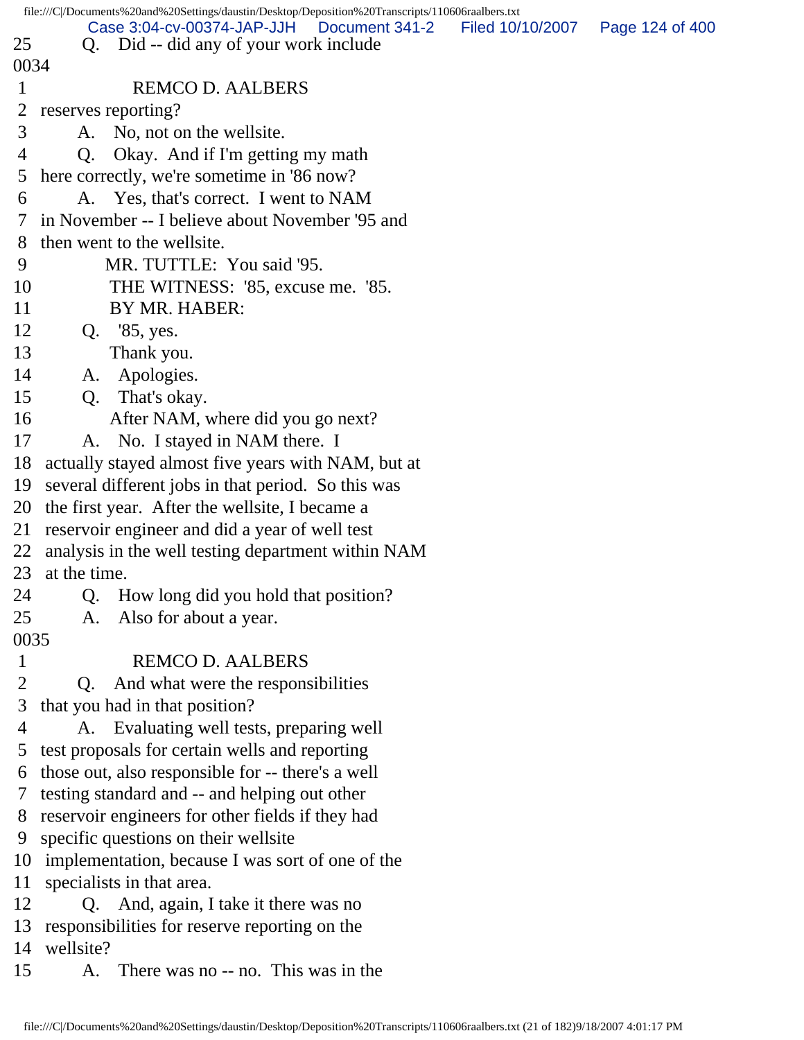25 Q. Did -- did any of your work include

0034

1 REMCO D. AALBERS

2 reserves reporting?

3 A. No, not on the wellsite.

4 Q. Okay. And if I'm getting my math

5 here correctly, we're sometime in '86 now?

6 A. Yes, that's correct. I went to NAM

7 in November -- I believe about November '95 and

8 then went to the wellsite.

9 MR. TUTTLE: You said '95.

10 THE WITNESS: '85, excuse me. '85.

11 BY MR. HABER:

12 Q. '85, yes.

13 Thank you.

14 A. Apologies.

15 Q. That's okay.

16 After NAM, where did you go next?

17 A. No. I stayed in NAM there. I

18 actually stayed almost five years with NAM, but at

19 several different jobs in that period. So this was

20 the first year. After the wellsite, I became a

21 reservoir engineer and did a year of well test

22 analysis in the well testing department within NAM

23 at the time.

24 Q. How long did you hold that position?

25 A. Also for about a year.

0035

1 REMCO D. AALBERS

2 Q. And what were the responsibilities

3 that you had in that position?

4 A. Evaluating well tests, preparing well

5 test proposals for certain wells and reporting

6 those out, also responsible for -- there's a well

7 testing standard and -- and helping out other

8 reservoir engineers for other fields if they had

9 specific questions on their wellsite

10 implementation, because I was sort of one of the

11 specialists in that area.

12 Q. And, again, I take it there was no

13 responsibilities for reserve reporting on the

14 wellsite?

15 A. There was no -- no. This was in the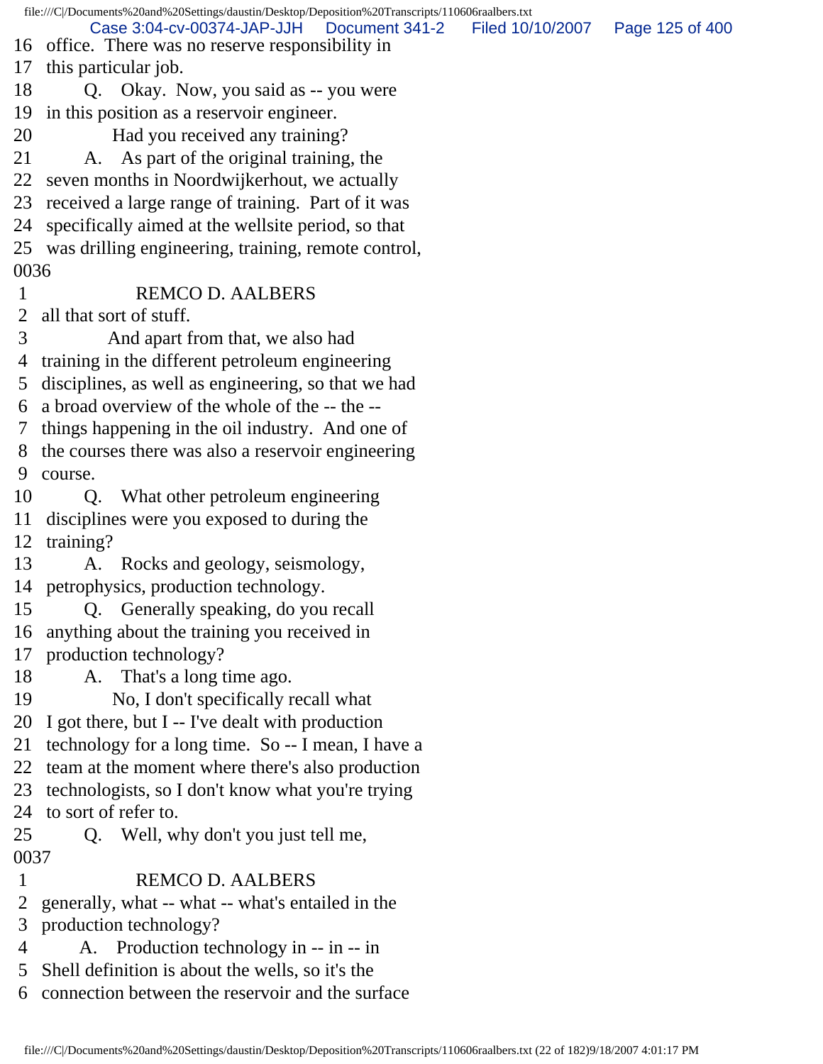16 office. There was no reserve responsibility in
17 this particular job.
18 Q. Okay. Now, you said as -- you were
19 in this position as a reservoir engineer.
20 Had you received any training?
21 A. As part of the original training, the
22 seven months in Noordwijkerhout, we actually
23 received a large range of training. Part of it was
24 specifically aimed at the wellsite period, so that
25 was drilling engineering, training, remote control,
0036
1 REMCO D. AALBERS
2 all that sort of stuff.
3 And apart from that, we also had
4 training in the different petroleum engineering
5 disciplines, as well as engineering, so that we had
6 a broad overview of the whole of the -- the --
7 things happening in the oil industry. And one of
8 the courses there was also a reservoir engineering
9 course.
10 Q. What other petroleum engineering
11 disciplines were you exposed to during the
12 training?
13 A. Rocks and geology, seismology,
14 petrophysics, production technology.
15 Q. Generally speaking, do you recall
16 anything about the training you received in
17 production technology?
18 A. That's a long time ago.
19 No, I don't specifically recall what
20 I got there, but I -- I've dealt with production
21 technology for a long time. So -- I mean, I have a
22 team at the moment where there's also production
23 technologists, so I don't know what you're trying
24 to sort of refer to.
25 Q. Well, why don't you just tell me,
0037
1 REMCO D. AALBERS
2 generally, what -- what -- what's entailed in the
3 production technology?
4 A. Production technology in -- in -- in
5 Shell definition is about the wells, so it's the
6 connection between the reservoir and the surface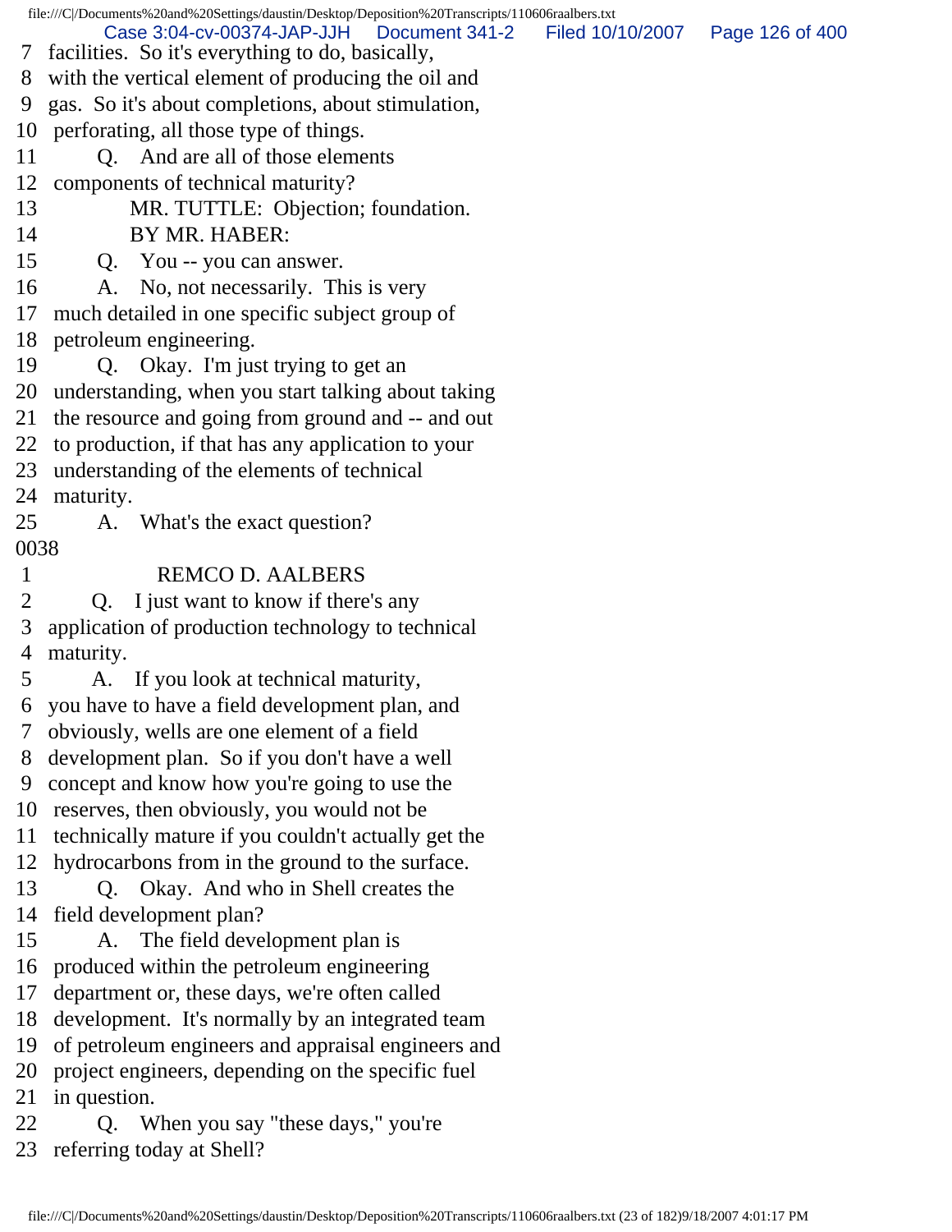7 facilities. So it's everything to do, basically,
8 with the vertical element of producing the oil and
9 gas. So it's about completions, about stimulation,
10 perforating, all those type of things.
11 Q. And are all of those elements
12 components of technical maturity?
13 MR. TUTTLE: Objection; foundation.
14 BY MR. HABER:
15 Q. You -- you can answer.
16 A. No, not necessarily. This is very
17 much detailed in one specific subject group of
18 petroleum engineering.
19 Q. Okay. I'm just trying to get an
20 understanding, when you start talking about taking
21 the resource and going from ground and -- and out
22 to production, if that has any application to your
23 understanding of the elements of technical
24 maturity.
25 A. What's the exact question?
0038
1 REMCO D. AALBERS
2 Q. I just want to know if there's any
3 application of production technology to technical
4 maturity.
5 A. If you look at technical maturity,
6 you have to have a field development plan, and
7 obviously, wells are one element of a field
8 development plan. So if you don't have a well
9 concept and know how you're going to use the
10 reserves, then obviously, you would not be
11 technically mature if you couldn't actually get the
12 hydrocarbons from in the ground to the surface.
13 Q. Okay. And who in Shell creates the
14 field development plan?
15 A. The field development plan is
16 produced within the petroleum engineering
17 department or, these days, we're often called
18 development. It's normally by an integrated team
19 of petroleum engineers and appraisal engineers and
20 project engineers, depending on the specific fuel
21 in question.
22 Q. When you say "these days," you're
23 referring today at Shell?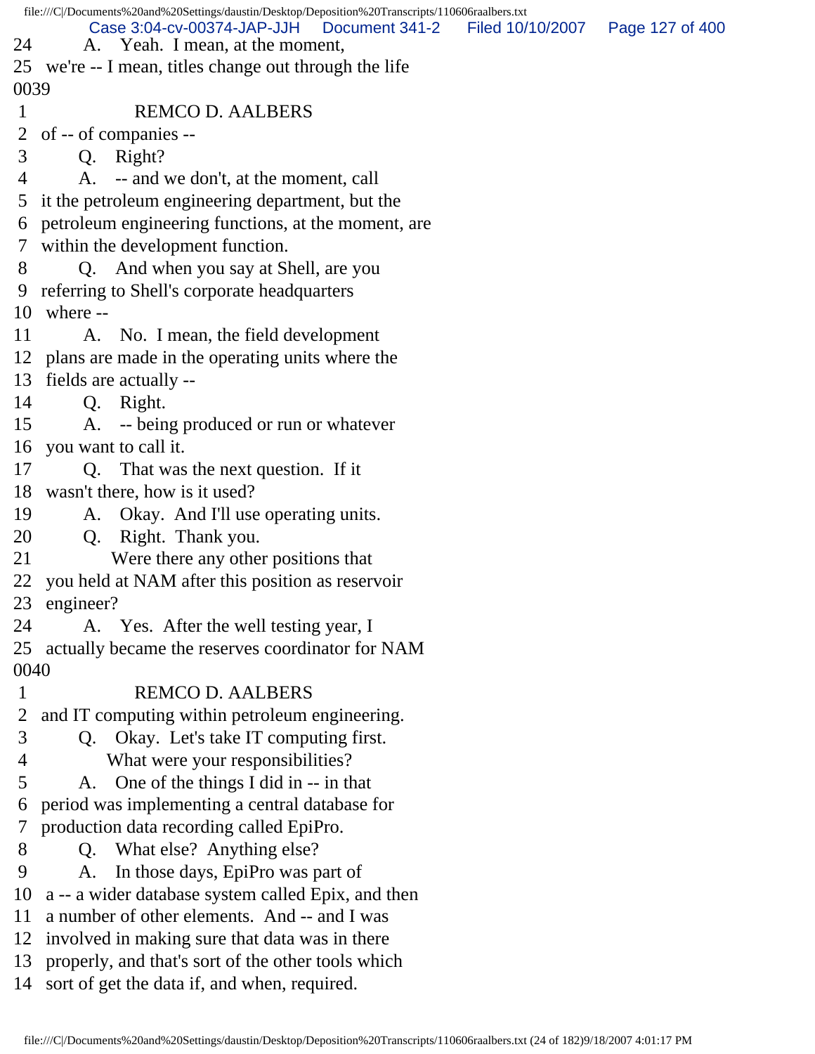24 A. Yeah. I mean, at the moment,
25 we're -- I mean, titles change out through the life
0039
1 REMCO D. AALBERS
2 of -- of companies --
3 Q. Right?
4 A. -- and we don't, at the moment, call
5 it the petroleum engineering department, but the
6 petroleum engineering functions, at the moment, are
7 within the development function.
8 Q. And when you say at Shell, are you
9 referring to Shell's corporate headquarters
10 where --
11 A. No. I mean, the field development
12 plans are made in the operating units where the
13 fields are actually --
14 Q. Right.
15 A. -- being produced or run or whatever
16 you want to call it.
17 Q. That was the next question. If it
18 wasn't there, how is it used?
19 A. Okay. And I'll use operating units.
20 Q. Right. Thank you.
21 Were there any other positions that
22 you held at NAM after this position as reservoir
23 engineer?
24 A. Yes. After the well testing year, I
25 actually became the reserves coordinator for NAM
0040
1 REMCO D. AALBERS
2 and IT computing within petroleum engineering.
3 Q. Okay. Let's take IT computing first.
4 What were your responsibilities?
5 A. One of the things I did in -- in that
6 period was implementing a central database for
7 production data recording called EpiPro.
8 Q. What else? Anything else?
9 A. In those days, EpiPro was part of
10 a -- a wider database system called Epix, and then
11 a number of other elements. And -- and I was
12 involved in making sure that data was in there
13 properly, and that's sort of the other tools which
14 sort of get the data if, and when, required.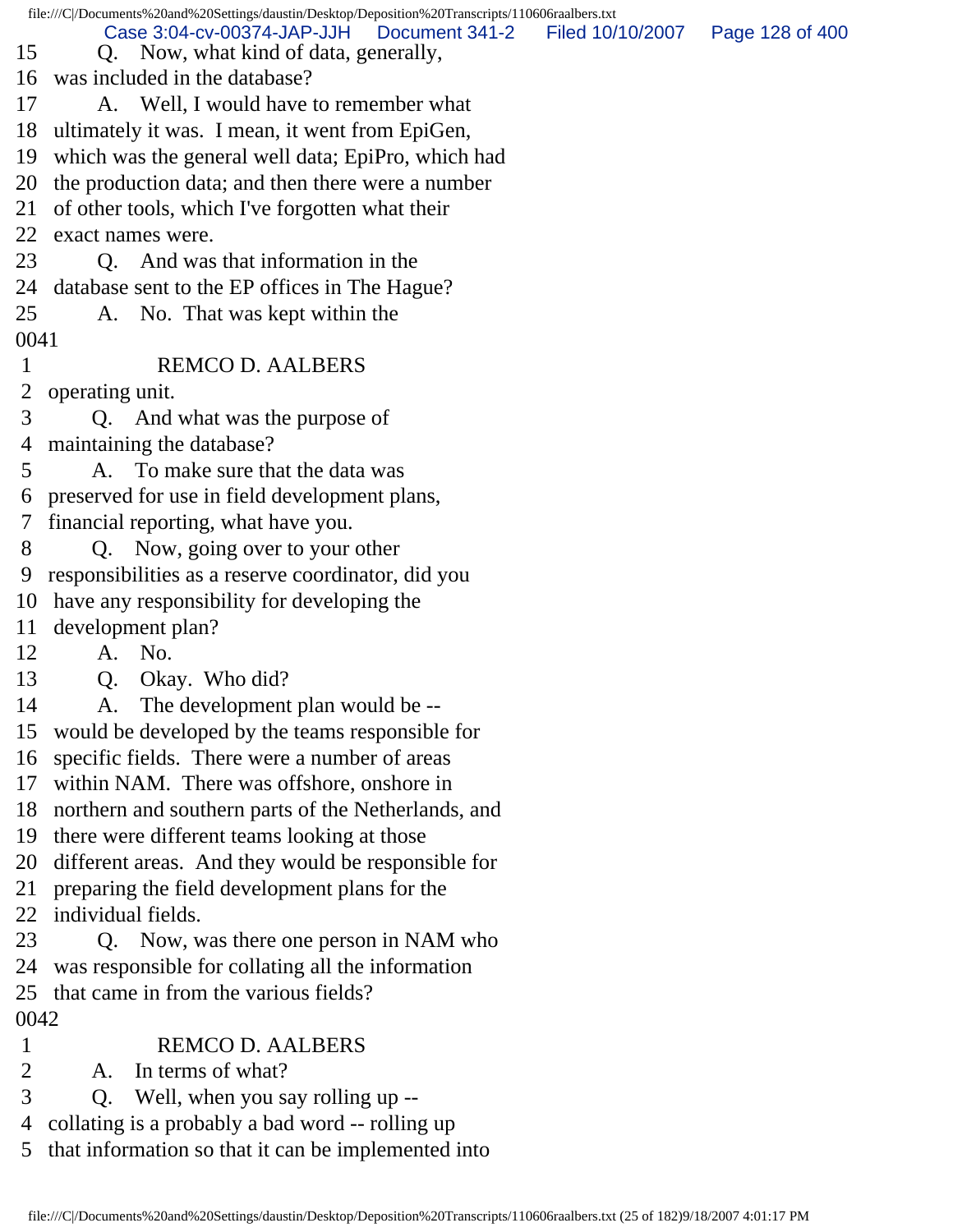15 Q. Now, what kind of data, generally,
16 was included in the database?
17 A. Well, I would have to remember what
18 ultimately it was. I mean, it went from EpiGen,
19 which was the general well data; EpiPro, which had
20 the production data; and then there were a number
21 of other tools, which I've forgotten what their
22 exact names were.
23 Q. And was that information in the
24 database sent to the EP offices in The Hague?
25 A. No. That was kept within the
0041
1 REMCO D. AALBERS
2 operating unit.
3 Q. And what was the purpose of
4 maintaining the database?
5 A. To make sure that the data was
6 preserved for use in field development plans,
7 financial reporting, what have you.
8 Q. Now, going over to your other
9 responsibilities as a reserve coordinator, did you
10 have any responsibility for developing the
11 development plan?
12 A. No.
13 Q. Okay. Who did?
14 A. The development plan would be --
15 would be developed by the teams responsible for
16 specific fields. There were a number of areas
17 within NAM. There was offshore, onshore in
18 northern and southern parts of the Netherlands, and
19 there were different teams looking at those
20 different areas. And they would be responsible for
21 preparing the field development plans for the
22 individual fields.
23 Q. Now, was there one person in NAM who
24 was responsible for collating all the information
25 that came in from the various fields?
0042
1 REMCO D. AALBERS
2 A. In terms of what?
3 Q. Well, when you say rolling up --
4 collating is a probably a bad word -- rolling up
5 that information so that it can be implemented into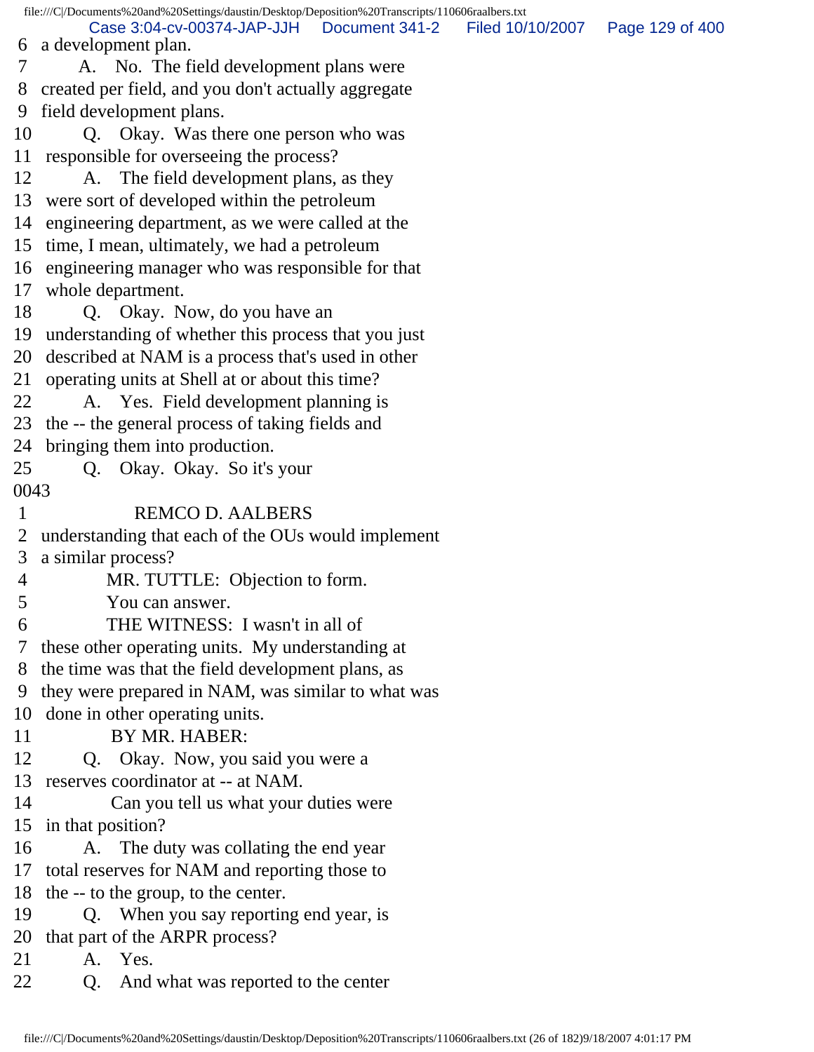6 a development plan.
7 A. No. The field development plans were
8 created per field, and you don't actually aggregate
9 field development plans.
10 Q. Okay. Was there one person who was
11 responsible for overseeing the process?
12 A. The field development plans, as they
13 were sort of developed within the petroleum
14 engineering department, as we were called at the
15 time, I mean, ultimately, we had a petroleum
16 engineering manager who was responsible for that
17 whole department.
18 Q. Okay. Now, do you have an
19 understanding of whether this process that you just
20 described at NAM is a process that's used in other
21 operating units at Shell at or about this time?
22 A. Yes. Field development planning is
23 the -- the general process of taking fields and
24 bringing them into production.
25 Q. Okay. Okay. So it's your

0043

1 REMCO D. AALBERS
2 understanding that each of the OUs would implement
3 a similar process?
4 MR. TUTTLE: Objection to form.
5 You can answer.
6 THE WITNESS: I wasn't in all of
7 these other operating units. My understanding at
8 the time was that the field development plans, as
9 they were prepared in NAM, was similar to what was
10 done in other operating units.
11 BY MR. HABER:
12 Q. Okay. Now, you said you were a
13 reserves coordinator at -- at NAM.
14 Can you tell us what your duties were
15 in that position?
16 A. The duty was collating the end year
17 total reserves for NAM and reporting those to
18 the -- to the group, to the center.
19 Q. When you say reporting end year, is
20 that part of the ARPR process?
21 A. Yes.
22 Q. And what was reported to the center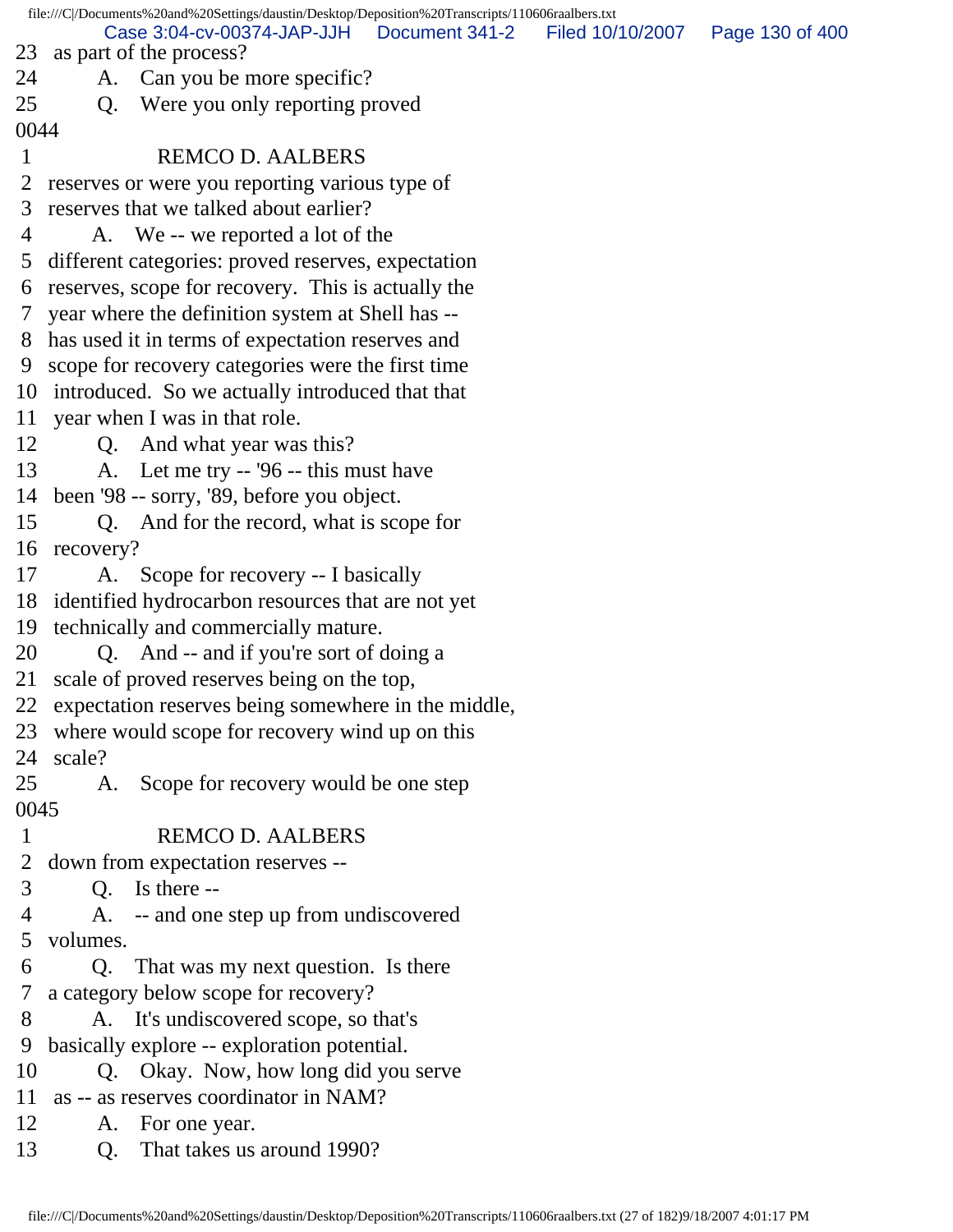23 as part of the process?
24 A. Can you be more specific?
25 Q. Were you only reporting proved
0044
1 REMCO D. AALBERS
2 reserves or were you reporting various type of
3 reserves that we talked about earlier?
4 A. We -- we reported a lot of the
5 different categories: proved reserves, expectation
6 reserves, scope for recovery. This is actually the
7 year where the definition system at Shell has --
8 has used it in terms of expectation reserves and
9 scope for recovery categories were the first time
10 introduced. So we actually introduced that that
11 year when I was in that role.
12 Q. And what year was this?
13 A. Let me try -- '96 -- this must have
14 been '98 -- sorry, '89, before you object.
15 Q. And for the record, what is scope for
16 recovery?
17 A. Scope for recovery -- I basically
18 identified hydrocarbon resources that are not yet
19 technically and commercially mature.
20 Q. And -- and if you're sort of doing a
21 scale of proved reserves being on the top,
22 expectation reserves being somewhere in the middle,
23 where would scope for recovery wind up on this
24 scale?
25 A. Scope for recovery would be one step
0045
1 REMCO D. AALBERS
2 down from expectation reserves --
3 Q. Is there --
4 A. -- and one step up from undiscovered
5 volumes.
6 Q. That was my next question. Is there
7 a category below scope for recovery?
8 A. It's undiscovered scope, so that's
9 basically explore -- exploration potential.
10 Q. Okay. Now, how long did you serve
11 as -- as reserves coordinator in NAM?
12 A. For one year.
13 Q. That takes us around 1990?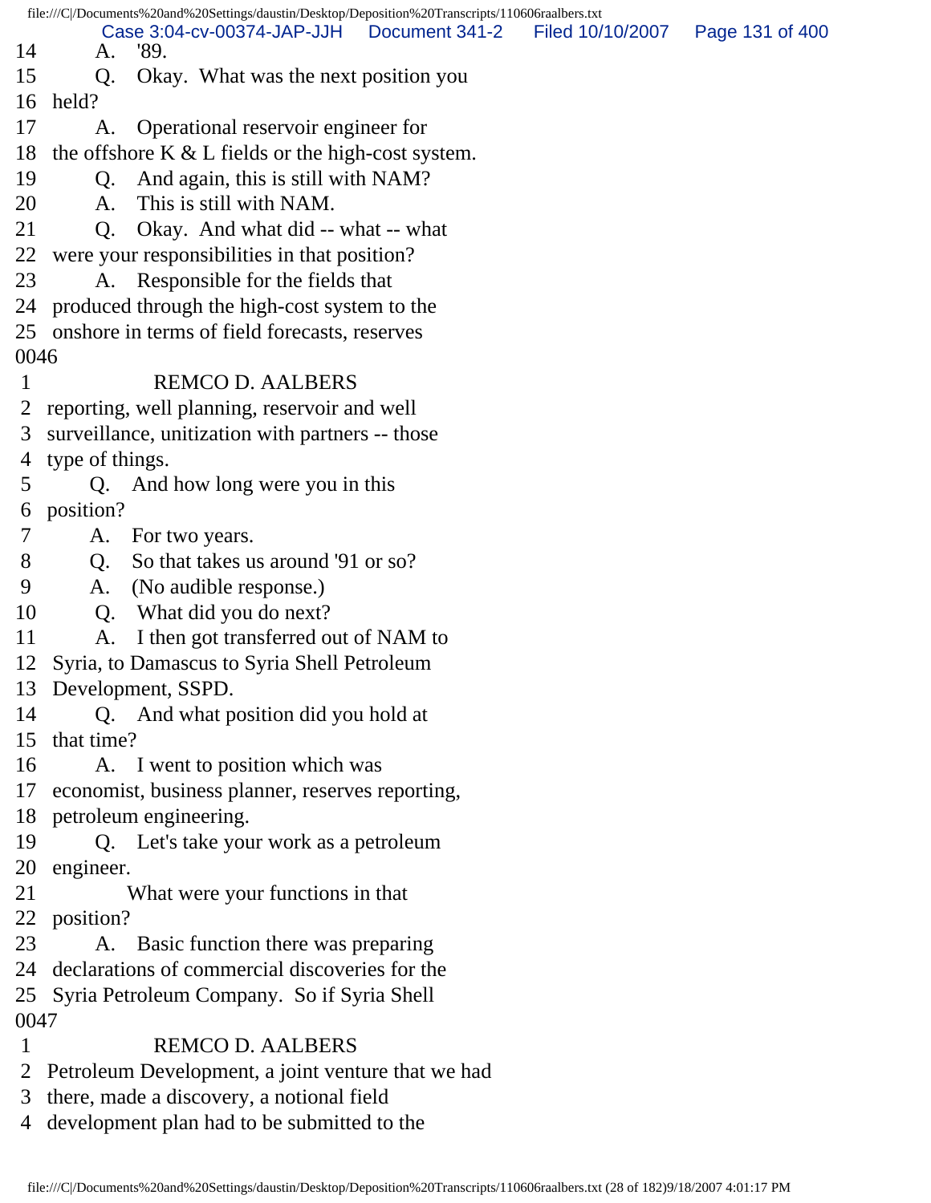14 A. '89.
15 Q. Okay. What was the next position you
16 held?
17 A. Operational reservoir engineer for
18 the offshore K & L fields or the high-cost system.
19 Q. And again, this is still with NAM?
20 A. This is still with NAM.
21 Q. Okay. And what did -- what -- what
22 were your responsibilities in that position?
23 A. Responsible for the fields that
24 produced through the high-cost system to the
25 onshore in terms of field forecasts, reserves
0046
1 REMCO D. AALBERS
2 reporting, well planning, reservoir and well
3 surveillance, unitization with partners -- those
4 type of things.
5 Q. And how long were you in this
6 position?
7 A. For two years.
8 Q. So that takes us around '91 or so?
9 A. (No audible response.)
10 Q. What did you do next?
11 A. I then got transferred out of NAM to
12 Syria, to Damascus to Syria Shell Petroleum
13 Development, SSPD.
14 Q. And what position did you hold at
15 that time?
16 A. I went to position which was
17 economist, business planner, reserves reporting,
18 petroleum engineering.
19 Q. Let's take your work as a petroleum
20 engineer.
21 What were your functions in that
22 position?
23 A. Basic function there was preparing
24 declarations of commercial discoveries for the
25 Syria Petroleum Company. So if Syria Shell
0047
1 REMCO D. AALBERS
2 Petroleum Development, a joint venture that we had
3 there, made a discovery, a notional field
4 development plan had to be submitted to the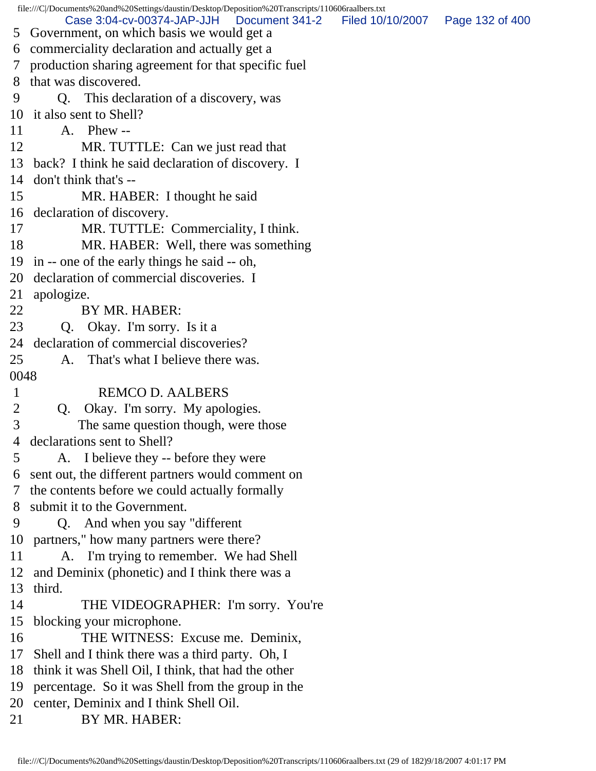5 Government, on which basis we would get a
6 commerciality declaration and actually get a
7 production sharing agreement for that specific fuel
8 that was discovered.
9 Q. This declaration of a discovery, was
10 it also sent to Shell?
11 A. Phew --
12 MR. TUTTLE: Can we just read that
13 back? I think he said declaration of discovery. I
14 don't think that's --
15 MR. HABER: I thought he said
16 declaration of discovery.
17 MR. TUTTLE: Commerciality, I think.
18 MR. HABER: Well, there was something
19 in -- one of the early things he said -- oh,
20 declaration of commercial discoveries. I
21 apologize.
22 BY MR. HABER:
23 Q. Okay. I'm sorry. Is it a
24 declaration of commercial discoveries?
25 A. That's what I believe there was.
0048
1 REMCO D. AALBERS
2 Q. Okay. I'm sorry. My apologies.
3 The same question though, were those
4 declarations sent to Shell?
5 A. I believe they -- before they were
6 sent out, the different partners would comment on
7 the contents before we could actually formally
8 submit it to the Government.
9 Q. And when you say "different
10 partners," how many partners were there?
11 A. I'm trying to remember. We had Shell
12 and Deminix (phonetic) and I think there was a
13 third.
14 THE VIDEOGRAPHER: I'm sorry. You're
15 blocking your microphone.
16 THE WITNESS: Excuse me. Deminix,
17 Shell and I think there was a third party. Oh, I
18 think it was Shell Oil, I think, that had the other
19 percentage. So it was Shell from the group in the
20 center, Deminix and I think Shell Oil.
21 BY MR. HABER: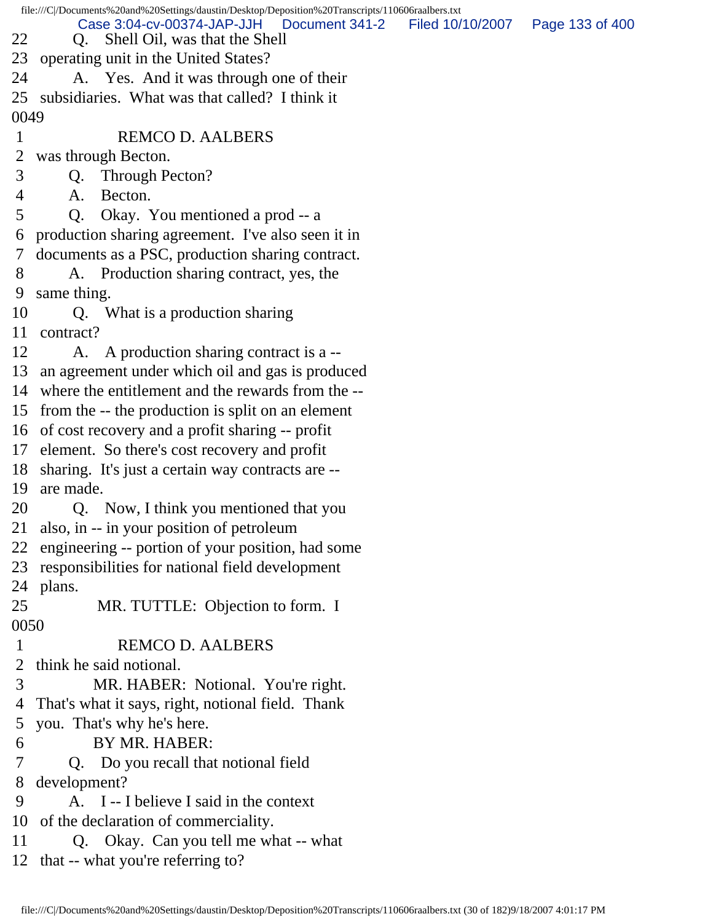22 Q. Shell Oil, was that the Shell
23 operating unit in the United States?
24 A. Yes. And it was through one of their
25 subsidiaries. What was that called? I think it
0049
1 REMCO D. AALBERS
2 was through Becton.
3 Q. Through Pecton?
4 A. Becton.
5 Q. Okay. You mentioned a prod -- a
6 production sharing agreement. I've also seen it in
7 documents as a PSC, production sharing contract.
8 A. Production sharing contract, yes, the
9 same thing.
10 Q. What is a production sharing
11 contract?
12 A. A production sharing contract is a --
13 an agreement under which oil and gas is produced
14 where the entitlement and the rewards from the --
15 from the -- the production is split on an element
16 of cost recovery and a profit sharing -- profit
17 element. So there's cost recovery and profit
18 sharing. It's just a certain way contracts are --
19 are made.
20 Q. Now, I think you mentioned that you
21 also, in -- in your position of petroleum
22 engineering -- portion of your position, had some
23 responsibilities for national field development
24 plans.
25 MR. TUTTLE: Objection to form. I
0050
1 REMCO D. AALBERS
2 think he said notional.
3 MR. HABER: Notional. You're right.
4 That's what it says, right, notional field. Thank
5 you. That's why he's here.
6 BY MR. HABER:
7 Q. Do you recall that notional field
8 development?
9 A. I -- I believe I said in the context
10 of the declaration of commerciality.
11 Q. Okay. Can you tell me what -- what
12 that -- what you're referring to?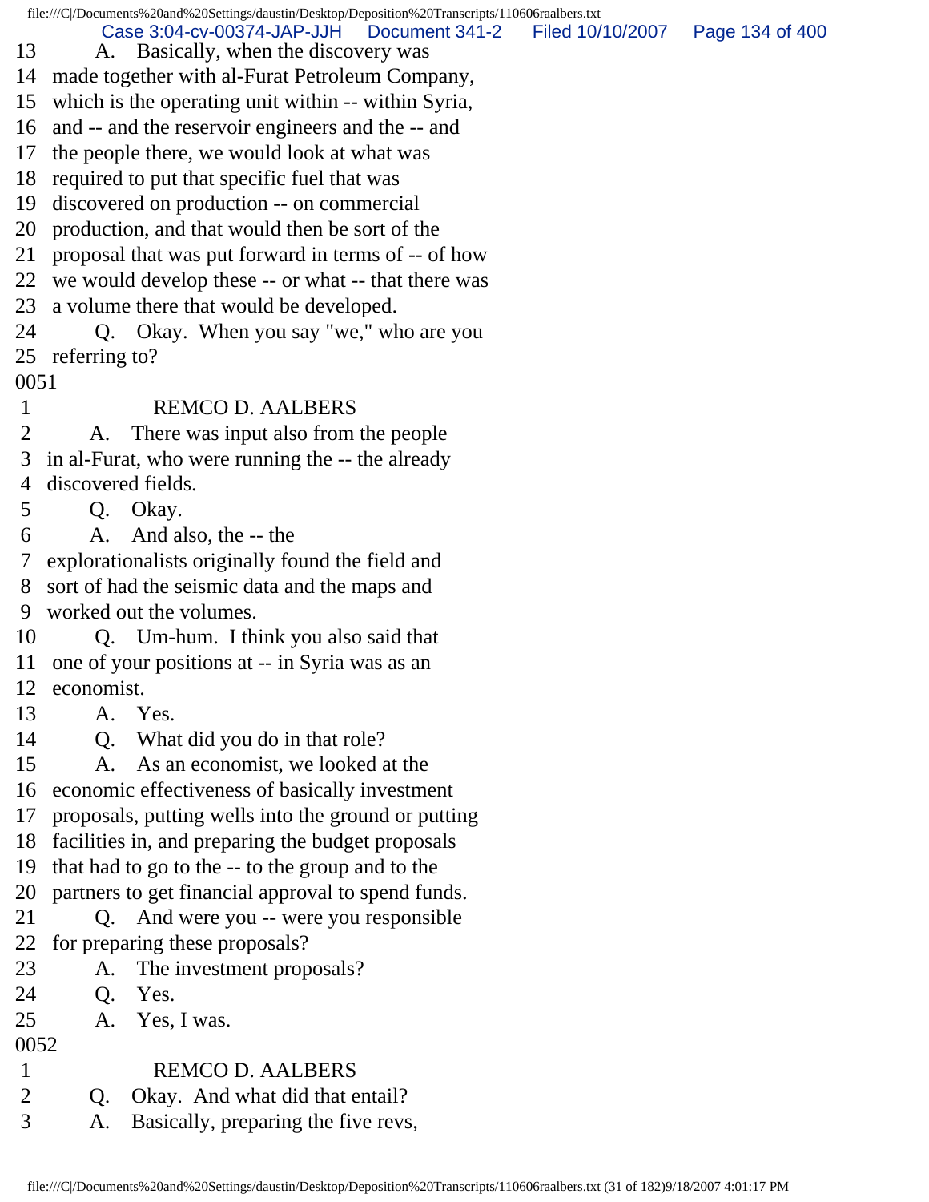13 A. Basically, when the discovery was
14 made together with al-Furat Petroleum Company,
15 which is the operating unit within -- within Syria,
16 and -- and the reservoir engineers and the -- and
17 the people there, we would look at what was
18 required to put that specific fuel that was
19 discovered on production -- on commercial
20 production, and that would then be sort of the
21 proposal that was put forward in terms of -- of how
22 we would develop these -- or what -- that there was
23 a volume there that would be developed.
24 Q. Okay. When you say "we," who are you
25 referring to?

0051

1 REMCO D. AALBERS
2 A. There was input also from the people
3 in al-Furat, who were running the -- the already
4 discovered fields.
5 Q. Okay.
6 A. And also, the -- the
7 explorationalists originally found the field and
8 sort of had the seismic data and the maps and
9 worked out the volumes.
10 Q. Um-hum. I think you also said that
11 one of your positions at -- in Syria was as an
12 economist.
13 A. Yes.
14 Q. What did you do in that role?
15 A. As an economist, we looked at the
16 economic effectiveness of basically investment
17 proposals, putting wells into the ground or putting
18 facilities in, and preparing the budget proposals
19 that had to go to the -- to the group and to the
20 partners to get financial approval to spend funds.
21 Q. And were you -- were you responsible
22 for preparing these proposals?
23 A. The investment proposals?
24 Q. Yes.
25 A. Yes, I was.

0052

1 REMCO D. AALBERS
2 Q. Okay. And what did that entail?
3 A. Basically, preparing the five revs,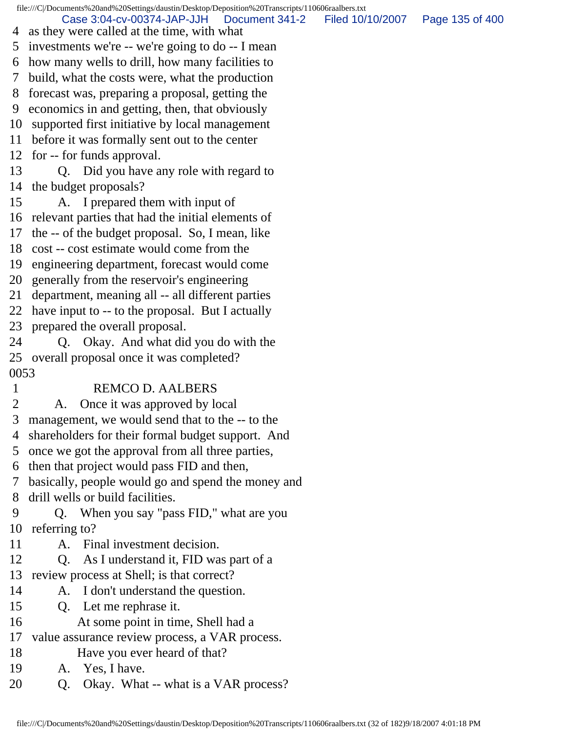4 as they were called at the time, with what
5 investments we're -- we're going to do -- I mean
6 how many wells to drill, how many facilities to
7 build, what the costs were, what the production
8 forecast was, preparing a proposal, getting the
9 economics in and getting, then, that obviously
10 supported first initiative by local management
11 before it was formally sent out to the center
12 for -- for funds approval.
13 Q. Did you have any role with regard to
14 the budget proposals?
15 A. I prepared them with input of
16 relevant parties that had the initial elements of
17 the -- of the budget proposal. So, I mean, like
18 cost -- cost estimate would come from the
19 engineering department, forecast would come
20 generally from the reservoir's engineering
21 department, meaning all -- all different parties
22 have input to -- to the proposal. But I actually
23 prepared the overall proposal.
24 Q. Okay. And what did you do with the
25 overall proposal once it was completed?
0053
1 REMCO D. AALBERS
2 A. Once it was approved by local
3 management, we would send that to the -- to the
4 shareholders for their formal budget support. And
5 once we got the approval from all three parties,
6 then that project would pass FID and then,
7 basically, people would go and spend the money and
8 drill wells or build facilities.
9 Q. When you say "pass FID," what are you
10 referring to?
11 A. Final investment decision.
12 Q. As I understand it, FID was part of a
13 review process at Shell; is that correct?
14 A. I don't understand the question.
15 Q. Let me rephrase it.
16 At some point in time, Shell had a
17 value assurance review process, a VAR process.
18 Have you ever heard of that?
19 A. Yes, I have.
20 Q. Okay. What -- what is a VAR process?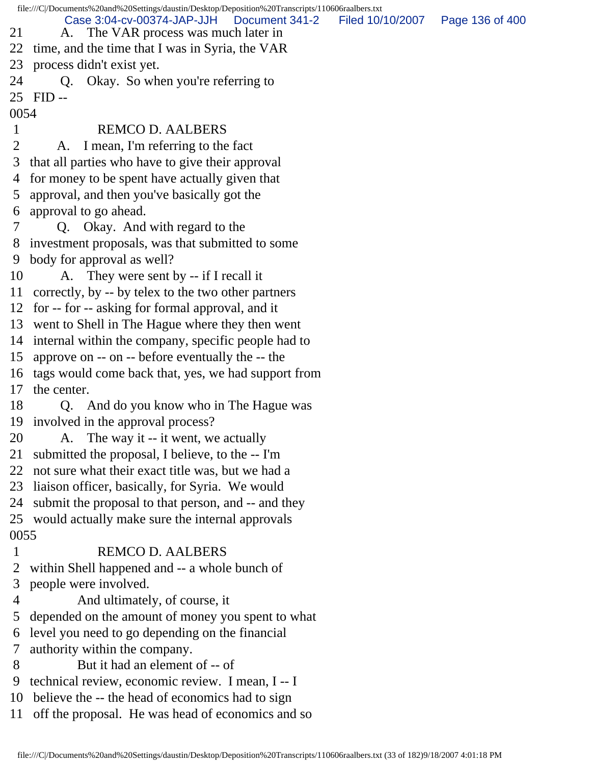21 A. The VAR process was much later in
22 time, and the time that I was in Syria, the VAR
23 process didn't exist yet.
24 Q. Okay. So when you're referring to
25 FID --
0054
1 REMCO D. AALBERS
2 A. I mean, I'm referring to the fact
3 that all parties who have to give their approval
4 for money to be spent have actually given that
5 approval, and then you've basically got the
6 approval to go ahead.
7 Q. Okay. And with regard to the
8 investment proposals, was that submitted to some
9 body for approval as well?
10 A. They were sent by -- if I recall it
11 correctly, by -- by telex to the two other partners
12 for -- for -- asking for formal approval, and it
13 went to Shell in The Hague where they then went
14 internal within the company, specific people had to
15 approve on -- on -- before eventually the -- the
16 tags would come back that, yes, we had support from
17 the center.
18 Q. And do you know who in The Hague was
19 involved in the approval process?
20 A. The way it -- it went, we actually
21 submitted the proposal, I believe, to the -- I'm
22 not sure what their exact title was, but we had a
23 liaison officer, basically, for Syria. We would
24 submit the proposal to that person, and -- and they
25 would actually make sure the internal approvals
0055
1 REMCO D. AALBERS
2 within Shell happened and -- a whole bunch of
3 people were involved.
4 And ultimately, of course, it
5 depended on the amount of money you spent to what
6 level you need to go depending on the financial
7 authority within the company.
8 But it had an element of -- of
9 technical review, economic review. I mean, I -- I
10 believe the -- the head of economics had to sign
11 off the proposal. He was head of economics and so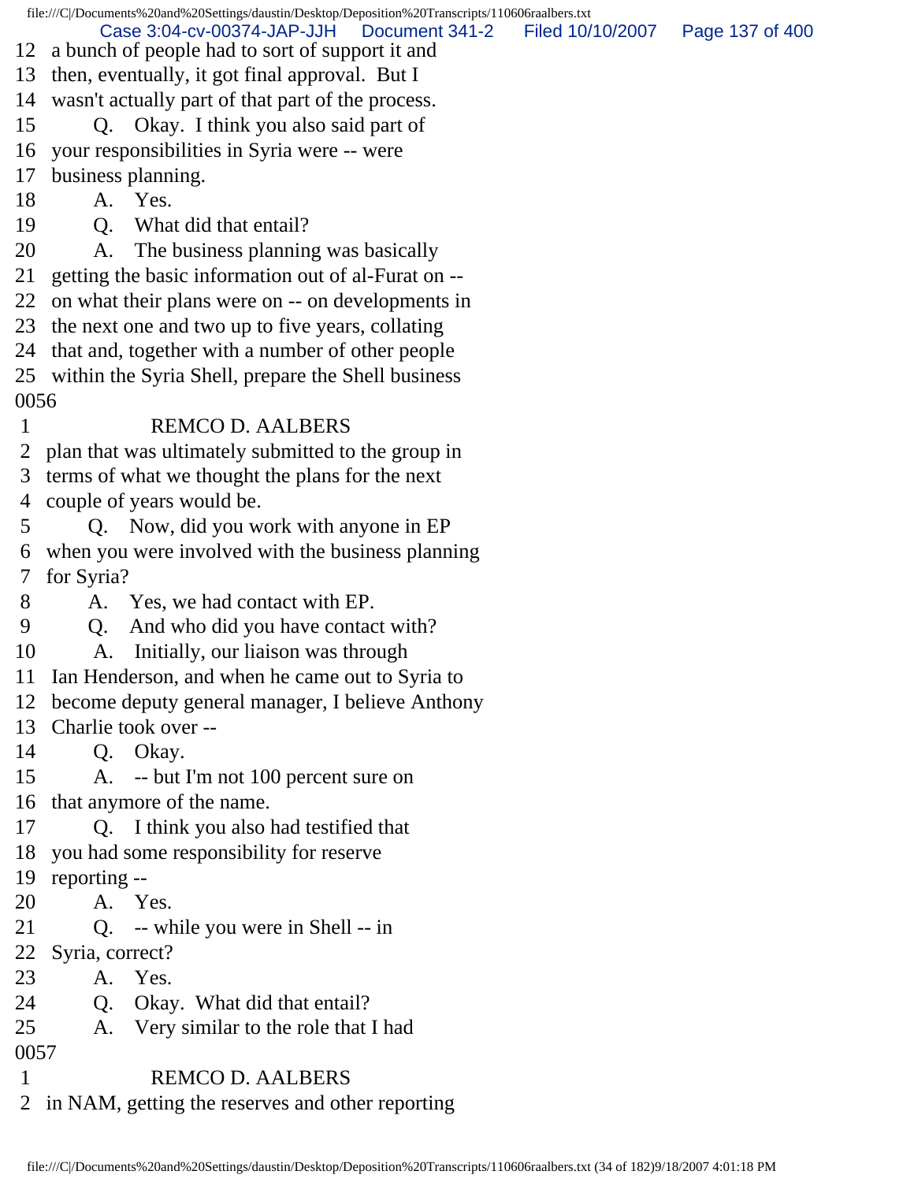12 a bunch of people had to sort of support it and
13 then, eventually, it got final approval. But I
14 wasn't actually part of that part of the process.
15 Q. Okay. I think you also said part of
16 your responsibilities in Syria were -- were
17 business planning.
18 A. Yes.
19 Q. What did that entail?
20 A. The business planning was basically
21 getting the basic information out of al-Furat on --
22 on what their plans were on -- on developments in
23 the next one and two up to five years, collating
24 that and, together with a number of other people
25 within the Syria Shell, prepare the Shell business
0056
1 REMCO D. AALBERS
2 plan that was ultimately submitted to the group in
3 terms of what we thought the plans for the next
4 couple of years would be.
5 Q. Now, did you work with anyone in EP
6 when you were involved with the business planning
7 for Syria?
8 A. Yes, we had contact with EP.
9 Q. And who did you have contact with?
10 A. Initially, our liaison was through
11 Ian Henderson, and when he came out to Syria to
12 become deputy general manager, I believe Anthony
13 Charlie took over --
14 Q. Okay.
15 A. -- but I'm not 100 percent sure on
16 that anymore of the name.
17 Q. I think you also had testified that
18 you had some responsibility for reserve
19 reporting --
20 A. Yes.
21 Q. -- while you were in Shell -- in
22 Syria, correct?
23 A. Yes.
24 Q. Okay. What did that entail?
25 A. Very similar to the role that I had
0057
1 REMCO D. AALBERS
2 in NAM, getting the reserves and other reporting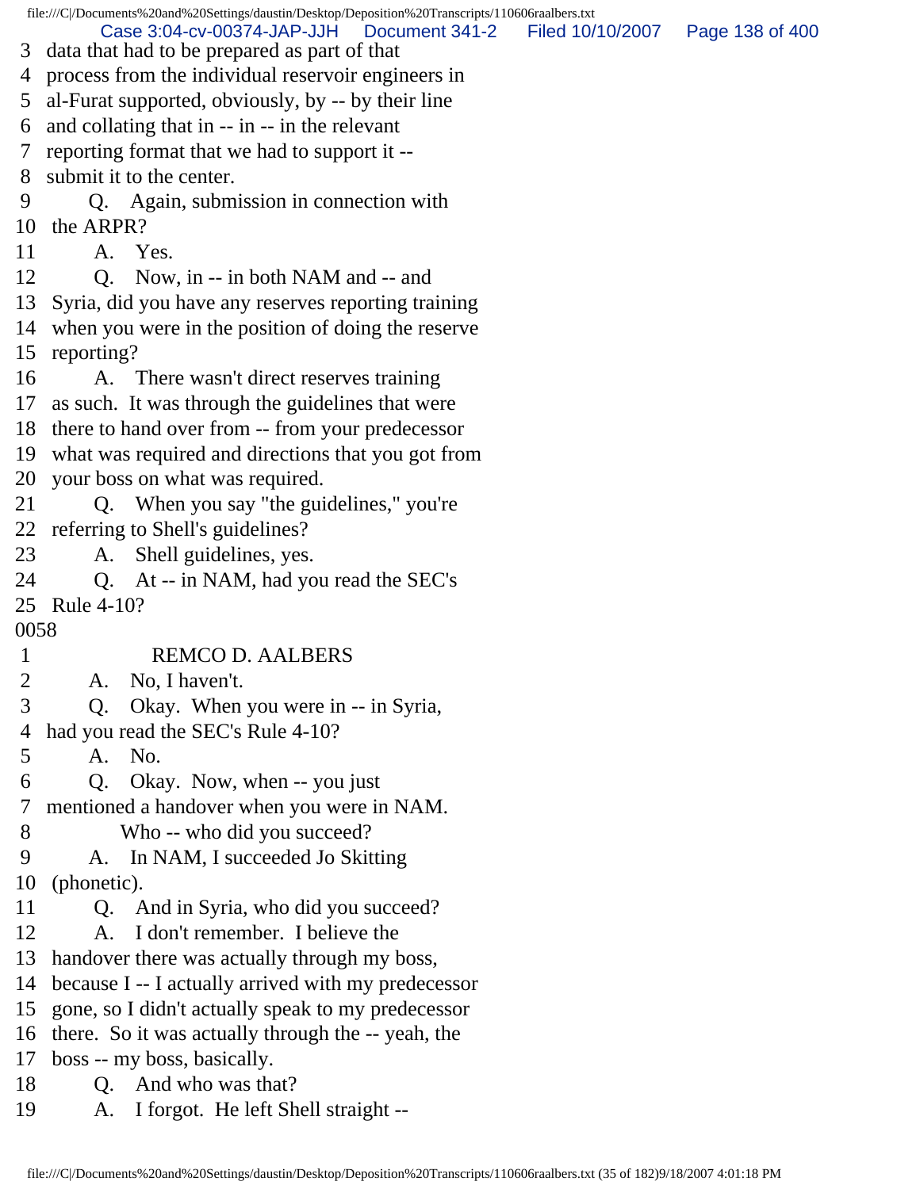3 data that had to be prepared as part of that
4 process from the individual reservoir engineers in
5 al-Furat supported, obviously, by -- by their line
6 and collating that in -- in -- in the relevant
7 reporting format that we had to support it --
8 submit it to the center.
9 Q. Again, submission in connection with
10 the ARPR?
11 A. Yes.
12 Q. Now, in -- in both NAM and -- and
13 Syria, did you have any reserves reporting training
14 when you were in the position of doing the reserve
15 reporting?
16 A. There wasn't direct reserves training
17 as such. It was through the guidelines that were
18 there to hand over from -- from your predecessor
19 what was required and directions that you got from
20 your boss on what was required.
21 Q. When you say "the guidelines," you're
22 referring to Shell's guidelines?
23 A. Shell guidelines, yes.
24 Q. At -- in NAM, had you read the SEC's
25 Rule 4-10?

0058

1 REMCO D. AALBERS
2 A. No, I haven't.
3 Q. Okay. When you were in -- in Syria,
4 had you read the SEC's Rule 4-10?
5 A. No.
6 Q. Okay. Now, when -- you just
7 mentioned a handover when you were in NAM.
8 Who -- who did you succeed?
9 A. In NAM, I succeeded Jo Skitting
10 (phonetic).
11 Q. And in Syria, who did you succeed?
12 A. I don't remember. I believe the
13 handover there was actually through my boss,
14 because I -- I actually arrived with my predecessor
15 gone, so I didn't actually speak to my predecessor
16 there. So it was actually through the -- yeah, the
17 boss -- my boss, basically.
18 Q. And who was that?
19 A. I forgot. He left Shell straight --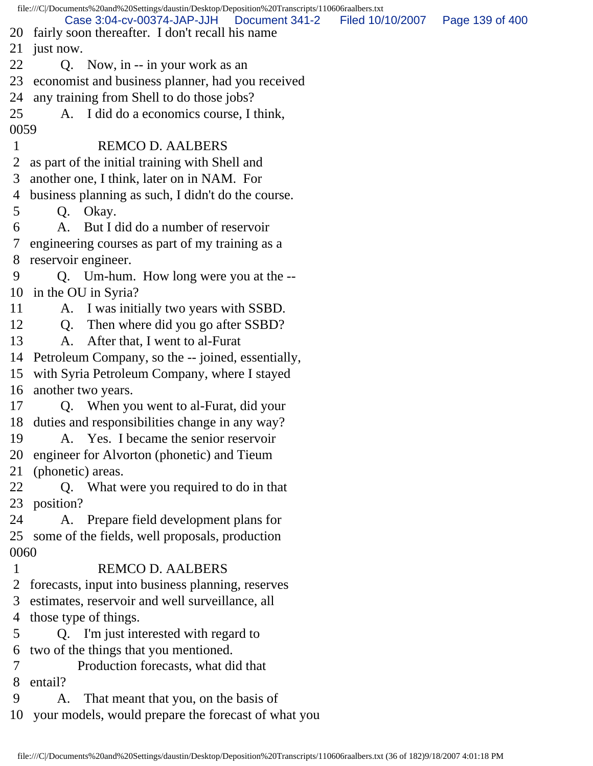20 fairly soon thereafter. I don't recall his name
21 just now.
22 Q. Now, in -- in your work as an
23 economist and business planner, had you received
24 any training from Shell to do those jobs?
25 A. I did do a economics course, I think,

0059

1 REMCO D. AALBERS
2 as part of the initial training with Shell and
3 another one, I think, later on in NAM. For
4 business planning as such, I didn't do the course.
5 Q. Okay.
6 A. But I did do a number of reservoir
7 engineering courses as part of my training as a
8 reservoir engineer.
9 Q. Um-hum. How long were you at the --
10 in the OU in Syria?
11 A. I was initially two years with SSBD.
12 Q. Then where did you go after SSBD?
13 A. After that, I went to al-Furat
14 Petroleum Company, so the -- joined, essentially,
15 with Syria Petroleum Company, where I stayed
16 another two years.
17 Q. When you went to al-Furat, did your
18 duties and responsibilities change in any way?
19 A. Yes. I became the senior reservoir
20 engineer for Alvorton (phonetic) and Tieum
21 (phonetic) areas.
22 Q. What were you required to do in that
23 position?
24 A. Prepare field development plans for
25 some of the fields, well proposals, production

0060

1 REMCO D. AALBERS
2 forecasts, input into business planning, reserves
3 estimates, reservoir and well surveillance, all
4 those type of things.
5 Q. I'm just interested with regard to
6 two of the things that you mentioned.
7 Production forecasts, what did that
8 entail?
9 A. That meant that you, on the basis of
10 your models, would prepare the forecast of what you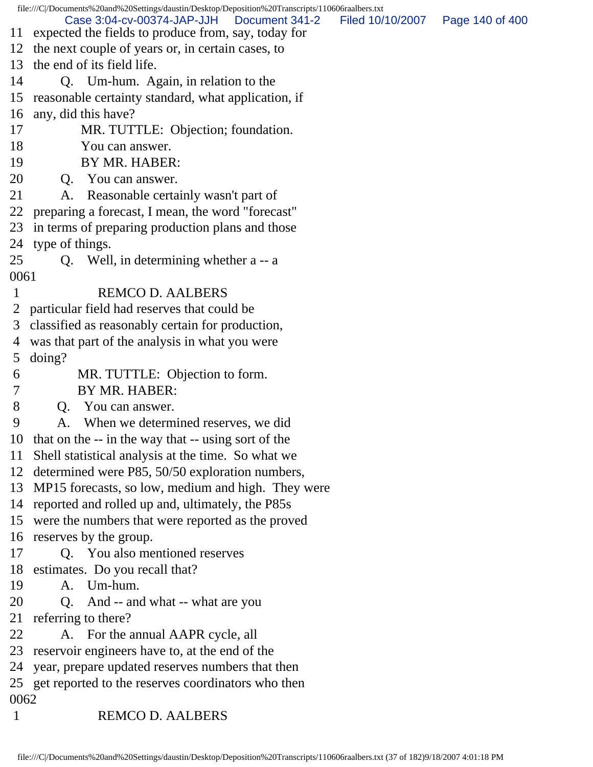11 expected the fields to produce from, say, today for
12 the next couple of years or, in certain cases, to
13 the end of its field life.
14 Q. Um-hum. Again, in relation to the
15 reasonable certainty standard, what application, if
16 any, did this have?
17 MR. TUTTLE: Objection; foundation.
18 You can answer.
19 BY MR. HABER:
20 Q. You can answer.
21 A. Reasonable certainly wasn't part of
22 preparing a forecast, I mean, the word "forecast"
23 in terms of preparing production plans and those
24 type of things.
25 Q. Well, in determining whether a -- a
0061
1 REMCO D. AALBERS
2 particular field had reserves that could be
3 classified as reasonably certain for production,
4 was that part of the analysis in what you were
5 doing?
6 MR. TUTTLE: Objection to form.
7 BY MR. HABER:
8 Q. You can answer.
9 A. When we determined reserves, we did
10 that on the -- in the way that -- using sort of the
11 Shell statistical analysis at the time. So what we
12 determined were P85, 50/50 exploration numbers,
13 MP15 forecasts, so low, medium and high. They were
14 reported and rolled up and, ultimately, the P85s
15 were the numbers that were reported as the proved
16 reserves by the group.
17 Q. You also mentioned reserves
18 estimates. Do you recall that?
19 A. Um-hum.
20 Q. And -- and what -- what are you
21 referring to there?
22 A. For the annual AAPR cycle, all
23 reservoir engineers have to, at the end of the
24 year, prepare updated reserves numbers that then
25 get reported to the reserves coordinators who then
0062
1 REMCO D. AALBERS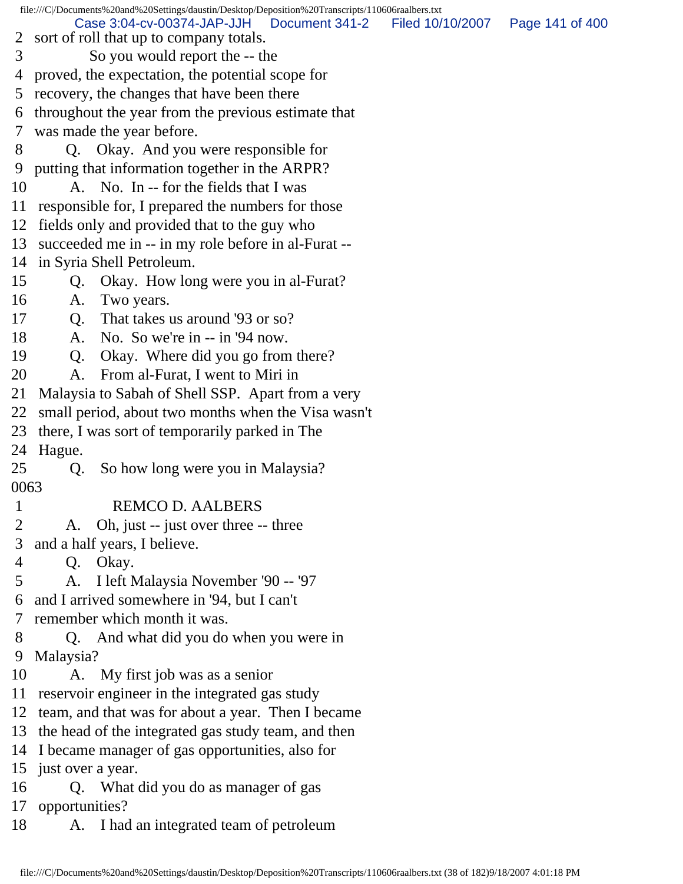2 sort of roll that up to company totals.
3 So you would report the -- the
4 proved, the expectation, the potential scope for
5 recovery, the changes that have been there
6 throughout the year from the previous estimate that
7 was made the year before.
8 Q. Okay. And you were responsible for
9 putting that information together in the ARPR?
10 A. No. In -- for the fields that I was
11 responsible for, I prepared the numbers for those
12 fields only and provided that to the guy who
13 succeeded me in -- in my role before in al-Furat --
14 in Syria Shell Petroleum.
15 Q. Okay. How long were you in al-Furat?
16 A. Two years.
17 Q. That takes us around '93 or so?
18 A. No. So we're in -- in '94 now.
19 Q. Okay. Where did you go from there?
20 A. From al-Furat, I went to Miri in
21 Malaysia to Sabah of Shell SSP. Apart from a very
22 small period, about two months when the Visa wasn't
23 there, I was sort of temporarily parked in The
24 Hague.
25 Q. So how long were you in Malaysia?

0063

1 REMCO D. AALBERS
2 A. Oh, just -- just over three -- three
3 and a half years, I believe.
4 Q. Okay.
5 A. I left Malaysia November '90 -- '97
6 and I arrived somewhere in '94, but I can't
7 remember which month it was.
8 Q. And what did you do when you were in
9 Malaysia?
10 A. My first job was as a senior
11 reservoir engineer in the integrated gas study
12 team, and that was for about a year. Then I became
13 the head of the integrated gas study team, and then
14 I became manager of gas opportunities, also for
15 just over a year.
16 Q. What did you do as manager of gas
17 opportunities?
18 A. I had an integrated team of petroleum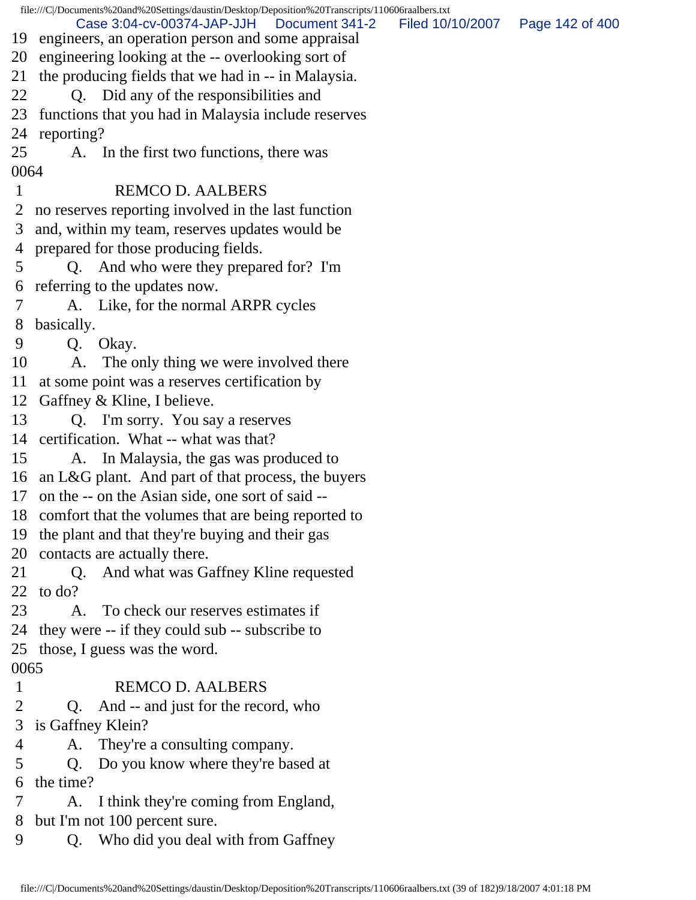19 engineers, an operation person and some appraisal
20 engineering looking at the -- overlooking sort of
21 the producing fields that we had in -- in Malaysia.
22 Q. Did any of the responsibilities and
23 functions that you had in Malaysia include reserves
24 reporting?
25 A. In the first two functions, there was
0064
1 REMCO D. AALBERS
2 no reserves reporting involved in the last function
3 and, within my team, reserves updates would be
4 prepared for those producing fields.
5 Q. And who were they prepared for? I'm
6 referring to the updates now.
7 A. Like, for the normal ARPR cycles
8 basically.
9 Q. Okay.
10 A. The only thing we were involved there
11 at some point was a reserves certification by
12 Gaffney & Kline, I believe.
13 Q. I'm sorry. You say a reserves
14 certification. What -- what was that?
15 A. In Malaysia, the gas was produced to
16 an L&G plant. And part of that process, the buyers
17 on the -- on the Asian side, one sort of said --
18 comfort that the volumes that are being reported to
19 the plant and that they're buying and their gas
20 contacts are actually there.
21 Q. And what was Gaffney Kline requested
22 to do?
23 A. To check our reserves estimates if
24 they were -- if they could sub -- subscribe to
25 those, I guess was the word.
0065
1 REMCO D. AALBERS
2 Q. And -- and just for the record, who
3 is Gaffney Klein?
4 A. They're a consulting company.
5 Q. Do you know where they're based at
6 the time?
7 A. I think they're coming from England,
8 but I'm not 100 percent sure.
9 Q. Who did you deal with from Gaffney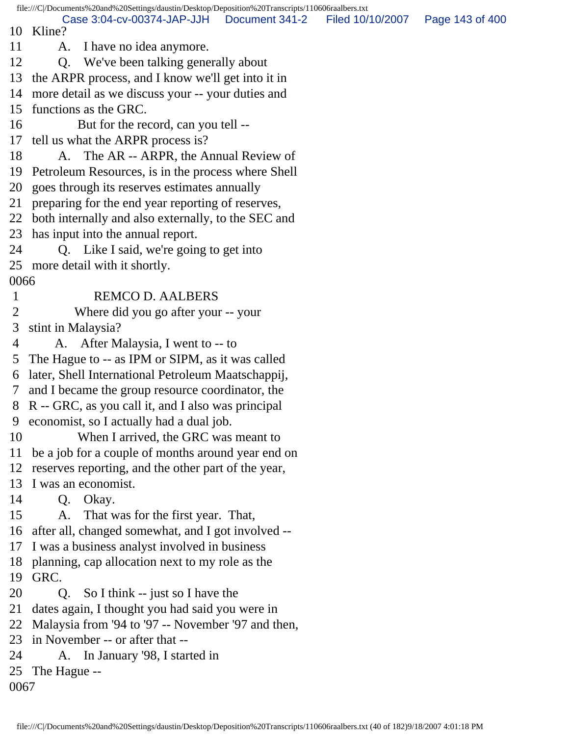10 Kline?
11 A. I have no idea anymore.
12 Q. We've been talking generally about
13 the ARPR process, and I know we'll get into it in
14 more detail as we discuss your -- your duties and
15 functions as the GRC.
16 But for the record, can you tell --
17 tell us what the ARPR process is?
18 A. The AR -- ARPR, the Annual Review of
19 Petroleum Resources, is in the process where Shell
20 goes through its reserves estimates annually
21 preparing for the end year reporting of reserves,
22 both internally and also externally, to the SEC and
23 has input into the annual report.
24 Q. Like I said, we're going to get into
25 more detail with it shortly.
0066
1 REMCO D. AALBERS
2 Where did you go after your -- your
3 stint in Malaysia?
4 A. After Malaysia, I went to -- to
5 The Hague to -- as IPM or SIPM, as it was called
6 later, Shell International Petroleum Maatschappij,
7 and I became the group resource coordinator, the
8 R -- GRC, as you call it, and I also was principal
9 economist, so I actually had a dual job.
10 When I arrived, the GRC was meant to
11 be a job for a couple of months around year end on
12 reserves reporting, and the other part of the year,
13 I was an economist.
14 Q. Okay.
15 A. That was for the first year. That,
16 after all, changed somewhat, and I got involved --
17 I was a business analyst involved in business
18 planning, cap allocation next to my role as the
19 GRC.
20 Q. So I think -- just so I have the
21 dates again, I thought you had said you were in
22 Malaysia from '94 to '97 -- November '97 and then,
23 in November -- or after that --
24 A. In January '98, I started in
25 The Hague --
0067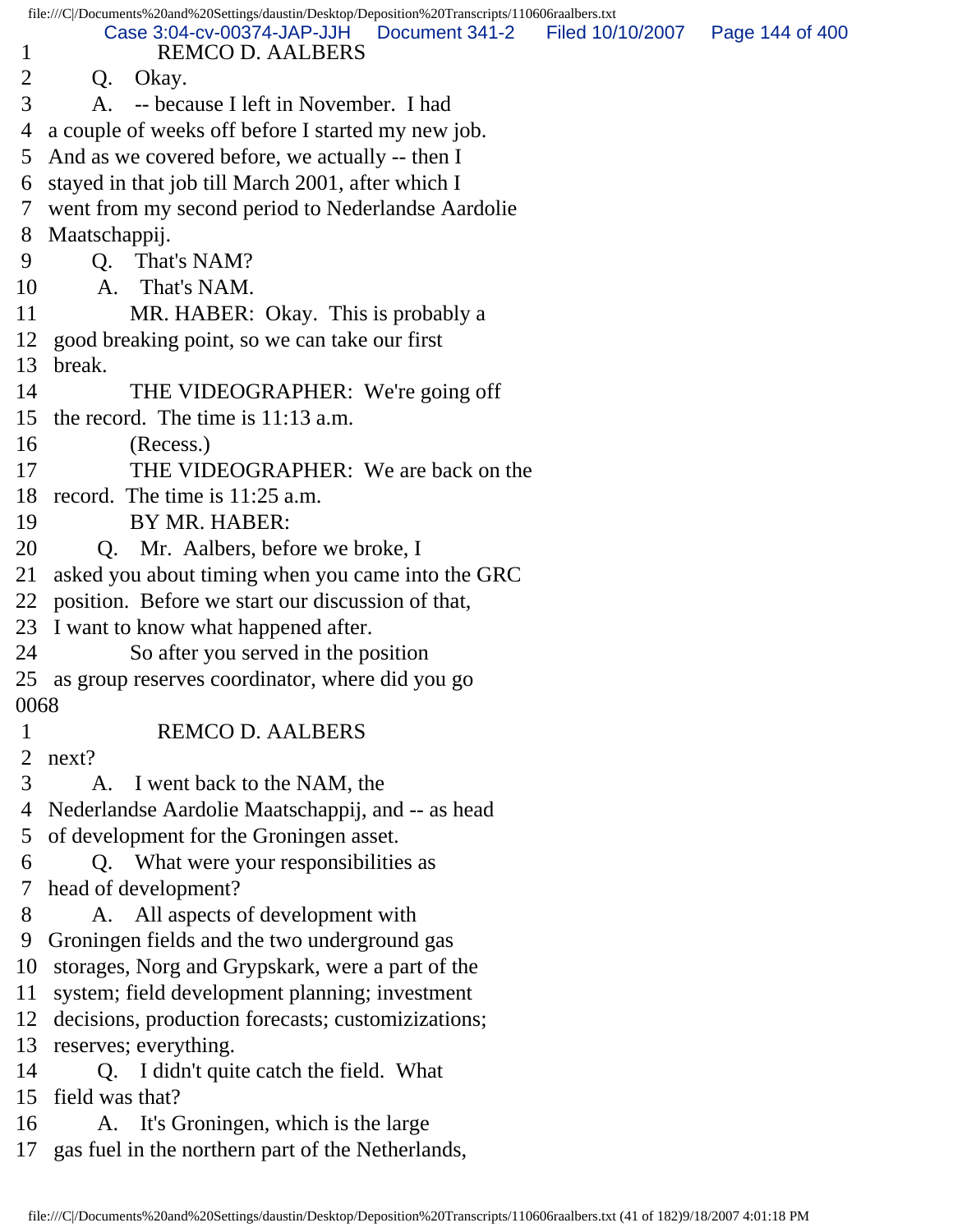1 REMCO D. AALBERS
2 Q. Okay.
3 A. -- because I left in November. I had
4 a couple of weeks off before I started my new job.
5 And as we covered before, we actually -- then I
6 stayed in that job till March 2001, after which I
7 went from my second period to Nederlandse Aardolie
8 Maatschappij.
9 Q. That's NAM?
10 A. That's NAM.
11 MR. HABER: Okay. This is probably a
12 good breaking point, so we can take our first
13 break.
14 THE VIDEOGRAPHER: We're going off
15 the record. The time is 11:13 a.m.
16 (Recess.)
17 THE VIDEOGRAPHER: We are back on the
18 record. The time is 11:25 a.m.
19 BY MR. HABER:
20 Q. Mr. Aalbers, before we broke, I
21 asked you about timing when you came into the GRC
22 position. Before we start our discussion of that,
23 I want to know what happened after.
24 So after you served in the position
25 as group reserves coordinator, where did you go

0068

1 REMCO D. AALBERS
2 next?
3 A. I went back to the NAM, the
4 Nederlandse Aardolie Maatschappij, and -- as head
5 of development for the Groningen asset.
6 Q. What were your responsibilities as
7 head of development?
8 A. All aspects of development with
9 Groningen fields and the two underground gas
10 storages, Norg and Grypskark, were a part of the
11 system; field development planning; investment
12 decisions, production forecasts; customizizations;
13 reserves; everything.
14 Q. I didn't quite catch the field. What
15 field was that?
16 A. It's Groningen, which is the large
17 gas fuel in the northern part of the Netherlands,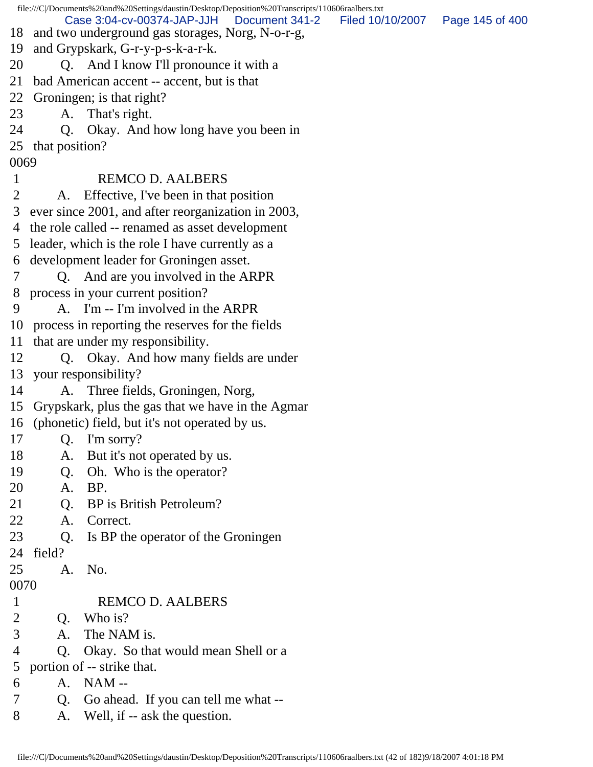18 and two underground gas storages, Norg, N-o-r-g,
19 and Grypskark, G-r-y-p-s-k-a-r-k.
20 Q. And I know I'll pronounce it with a
21 bad American accent -- accent, but is that
22 Groningen; is that right?
23 A. That's right.
24 Q. Okay. And how long have you been in
25 that position?
0069
1 REMCO D. AALBERS
2 A. Effective, I've been in that position
3 ever since 2001, and after reorganization in 2003,
4 the role called -- renamed as asset development
5 leader, which is the role I have currently as a
6 development leader for Groningen asset.
7 Q. And are you involved in the ARPR
8 process in your current position?
9 A. I'm -- I'm involved in the ARPR
10 process in reporting the reserves for the fields
11 that are under my responsibility.
12 Q. Okay. And how many fields are under
13 your responsibility?
14 A. Three fields, Groningen, Norg,
15 Grypskark, plus the gas that we have in the Agmar
16 (phonetic) field, but it's not operated by us.
17 Q. I'm sorry?
18 A. But it's not operated by us.
19 Q. Oh. Who is the operator?
20 A. BP.
21 Q. BP is British Petroleum?
22 A. Correct.
23 Q. Is BP the operator of the Groningen
24 field?
25 A. No.
0070
1 REMCO D. AALBERS
2 Q. Who is?
3 A. The NAM is.
4 Q. Okay. So that would mean Shell or a
5 portion of -- strike that.
6 A. NAM --
7 Q. Go ahead. If you can tell me what --
8 A. Well, if -- ask the question.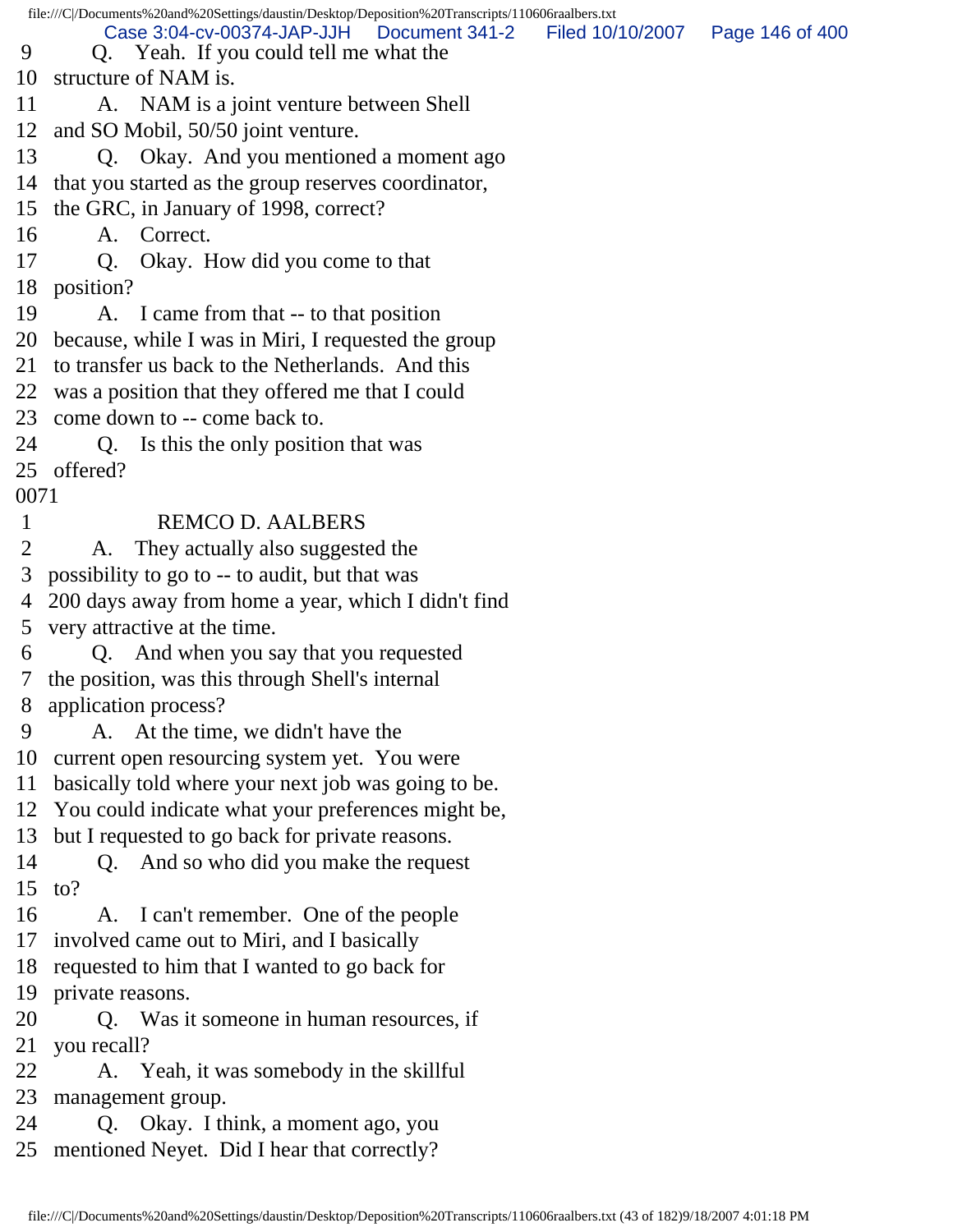9 Q. Yeah. If you could tell me what the
10 structure of NAM is.
11 A. NAM is a joint venture between Shell
12 and SO Mobil, 50/50 joint venture.
13 Q. Okay. And you mentioned a moment ago
14 that you started as the group reserves coordinator,
15 the GRC, in January of 1998, correct?
16 A. Correct.
17 Q. Okay. How did you come to that
18 position?
19 A. I came from that -- to that position
20 because, while I was in Miri, I requested the group
21 to transfer us back to the Netherlands. And this
22 was a position that they offered me that I could
23 come down to -- come back to.
24 Q. Is this the only position that was
25 offered?

0071

1 REMCO D. AALBERS
2 A. They actually also suggested the
3 possibility to go to -- to audit, but that was
4 200 days away from home a year, which I didn't find
5 very attractive at the time.
6 Q. And when you say that you requested
7 the position, was this through Shell's internal
8 application process?
9 A. At the time, we didn't have the
10 current open resourcing system yet. You were
11 basically told where your next job was going to be.
12 You could indicate what your preferences might be,
13 but I requested to go back for private reasons.
14 Q. And so who did you make the request
15 to?
16 A. I can't remember. One of the people
17 involved came out to Miri, and I basically
18 requested to him that I wanted to go back for
19 private reasons.
20 Q. Was it someone in human resources, if
21 you recall?
22 A. Yeah, it was somebody in the skillful
23 management group.
24 Q. Okay. I think, a moment ago, you
25 mentioned Neyet. Did I hear that correctly?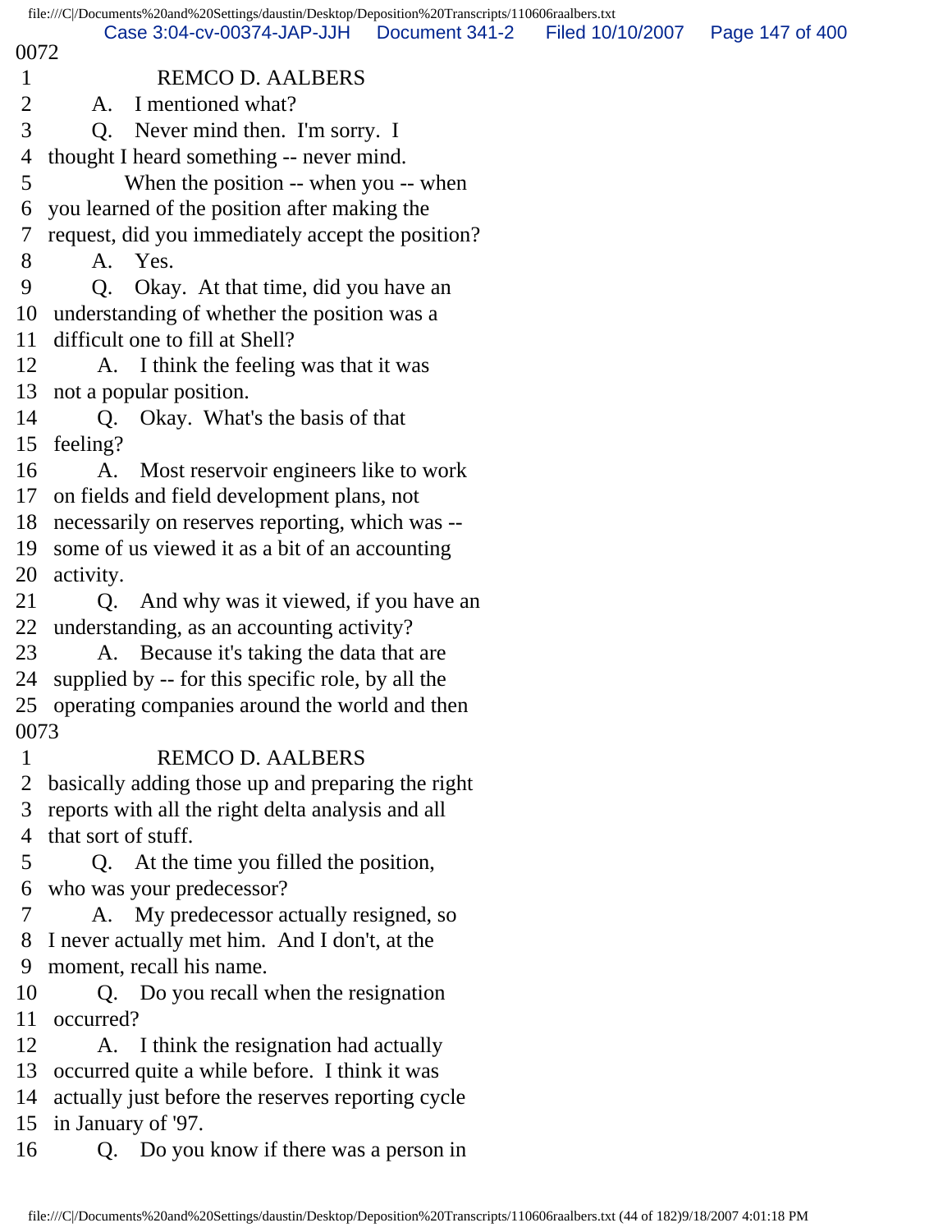0072

1 REMCO D. AALBERS
2 A. I mentioned what?
3 Q. Never mind then. I'm sorry. I
4 thought I heard something -- never mind.
5 When the position -- when you -- when
6 you learned of the position after making the
7 request, did you immediately accept the position?
8 A. Yes.
9 Q. Okay. At that time, did you have an
10 understanding of whether the position was a
11 difficult one to fill at Shell?
12 A. I think the feeling was that it was
13 not a popular position.
14 Q. Okay. What's the basis of that
15 feeling?
16 A. Most reservoir engineers like to work
17 on fields and field development plans, not
18 necessarily on reserves reporting, which was --
19 some of us viewed it as a bit of an accounting
20 activity.
21 Q. And why was it viewed, if you have an
22 understanding, as an accounting activity?
23 A. Because it's taking the data that are
24 supplied by -- for this specific role, by all the
25 operating companies around the world and then

0073

1 REMCO D. AALBERS
2 basically adding those up and preparing the right
3 reports with all the right delta analysis and all
4 that sort of stuff.
5 Q. At the time you filled the position,
6 who was your predecessor?
7 A. My predecessor actually resigned, so
8 I never actually met him. And I don't, at the
9 moment, recall his name.
10 Q. Do you recall when the resignation
11 occurred?
12 A. I think the resignation had actually
13 occurred quite a while before. I think it was
14 actually just before the reserves reporting cycle
15 in January of '97.
16 Q. Do you know if there was a person in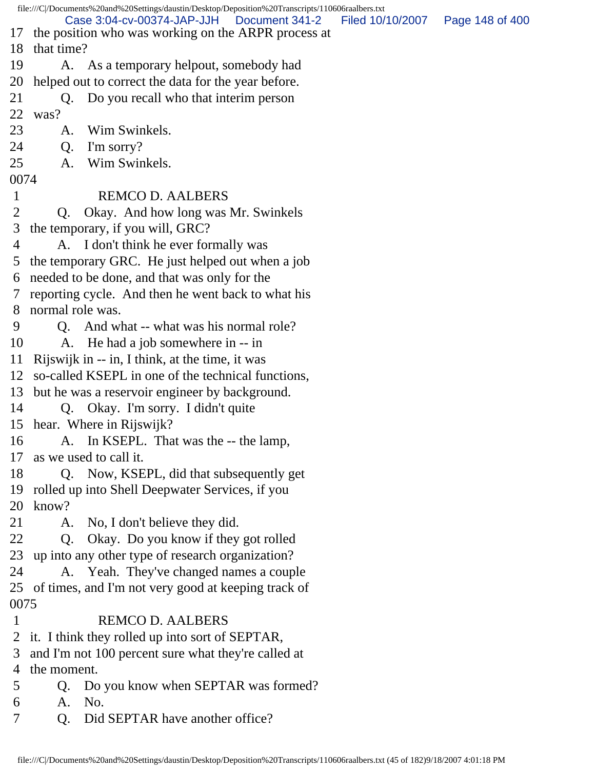17 the position who was working on the ARPR process at
18 that time?
19 A. As a temporary helpout, somebody had
20 helped out to correct the data for the year before.
21 Q. Do you recall who that interim person
22 was?
23 A. Wim Swinkels.
24 Q. I'm sorry?
25 A. Wim Swinkels.

0074

1 REMCO D. AALBERS
2 Q. Okay. And how long was Mr. Swinkels
3 the temporary, if you will, GRC?
4 A. I don't think he ever formally was
5 the temporary GRC. He just helped out when a job
6 needed to be done, and that was only for the
7 reporting cycle. And then he went back to what his
8 normal role was.
9 Q. And what -- what was his normal role?
10 A. He had a job somewhere in -- in
11 Rijswijk in -- in, I think, at the time, it was
12 so-called KSEPL in one of the technical functions,
13 but he was a reservoir engineer by background.
14 Q. Okay. I'm sorry. I didn't quite
15 hear. Where in Rijswijk?
16 A. In KSEPL. That was the -- the lamp,
17 as we used to call it.
18 Q. Now, KSEPL, did that subsequently get
19 rolled up into Shell Deepwater Services, if you
20 know?
21 A. No, I don't believe they did.
22 Q. Okay. Do you know if they got rolled
23 up into any other type of research organization?
24 A. Yeah. They've changed names a couple
25 of times, and I'm not very good at keeping track of

0075

1 REMCO D. AALBERS
2 it. I think they rolled up into sort of SEPTAR,
3 and I'm not 100 percent sure what they're called at
4 the moment.
5 Q. Do you know when SEPTAR was formed?
6 A. No.
7 Q. Did SEPTAR have another office?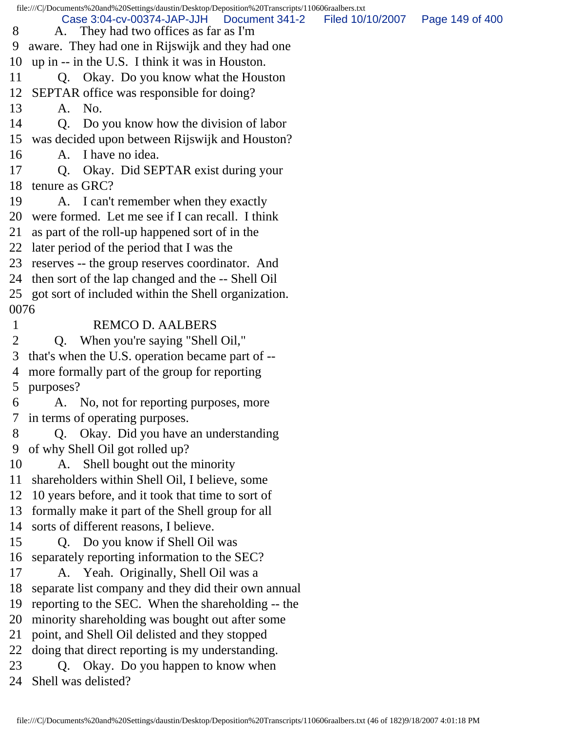8 A. They had two offices as far as I'm
9 aware. They had one in Rijswijk and they had one
10 up in -- in the U.S. I think it was in Houston.
11 Q. Okay. Do you know what the Houston
12 SEPTAR office was responsible for doing?
13 A. No.
14 Q. Do you know how the division of labor
15 was decided upon between Rijswijk and Houston?
16 A. I have no idea.
17 Q. Okay. Did SEPTAR exist during your
18 tenure as GRC?
19 A. I can't remember when they exactly
20 were formed. Let me see if I can recall. I think
21 as part of the roll-up happened sort of in the
22 later period of the period that I was the
23 reserves -- the group reserves coordinator. And
24 then sort of the lap changed and the -- Shell Oil
25 got sort of included within the Shell organization.
0076
1 REMCO D. AALBERS
2 Q. When you're saying "Shell Oil,"
3 that's when the U.S. operation became part of --
4 more formally part of the group for reporting
5 purposes?
6 A. No, not for reporting purposes, more
7 in terms of operating purposes.
8 Q. Okay. Did you have an understanding
9 of why Shell Oil got rolled up?
10 A. Shell bought out the minority
11 shareholders within Shell Oil, I believe, some
12 10 years before, and it took that time to sort of
13 formally make it part of the Shell group for all
14 sorts of different reasons, I believe.
15 Q. Do you know if Shell Oil was
16 separately reporting information to the SEC?
17 A. Yeah. Originally, Shell Oil was a
18 separate list company and they did their own annual
19 reporting to the SEC. When the shareholding -- the
20 minority shareholding was bought out after some
21 point, and Shell Oil delisted and they stopped
22 doing that direct reporting is my understanding.
23 Q. Okay. Do you happen to know when
24 Shell was delisted?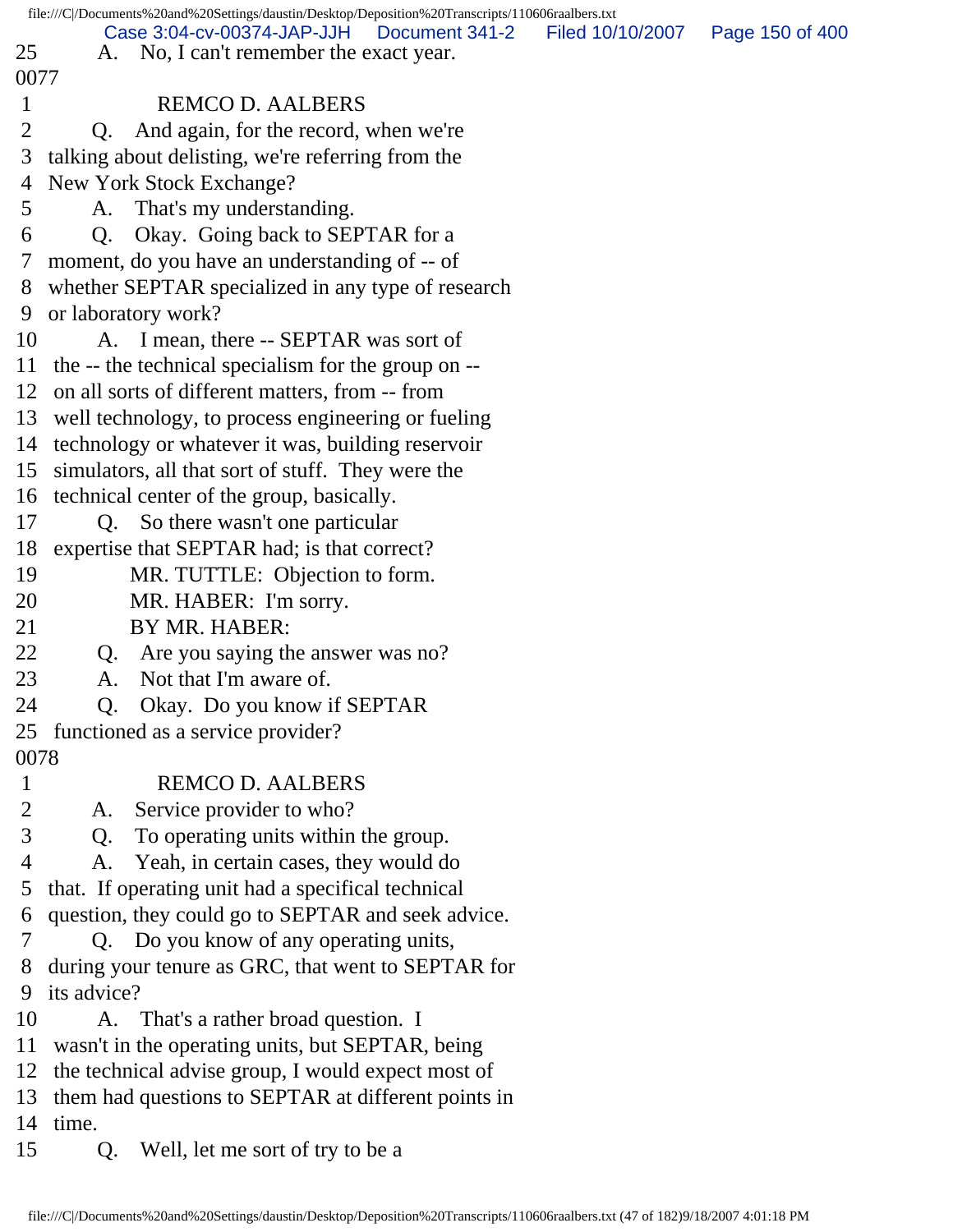25 A. No, I can't remember the exact year.

0077

1 REMCO D. AALBERS

2 Q. And again, for the record, when we're
3 talking about delisting, we're referring from the
4 New York Stock Exchange?
5 A. That's my understanding.
6 Q. Okay. Going back to SEPTAR for a
7 moment, do you have an understanding of -- of
8 whether SEPTAR specialized in any type of research
9 or laboratory work?
10 A. I mean, there -- SEPTAR was sort of
11 the -- the technical specialism for the group on --
12 on all sorts of different matters, from -- from
13 well technology, to process engineering or fueling
14 technology or whatever it was, building reservoir
15 simulators, all that sort of stuff. They were the
16 technical center of the group, basically.
17 Q. So there wasn't one particular
18 expertise that SEPTAR had; is that correct?
19 MR. TUTTLE: Objection to form.
20 MR. HABER: I'm sorry.
21 BY MR. HABER:
22 Q. Are you saying the answer was no?
23 A. Not that I'm aware of.
24 Q. Okay. Do you know if SEPTAR
25 functioned as a service provider?

0078

1 REMCO D. AALBERS

2 A. Service provider to who?
3 Q. To operating units within the group.
4 A. Yeah, in certain cases, they would do
5 that. If operating unit had a specifical technical
6 question, they could go to SEPTAR and seek advice.
7 Q. Do you know of any operating units,
8 during your tenure as GRC, that went to SEPTAR for
9 its advice?
10 A. That's a rather broad question. I
11 wasn't in the operating units, but SEPTAR, being
12 the technical advise group, I would expect most of
13 them had questions to SEPTAR at different points in
14 time.
15 Q. Well, let me sort of try to be a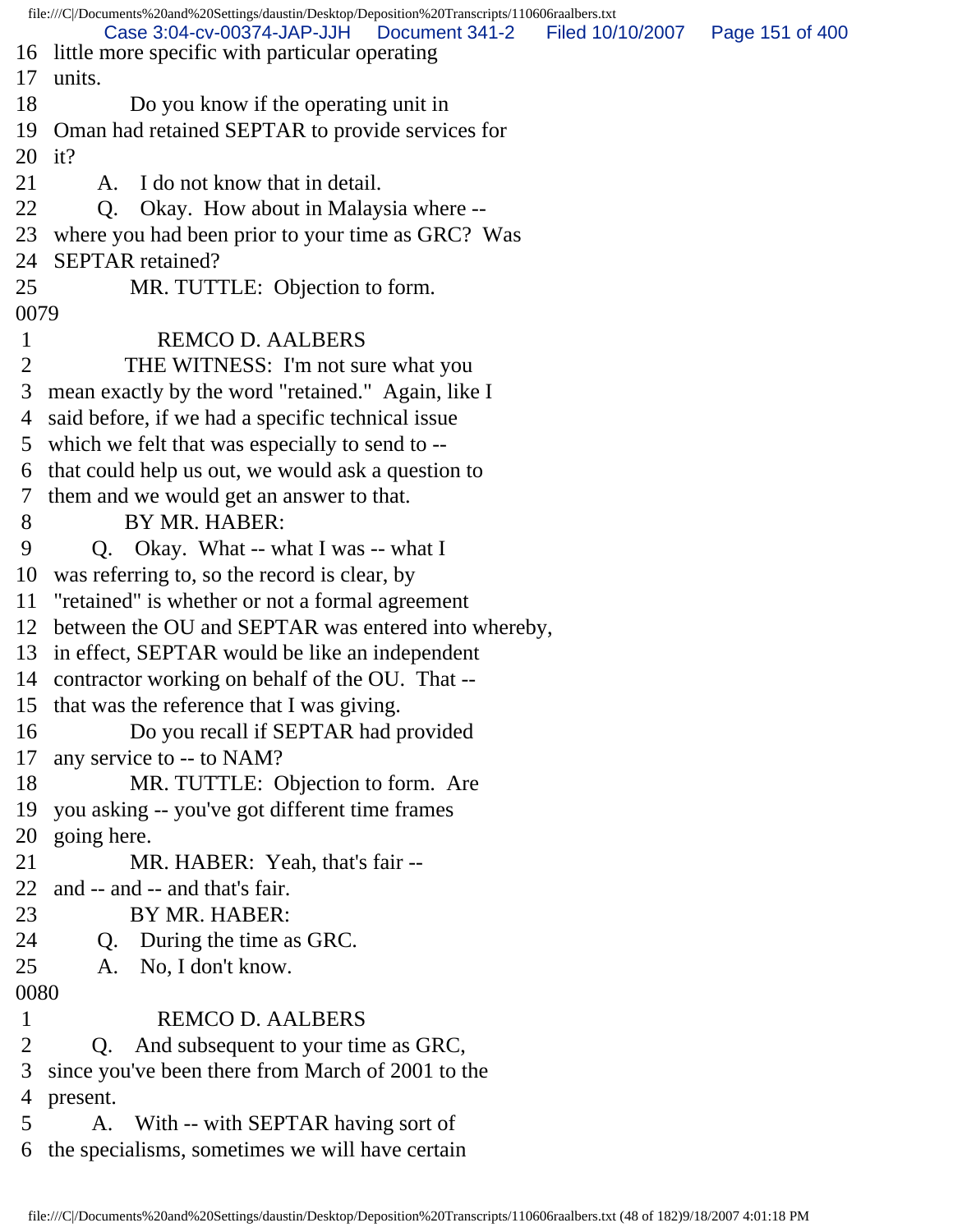16 little more specific with particular operating
17 units.
18 Do you know if the operating unit in
19 Oman had retained SEPTAR to provide services for
20 it?
21 A. I do not know that in detail.
22 Q. Okay. How about in Malaysia where --
23 where you had been prior to your time as GRC? Was
24 SEPTAR retained?
25 MR. TUTTLE: Objection to form.
0079
1 REMCO D. AALBERS
2 THE WITNESS: I'm not sure what you
3 mean exactly by the word "retained." Again, like I
4 said before, if we had a specific technical issue
5 which we felt that was especially to send to --
6 that could help us out, we would ask a question to
7 them and we would get an answer to that.
8 BY MR. HABER:
9 Q. Okay. What -- what I was -- what I
10 was referring to, so the record is clear, by
11 "retained" is whether or not a formal agreement
12 between the OU and SEPTAR was entered into whereby,
13 in effect, SEPTAR would be like an independent
14 contractor working on behalf of the OU. That --
15 that was the reference that I was giving.
16 Do you recall if SEPTAR had provided
17 any service to -- to NAM?
18 MR. TUTTLE: Objection to form. Are
19 you asking -- you've got different time frames
20 going here.
21 MR. HABER: Yeah, that's fair --
22 and -- and -- and that's fair.
23 BY MR. HABER:
24 Q. During the time as GRC.
25 A. No, I don't know.
0080
1 REMCO D. AALBERS
2 Q. And subsequent to your time as GRC,
3 since you've been there from March of 2001 to the
4 present.
5 A. With -- with SEPTAR having sort of
6 the specialisms, sometimes we will have certain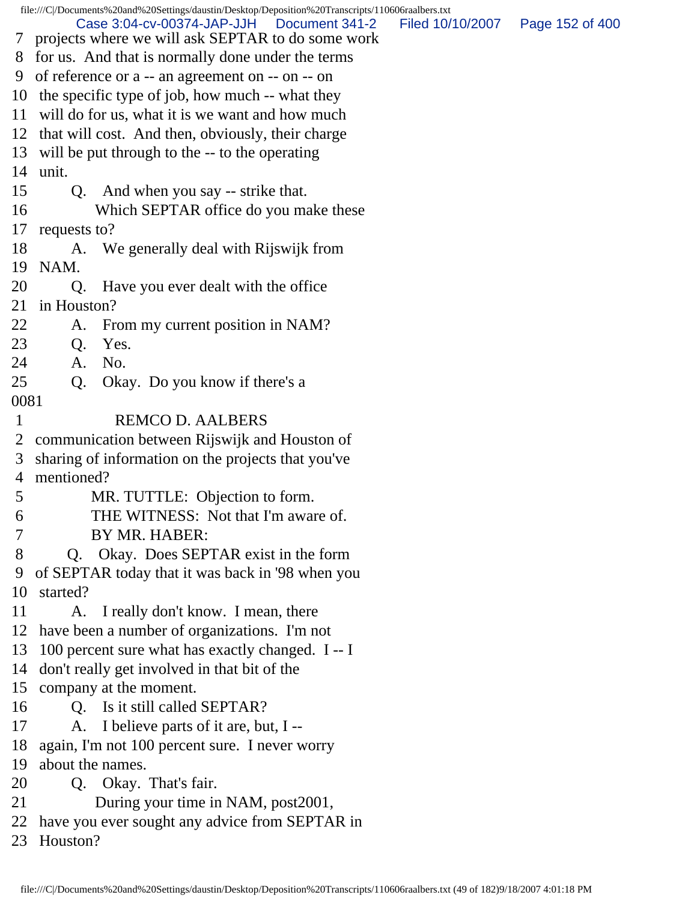7 projects where we will ask SEPTAR to do some work
8 for us. And that is normally done under the terms
9 of reference or a -- an agreement on -- on -- on
10 the specific type of job, how much -- what they
11 will do for us, what it is we want and how much
12 that will cost. And then, obviously, their charge
13 will be put through to the -- to the operating
14 unit.
15 Q. And when you say -- strike that.
16 Which SEPTAR office do you make these
17 requests to?
18 A. We generally deal with Rijswijk from
19 NAM.
20 Q. Have you ever dealt with the office
21 in Houston?
22 A. From my current position in NAM?
23 Q. Yes.
24 A. No.
25 Q. Okay. Do you know if there's a
0081
1 REMCO D. AALBERS
2 communication between Rijswijk and Houston of
3 sharing of information on the projects that you've
4 mentioned?
5 MR. TUTTLE: Objection to form.
6 THE WITNESS: Not that I'm aware of.
7 BY MR. HABER:
8 Q. Okay. Does SEPTAR exist in the form
9 of SEPTAR today that it was back in '98 when you
10 started?
11 A. I really don't know. I mean, there
12 have been a number of organizations. I'm not
13 100 percent sure what has exactly changed. I -- I
14 don't really get involved in that bit of the
15 company at the moment.
16 Q. Is it still called SEPTAR?
17 A. I believe parts of it are, but, I --
18 again, I'm not 100 percent sure. I never worry
19 about the names.
20 Q. Okay. That's fair.
21 During your time in NAM, post2001,
22 have you ever sought any advice from SEPTAR in
23 Houston?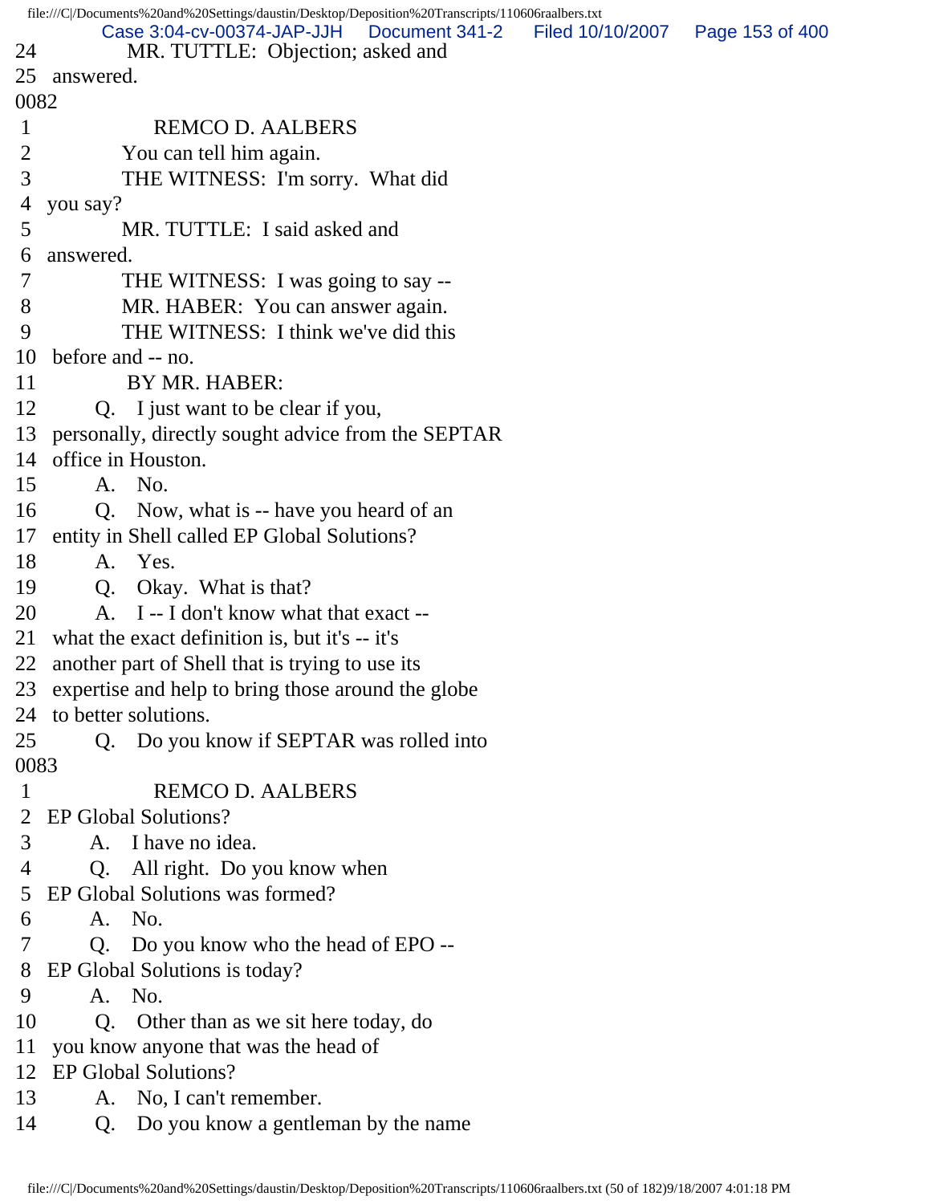24 MR. TUTTLE: Objection; asked and
25 answered.

0082

1 REMCO D. AALBERS
2 You can tell him again.
3 THE WITNESS: I'm sorry. What did
4 you say?
5 MR. TUTTLE: I said asked and
6 answered.
7 THE WITNESS: I was going to say --
8 MR. HABER: You can answer again.
9 THE WITNESS: I think we've did this
10 before and -- no.
11 BY MR. HABER:
12 Q. I just want to be clear if you,
13 personally, directly sought advice from the SEPTAR
14 office in Houston.
15 A. No.
16 Q. Now, what is -- have you heard of an
17 entity in Shell called EP Global Solutions?
18 A. Yes.
19 Q. Okay. What is that?
20 A. I -- I don't know what that exact --
21 what the exact definition is, but it's -- it's
22 another part of Shell that is trying to use its
23 expertise and help to bring those around the globe
24 to better solutions.
25 Q. Do you know if SEPTAR was rolled into

0083

1 REMCO D. AALBERS
2 EP Global Solutions?
3 A. I have no idea.
4 Q. All right. Do you know when
5 EP Global Solutions was formed?
6 A. No.
7 Q. Do you know who the head of EPO --
8 EP Global Solutions is today?
9 A. No.
10 Q. Other than as we sit here today, do
11 you know anyone that was the head of
12 EP Global Solutions?
13 A. No, I can't remember.
14 Q. Do you know a gentleman by the name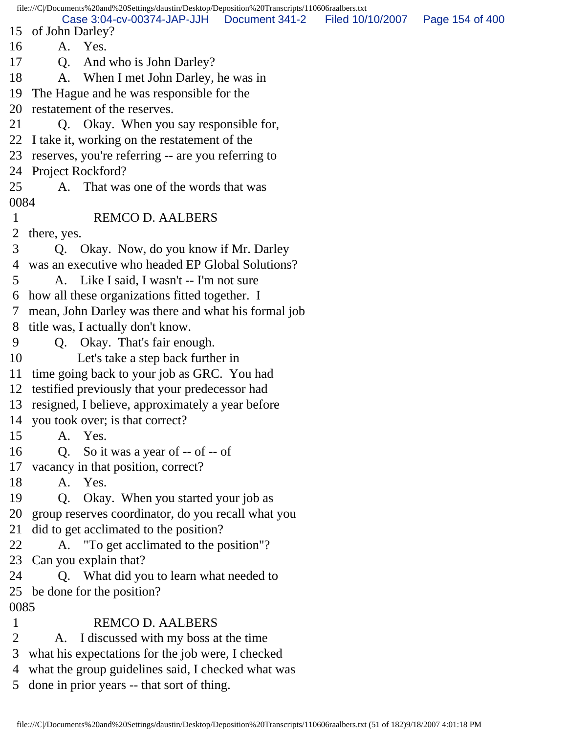15 of John Darley?
16 A. Yes.
17 Q. And who is John Darley?
18 A. When I met John Darley, he was in
19 The Hague and he was responsible for the
20 restatement of the reserves.
21 Q. Okay. When you say responsible for,
22 I take it, working on the restatement of the
23 reserves, you're referring -- are you referring to
24 Project Rockford?
25 A. That was one of the words that was

0084

1 REMCO D. AALBERS
2 there, yes.
3 Q. Okay. Now, do you know if Mr. Darley
4 was an executive who headed EP Global Solutions?
5 A. Like I said, I wasn't -- I'm not sure
6 how all these organizations fitted together. I
7 mean, John Darley was there and what his formal job
8 title was, I actually don't know.
9 Q. Okay. That's fair enough.
10 Let's take a step back further in
11 time going back to your job as GRC. You had
12 testified previously that your predecessor had
13 resigned, I believe, approximately a year before
14 you took over; is that correct?
15 A. Yes.
16 Q. So it was a year of -- of -- of
17 vacancy in that position, correct?
18 A. Yes.
19 Q. Okay. When you started your job as
20 group reserves coordinator, do you recall what you
21 did to get acclimated to the position?
22 A. "To get acclimated to the position"?
23 Can you explain that?
24 Q. What did you to learn what needed to
25 be done for the position?

0085

1 REMCO D. AALBERS
2 A. I discussed with my boss at the time
3 what his expectations for the job were, I checked
4 what the group guidelines said, I checked what was
5 done in prior years -- that sort of thing.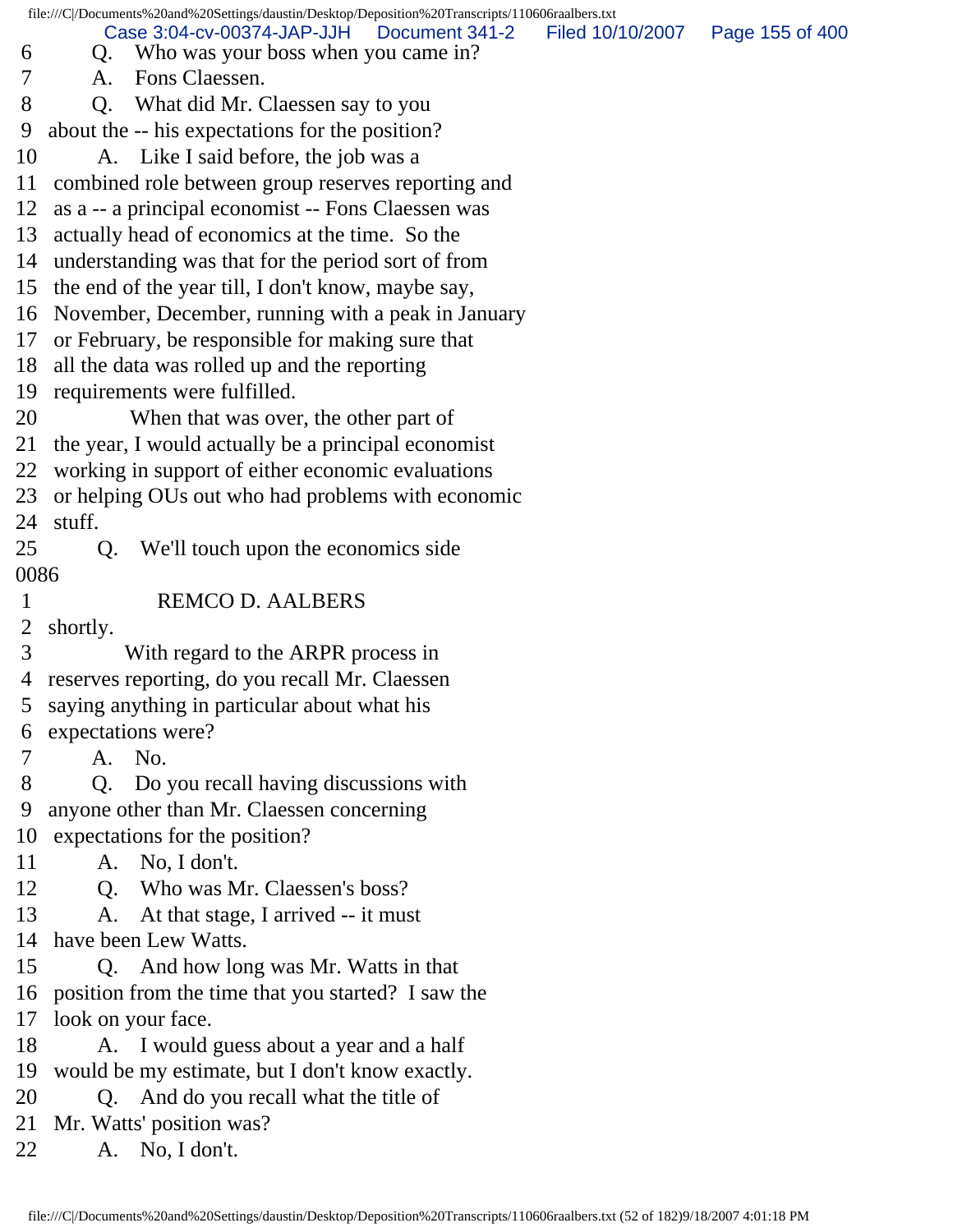6 Q. Who was your boss when you came in?
7 A. Fons Claessen.
8 Q. What did Mr. Claessen say to you
9 about the -- his expectations for the position?
10 A. Like I said before, the job was a
11 combined role between group reserves reporting and
12 as a -- a principal economist -- Fons Claessen was
13 actually head of economics at the time. So the
14 understanding was that for the period sort of from
15 the end of the year till, I don't know, maybe say,
16 November, December, running with a peak in January
17 or February, be responsible for making sure that
18 all the data was rolled up and the reporting
19 requirements were fulfilled.
20 When that was over, the other part of
21 the year, I would actually be a principal economist
22 working in support of either economic evaluations
23 or helping OUs out who had problems with economic
24 stuff.
25 Q. We'll touch upon the economics side

0086

1 REMCO D. AALBERS
2 shortly.
3 With regard to the ARPR process in
4 reserves reporting, do you recall Mr. Claessen
5 saying anything in particular about what his
6 expectations were?
7 A. No.
8 Q. Do you recall having discussions with
9 anyone other than Mr. Claessen concerning
10 expectations for the position?
11 A. No, I don't.
12 Q. Who was Mr. Claessen's boss?
13 A. At that stage, I arrived -- it must
14 have been Lew Watts.
15 Q. And how long was Mr. Watts in that
16 position from the time that you started? I saw the
17 look on your face.
18 A. I would guess about a year and a half
19 would be my estimate, but I don't know exactly.
20 Q. And do you recall what the title of
21 Mr. Watts' position was?
22 A. No, I don't.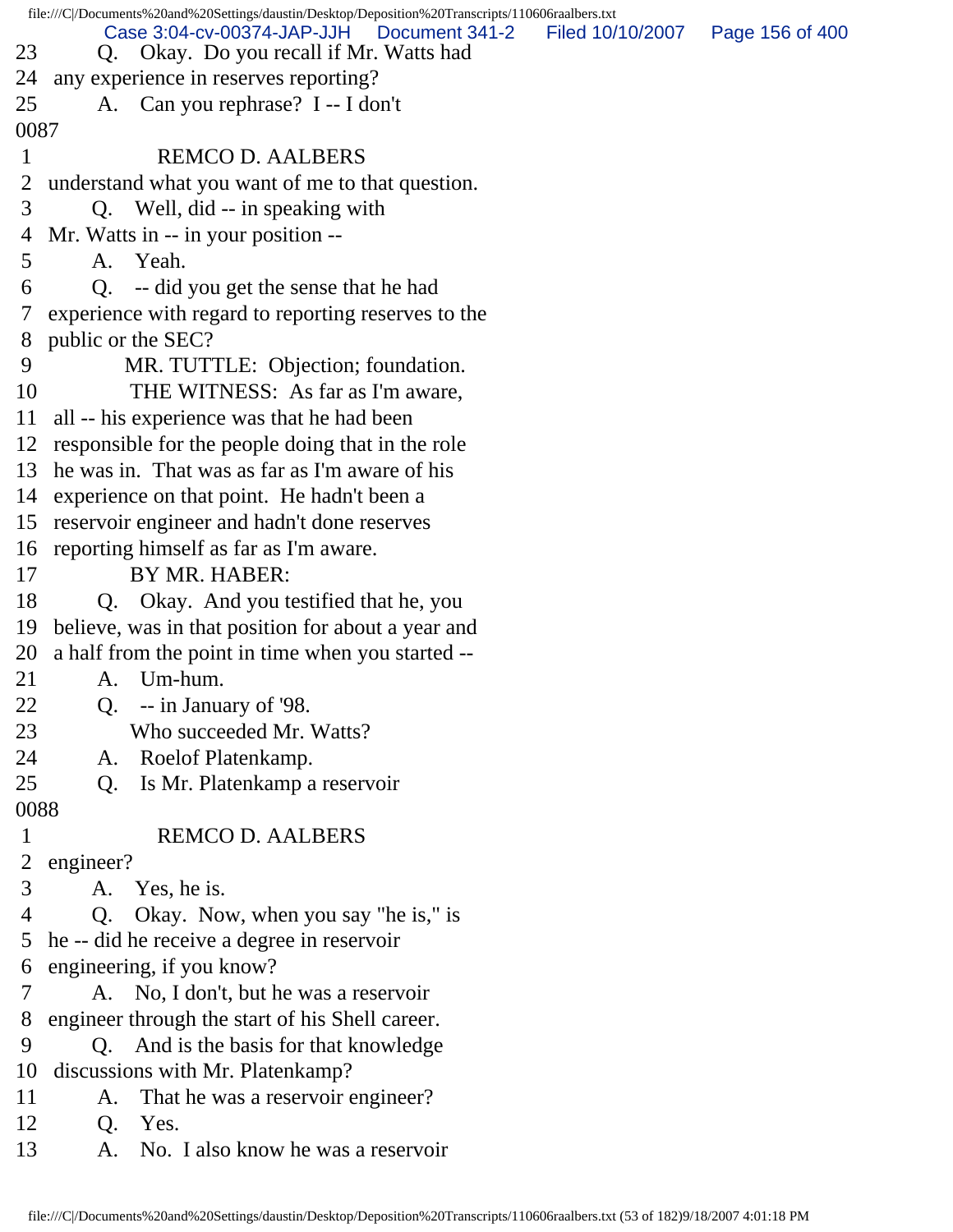23 Q. Okay. Do you recall if Mr. Watts had
24 any experience in reserves reporting?
25 A. Can you rephrase? I -- I don't

0087

1 REMCO D. AALBERS
2 understand what you want of me to that question.
3 Q. Well, did -- in speaking with
4 Mr. Watts in -- in your position --
5 A. Yeah.
6 Q. -- did you get the sense that he had
7 experience with regard to reporting reserves to the
8 public or the SEC?
9 MR. TUTTLE: Objection; foundation.
10 THE WITNESS: As far as I'm aware,
11 all -- his experience was that he had been
12 responsible for the people doing that in the role
13 he was in. That was as far as I'm aware of his
14 experience on that point. He hadn't been a
15 reservoir engineer and hadn't done reserves
16 reporting himself as far as I'm aware.
17 BY MR. HABER:
18 Q. Okay. And you testified that he, you
19 believe, was in that position for about a year and
20 a half from the point in time when you started --
21 A. Um-hum.
22 Q. -- in January of '98.
23 Who succeeded Mr. Watts?
24 A. Roelof Platenkamp.
25 Q. Is Mr. Platenkamp a reservoir

0088

1 REMCO D. AALBERS
2 engineer?
3 A. Yes, he is.
4 Q. Okay. Now, when you say "he is," is
5 he -- did he receive a degree in reservoir
6 engineering, if you know?
7 A. No, I don't, but he was a reservoir
8 engineer through the start of his Shell career.
9 Q. And is the basis for that knowledge
10 discussions with Mr. Platenkamp?
11 A. That he was a reservoir engineer?
12 Q. Yes.
13 A. No. I also know he was a reservoir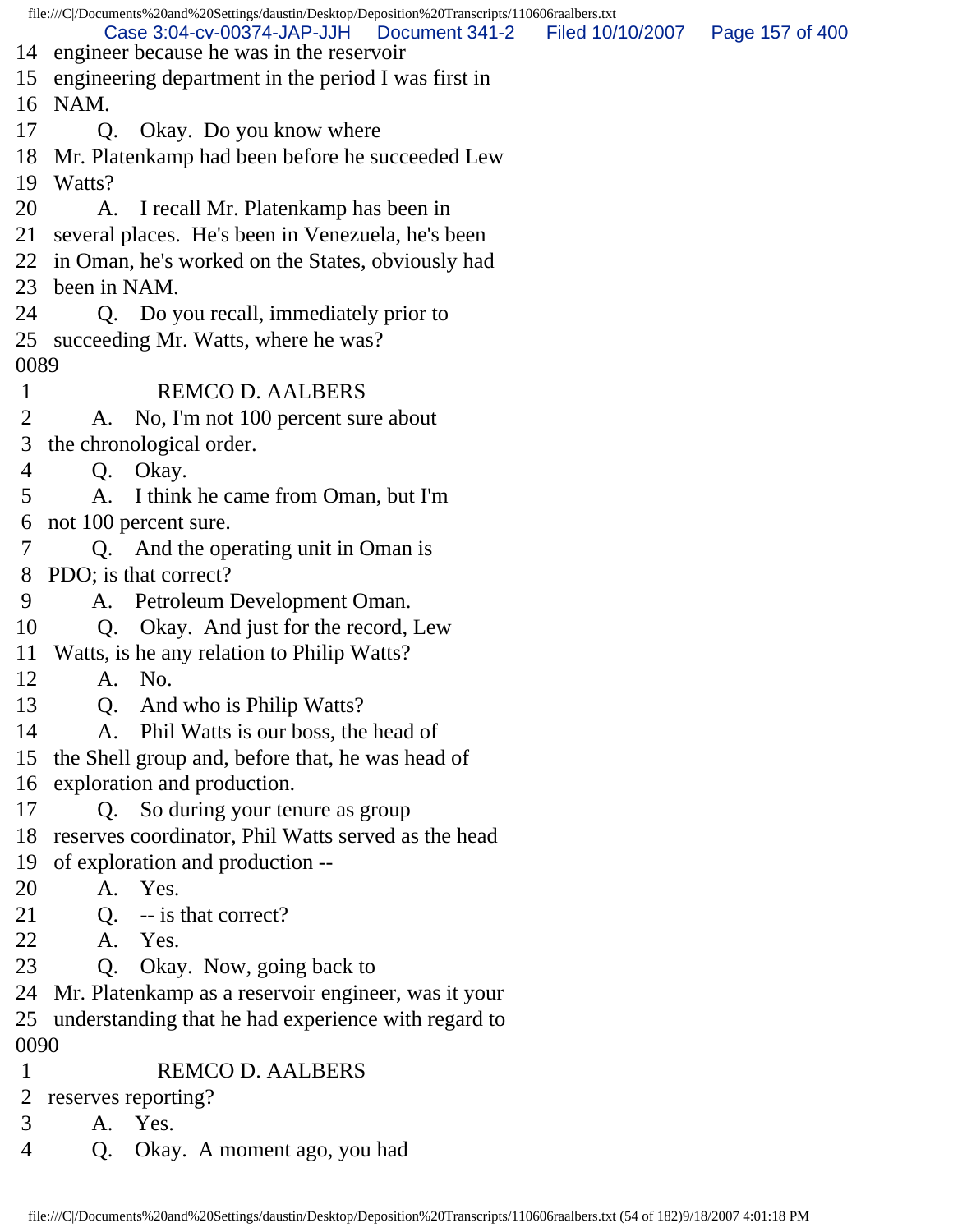14 engineer because he was in the reservoir
15 engineering department in the period I was first in
16 NAM.
17 Q. Okay. Do you know where
18 Mr. Platenkamp had been before he succeeded Lew
19 Watts?
20 A. I recall Mr. Platenkamp has been in
21 several places. He's been in Venezuela, he's been
22 in Oman, he's worked on the States, obviously had
23 been in NAM.
24 Q. Do you recall, immediately prior to
25 succeeding Mr. Watts, where he was?

0089

1 REMCO D. AALBERS
2 A. No, I'm not 100 percent sure about
3 the chronological order.
4 Q. Okay.
5 A. I think he came from Oman, but I'm
6 not 100 percent sure.
7 Q. And the operating unit in Oman is
8 PDO; is that correct?
9 A. Petroleum Development Oman.
10 Q. Okay. And just for the record, Lew
11 Watts, is he any relation to Philip Watts?
12 A. No.
13 Q. And who is Philip Watts?
14 A. Phil Watts is our boss, the head of
15 the Shell group and, before that, he was head of
16 exploration and production.
17 Q. So during your tenure as group
18 reserves coordinator, Phil Watts served as the head
19 of exploration and production --
20 A. Yes.
21 Q. -- is that correct?
22 A. Yes.
23 Q. Okay. Now, going back to
24 Mr. Platenkamp as a reservoir engineer, was it your
25 understanding that he had experience with regard to

0090

1 REMCO D. AALBERS
2 reserves reporting?
3 A. Yes.
4 Q. Okay. A moment ago, you had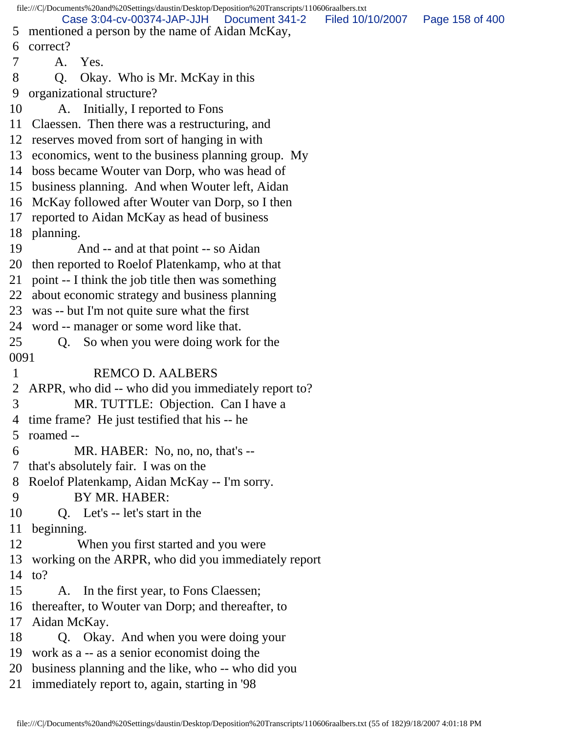5 mentioned a person by the name of Aidan McKay,
6 correct?
7 A. Yes.
8 Q. Okay. Who is Mr. McKay in this
9 organizational structure?
10 A. Initially, I reported to Fons
11 Claessen. Then there was a restructuring, and
12 reserves moved from sort of hanging in with
13 economics, went to the business planning group. My
14 boss became Wouter van Dorp, who was head of
15 business planning. And when Wouter left, Aidan
16 McKay followed after Wouter van Dorp, so I then
17 reported to Aidan McKay as head of business
18 planning.
19 And -- and at that point -- so Aidan
20 then reported to Roelof Platenkamp, who at that
21 point -- I think the job title then was something
22 about economic strategy and business planning
23 was -- but I'm not quite sure what the first
24 word -- manager or some word like that.
25 Q. So when you were doing work for the
0091
1 REMCO D. AALBERS
2 ARPR, who did -- who did you immediately report to?
3 MR. TUTTLE: Objection. Can I have a
4 time frame? He just testified that his -- he
5 roamed --
6 MR. HABER: No, no, no, that's --
7 that's absolutely fair. I was on the
8 Roelof Platenkamp, Aidan McKay -- I'm sorry.
9 BY MR. HABER:
10 Q. Let's -- let's start in the
11 beginning.
12 When you first started and you were
13 working on the ARPR, who did you immediately report
14 to?
15 A. In the first year, to Fons Claessen;
16 thereafter, to Wouter van Dorp; and thereafter, to
17 Aidan McKay.
18 Q. Okay. And when you were doing your
19 work as a -- as a senior economist doing the
20 business planning and the like, who -- who did you
21 immediately report to, again, starting in '98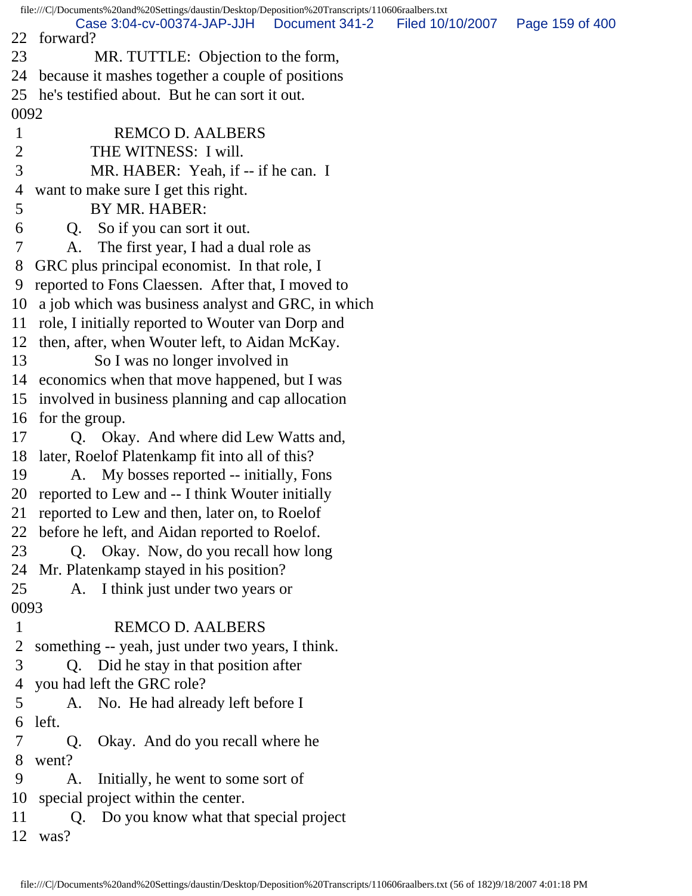22 forward?

23 MR. TUTTLE: Objection to the form,

24 because it mashes together a couple of positions

25 he's testified about. But he can sort it out.

0092

1 REMCO D. AALBERS

2 THE WITNESS: I will.

3 MR. HABER: Yeah, if -- if he can. I

4 want to make sure I get this right.

5 BY MR. HABER:

6 Q. So if you can sort it out.

7 A. The first year, I had a dual role as

8 GRC plus principal economist. In that role, I

9 reported to Fons Claessen. After that, I moved to

10 a job which was business analyst and GRC, in which

11 role, I initially reported to Wouter van Dorp and

12 then, after, when Wouter left, to Aidan McKay.

13 So I was no longer involved in

14 economics when that move happened, but I was

15 involved in business planning and cap allocation

16 for the group.

17 Q. Okay. And where did Lew Watts and,

18 later, Roelof Platenkamp fit into all of this?

19 A. My bosses reported -- initially, Fons

20 reported to Lew and -- I think Wouter initially

21 reported to Lew and then, later on, to Roelof

22 before he left, and Aidan reported to Roelof.

23 Q. Okay. Now, do you recall how long

24 Mr. Platenkamp stayed in his position?

25 A. I think just under two years or

0093

1 REMCO D. AALBERS

2 something -- yeah, just under two years, I think.

3 Q. Did he stay in that position after

4 you had left the GRC role?

5 A. No. He had already left before I

6 left.

7 Q. Okay. And do you recall where he

8 went?

9 A. Initially, he went to some sort of

10 special project within the center.

11 Q. Do you know what that special project

12 was?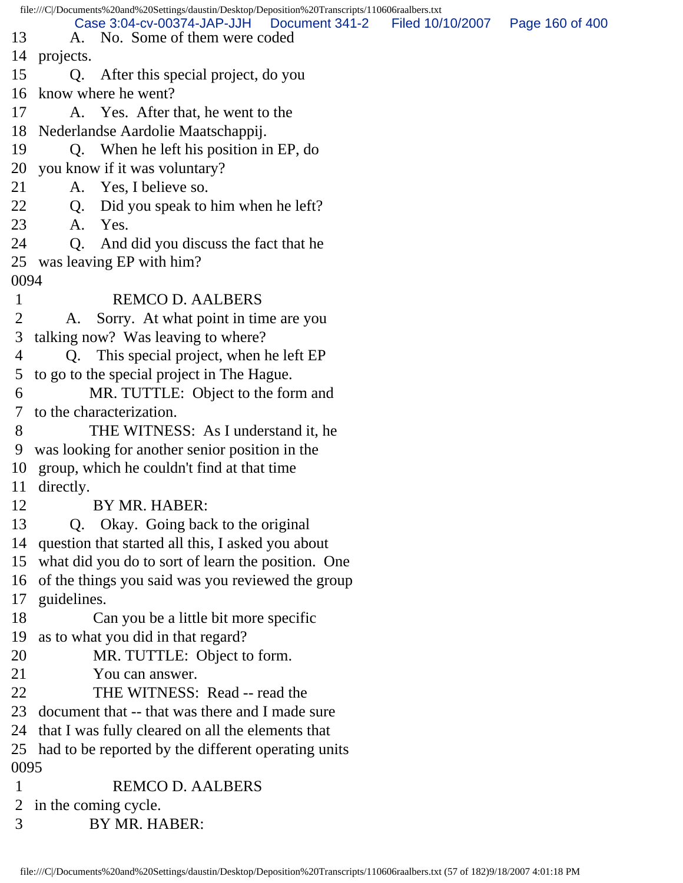13 A. No. Some of them were coded
14 projects.
15 Q. After this special project, do you
16 know where he went?
17 A. Yes. After that, he went to the
18 Nederlandse Aardolie Maatschappij.
19 Q. When he left his position in EP, do
20 you know if it was voluntary?
21 A. Yes, I believe so.
22 Q. Did you speak to him when he left?
23 A. Yes.
24 Q. And did you discuss the fact that he
25 was leaving EP with him?
0094
1 REMCO D. AALBERS
2 A. Sorry. At what point in time are you
3 talking now? Was leaving to where?
4 Q. This special project, when he left EP
5 to go to the special project in The Hague.
6 MR. TUTTLE: Object to the form and
7 to the characterization.
8 THE WITNESS: As I understand it, he
9 was looking for another senior position in the
10 group, which he couldn't find at that time
11 directly.
12 BY MR. HABER:
13 Q. Okay. Going back to the original
14 question that started all this, I asked you about
15 what did you do to sort of learn the position. One
16 of the things you said was you reviewed the group
17 guidelines.
18 Can you be a little bit more specific
19 as to what you did in that regard?
20 MR. TUTTLE: Object to form.
21 You can answer.
22 THE WITNESS: Read -- read the
23 document that -- that was there and I made sure
24 that I was fully cleared on all the elements that
25 had to be reported by the different operating units
0095
1 REMCO D. AALBERS
2 in the coming cycle.
3 BY MR. HABER: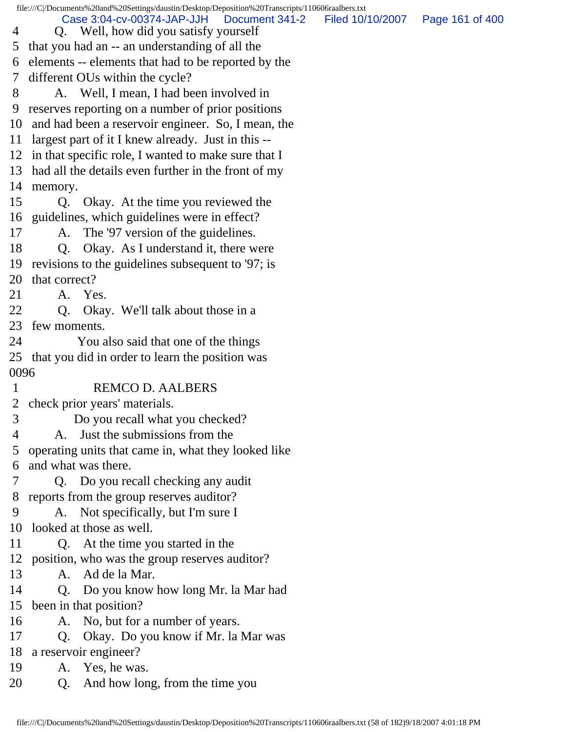4 Q. Well, how did you satisfy yourself
5 that you had an -- an understanding of all the
6 elements -- elements that had to be reported by the
7 different OUs within the cycle?
8 A. Well, I mean, I had been involved in
9 reserves reporting on a number of prior positions
10 and had been a reservoir engineer. So, I mean, the
11 largest part of it I knew already. Just in this --
12 in that specific role, I wanted to make sure that I
13 had all the details even further in the front of my
14 memory.
15 Q. Okay. At the time you reviewed the
16 guidelines, which guidelines were in effect?
17 A. The '97 version of the guidelines.
18 Q. Okay. As I understand it, there were
19 revisions to the guidelines subsequent to '97; is
20 that correct?
21 A. Yes.
22 Q. Okay. We'll talk about those in a
23 few moments.
24 You also said that one of the things
25 that you did in order to learn the position was
0096
1 REMCO D. AALBERS
2 check prior years' materials.
3 Do you recall what you checked?
4 A. Just the submissions from the
5 operating units that came in, what they looked like
6 and what was there.
7 Q. Do you recall checking any audit
8 reports from the group reserves auditor?
9 A. Not specifically, but I'm sure I
10 looked at those as well.
11 Q. At the time you started in the
12 position, who was the group reserves auditor?
13 A. Ad de la Mar.
14 Q. Do you know how long Mr. la Mar had
15 been in that position?
16 A. No, but for a number of years.
17 Q. Okay. Do you know if Mr. la Mar was
18 a reservoir engineer?
19 A. Yes, he was.
20 Q. And how long, from the time you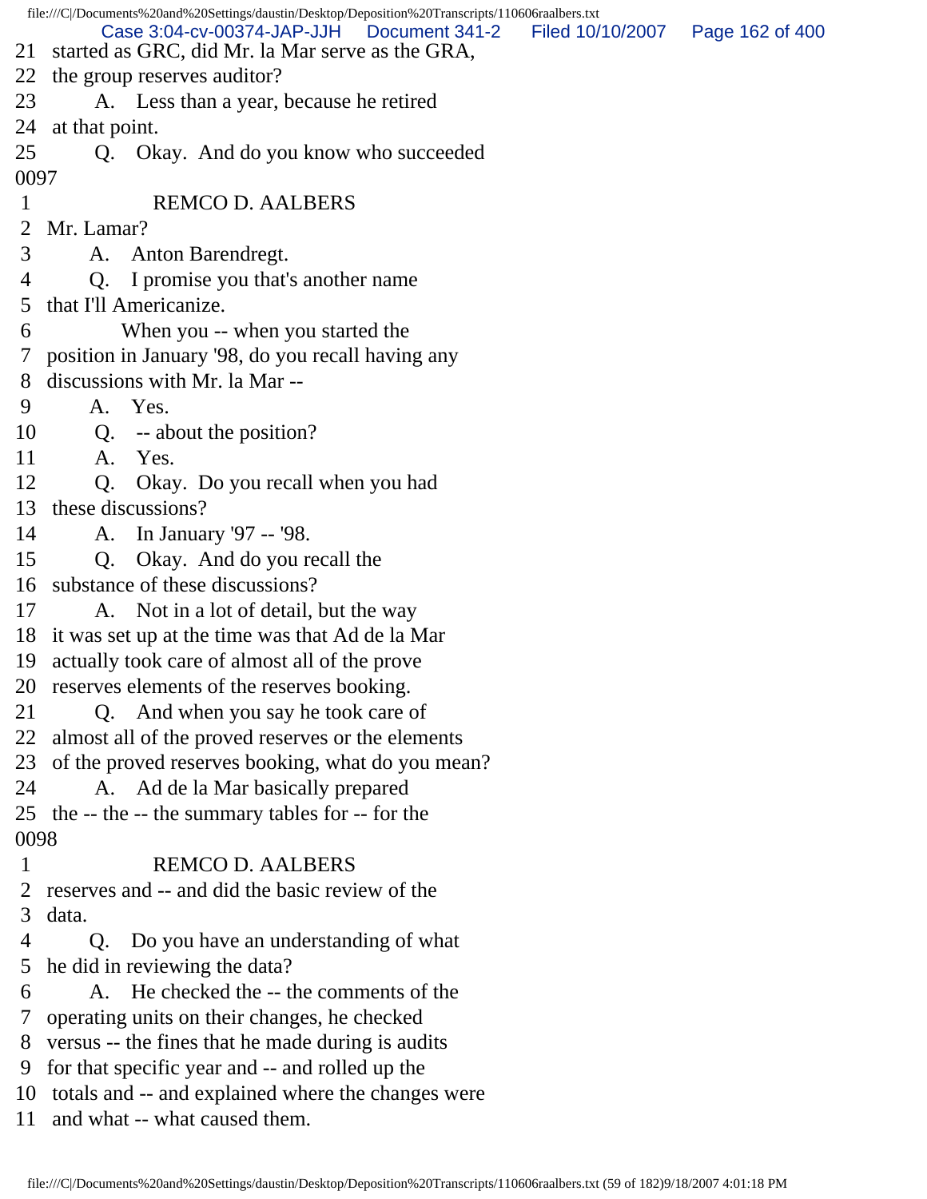21 started as GRC, did Mr. la Mar serve as the GRA,
22 the group reserves auditor?
23 A. Less than a year, because he retired
24 at that point.
25 Q. Okay. And do you know who succeeded
0097
1 REMCO D. AALBERS
2 Mr. Lamar?
3 A. Anton Barendregt.
4 Q. I promise you that's another name
5 that I'll Americanize.
6 When you -- when you started the
7 position in January '98, do you recall having any
8 discussions with Mr. la Mar --
9 A. Yes.
10 Q. -- about the position?
11 A. Yes.
12 Q. Okay. Do you recall when you had
13 these discussions?
14 A. In January '97 -- '98.
15 Q. Okay. And do you recall the
16 substance of these discussions?
17 A. Not in a lot of detail, but the way
18 it was set up at the time was that Ad de la Mar
19 actually took care of almost all of the prove
20 reserves elements of the reserves booking.
21 Q. And when you say he took care of
22 almost all of the proved reserves or the elements
23 of the proved reserves booking, what do you mean?
24 A. Ad de la Mar basically prepared
25 the -- the -- the summary tables for -- for the
0098
1 REMCO D. AALBERS
2 reserves and -- and did the basic review of the
3 data.
4 Q. Do you have an understanding of what
5 he did in reviewing the data?
6 A. He checked the -- the comments of the
7 operating units on their changes, he checked
8 versus -- the fines that he made during is audits
9 for that specific year and -- and rolled up the
10 totals and -- and explained where the changes were
11 and what -- what caused them.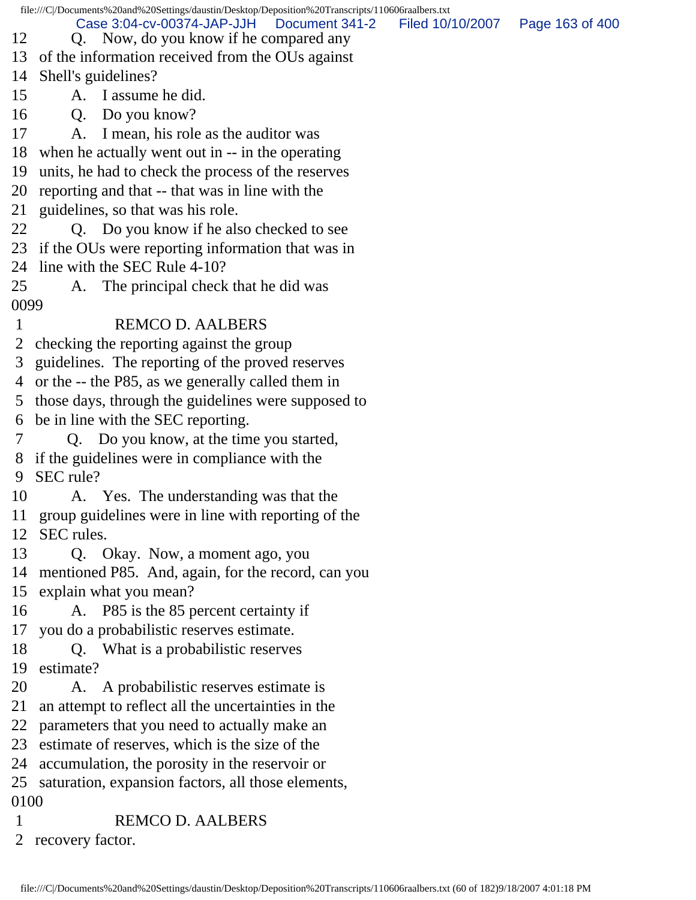12 Q. Now, do you know if he compared any
13 of the information received from the OUs against
14 Shell's guidelines?
15 A. I assume he did.
16 Q. Do you know?
17 A. I mean, his role as the auditor was
18 when he actually went out in -- in the operating
19 units, he had to check the process of the reserves
20 reporting and that -- that was in line with the
21 guidelines, so that was his role.
22 Q. Do you know if he also checked to see
23 if the OUs were reporting information that was in
24 line with the SEC Rule 4-10?
25 A. The principal check that he did was
0099
1 REMCO D. AALBERS
2 checking the reporting against the group
3 guidelines. The reporting of the proved reserves
4 or the -- the P85, as we generally called them in
5 those days, through the guidelines were supposed to
6 be in line with the SEC reporting.
7 Q. Do you know, at the time you started,
8 if the guidelines were in compliance with the
9 SEC rule?
10 A. Yes. The understanding was that the
11 group guidelines were in line with reporting of the
12 SEC rules.
13 Q. Okay. Now, a moment ago, you
14 mentioned P85. And, again, for the record, can you
15 explain what you mean?
16 A. P85 is the 85 percent certainty if
17 you do a probabilistic reserves estimate.
18 Q. What is a probabilistic reserves
19 estimate?
20 A. A probabilistic reserves estimate is
21 an attempt to reflect all the uncertainties in the
22 parameters that you need to actually make an
23 estimate of reserves, which is the size of the
24 accumulation, the porosity in the reservoir or
25 saturation, expansion factors, all those elements,
0100
1 REMCO D. AALBERS
2 recovery factor.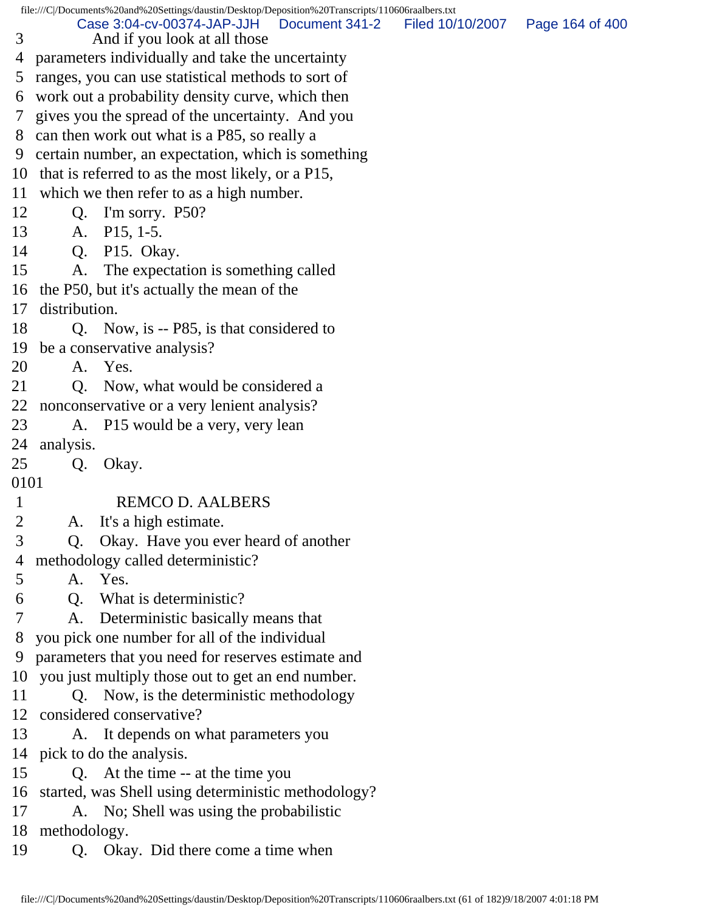3 And if you look at all those
4 parameters individually and take the uncertainty
5 ranges, you can use statistical methods to sort of
6 work out a probability density curve, which then
7 gives you the spread of the uncertainty. And you
8 can then work out what is a P85, so really a
9 certain number, an expectation, which is something
10 that is referred to as the most likely, or a P15,
11 which we then refer to as a high number.
12 Q. I'm sorry. P50?
13 A. P15, 1-5.
14 Q. P15. Okay.
15 A. The expectation is something called
16 the P50, but it's actually the mean of the
17 distribution.
18 Q. Now, is -- P85, is that considered to
19 be a conservative analysis?
20 A. Yes.
21 Q. Now, what would be considered a
22 nonconservative or a very lenient analysis?
23 A. P15 would be a very, very lean
24 analysis.
25 Q. Okay.

0101

1 REMCO D. AALBERS
2 A. It's a high estimate.
3 Q. Okay. Have you ever heard of another
4 methodology called deterministic?
5 A. Yes.
6 Q. What is deterministic?
7 A. Deterministic basically means that
8 you pick one number for all of the individual
9 parameters that you need for reserves estimate and
10 you just multiply those out to get an end number.
11 Q. Now, is the deterministic methodology
12 considered conservative?
13 A. It depends on what parameters you
14 pick to do the analysis.
15 Q. At the time -- at the time you
16 started, was Shell using deterministic methodology?
17 A. No; Shell was using the probabilistic
18 methodology.
19 Q. Okay. Did there come a time when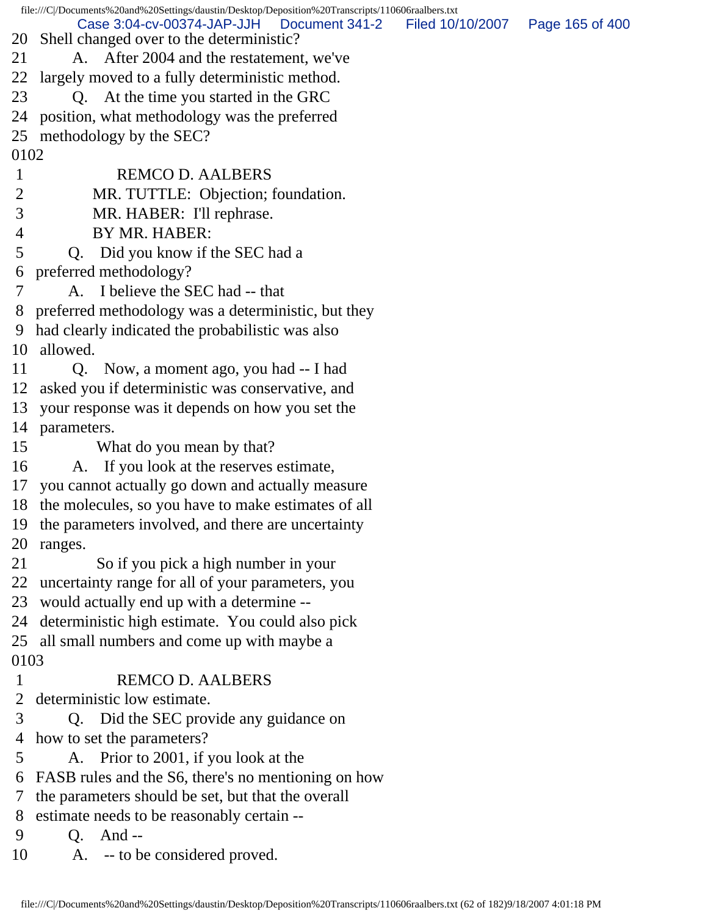20 Shell changed over to the deterministic?
21 A. After 2004 and the restatement, we've
22 largely moved to a fully deterministic method.
23 Q. At the time you started in the GRC
24 position, what methodology was the preferred
25 methodology by the SEC?
0102
1 REMCO D. AALBERS
2 MR. TUTTLE: Objection; foundation.
3 MR. HABER: I'll rephrase.
4 BY MR. HABER:
5 Q. Did you know if the SEC had a
6 preferred methodology?
7 A. I believe the SEC had -- that
8 preferred methodology was a deterministic, but they
9 had clearly indicated the probabilistic was also
10 allowed.
11 Q. Now, a moment ago, you had -- I had
12 asked you if deterministic was conservative, and
13 your response was it depends on how you set the
14 parameters.
15 What do you mean by that?
16 A. If you look at the reserves estimate,
17 you cannot actually go down and actually measure
18 the molecules, so you have to make estimates of all
19 the parameters involved, and there are uncertainty
20 ranges.
21 So if you pick a high number in your
22 uncertainty range for all of your parameters, you
23 would actually end up with a determine --
24 deterministic high estimate. You could also pick
25 all small numbers and come up with maybe a
0103
1 REMCO D. AALBERS
2 deterministic low estimate.
3 Q. Did the SEC provide any guidance on
4 how to set the parameters?
5 A. Prior to 2001, if you look at the
6 FASB rules and the S6, there's no mentioning on how
7 the parameters should be set, but that the overall
8 estimate needs to be reasonably certain --
9 Q. And --
10 A. -- to be considered proved.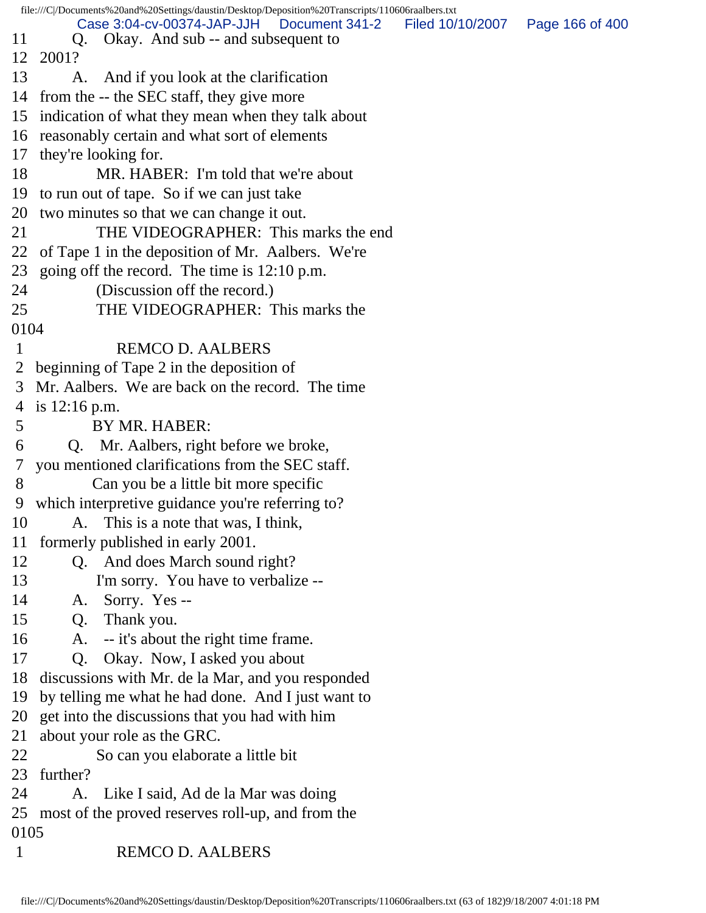11 Q. Okay. And sub -- and subsequent to
12 2001?
13 A. And if you look at the clarification
14 from the -- the SEC staff, they give more
15 indication of what they mean when they talk about
16 reasonably certain and what sort of elements
17 they're looking for.
18 MR. HABER: I'm told that we're about
19 to run out of tape. So if we can just take
20 two minutes so that we can change it out.
21 THE VIDEOGRAPHER: This marks the end
22 of Tape 1 in the deposition of Mr. Aalbers. We're
23 going off the record. The time is 12:10 p.m.
24 (Discussion off the record.)
25 THE VIDEOGRAPHER: This marks the
0104
1 REMCO D. AALBERS
2 beginning of Tape 2 in the deposition of
3 Mr. Aalbers. We are back on the record. The time
4 is 12:16 p.m.
5 BY MR. HABER:
6 Q. Mr. Aalbers, right before we broke,
7 you mentioned clarifications from the SEC staff.
8 Can you be a little bit more specific
9 which interpretive guidance you're referring to?
10 A. This is a note that was, I think,
11 formerly published in early 2001.
12 Q. And does March sound right?
13 I'm sorry. You have to verbalize --
14 A. Sorry. Yes --
15 Q. Thank you.
16 A. -- it's about the right time frame.
17 Q. Okay. Now, I asked you about
18 discussions with Mr. de la Mar, and you responded
19 by telling me what he had done. And I just want to
20 get into the discussions that you had with him
21 about your role as the GRC.
22 So can you elaborate a little bit
23 further?
24 A. Like I said, Ad de la Mar was doing
25 most of the proved reserves roll-up, and from the
0105
1 REMCO D. AALBERS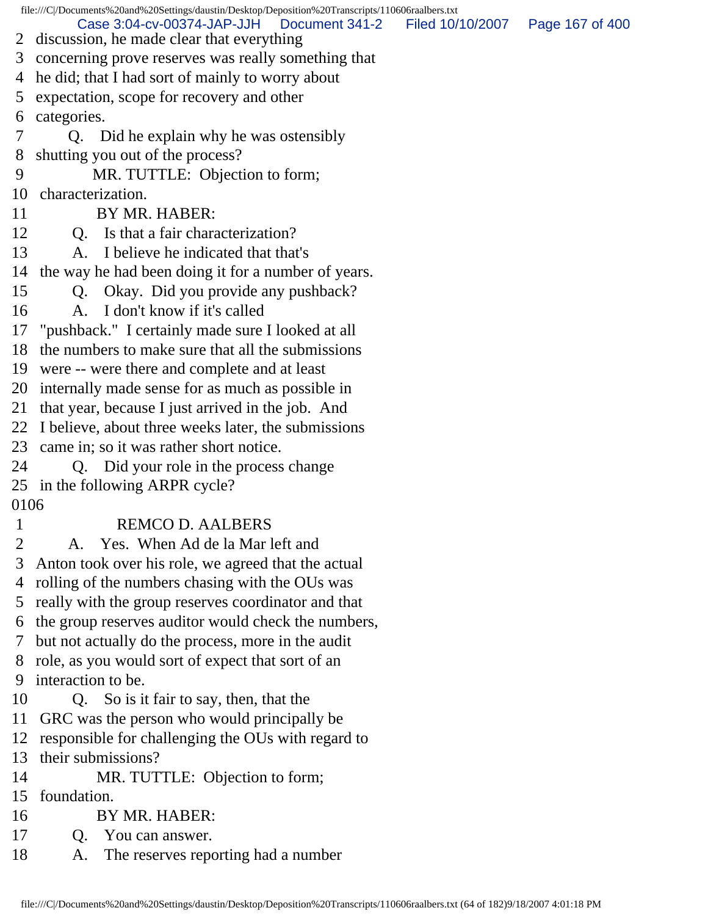2 discussion, he made clear that everything
3 concerning prove reserves was really something that
4 he did; that I had sort of mainly to worry about
5 expectation, scope for recovery and other
6 categories.
7 Q. Did he explain why he was ostensibly
8 shutting you out of the process?
9 MR. TUTTLE: Objection to form;
10 characterization.
11 BY MR. HABER:
12 Q. Is that a fair characterization?
13 A. I believe he indicated that that's
14 the way he had been doing it for a number of years.
15 Q. Okay. Did you provide any pushback?
16 A. I don't know if it's called
17 "pushback." I certainly made sure I looked at all
18 the numbers to make sure that all the submissions
19 were -- were there and complete and at least
20 internally made sense for as much as possible in
21 that year, because I just arrived in the job. And
22 I believe, about three weeks later, the submissions
23 came in; so it was rather short notice.
24 Q. Did your role in the process change
25 in the following ARPR cycle?

0106

1 REMCO D. AALBERS
2 A. Yes. When Ad de la Mar left and
3 Anton took over his role, we agreed that the actual
4 rolling of the numbers chasing with the OUs was
5 really with the group reserves coordinator and that
6 the group reserves auditor would check the numbers,
7 but not actually do the process, more in the audit
8 role, as you would sort of expect that sort of an
9 interaction to be.
10 Q. So is it fair to say, then, that the
11 GRC was the person who would principally be
12 responsible for challenging the OUs with regard to
13 their submissions?
14 MR. TUTTLE: Objection to form;
15 foundation.
16 BY MR. HABER:
17 Q. You can answer.
18 A. The reserves reporting had a number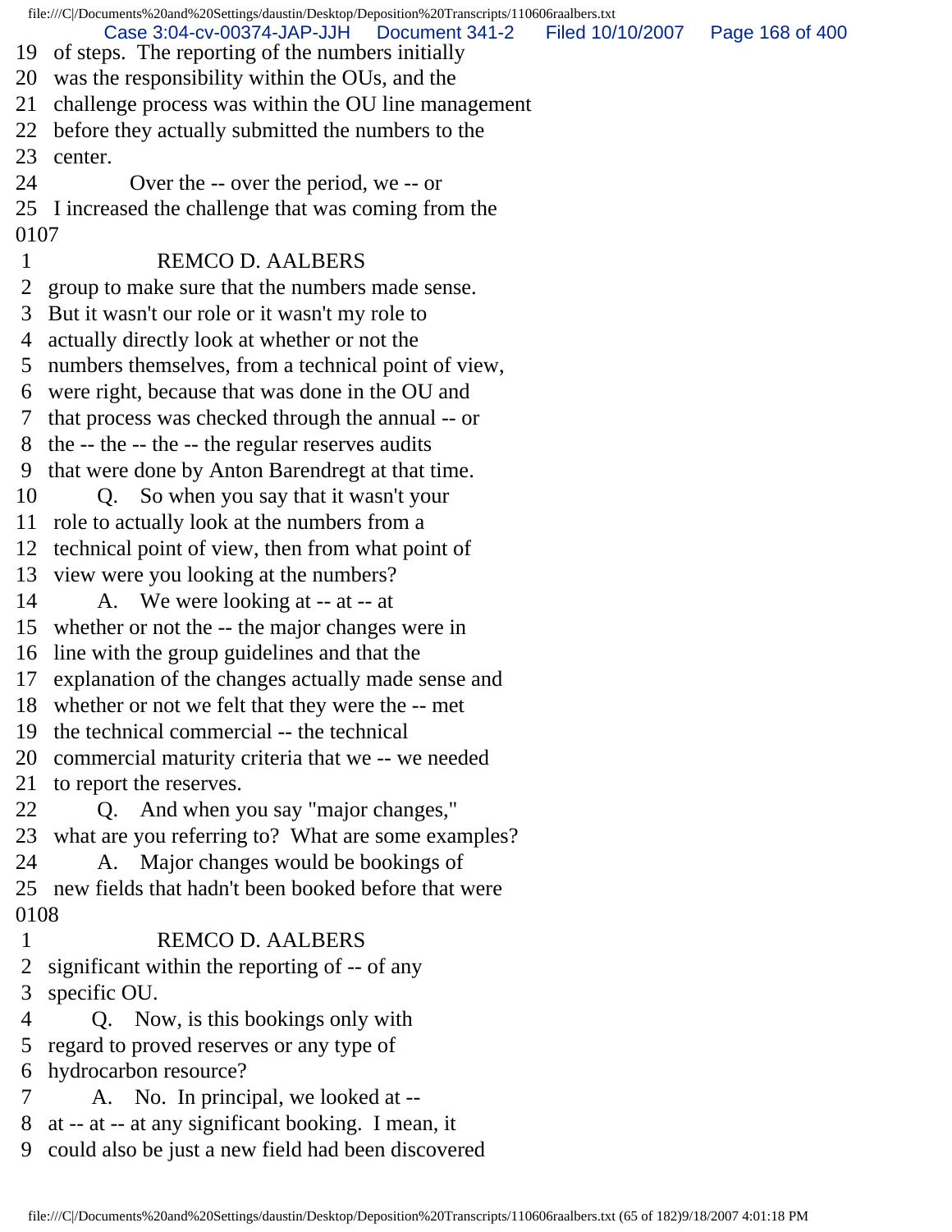19 of steps. The reporting of the numbers initially
20 was the responsibility within the OUs, and the
21 challenge process was within the OU line management
22 before they actually submitted the numbers to the
23 center.
24 Over the -- over the period, we -- or
25 I increased the challenge that was coming from the
0107
1 REMCO D. AALBERS
2 group to make sure that the numbers made sense.
3 But it wasn't our role or it wasn't my role to
4 actually directly look at whether or not the
5 numbers themselves, from a technical point of view,
6 were right, because that was done in the OU and
7 that process was checked through the annual -- or
8 the -- the -- the -- the regular reserves audits
9 that were done by Anton Barendregt at that time.
10 Q. So when you say that it wasn't your
11 role to actually look at the numbers from a
12 technical point of view, then from what point of
13 view were you looking at the numbers?
14 A. We were looking at -- at -- at
15 whether or not the -- the major changes were in
16 line with the group guidelines and that the
17 explanation of the changes actually made sense and
18 whether or not we felt that they were the -- met
19 the technical commercial -- the technical
20 commercial maturity criteria that we -- we needed
21 to report the reserves.
22 Q. And when you say "major changes,"
23 what are you referring to? What are some examples?
24 A. Major changes would be bookings of
25 new fields that hadn't been booked before that were
0108
1 REMCO D. AALBERS
2 significant within the reporting of -- of any
3 specific OU.
4 Q. Now, is this bookings only with
5 regard to proved reserves or any type of
6 hydrocarbon resource?
7 A. No. In principal, we looked at --
8 at -- at -- at any significant booking. I mean, it
9 could also be just a new field had been discovered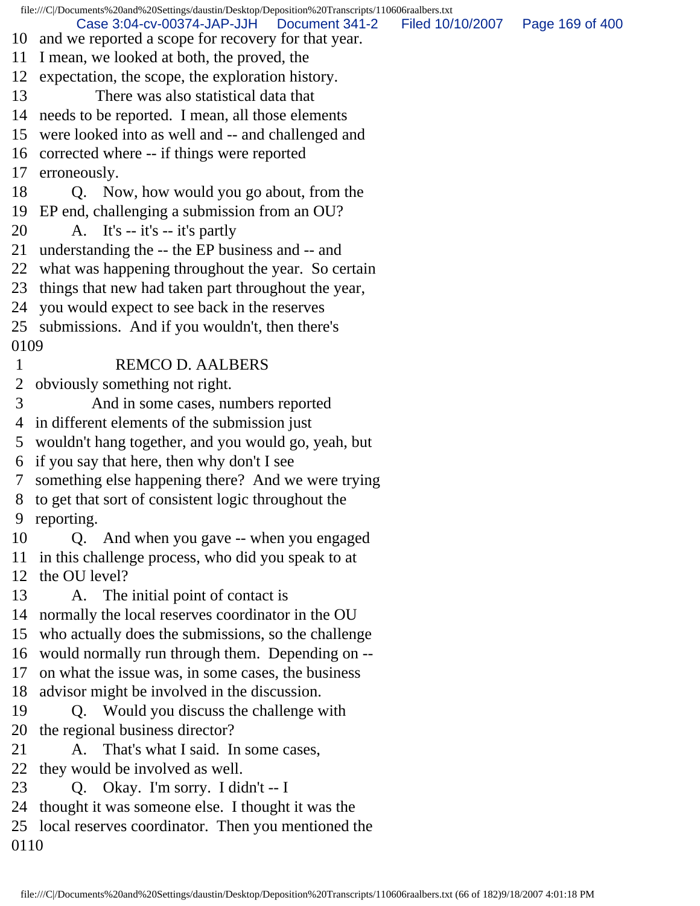10 and we reported a scope for recovery for that year.
11 I mean, we looked at both, the proved, the
12 expectation, the scope, the exploration history.
13 There was also statistical data that
14 needs to be reported. I mean, all those elements
15 were looked into as well and -- and challenged and
16 corrected where -- if things were reported
17 erroneously.
18 Q. Now, how would you go about, from the
19 EP end, challenging a submission from an OU?
20 A. It's -- it's -- it's partly
21 understanding the -- the EP business and -- and
22 what was happening throughout the year. So certain
23 things that new had taken part throughout the year,
24 you would expect to see back in the reserves
25 submissions. And if you wouldn't, then there's
0109
1 REMCO D. AALBERS
2 obviously something not right.
3 And in some cases, numbers reported
4 in different elements of the submission just
5 wouldn't hang together, and you would go, yeah, but
6 if you say that here, then why don't I see
7 something else happening there? And we were trying
8 to get that sort of consistent logic throughout the
9 reporting.
10 Q. And when you gave -- when you engaged
11 in this challenge process, who did you speak to at
12 the OU level?
13 A. The initial point of contact is
14 normally the local reserves coordinator in the OU
15 who actually does the submissions, so the challenge
16 would normally run through them. Depending on --
17 on what the issue was, in some cases, the business
18 advisor might be involved in the discussion.
19 Q. Would you discuss the challenge with
20 the regional business director?
21 A. That's what I said. In some cases,
22 they would be involved as well.
23 Q. Okay. I'm sorry. I didn't -- I
24 thought it was someone else. I thought it was the
25 local reserves coordinator. Then you mentioned the
0110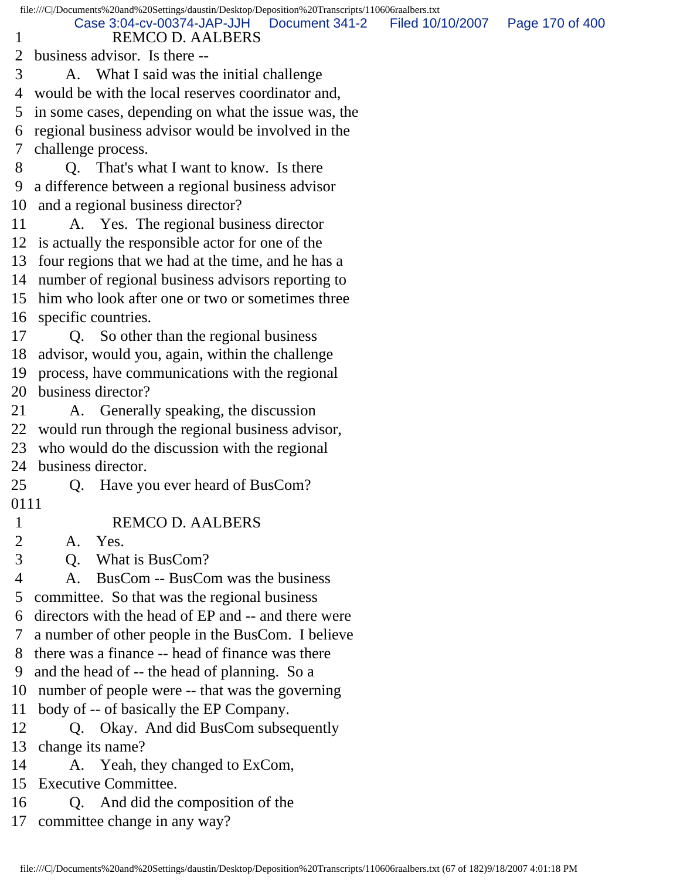1 REMCO D. AALBERS
2 business advisor. Is there --
3 A. What I said was the initial challenge
4 would be with the local reserves coordinator and,
5 in some cases, depending on what the issue was, the
6 regional business advisor would be involved in the
7 challenge process.
8 Q. That's what I want to know. Is there
9 a difference between a regional business advisor
10 and a regional business director?
11 A. Yes. The regional business director
12 is actually the responsible actor for one of the
13 four regions that we had at the time, and he has a
14 number of regional business advisors reporting to
15 him who look after one or two or sometimes three
16 specific countries.
17 Q. So other than the regional business
18 advisor, would you, again, within the challenge
19 process, have communications with the regional
20 business director?
21 A. Generally speaking, the discussion
22 would run through the regional business advisor,
23 who would do the discussion with the regional
24 business director.
25 Q. Have you ever heard of BusCom?

0111

1 REMCO D. AALBERS
2 A. Yes.
3 Q. What is BusCom?
4 A. BusCom -- BusCom was the business
5 committee. So that was the regional business
6 directors with the head of EP and -- and there were
7 a number of other people in the BusCom. I believe
8 there was a finance -- head of finance was there
9 and the head of -- the head of planning. So a
10 number of people were -- that was the governing
11 body of -- of basically the EP Company.
12 Q. Okay. And did BusCom subsequently
13 change its name?
14 A. Yeah, they changed to ExCom,
15 Executive Committee.
16 Q. And did the composition of the
17 committee change in any way?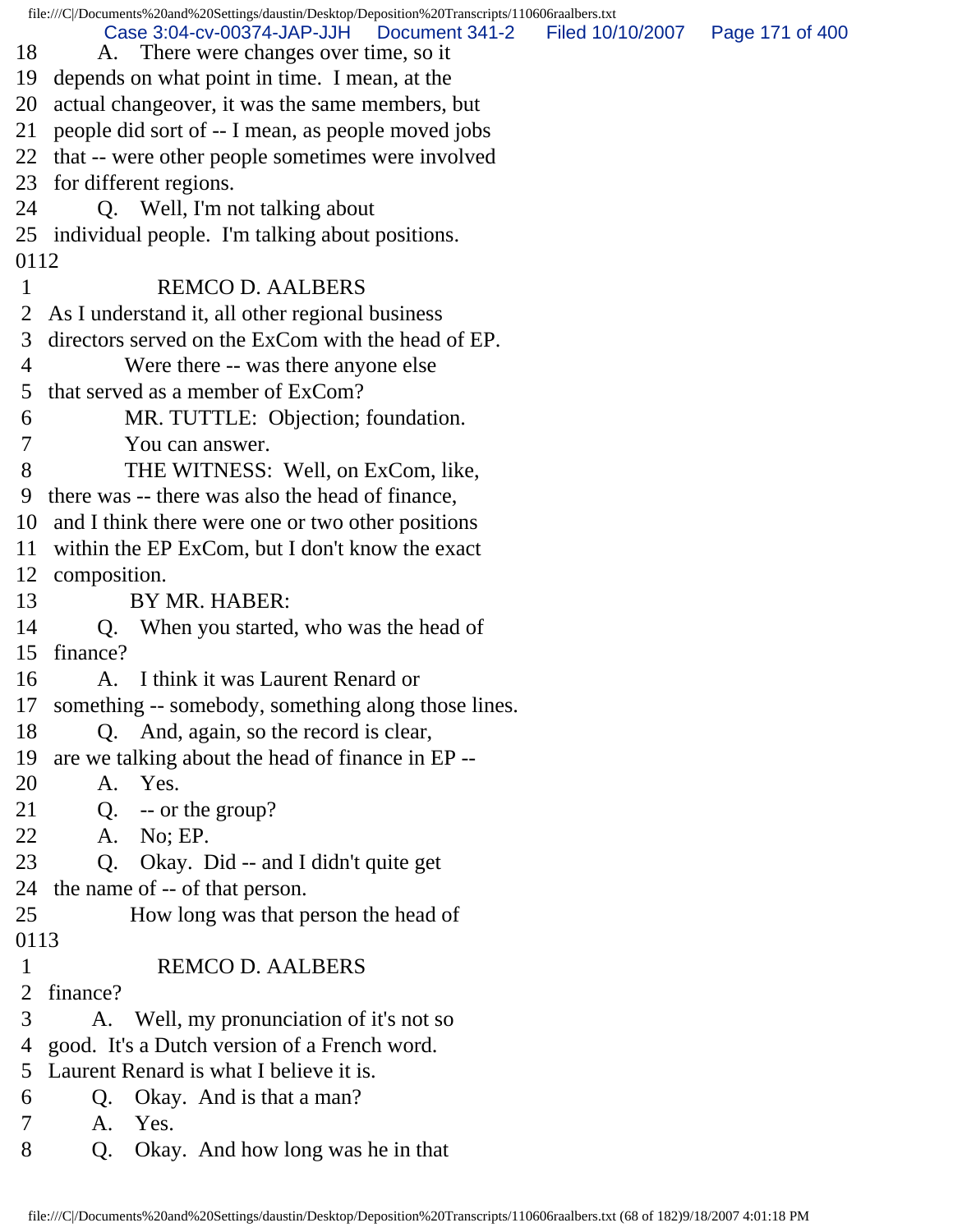18 A. There were changes over time, so it
19 depends on what point in time. I mean, at the
20 actual changeover, it was the same members, but
21 people did sort of -- I mean, as people moved jobs
22 that -- were other people sometimes were involved
23 for different regions.
24 Q. Well, I'm not talking about
25 individual people. I'm talking about positions.
0112
1 REMCO D. AALBERS
2 As I understand it, all other regional business
3 directors served on the ExCom with the head of EP.
4 Were there -- was there anyone else
5 that served as a member of ExCom?
6 MR. TUTTLE: Objection; foundation.
7 You can answer.
8 THE WITNESS: Well, on ExCom, like,
9 there was -- there was also the head of finance,
10 and I think there were one or two other positions
11 within the EP ExCom, but I don't know the exact
12 composition.
13 BY MR. HABER:
14 Q. When you started, who was the head of
15 finance?
16 A. I think it was Laurent Renard or
17 something -- somebody, something along those lines.
18 Q. And, again, so the record is clear,
19 are we talking about the head of finance in EP --
20 A. Yes.
21 Q. -- or the group?
22 A. No; EP.
23 Q. Okay. Did -- and I didn't quite get
24 the name of -- of that person.
25 How long was that person the head of
0113
1 REMCO D. AALBERS
2 finance?
3 A. Well, my pronunciation of it's not so
4 good. It's a Dutch version of a French word.
5 Laurent Renard is what I believe it is.
6 Q. Okay. And is that a man?
7 A. Yes.
8 Q. Okay. And how long was he in that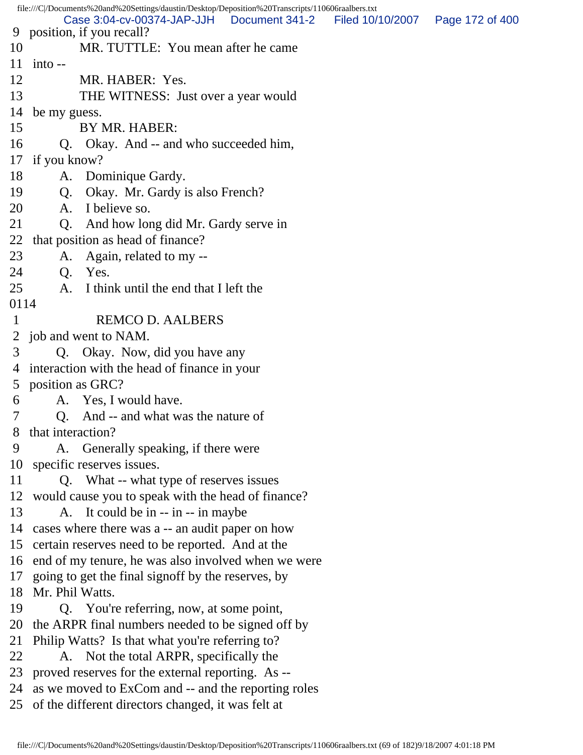9 position, if you recall?
10 MR. TUTTLE: You mean after he came
11 into --
12 MR. HABER: Yes.
13 THE WITNESS: Just over a year would
14 be my guess.
15 BY MR. HABER:
16 Q. Okay. And -- and who succeeded him,
17 if you know?
18 A. Dominique Gardy.
19 Q. Okay. Mr. Gardy is also French?
20 A. I believe so.
21 Q. And how long did Mr. Gardy serve in
22 that position as head of finance?
23 A. Again, related to my --
24 Q. Yes.
25 A. I think until the end that I left the

0114

1 REMCO D. AALBERS
2 job and went to NAM.
3 Q. Okay. Now, did you have any
4 interaction with the head of finance in your
5 position as GRC?
6 A. Yes, I would have.
7 Q. And -- and what was the nature of
8 that interaction?
9 A. Generally speaking, if there were
10 specific reserves issues.
11 Q. What -- what type of reserves issues
12 would cause you to speak with the head of finance?
13 A. It could be in -- in -- in maybe
14 cases where there was a -- an audit paper on how
15 certain reserves need to be reported. And at the
16 end of my tenure, he was also involved when we were
17 going to get the final signoff by the reserves, by
18 Mr. Phil Watts.
19 Q. You're referring, now, at some point,
20 the ARPR final numbers needed to be signed off by
21 Philip Watts? Is that what you're referring to?
22 A. Not the total ARPR, specifically the
23 proved reserves for the external reporting. As --
24 as we moved to ExCom and -- and the reporting roles
25 of the different directors changed, it was felt at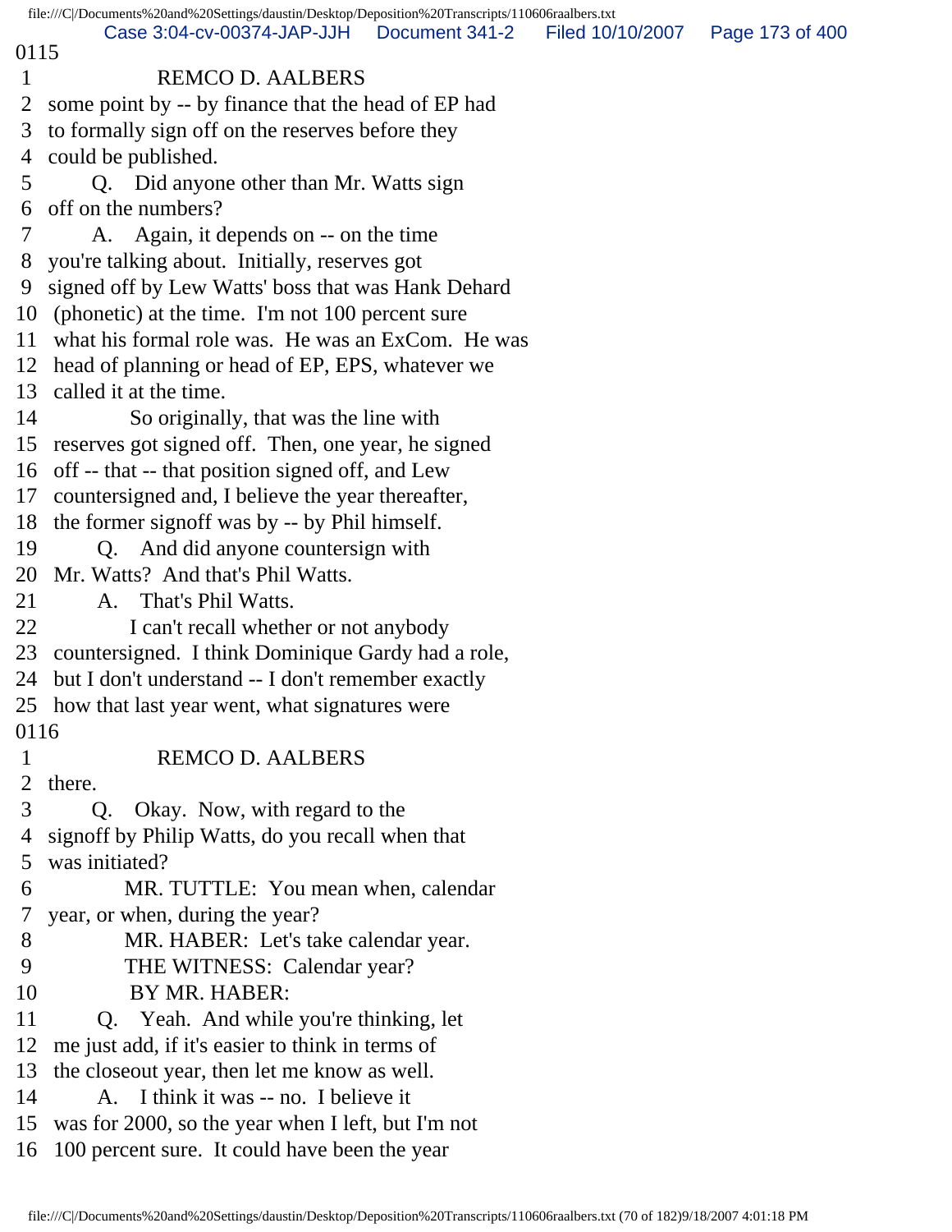0115

1 REMCO D. AALBERS
2 some point by -- by finance that the head of EP had
3 to formally sign off on the reserves before they
4 could be published.
5 Q. Did anyone other than Mr. Watts sign
6 off on the numbers?
7 A. Again, it depends on -- on the time
8 you're talking about. Initially, reserves got
9 signed off by Lew Watts' boss that was Hank Dehard
10 (phonetic) at the time. I'm not 100 percent sure
11 what his formal role was. He was an ExCom. He was
12 head of planning or head of EP, EPS, whatever we
13 called it at the time.
14 So originally, that was the line with
15 reserves got signed off. Then, one year, he signed
16 off -- that -- that position signed off, and Lew
17 countersigned and, I believe the year thereafter,
18 the former signoff was by -- by Phil himself.
19 Q. And did anyone countersign with
20 Mr. Watts? And that's Phil Watts.
21 A. That's Phil Watts.
22 I can't recall whether or not anybody
23 countersigned. I think Dominique Gardy had a role,
24 but I don't understand -- I don't remember exactly
25 how that last year went, what signatures were

0116

1 REMCO D. AALBERS
2 there.
3 Q. Okay. Now, with regard to the
4 signoff by Philip Watts, do you recall when that
5 was initiated?
6 MR. TUTTLE: You mean when, calendar
7 year, or when, during the year?
8 MR. HABER: Let's take calendar year.
9 THE WITNESS: Calendar year?
10 BY MR. HABER:
11 Q. Yeah. And while you're thinking, let
12 me just add, if it's easier to think in terms of
13 the closeout year, then let me know as well.
14 A. I think it was -- no. I believe it
15 was for 2000, so the year when I left, but I'm not
16 100 percent sure. It could have been the year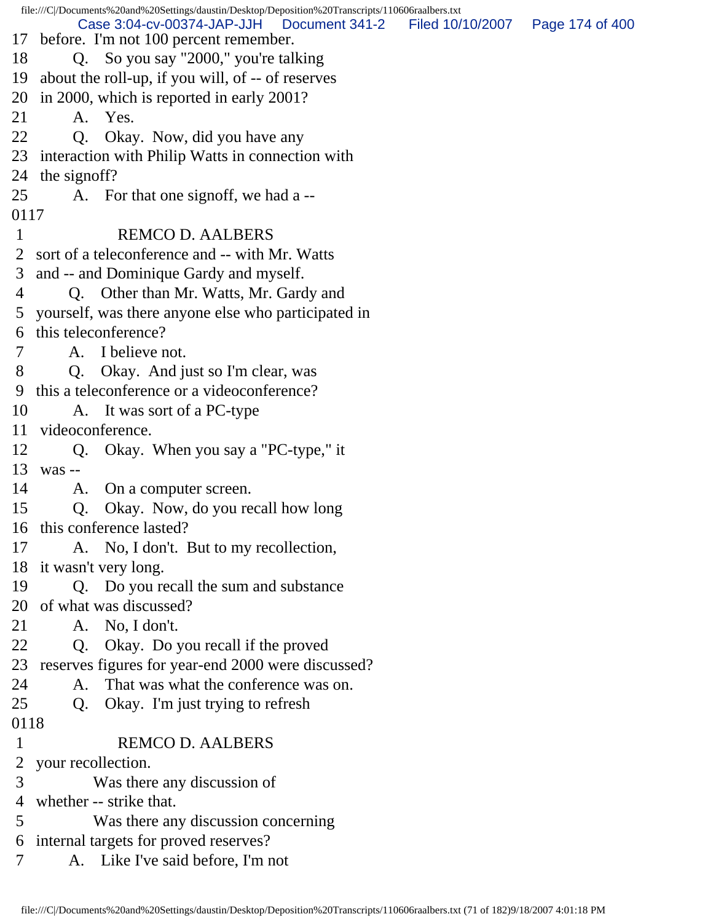17 before. I'm not 100 percent remember.
18 Q. So you say "2000," you're talking
19 about the roll-up, if you will, of -- of reserves
20 in 2000, which is reported in early 2001?
21 A. Yes.
22 Q. Okay. Now, did you have any
23 interaction with Philip Watts in connection with
24 the signoff?
25 A. For that one signoff, we had a --
0117
1 REMCO D. AALBERS
2 sort of a teleconference and -- with Mr. Watts
3 and -- and Dominique Gardy and myself.
4 Q. Other than Mr. Watts, Mr. Gardy and
5 yourself, was there anyone else who participated in
6 this teleconference?
7 A. I believe not.
8 Q. Okay. And just so I'm clear, was
9 this a teleconference or a videoconference?
10 A. It was sort of a PC-type
11 videoconference.
12 Q. Okay. When you say a "PC-type," it
13 was --
14 A. On a computer screen.
15 Q. Okay. Now, do you recall how long
16 this conference lasted?
17 A. No, I don't. But to my recollection,
18 it wasn't very long.
19 Q. Do you recall the sum and substance
20 of what was discussed?
21 A. No, I don't.
22 Q. Okay. Do you recall if the proved
23 reserves figures for year-end 2000 were discussed?
24 A. That was what the conference was on.
25 Q. Okay. I'm just trying to refresh
0118
1 REMCO D. AALBERS
2 your recollection.
3 Was there any discussion of
4 whether -- strike that.
5 Was there any discussion concerning
6 internal targets for proved reserves?
7 A. Like I've said before, I'm not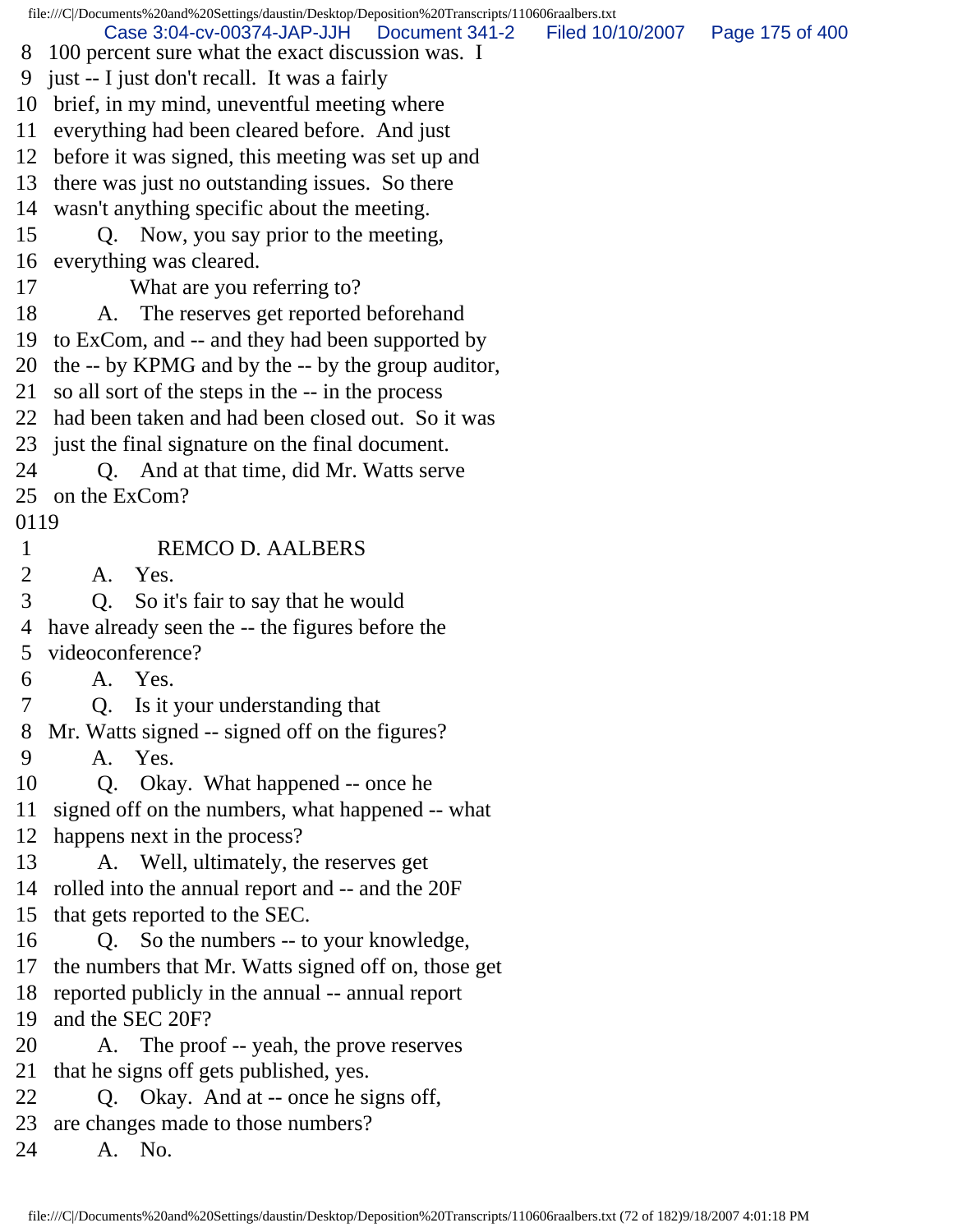8 100 percent sure what the exact discussion was. I
9 just -- I just don't recall. It was a fairly
10 brief, in my mind, uneventful meeting where
11 everything had been cleared before. And just
12 before it was signed, this meeting was set up and
13 there was just no outstanding issues. So there
14 wasn't anything specific about the meeting.
15 Q. Now, you say prior to the meeting,
16 everything was cleared.
17 What are you referring to?
18 A. The reserves get reported beforehand
19 to ExCom, and -- and they had been supported by
20 the -- by KPMG and by the -- by the group auditor,
21 so all sort of the steps in the -- in the process
22 had been taken and had been closed out. So it was
23 just the final signature on the final document.
24 Q. And at that time, did Mr. Watts serve
25 on the ExCom?

0119

1 REMCO D. AALBERS
2 A. Yes.
3 Q. So it's fair to say that he would
4 have already seen the -- the figures before the
5 videoconference?
6 A. Yes.
7 Q. Is it your understanding that
8 Mr. Watts signed -- signed off on the figures?
9 A. Yes.
10 Q. Okay. What happened -- once he
11 signed off on the numbers, what happened -- what
12 happens next in the process?
13 A. Well, ultimately, the reserves get
14 rolled into the annual report and -- and the 20F
15 that gets reported to the SEC.
16 Q. So the numbers -- to your knowledge,
17 the numbers that Mr. Watts signed off on, those get
18 reported publicly in the annual -- annual report
19 and the SEC 20F?
20 A. The proof -- yeah, the prove reserves
21 that he signs off gets published, yes.
22 Q. Okay. And at -- once he signs off,
23 are changes made to those numbers?
24 A. No.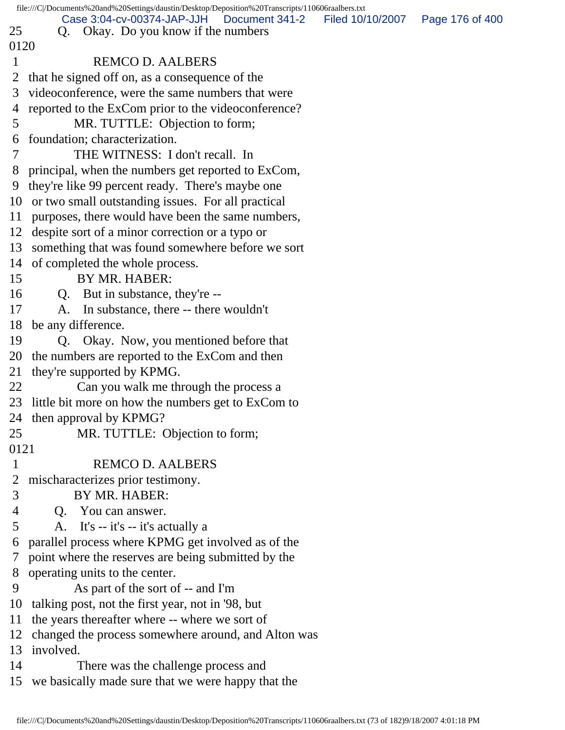25 Q. Okay. Do you know if the numbers

0120

1 REMCO D. AALBERS

2 that he signed off on, as a consequence of the

3 videoconference, were the same numbers that were

4 reported to the ExCom prior to the videoconference?

5 MR. TUTTLE: Objection to form;

6 foundation; characterization.

7 THE WITNESS: I don't recall. In

8 principal, when the numbers get reported to ExCom,

9 they're like 99 percent ready. There's maybe one

10 or two small outstanding issues. For all practical

11 purposes, there would have been the same numbers,

12 despite sort of a minor correction or a typo or

13 something that was found somewhere before we sort

14 of completed the whole process.

15 BY MR. HABER:

16 Q. But in substance, they're --

17 A. In substance, there -- there wouldn't

18 be any difference.

19 Q. Okay. Now, you mentioned before that

20 the numbers are reported to the ExCom and then

21 they're supported by KPMG.

22 Can you walk me through the process a

23 little bit more on how the numbers get to ExCom to

24 then approval by KPMG?

25 MR. TUTTLE: Objection to form;

0121

1 REMCO D. AALBERS

2 mischaracterizes prior testimony.

3 BY MR. HABER:

4 Q. You can answer.

5 A. It's -- it's -- it's actually a

6 parallel process where KPMG get involved as of the

7 point where the reserves are being submitted by the

8 operating units to the center.

9 As part of the sort of -- and I'm

10 talking post, not the first year, not in '98, but

11 the years thereafter where -- where we sort of

12 changed the process somewhere around, and Alton was

13 involved.

14 There was the challenge process and

15 we basically made sure that we were happy that the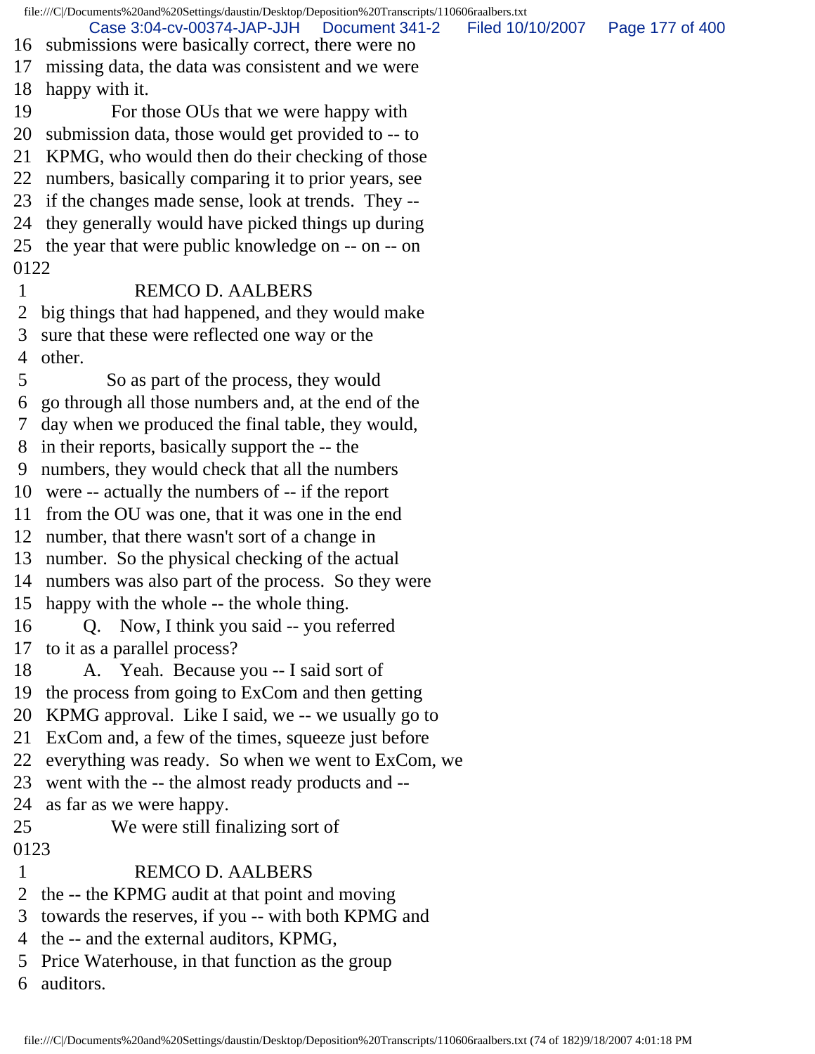16 submissions were basically correct, there were no
17 missing data, the data was consistent and we were
18 happy with it.
19 For those OUs that we were happy with
20 submission data, those would get provided to -- to
21 KPMG, who would then do their checking of those
22 numbers, basically comparing it to prior years, see
23 if the changes made sense, look at trends. They --
24 they generally would have picked things up during
25 the year that were public knowledge on -- on -- on
0122
1 REMCO D. AALBERS
2 big things that had happened, and they would make
3 sure that these were reflected one way or the
4 other.
5 So as part of the process, they would
6 go through all those numbers and, at the end of the
7 day when we produced the final table, they would,
8 in their reports, basically support the -- the
9 numbers, they would check that all the numbers
10 were -- actually the numbers of -- if the report
11 from the OU was one, that it was one in the end
12 number, that there wasn't sort of a change in
13 number. So the physical checking of the actual
14 numbers was also part of the process. So they were
15 happy with the whole -- the whole thing.
16 Q. Now, I think you said -- you referred
17 to it as a parallel process?
18 A. Yeah. Because you -- I said sort of
19 the process from going to ExCom and then getting
20 KPMG approval. Like I said, we -- we usually go to
21 ExCom and, a few of the times, squeeze just before
22 everything was ready. So when we went to ExCom, we
23 went with the -- the almost ready products and --
24 as far as we were happy.
25 We were still finalizing sort of
0123
1 REMCO D. AALBERS
2 the -- the KPMG audit at that point and moving
3 towards the reserves, if you -- with both KPMG and
4 the -- and the external auditors, KPMG,
5 Price Waterhouse, in that function as the group
6 auditors.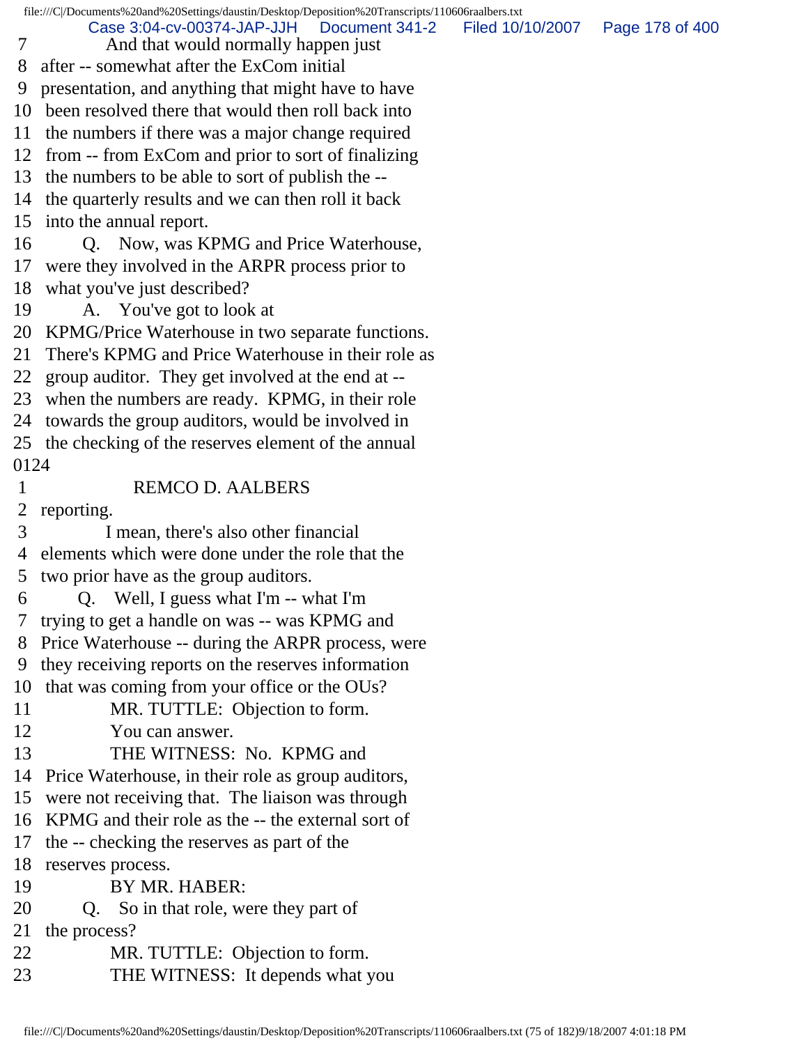7 And that would normally happen just
8 after -- somewhat after the ExCom initial
9 presentation, and anything that might have to have
10 been resolved there that would then roll back into
11 the numbers if there was a major change required
12 from -- from ExCom and prior to sort of finalizing
13 the numbers to be able to sort of publish the --
14 the quarterly results and we can then roll it back
15 into the annual report.
16 Q. Now, was KPMG and Price Waterhouse,
17 were they involved in the ARPR process prior to
18 what you've just described?
19 A. You've got to look at
20 KPMG/Price Waterhouse in two separate functions.
21 There's KPMG and Price Waterhouse in their role as
22 group auditor. They get involved at the end at --
23 when the numbers are ready. KPMG, in their role
24 towards the group auditors, would be involved in
25 the checking of the reserves element of the annual
0124
1 REMCO D. AALBERS
2 reporting.
3 I mean, there's also other financial
4 elements which were done under the role that the
5 two prior have as the group auditors.
6 Q. Well, I guess what I'm -- what I'm
7 trying to get a handle on was -- was KPMG and
8 Price Waterhouse -- during the ARPR process, were
9 they receiving reports on the reserves information
10 that was coming from your office or the OUs?
11 MR. TUTTLE: Objection to form.
12 You can answer.
13 THE WITNESS: No. KPMG and
14 Price Waterhouse, in their role as group auditors,
15 were not receiving that. The liaison was through
16 KPMG and their role as the -- the external sort of
17 the -- checking the reserves as part of the
18 reserves process.
19 BY MR. HABER:
20 Q. So in that role, were they part of
21 the process?
22 MR. TUTTLE: Objection to form.
23 THE WITNESS: It depends what you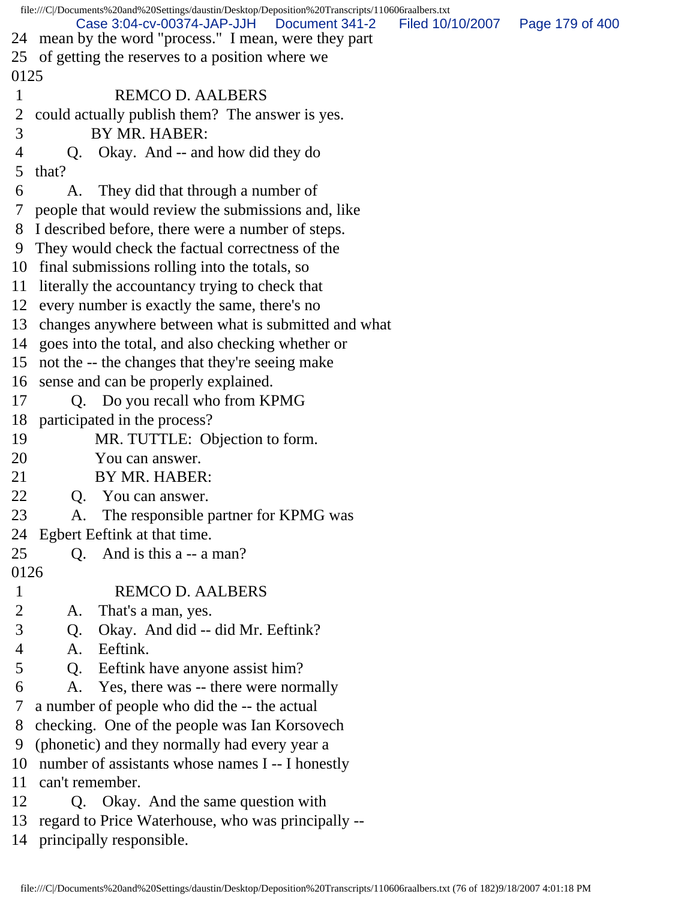24 mean by the word "process." I mean, were they part
25 of getting the reserves to a position where we
0125
1 REMCO D. AALBERS
2 could actually publish them? The answer is yes.
3 BY MR. HABER:
4 Q. Okay. And -- and how did they do
5 that?
6 A. They did that through a number of
7 people that would review the submissions and, like
8 I described before, there were a number of steps.
9 They would check the factual correctness of the
10 final submissions rolling into the totals, so
11 literally the accountancy trying to check that
12 every number is exactly the same, there's no
13 changes anywhere between what is submitted and what
14 goes into the total, and also checking whether or
15 not the -- the changes that they're seeing make
16 sense and can be properly explained.
17 Q. Do you recall who from KPMG
18 participated in the process?
19 MR. TUTTLE: Objection to form.
20 You can answer.
21 BY MR. HABER:
22 Q. You can answer.
23 A. The responsible partner for KPMG was
24 Egbert Eeftink at that time.
25 Q. And is this a -- a man?
0126
1 REMCO D. AALBERS
2 A. That's a man, yes.
3 Q. Okay. And did -- did Mr. Eeftink?
4 A. Eeftink.
5 Q. Eeftink have anyone assist him?
6 A. Yes, there was -- there were normally
7 a number of people who did the -- the actual
8 checking. One of the people was Ian Korsovech
9 (phonetic) and they normally had every year a
10 number of assistants whose names I -- I honestly
11 can't remember.
12 Q. Okay. And the same question with
13 regard to Price Waterhouse, who was principally --
14 principally responsible.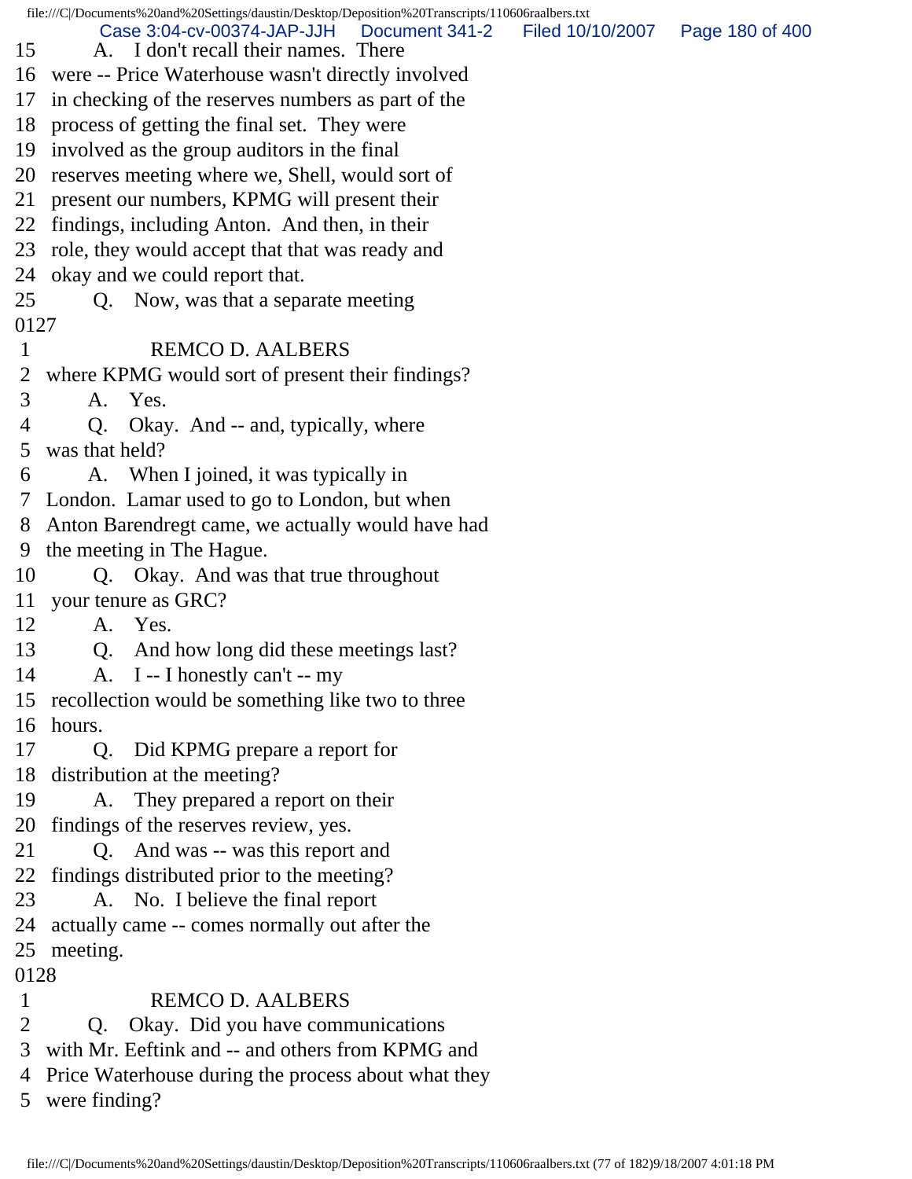15 A. I don't recall their names. There
16 were -- Price Waterhouse wasn't directly involved
17 in checking of the reserves numbers as part of the
18 process of getting the final set. They were
19 involved as the group auditors in the final
20 reserves meeting where we, Shell, would sort of
21 present our numbers, KPMG will present their
22 findings, including Anton. And then, in their
23 role, they would accept that that was ready and
24 okay and we could report that.
25 Q. Now, was that a separate meeting
0127
1 REMCO D. AALBERS
2 where KPMG would sort of present their findings?
3 A. Yes.
4 Q. Okay. And -- and, typically, where
5 was that held?
6 A. When I joined, it was typically in
7 London. Lamar used to go to London, but when
8 Anton Barendregt came, we actually would have had
9 the meeting in The Hague.
10 Q. Okay. And was that true throughout
11 your tenure as GRC?
12 A. Yes.
13 Q. And how long did these meetings last?
14 A. I -- I honestly can't -- my
15 recollection would be something like two to three
16 hours.
17 Q. Did KPMG prepare a report for
18 distribution at the meeting?
19 A. They prepared a report on their
20 findings of the reserves review, yes.
21 Q. And was -- was this report and
22 findings distributed prior to the meeting?
23 A. No. I believe the final report
24 actually came -- comes normally out after the
25 meeting.
0128
1 REMCO D. AALBERS
2 Q. Okay. Did you have communications
3 with Mr. Eeftink and -- and others from KPMG and
4 Price Waterhouse during the process about what they
5 were finding?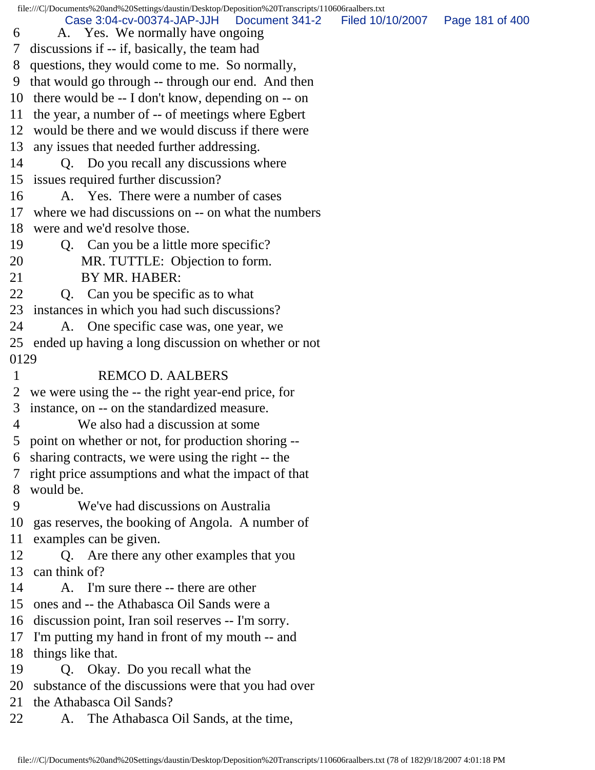6 A. Yes. We normally have ongoing
7 discussions if -- if, basically, the team had
8 questions, they would come to me. So normally,
9 that would go through -- through our end. And then
10 there would be -- I don't know, depending on -- on
11 the year, a number of -- of meetings where Egbert
12 would be there and we would discuss if there were
13 any issues that needed further addressing.
14 Q. Do you recall any discussions where
15 issues required further discussion?
16 A. Yes. There were a number of cases
17 where we had discussions on -- on what the numbers
18 were and we'd resolve those.
19 Q. Can you be a little more specific?
20 MR. TUTTLE: Objection to form.
21 BY MR. HABER:
22 Q. Can you be specific as to what
23 instances in which you had such discussions?
24 A. One specific case was, one year, we
25 ended up having a long discussion on whether or not

0129

1 REMCO D. AALBERS
2 we were using the -- the right year-end price, for
3 instance, on -- on the standardized measure.
4 We also had a discussion at some
5 point on whether or not, for production shoring --
6 sharing contracts, we were using the right -- the
7 right price assumptions and what the impact of that
8 would be.
9 We've had discussions on Australia
10 gas reserves, the booking of Angola. A number of
11 examples can be given.
12 Q. Are there any other examples that you
13 can think of?
14 A. I'm sure there -- there are other
15 ones and -- the Athabasca Oil Sands were a
16 discussion point, Iran soil reserves -- I'm sorry.
17 I'm putting my hand in front of my mouth -- and
18 things like that.
19 Q. Okay. Do you recall what the
20 substance of the discussions were that you had over
21 the Athabasca Oil Sands?
22 A. The Athabasca Oil Sands, at the time,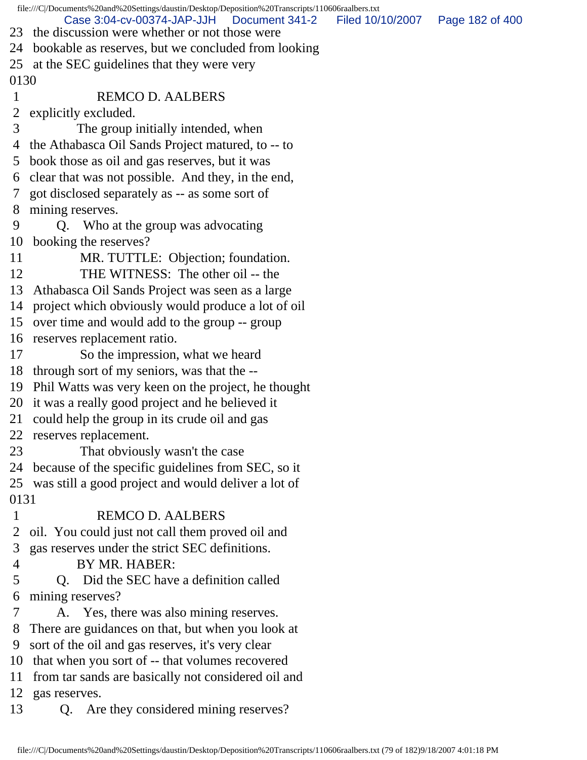23 the discussion were whether or not those were
24 bookable as reserves, but we concluded from looking
25 at the SEC guidelines that they were very
0130
1 REMCO D. AALBERS
2 explicitly excluded.
3 The group initially intended, when
4 the Athabasca Oil Sands Project matured, to -- to
5 book those as oil and gas reserves, but it was
6 clear that was not possible. And they, in the end,
7 got disclosed separately as -- as some sort of
8 mining reserves.
9 Q. Who at the group was advocating
10 booking the reserves?
11 MR. TUTTLE: Objection; foundation.
12 THE WITNESS: The other oil -- the
13 Athabasca Oil Sands Project was seen as a large
14 project which obviously would produce a lot of oil
15 over time and would add to the group -- group
16 reserves replacement ratio.
17 So the impression, what we heard
18 through sort of my seniors, was that the --
19 Phil Watts was very keen on the project, he thought
20 it was a really good project and he believed it
21 could help the group in its crude oil and gas
22 reserves replacement.
23 That obviously wasn't the case
24 because of the specific guidelines from SEC, so it
25 was still a good project and would deliver a lot of
0131
1 REMCO D. AALBERS
2 oil. You could just not call them proved oil and
3 gas reserves under the strict SEC definitions.
4 BY MR. HABER:
5 Q. Did the SEC have a definition called
6 mining reserves?
7 A. Yes, there was also mining reserves.
8 There are guidances on that, but when you look at
9 sort of the oil and gas reserves, it's very clear
10 that when you sort of -- that volumes recovered
11 from tar sands are basically not considered oil and
12 gas reserves.
13 Q. Are they considered mining reserves?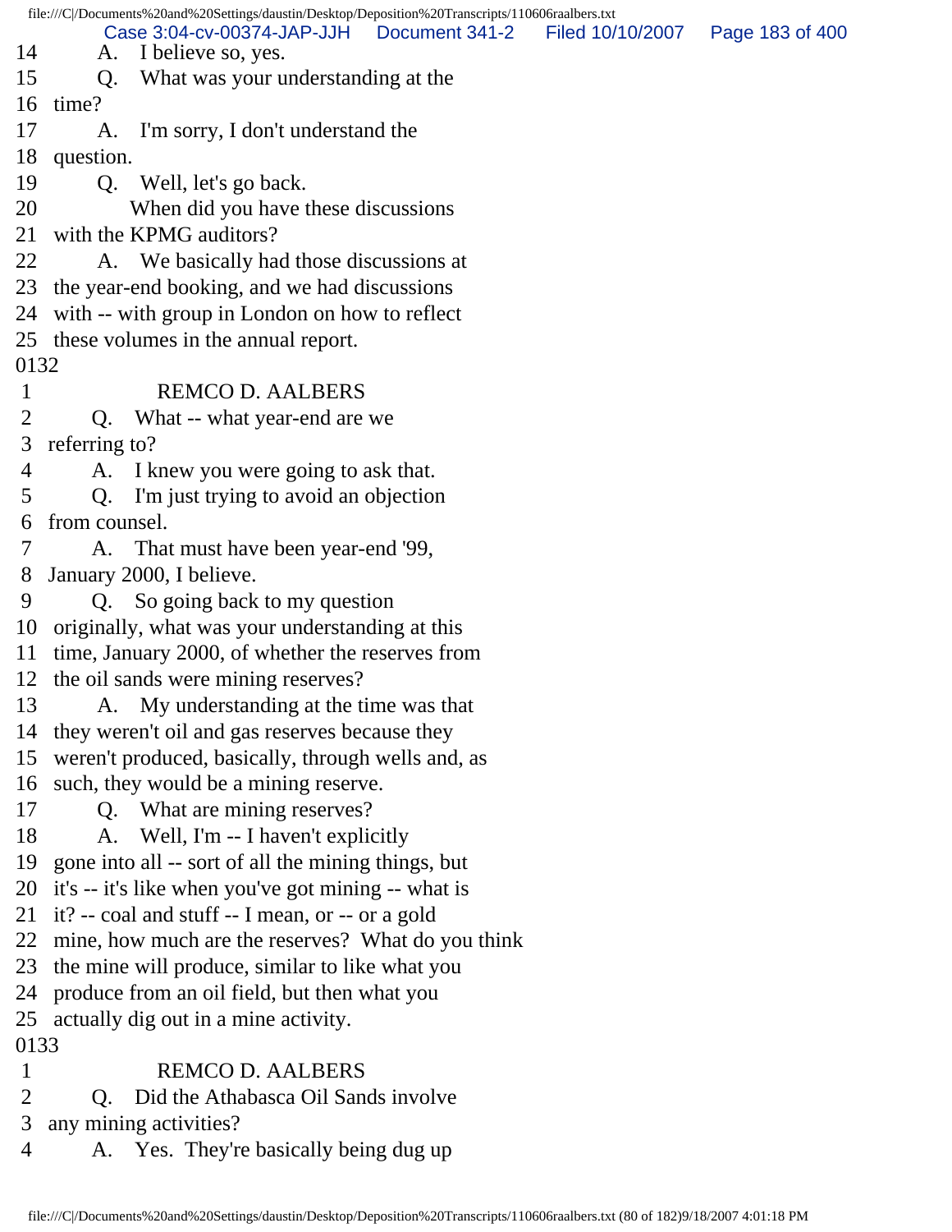14 A. I believe so, yes.
15 Q. What was your understanding at the
16 time?
17 A. I'm sorry, I don't understand the
18 question.
19 Q. Well, let's go back.
20 When did you have these discussions
21 with the KPMG auditors?
22 A. We basically had those discussions at
23 the year-end booking, and we had discussions
24 with -- with group in London on how to reflect
25 these volumes in the annual report.

0132

1 REMCO D. AALBERS
2 Q. What -- what year-end are we
3 referring to?
4 A. I knew you were going to ask that.
5 Q. I'm just trying to avoid an objection
6 from counsel.
7 A. That must have been year-end '99,
8 January 2000, I believe.
9 Q. So going back to my question
10 originally, what was your understanding at this
11 time, January 2000, of whether the reserves from
12 the oil sands were mining reserves?
13 A. My understanding at the time was that
14 they weren't oil and gas reserves because they
15 weren't produced, basically, through wells and, as
16 such, they would be a mining reserve.
17 Q. What are mining reserves?
18 A. Well, I'm -- I haven't explicitly
19 gone into all -- sort of all the mining things, but
20 it's -- it's like when you've got mining -- what is
21 it? -- coal and stuff -- I mean, or -- or a gold
22 mine, how much are the reserves? What do you think
23 the mine will produce, similar to like what you
24 produce from an oil field, but then what you
25 actually dig out in a mine activity.

0133

1 REMCO D. AALBERS
2 Q. Did the Athabasca Oil Sands involve
3 any mining activities?
4 A. Yes. They're basically being dug up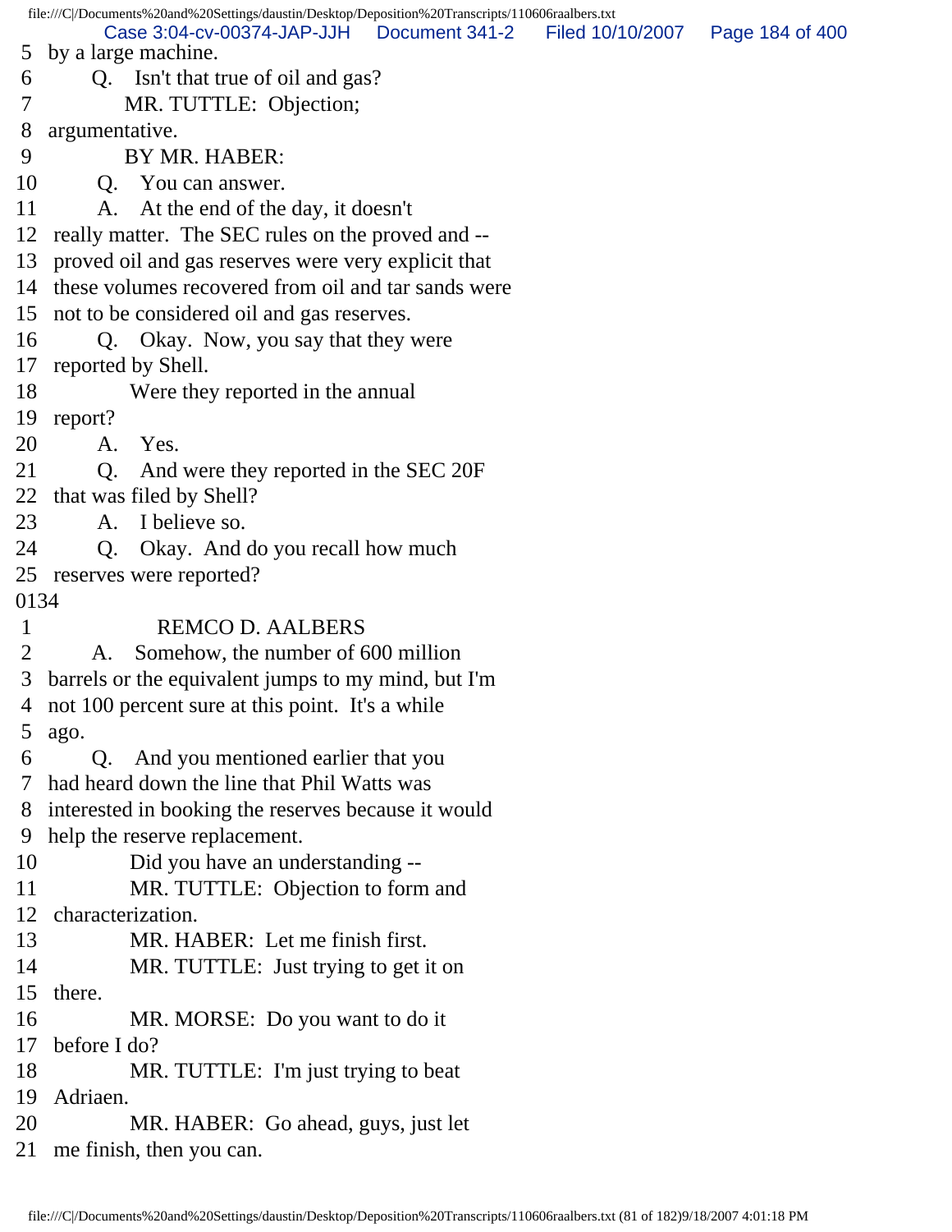5 by a large machine.
6 Q. Isn't that true of oil and gas?
7 MR. TUTTLE: Objection;
8 argumentative.
9 BY MR. HABER:
10 Q. You can answer.
11 A. At the end of the day, it doesn't
12 really matter. The SEC rules on the proved and --
13 proved oil and gas reserves were very explicit that
14 these volumes recovered from oil and tar sands were
15 not to be considered oil and gas reserves.
16 Q. Okay. Now, you say that they were
17 reported by Shell.
18 Were they reported in the annual
19 report?
20 A. Yes.
21 Q. And were they reported in the SEC 20F
22 that was filed by Shell?
23 A. I believe so.
24 Q. Okay. And do you recall how much
25 reserves were reported?
0134
1 REMCO D. AALBERS
2 A. Somehow, the number of 600 million
3 barrels or the equivalent jumps to my mind, but I'm
4 not 100 percent sure at this point. It's a while
5 ago.
6 Q. And you mentioned earlier that you
7 had heard down the line that Phil Watts was
8 interested in booking the reserves because it would
9 help the reserve replacement.
10 Did you have an understanding --
11 MR. TUTTLE: Objection to form and
12 characterization.
13 MR. HABER: Let me finish first.
14 MR. TUTTLE: Just trying to get it on
15 there.
16 MR. MORSE: Do you want to do it
17 before I do?
18 MR. TUTTLE: I'm just trying to beat
19 Adriaen.
20 MR. HABER: Go ahead, guys, just let
21 me finish, then you can.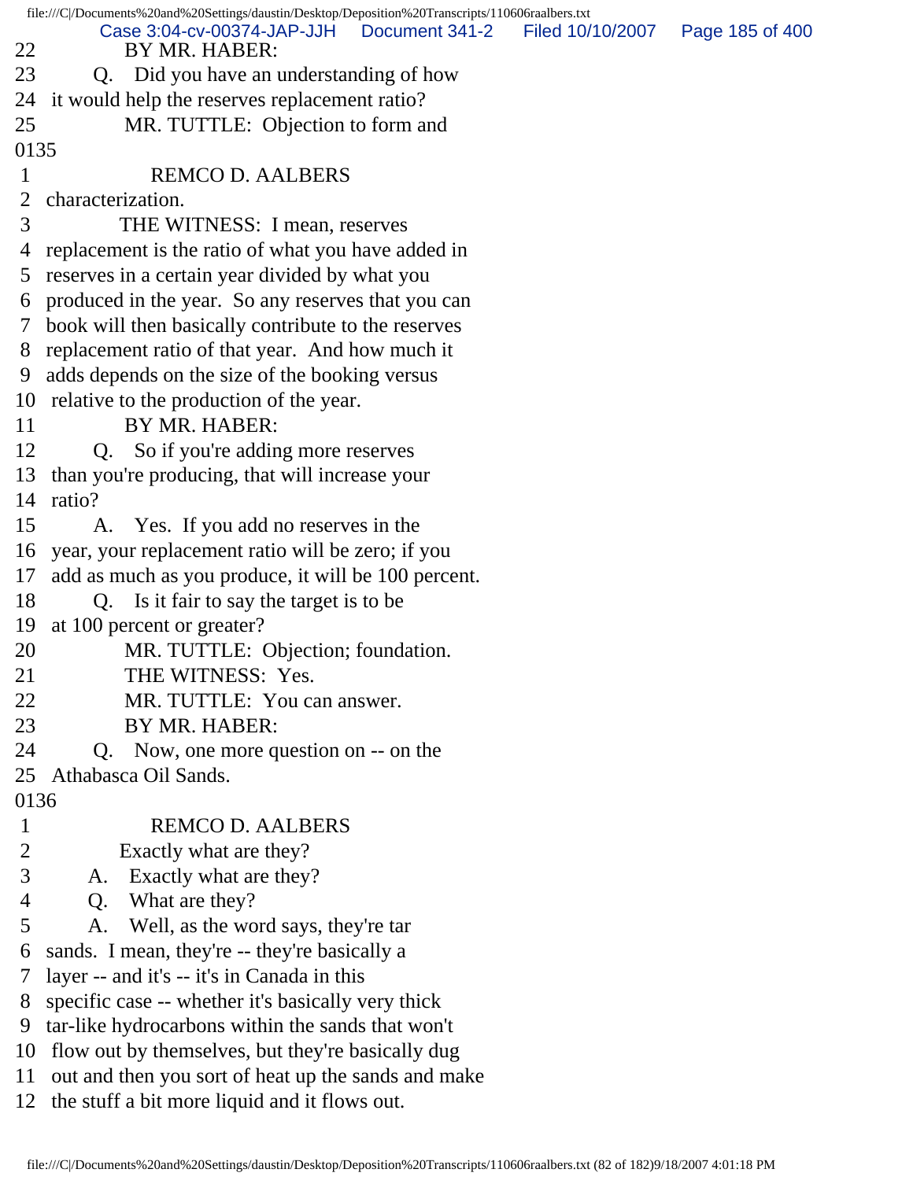22 BY MR. HABER:
23 Q. Did you have an understanding of how
24 it would help the reserves replacement ratio?
25 MR. TUTTLE: Objection to form and
0135
1 REMCO D. AALBERS
2 characterization.
3 THE WITNESS: I mean, reserves
4 replacement is the ratio of what you have added in
5 reserves in a certain year divided by what you
6 produced in the year. So any reserves that you can
7 book will then basically contribute to the reserves
8 replacement ratio of that year. And how much it
9 adds depends on the size of the booking versus
10 relative to the production of the year.
11 BY MR. HABER:
12 Q. So if you're adding more reserves
13 than you're producing, that will increase your
14 ratio?
15 A. Yes. If you add no reserves in the
16 year, your replacement ratio will be zero; if you
17 add as much as you produce, it will be 100 percent.
18 Q. Is it fair to say the target is to be
19 at 100 percent or greater?
20 MR. TUTTLE: Objection; foundation.
21 THE WITNESS: Yes.
22 MR. TUTTLE: You can answer.
23 BY MR. HABER:
24 Q. Now, one more question on -- on the
25 Athabasca Oil Sands.
0136
1 REMCO D. AALBERS
2 Exactly what are they?
3 A. Exactly what are they?
4 Q. What are they?
5 A. Well, as the word says, they're tar
6 sands. I mean, they're -- they're basically a
7 layer -- and it's -- it's in Canada in this
8 specific case -- whether it's basically very thick
9 tar-like hydrocarbons within the sands that won't
10 flow out by themselves, but they're basically dug
11 out and then you sort of heat up the sands and make
12 the stuff a bit more liquid and it flows out.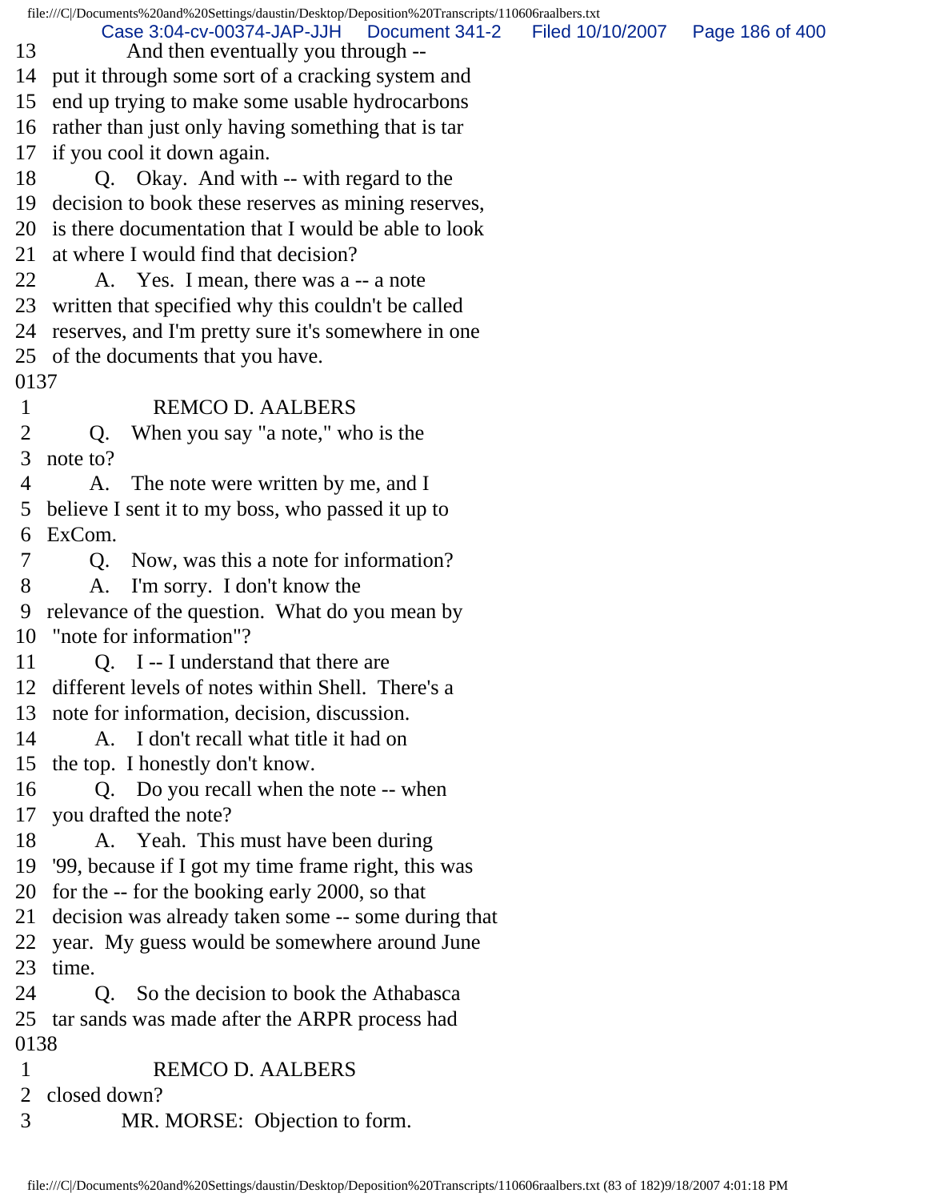13 And then eventually you through --
14 put it through some sort of a cracking system and
15 end up trying to make some usable hydrocarbons
16 rather than just only having something that is tar
17 if you cool it down again.
18 Q. Okay. And with -- with regard to the
19 decision to book these reserves as mining reserves,
20 is there documentation that I would be able to look
21 at where I would find that decision?
22 A. Yes. I mean, there was a -- a note
23 written that specified why this couldn't be called
24 reserves, and I'm pretty sure it's somewhere in one
25 of the documents that you have.
0137
1 REMCO D. AALBERS
2 Q. When you say "a note," who is the
3 note to?
4 A. The note were written by me, and I
5 believe I sent it to my boss, who passed it up to
6 ExCom.
7 Q. Now, was this a note for information?
8 A. I'm sorry. I don't know the
9 relevance of the question. What do you mean by
10 "note for information"?
11 Q. I -- I understand that there are
12 different levels of notes within Shell. There's a
13 note for information, decision, discussion.
14 A. I don't recall what title it had on
15 the top. I honestly don't know.
16 Q. Do you recall when the note -- when
17 you drafted the note?
18 A. Yeah. This must have been during
19 '99, because if I got my time frame right, this was
20 for the -- for the booking early 2000, so that
21 decision was already taken some -- some during that
22 year. My guess would be somewhere around June
23 time.
24 Q. So the decision to book the Athabasca
25 tar sands was made after the ARPR process had
0138
1 REMCO D. AALBERS
2 closed down?
3 MR. MORSE: Objection to form.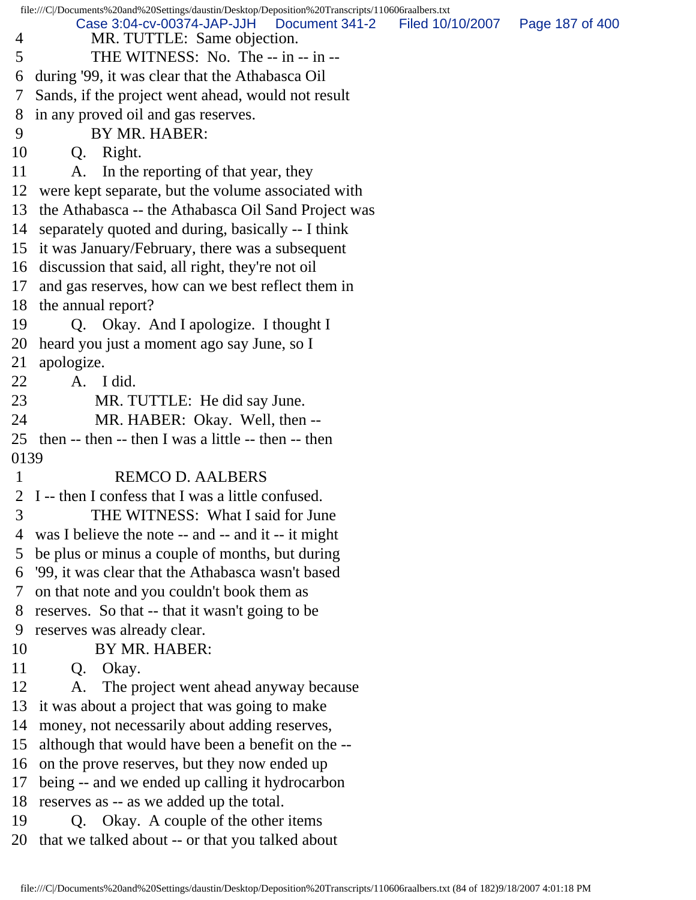4 MR. TUTTLE: Same objection.
5 THE WITNESS: No. The -- in -- in --
6 during '99, it was clear that the Athabasca Oil
7 Sands, if the project went ahead, would not result
8 in any proved oil and gas reserves.
9 BY MR. HABER:
10 Q. Right.
11 A. In the reporting of that year, they
12 were kept separate, but the volume associated with
13 the Athabasca -- the Athabasca Oil Sand Project was
14 separately quoted and during, basically -- I think
15 it was January/February, there was a subsequent
16 discussion that said, all right, they're not oil
17 and gas reserves, how can we best reflect them in
18 the annual report?
19 Q. Okay. And I apologize. I thought I
20 heard you just a moment ago say June, so I
21 apologize.
22 A. I did.
23 MR. TUTTLE: He did say June.
24 MR. HABER: Okay. Well, then --
25 then -- then -- then I was a little -- then -- then

0139

1 REMCO D. AALBERS
2 I -- then I confess that I was a little confused.
3 THE WITNESS: What I said for June
4 was I believe the note -- and -- and it -- it might
5 be plus or minus a couple of months, but during
6 '99, it was clear that the Athabasca wasn't based
7 on that note and you couldn't book them as
8 reserves. So that -- that it wasn't going to be
9 reserves was already clear.
10 BY MR. HABER:
11 Q. Okay.
12 A. The project went ahead anyway because
13 it was about a project that was going to make
14 money, not necessarily about adding reserves,
15 although that would have been a benefit on the --
16 on the prove reserves, but they now ended up
17 being -- and we ended up calling it hydrocarbon
18 reserves as -- as we added up the total.
19 Q. Okay. A couple of the other items
20 that we talked about -- or that you talked about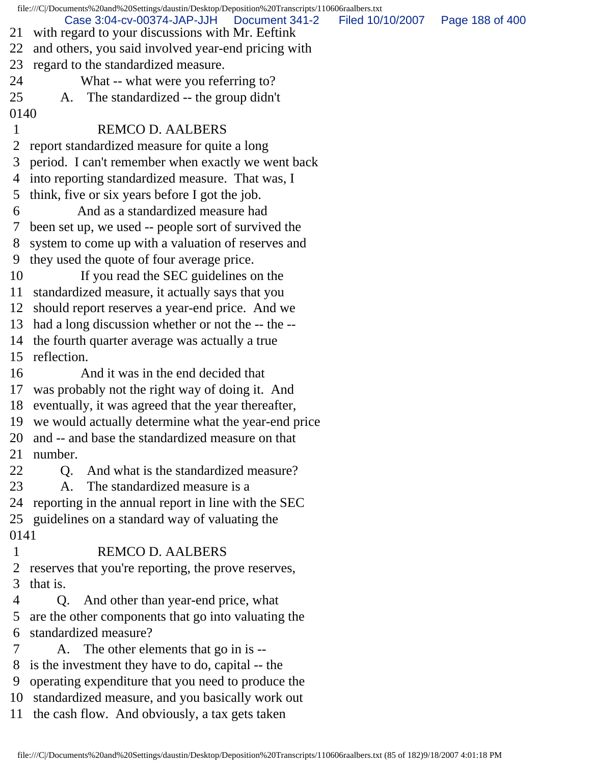21 with regard to your discussions with Mr. Eeftink
22 and others, you said involved year-end pricing with
23 regard to the standardized measure.
24 What -- what were you referring to?
25 A. The standardized -- the group didn't
0140
1 REMCO D. AALBERS
2 report standardized measure for quite a long
3 period. I can't remember when exactly we went back
4 into reporting standardized measure. That was, I
5 think, five or six years before I got the job.
6 And as a standardized measure had
7 been set up, we used -- people sort of survived the
8 system to come up with a valuation of reserves and
9 they used the quote of four average price.
10 If you read the SEC guidelines on the
11 standardized measure, it actually says that you
12 should report reserves a year-end price. And we
13 had a long discussion whether or not the -- the --
14 the fourth quarter average was actually a true
15 reflection.
16 And it was in the end decided that
17 was probably not the right way of doing it. And
18 eventually, it was agreed that the year thereafter,
19 we would actually determine what the year-end price
20 and -- and base the standardized measure on that
21 number.
22 Q. And what is the standardized measure?
23 A. The standardized measure is a
24 reporting in the annual report in line with the SEC
25 guidelines on a standard way of valuating the
0141
1 REMCO D. AALBERS
2 reserves that you're reporting, the prove reserves,
3 that is.
4 Q. And other than year-end price, what
5 are the other components that go into valuating the
6 standardized measure?
7 A. The other elements that go in is --
8 is the investment they have to do, capital -- the
9 operating expenditure that you need to produce the
10 standardized measure, and you basically work out
11 the cash flow. And obviously, a tax gets taken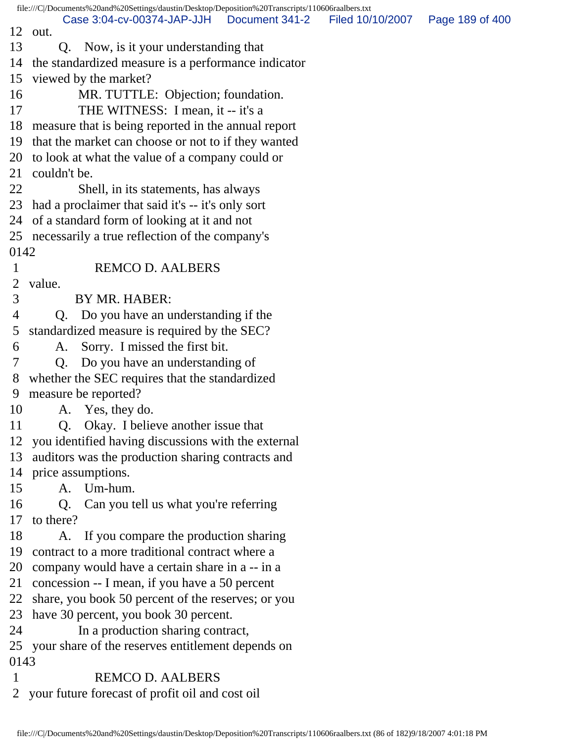12 out.
13 Q. Now, is it your understanding that
14 the standardized measure is a performance indicator
15 viewed by the market?
16 MR. TUTTLE: Objection; foundation.
17 THE WITNESS: I mean, it -- it's a
18 measure that is being reported in the annual report
19 that the market can choose or not to if they wanted
20 to look at what the value of a company could or
21 couldn't be.
22 Shell, in its statements, has always
23 had a proclaimer that said it's -- it's only sort
24 of a standard form of looking at it and not
25 necessarily a true reflection of the company's
0142
1 REMCO D. AALBERS
2 value.
3 BY MR. HABER:
4 Q. Do you have an understanding if the
5 standardized measure is required by the SEC?
6 A. Sorry. I missed the first bit.
7 Q. Do you have an understanding of
8 whether the SEC requires that the standardized
9 measure be reported?
10 A. Yes, they do.
11 Q. Okay. I believe another issue that
12 you identified having discussions with the external
13 auditors was the production sharing contracts and
14 price assumptions.
15 A. Um-hum.
16 Q. Can you tell us what you're referring
17 to there?
18 A. If you compare the production sharing
19 contract to a more traditional contract where a
20 company would have a certain share in a -- in a
21 concession -- I mean, if you have a 50 percent
22 share, you book 50 percent of the reserves; or you
23 have 30 percent, you book 30 percent.
24 In a production sharing contract,
25 your share of the reserves entitlement depends on
0143
1 REMCO D. AALBERS
2 your future forecast of profit oil and cost oil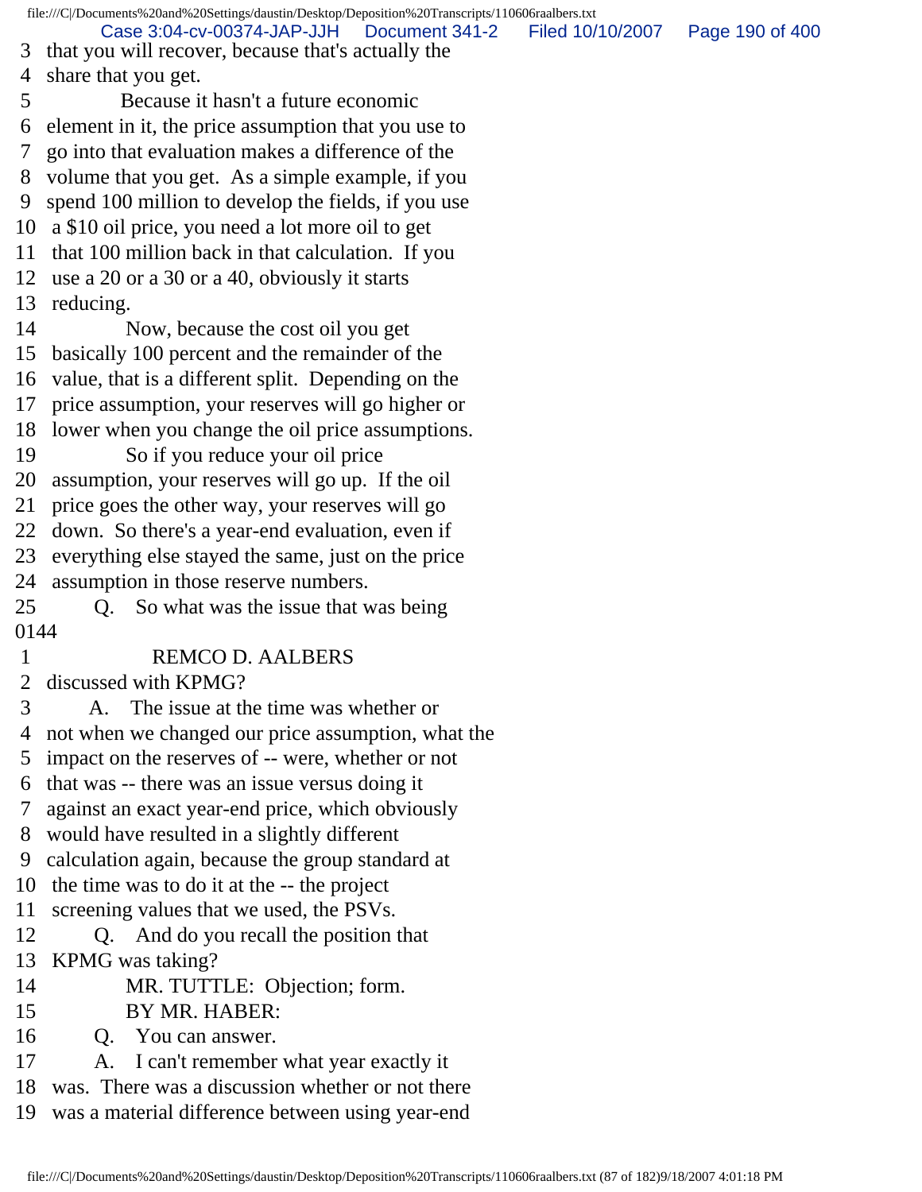3 that you will recover, because that's actually the
4 share that you get.
5 Because it hasn't a future economic
6 element in it, the price assumption that you use to
7 go into that evaluation makes a difference of the
8 volume that you get. As a simple example, if you
9 spend 100 million to develop the fields, if you use
10 a $10 oil price, you need a lot more oil to get
11 that 100 million back in that calculation. If you
12 use a 20 or a 30 or a 40, obviously it starts
13 reducing.
14 Now, because the cost oil you get
15 basically 100 percent and the remainder of the
16 value, that is a different split. Depending on the
17 price assumption, your reserves will go higher or
18 lower when you change the oil price assumptions.
19 So if you reduce your oil price
20 assumption, your reserves will go up. If the oil
21 price goes the other way, your reserves will go
22 down. So there's a year-end evaluation, even if
23 everything else stayed the same, just on the price
24 assumption in those reserve numbers.
25 Q. So what was the issue that was being

0144

1 REMCO D. AALBERS
2 discussed with KPMG?
3 A. The issue at the time was whether or
4 not when we changed our price assumption, what the
5 impact on the reserves of -- were, whether or not
6 that was -- there was an issue versus doing it
7 against an exact year-end price, which obviously
8 would have resulted in a slightly different
9 calculation again, because the group standard at
10 the time was to do it at the -- the project
11 screening values that we used, the PSVs.
12 Q. And do you recall the position that
13 KPMG was taking?
14 MR. TUTTLE: Objection; form.
15 BY MR. HABER:
16 Q. You can answer.
17 A. I can't remember what year exactly it
18 was. There was a discussion whether or not there
19 was a material difference between using year-end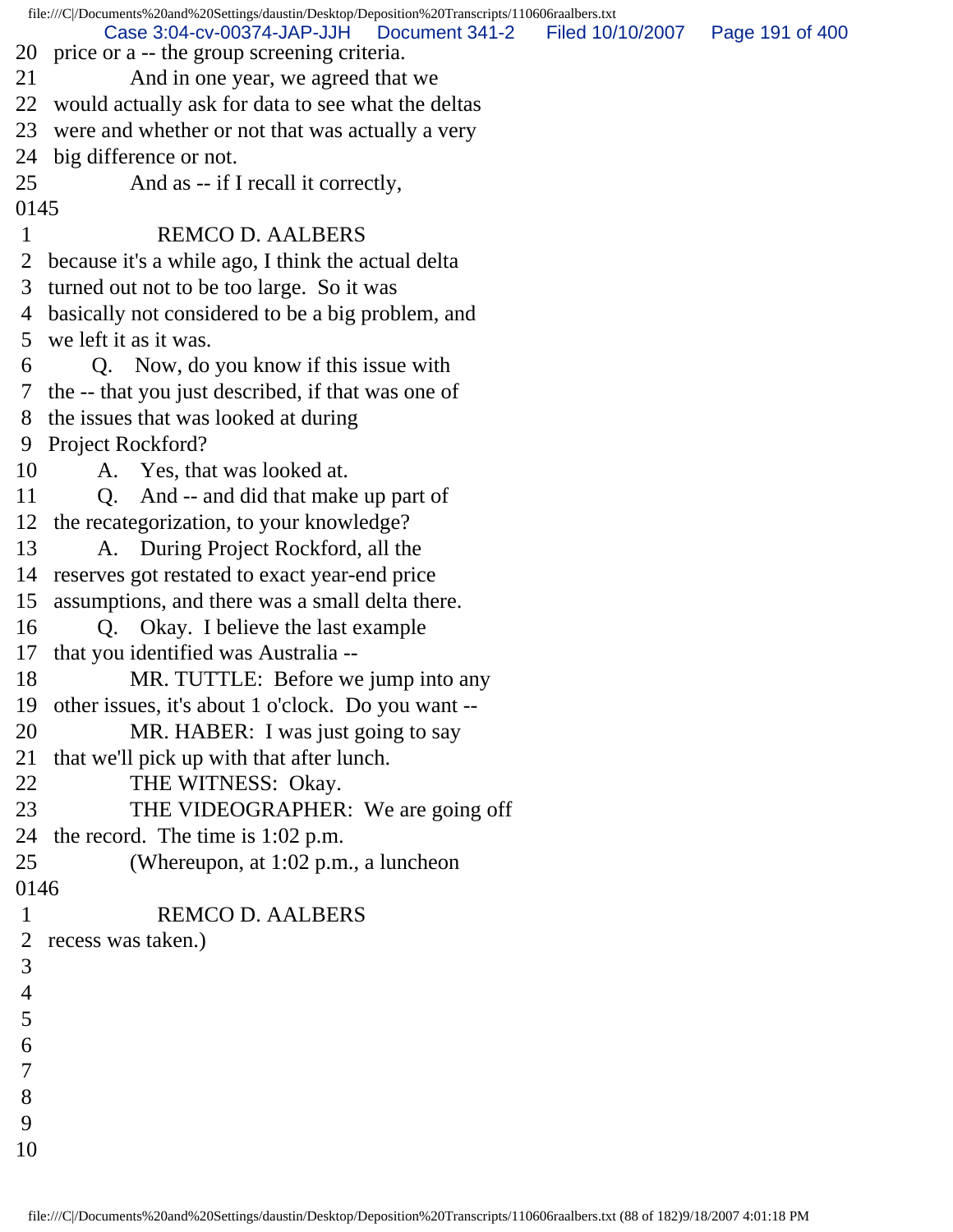20 price or a -- the group screening criteria.
21 And in one year, we agreed that we
22 would actually ask for data to see what the deltas
23 were and whether or not that was actually a very
24 big difference or not.
25 And as -- if I recall it correctly,

0145

1 REMCO D. AALBERS
2 because it's a while ago, I think the actual delta
3 turned out not to be too large. So it was
4 basically not considered to be a big problem, and
5 we left it as it was.
6 Q. Now, do you know if this issue with
7 the -- that you just described, if that was one of
8 the issues that was looked at during
9 Project Rockford?
10 A. Yes, that was looked at.
11 Q. And -- and did that make up part of
12 the recategorization, to your knowledge?
13 A. During Project Rockford, all the
14 reserves got restated to exact year-end price
15 assumptions, and there was a small delta there.
16 Q. Okay. I believe the last example
17 that you identified was Australia --
18 MR. TUTTLE: Before we jump into any
19 other issues, it's about 1 o'clock. Do you want --
20 MR. HABER: I was just going to say
21 that we'll pick up with that after lunch.
22 THE WITNESS: Okay.
23 THE VIDEOGRAPHER: We are going off
24 the record. The time is 1:02 p.m.
25 (Whereupon, at 1:02 p.m., a luncheon

0146

1 REMCO D. AALBERS
2 recess was taken.)
3
4
5
6
7
8
9
10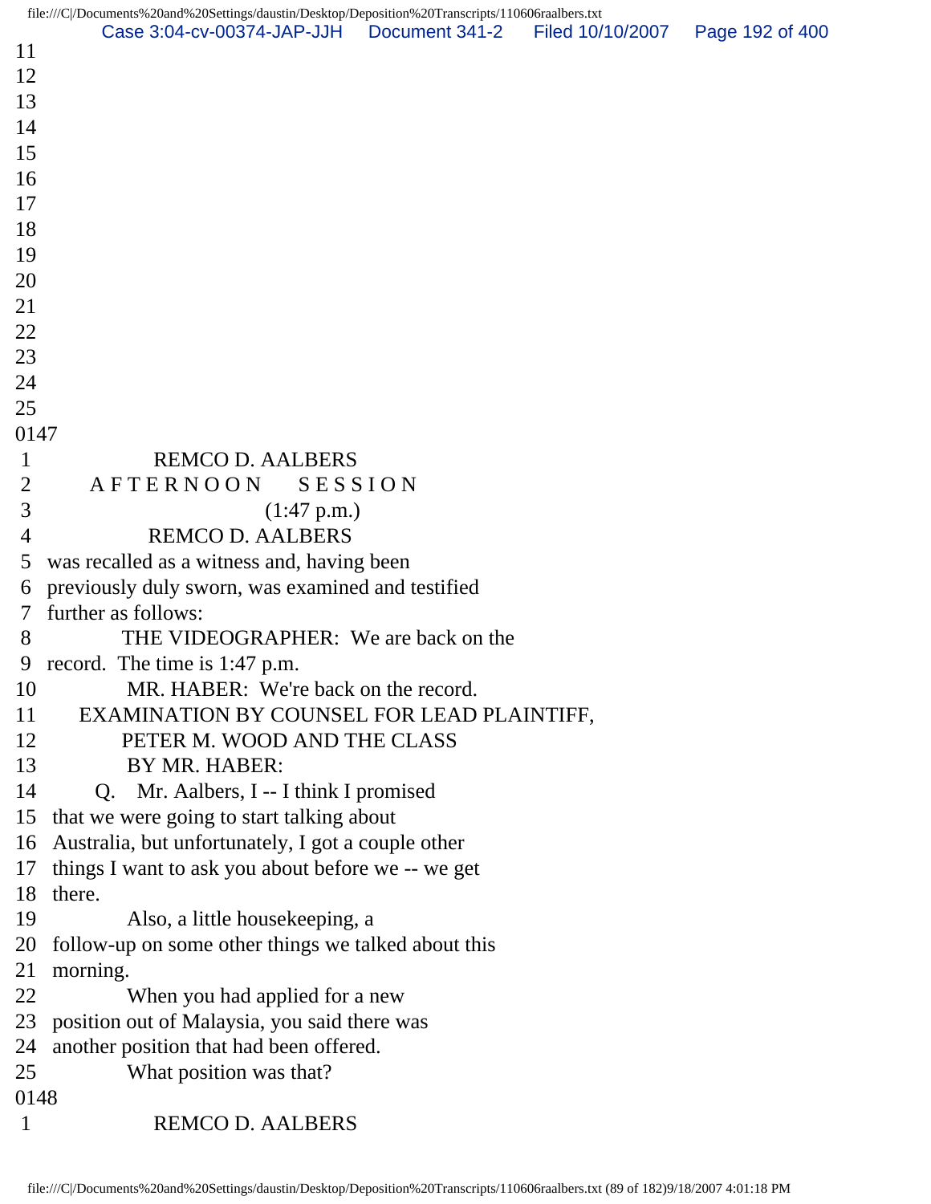11
12
13
14
15
16
17
18
19
20
21
22
23
24
25

0147

1 REMCO D. AALBERS
2 A F T E R N O O N S E S S I O N
3 (1:47 p.m.)
4 REMCO D. AALBERS
5 was recalled as a witness and, having been
6 previously duly sworn, was examined and testified
7 further as follows:
8 THE VIDEOGRAPHER: We are back on the
9 record. The time is 1:47 p.m.
10 MR. HABER: We're back on the record.
11 EXAMINATION BY COUNSEL FOR LEAD PLAINTIFF,
12 PETER M. WOOD AND THE CLASS
13 BY MR. HABER:
14 Q. Mr. Aalbers, I -- I think I promised
15 that we were going to start talking about
16 Australia, but unfortunately, I got a couple other
17 things I want to ask you about before we -- we get
18 there.
19 Also, a little housekeeping, a
20 follow-up on some other things we talked about this
21 morning.
22 When you had applied for a new
23 position out of Malaysia, you said there was
24 another position that had been offered.
25 What position was that?

0148

1 REMCO D. AALBERS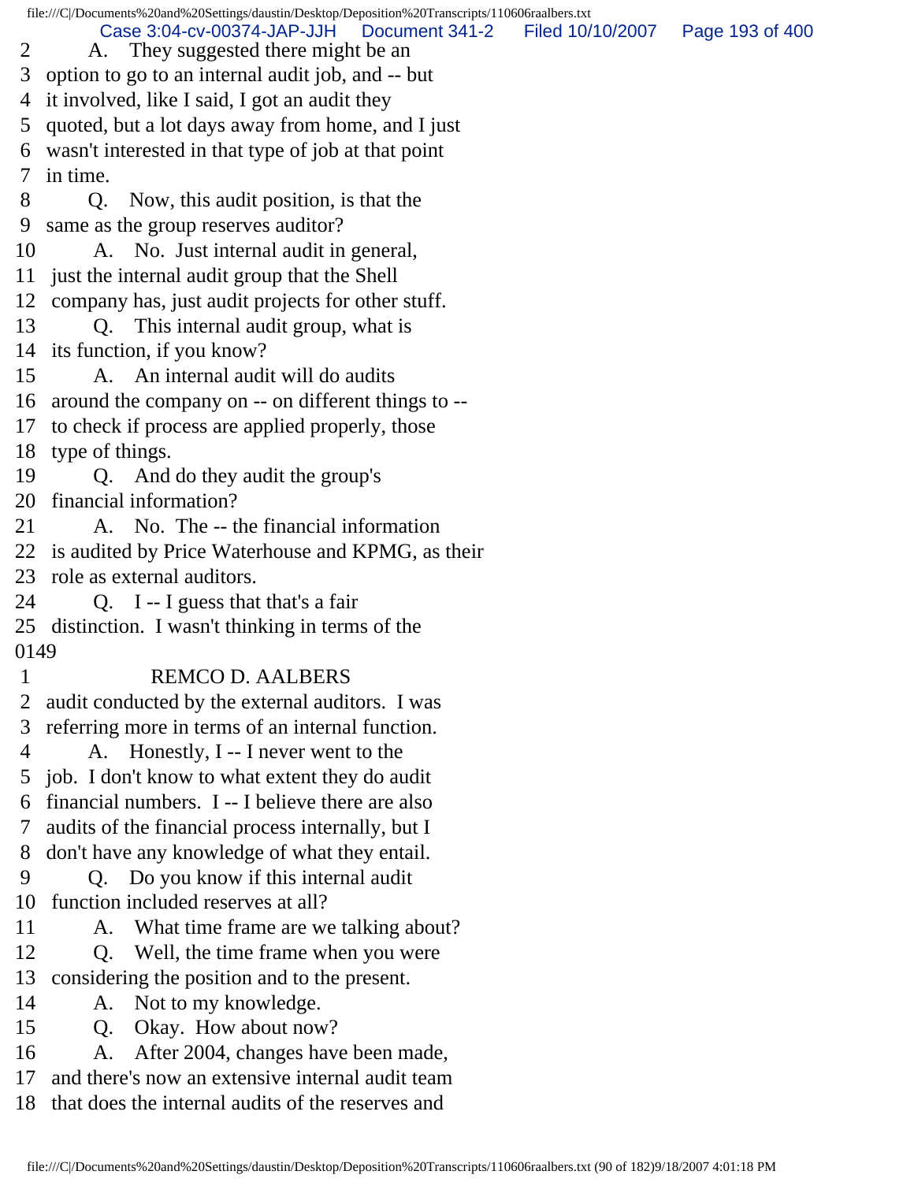2 A. They suggested there might be an
3 option to go to an internal audit job, and -- but
4 it involved, like I said, I got an audit they
5 quoted, but a lot days away from home, and I just
6 wasn't interested in that type of job at that point
7 in time.
8 Q. Now, this audit position, is that the
9 same as the group reserves auditor?
10 A. No. Just internal audit in general,
11 just the internal audit group that the Shell
12 company has, just audit projects for other stuff.
13 Q. This internal audit group, what is
14 its function, if you know?
15 A. An internal audit will do audits
16 around the company on -- on different things to --
17 to check if process are applied properly, those
18 type of things.
19 Q. And do they audit the group's
20 financial information?
21 A. No. The -- the financial information
22 is audited by Price Waterhouse and KPMG, as their
23 role as external auditors.
24 Q. I -- I guess that that's a fair
25 distinction. I wasn't thinking in terms of the
0149
1 REMCO D. AALBERS
2 audit conducted by the external auditors. I was
3 referring more in terms of an internal function.
4 A. Honestly, I -- I never went to the
5 job. I don't know to what extent they do audit
6 financial numbers. I -- I believe there are also
7 audits of the financial process internally, but I
8 don't have any knowledge of what they entail.
9 Q. Do you know if this internal audit
10 function included reserves at all?
11 A. What time frame are we talking about?
12 Q. Well, the time frame when you were
13 considering the position and to the present.
14 A. Not to my knowledge.
15 Q. Okay. How about now?
16 A. After 2004, changes have been made,
17 and there's now an extensive internal audit team
18 that does the internal audits of the reserves and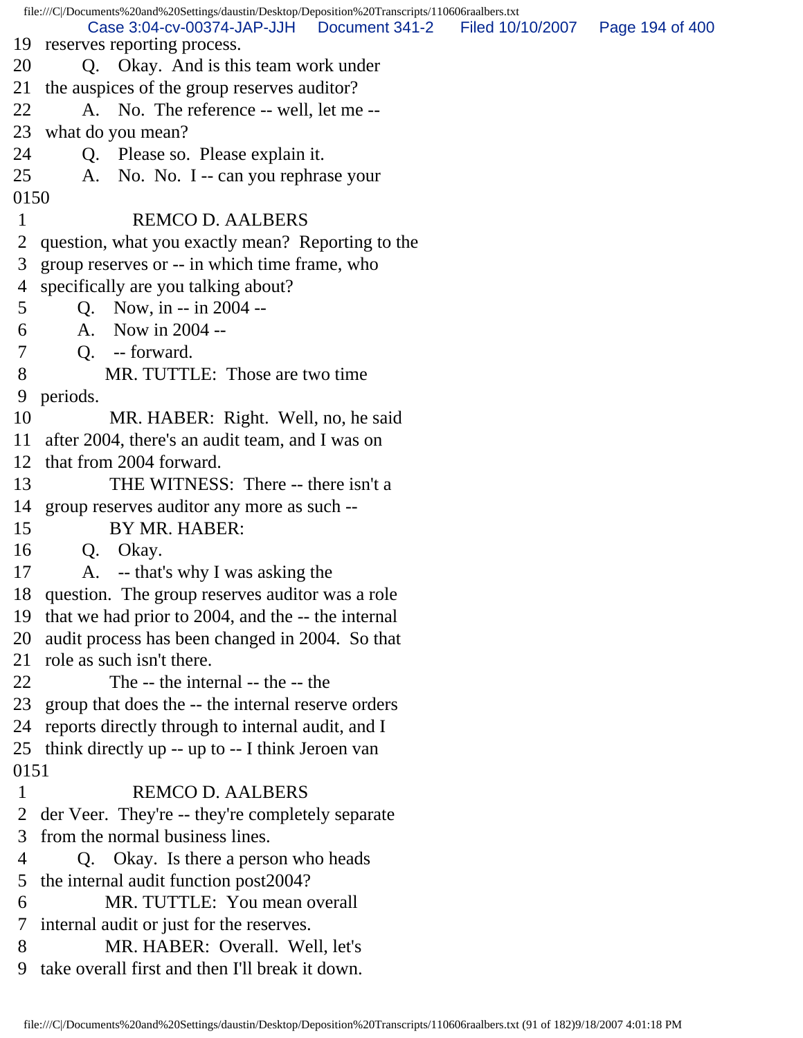19 reserves reporting process.
20 Q. Okay. And is this team work under
21 the auspices of the group reserves auditor?
22 A. No. The reference -- well, let me --
23 what do you mean?
24 Q. Please so. Please explain it.
25 A. No. No. I -- can you rephrase your
0150
1 REMCO D. AALBERS
2 question, what you exactly mean? Reporting to the
3 group reserves or -- in which time frame, who
4 specifically are you talking about?
5 Q. Now, in -- in 2004 --
6 A. Now in 2004 --
7 Q. -- forward.
8 MR. TUTTLE: Those are two time
9 periods.
10 MR. HABER: Right. Well, no, he said
11 after 2004, there's an audit team, and I was on
12 that from 2004 forward.
13 THE WITNESS: There -- there isn't a
14 group reserves auditor any more as such --
15 BY MR. HABER:
16 Q. Okay.
17 A. -- that's why I was asking the
18 question. The group reserves auditor was a role
19 that we had prior to 2004, and the -- the internal
20 audit process has been changed in 2004. So that
21 role as such isn't there.
22 The -- the internal -- the -- the
23 group that does the -- the internal reserve orders
24 reports directly through to internal audit, and I
25 think directly up -- up to -- I think Jeroen van
0151
1 REMCO D. AALBERS
2 der Veer. They're -- they're completely separate
3 from the normal business lines.
4 Q. Okay. Is there a person who heads
5 the internal audit function post2004?
6 MR. TUTTLE: You mean overall
7 internal audit or just for the reserves.
8 MR. HABER: Overall. Well, let's
9 take overall first and then I'll break it down.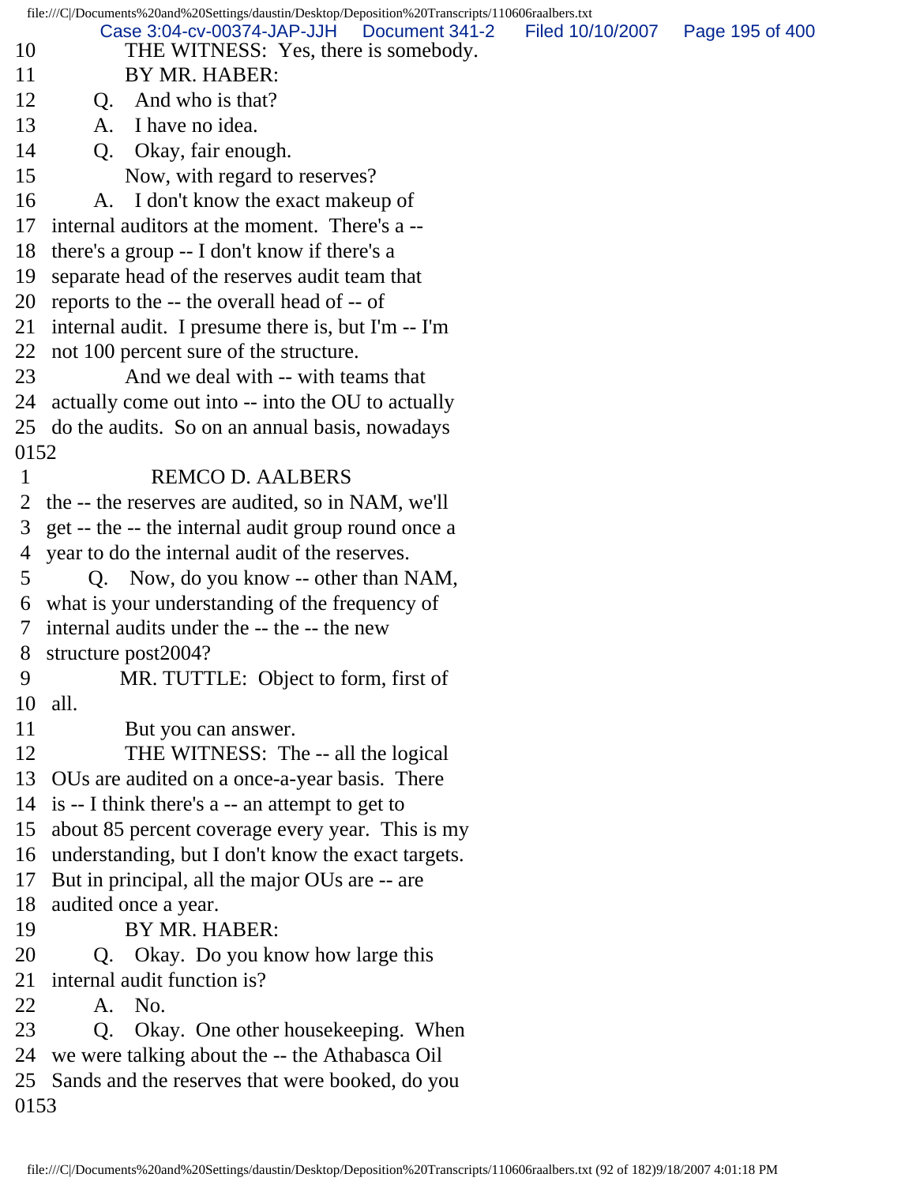10 THE WITNESS: Yes, there is somebody.
11 BY MR. HABER:
12 Q. And who is that?
13 A. I have no idea.
14 Q. Okay, fair enough.
15 Now, with regard to reserves?
16 A. I don't know the exact makeup of
17 internal auditors at the moment. There's a --
18 there's a group -- I don't know if there's a
19 separate head of the reserves audit team that
20 reports to the -- the overall head of -- of
21 internal audit. I presume there is, but I'm -- I'm
22 not 100 percent sure of the structure.
23 And we deal with -- with teams that
24 actually come out into -- into the OU to actually
25 do the audits. So on an annual basis, nowadays
0152
1 REMCO D. AALBERS
2 the -- the reserves are audited, so in NAM, we'll
3 get -- the -- the internal audit group round once a
4 year to do the internal audit of the reserves.
5 Q. Now, do you know -- other than NAM,
6 what is your understanding of the frequency of
7 internal audits under the -- the -- the new
8 structure post2004?
9 MR. TUTTLE: Object to form, first of
10 all.
11 But you can answer.
12 THE WITNESS: The -- all the logical
13 OUs are audited on a once-a-year basis. There
14 is -- I think there's a -- an attempt to get to
15 about 85 percent coverage every year. This is my
16 understanding, but I don't know the exact targets.
17 But in principal, all the major OUs are -- are
18 audited once a year.
19 BY MR. HABER:
20 Q. Okay. Do you know how large this
21 internal audit function is?
22 A. No.
23 Q. Okay. One other housekeeping. When
24 we were talking about the -- the Athabasca Oil
25 Sands and the reserves that were booked, do you
0153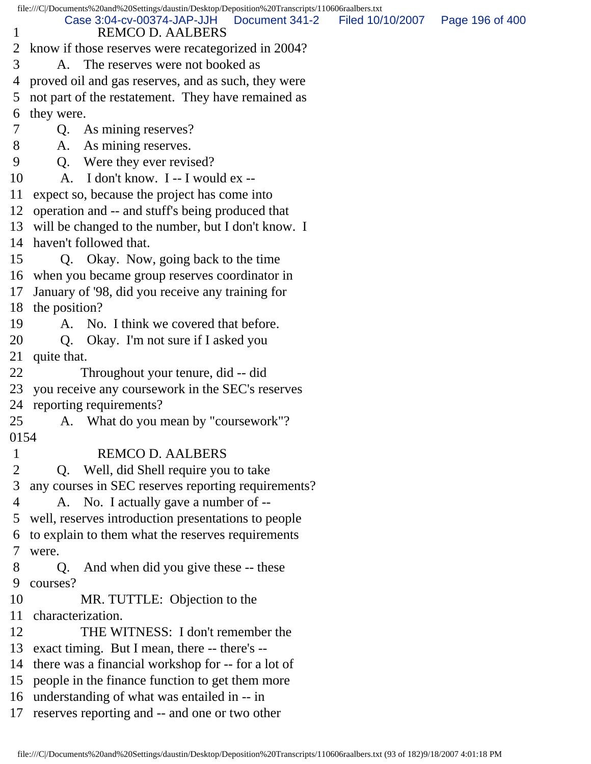1 REMCO D. AALBERS
2 know if those reserves were recategorized in 2004?
3 A. The reserves were not booked as
4 proved oil and gas reserves, and as such, they were
5 not part of the restatement. They have remained as
6 they were.
7 Q. As mining reserves?
8 A. As mining reserves.
9 Q. Were they ever revised?
10 A. I don't know. I -- I would ex --
11 expect so, because the project has come into
12 operation and -- and stuff's being produced that
13 will be changed to the number, but I don't know. I
14 haven't followed that.
15 Q. Okay. Now, going back to the time
16 when you became group reserves coordinator in
17 January of '98, did you receive any training for
18 the position?
19 A. No. I think we covered that before.
20 Q. Okay. I'm not sure if I asked you
21 quite that.
22 Throughout your tenure, did -- did
23 you receive any coursework in the SEC's reserves
24 reporting requirements?
25 A. What do you mean by "coursework"?
0154
1 REMCO D. AALBERS
2 Q. Well, did Shell require you to take
3 any courses in SEC reserves reporting requirements?
4 A. No. I actually gave a number of --
5 well, reserves introduction presentations to people
6 to explain to them what the reserves requirements
7 were.
8 Q. And when did you give these -- these
9 courses?
10 MR. TUTTLE: Objection to the
11 characterization.
12 THE WITNESS: I don't remember the
13 exact timing. But I mean, there -- there's --
14 there was a financial workshop for -- for a lot of
15 people in the finance function to get them more
16 understanding of what was entailed in -- in
17 reserves reporting and -- and one or two other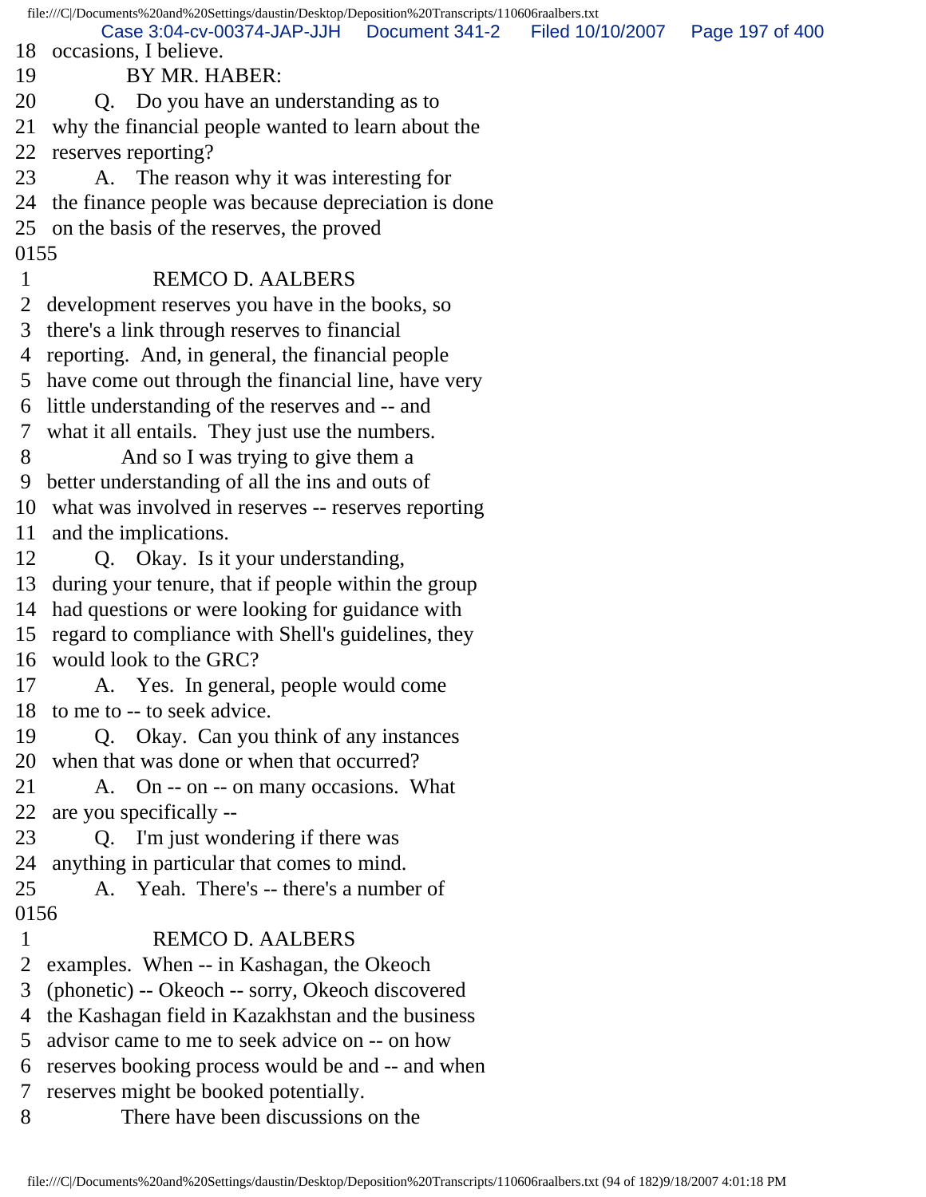18 occasions, I believe.
19 BY MR. HABER:
20 Q. Do you have an understanding as to
21 why the financial people wanted to learn about the
22 reserves reporting?
23 A. The reason why it was interesting for
24 the finance people was because depreciation is done
25 on the basis of the reserves, the proved
0155
1 REMCO D. AALBERS
2 development reserves you have in the books, so
3 there's a link through reserves to financial
4 reporting. And, in general, the financial people
5 have come out through the financial line, have very
6 little understanding of the reserves and -- and
7 what it all entails. They just use the numbers.
8 And so I was trying to give them a
9 better understanding of all the ins and outs of
10 what was involved in reserves -- reserves reporting
11 and the implications.
12 Q. Okay. Is it your understanding,
13 during your tenure, that if people within the group
14 had questions or were looking for guidance with
15 regard to compliance with Shell's guidelines, they
16 would look to the GRC?
17 A. Yes. In general, people would come
18 to me to -- to seek advice.
19 Q. Okay. Can you think of any instances
20 when that was done or when that occurred?
21 A. On -- on -- on many occasions. What
22 are you specifically --
23 Q. I'm just wondering if there was
24 anything in particular that comes to mind.
25 A. Yeah. There's -- there's a number of
0156
1 REMCO D. AALBERS
2 examples. When -- in Kashagan, the Okeoch
3 (phonetic) -- Okeoch -- sorry, Okeoch discovered
4 the Kashagan field in Kazakhstan and the business
5 advisor came to me to seek advice on -- on how
6 reserves booking process would be and -- and when
7 reserves might be booked potentially.
8 There have been discussions on the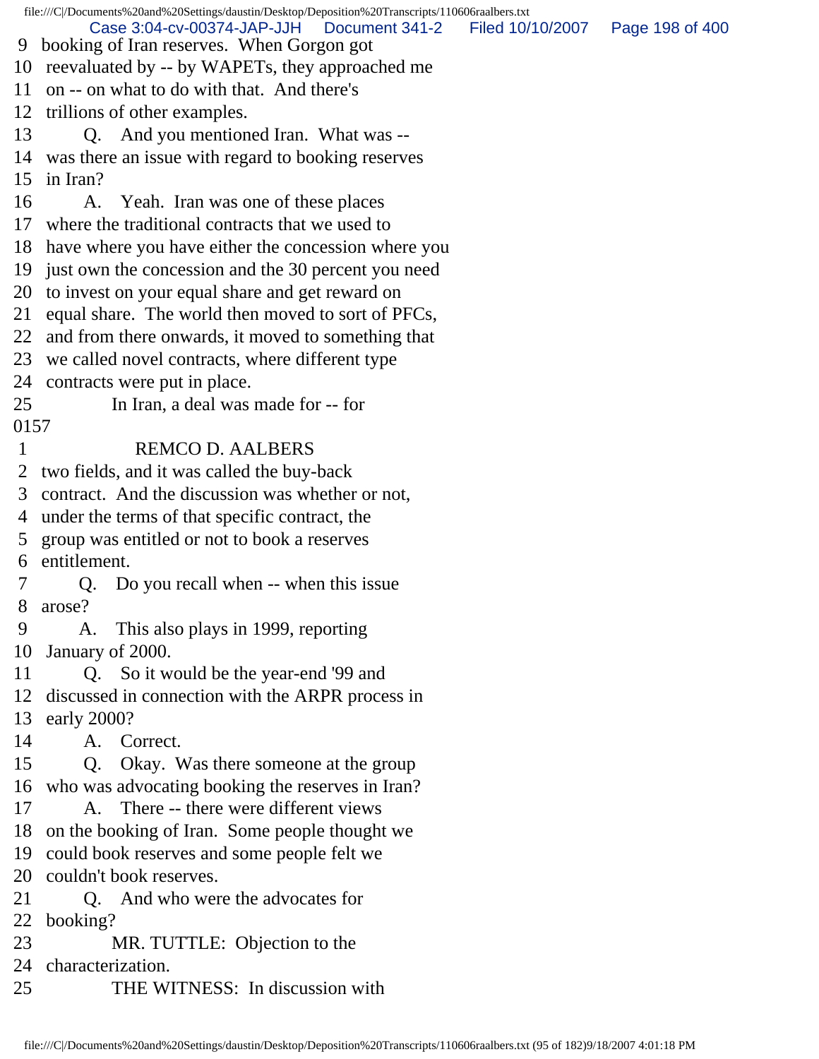9 booking of Iran reserves. When Gorgon got
10 reevaluated by -- by WAPETs, they approached me
11 on -- on what to do with that. And there's
12 trillions of other examples.
13 Q. And you mentioned Iran. What was --
14 was there an issue with regard to booking reserves
15 in Iran?
16 A. Yeah. Iran was one of these places
17 where the traditional contracts that we used to
18 have where you have either the concession where you
19 just own the concession and the 30 percent you need
20 to invest on your equal share and get reward on
21 equal share. The world then moved to sort of PFCs,
22 and from there onwards, it moved to something that
23 we called novel contracts, where different type
24 contracts were put in place.
25 In Iran, a deal was made for -- for

0157

1 REMCO D. AALBERS
2 two fields, and it was called the buy-back
3 contract. And the discussion was whether or not,
4 under the terms of that specific contract, the
5 group was entitled or not to book a reserves
6 entitlement.
7 Q. Do you recall when -- when this issue
8 arose?
9 A. This also plays in 1999, reporting
10 January of 2000.
11 Q. So it would be the year-end '99 and
12 discussed in connection with the ARPR process in
13 early 2000?
14 A. Correct.
15 Q. Okay. Was there someone at the group
16 who was advocating booking the reserves in Iran?
17 A. There -- there were different views
18 on the booking of Iran. Some people thought we
19 could book reserves and some people felt we
20 couldn't book reserves.
21 Q. And who were the advocates for
22 booking?
23 MR. TUTTLE: Objection to the
24 characterization.
25 THE WITNESS: In discussion with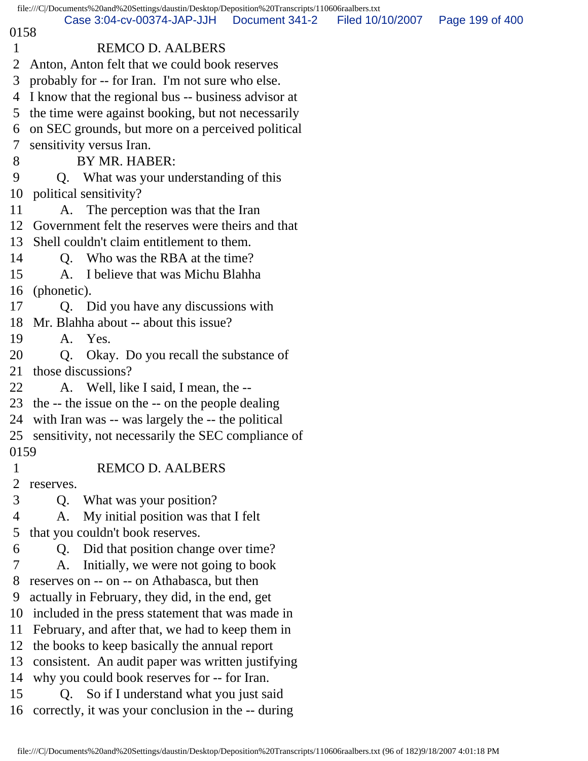0158

1 REMCO D. AALBERS

2 Anton, Anton felt that we could book reserves

3 probably for -- for Iran. I'm not sure who else.

4 I know that the regional bus -- business advisor at

5 the time were against booking, but not necessarily

6 on SEC grounds, but more on a perceived political

7 sensitivity versus Iran.

8 BY MR. HABER:

9 Q. What was your understanding of this

10 political sensitivity?

11 A. The perception was that the Iran

12 Government felt the reserves were theirs and that

13 Shell couldn't claim entitlement to them.

14 Q. Who was the RBA at the time?

15 A. I believe that was Michu Blahha

16 (phonetic).

17 Q. Did you have any discussions with

18 Mr. Blahha about -- about this issue?

19 A. Yes.

20 Q. Okay. Do you recall the substance of

21 those discussions?

22 A. Well, like I said, I mean, the --

23 the -- the issue on the -- on the people dealing

24 with Iran was -- was largely the -- the political

25 sensitivity, not necessarily the SEC compliance of

0159

1 REMCO D. AALBERS

2 reserves.

3 Q. What was your position?

4 A. My initial position was that I felt

5 that you couldn't book reserves.

6 Q. Did that position change over time?

7 A. Initially, we were not going to book

8 reserves on -- on -- on Athabasca, but then

9 actually in February, they did, in the end, get

10 included in the press statement that was made in

11 February, and after that, we had to keep them in

12 the books to keep basically the annual report

13 consistent. An audit paper was written justifying

14 why you could book reserves for -- for Iran.

15 Q. So if I understand what you just said

16 correctly, it was your conclusion in the -- during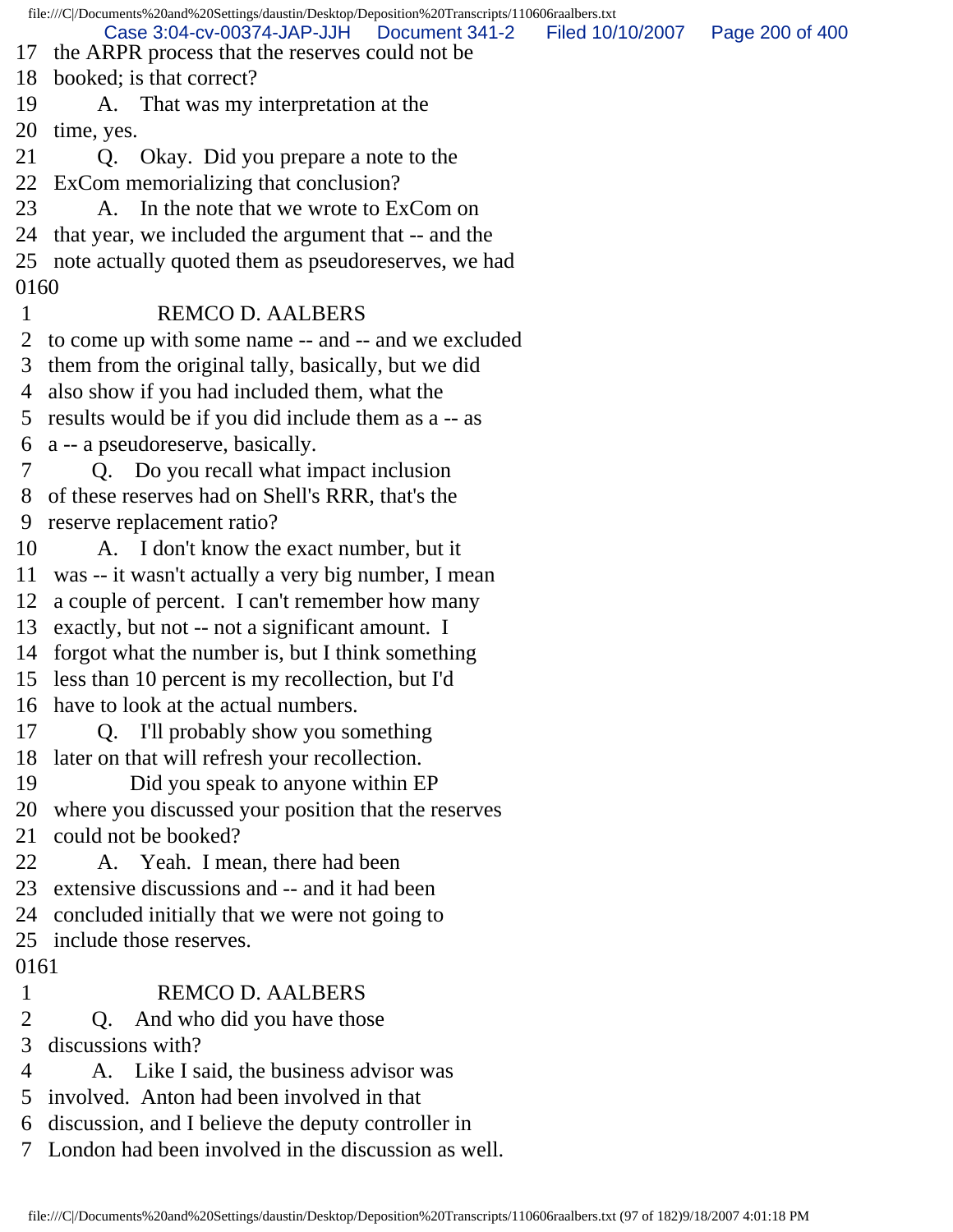17 the ARPR process that the reserves could not be
18 booked; is that correct?
19 A. That was my interpretation at the
20 time, yes.
21 Q. Okay. Did you prepare a note to the
22 ExCom memorializing that conclusion?
23 A. In the note that we wrote to ExCom on
24 that year, we included the argument that -- and the
25 note actually quoted them as pseudoreserves, we had
0160
1 REMCO D. AALBERS
2 to come up with some name -- and -- and we excluded
3 them from the original tally, basically, but we did
4 also show if you had included them, what the
5 results would be if you did include them as a -- as
6 a -- a pseudoreserve, basically.
7 Q. Do you recall what impact inclusion
8 of these reserves had on Shell's RRR, that's the
9 reserve replacement ratio?
10 A. I don't know the exact number, but it
11 was -- it wasn't actually a very big number, I mean
12 a couple of percent. I can't remember how many
13 exactly, but not -- not a significant amount. I
14 forgot what the number is, but I think something
15 less than 10 percent is my recollection, but I'd
16 have to look at the actual numbers.
17 Q. I'll probably show you something
18 later on that will refresh your recollection.
19 Did you speak to anyone within EP
20 where you discussed your position that the reserves
21 could not be booked?
22 A. Yeah. I mean, there had been
23 extensive discussions and -- and it had been
24 concluded initially that we were not going to
25 include those reserves.
0161
1 REMCO D. AALBERS
2 Q. And who did you have those
3 discussions with?
4 A. Like I said, the business advisor was
5 involved. Anton had been involved in that
6 discussion, and I believe the deputy controller in
7 London had been involved in the discussion as well.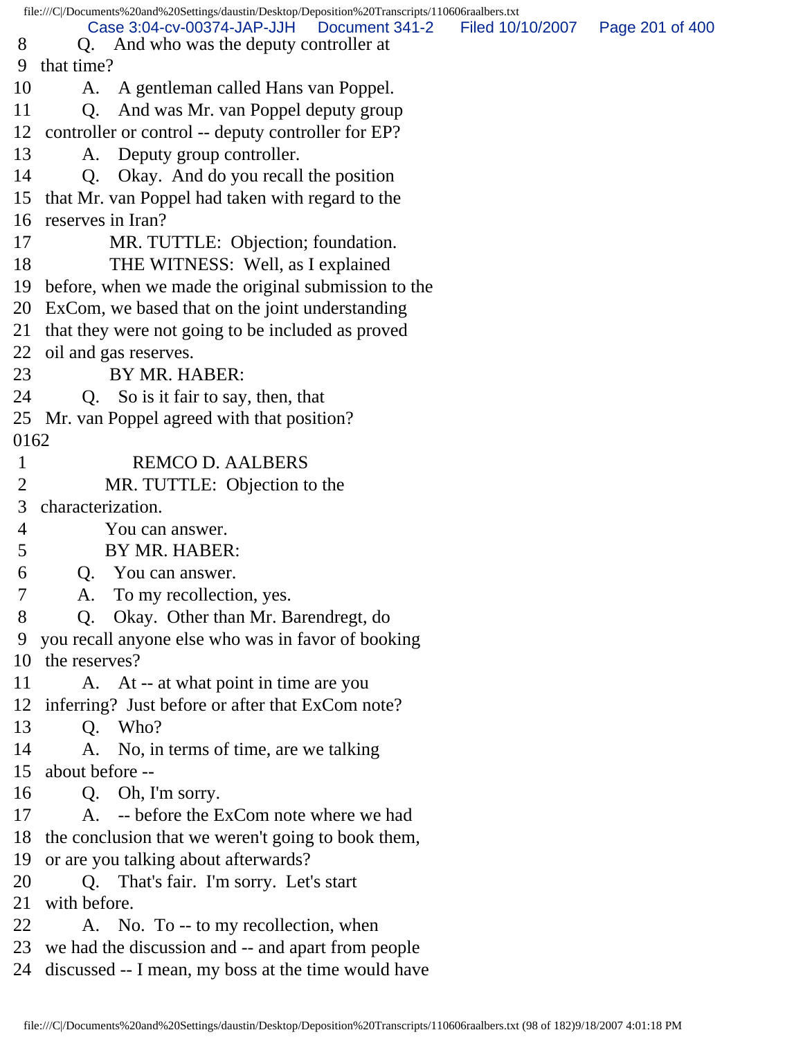8 Q. And who was the deputy controller at
9 that time?
10 A. A gentleman called Hans van Poppel.
11 Q. And was Mr. van Poppel deputy group
12 controller or control -- deputy controller for EP?
13 A. Deputy group controller.
14 Q. Okay. And do you recall the position
15 that Mr. van Poppel had taken with regard to the
16 reserves in Iran?
17 MR. TUTTLE: Objection; foundation.
18 THE WITNESS: Well, as I explained
19 before, when we made the original submission to the
20 ExCom, we based that on the joint understanding
21 that they were not going to be included as proved
22 oil and gas reserves.
23 BY MR. HABER:
24 Q. So is it fair to say, then, that
25 Mr. van Poppel agreed with that position?

0162

1 REMCO D. AALBERS
2 MR. TUTTLE: Objection to the
3 characterization.
4 You can answer.
5 BY MR. HABER:
6 Q. You can answer.
7 A. To my recollection, yes.
8 Q. Okay. Other than Mr. Barendregt, do
9 you recall anyone else who was in favor of booking
10 the reserves?
11 A. At -- at what point in time are you
12 inferring? Just before or after that ExCom note?
13 Q. Who?
14 A. No, in terms of time, are we talking
15 about before --
16 Q. Oh, I'm sorry.
17 A. -- before the ExCom note where we had
18 the conclusion that we weren't going to book them,
19 or are you talking about afterwards?
20 Q. That's fair. I'm sorry. Let's start
21 with before.
22 A. No. To -- to my recollection, when
23 we had the discussion and -- and apart from people
24 discussed -- I mean, my boss at the time would have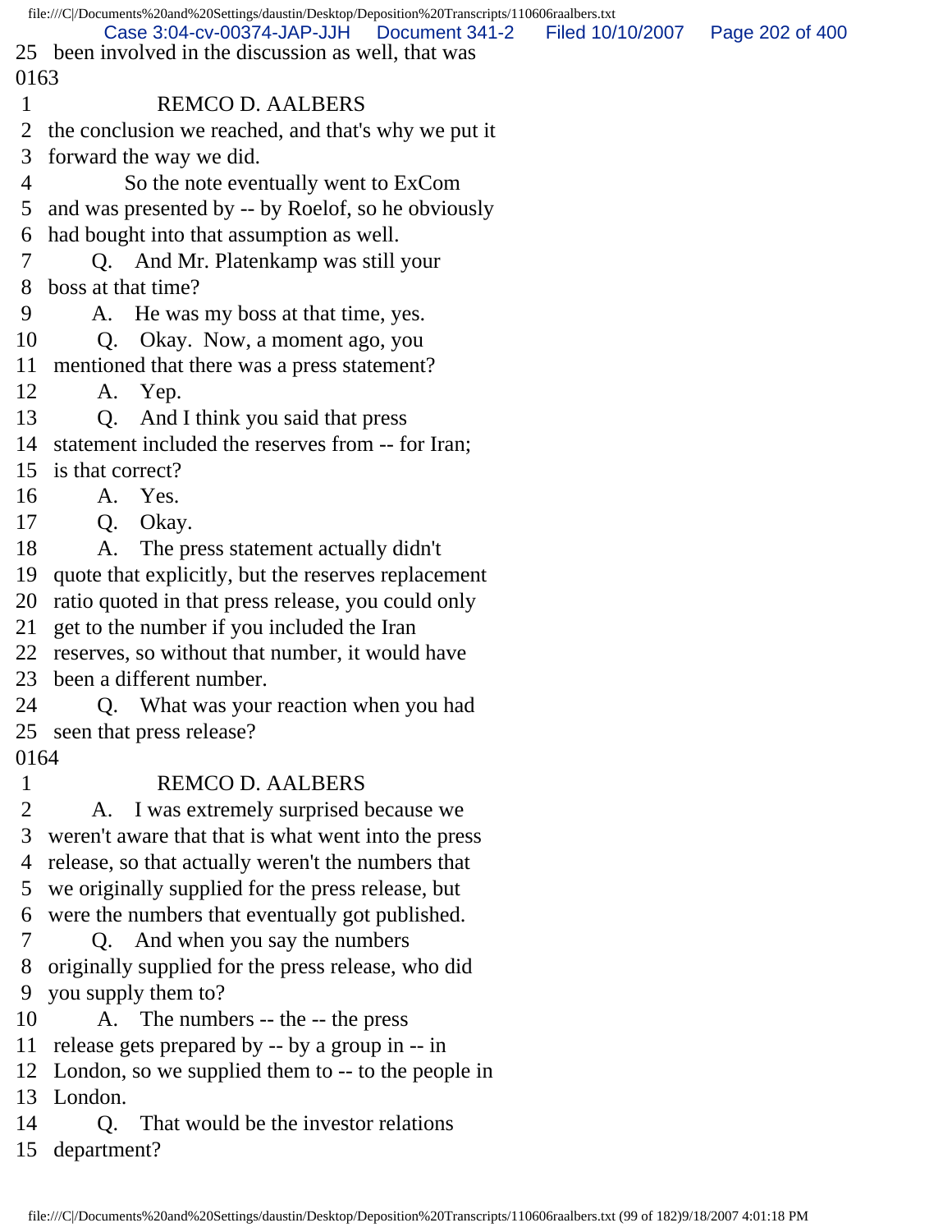25 been involved in the discussion as well, that was

0163

1 REMCO D. AALBERS

2 the conclusion we reached, and that's why we put it

3 forward the way we did.

4 So the note eventually went to ExCom

5 and was presented by -- by Roelof, so he obviously

6 had bought into that assumption as well.

7 Q. And Mr. Platenkamp was still your

8 boss at that time?

9 A. He was my boss at that time, yes.

10 Q. Okay. Now, a moment ago, you

11 mentioned that there was a press statement?

12 A. Yep.

13 Q. And I think you said that press

14 statement included the reserves from -- for Iran;

15 is that correct?

16 A. Yes.

17 Q. Okay.

18 A. The press statement actually didn't

19 quote that explicitly, but the reserves replacement

20 ratio quoted in that press release, you could only

21 get to the number if you included the Iran

22 reserves, so without that number, it would have

23 been a different number.

24 Q. What was your reaction when you had

25 seen that press release?

0164

1 REMCO D. AALBERS

2 A. I was extremely surprised because we

3 weren't aware that that is what went into the press

4 release, so that actually weren't the numbers that

5 we originally supplied for the press release, but

6 were the numbers that eventually got published.

7 Q. And when you say the numbers

8 originally supplied for the press release, who did

9 you supply them to?

10 A. The numbers -- the -- the press

11 release gets prepared by -- by a group in -- in

12 London, so we supplied them to -- to the people in

13 London.

14 Q. That would be the investor relations

15 department?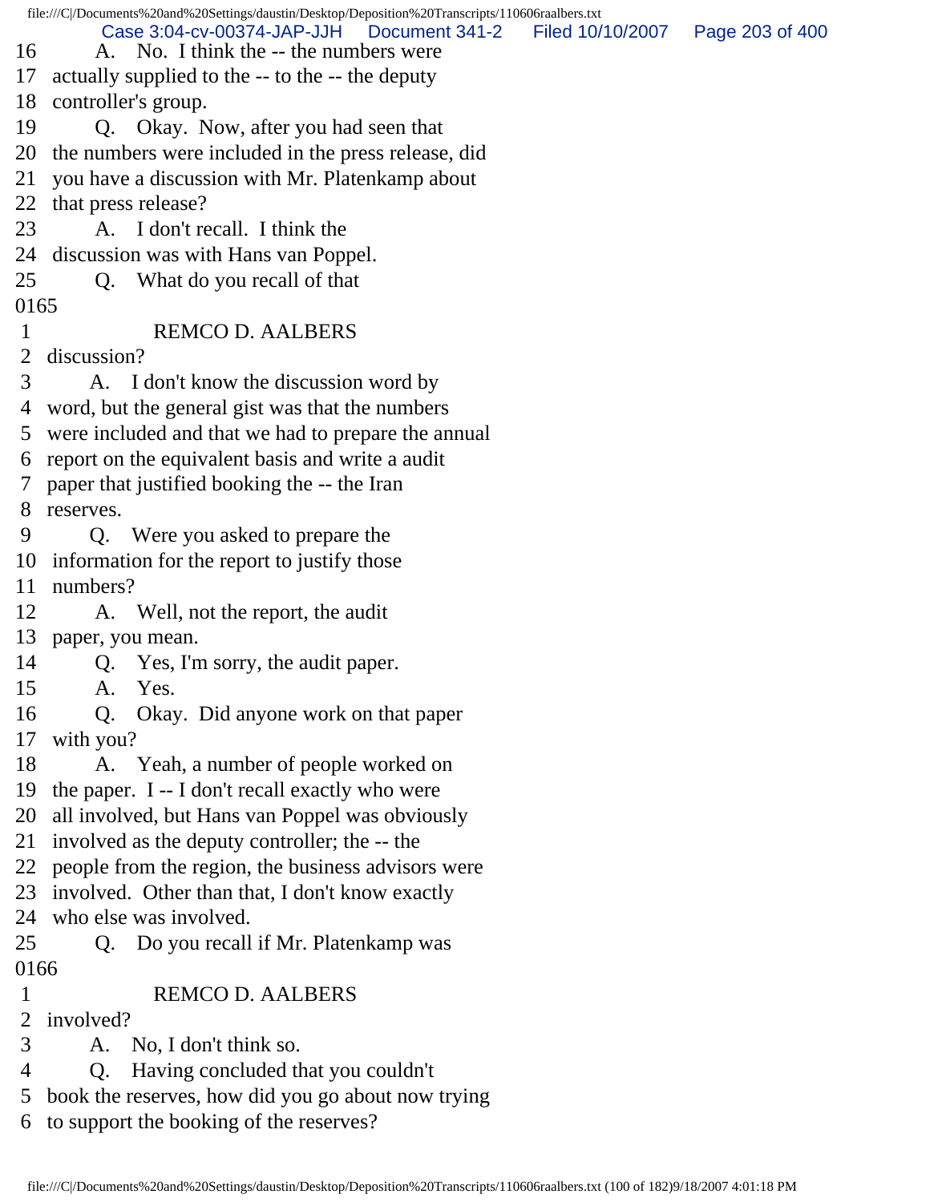16 A. No. I think the -- the numbers were
17 actually supplied to the -- to the -- the deputy
18 controller's group.
19 Q. Okay. Now, after you had seen that
20 the numbers were included in the press release, did
21 you have a discussion with Mr. Platenkamp about
22 that press release?
23 A. I don't recall. I think the
24 discussion was with Hans van Poppel.
25 Q. What do you recall of that
0165
1 REMCO D. AALBERS
2 discussion?
3 A. I don't know the discussion word by
4 word, but the general gist was that the numbers
5 were included and that we had to prepare the annual
6 report on the equivalent basis and write a audit
7 paper that justified booking the -- the Iran
8 reserves.
9 Q. Were you asked to prepare the
10 information for the report to justify those
11 numbers?
12 A. Well, not the report, the audit
13 paper, you mean.
14 Q. Yes, I'm sorry, the audit paper.
15 A. Yes.
16 Q. Okay. Did anyone work on that paper
17 with you?
18 A. Yeah, a number of people worked on
19 the paper. I -- I don't recall exactly who were
20 all involved, but Hans van Poppel was obviously
21 involved as the deputy controller; the -- the
22 people from the region, the business advisors were
23 involved. Other than that, I don't know exactly
24 who else was involved.
25 Q. Do you recall if Mr. Platenkamp was
0166
1 REMCO D. AALBERS
2 involved?
3 A. No, I don't think so.
4 Q. Having concluded that you couldn't
5 book the reserves, how did you go about now trying
6 to support the booking of the reserves?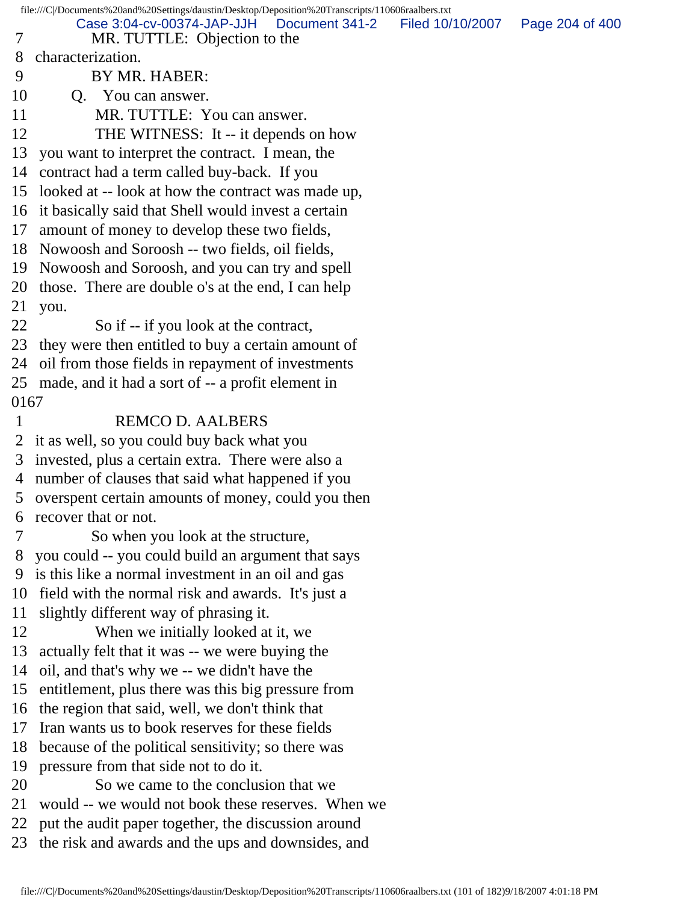7 MR. TUTTLE: Objection to the
8 characterization.
9 BY MR. HABER:
10 Q. You can answer.
11 MR. TUTTLE: You can answer.
12 THE WITNESS: It -- it depends on how
13 you want to interpret the contract. I mean, the
14 contract had a term called buy-back. If you
15 looked at -- look at how the contract was made up,
16 it basically said that Shell would invest a certain
17 amount of money to develop these two fields,
18 Nowoosh and Soroosh -- two fields, oil fields,
19 Nowoosh and Soroosh, and you can try and spell
20 those. There are double o's at the end, I can help
21 you.
22 So if -- if you look at the contract,
23 they were then entitled to buy a certain amount of
24 oil from those fields in repayment of investments
25 made, and it had a sort of -- a profit element in
0167
1 REMCO D. AALBERS
2 it as well, so you could buy back what you
3 invested, plus a certain extra. There were also a
4 number of clauses that said what happened if you
5 overspent certain amounts of money, could you then
6 recover that or not.
7 So when you look at the structure,
8 you could -- you could build an argument that says
9 is this like a normal investment in an oil and gas
10 field with the normal risk and awards. It's just a
11 slightly different way of phrasing it.
12 When we initially looked at it, we
13 actually felt that it was -- we were buying the
14 oil, and that's why we -- we didn't have the
15 entitlement, plus there was this big pressure from
16 the region that said, well, we don't think that
17 Iran wants us to book reserves for these fields
18 because of the political sensitivity; so there was
19 pressure from that side not to do it.
20 So we came to the conclusion that we
21 would -- we would not book these reserves. When we
22 put the audit paper together, the discussion around
23 the risk and awards and the ups and downsides, and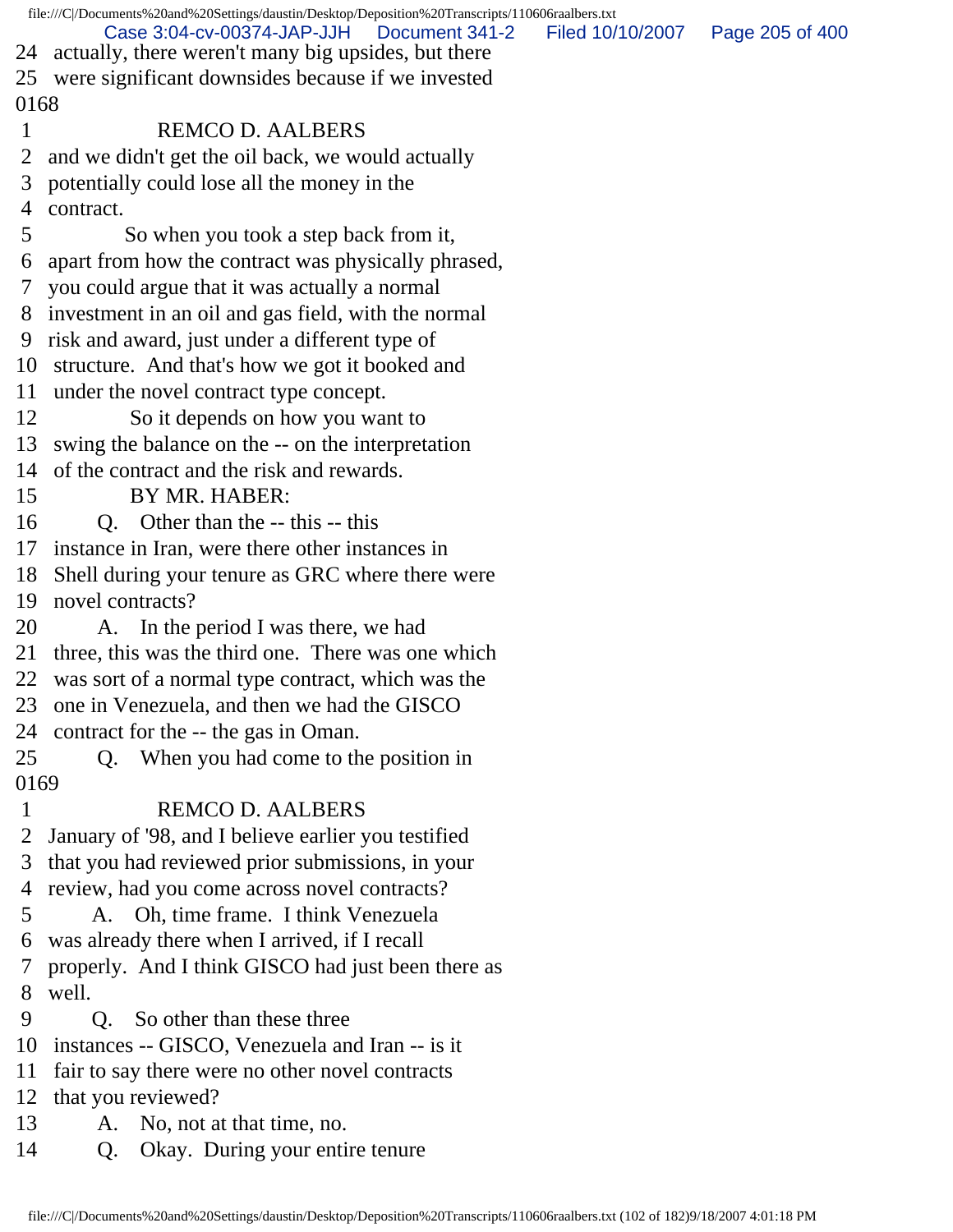24 actually, there weren't many big upsides, but there
25 were significant downsides because if we invested
0168
1 REMCO D. AALBERS
2 and we didn't get the oil back, we would actually
3 potentially could lose all the money in the
4 contract.
5 So when you took a step back from it,
6 apart from how the contract was physically phrased,
7 you could argue that it was actually a normal
8 investment in an oil and gas field, with the normal
9 risk and award, just under a different type of
10 structure. And that's how we got it booked and
11 under the novel contract type concept.
12 So it depends on how you want to
13 swing the balance on the -- on the interpretation
14 of the contract and the risk and rewards.
15 BY MR. HABER:
16 Q. Other than the -- this -- this
17 instance in Iran, were there other instances in
18 Shell during your tenure as GRC where there were
19 novel contracts?
20 A. In the period I was there, we had
21 three, this was the third one. There was one which
22 was sort of a normal type contract, which was the
23 one in Venezuela, and then we had the GISCO
24 contract for the -- the gas in Oman.
25 Q. When you had come to the position in
0169
1 REMCO D. AALBERS
2 January of '98, and I believe earlier you testified
3 that you had reviewed prior submissions, in your
4 review, had you come across novel contracts?
5 A. Oh, time frame. I think Venezuela
6 was already there when I arrived, if I recall
7 properly. And I think GISCO had just been there as
8 well.
9 Q. So other than these three
10 instances -- GISCO, Venezuela and Iran -- is it
11 fair to say there were no other novel contracts
12 that you reviewed?
13 A. No, not at that time, no.
14 Q. Okay. During your entire tenure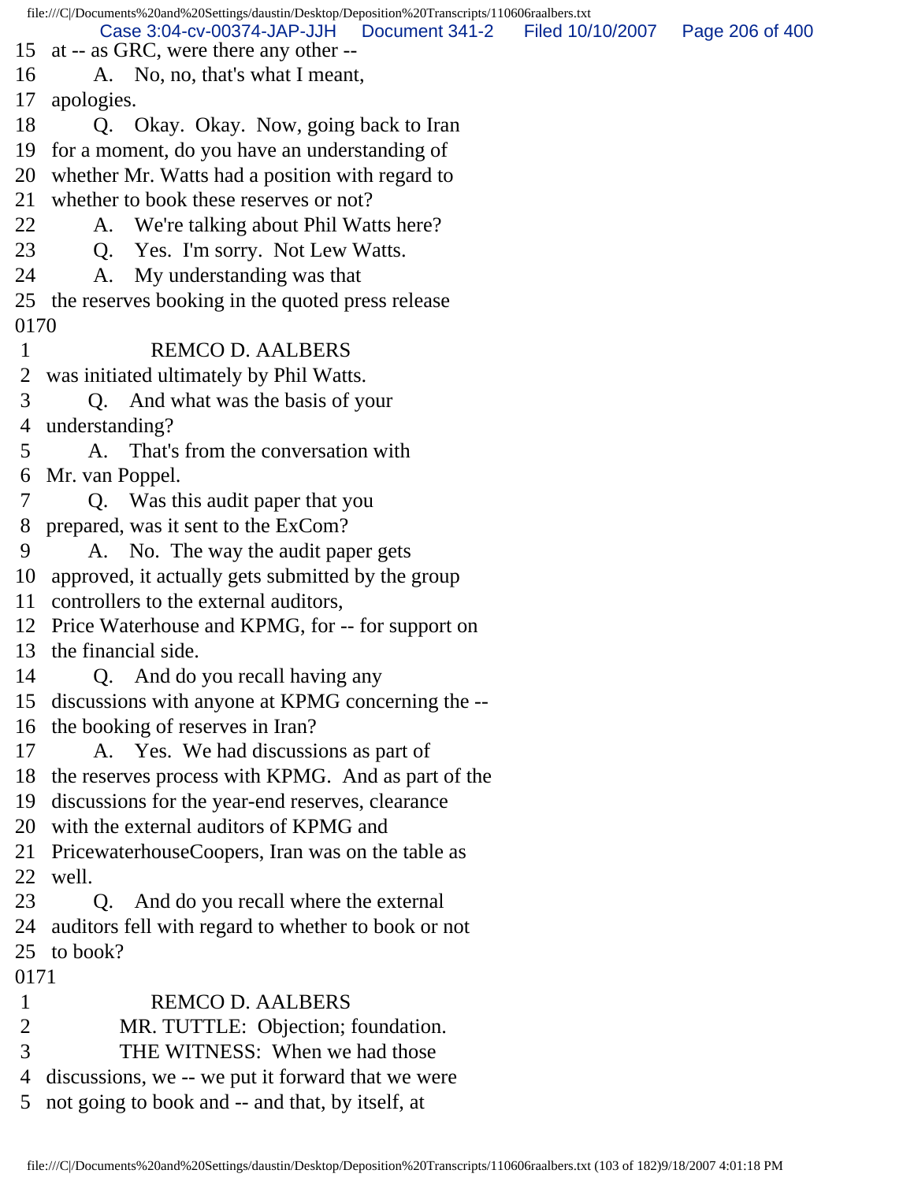15 at -- as GRC, were there any other --
16 A. No, no, that's what I meant,
17 apologies.
18 Q. Okay. Okay. Now, going back to Iran
19 for a moment, do you have an understanding of
20 whether Mr. Watts had a position with regard to
21 whether to book these reserves or not?
22 A. We're talking about Phil Watts here?
23 Q. Yes. I'm sorry. Not Lew Watts.
24 A. My understanding was that
25 the reserves booking in the quoted press release

0170

1 REMCO D. AALBERS
2 was initiated ultimately by Phil Watts.
3 Q. And what was the basis of your
4 understanding?
5 A. That's from the conversation with
6 Mr. van Poppel.
7 Q. Was this audit paper that you
8 prepared, was it sent to the ExCom?
9 A. No. The way the audit paper gets
10 approved, it actually gets submitted by the group
11 controllers to the external auditors,
12 Price Waterhouse and KPMG, for -- for support on
13 the financial side.
14 Q. And do you recall having any
15 discussions with anyone at KPMG concerning the --
16 the booking of reserves in Iran?
17 A. Yes. We had discussions as part of
18 the reserves process with KPMG. And as part of the
19 discussions for the year-end reserves, clearance
20 with the external auditors of KPMG and
21 PricewaterhouseCoopers, Iran was on the table as
22 well.
23 Q. And do you recall where the external
24 auditors fell with regard to whether to book or not
25 to book?

0171

1 REMCO D. AALBERS
2 MR. TUTTLE: Objection; foundation.
3 THE WITNESS: When we had those
4 discussions, we -- we put it forward that we were
5 not going to book and -- and that, by itself, at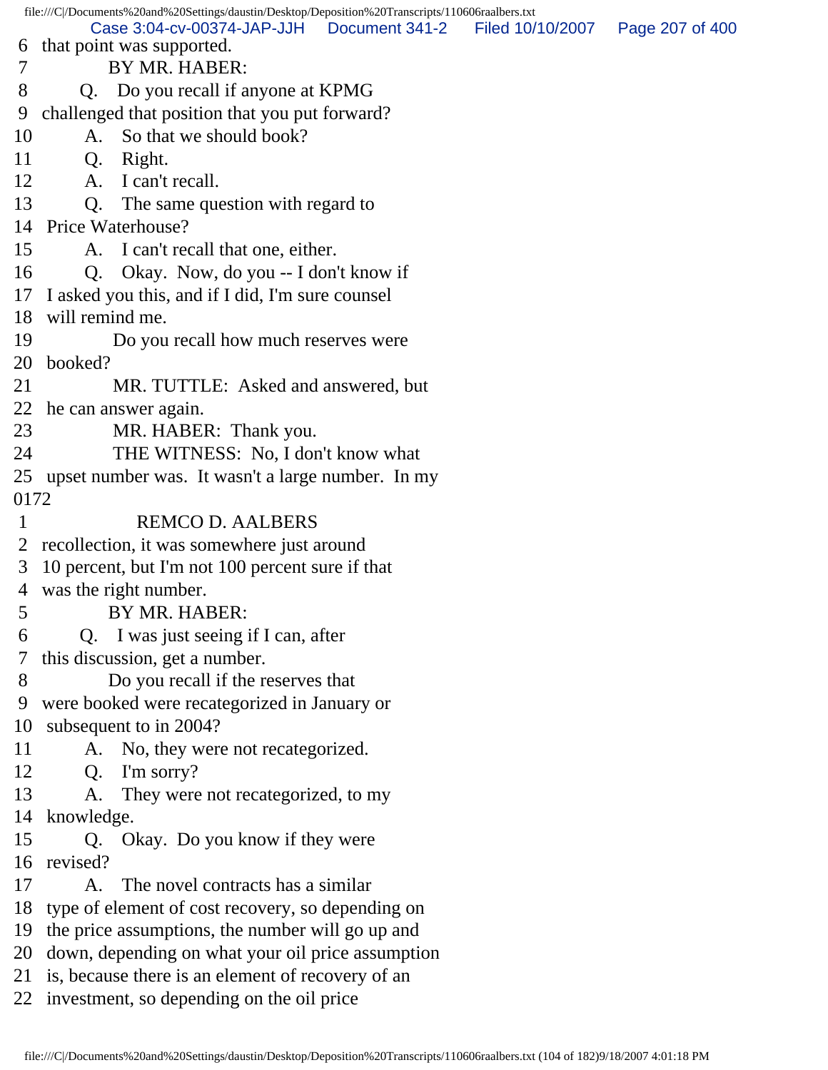6 that point was supported.

7 BY MR. HABER:

8 Q. Do you recall if anyone at KPMG

9 challenged that position that you put forward?

10 A. So that we should book?

11 Q. Right.

12 A. I can't recall.

13 Q. The same question with regard to

14 Price Waterhouse?

15 A. I can't recall that one, either.

16 Q. Okay. Now, do you -- I don't know if

17 I asked you this, and if I did, I'm sure counsel

18 will remind me.

19 Do you recall how much reserves were

20 booked?

21 MR. TUTTLE: Asked and answered, but

22 he can answer again.

23 MR. HABER: Thank you.

24 THE WITNESS: No, I don't know what

25 upset number was. It wasn't a large number. In my

0172

1 REMCO D. AALBERS

2 recollection, it was somewhere just around

3 10 percent, but I'm not 100 percent sure if that

4 was the right number.

5 BY MR. HABER:

6 Q. I was just seeing if I can, after

7 this discussion, get a number.

8 Do you recall if the reserves that

9 were booked were recategorized in January or

10 subsequent to in 2004?

11 A. No, they were not recategorized.

12 Q. I'm sorry?

13 A. They were not recategorized, to my

14 knowledge.

15 Q. Okay. Do you know if they were

16 revised?

17 A. The novel contracts has a similar

18 type of element of cost recovery, so depending on

19 the price assumptions, the number will go up and

20 down, depending on what your oil price assumption

21 is, because there is an element of recovery of an

22 investment, so depending on the oil price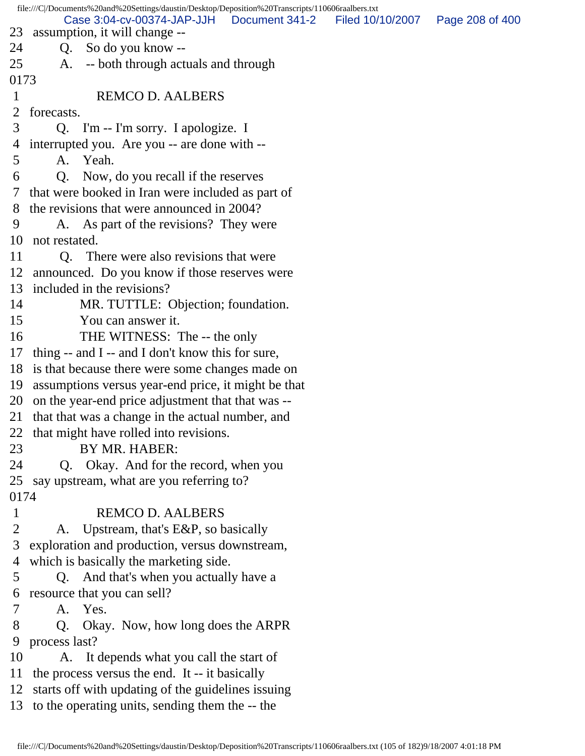23 assumption, it will change --

24 Q. So do you know --

25 A. -- both through actuals and through

0173

1 REMCO D. AALBERS

2 forecasts.

3 Q. I'm -- I'm sorry. I apologize. I

4 interrupted you. Are you -- are done with --

5 A. Yeah.

6 Q. Now, do you recall if the reserves

7 that were booked in Iran were included as part of

8 the revisions that were announced in 2004?

9 A. As part of the revisions? They were

10 not restated.

11 Q. There were also revisions that were

12 announced. Do you know if those reserves were

13 included in the revisions?

14 MR. TUTTLE: Objection; foundation.

15 You can answer it.

16 THE WITNESS: The -- the only

17 thing -- and I -- and I don't know this for sure,

18 is that because there were some changes made on

19 assumptions versus year-end price, it might be that

20 on the year-end price adjustment that that was --

21 that that was a change in the actual number, and

22 that might have rolled into revisions.

23 BY MR. HABER:

24 Q. Okay. And for the record, when you

25 say upstream, what are you referring to?

0174

1 REMCO D. AALBERS

2 A. Upstream, that's E&P, so basically

3 exploration and production, versus downstream,

4 which is basically the marketing side.

5 Q. And that's when you actually have a

6 resource that you can sell?

7 A. Yes.

8 Q. Okay. Now, how long does the ARPR

9 process last?

10 A. It depends what you call the start of

11 the process versus the end. It -- it basically

12 starts off with updating of the guidelines issuing

13 to the operating units, sending them the -- the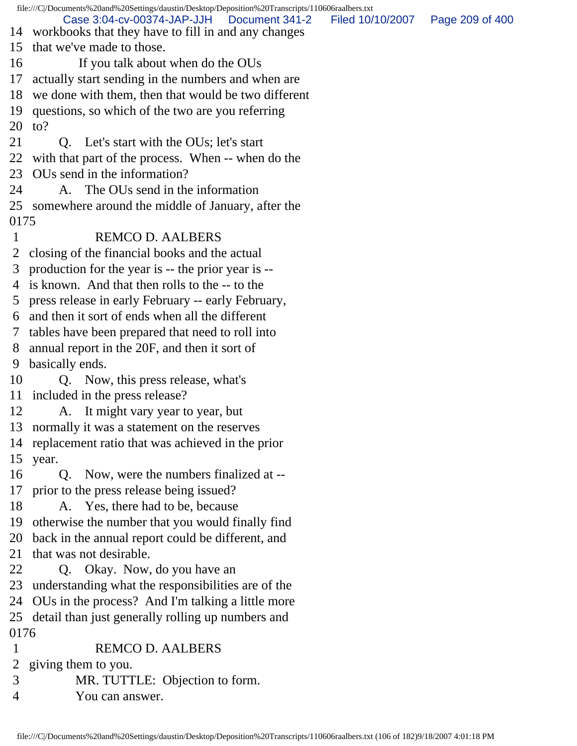14 workbooks that they have to fill in and any changes
15 that we've made to those.
16 If you talk about when do the OUs
17 actually start sending in the numbers and when are
18 we done with them, then that would be two different
19 questions, so which of the two are you referring
20 to?
21 Q. Let's start with the OUs; let's start
22 with that part of the process. When -- when do the
23 OUs send in the information?
24 A. The OUs send in the information
25 somewhere around the middle of January, after the
0175
1 REMCO D. AALBERS
2 closing of the financial books and the actual
3 production for the year is -- the prior year is --
4 is known. And that then rolls to the -- to the
5 press release in early February -- early February,
6 and then it sort of ends when all the different
7 tables have been prepared that need to roll into
8 annual report in the 20F, and then it sort of
9 basically ends.
10 Q. Now, this press release, what's
11 included in the press release?
12 A. It might vary year to year, but
13 normally it was a statement on the reserves
14 replacement ratio that was achieved in the prior
15 year.
16 Q. Now, were the numbers finalized at --
17 prior to the press release being issued?
18 A. Yes, there had to be, because
19 otherwise the number that you would finally find
20 back in the annual report could be different, and
21 that was not desirable.
22 Q. Okay. Now, do you have an
23 understanding what the responsibilities are of the
24 OUs in the process? And I'm talking a little more
25 detail than just generally rolling up numbers and
0176
1 REMCO D. AALBERS
2 giving them to you.
3 MR. TUTTLE: Objection to form.
4 You can answer.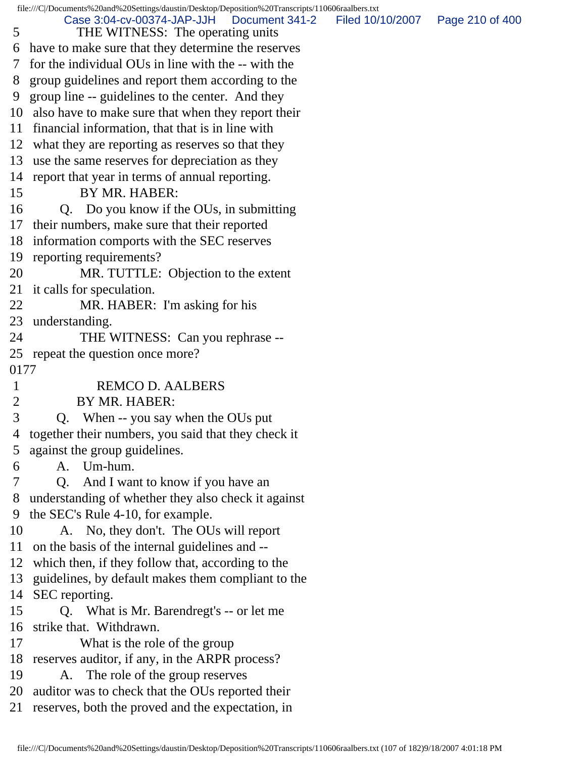5 THE WITNESS: The operating units
6 have to make sure that they determine the reserves
7 for the individual OUs in line with the -- with the
8 group guidelines and report them according to the
9 group line -- guidelines to the center. And they
10 also have to make sure that when they report their
11 financial information, that that is in line with
12 what they are reporting as reserves so that they
13 use the same reserves for depreciation as they
14 report that year in terms of annual reporting.
15 BY MR. HABER:
16 Q. Do you know if the OUs, in submitting
17 their numbers, make sure that their reported
18 information comports with the SEC reserves
19 reporting requirements?
20 MR. TUTTLE: Objection to the extent
21 it calls for speculation.
22 MR. HABER: I'm asking for his
23 understanding.
24 THE WITNESS: Can you rephrase --
25 repeat the question once more?
0177
1 REMCO D. AALBERS
2 BY MR. HABER:
3 Q. When -- you say when the OUs put
4 together their numbers, you said that they check it
5 against the group guidelines.
6 A. Um-hum.
7 Q. And I want to know if you have an
8 understanding of whether they also check it against
9 the SEC's Rule 4-10, for example.
10 A. No, they don't. The OUs will report
11 on the basis of the internal guidelines and --
12 which then, if they follow that, according to the
13 guidelines, by default makes them compliant to the
14 SEC reporting.
15 Q. What is Mr. Barendregt's -- or let me
16 strike that. Withdrawn.
17 What is the role of the group
18 reserves auditor, if any, in the ARPR process?
19 A. The role of the group reserves
20 auditor was to check that the OUs reported their
21 reserves, both the proved and the expectation, in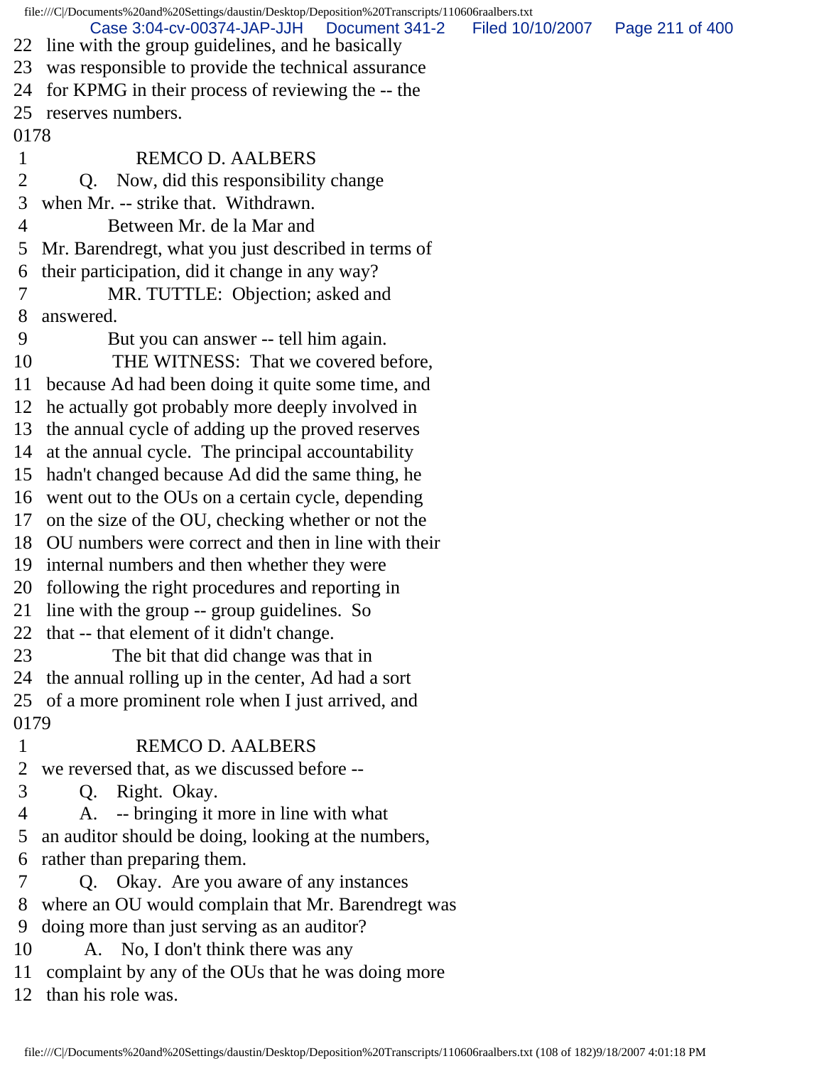22 line with the group guidelines, and he basically
23 was responsible to provide the technical assurance
24 for KPMG in their process of reviewing the -- the
25 reserves numbers.
0178
1 REMCO D. AALBERS
2 Q. Now, did this responsibility change
3 when Mr. -- strike that. Withdrawn.
4 Between Mr. de la Mar and
5 Mr. Barendregt, what you just described in terms of
6 their participation, did it change in any way?
7 MR. TUTTLE: Objection; asked and
8 answered.
9 But you can answer -- tell him again.
10 THE WITNESS: That we covered before,
11 because Ad had been doing it quite some time, and
12 he actually got probably more deeply involved in
13 the annual cycle of adding up the proved reserves
14 at the annual cycle. The principal accountability
15 hadn't changed because Ad did the same thing, he
16 went out to the OUs on a certain cycle, depending
17 on the size of the OU, checking whether or not the
18 OU numbers were correct and then in line with their
19 internal numbers and then whether they were
20 following the right procedures and reporting in
21 line with the group -- group guidelines. So
22 that -- that element of it didn't change.
23 The bit that did change was that in
24 the annual rolling up in the center, Ad had a sort
25 of a more prominent role when I just arrived, and
0179
1 REMCO D. AALBERS
2 we reversed that, as we discussed before --
3 Q. Right. Okay.
4 A. -- bringing it more in line with what
5 an auditor should be doing, looking at the numbers,
6 rather than preparing them.
7 Q. Okay. Are you aware of any instances
8 where an OU would complain that Mr. Barendregt was
9 doing more than just serving as an auditor?
10 A. No, I don't think there was any
11 complaint by any of the OUs that he was doing more
12 than his role was.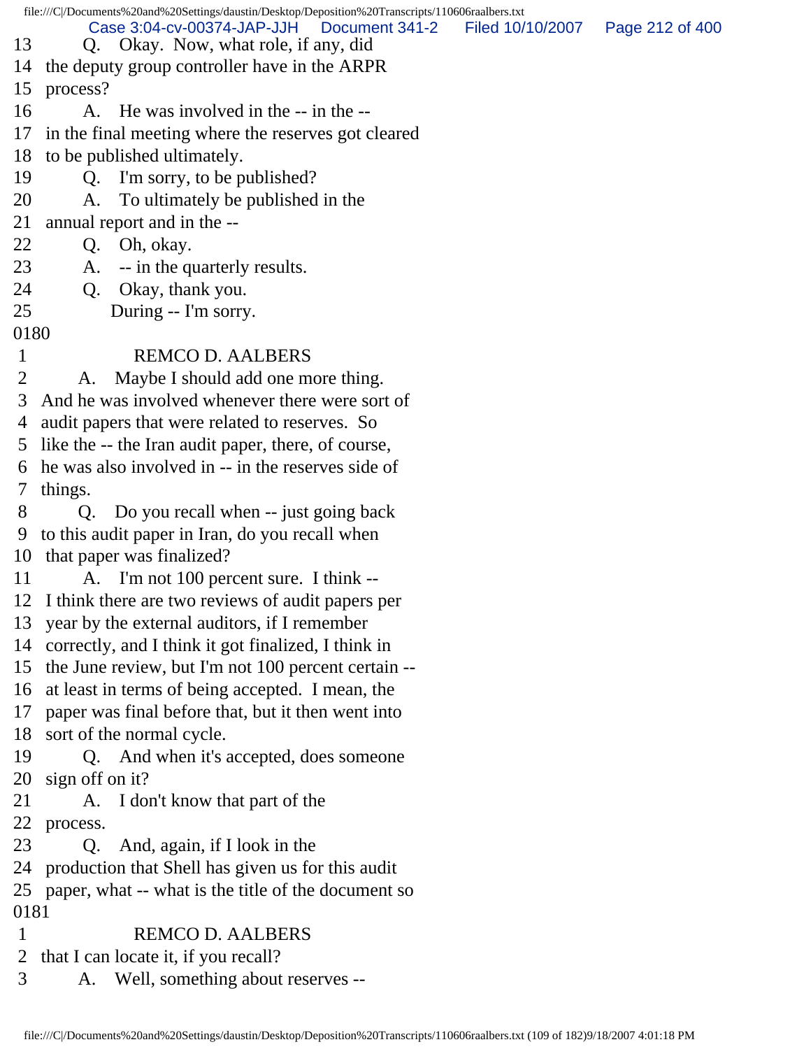13 Q. Okay. Now, what role, if any, did
14 the deputy group controller have in the ARPR
15 process?
16 A. He was involved in the -- in the --
17 in the final meeting where the reserves got cleared
18 to be published ultimately.
19 Q. I'm sorry, to be published?
20 A. To ultimately be published in the
21 annual report and in the --
22 Q. Oh, okay.
23 A. -- in the quarterly results.
24 Q. Okay, thank you.
25 During -- I'm sorry.
0180
1 REMCO D. AALBERS
2 A. Maybe I should add one more thing.
3 And he was involved whenever there were sort of
4 audit papers that were related to reserves. So
5 like the -- the Iran audit paper, there, of course,
6 he was also involved in -- in the reserves side of
7 things.
8 Q. Do you recall when -- just going back
9 to this audit paper in Iran, do you recall when
10 that paper was finalized?
11 A. I'm not 100 percent sure. I think --
12 I think there are two reviews of audit papers per
13 year by the external auditors, if I remember
14 correctly, and I think it got finalized, I think in
15 the June review, but I'm not 100 percent certain --
16 at least in terms of being accepted. I mean, the
17 paper was final before that, but it then went into
18 sort of the normal cycle.
19 Q. And when it's accepted, does someone
20 sign off on it?
21 A. I don't know that part of the
22 process.
23 Q. And, again, if I look in the
24 production that Shell has given us for this audit
25 paper, what -- what is the title of the document so
0181
1 REMCO D. AALBERS
2 that I can locate it, if you recall?
3 A. Well, something about reserves --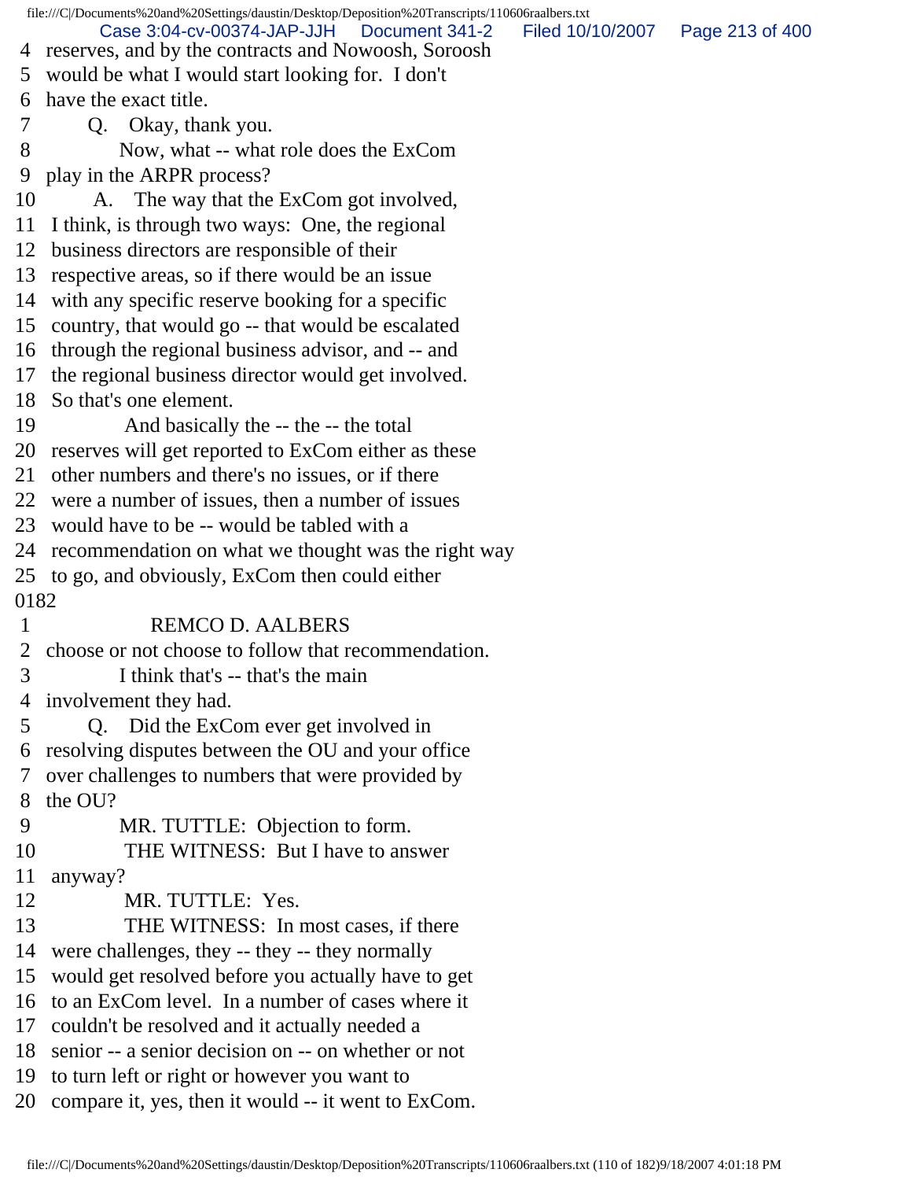4 reserves, and by the contracts and Nowoosh, Soroosh
5 would be what I would start looking for. I don't
6 have the exact title.
7 Q. Okay, thank you.
8 Now, what -- what role does the ExCom
9 play in the ARPR process?
10 A. The way that the ExCom got involved,
11 I think, is through two ways: One, the regional
12 business directors are responsible of their
13 respective areas, so if there would be an issue
14 with any specific reserve booking for a specific
15 country, that would go -- that would be escalated
16 through the regional business advisor, and -- and
17 the regional business director would get involved.
18 So that's one element.
19 And basically the -- the -- the total
20 reserves will get reported to ExCom either as these
21 other numbers and there's no issues, or if there
22 were a number of issues, then a number of issues
23 would have to be -- would be tabled with a
24 recommendation on what we thought was the right way
25 to go, and obviously, ExCom then could either

0182

1 REMCO D. AALBERS
2 choose or not choose to follow that recommendation.
3 I think that's -- that's the main
4 involvement they had.
5 Q. Did the ExCom ever get involved in
6 resolving disputes between the OU and your office
7 over challenges to numbers that were provided by
8 the OU?
9 MR. TUTTLE: Objection to form.
10 THE WITNESS: But I have to answer
11 anyway?
12 MR. TUTTLE: Yes.
13 THE WITNESS: In most cases, if there
14 were challenges, they -- they -- they normally
15 would get resolved before you actually have to get
16 to an ExCom level. In a number of cases where it
17 couldn't be resolved and it actually needed a
18 senior -- a senior decision on -- on whether or not
19 to turn left or right or however you want to
20 compare it, yes, then it would -- it went to ExCom.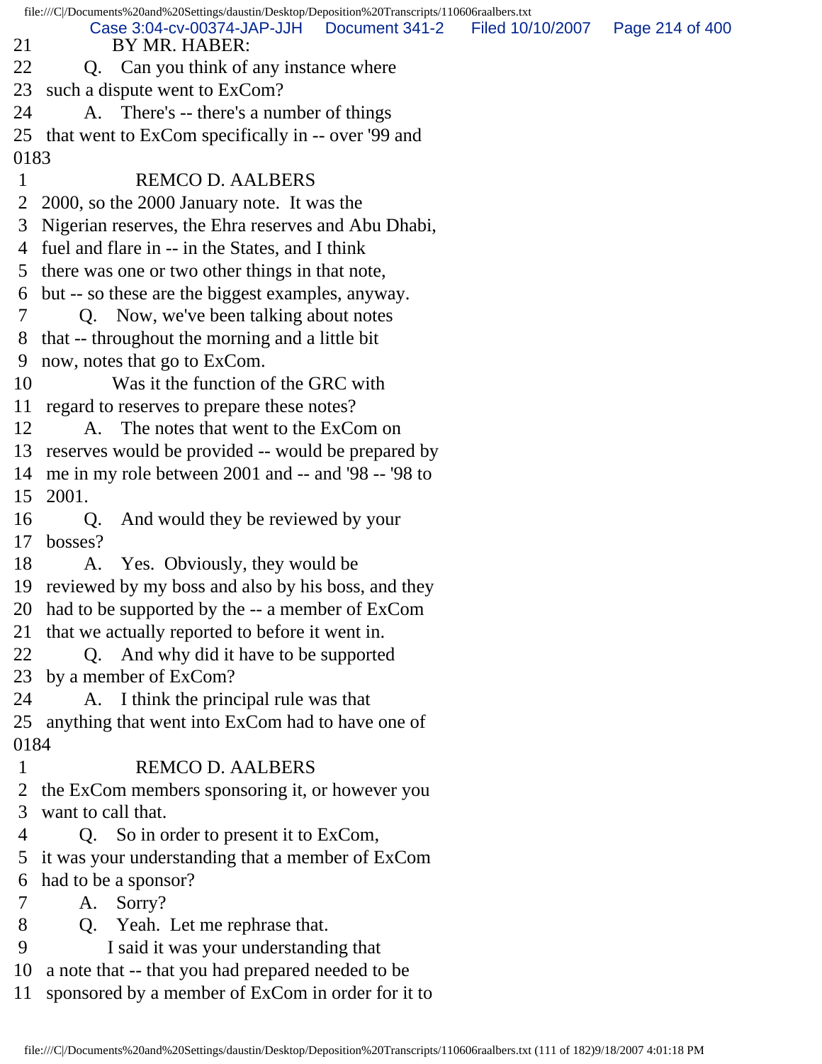21 BY MR. HABER:
22 Q. Can you think of any instance where
23 such a dispute went to ExCom?
24 A. There's -- there's a number of things
25 that went to ExCom specifically in -- over '99 and
0183
1 REMCO D. AALBERS
2 2000, so the 2000 January note. It was the
3 Nigerian reserves, the Ehra reserves and Abu Dhabi,
4 fuel and flare in -- in the States, and I think
5 there was one or two other things in that note,
6 but -- so these are the biggest examples, anyway.
7 Q. Now, we've been talking about notes
8 that -- throughout the morning and a little bit
9 now, notes that go to ExCom.
10 Was it the function of the GRC with
11 regard to reserves to prepare these notes?
12 A. The notes that went to the ExCom on
13 reserves would be provided -- would be prepared by
14 me in my role between 2001 and -- and '98 -- '98 to
15 2001.
16 Q. And would they be reviewed by your
17 bosses?
18 A. Yes. Obviously, they would be
19 reviewed by my boss and also by his boss, and they
20 had to be supported by the -- a member of ExCom
21 that we actually reported to before it went in.
22 Q. And why did it have to be supported
23 by a member of ExCom?
24 A. I think the principal rule was that
25 anything that went into ExCom had to have one of
0184
1 REMCO D. AALBERS
2 the ExCom members sponsoring it, or however you
3 want to call that.
4 Q. So in order to present it to ExCom,
5 it was your understanding that a member of ExCom
6 had to be a sponsor?
7 A. Sorry?
8 Q. Yeah. Let me rephrase that.
9 I said it was your understanding that
10 a note that -- that you had prepared needed to be
11 sponsored by a member of ExCom in order for it to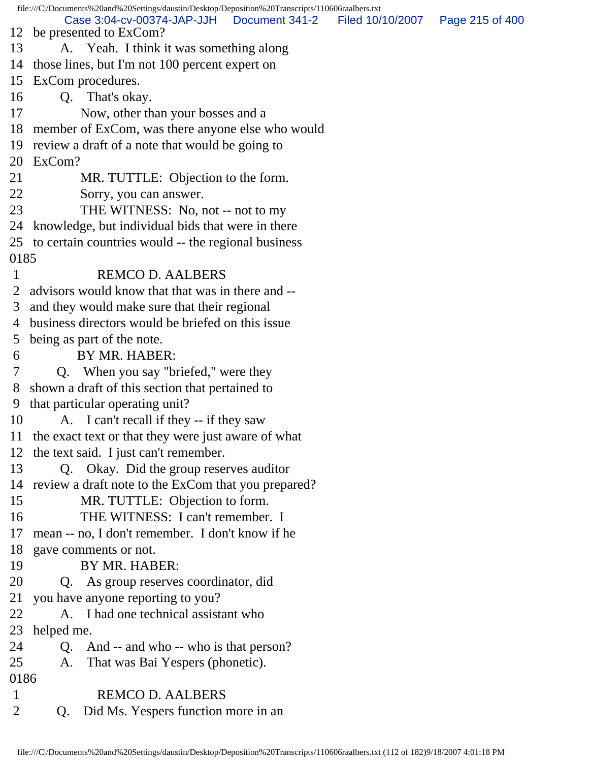12 be presented to ExCom?
13 A. Yeah. I think it was something along
14 those lines, but I'm not 100 percent expert on
15 ExCom procedures.
16 Q. That's okay.
17 Now, other than your bosses and a
18 member of ExCom, was there anyone else who would
19 review a draft of a note that would be going to
20 ExCom?
21 MR. TUTTLE: Objection to the form.
22 Sorry, you can answer.
23 THE WITNESS: No, not -- not to my
24 knowledge, but individual bids that were in there
25 to certain countries would -- the regional business
0185
1 REMCO D. AALBERS
2 advisors would know that that was in there and --
3 and they would make sure that their regional
4 business directors would be briefed on this issue
5 being as part of the note.
6 BY MR. HABER:
7 Q. When you say "briefed," were they
8 shown a draft of this section that pertained to
9 that particular operating unit?
10 A. I can't recall if they -- if they saw
11 the exact text or that they were just aware of what
12 the text said. I just can't remember.
13 Q. Okay. Did the group reserves auditor
14 review a draft note to the ExCom that you prepared?
15 MR. TUTTLE: Objection to form.
16 THE WITNESS: I can't remember. I
17 mean -- no, I don't remember. I don't know if he
18 gave comments or not.
19 BY MR. HABER:
20 Q. As group reserves coordinator, did
21 you have anyone reporting to you?
22 A. I had one technical assistant who
23 helped me.
24 Q. And -- and who -- who is that person?
25 A. That was Bai Yespers (phonetic).
0186
1 REMCO D. AALBERS
2 Q. Did Ms. Yespers function more in an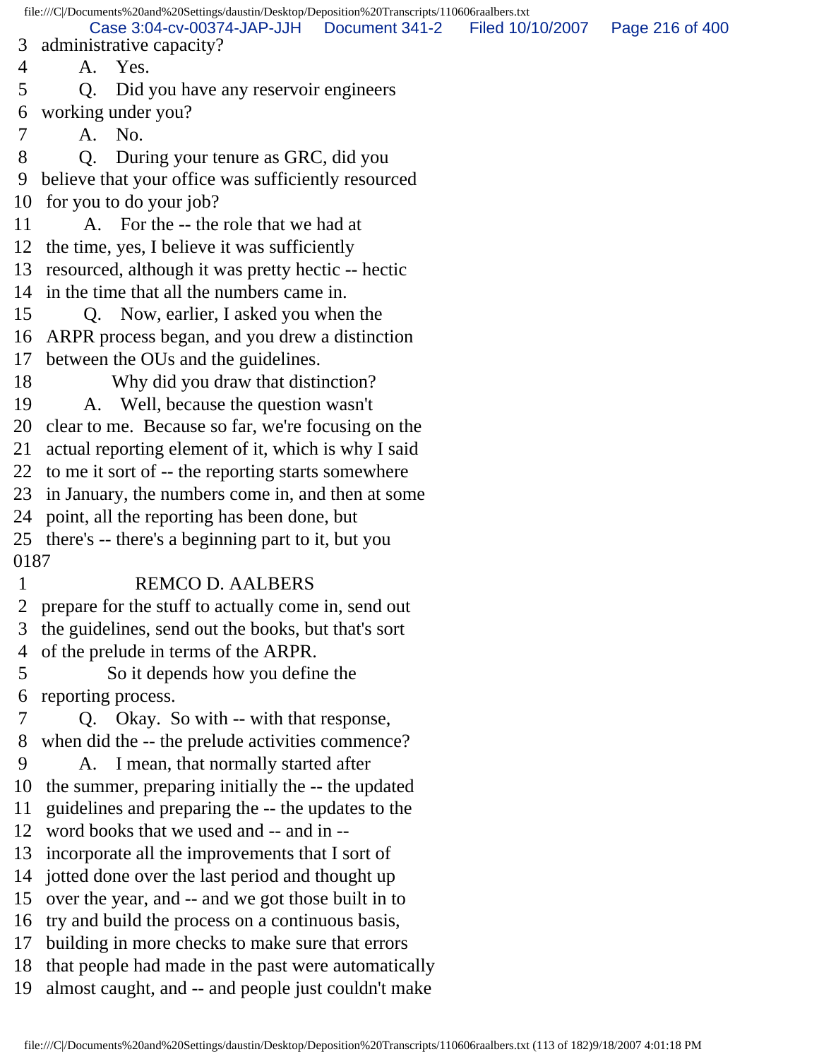3 administrative capacity?
4 A. Yes.
5 Q. Did you have any reservoir engineers
6 working under you?
7 A. No.
8 Q. During your tenure as GRC, did you
9 believe that your office was sufficiently resourced
10 for you to do your job?
11 A. For the -- the role that we had at
12 the time, yes, I believe it was sufficiently
13 resourced, although it was pretty hectic -- hectic
14 in the time that all the numbers came in.
15 Q. Now, earlier, I asked you when the
16 ARPR process began, and you drew a distinction
17 between the OUs and the guidelines.
18 Why did you draw that distinction?
19 A. Well, because the question wasn't
20 clear to me. Because so far, we're focusing on the
21 actual reporting element of it, which is why I said
22 to me it sort of -- the reporting starts somewhere
23 in January, the numbers come in, and then at some
24 point, all the reporting has been done, but
25 there's -- there's a beginning part to it, but you
0187
1 REMCO D. AALBERS
2 prepare for the stuff to actually come in, send out
3 the guidelines, send out the books, but that's sort
4 of the prelude in terms of the ARPR.
5 So it depends how you define the
6 reporting process.
7 Q. Okay. So with -- with that response,
8 when did the -- the prelude activities commence?
9 A. I mean, that normally started after
10 the summer, preparing initially the -- the updated
11 guidelines and preparing the -- the updates to the
12 word books that we used and -- and in --
13 incorporate all the improvements that I sort of
14 jotted done over the last period and thought up
15 over the year, and -- and we got those built in to
16 try and build the process on a continuous basis,
17 building in more checks to make sure that errors
18 that people had made in the past were automatically
19 almost caught, and -- and people just couldn't make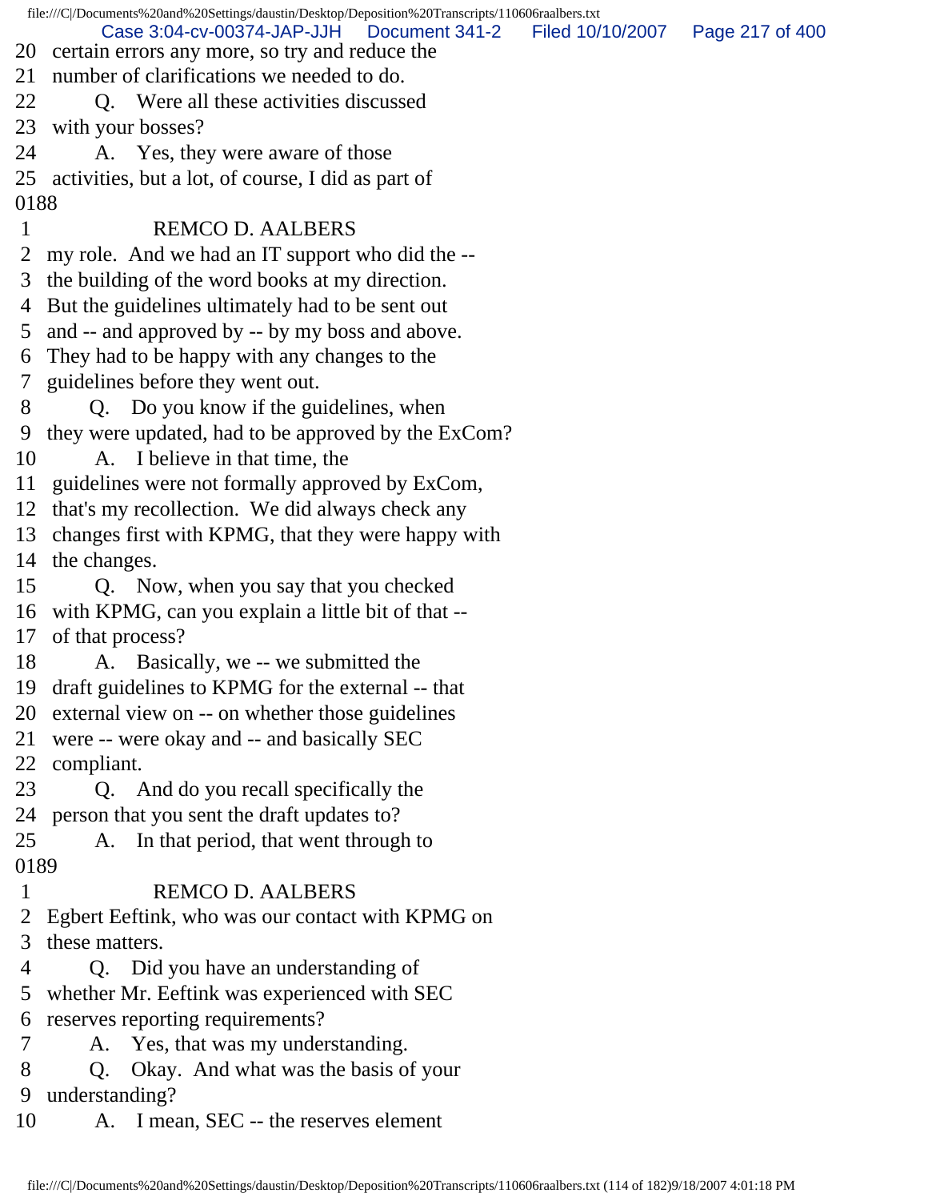20 certain errors any more, so try and reduce the
21 number of clarifications we needed to do.
22 Q. Were all these activities discussed
23 with your bosses?
24 A. Yes, they were aware of those
25 activities, but a lot, of course, I did as part of
0188
1 REMCO D. AALBERS
2 my role. And we had an IT support who did the --
3 the building of the word books at my direction.
4 But the guidelines ultimately had to be sent out
5 and -- and approved by -- by my boss and above.
6 They had to be happy with any changes to the
7 guidelines before they went out.
8 Q. Do you know if the guidelines, when
9 they were updated, had to be approved by the ExCom?
10 A. I believe in that time, the
11 guidelines were not formally approved by ExCom,
12 that's my recollection. We did always check any
13 changes first with KPMG, that they were happy with
14 the changes.
15 Q. Now, when you say that you checked
16 with KPMG, can you explain a little bit of that --
17 of that process?
18 A. Basically, we -- we submitted the
19 draft guidelines to KPMG for the external -- that
20 external view on -- on whether those guidelines
21 were -- were okay and -- and basically SEC
22 compliant.
23 Q. And do you recall specifically the
24 person that you sent the draft updates to?
25 A. In that period, that went through to
0189
1 REMCO D. AALBERS
2 Egbert Eeftink, who was our contact with KPMG on
3 these matters.
4 Q. Did you have an understanding of
5 whether Mr. Eeftink was experienced with SEC
6 reserves reporting requirements?
7 A. Yes, that was my understanding.
8 Q. Okay. And what was the basis of your
9 understanding?
10 A. I mean, SEC -- the reserves element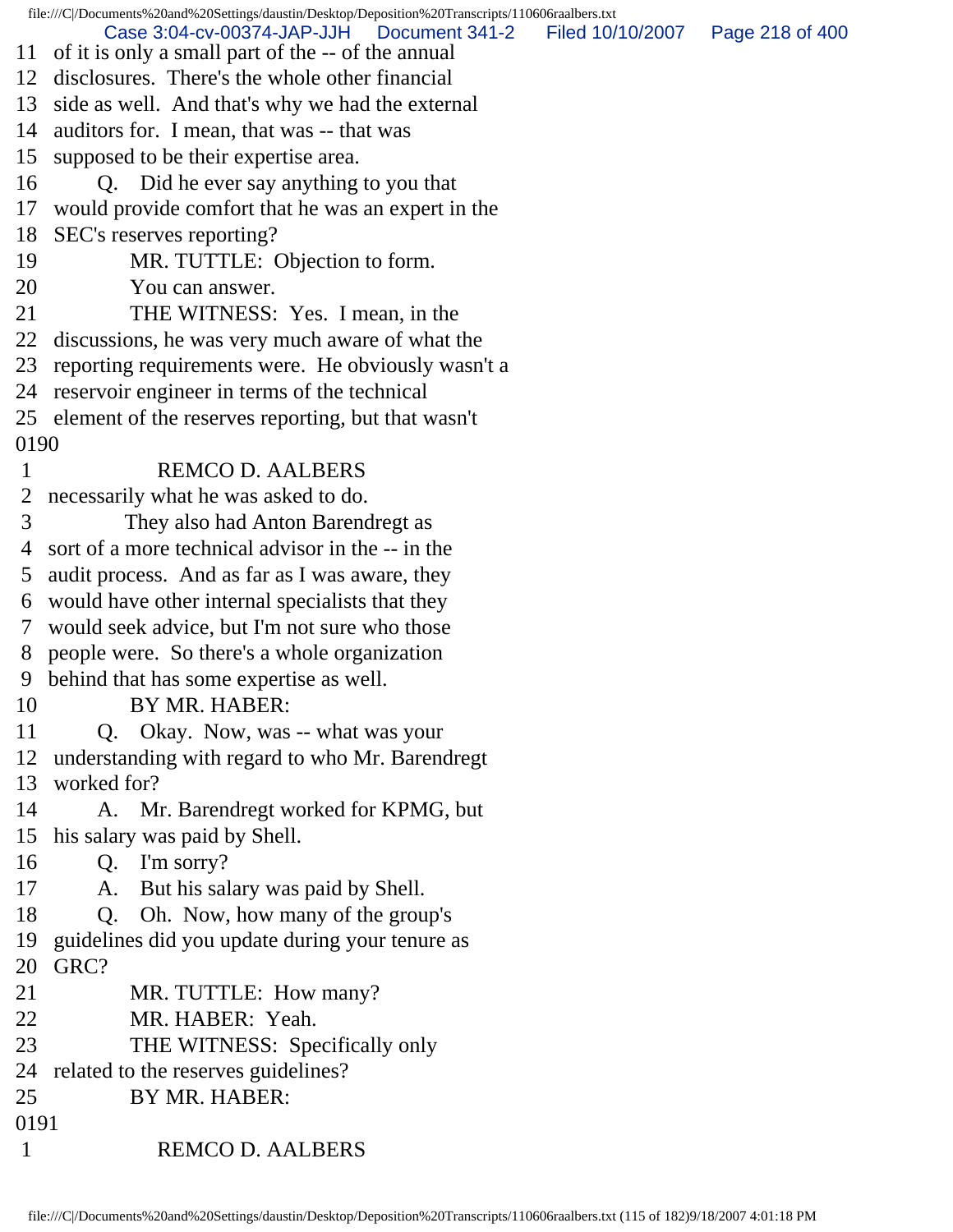11 of it is only a small part of the -- of the annual
12 disclosures. There's the whole other financial
13 side as well. And that's why we had the external
14 auditors for. I mean, that was -- that was
15 supposed to be their expertise area.
16 Q. Did he ever say anything to you that
17 would provide comfort that he was an expert in the
18 SEC's reserves reporting?
19 MR. TUTTLE: Objection to form.
20 You can answer.
21 THE WITNESS: Yes. I mean, in the
22 discussions, he was very much aware of what the
23 reporting requirements were. He obviously wasn't a
24 reservoir engineer in terms of the technical
25 element of the reserves reporting, but that wasn't

0190

1 REMCO D. AALBERS
2 necessarily what he was asked to do.
3 They also had Anton Barendregt as
4 sort of a more technical advisor in the -- in the
5 audit process. And as far as I was aware, they
6 would have other internal specialists that they
7 would seek advice, but I'm not sure who those
8 people were. So there's a whole organization
9 behind that has some expertise as well.
10 BY MR. HABER:
11 Q. Okay. Now, was -- what was your
12 understanding with regard to who Mr. Barendregt
13 worked for?
14 A. Mr. Barendregt worked for KPMG, but
15 his salary was paid by Shell.
16 Q. I'm sorry?
17 A. But his salary was paid by Shell.
18 Q. Oh. Now, how many of the group's
19 guidelines did you update during your tenure as
20 GRC?
21 MR. TUTTLE: How many?
22 MR. HABER: Yeah.
23 THE WITNESS: Specifically only
24 related to the reserves guidelines?
25 BY MR. HABER:

0191

1 REMCO D. AALBERS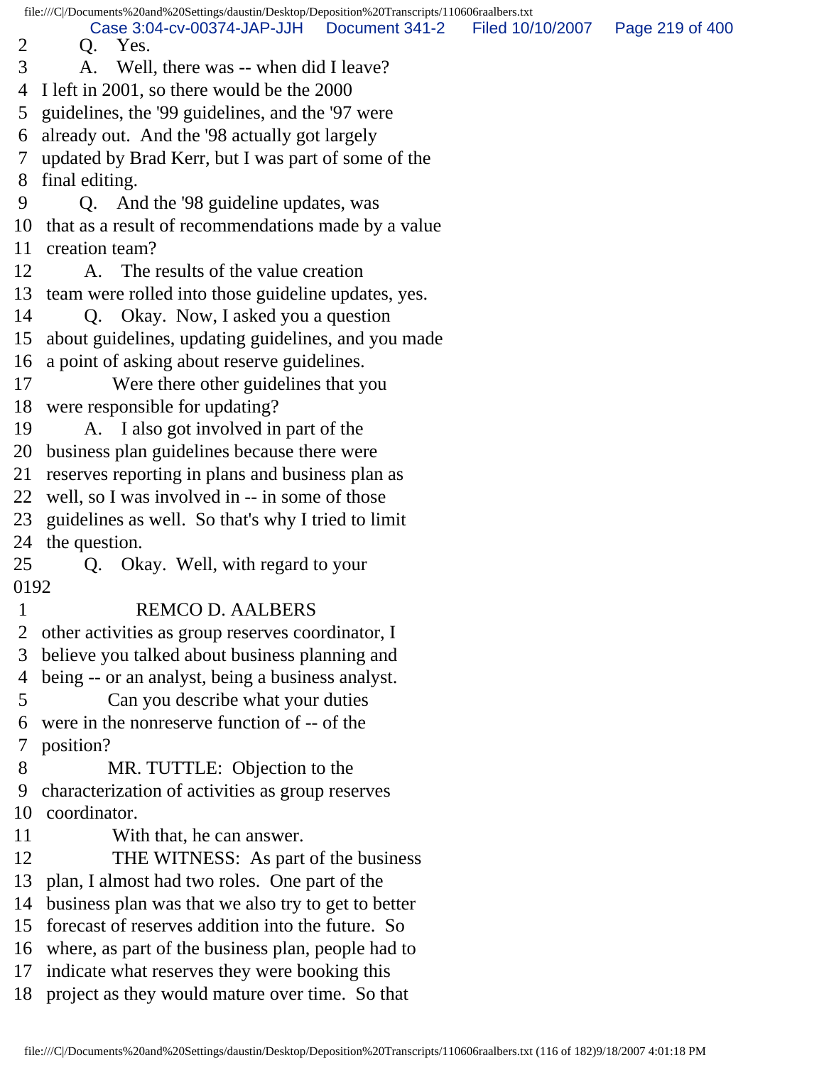2 Q. Yes.
3 A. Well, there was -- when did I leave?
4 I left in 2001, so there would be the 2000
5 guidelines, the '99 guidelines, and the '97 were
6 already out. And the '98 actually got largely
7 updated by Brad Kerr, but I was part of some of the
8 final editing.
9 Q. And the '98 guideline updates, was
10 that as a result of recommendations made by a value
11 creation team?
12 A. The results of the value creation
13 team were rolled into those guideline updates, yes.
14 Q. Okay. Now, I asked you a question
15 about guidelines, updating guidelines, and you made
16 a point of asking about reserve guidelines.
17 Were there other guidelines that you
18 were responsible for updating?
19 A. I also got involved in part of the
20 business plan guidelines because there were
21 reserves reporting in plans and business plan as
22 well, so I was involved in -- in some of those
23 guidelines as well. So that's why I tried to limit
24 the question.
25 Q. Okay. Well, with regard to your
0192
1 REMCO D. AALBERS
2 other activities as group reserves coordinator, I
3 believe you talked about business planning and
4 being -- or an analyst, being a business analyst.
5 Can you describe what your duties
6 were in the nonreserve function of -- of the
7 position?
8 MR. TUTTLE: Objection to the
9 characterization of activities as group reserves
10 coordinator.
11 With that, he can answer.
12 THE WITNESS: As part of the business
13 plan, I almost had two roles. One part of the
14 business plan was that we also try to get to better
15 forecast of reserves addition into the future. So
16 where, as part of the business plan, people had to
17 indicate what reserves they were booking this
18 project as they would mature over time. So that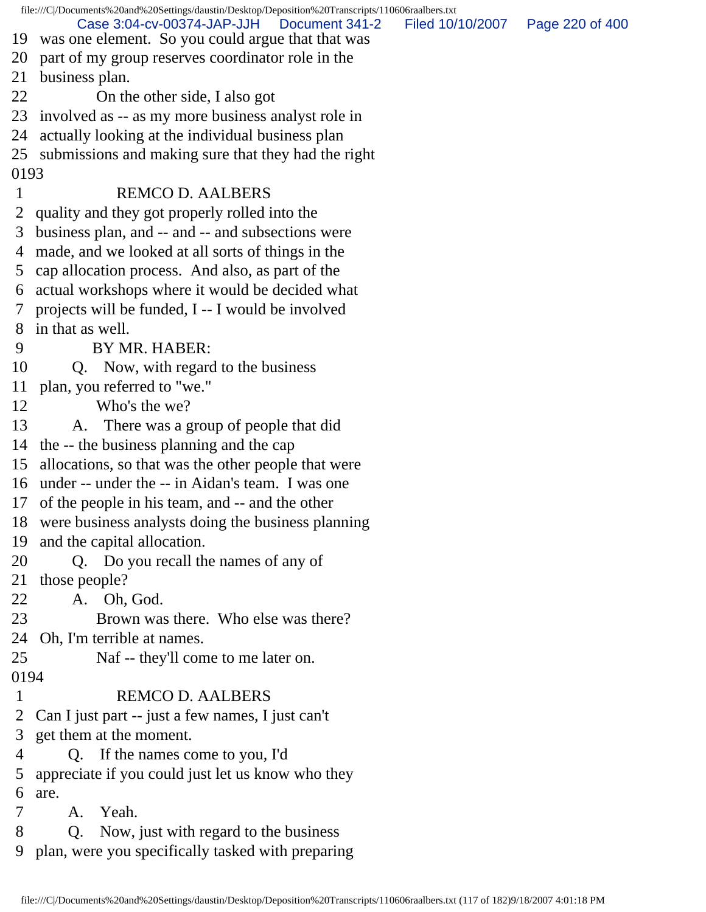19 was one element. So you could argue that that was
20 part of my group reserves coordinator role in the
21 business plan.
22 On the other side, I also got
23 involved as -- as my more business analyst role in
24 actually looking at the individual business plan
25 submissions and making sure that they had the right

0193

1 REMCO D. AALBERS
2 quality and they got properly rolled into the
3 business plan, and -- and -- and subsections were
4 made, and we looked at all sorts of things in the
5 cap allocation process. And also, as part of the
6 actual workshops where it would be decided what
7 projects will be funded, I -- I would be involved
8 in that as well.
9 BY MR. HABER:
10 Q. Now, with regard to the business
11 plan, you referred to "we."
12 Who's the we?
13 A. There was a group of people that did
14 the -- the business planning and the cap
15 allocations, so that was the other people that were
16 under -- under the -- in Aidan's team. I was one
17 of the people in his team, and -- and the other
18 were business analysts doing the business planning
19 and the capital allocation.
20 Q. Do you recall the names of any of
21 those people?
22 A. Oh, God.
23 Brown was there. Who else was there?
24 Oh, I'm terrible at names.
25 Naf -- they'll come to me later on.

0194

1 REMCO D. AALBERS
2 Can I just part -- just a few names, I just can't
3 get them at the moment.
4 Q. If the names come to you, I'd
5 appreciate if you could just let us know who they
6 are.
7 A. Yeah.
8 Q. Now, just with regard to the business
9 plan, were you specifically tasked with preparing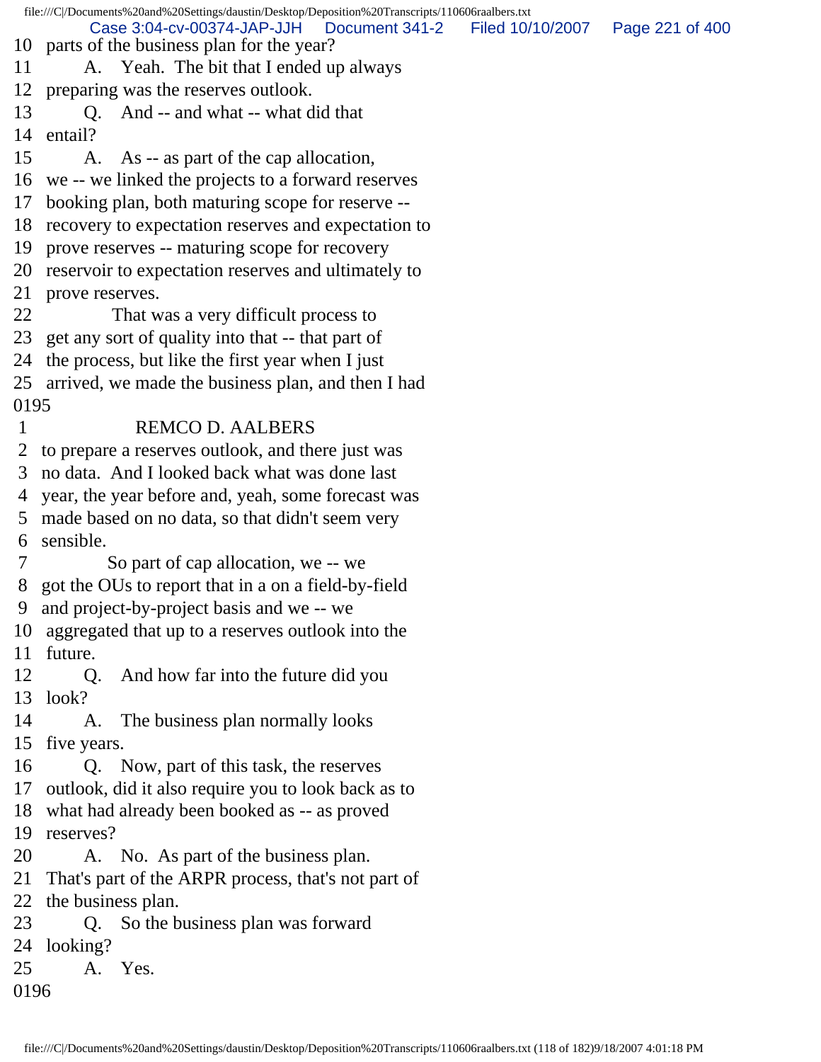10 parts of the business plan for the year?
11 A. Yeah. The bit that I ended up always
12 preparing was the reserves outlook.
13 Q. And -- and what -- what did that
14 entail?
15 A. As -- as part of the cap allocation,
16 we -- we linked the projects to a forward reserves
17 booking plan, both maturing scope for reserve --
18 recovery to expectation reserves and expectation to
19 prove reserves -- maturing scope for recovery
20 reservoir to expectation reserves and ultimately to
21 prove reserves.
22 That was a very difficult process to
23 get any sort of quality into that -- that part of
24 the process, but like the first year when I just
25 arrived, we made the business plan, and then I had
0195
1 REMCO D. AALBERS
2 to prepare a reserves outlook, and there just was
3 no data. And I looked back what was done last
4 year, the year before and, yeah, some forecast was
5 made based on no data, so that didn't seem very
6 sensible.
7 So part of cap allocation, we -- we
8 got the OUs to report that in a on a field-by-field
9 and project-by-project basis and we -- we
10 aggregated that up to a reserves outlook into the
11 future.
12 Q. And how far into the future did you
13 look?
14 A. The business plan normally looks
15 five years.
16 Q. Now, part of this task, the reserves
17 outlook, did it also require you to look back as to
18 what had already been booked as -- as proved
19 reserves?
20 A. No. As part of the business plan.
21 That's part of the ARPR process, that's not part of
22 the business plan.
23 Q. So the business plan was forward
24 looking?
25 A. Yes.
0196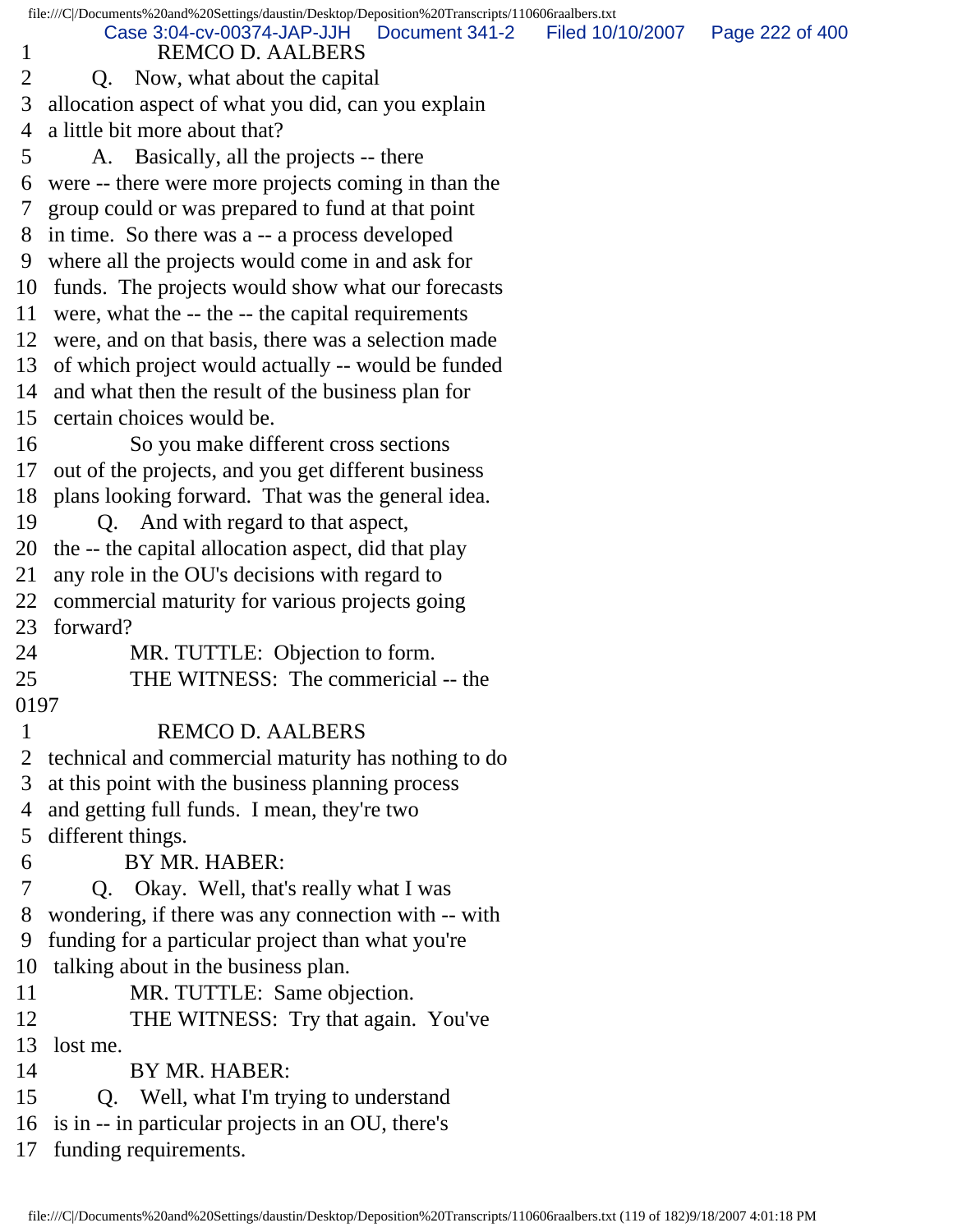1 REMCO D. AALBERS
2 Q. Now, what about the capital
3 allocation aspect of what you did, can you explain
4 a little bit more about that?
5 A. Basically, all the projects -- there
6 were -- there were more projects coming in than the
7 group could or was prepared to fund at that point
8 in time. So there was a -- a process developed
9 where all the projects would come in and ask for
10 funds. The projects would show what our forecasts
11 were, what the -- the -- the capital requirements
12 were, and on that basis, there was a selection made
13 of which project would actually -- would be funded
14 and what then the result of the business plan for
15 certain choices would be.
16 So you make different cross sections
17 out of the projects, and you get different business
18 plans looking forward. That was the general idea.
19 Q. And with regard to that aspect,
20 the -- the capital allocation aspect, did that play
21 any role in the OU's decisions with regard to
22 commercial maturity for various projects going
23 forward?
24 MR. TUTTLE: Objection to form.
25 THE WITNESS: The commericial -- the

0197

1 REMCO D. AALBERS
2 technical and commercial maturity has nothing to do
3 at this point with the business planning process
4 and getting full funds. I mean, they're two
5 different things.
6 BY MR. HABER:
7 Q. Okay. Well, that's really what I was
8 wondering, if there was any connection with -- with
9 funding for a particular project than what you're
10 talking about in the business plan.
11 MR. TUTTLE: Same objection.
12 THE WITNESS: Try that again. You've
13 lost me.
14 BY MR. HABER:
15 Q. Well, what I'm trying to understand
16 is in -- in particular projects in an OU, there's
17 funding requirements.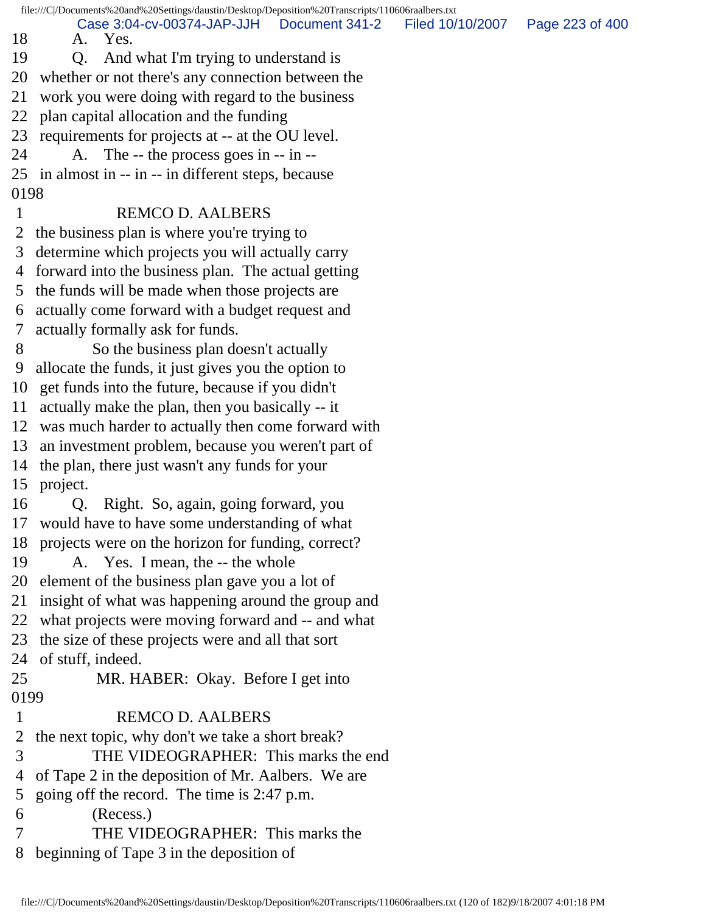18 A. Yes.
19 Q. And what I'm trying to understand is
20 whether or not there's any connection between the
21 work you were doing with regard to the business
22 plan capital allocation and the funding
23 requirements for projects at -- at the OU level.
24 A. The -- the process goes in -- in --
25 in almost in -- in -- in different steps, because
0198
1 REMCO D. AALBERS
2 the business plan is where you're trying to
3 determine which projects you will actually carry
4 forward into the business plan. The actual getting
5 the funds will be made when those projects are
6 actually come forward with a budget request and
7 actually formally ask for funds.
8 So the business plan doesn't actually
9 allocate the funds, it just gives you the option to
10 get funds into the future, because if you didn't
11 actually make the plan, then you basically -- it
12 was much harder to actually then come forward with
13 an investment problem, because you weren't part of
14 the plan, there just wasn't any funds for your
15 project.
16 Q. Right. So, again, going forward, you
17 would have to have some understanding of what
18 projects were on the horizon for funding, correct?
19 A. Yes. I mean, the -- the whole
20 element of the business plan gave you a lot of
21 insight of what was happening around the group and
22 what projects were moving forward and -- and what
23 the size of these projects were and all that sort
24 of stuff, indeed.
25 MR. HABER: Okay. Before I get into
0199
1 REMCO D. AALBERS
2 the next topic, why don't we take a short break?
3 THE VIDEOGRAPHER: This marks the end
4 of Tape 2 in the deposition of Mr. Aalbers. We are
5 going off the record. The time is 2:47 p.m.
6 (Recess.)
7 THE VIDEOGRAPHER: This marks the
8 beginning of Tape 3 in the deposition of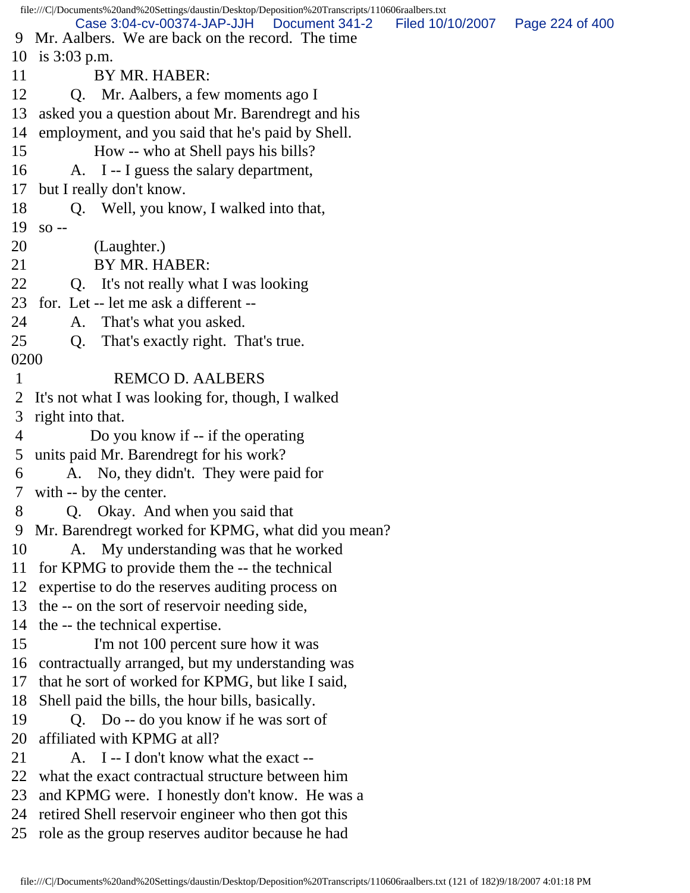9 Mr. Aalbers. We are back on the record. The time
10 is 3:03 p.m.
11 BY MR. HABER:
12 Q. Mr. Aalbers, a few moments ago I
13 asked you a question about Mr. Barendregt and his
14 employment, and you said that he's paid by Shell.
15 How -- who at Shell pays his bills?
16 A. I -- I guess the salary department,
17 but I really don't know.
18 Q. Well, you know, I walked into that,
19 so --
20 (Laughter.)
21 BY MR. HABER:
22 Q. It's not really what I was looking
23 for. Let -- let me ask a different --
24 A. That's what you asked.
25 Q. That's exactly right. That's true.
0200
1 REMCO D. AALBERS
2 It's not what I was looking for, though, I walked
3 right into that.
4 Do you know if -- if the operating
5 units paid Mr. Barendregt for his work?
6 A. No, they didn't. They were paid for
7 with -- by the center.
8 Q. Okay. And when you said that
9 Mr. Barendregt worked for KPMG, what did you mean?
10 A. My understanding was that he worked
11 for KPMG to provide them the -- the technical
12 expertise to do the reserves auditing process on
13 the -- on the sort of reservoir needing side,
14 the -- the technical expertise.
15 I'm not 100 percent sure how it was
16 contractually arranged, but my understanding was
17 that he sort of worked for KPMG, but like I said,
18 Shell paid the bills, the hour bills, basically.
19 Q. Do -- do you know if he was sort of
20 affiliated with KPMG at all?
21 A. I -- I don't know what the exact --
22 what the exact contractual structure between him
23 and KPMG were. I honestly don't know. He was a
24 retired Shell reservoir engineer who then got this
25 role as the group reserves auditor because he had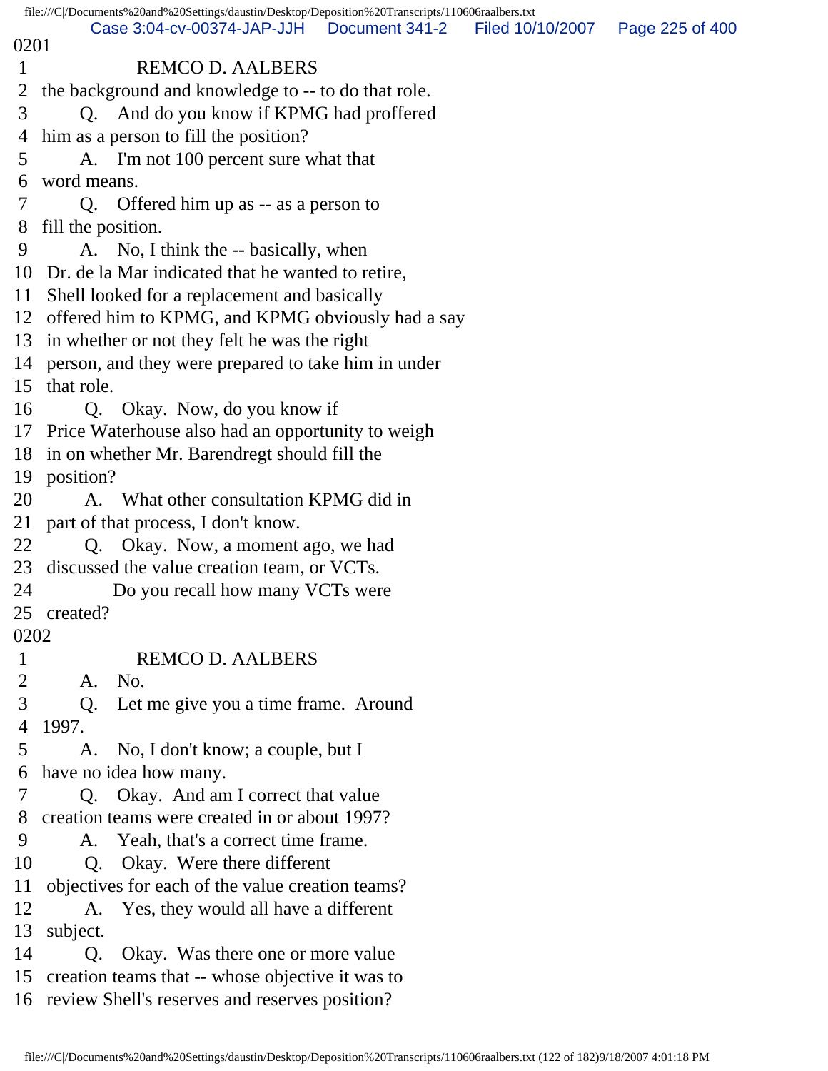0201

1 REMCO D. AALBERS

2 the background and knowledge to -- to do that role.

3 Q. And do you know if KPMG had proffered

4 him as a person to fill the position?

5 A. I'm not 100 percent sure what that

6 word means.

7 Q. Offered him up as -- as a person to

8 fill the position.

9 A. No, I think the -- basically, when

10 Dr. de la Mar indicated that he wanted to retire,

11 Shell looked for a replacement and basically

12 offered him to KPMG, and KPMG obviously had a say

13 in whether or not they felt he was the right

14 person, and they were prepared to take him in under

15 that role.

16 Q. Okay. Now, do you know if

17 Price Waterhouse also had an opportunity to weigh

18 in on whether Mr. Barendregt should fill the

19 position?

20 A. What other consultation KPMG did in

21 part of that process, I don't know.

22 Q. Okay. Now, a moment ago, we had

23 discussed the value creation team, or VCTs.

24 Do you recall how many VCTs were

25 created?

0202

1 REMCO D. AALBERS

2 A. No.

3 Q. Let me give you a time frame. Around

4 1997.

5 A. No, I don't know; a couple, but I

6 have no idea how many.

7 Q. Okay. And am I correct that value

8 creation teams were created in or about 1997?

9 A. Yeah, that's a correct time frame.

10 Q. Okay. Were there different

11 objectives for each of the value creation teams?

12 A. Yes, they would all have a different

13 subject.

14 Q. Okay. Was there one or more value

15 creation teams that -- whose objective it was to

16 review Shell's reserves and reserves position?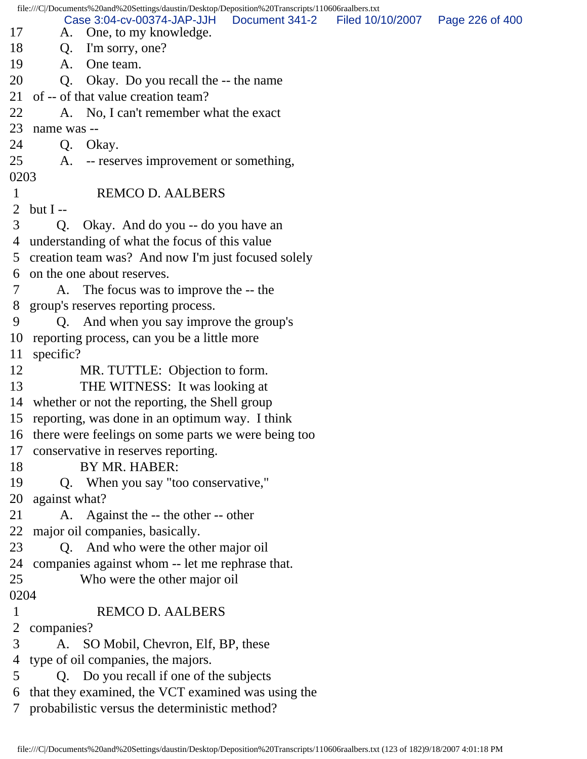17 A. One, to my knowledge.
18 Q. I'm sorry, one?
19 A. One team.
20 Q. Okay. Do you recall the -- the name
21 of -- of that value creation team?
22 A. No, I can't remember what the exact
23 name was --
24 Q. Okay.
25 A. -- reserves improvement or something,

0203

1 REMCO D. AALBERS
2 but I --
3 Q. Okay. And do you -- do you have an
4 understanding of what the focus of this value
5 creation team was? And now I'm just focused solely
6 on the one about reserves.
7 A. The focus was to improve the -- the
8 group's reserves reporting process.
9 Q. And when you say improve the group's
10 reporting process, can you be a little more
11 specific?
12 MR. TUTTLE: Objection to form.
13 THE WITNESS: It was looking at
14 whether or not the reporting, the Shell group
15 reporting, was done in an optimum way. I think
16 there were feelings on some parts we were being too
17 conservative in reserves reporting.
18 BY MR. HABER:
19 Q. When you say "too conservative,"
20 against what?
21 A. Against the -- the other -- other
22 major oil companies, basically.
23 Q. And who were the other major oil
24 companies against whom -- let me rephrase that.
25 Who were the other major oil

0204

1 REMCO D. AALBERS
2 companies?
3 A. SO Mobil, Chevron, Elf, BP, these
4 type of oil companies, the majors.
5 Q. Do you recall if one of the subjects
6 that they examined, the VCT examined was using the
7 probabilistic versus the deterministic method?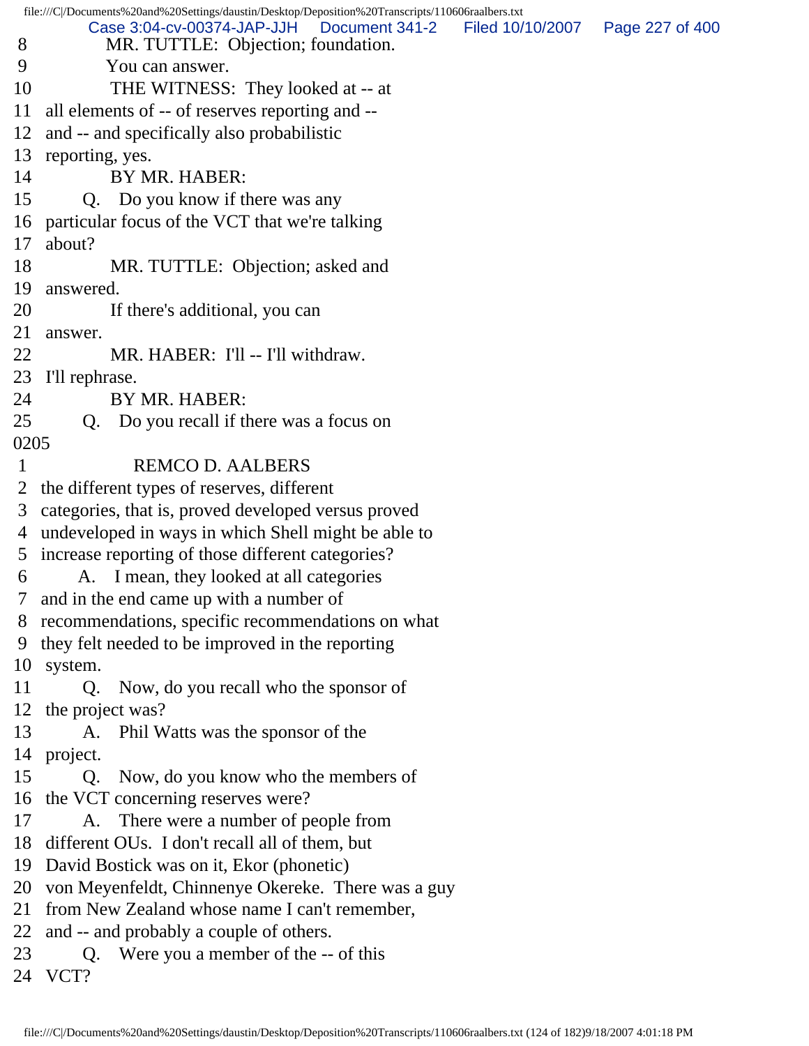8 MR. TUTTLE: Objection; foundation.
9 You can answer.
10 THE WITNESS: They looked at -- at
11 all elements of -- of reserves reporting and --
12 and -- and specifically also probabilistic
13 reporting, yes.
14 BY MR. HABER:
15 Q. Do you know if there was any
16 particular focus of the VCT that we're talking
17 about?
18 MR. TUTTLE: Objection; asked and
19 answered.
20 If there's additional, you can
21 answer.
22 MR. HABER: I'll -- I'll withdraw.
23 I'll rephrase.
24 BY MR. HABER:
25 Q. Do you recall if there was a focus on
0205
1 REMCO D. AALBERS
2 the different types of reserves, different
3 categories, that is, proved developed versus proved
4 undeveloped in ways in which Shell might be able to
5 increase reporting of those different categories?
6 A. I mean, they looked at all categories
7 and in the end came up with a number of
8 recommendations, specific recommendations on what
9 they felt needed to be improved in the reporting
10 system.
11 Q. Now, do you recall who the sponsor of
12 the project was?
13 A. Phil Watts was the sponsor of the
14 project.
15 Q. Now, do you know who the members of
16 the VCT concerning reserves were?
17 A. There were a number of people from
18 different OUs. I don't recall all of them, but
19 David Bostick was on it, Ekor (phonetic)
20 von Meyenfeldt, Chinnenye Okereke. There was a guy
21 from New Zealand whose name I can't remember,
22 and -- and probably a couple of others.
23 Q. Were you a member of the -- of this
24 VCT?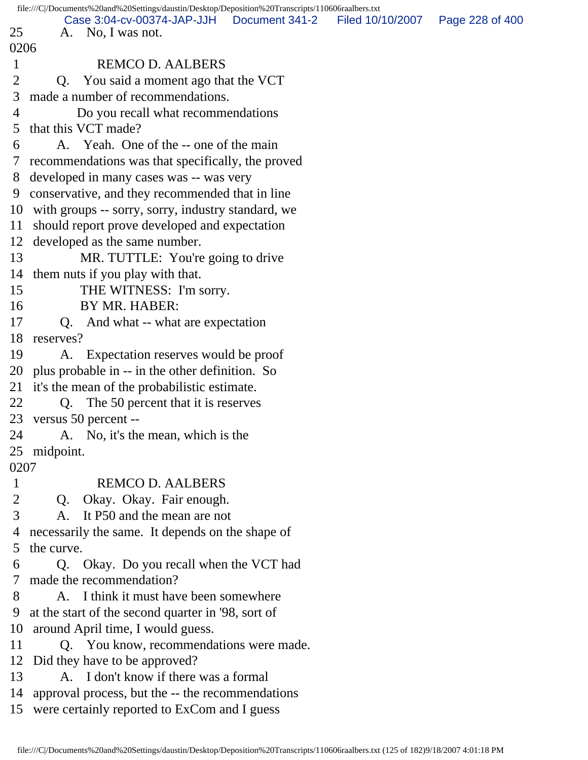25 A. No, I was not.

0206

1 REMCO D. AALBERS

2 Q. You said a moment ago that the VCT

3 made a number of recommendations.

4 Do you recall what recommendations

5 that this VCT made?

6 A. Yeah. One of the -- one of the main

7 recommendations was that specifically, the proved

8 developed in many cases was -- was very

9 conservative, and they recommended that in line

10 with groups -- sorry, sorry, industry standard, we

11 should report prove developed and expectation

12 developed as the same number.

13 MR. TUTTLE: You're going to drive

14 them nuts if you play with that.

15 THE WITNESS: I'm sorry.

16 BY MR. HABER:

17 Q. And what -- what are expectation

18 reserves?

19 A. Expectation reserves would be proof

20 plus probable in -- in the other definition. So

21 it's the mean of the probabilistic estimate.

22 Q. The 50 percent that it is reserves

23 versus 50 percent --

24 A. No, it's the mean, which is the

25 midpoint.

0207

1 REMCO D. AALBERS

2 Q. Okay. Okay. Fair enough.

3 A. It P50 and the mean are not

4 necessarily the same. It depends on the shape of

5 the curve.

6 Q. Okay. Do you recall when the VCT had

7 made the recommendation?

8 A. I think it must have been somewhere

9 at the start of the second quarter in '98, sort of

10 around April time, I would guess.

11 Q. You know, recommendations were made.

12 Did they have to be approved?

13 A. I don't know if there was a formal

14 approval process, but the -- the recommendations

15 were certainly reported to ExCom and I guess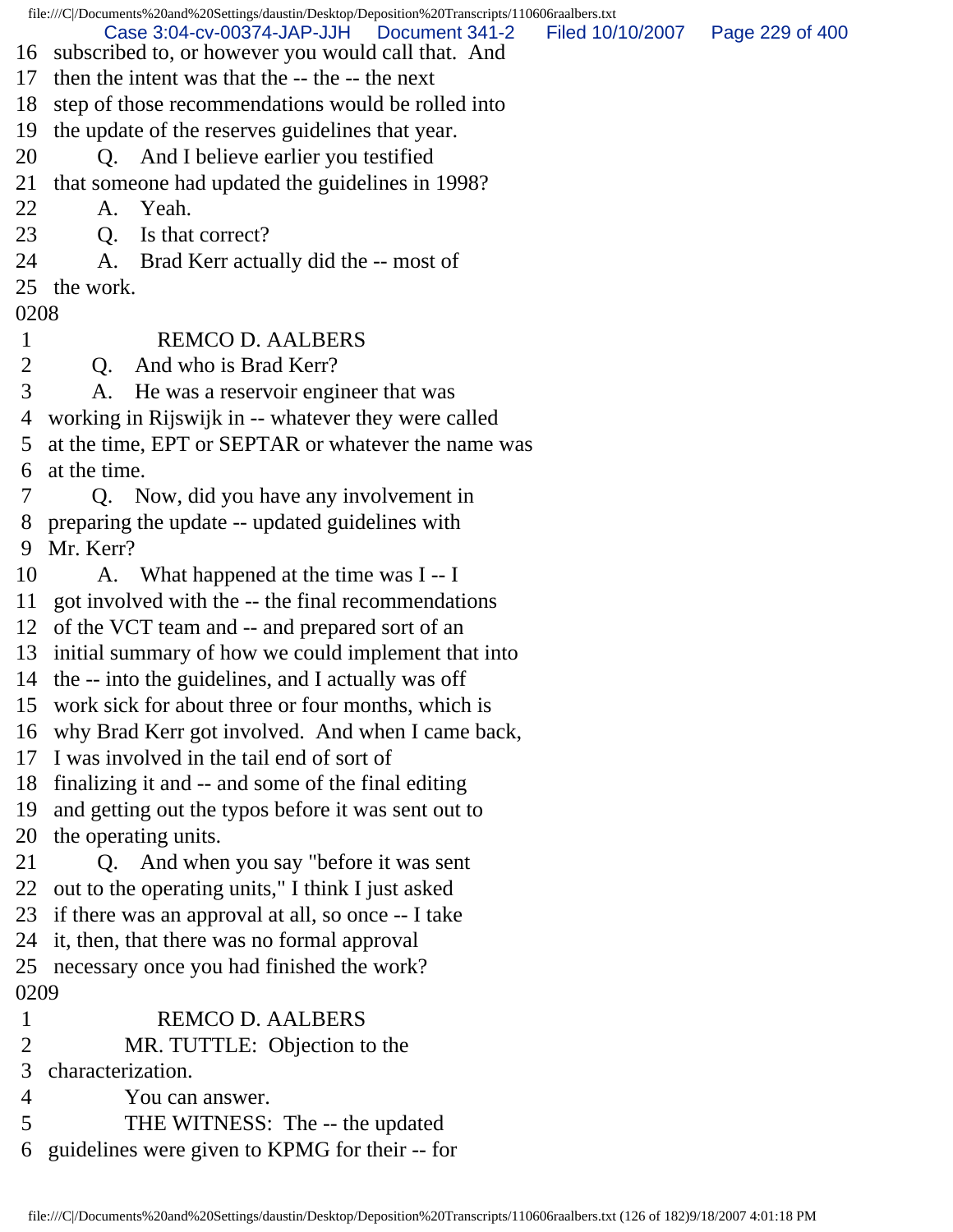16 subscribed to, or however you would call that. And
17 then the intent was that the -- the -- the next
18 step of those recommendations would be rolled into
19 the update of the reserves guidelines that year.
20 Q. And I believe earlier you testified
21 that someone had updated the guidelines in 1998?
22 A. Yeah.
23 Q. Is that correct?
24 A. Brad Kerr actually did the -- most of
25 the work.

0208

1 REMCO D. AALBERS
2 Q. And who is Brad Kerr?
3 A. He was a reservoir engineer that was
4 working in Rijswijk in -- whatever they were called
5 at the time, EPT or SEPTAR or whatever the name was
6 at the time.
7 Q. Now, did you have any involvement in
8 preparing the update -- updated guidelines with
9 Mr. Kerr?
10 A. What happened at the time was I -- I
11 got involved with the -- the final recommendations
12 of the VCT team and -- and prepared sort of an
13 initial summary of how we could implement that into
14 the -- into the guidelines, and I actually was off
15 work sick for about three or four months, which is
16 why Brad Kerr got involved. And when I came back,
17 I was involved in the tail end of sort of
18 finalizing it and -- and some of the final editing
19 and getting out the typos before it was sent out to
20 the operating units.
21 Q. And when you say "before it was sent
22 out to the operating units," I think I just asked
23 if there was an approval at all, so once -- I take
24 it, then, that there was no formal approval
25 necessary once you had finished the work?

0209

1 REMCO D. AALBERS
2 MR. TUTTLE: Objection to the
3 characterization.
4 You can answer.
5 THE WITNESS: The -- the updated
6 guidelines were given to KPMG for their -- for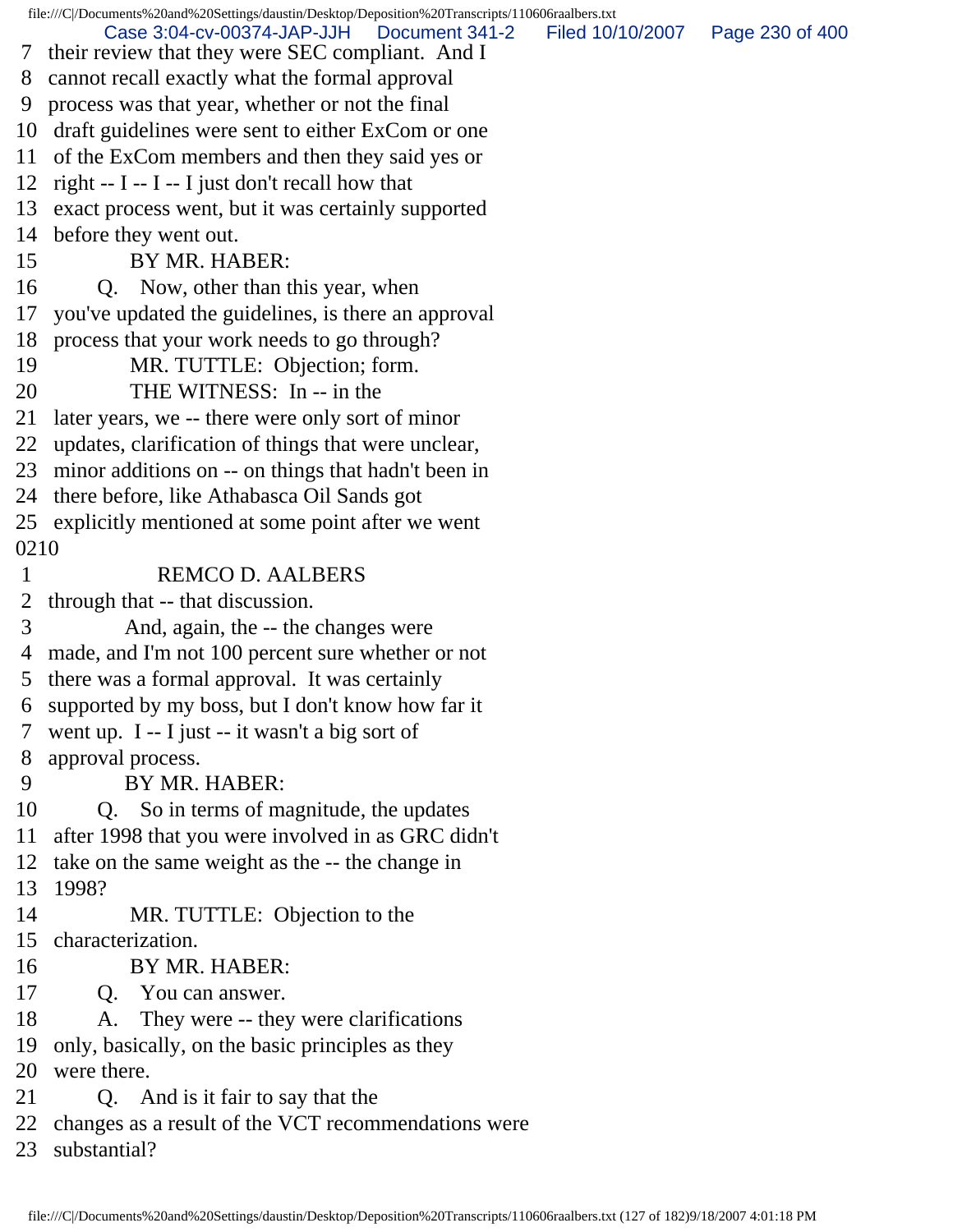7 their review that they were SEC compliant. And I
8 cannot recall exactly what the formal approval
9 process was that year, whether or not the final
10 draft guidelines were sent to either ExCom or one
11 of the ExCom members and then they said yes or
12 right -- I -- I -- I just don't recall how that
13 exact process went, but it was certainly supported
14 before they went out.
15 BY MR. HABER:
16 Q. Now, other than this year, when
17 you've updated the guidelines, is there an approval
18 process that your work needs to go through?
19 MR. TUTTLE: Objection; form.
20 THE WITNESS: In -- in the
21 later years, we -- there were only sort of minor
22 updates, clarification of things that were unclear,
23 minor additions on -- on things that hadn't been in
24 there before, like Athabasca Oil Sands got
25 explicitly mentioned at some point after we went

0210

1 REMCO D. AALBERS
2 through that -- that discussion.
3 And, again, the -- the changes were
4 made, and I'm not 100 percent sure whether or not
5 there was a formal approval. It was certainly
6 supported by my boss, but I don't know how far it
7 went up. I -- I just -- it wasn't a big sort of
8 approval process.
9 BY MR. HABER:
10 Q. So in terms of magnitude, the updates
11 after 1998 that you were involved in as GRC didn't
12 take on the same weight as the -- the change in
13 1998?
14 MR. TUTTLE: Objection to the
15 characterization.
16 BY MR. HABER:
17 Q. You can answer.
18 A. They were -- they were clarifications
19 only, basically, on the basic principles as they
20 were there.
21 Q. And is it fair to say that the
22 changes as a result of the VCT recommendations were
23 substantial?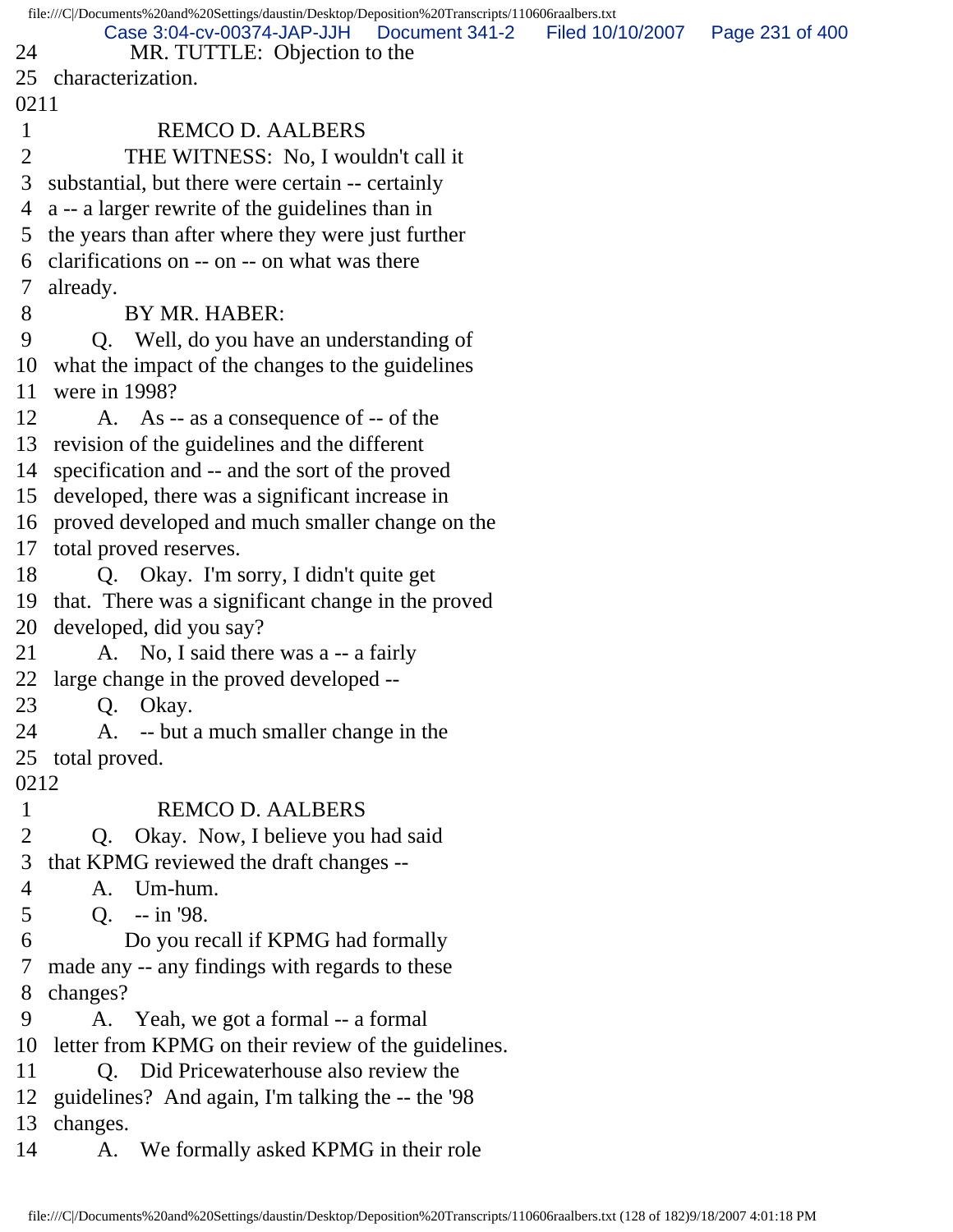24 MR. TUTTLE: Objection to the
25 characterization.
0211
1 REMCO D. AALBERS
2 THE WITNESS: No, I wouldn't call it
3 substantial, but there were certain -- certainly
4 a -- a larger rewrite of the guidelines than in
5 the years than after where they were just further
6 clarifications on -- on -- on what was there
7 already.
8 BY MR. HABER:
9 Q. Well, do you have an understanding of
10 what the impact of the changes to the guidelines
11 were in 1998?
12 A. As -- as a consequence of -- of the
13 revision of the guidelines and the different
14 specification and -- and the sort of the proved
15 developed, there was a significant increase in
16 proved developed and much smaller change on the
17 total proved reserves.
18 Q. Okay. I'm sorry, I didn't quite get
19 that. There was a significant change in the proved
20 developed, did you say?
21 A. No, I said there was a -- a fairly
22 large change in the proved developed --
23 Q. Okay.
24 A. -- but a much smaller change in the
25 total proved.
0212
1 REMCO D. AALBERS
2 Q. Okay. Now, I believe you had said
3 that KPMG reviewed the draft changes --
4 A. Um-hum.
5 Q. -- in '98.
6 Do you recall if KPMG had formally
7 made any -- any findings with regards to these
8 changes?
9 A. Yeah, we got a formal -- a formal
10 letter from KPMG on their review of the guidelines.
11 Q. Did Pricewaterhouse also review the
12 guidelines? And again, I'm talking the -- the '98
13 changes.
14 A. We formally asked KPMG in their role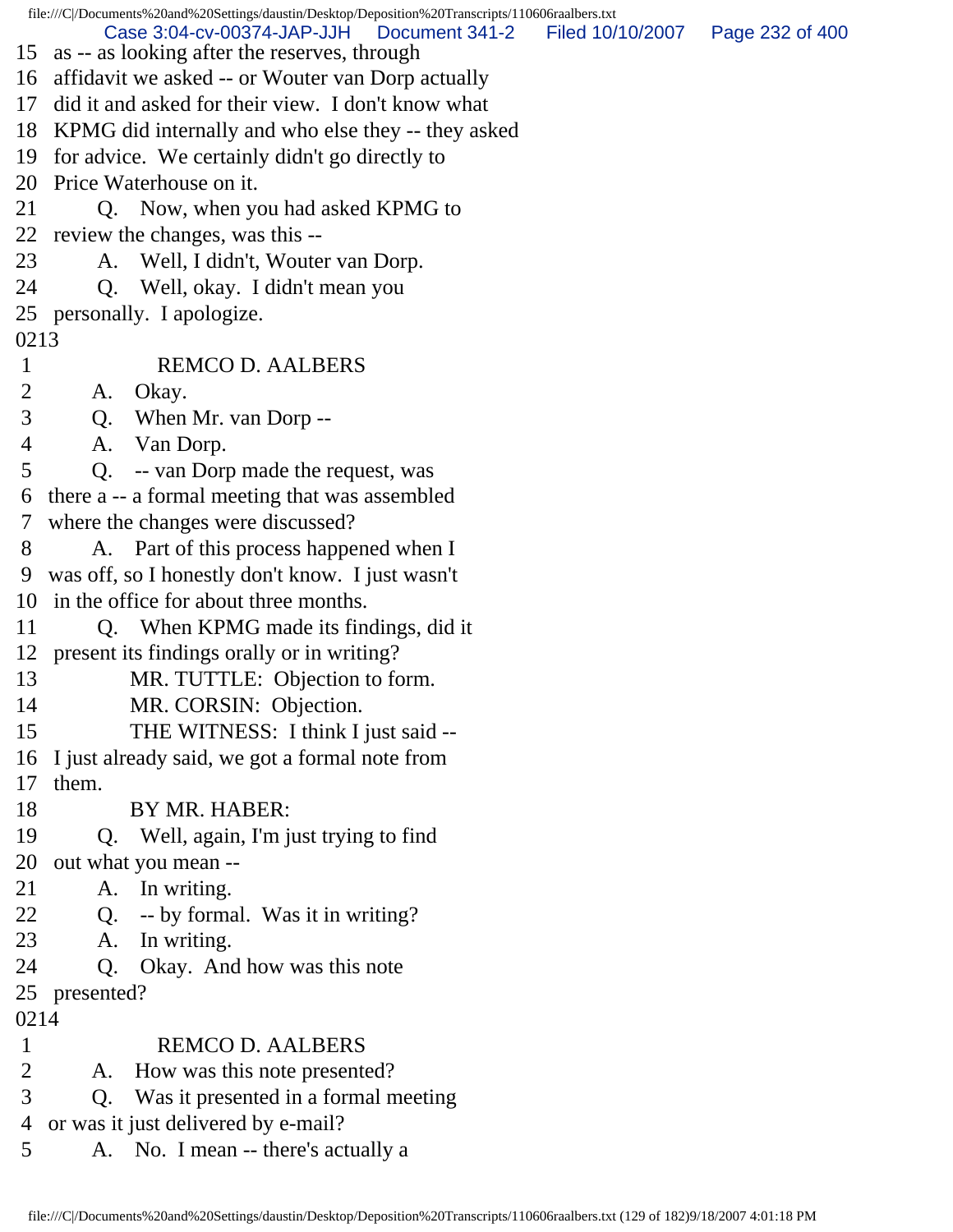15 as -- as looking after the reserves, through
16 affidavit we asked -- or Wouter van Dorp actually
17 did it and asked for their view. I don't know what
18 KPMG did internally and who else they -- they asked
19 for advice. We certainly didn't go directly to
20 Price Waterhouse on it.
21 Q. Now, when you had asked KPMG to
22 review the changes, was this --
23 A. Well, I didn't, Wouter van Dorp.
24 Q. Well, okay. I didn't mean you
25 personally. I apologize.

0213

1 REMCO D. AALBERS
2 A. Okay.
3 Q. When Mr. van Dorp --
4 A. Van Dorp.
5 Q. -- van Dorp made the request, was
6 there a -- a formal meeting that was assembled
7 where the changes were discussed?
8 A. Part of this process happened when I
9 was off, so I honestly don't know. I just wasn't
10 in the office for about three months.
11 Q. When KPMG made its findings, did it
12 present its findings orally or in writing?
13 MR. TUTTLE: Objection to form.
14 MR. CORSIN: Objection.
15 THE WITNESS: I think I just said --
16 I just already said, we got a formal note from
17 them.
18 BY MR. HABER:
19 Q. Well, again, I'm just trying to find
20 out what you mean --
21 A. In writing.
22 Q. -- by formal. Was it in writing?
23 A. In writing.
24 Q. Okay. And how was this note
25 presented?

0214

1 REMCO D. AALBERS
2 A. How was this note presented?
3 Q. Was it presented in a formal meeting
4 or was it just delivered by e-mail?
5 A. No. I mean -- there's actually a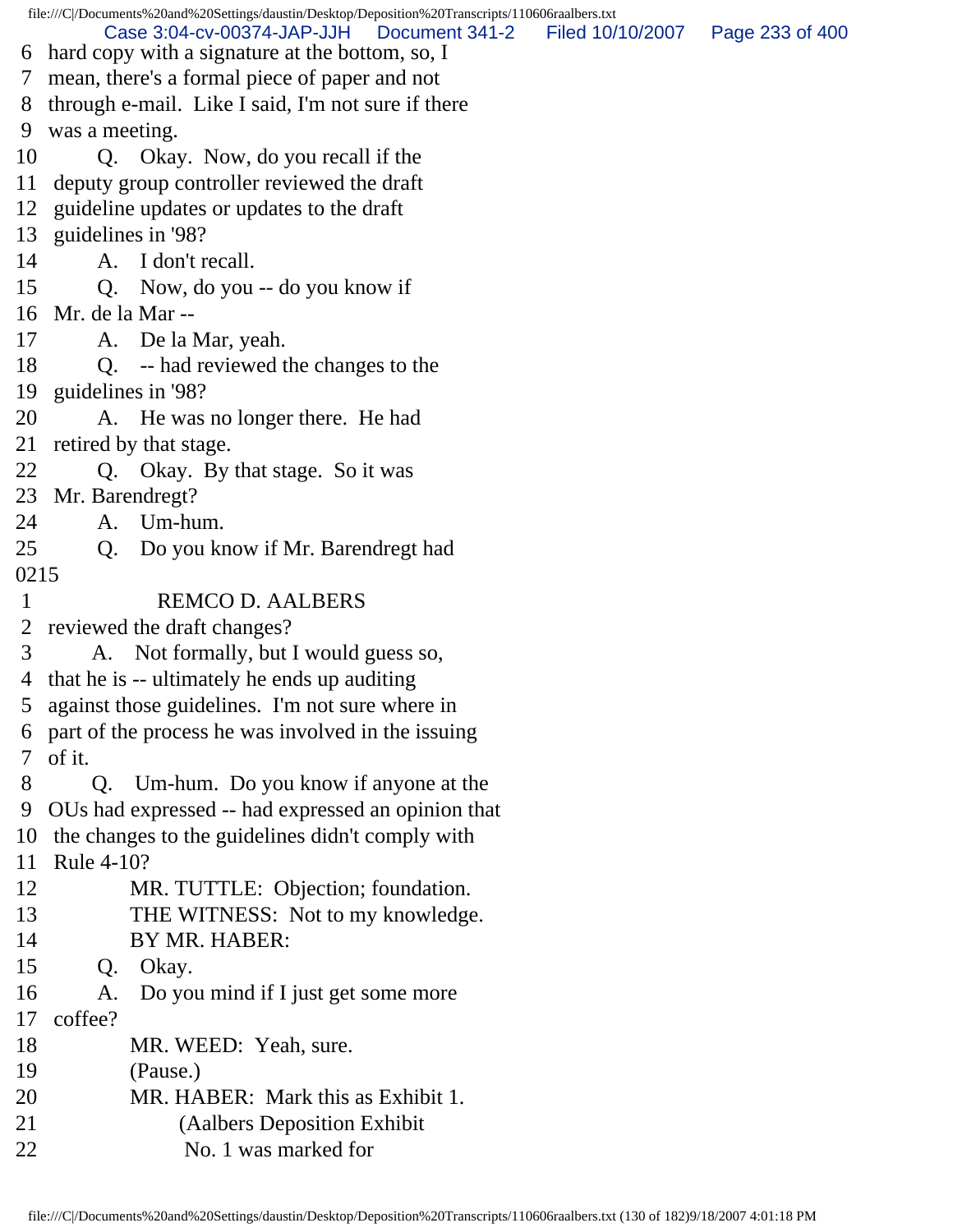6 hard copy with a signature at the bottom, so, I
7 mean, there's a formal piece of paper and not
8 through e-mail. Like I said, I'm not sure if there
9 was a meeting.
10 Q. Okay. Now, do you recall if the
11 deputy group controller reviewed the draft
12 guideline updates or updates to the draft
13 guidelines in '98?
14 A. I don't recall.
15 Q. Now, do you -- do you know if
16 Mr. de la Mar --
17 A. De la Mar, yeah.
18 Q. -- had reviewed the changes to the
19 guidelines in '98?
20 A. He was no longer there. He had
21 retired by that stage.
22 Q. Okay. By that stage. So it was
23 Mr. Barendregt?
24 A. Um-hum.
25 Q. Do you know if Mr. Barendregt had
0215
1 REMCO D. AALBERS
2 reviewed the draft changes?
3 A. Not formally, but I would guess so,
4 that he is -- ultimately he ends up auditing
5 against those guidelines. I'm not sure where in
6 part of the process he was involved in the issuing
7 of it.
8 Q. Um-hum. Do you know if anyone at the
9 OUs had expressed -- had expressed an opinion that
10 the changes to the guidelines didn't comply with
11 Rule 4-10?
12 MR. TUTTLE: Objection; foundation.
13 THE WITNESS: Not to my knowledge.
14 BY MR. HABER:
15 Q. Okay.
16 A. Do you mind if I just get some more
17 coffee?
18 MR. WEED: Yeah, sure.
19 (Pause.)
20 MR. HABER: Mark this as Exhibit 1.
21 (Aalbers Deposition Exhibit
22 No. 1 was marked for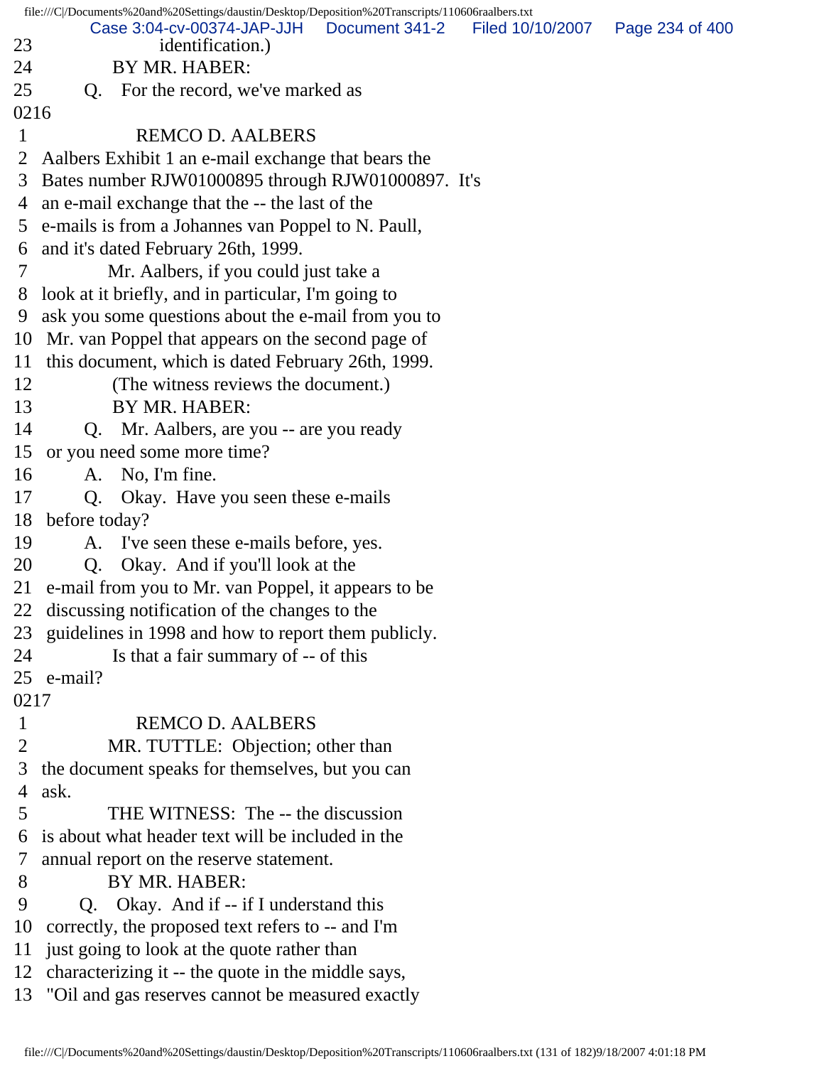23 identification.)
24 BY MR. HABER:
25 Q. For the record, we've marked as

0216

1 REMCO D. AALBERS
2 Aalbers Exhibit 1 an e-mail exchange that bears the
3 Bates number RJW01000895 through RJW01000897. It's
4 an e-mail exchange that the -- the last of the
5 e-mails is from a Johannes van Poppel to N. Paull,
6 and it's dated February 26th, 1999.
7 Mr. Aalbers, if you could just take a
8 look at it briefly, and in particular, I'm going to
9 ask you some questions about the e-mail from you to
10 Mr. van Poppel that appears on the second page of
11 this document, which is dated February 26th, 1999.
12 (The witness reviews the document.)
13 BY MR. HABER:
14 Q. Mr. Aalbers, are you -- are you ready
15 or you need some more time?
16 A. No, I'm fine.
17 Q. Okay. Have you seen these e-mails
18 before today?
19 A. I've seen these e-mails before, yes.
20 Q. Okay. And if you'll look at the
21 e-mail from you to Mr. van Poppel, it appears to be
22 discussing notification of the changes to the
23 guidelines in 1998 and how to report them publicly.
24 Is that a fair summary of -- of this
25 e-mail?

0217

1 REMCO D. AALBERS
2 MR. TUTTLE: Objection; other than
3 the document speaks for themselves, but you can
4 ask.
5 THE WITNESS: The -- the discussion
6 is about what header text will be included in the
7 annual report on the reserve statement.
8 BY MR. HABER:
9 Q. Okay. And if -- if I understand this
10 correctly, the proposed text refers to -- and I'm
11 just going to look at the quote rather than
12 characterizing it -- the quote in the middle says,
13 "Oil and gas reserves cannot be measured exactly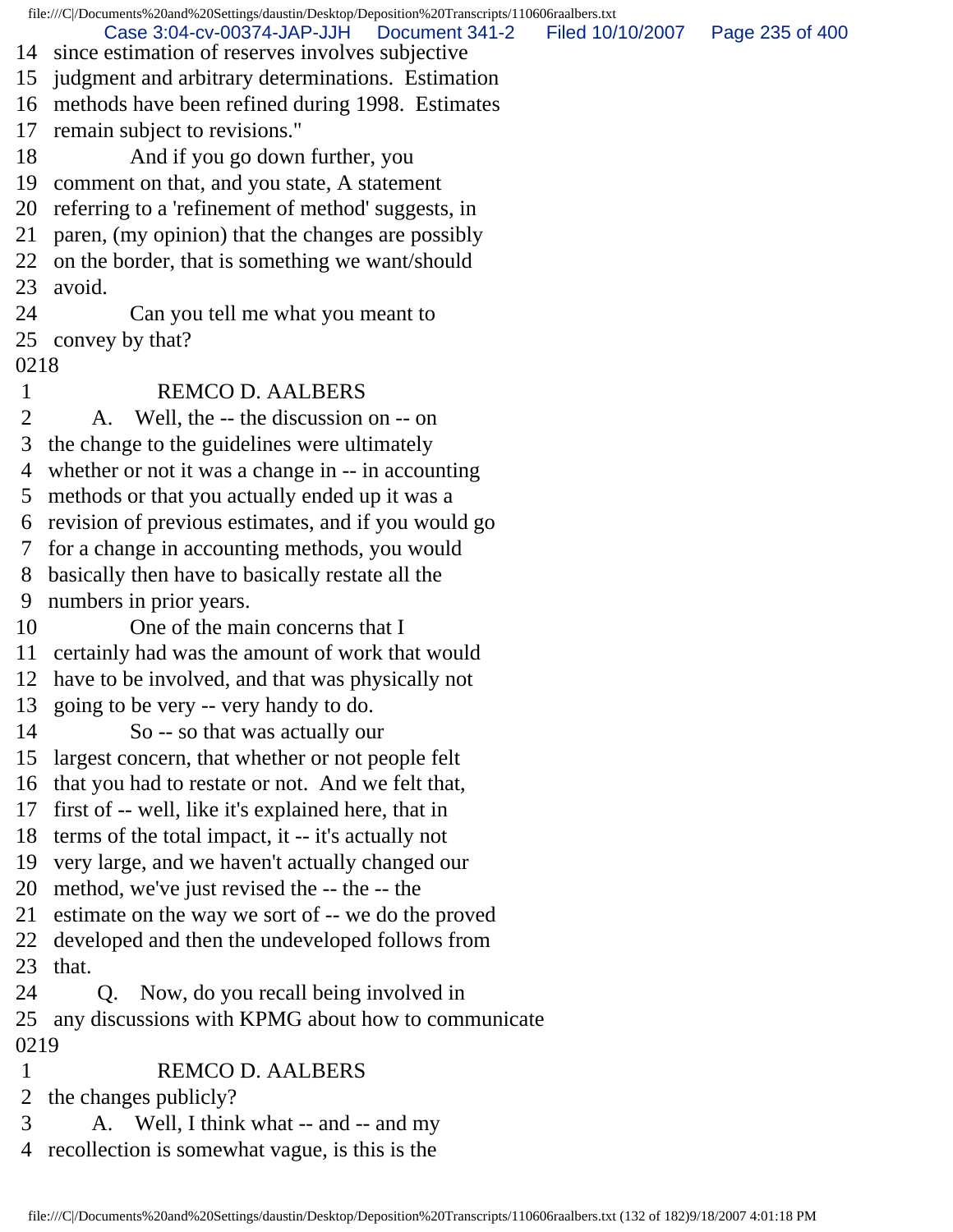14 since estimation of reserves involves subjective
15 judgment and arbitrary determinations. Estimation
16 methods have been refined during 1998. Estimates
17 remain subject to revisions."
18 And if you go down further, you
19 comment on that, and you state, A statement
20 referring to a 'refinement of method' suggests, in
21 paren, (my opinion) that the changes are possibly
22 on the border, that is something we want/should
23 avoid.
24 Can you tell me what you meant to
25 convey by that?

0218

1 REMCO D. AALBERS
2 A. Well, the -- the discussion on -- on
3 the change to the guidelines were ultimately
4 whether or not it was a change in -- in accounting
5 methods or that you actually ended up it was a
6 revision of previous estimates, and if you would go
7 for a change in accounting methods, you would
8 basically then have to basically restate all the
9 numbers in prior years.
10 One of the main concerns that I
11 certainly had was the amount of work that would
12 have to be involved, and that was physically not
13 going to be very -- very handy to do.
14 So -- so that was actually our
15 largest concern, that whether or not people felt
16 that you had to restate or not. And we felt that,
17 first of -- well, like it's explained here, that in
18 terms of the total impact, it -- it's actually not
19 very large, and we haven't actually changed our
20 method, we've just revised the -- the -- the
21 estimate on the way we sort of -- we do the proved
22 developed and then the undeveloped follows from
23 that.
24 Q. Now, do you recall being involved in
25 any discussions with KPMG about how to communicate

0219

1 REMCO D. AALBERS
2 the changes publicly?
3 A. Well, I think what -- and -- and my
4 recollection is somewhat vague, is this is the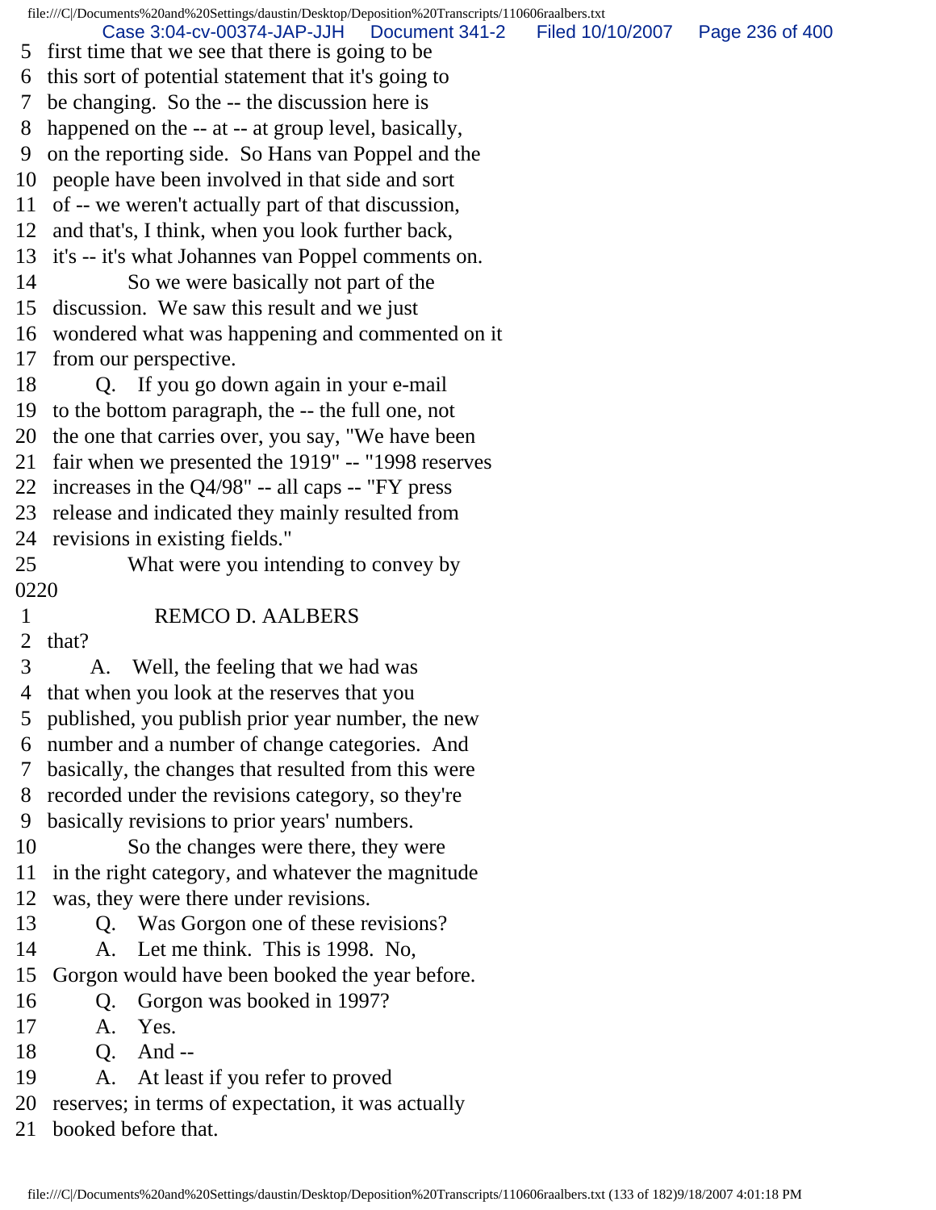5 first time that we see that there is going to be
6 this sort of potential statement that it's going to
7 be changing. So the -- the discussion here is
8 happened on the -- at -- at group level, basically,
9 on the reporting side. So Hans van Poppel and the
10 people have been involved in that side and sort
11 of -- we weren't actually part of that discussion,
12 and that's, I think, when you look further back,
13 it's -- it's what Johannes van Poppel comments on.
14 So we were basically not part of the
15 discussion. We saw this result and we just
16 wondered what was happening and commented on it
17 from our perspective.
18 Q. If you go down again in your e-mail
19 to the bottom paragraph, the -- the full one, not
20 the one that carries over, you say, "We have been
21 fair when we presented the 1919" -- "1998 reserves
22 increases in the Q4/98" -- all caps -- "FY press
23 release and indicated they mainly resulted from
24 revisions in existing fields."
25 What were you intending to convey by

0220

1 REMCO D. AALBERS
2 that?
3 A. Well, the feeling that we had was
4 that when you look at the reserves that you
5 published, you publish prior year number, the new
6 number and a number of change categories. And
7 basically, the changes that resulted from this were
8 recorded under the revisions category, so they're
9 basically revisions to prior years' numbers.
10 So the changes were there, they were
11 in the right category, and whatever the magnitude
12 was, they were there under revisions.
13 Q. Was Gorgon one of these revisions?
14 A. Let me think. This is 1998. No,
15 Gorgon would have been booked the year before.
16 Q. Gorgon was booked in 1997?
17 A. Yes.
18 Q. And --
19 A. At least if you refer to proved
20 reserves; in terms of expectation, it was actually
21 booked before that.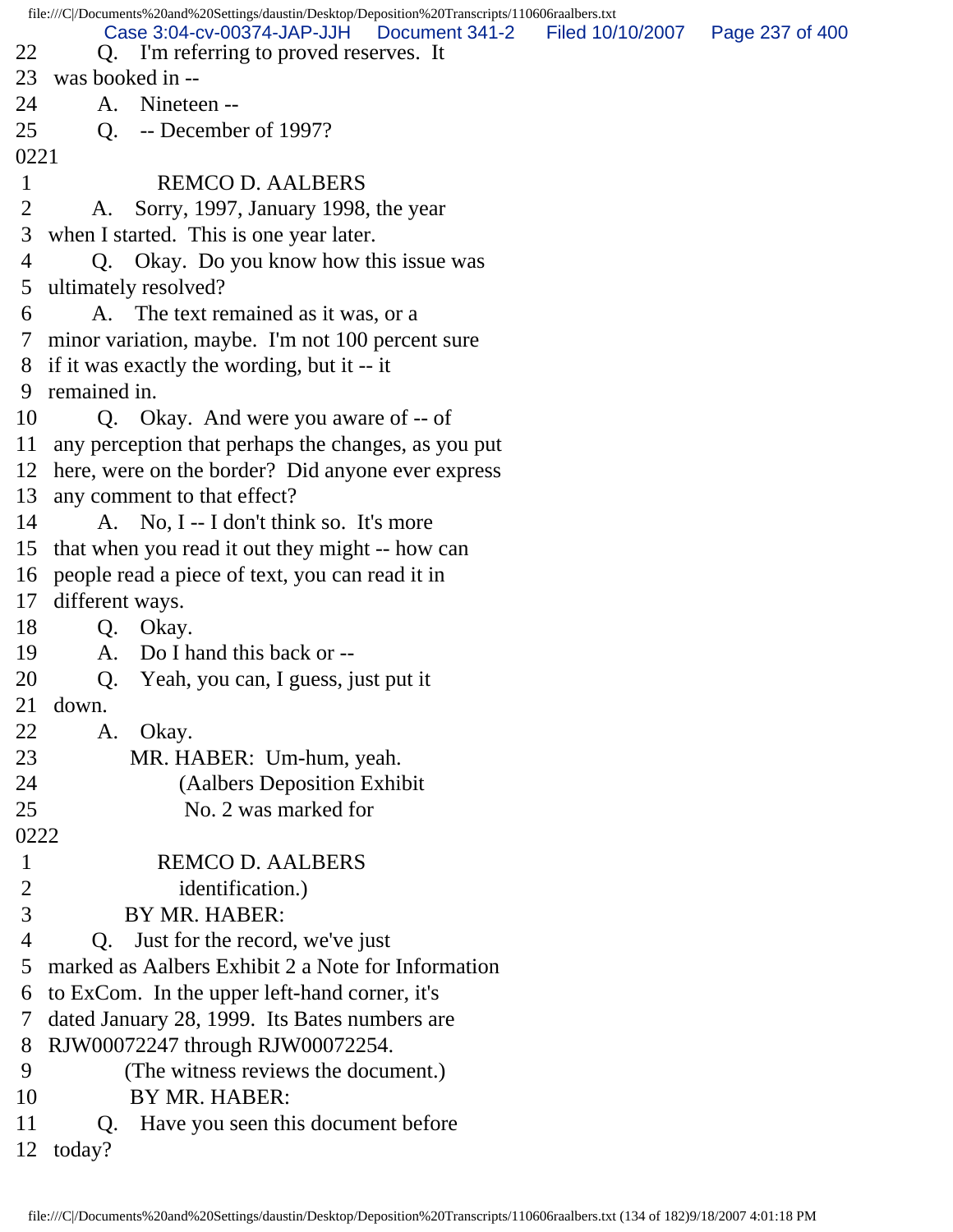22 Q. I'm referring to proved reserves. It
23 was booked in --
24 A. Nineteen --
25 Q. -- December of 1997?

0221

1 REMCO D. AALBERS
2 A. Sorry, 1997, January 1998, the year
3 when I started. This is one year later.
4 Q. Okay. Do you know how this issue was
5 ultimately resolved?
6 A. The text remained as it was, or a
7 minor variation, maybe. I'm not 100 percent sure
8 if it was exactly the wording, but it -- it
9 remained in.
10 Q. Okay. And were you aware of -- of
11 any perception that perhaps the changes, as you put
12 here, were on the border? Did anyone ever express
13 any comment to that effect?
14 A. No, I -- I don't think so. It's more
15 that when you read it out they might -- how can
16 people read a piece of text, you can read it in
17 different ways.
18 Q. Okay.
19 A. Do I hand this back or --
20 Q. Yeah, you can, I guess, just put it
21 down.
22 A. Okay.
23 MR. HABER: Um-hum, yeah.
24 (Aalbers Deposition Exhibit
25 No. 2 was marked for

0222

1 REMCO D. AALBERS
2 identification.)
3 BY MR. HABER:
4 Q. Just for the record, we've just
5 marked as Aalbers Exhibit 2 a Note for Information
6 to ExCom. In the upper left-hand corner, it's
7 dated January 28, 1999. Its Bates numbers are
8 RJW00072247 through RJW00072254.
9 (The witness reviews the document.)
10 BY MR. HABER:
11 Q. Have you seen this document before
12 today?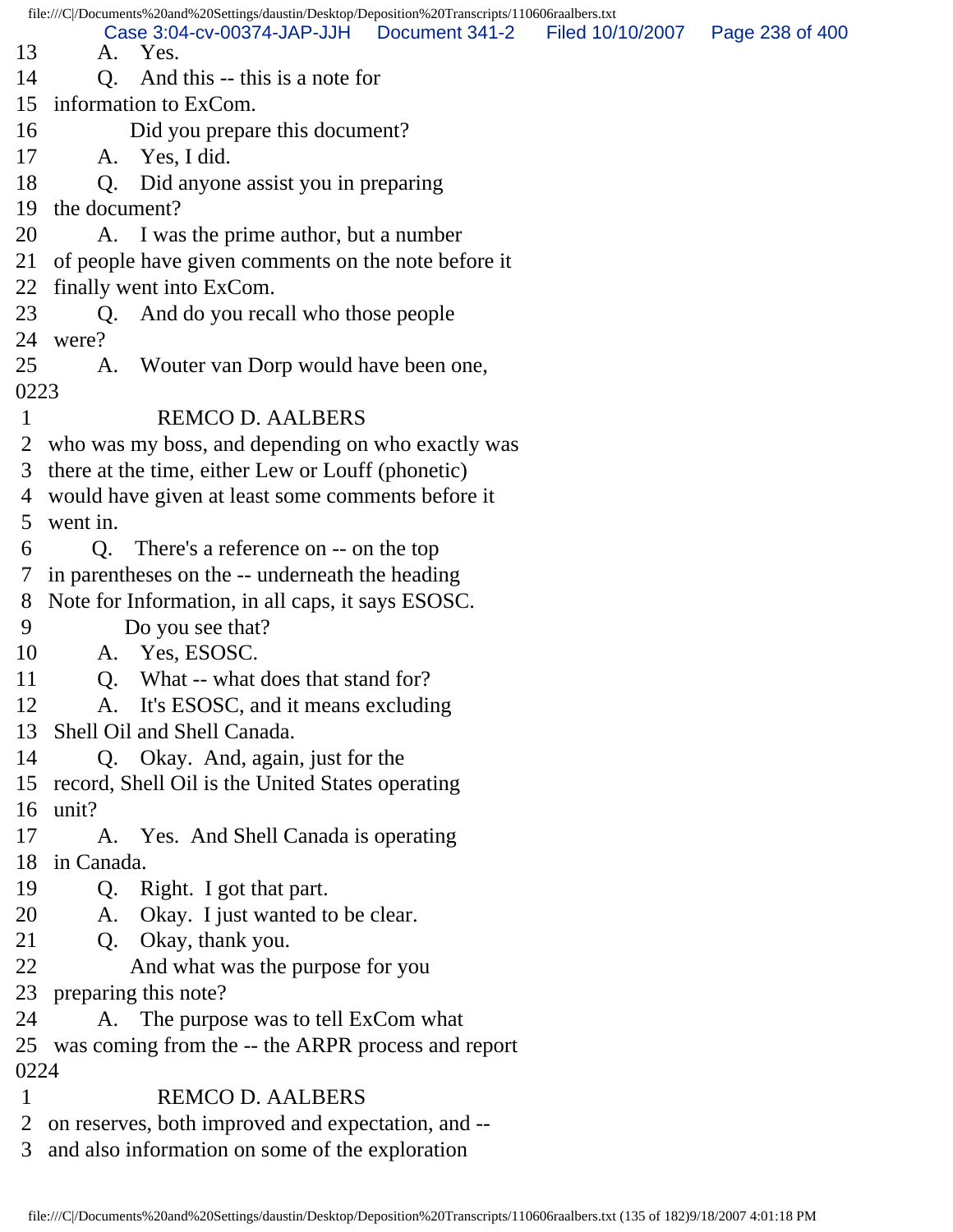13 A. Yes.
14 Q. And this -- this is a note for
15 information to ExCom.
16 Did you prepare this document?
17 A. Yes, I did.
18 Q. Did anyone assist you in preparing
19 the document?
20 A. I was the prime author, but a number
21 of people have given comments on the note before it
22 finally went into ExCom.
23 Q. And do you recall who those people
24 were?
25 A. Wouter van Dorp would have been one,
0223
1 REMCO D. AALBERS
2 who was my boss, and depending on who exactly was
3 there at the time, either Lew or Louff (phonetic)
4 would have given at least some comments before it
5 went in.
6 Q. There's a reference on -- on the top
7 in parentheses on the -- underneath the heading
8 Note for Information, in all caps, it says ESOSC.
9 Do you see that?
10 A. Yes, ESOSC.
11 Q. What -- what does that stand for?
12 A. It's ESOSC, and it means excluding
13 Shell Oil and Shell Canada.
14 Q. Okay. And, again, just for the
15 record, Shell Oil is the United States operating
16 unit?
17 A. Yes. And Shell Canada is operating
18 in Canada.
19 Q. Right. I got that part.
20 A. Okay. I just wanted to be clear.
21 Q. Okay, thank you.
22 And what was the purpose for you
23 preparing this note?
24 A. The purpose was to tell ExCom what
25 was coming from the -- the ARPR process and report
0224
1 REMCO D. AALBERS
2 on reserves, both improved and expectation, and --
3 and also information on some of the exploration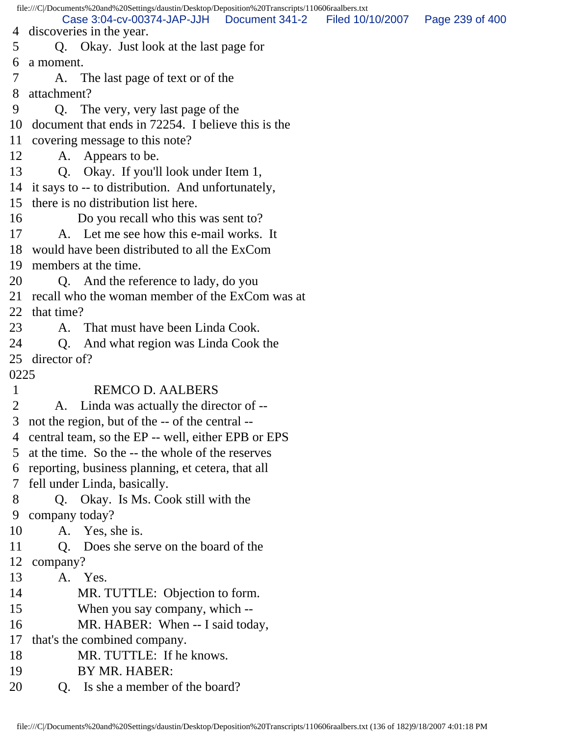4 discoveries in the year.
5 Q. Okay. Just look at the last page for
6 a moment.
7 A. The last page of text or of the
8 attachment?
9 Q. The very, very last page of the
10 document that ends in 72254. I believe this is the
11 covering message to this note?
12 A. Appears to be.
13 Q. Okay. If you'll look under Item 1,
14 it says to -- to distribution. And unfortunately,
15 there is no distribution list here.
16 Do you recall who this was sent to?
17 A. Let me see how this e-mail works. It
18 would have been distributed to all the ExCom
19 members at the time.
20 Q. And the reference to lady, do you
21 recall who the woman member of the ExCom was at
22 that time?
23 A. That must have been Linda Cook.
24 Q. And what region was Linda Cook the
25 director of?
0225
1 REMCO D. AALBERS
2 A. Linda was actually the director of --
3 not the region, but of the -- of the central --
4 central team, so the EP -- well, either EPB or EPS
5 at the time. So the -- the whole of the reserves
6 reporting, business planning, et cetera, that all
7 fell under Linda, basically.
8 Q. Okay. Is Ms. Cook still with the
9 company today?
10 A. Yes, she is.
11 Q. Does she serve on the board of the
12 company?
13 A. Yes.
14 MR. TUTTLE: Objection to form.
15 When you say company, which --
16 MR. HABER: When -- I said today,
17 that's the combined company.
18 MR. TUTTLE: If he knows.
19 BY MR. HABER:
20 Q. Is she a member of the board?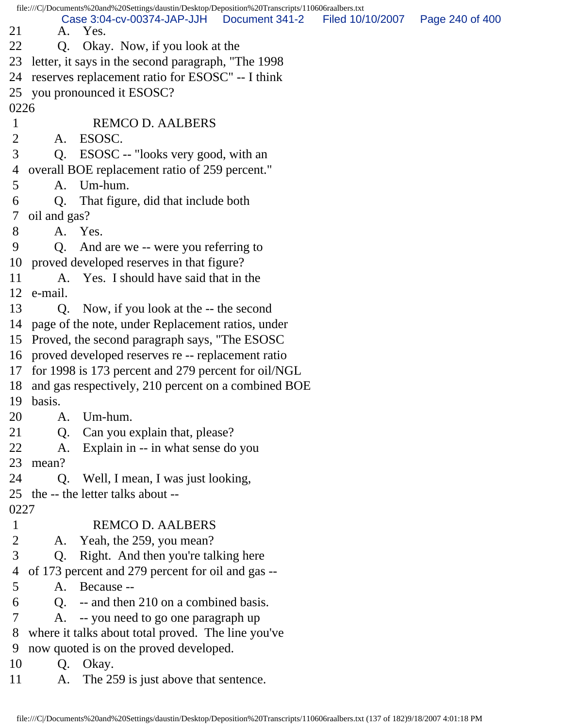21 A. Yes.
22 Q. Okay. Now, if you look at the
23 letter, it says in the second paragraph, "The 1998
24 reserves replacement ratio for ESOSC" -- I think
25 you pronounced it ESOSC?

0226

1 REMCO D. AALBERS
2 A. ESOSC.
3 Q. ESOSC -- "looks very good, with an
4 overall BOE replacement ratio of 259 percent."
5 A. Um-hum.
6 Q. That figure, did that include both
7 oil and gas?
8 A. Yes.
9 Q. And are we -- were you referring to
10 proved developed reserves in that figure?
11 A. Yes. I should have said that in the
12 e-mail.
13 Q. Now, if you look at the -- the second
14 page of the note, under Replacement ratios, under
15 Proved, the second paragraph says, "The ESOSC
16 proved developed reserves re -- replacement ratio
17 for 1998 is 173 percent and 279 percent for oil/NGL
18 and gas respectively, 210 percent on a combined BOE
19 basis.
20 A. Um-hum.
21 Q. Can you explain that, please?
22 A. Explain in -- in what sense do you
23 mean?
24 Q. Well, I mean, I was just looking,
25 the -- the letter talks about --

0227

1 REMCO D. AALBERS
2 A. Yeah, the 259, you mean?
3 Q. Right. And then you're talking here
4 of 173 percent and 279 percent for oil and gas --
5 A. Because --
6 Q. -- and then 210 on a combined basis.
7 A. -- you need to go one paragraph up
8 where it talks about total proved. The line you've
9 now quoted is on the proved developed.
10 Q. Okay.
11 A. The 259 is just above that sentence.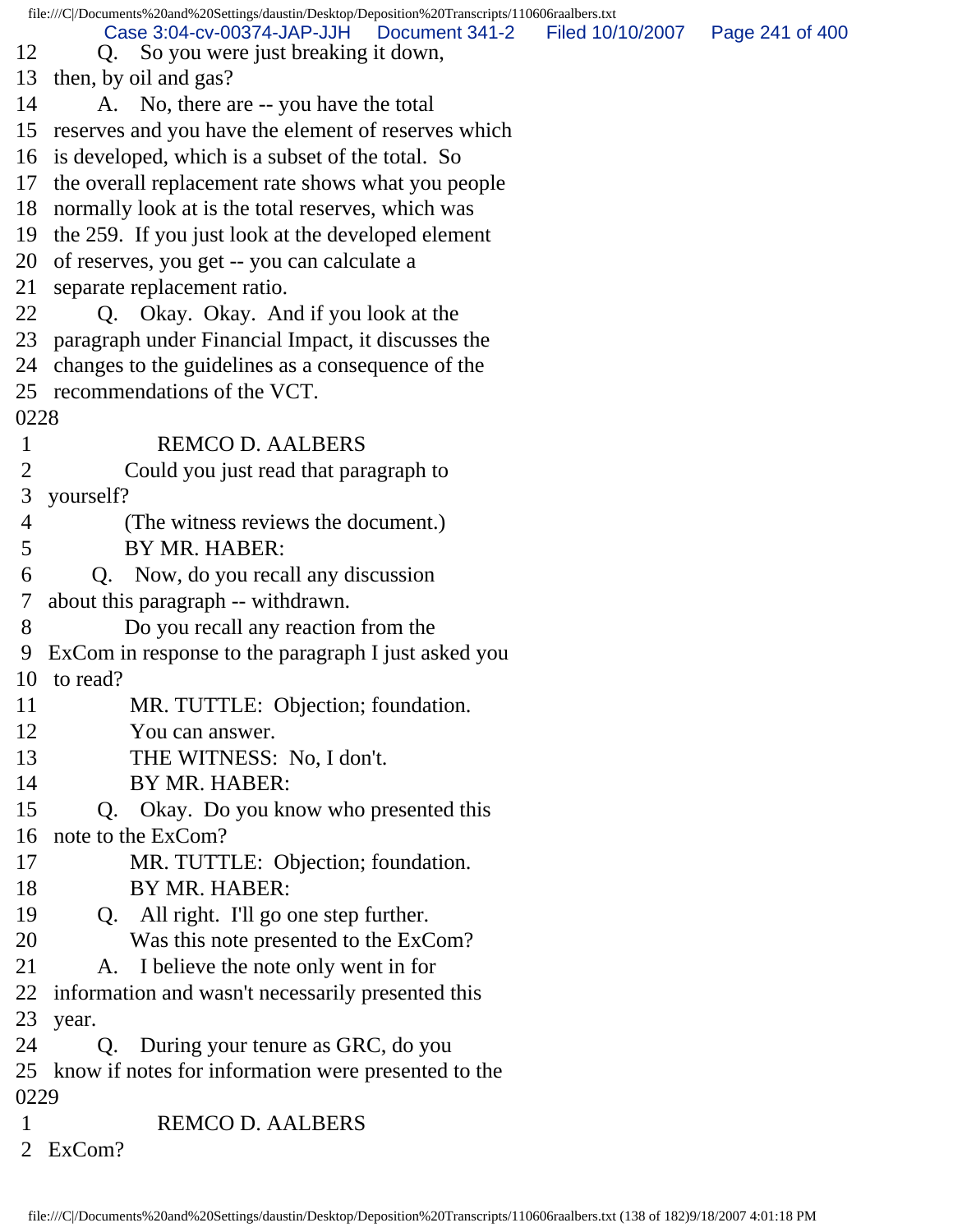12 Q. So you were just breaking it down,
13 then, by oil and gas?
14 A. No, there are -- you have the total
15 reserves and you have the element of reserves which
16 is developed, which is a subset of the total. So
17 the overall replacement rate shows what you people
18 normally look at is the total reserves, which was
19 the 259. If you just look at the developed element
20 of reserves, you get -- you can calculate a
21 separate replacement ratio.
22 Q. Okay. Okay. And if you look at the
23 paragraph under Financial Impact, it discusses the
24 changes to the guidelines as a consequence of the
25 recommendations of the VCT.
0228
1 REMCO D. AALBERS
2 Could you just read that paragraph to
3 yourself?
4 (The witness reviews the document.)
5 BY MR. HABER:
6 Q. Now, do you recall any discussion
7 about this paragraph -- withdrawn.
8 Do you recall any reaction from the
9 ExCom in response to the paragraph I just asked you
10 to read?
11 MR. TUTTLE: Objection; foundation.
12 You can answer.
13 THE WITNESS: No, I don't.
14 BY MR. HABER:
15 Q. Okay. Do you know who presented this
16 note to the ExCom?
17 MR. TUTTLE: Objection; foundation.
18 BY MR. HABER:
19 Q. All right. I'll go one step further.
20 Was this note presented to the ExCom?
21 A. I believe the note only went in for
22 information and wasn't necessarily presented this
23 year.
24 Q. During your tenure as GRC, do you
25 know if notes for information were presented to the
0229
1 REMCO D. AALBERS
2 ExCom?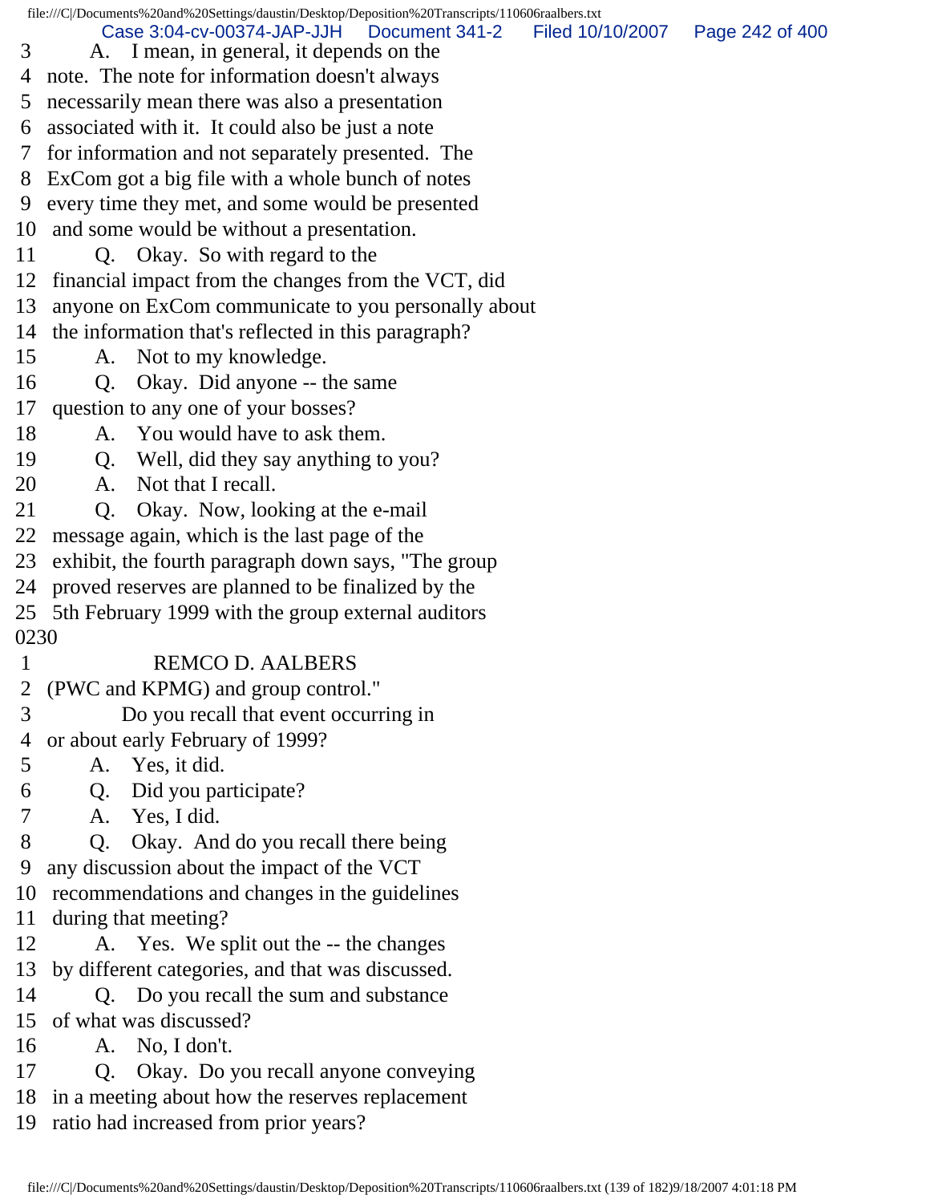3 A. I mean, in general, it depends on the
4 note. The note for information doesn't always
5 necessarily mean there was also a presentation
6 associated with it. It could also be just a note
7 for information and not separately presented. The
8 ExCom got a big file with a whole bunch of notes
9 every time they met, and some would be presented
10 and some would be without a presentation.
11 Q. Okay. So with regard to the
12 financial impact from the changes from the VCT, did
13 anyone on ExCom communicate to you personally about
14 the information that's reflected in this paragraph?
15 A. Not to my knowledge.
16 Q. Okay. Did anyone -- the same
17 question to any one of your bosses?
18 A. You would have to ask them.
19 Q. Well, did they say anything to you?
20 A. Not that I recall.
21 Q. Okay. Now, looking at the e-mail
22 message again, which is the last page of the
23 exhibit, the fourth paragraph down says, "The group
24 proved reserves are planned to be finalized by the
25 5th February 1999 with the group external auditors
0230
1 REMCO D. AALBERS
2 (PWC and KPMG) and group control."
3 Do you recall that event occurring in
4 or about early February of 1999?
5 A. Yes, it did.
6 Q. Did you participate?
7 A. Yes, I did.
8 Q. Okay. And do you recall there being
9 any discussion about the impact of the VCT
10 recommendations and changes in the guidelines
11 during that meeting?
12 A. Yes. We split out the -- the changes
13 by different categories, and that was discussed.
14 Q. Do you recall the sum and substance
15 of what was discussed?
16 A. No, I don't.
17 Q. Okay. Do you recall anyone conveying
18 in a meeting about how the reserves replacement
19 ratio had increased from prior years?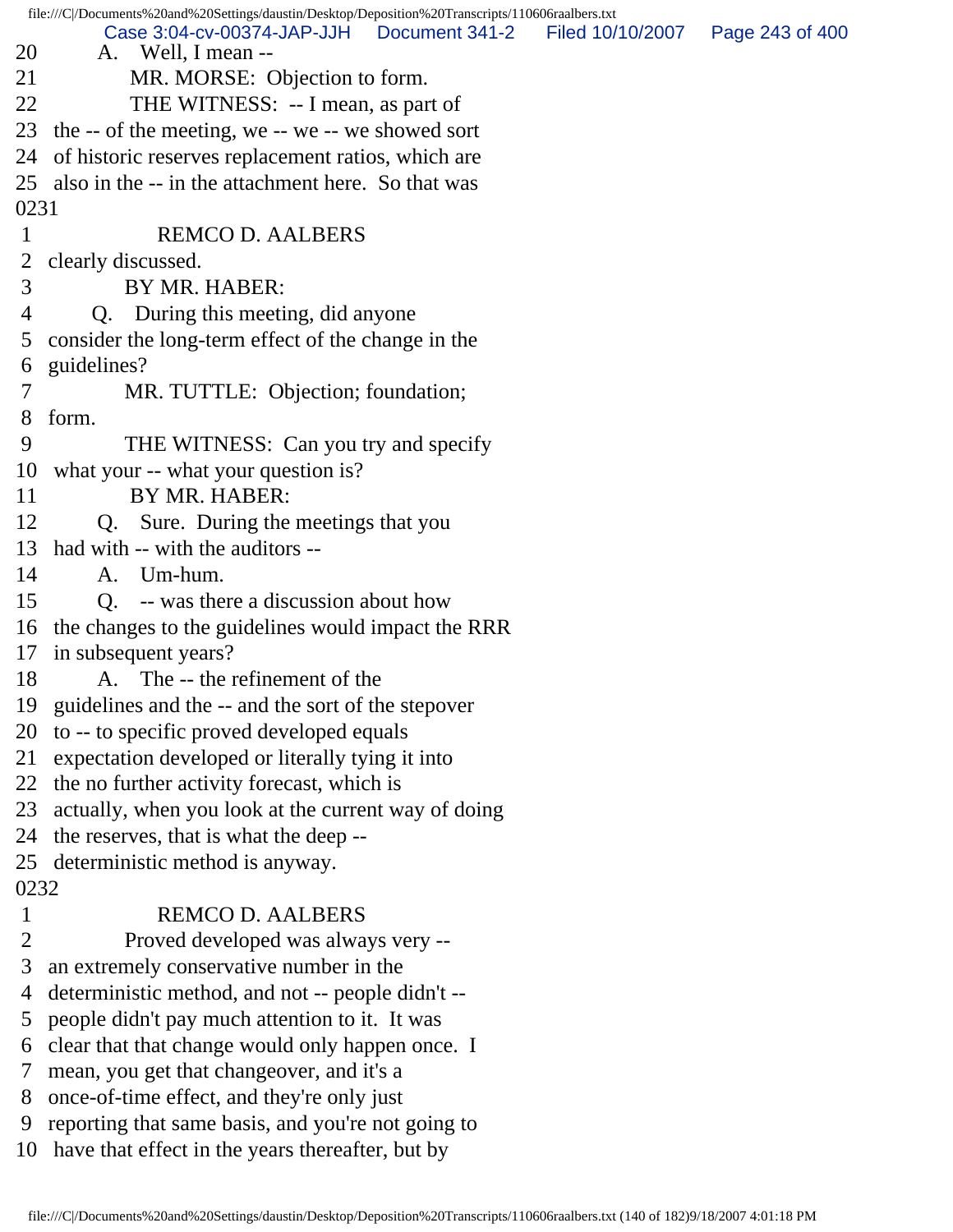20 A. Well, I mean --
21 MR. MORSE: Objection to form.
22 THE WITNESS: -- I mean, as part of
23 the -- of the meeting, we -- we -- we showed sort
24 of historic reserves replacement ratios, which are
25 also in the -- in the attachment here. So that was

0231

1 REMCO D. AALBERS
2 clearly discussed.
3 BY MR. HABER:
4 Q. During this meeting, did anyone
5 consider the long-term effect of the change in the
6 guidelines?
7 MR. TUTTLE: Objection; foundation;
8 form.
9 THE WITNESS: Can you try and specify
10 what your -- what your question is?
11 BY MR. HABER:
12 Q. Sure. During the meetings that you
13 had with -- with the auditors --
14 A. Um-hum.
15 Q. -- was there a discussion about how
16 the changes to the guidelines would impact the RRR
17 in subsequent years?
18 A. The -- the refinement of the
19 guidelines and the -- and the sort of the stepover
20 to -- to specific proved developed equals
21 expectation developed or literally tying it into
22 the no further activity forecast, which is
23 actually, when you look at the current way of doing
24 the reserves, that is what the deep --
25 deterministic method is anyway.

0232

1 REMCO D. AALBERS
2 Proved developed was always very --
3 an extremely conservative number in the
4 deterministic method, and not -- people didn't --
5 people didn't pay much attention to it. It was
6 clear that that change would only happen once. I
7 mean, you get that changeover, and it's a
8 once-of-time effect, and they're only just
9 reporting that same basis, and you're not going to
10 have that effect in the years thereafter, but by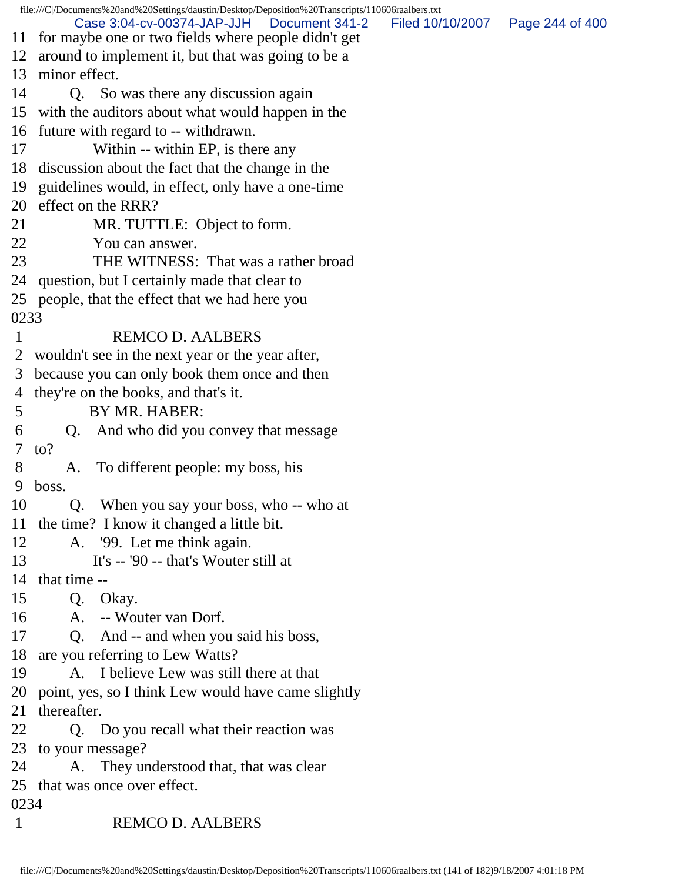11 for maybe one or two fields where people didn't get
12 around to implement it, but that was going to be a
13 minor effect.
14 Q. So was there any discussion again
15 with the auditors about what would happen in the
16 future with regard to -- withdrawn.
17 Within -- within EP, is there any
18 discussion about the fact that the change in the
19 guidelines would, in effect, only have a one-time
20 effect on the RRR?
21 MR. TUTTLE: Object to form.
22 You can answer.
23 THE WITNESS: That was a rather broad
24 question, but I certainly made that clear to
25 people, that the effect that we had here you
0233
1 REMCO D. AALBERS
2 wouldn't see in the next year or the year after,
3 because you can only book them once and then
4 they're on the books, and that's it.
5 BY MR. HABER:
6 Q. And who did you convey that message
7 to?
8 A. To different people: my boss, his
9 boss.
10 Q. When you say your boss, who -- who at
11 the time? I know it changed a little bit.
12 A. '99. Let me think again.
13 It's -- '90 -- that's Wouter still at
14 that time --
15 Q. Okay.
16 A. -- Wouter van Dorf.
17 Q. And -- and when you said his boss,
18 are you referring to Lew Watts?
19 A. I believe Lew was still there at that
20 point, yes, so I think Lew would have came slightly
21 thereafter.
22 Q. Do you recall what their reaction was
23 to your message?
24 A. They understood that, that was clear
25 that was once over effect.
0234
1 REMCO D. AALBERS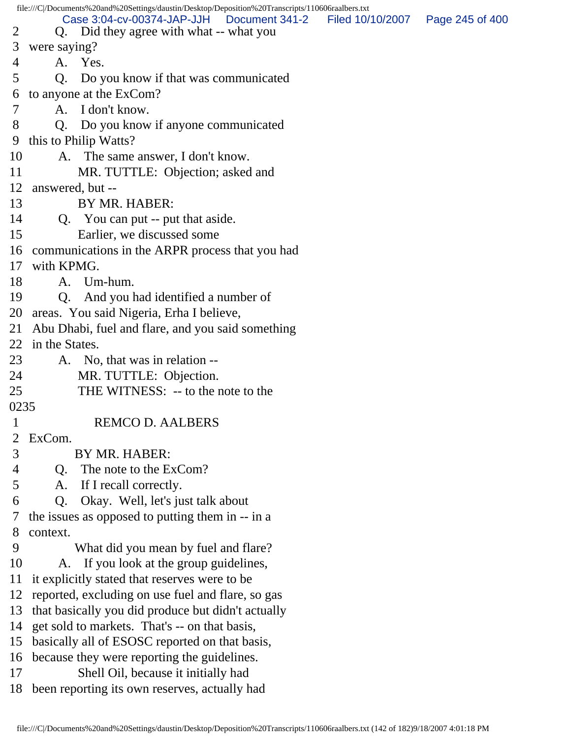2 Q. Did they agree with what -- what you
3 were saying?
4 A. Yes.
5 Q. Do you know if that was communicated
6 to anyone at the ExCom?
7 A. I don't know.
8 Q. Do you know if anyone communicated
9 this to Philip Watts?
10 A. The same answer, I don't know.
11 MR. TUTTLE: Objection; asked and
12 answered, but --
13 BY MR. HABER:
14 Q. You can put -- put that aside.
15 Earlier, we discussed some
16 communications in the ARPR process that you had
17 with KPMG.
18 A. Um-hum.
19 Q. And you had identified a number of
20 areas. You said Nigeria, Erha I believe,
21 Abu Dhabi, fuel and flare, and you said something
22 in the States.
23 A. No, that was in relation --
24 MR. TUTTLE: Objection.
25 THE WITNESS: -- to the note to the

0235

1 REMCO D. AALBERS
2 ExCom.
3 BY MR. HABER:
4 Q. The note to the ExCom?
5 A. If I recall correctly.
6 Q. Okay. Well, let's just talk about
7 the issues as opposed to putting them in -- in a
8 context.
9 What did you mean by fuel and flare?
10 A. If you look at the group guidelines,
11 it explicitly stated that reserves were to be
12 reported, excluding on use fuel and flare, so gas
13 that basically you did produce but didn't actually
14 get sold to markets. That's -- on that basis,
15 basically all of ESOSC reported on that basis,
16 because they were reporting the guidelines.
17 Shell Oil, because it initially had
18 been reporting its own reserves, actually had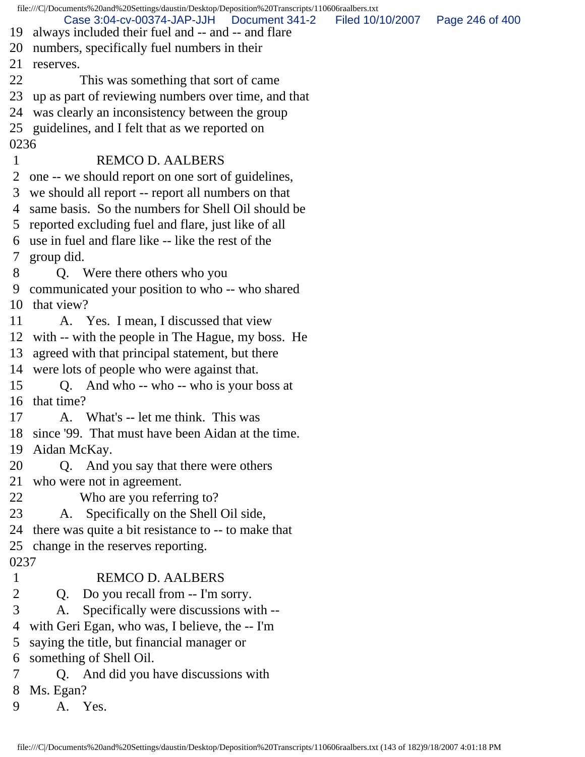19 always included their fuel and -- and -- and flare
20 numbers, specifically fuel numbers in their
21 reserves.
22 This was something that sort of came
23 up as part of reviewing numbers over time, and that
24 was clearly an inconsistency between the group
25 guidelines, and I felt that as we reported on
0236
1 REMCO D. AALBERS
2 one -- we should report on one sort of guidelines,
3 we should all report -- report all numbers on that
4 same basis. So the numbers for Shell Oil should be
5 reported excluding fuel and flare, just like of all
6 use in fuel and flare like -- like the rest of the
7 group did.
8 Q. Were there others who you
9 communicated your position to who -- who shared
10 that view?
11 A. Yes. I mean, I discussed that view
12 with -- with the people in The Hague, my boss. He
13 agreed with that principal statement, but there
14 were lots of people who were against that.
15 Q. And who -- who -- who is your boss at
16 that time?
17 A. What's -- let me think. This was
18 since '99. That must have been Aidan at the time.
19 Aidan McKay.
20 Q. And you say that there were others
21 who were not in agreement.
22 Who are you referring to?
23 A. Specifically on the Shell Oil side,
24 there was quite a bit resistance to -- to make that
25 change in the reserves reporting.
0237
1 REMCO D. AALBERS
2 Q. Do you recall from -- I'm sorry.
3 A. Specifically were discussions with --
4 with Geri Egan, who was, I believe, the -- I'm
5 saying the title, but financial manager or
6 something of Shell Oil.
7 Q. And did you have discussions with
8 Ms. Egan?
9 A. Yes.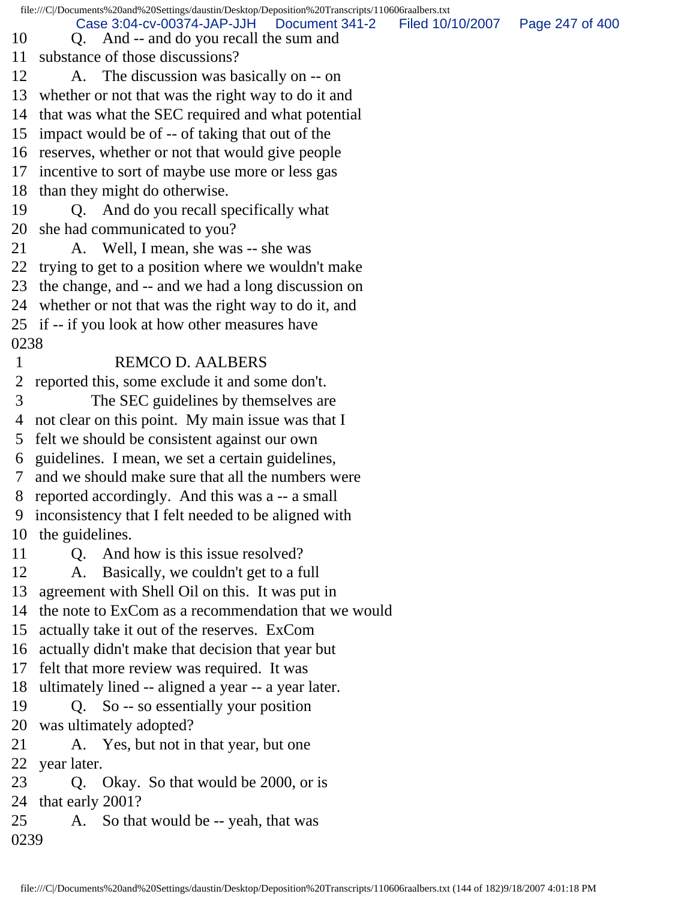10 Q. And -- and do you recall the sum and
11 substance of those discussions?
12 A. The discussion was basically on -- on
13 whether or not that was the right way to do it and
14 that was what the SEC required and what potential
15 impact would be of -- of taking that out of the
16 reserves, whether or not that would give people
17 incentive to sort of maybe use more or less gas
18 than they might do otherwise.
19 Q. And do you recall specifically what
20 she had communicated to you?
21 A. Well, I mean, she was -- she was
22 trying to get to a position where we wouldn't make
23 the change, and -- and we had a long discussion on
24 whether or not that was the right way to do it, and
25 if -- if you look at how other measures have
0238
1 REMCO D. AALBERS
2 reported this, some exclude it and some don't.
3 The SEC guidelines by themselves are
4 not clear on this point. My main issue was that I
5 felt we should be consistent against our own
6 guidelines. I mean, we set a certain guidelines,
7 and we should make sure that all the numbers were
8 reported accordingly. And this was a -- a small
9 inconsistency that I felt needed to be aligned with
10 the guidelines.
11 Q. And how is this issue resolved?
12 A. Basically, we couldn't get to a full
13 agreement with Shell Oil on this. It was put in
14 the note to ExCom as a recommendation that we would
15 actually take it out of the reserves. ExCom
16 actually didn't make that decision that year but
17 felt that more review was required. It was
18 ultimately lined -- aligned a year -- a year later.
19 Q. So -- so essentially your position
20 was ultimately adopted?
21 A. Yes, but not in that year, but one
22 year later.
23 Q. Okay. So that would be 2000, or is
24 that early 2001?
25 A. So that would be -- yeah, that was
0239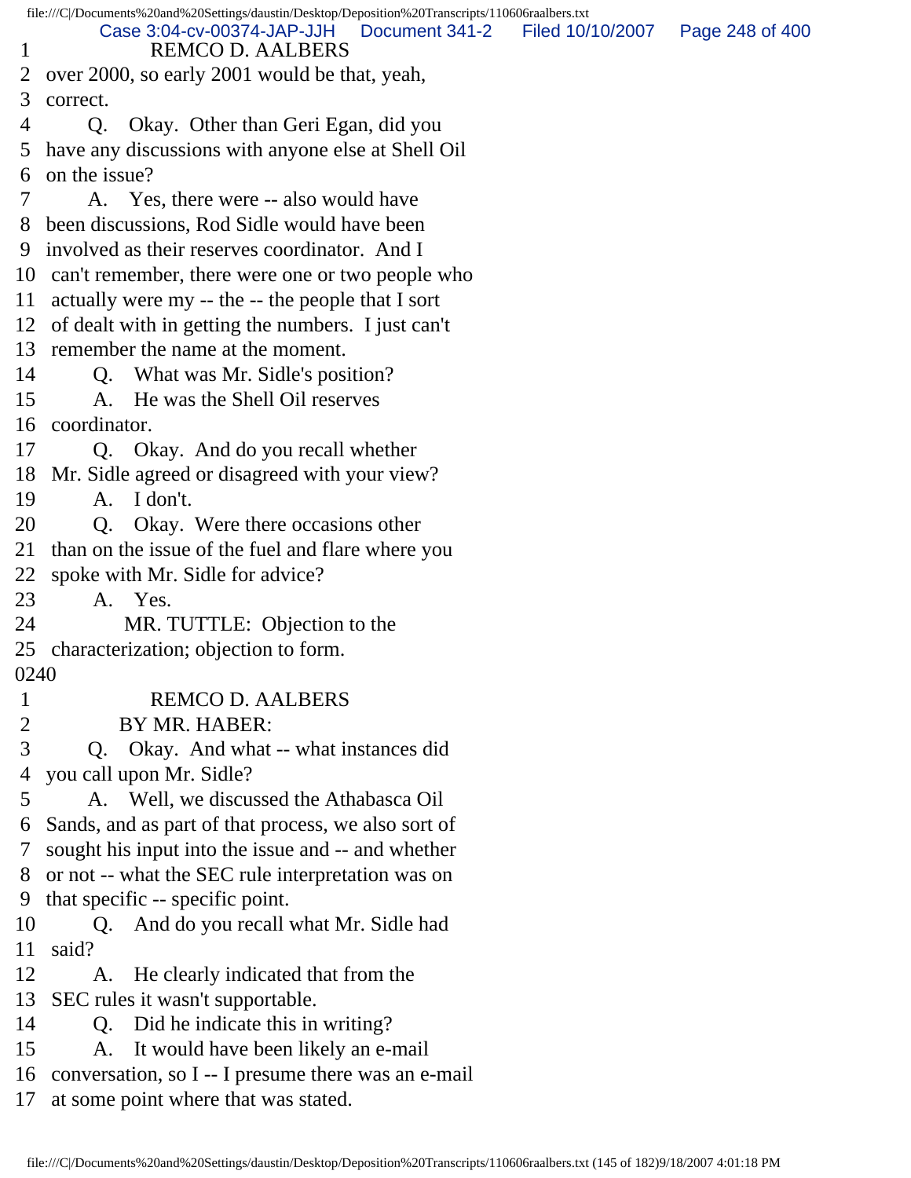1 REMCO D. AALBERS
2 over 2000, so early 2001 would be that, yeah,
3 correct.
4 Q. Okay. Other than Geri Egan, did you
5 have any discussions with anyone else at Shell Oil
6 on the issue?
7 A. Yes, there were -- also would have
8 been discussions, Rod Sidle would have been
9 involved as their reserves coordinator. And I
10 can't remember, there were one or two people who
11 actually were my -- the -- the people that I sort
12 of dealt with in getting the numbers. I just can't
13 remember the name at the moment.
14 Q. What was Mr. Sidle's position?
15 A. He was the Shell Oil reserves
16 coordinator.
17 Q. Okay. And do you recall whether
18 Mr. Sidle agreed or disagreed with your view?
19 A. I don't.
20 Q. Okay. Were there occasions other
21 than on the issue of the fuel and flare where you
22 spoke with Mr. Sidle for advice?
23 A. Yes.
24 MR. TUTTLE: Objection to the
25 characterization; objection to form.

0240

1 REMCO D. AALBERS
2 BY MR. HABER:
3 Q. Okay. And what -- what instances did
4 you call upon Mr. Sidle?
5 A. Well, we discussed the Athabasca Oil
6 Sands, and as part of that process, we also sort of
7 sought his input into the issue and -- and whether
8 or not -- what the SEC rule interpretation was on
9 that specific -- specific point.
10 Q. And do you recall what Mr. Sidle had
11 said?
12 A. He clearly indicated that from the
13 SEC rules it wasn't supportable.
14 Q. Did he indicate this in writing?
15 A. It would have been likely an e-mail
16 conversation, so I -- I presume there was an e-mail
17 at some point where that was stated.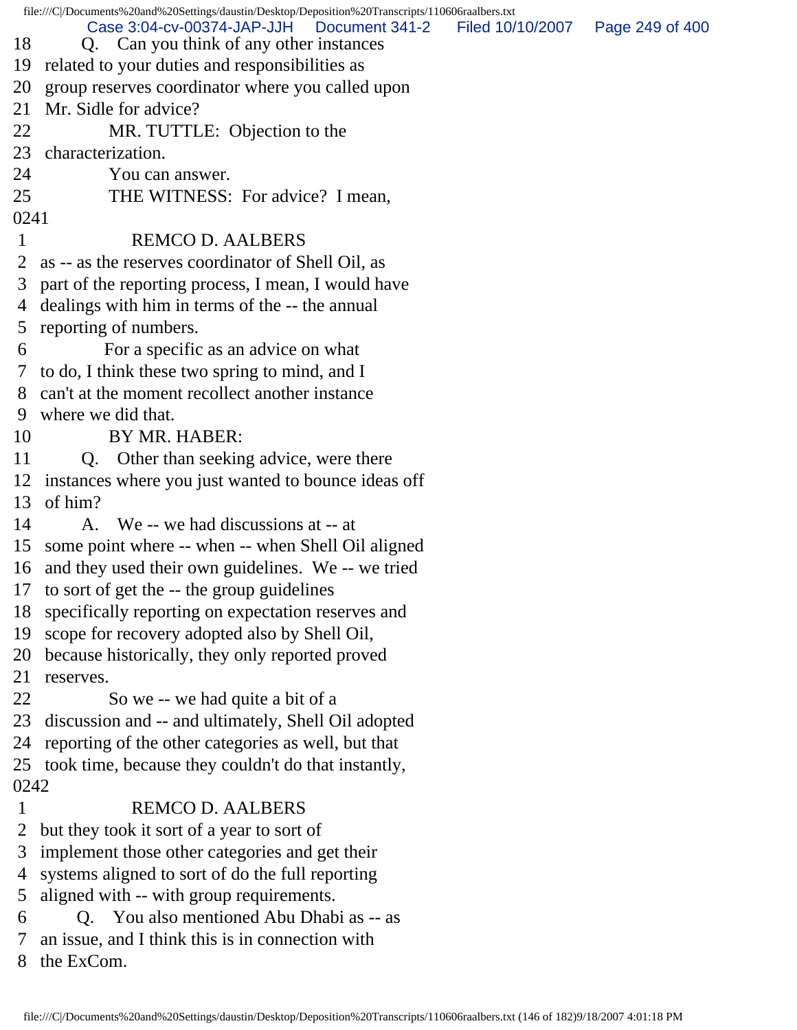18 Q. Can you think of any other instances
19 related to your duties and responsibilities as
20 group reserves coordinator where you called upon
21 Mr. Sidle for advice?
22 MR. TUTTLE: Objection to the
23 characterization.
24 You can answer.
25 THE WITNESS: For advice? I mean,
0241
1 REMCO D. AALBERS
2 as -- as the reserves coordinator of Shell Oil, as
3 part of the reporting process, I mean, I would have
4 dealings with him in terms of the -- the annual
5 reporting of numbers.
6 For a specific as an advice on what
7 to do, I think these two spring to mind, and I
8 can't at the moment recollect another instance
9 where we did that.
10 BY MR. HABER:
11 Q. Other than seeking advice, were there
12 instances where you just wanted to bounce ideas off
13 of him?
14 A. We -- we had discussions at -- at
15 some point where -- when -- when Shell Oil aligned
16 and they used their own guidelines. We -- we tried
17 to sort of get the -- the group guidelines
18 specifically reporting on expectation reserves and
19 scope for recovery adopted also by Shell Oil,
20 because historically, they only reported proved
21 reserves.
22 So we -- we had quite a bit of a
23 discussion and -- and ultimately, Shell Oil adopted
24 reporting of the other categories as well, but that
25 took time, because they couldn't do that instantly,
0242
1 REMCO D. AALBERS
2 but they took it sort of a year to sort of
3 implement those other categories and get their
4 systems aligned to sort of do the full reporting
5 aligned with -- with group requirements.
6 Q. You also mentioned Abu Dhabi as -- as
7 an issue, and I think this is in connection with
8 the ExCom.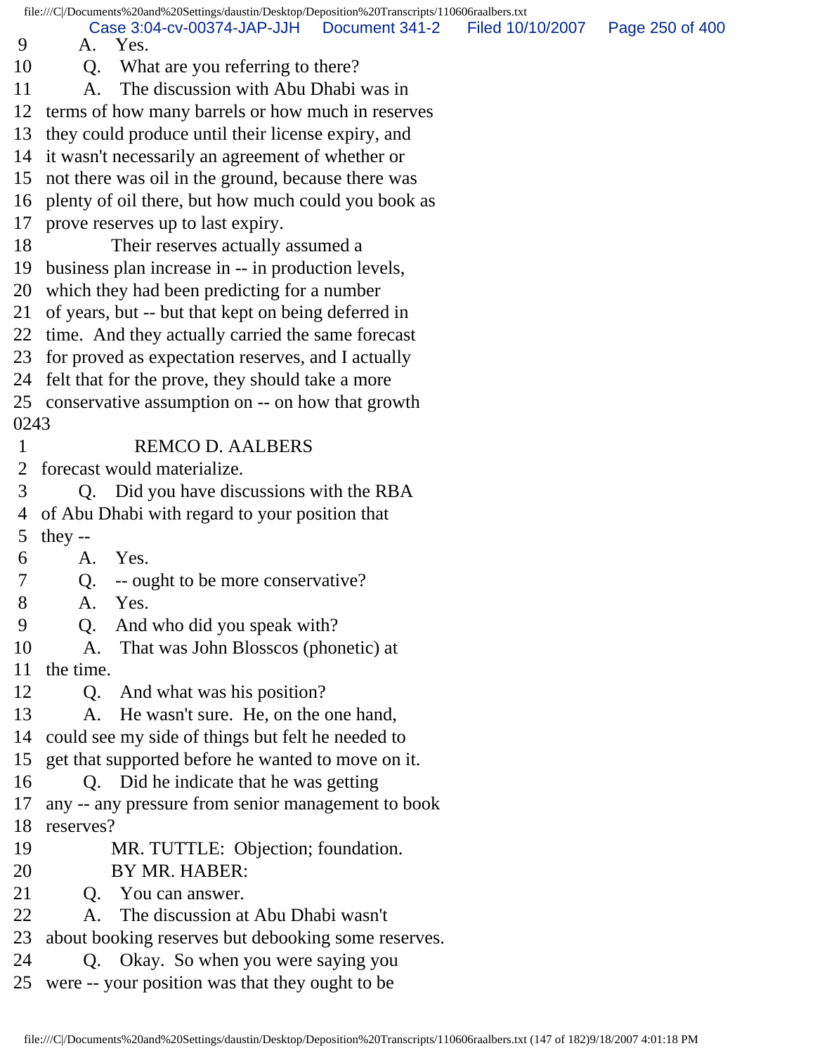9 A. Yes.
10 Q. What are you referring to there?
11 A. The discussion with Abu Dhabi was in
12 terms of how many barrels or how much in reserves
13 they could produce until their license expiry, and
14 it wasn't necessarily an agreement of whether or
15 not there was oil in the ground, because there was
16 plenty of oil there, but how much could you book as
17 prove reserves up to last expiry.
18 Their reserves actually assumed a
19 business plan increase in -- in production levels,
20 which they had been predicting for a number
21 of years, but -- but that kept on being deferred in
22 time. And they actually carried the same forecast
23 for proved as expectation reserves, and I actually
24 felt that for the prove, they should take a more
25 conservative assumption on -- on how that growth

0243

1 REMCO D. AALBERS
2 forecast would materialize.
3 Q. Did you have discussions with the RBA
4 of Abu Dhabi with regard to your position that
5 they --
6 A. Yes.
7 Q. -- ought to be more conservative?
8 A. Yes.
9 Q. And who did you speak with?
10 A. That was John Blosscos (phonetic) at
11 the time.
12 Q. And what was his position?
13 A. He wasn't sure. He, on the one hand,
14 could see my side of things but felt he needed to
15 get that supported before he wanted to move on it.
16 Q. Did he indicate that he was getting
17 any -- any pressure from senior management to book
18 reserves?
19 MR. TUTTLE: Objection; foundation.
20 BY MR. HABER:
21 Q. You can answer.
22 A. The discussion at Abu Dhabi wasn't
23 about booking reserves but debooking some reserves.
24 Q. Okay. So when you were saying you
25 were -- your position was that they ought to be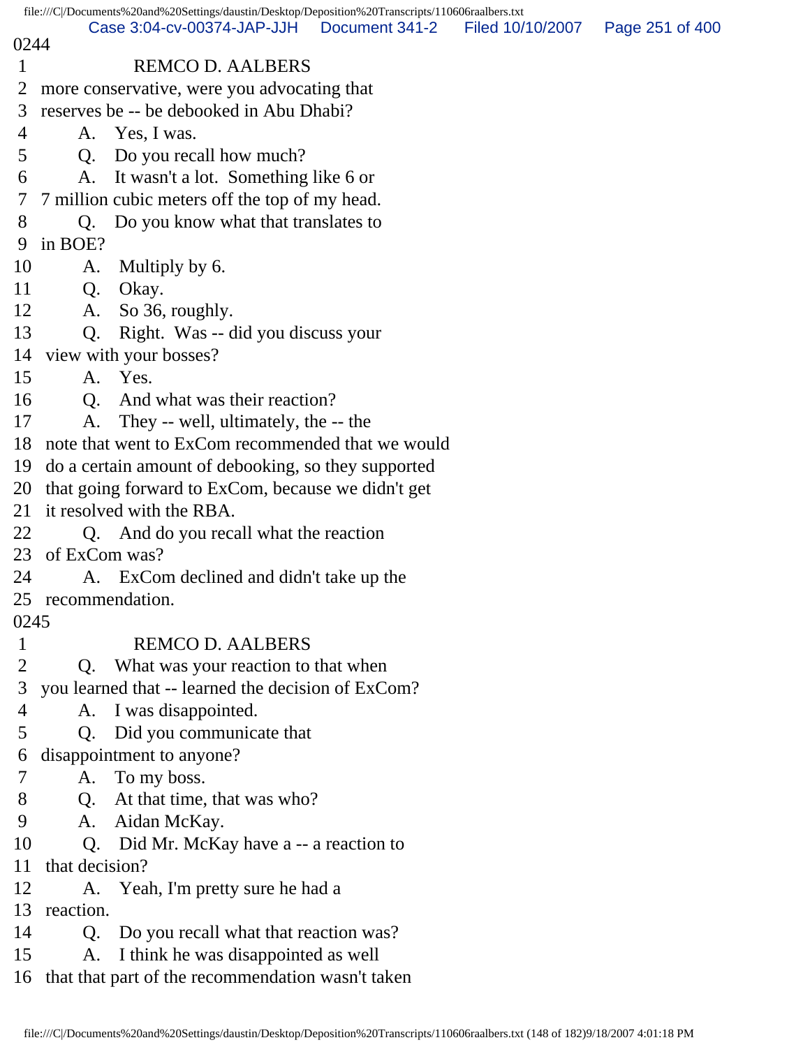0244

1 REMCO D. AALBERS

2 more conservative, were you advocating that

3 reserves be -- be debooked in Abu Dhabi?

4 A. Yes, I was.

5 Q. Do you recall how much?

6 A. It wasn't a lot. Something like 6 or

7 7 million cubic meters off the top of my head.

8 Q. Do you know what that translates to

9 in BOE?

10 A. Multiply by 6.

11 Q. Okay.

12 A. So 36, roughly.

13 Q. Right. Was -- did you discuss your

14 view with your bosses?

15 A. Yes.

16 Q. And what was their reaction?

17 A. They -- well, ultimately, the -- the

18 note that went to ExCom recommended that we would

19 do a certain amount of debooking, so they supported

20 that going forward to ExCom, because we didn't get

21 it resolved with the RBA.

22 Q. And do you recall what the reaction

23 of ExCom was?

24 A. ExCom declined and didn't take up the

25 recommendation.

0245

1 REMCO D. AALBERS

2 Q. What was your reaction to that when

3 you learned that -- learned the decision of ExCom?

4 A. I was disappointed.

5 Q. Did you communicate that

6 disappointment to anyone?

7 A. To my boss.

8 Q. At that time, that was who?

9 A. Aidan McKay.

10 Q. Did Mr. McKay have a -- a reaction to

11 that decision?

12 A. Yeah, I'm pretty sure he had a

13 reaction.

14 Q. Do you recall what that reaction was?

15 A. I think he was disappointed as well

16 that that part of the recommendation wasn't taken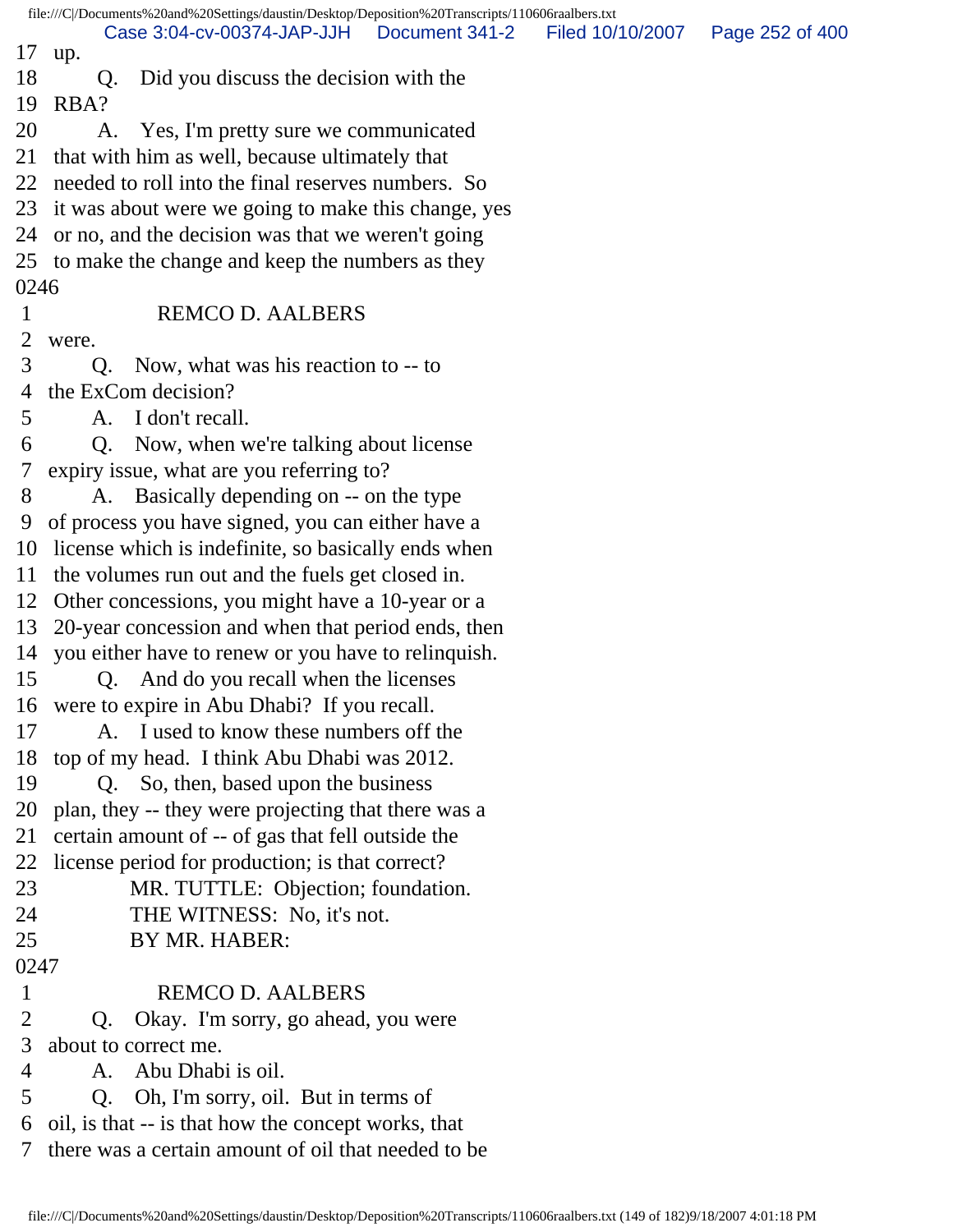17 up.
18 Q. Did you discuss the decision with the
19 RBA?
20 A. Yes, I'm pretty sure we communicated
21 that with him as well, because ultimately that
22 needed to roll into the final reserves numbers. So
23 it was about were we going to make this change, yes
24 or no, and the decision was that we weren't going
25 to make the change and keep the numbers as they
0246
1 REMCO D. AALBERS
2 were.
3 Q. Now, what was his reaction to -- to
4 the ExCom decision?
5 A. I don't recall.
6 Q. Now, when we're talking about license
7 expiry issue, what are you referring to?
8 A. Basically depending on -- on the type
9 of process you have signed, you can either have a
10 license which is indefinite, so basically ends when
11 the volumes run out and the fuels get closed in.
12 Other concessions, you might have a 10-year or a
13 20-year concession and when that period ends, then
14 you either have to renew or you have to relinquish.
15 Q. And do you recall when the licenses
16 were to expire in Abu Dhabi? If you recall.
17 A. I used to know these numbers off the
18 top of my head. I think Abu Dhabi was 2012.
19 Q. So, then, based upon the business
20 plan, they -- they were projecting that there was a
21 certain amount of -- of gas that fell outside the
22 license period for production; is that correct?
23 MR. TUTTLE: Objection; foundation.
24 THE WITNESS: No, it's not.
25 BY MR. HABER:
0247
1 REMCO D. AALBERS
2 Q. Okay. I'm sorry, go ahead, you were
3 about to correct me.
4 A. Abu Dhabi is oil.
5 Q. Oh, I'm sorry, oil. But in terms of
6 oil, is that -- is that how the concept works, that
7 there was a certain amount of oil that needed to be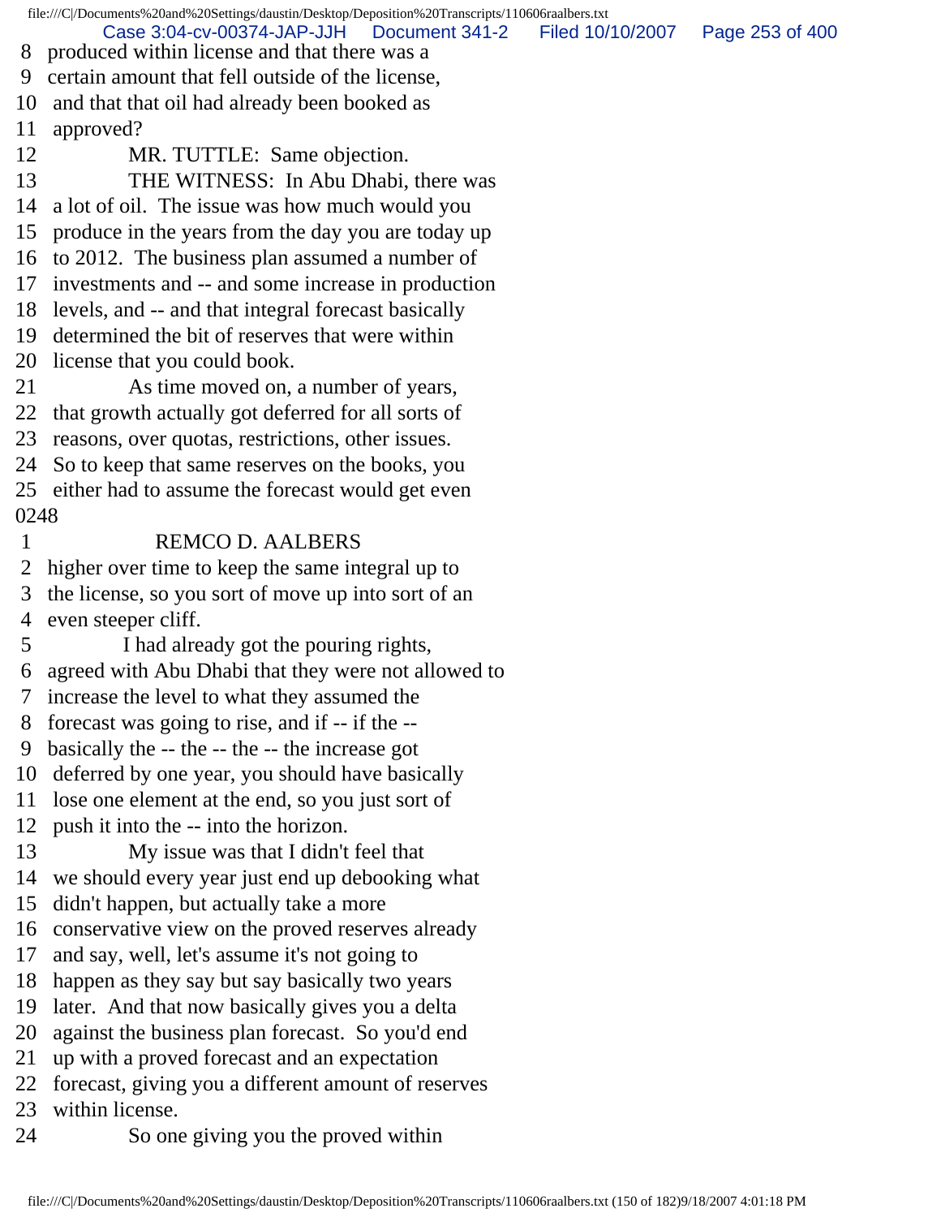8 produced within license and that there was a
9 certain amount that fell outside of the license,
10 and that that oil had already been booked as
11 approved?
12 MR. TUTTLE: Same objection.
13 THE WITNESS: In Abu Dhabi, there was
14 a lot of oil. The issue was how much would you
15 produce in the years from the day you are today up
16 to 2012. The business plan assumed a number of
17 investments and -- and some increase in production
18 levels, and -- and that integral forecast basically
19 determined the bit of reserves that were within
20 license that you could book.
21 As time moved on, a number of years,
22 that growth actually got deferred for all sorts of
23 reasons, over quotas, restrictions, other issues.
24 So to keep that same reserves on the books, you
25 either had to assume the forecast would get even

0248

1 REMCO D. AALBERS
2 higher over time to keep the same integral up to
3 the license, so you sort of move up into sort of an
4 even steeper cliff.
5 I had already got the pouring rights,
6 agreed with Abu Dhabi that they were not allowed to
7 increase the level to what they assumed the
8 forecast was going to rise, and if -- if the --
9 basically the -- the -- the -- the increase got
10 deferred by one year, you should have basically
11 lose one element at the end, so you just sort of
12 push it into the -- into the horizon.
13 My issue was that I didn't feel that
14 we should every year just end up debooking what
15 didn't happen, but actually take a more
16 conservative view on the proved reserves already
17 and say, well, let's assume it's not going to
18 happen as they say but say basically two years
19 later. And that now basically gives you a delta
20 against the business plan forecast. So you'd end
21 up with a proved forecast and an expectation
22 forecast, giving you a different amount of reserves
23 within license.
24 So one giving you the proved within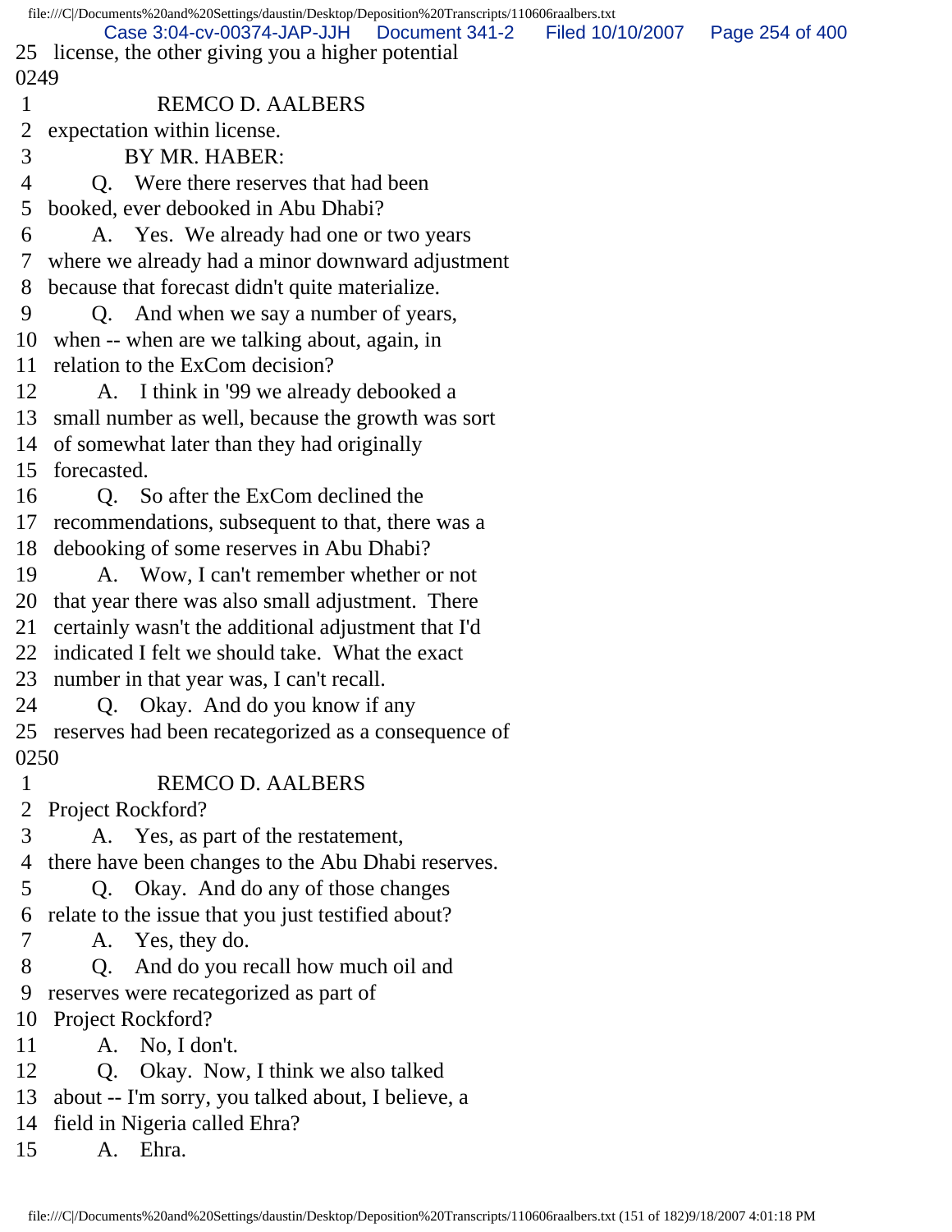25 license, the other giving you a higher potential

0249

1 REMCO D. AALBERS

2 expectation within license.

3 BY MR. HABER:

4 Q. Were there reserves that had been

5 booked, ever debooked in Abu Dhabi?

6 A. Yes. We already had one or two years

7 where we already had a minor downward adjustment

8 because that forecast didn't quite materialize.

9 Q. And when we say a number of years,

10 when -- when are we talking about, again, in

11 relation to the ExCom decision?

12 A. I think in '99 we already debooked a

13 small number as well, because the growth was sort

14 of somewhat later than they had originally

15 forecasted.

16 Q. So after the ExCom declined the

17 recommendations, subsequent to that, there was a

18 debooking of some reserves in Abu Dhabi?

19 A. Wow, I can't remember whether or not

20 that year there was also small adjustment. There

21 certainly wasn't the additional adjustment that I'd

22 indicated I felt we should take. What the exact

23 number in that year was, I can't recall.

24 Q. Okay. And do you know if any

25 reserves had been recategorized as a consequence of

0250

1 REMCO D. AALBERS

2 Project Rockford?

3 A. Yes, as part of the restatement,

4 there have been changes to the Abu Dhabi reserves.

5 Q. Okay. And do any of those changes

6 relate to the issue that you just testified about?

7 A. Yes, they do.

8 Q. And do you recall how much oil and

9 reserves were recategorized as part of

10 Project Rockford?

11 A. No, I don't.

12 Q. Okay. Now, I think we also talked

13 about -- I'm sorry, you talked about, I believe, a

14 field in Nigeria called Ehra?

15 A. Ehra.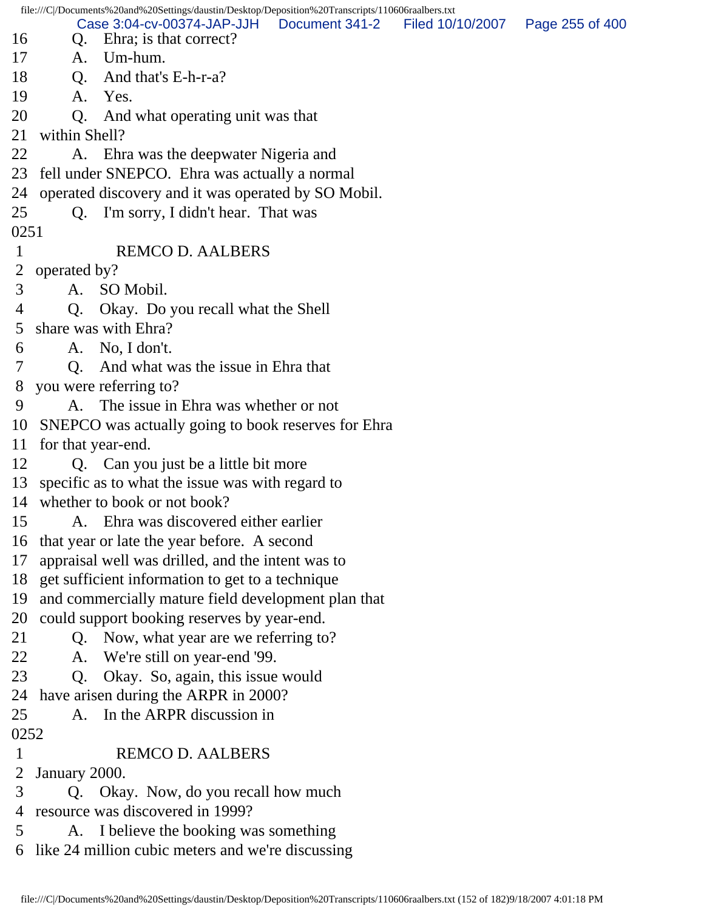16 Q. Ehra; is that correct?
17 A. Um-hum.
18 Q. And that's E-h-r-a?
19 A. Yes.
20 Q. And what operating unit was that
21 within Shell?
22 A. Ehra was the deepwater Nigeria and
23 fell under SNEPCO. Ehra was actually a normal
24 operated discovery and it was operated by SO Mobil.
25 Q. I'm sorry, I didn't hear. That was

0251

1 REMCO D. AALBERS
2 operated by?
3 A. SO Mobil.
4 Q. Okay. Do you recall what the Shell
5 share was with Ehra?
6 A. No, I don't.
7 Q. And what was the issue in Ehra that
8 you were referring to?
9 A. The issue in Ehra was whether or not
10 SNEPCO was actually going to book reserves for Ehra
11 for that year-end.
12 Q. Can you just be a little bit more
13 specific as to what the issue was with regard to
14 whether to book or not book?
15 A. Ehra was discovered either earlier
16 that year or late the year before. A second
17 appraisal well was drilled, and the intent was to
18 get sufficient information to get to a technique
19 and commercially mature field development plan that
20 could support booking reserves by year-end.
21 Q. Now, what year are we referring to?
22 A. We're still on year-end '99.
23 Q. Okay. So, again, this issue would
24 have arisen during the ARPR in 2000?
25 A. In the ARPR discussion in

0252

1 REMCO D. AALBERS
2 January 2000.
3 Q. Okay. Now, do you recall how much
4 resource was discovered in 1999?
5 A. I believe the booking was something
6 like 24 million cubic meters and we're discussing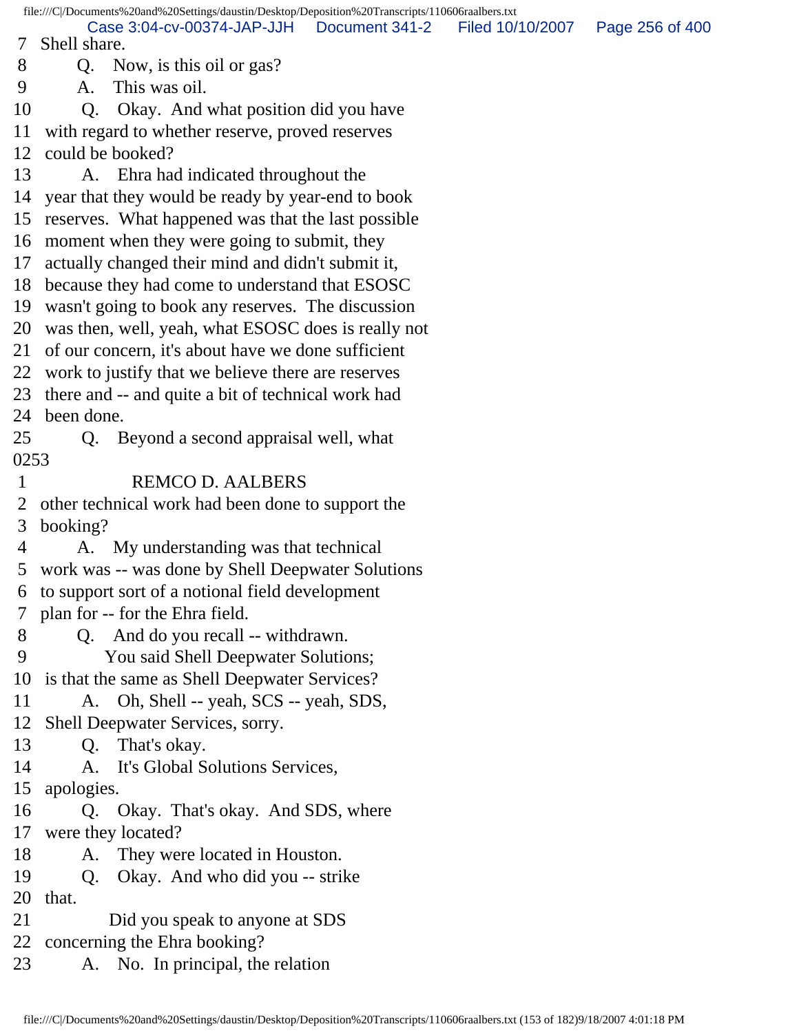7 Shell share.
8 Q. Now, is this oil or gas?
9 A. This was oil.
10 Q. Okay. And what position did you have
11 with regard to whether reserve, proved reserves
12 could be booked?
13 A. Ehra had indicated throughout the
14 year that they would be ready by year-end to book
15 reserves. What happened was that the last possible
16 moment when they were going to submit, they
17 actually changed their mind and didn't submit it,
18 because they had come to understand that ESOSC
19 wasn't going to book any reserves. The discussion
20 was then, well, yeah, what ESOSC does is really not
21 of our concern, it's about have we done sufficient
22 work to justify that we believe there are reserves
23 there and -- and quite a bit of technical work had
24 been done.
25 Q. Beyond a second appraisal well, what

0253

1 REMCO D. AALBERS
2 other technical work had been done to support the
3 booking?
4 A. My understanding was that technical
5 work was -- was done by Shell Deepwater Solutions
6 to support sort of a notional field development
7 plan for -- for the Ehra field.
8 Q. And do you recall -- withdrawn.
9 You said Shell Deepwater Solutions;
10 is that the same as Shell Deepwater Services?
11 A. Oh, Shell -- yeah, SCS -- yeah, SDS,
12 Shell Deepwater Services, sorry.
13 Q. That's okay.
14 A. It's Global Solutions Services,
15 apologies.
16 Q. Okay. That's okay. And SDS, where
17 were they located?
18 A. They were located in Houston.
19 Q. Okay. And who did you -- strike
20 that.
21 Did you speak to anyone at SDS
22 concerning the Ehra booking?
23 A. No. In principal, the relation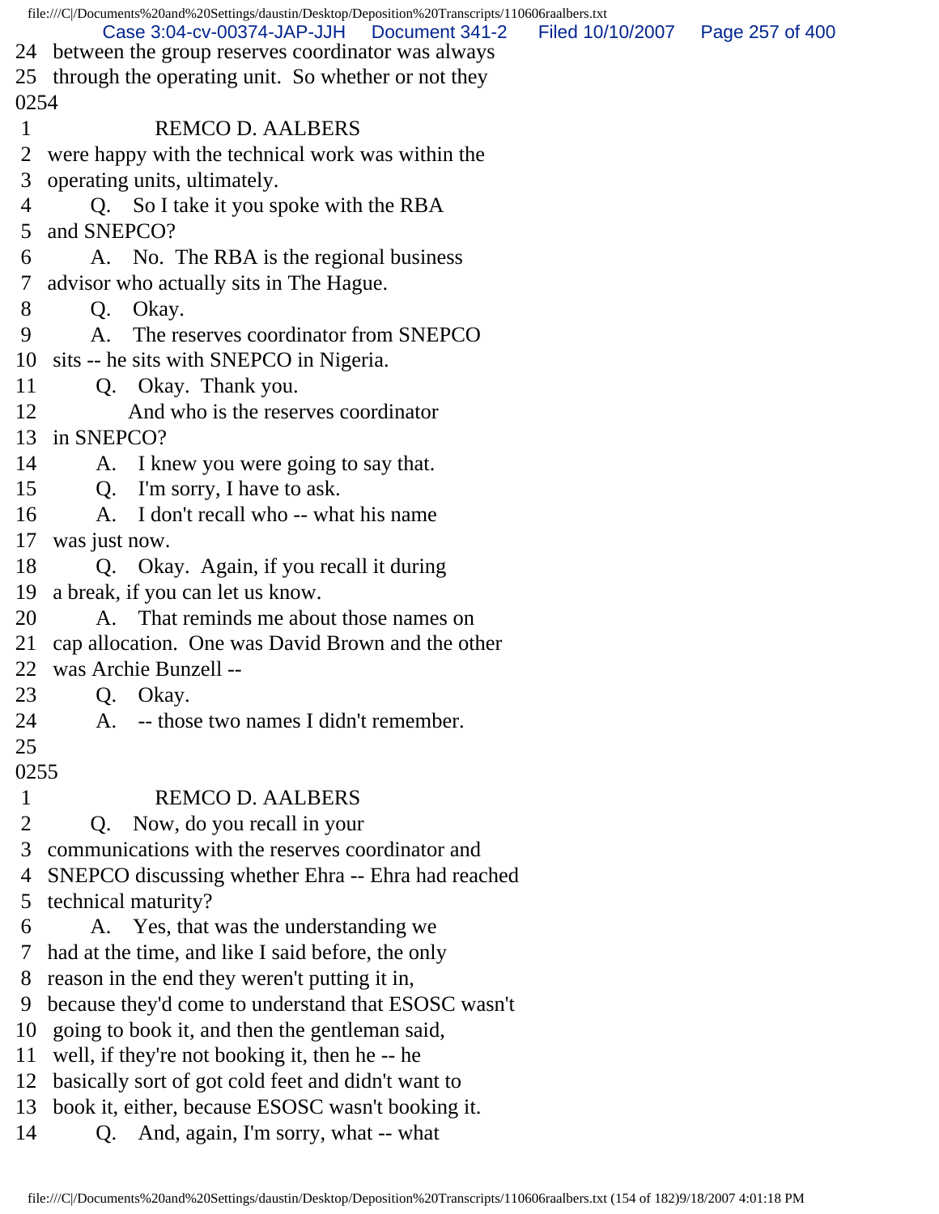24 between the group reserves coordinator was always
25 through the operating unit. So whether or not they
0254
1 REMCO D. AALBERS
2 were happy with the technical work was within the
3 operating units, ultimately.
4 Q. So I take it you spoke with the RBA
5 and SNEPCO?
6 A. No. The RBA is the regional business
7 advisor who actually sits in The Hague.
8 Q. Okay.
9 A. The reserves coordinator from SNEPCO
10 sits -- he sits with SNEPCO in Nigeria.
11 Q. Okay. Thank you.
12 And who is the reserves coordinator
13 in SNEPCO?
14 A. I knew you were going to say that.
15 Q. I'm sorry, I have to ask.
16 A. I don't recall who -- what his name
17 was just now.
18 Q. Okay. Again, if you recall it during
19 a break, if you can let us know.
20 A. That reminds me about those names on
21 cap allocation. One was David Brown and the other
22 was Archie Bunzell --
23 Q. Okay.
24 A. -- those two names I didn't remember.
25
0255
1 REMCO D. AALBERS
2 Q. Now, do you recall in your
3 communications with the reserves coordinator and
4 SNEPCO discussing whether Ehra -- Ehra had reached
5 technical maturity?
6 A. Yes, that was the understanding we
7 had at the time, and like I said before, the only
8 reason in the end they weren't putting it in,
9 because they'd come to understand that ESOSC wasn't
10 going to book it, and then the gentleman said,
11 well, if they're not booking it, then he -- he
12 basically sort of got cold feet and didn't want to
13 book it, either, because ESOSC wasn't booking it.
14 Q. And, again, I'm sorry, what -- what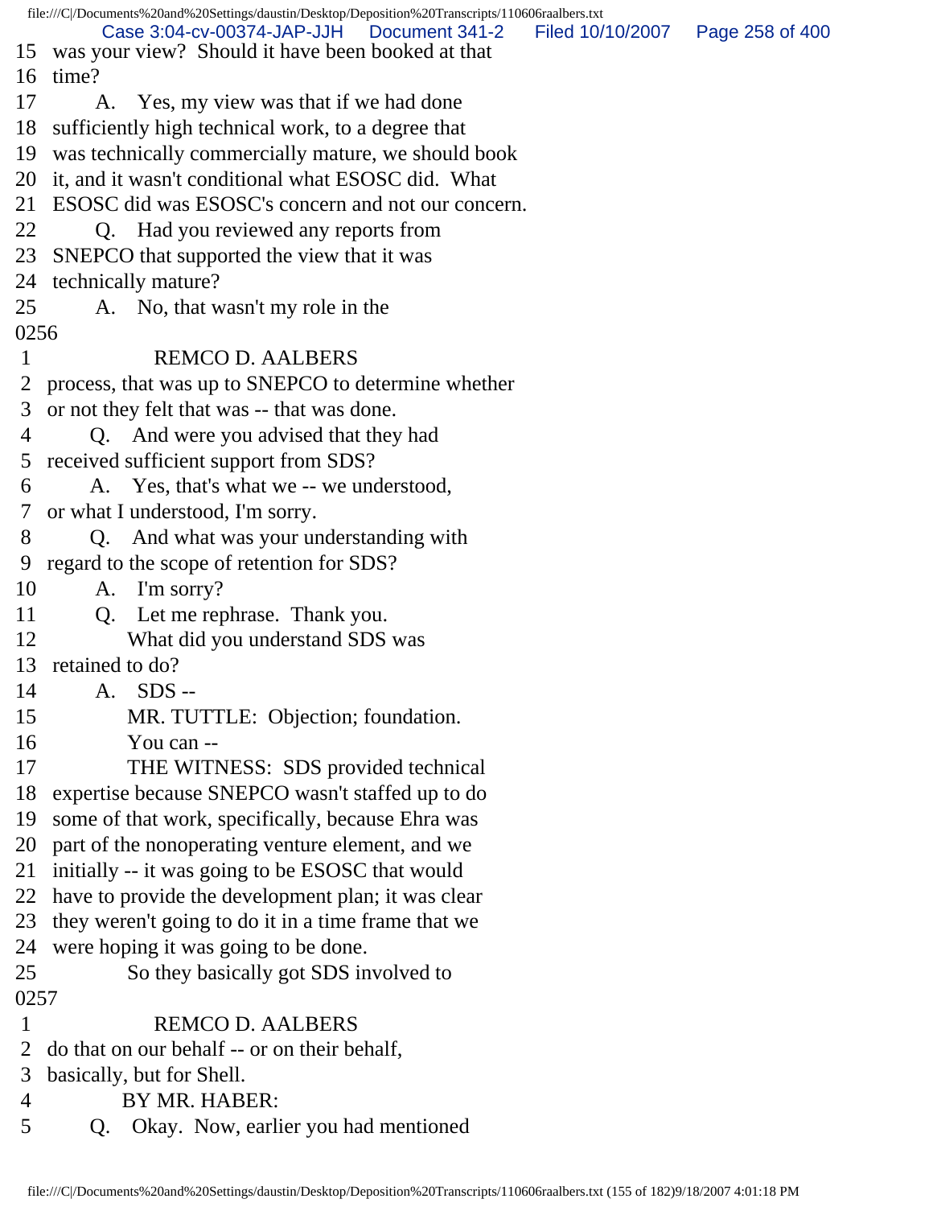15 was your view? Should it have been booked at that
16 time?
17 A. Yes, my view was that if we had done
18 sufficiently high technical work, to a degree that
19 was technically commercially mature, we should book
20 it, and it wasn't conditional what ESOSC did. What
21 ESOSC did was ESOSC's concern and not our concern.
22 Q. Had you reviewed any reports from
23 SNEPCO that supported the view that it was
24 technically mature?
25 A. No, that wasn't my role in the
0256
1 REMCO D. AALBERS
2 process, that was up to SNEPCO to determine whether
3 or not they felt that was -- that was done.
4 Q. And were you advised that they had
5 received sufficient support from SDS?
6 A. Yes, that's what we -- we understood,
7 or what I understood, I'm sorry.
8 Q. And what was your understanding with
9 regard to the scope of retention for SDS?
10 A. I'm sorry?
11 Q. Let me rephrase. Thank you.
12 What did you understand SDS was
13 retained to do?
14 A. SDS --
15 MR. TUTTLE: Objection; foundation.
16 You can --
17 THE WITNESS: SDS provided technical
18 expertise because SNEPCO wasn't staffed up to do
19 some of that work, specifically, because Ehra was
20 part of the nonoperating venture element, and we
21 initially -- it was going to be ESOSC that would
22 have to provide the development plan; it was clear
23 they weren't going to do it in a time frame that we
24 were hoping it was going to be done.
25 So they basically got SDS involved to
0257
1 REMCO D. AALBERS
2 do that on our behalf -- or on their behalf,
3 basically, but for Shell.
4 BY MR. HABER:
5 Q. Okay. Now, earlier you had mentioned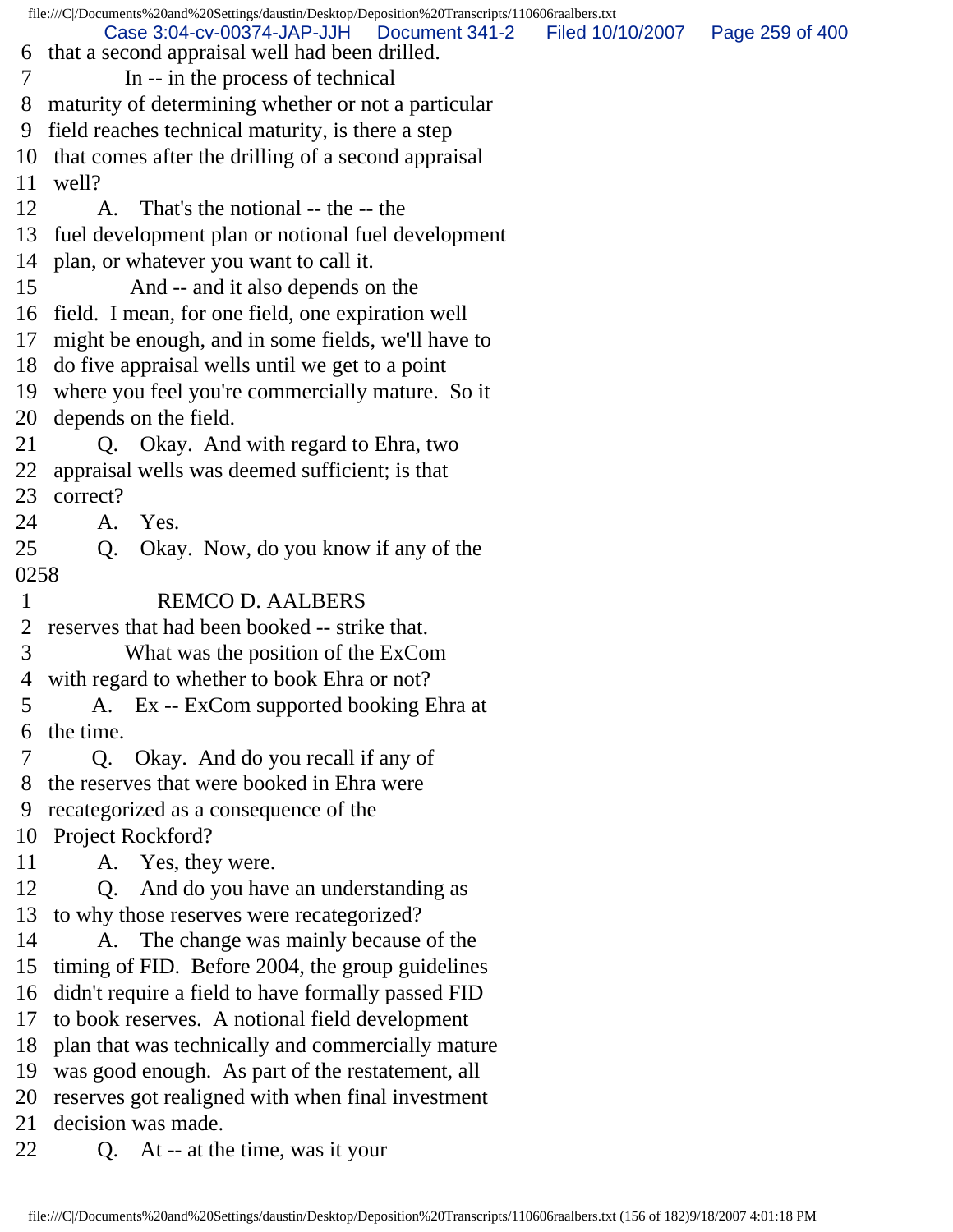6 that a second appraisal well had been drilled.
7 In -- in the process of technical
8 maturity of determining whether or not a particular
9 field reaches technical maturity, is there a step
10 that comes after the drilling of a second appraisal
11 well?
12 A. That's the notional -- the -- the
13 fuel development plan or notional fuel development
14 plan, or whatever you want to call it.
15 And -- and it also depends on the
16 field. I mean, for one field, one expiration well
17 might be enough, and in some fields, we'll have to
18 do five appraisal wells until we get to a point
19 where you feel you're commercially mature. So it
20 depends on the field.
21 Q. Okay. And with regard to Ehra, two
22 appraisal wells was deemed sufficient; is that
23 correct?
24 A. Yes.
25 Q. Okay. Now, do you know if any of the

0258

1 REMCO D. AALBERS
2 reserves that had been booked -- strike that.
3 What was the position of the ExCom
4 with regard to whether to book Ehra or not?
5 A. Ex -- ExCom supported booking Ehra at
6 the time.
7 Q. Okay. And do you recall if any of
8 the reserves that were booked in Ehra were
9 recategorized as a consequence of the
10 Project Rockford?
11 A. Yes, they were.
12 Q. And do you have an understanding as
13 to why those reserves were recategorized?
14 A. The change was mainly because of the
15 timing of FID. Before 2004, the group guidelines
16 didn't require a field to have formally passed FID
17 to book reserves. A notional field development
18 plan that was technically and commercially mature
19 was good enough. As part of the restatement, all
20 reserves got realigned with when final investment
21 decision was made.
22 Q. At -- at the time, was it your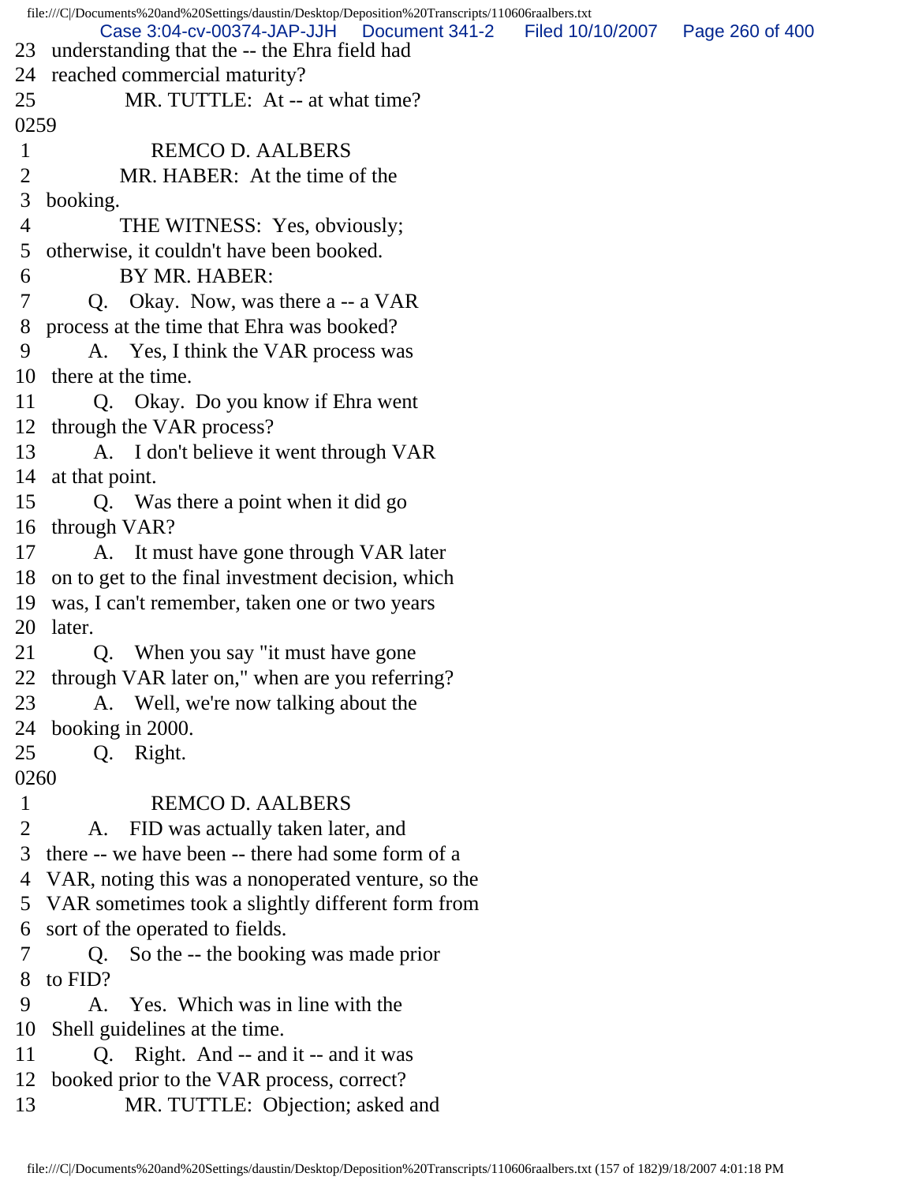23 understanding that the -- the Ehra field had
24 reached commercial maturity?
25 MR. TUTTLE: At -- at what time?
0259
1 REMCO D. AALBERS
2 MR. HABER: At the time of the
3 booking.
4 THE WITNESS: Yes, obviously;
5 otherwise, it couldn't have been booked.
6 BY MR. HABER:
7 Q. Okay. Now, was there a -- a VAR
8 process at the time that Ehra was booked?
9 A. Yes, I think the VAR process was
10 there at the time.
11 Q. Okay. Do you know if Ehra went
12 through the VAR process?
13 A. I don't believe it went through VAR
14 at that point.
15 Q. Was there a point when it did go
16 through VAR?
17 A. It must have gone through VAR later
18 on to get to the final investment decision, which
19 was, I can't remember, taken one or two years
20 later.
21 Q. When you say "it must have gone
22 through VAR later on," when are you referring?
23 A. Well, we're now talking about the
24 booking in 2000.
25 Q. Right.
0260
1 REMCO D. AALBERS
2 A. FID was actually taken later, and
3 there -- we have been -- there had some form of a
4 VAR, noting this was a nonoperated venture, so the
5 VAR sometimes took a slightly different form from
6 sort of the operated to fields.
7 Q. So the -- the booking was made prior
8 to FID?
9 A. Yes. Which was in line with the
10 Shell guidelines at the time.
11 Q. Right. And -- and it -- and it was
12 booked prior to the VAR process, correct?
13 MR. TUTTLE: Objection; asked and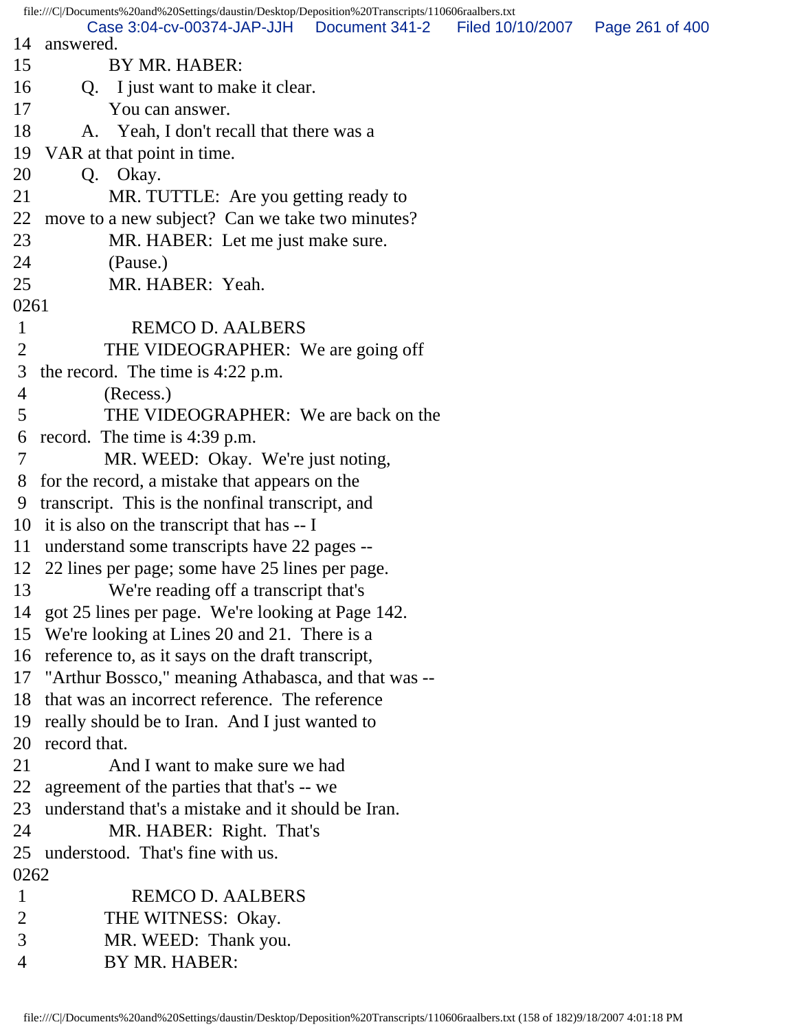14 answered.
15 BY MR. HABER:
16 Q. I just want to make it clear.
17 You can answer.
18 A. Yeah, I don't recall that there was a
19 VAR at that point in time.
20 Q. Okay.
21 MR. TUTTLE: Are you getting ready to
22 move to a new subject? Can we take two minutes?
23 MR. HABER: Let me just make sure.
24 (Pause.)
25 MR. HABER: Yeah.
0261
1 REMCO D. AALBERS
2 THE VIDEOGRAPHER: We are going off
3 the record. The time is 4:22 p.m.
4 (Recess.)
5 THE VIDEOGRAPHER: We are back on the
6 record. The time is 4:39 p.m.
7 MR. WEED: Okay. We're just noting,
8 for the record, a mistake that appears on the
9 transcript. This is the nonfinal transcript, and
10 it is also on the transcript that has -- I
11 understand some transcripts have 22 pages --
12 22 lines per page; some have 25 lines per page.
13 We're reading off a transcript that's
14 got 25 lines per page. We're looking at Page 142.
15 We're looking at Lines 20 and 21. There is a
16 reference to, as it says on the draft transcript,
17 "Arthur Bossco," meaning Athabasca, and that was --
18 that was an incorrect reference. The reference
19 really should be to Iran. And I just wanted to
20 record that.
21 And I want to make sure we had
22 agreement of the parties that that's -- we
23 understand that's a mistake and it should be Iran.
24 MR. HABER: Right. That's
25 understood. That's fine with us.
0262
1 REMCO D. AALBERS
2 THE WITNESS: Okay.
3 MR. WEED: Thank you.
4 BY MR. HABER: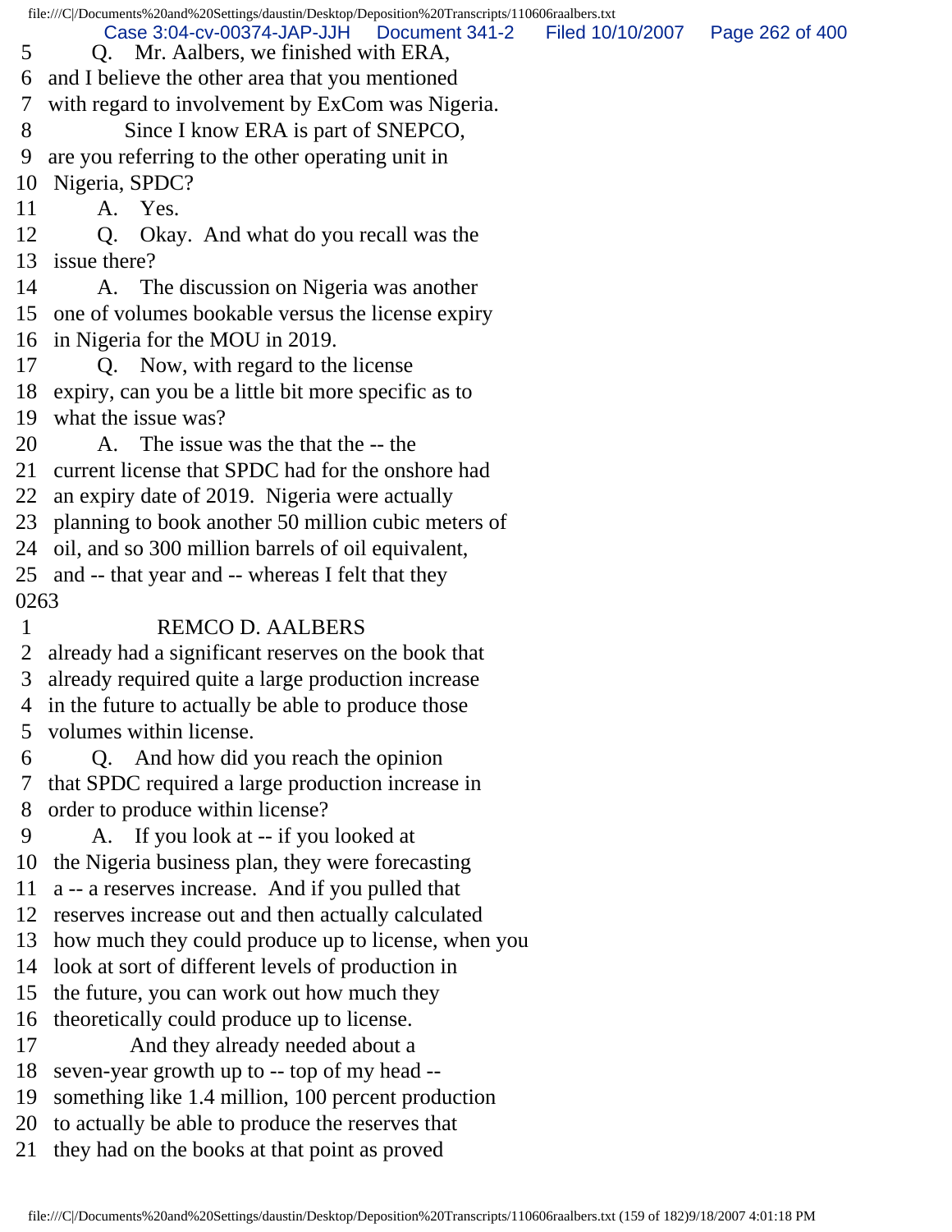5 Q. Mr. Aalbers, we finished with ERA,
6 and I believe the other area that you mentioned
7 with regard to involvement by ExCom was Nigeria.
8 Since I know ERA is part of SNEPCO,
9 are you referring to the other operating unit in
10 Nigeria, SPDC?
11 A. Yes.
12 Q. Okay. And what do you recall was the
13 issue there?
14 A. The discussion on Nigeria was another
15 one of volumes bookable versus the license expiry
16 in Nigeria for the MOU in 2019.
17 Q. Now, with regard to the license
18 expiry, can you be a little bit more specific as to
19 what the issue was?
20 A. The issue was the that the -- the
21 current license that SPDC had for the onshore had
22 an expiry date of 2019. Nigeria were actually
23 planning to book another 50 million cubic meters of
24 oil, and so 300 million barrels of oil equivalent,
25 and -- that year and -- whereas I felt that they
0263
1 REMCO D. AALBERS
2 already had a significant reserves on the book that
3 already required quite a large production increase
4 in the future to actually be able to produce those
5 volumes within license.
6 Q. And how did you reach the opinion
7 that SPDC required a large production increase in
8 order to produce within license?
9 A. If you look at -- if you looked at
10 the Nigeria business plan, they were forecasting
11 a -- a reserves increase. And if you pulled that
12 reserves increase out and then actually calculated
13 how much they could produce up to license, when you
14 look at sort of different levels of production in
15 the future, you can work out how much they
16 theoretically could produce up to license.
17 And they already needed about a
18 seven-year growth up to -- top of my head --
19 something like 1.4 million, 100 percent production
20 to actually be able to produce the reserves that
21 they had on the books at that point as proved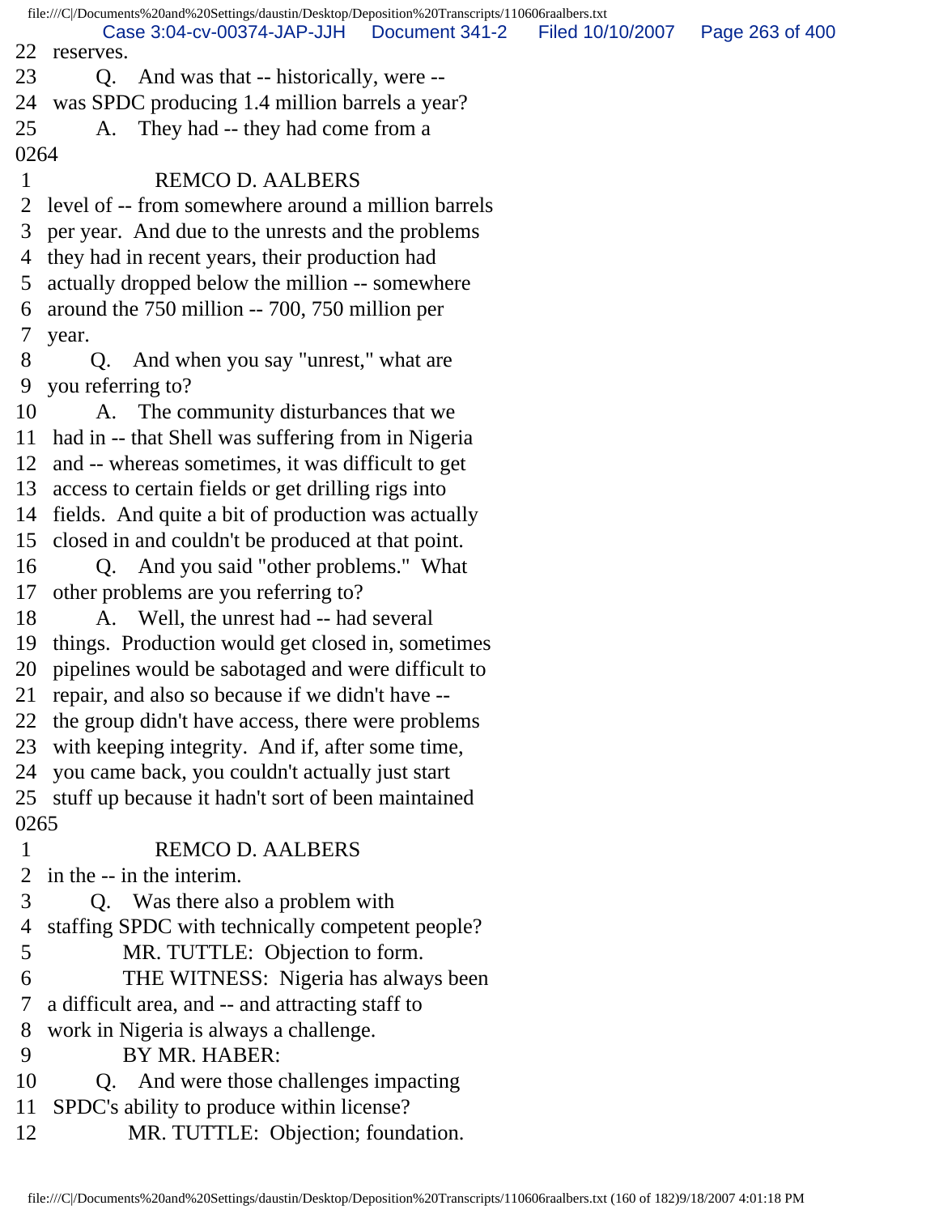22 reserves.

23 Q. And was that -- historically, were --

24 was SPDC producing 1.4 million barrels a year?

25 A. They had -- they had come from a

0264

1 REMCO D. AALBERS

2 level of -- from somewhere around a million barrels

3 per year. And due to the unrests and the problems

4 they had in recent years, their production had

5 actually dropped below the million -- somewhere

6 around the 750 million -- 700, 750 million per

7 year.

8 Q. And when you say "unrest," what are

9 you referring to?

10 A. The community disturbances that we

11 had in -- that Shell was suffering from in Nigeria

12 and -- whereas sometimes, it was difficult to get

13 access to certain fields or get drilling rigs into

14 fields. And quite a bit of production was actually

15 closed in and couldn't be produced at that point.

16 Q. And you said "other problems." What

17 other problems are you referring to?

18 A. Well, the unrest had -- had several

19 things. Production would get closed in, sometimes

20 pipelines would be sabotaged and were difficult to

21 repair, and also so because if we didn't have --

22 the group didn't have access, there were problems

23 with keeping integrity. And if, after some time,

24 you came back, you couldn't actually just start

25 stuff up because it hadn't sort of been maintained

0265

1 REMCO D. AALBERS

2 in the -- in the interim.

3 Q. Was there also a problem with

4 staffing SPDC with technically competent people?

5 MR. TUTTLE: Objection to form.

6 THE WITNESS: Nigeria has always been

7 a difficult area, and -- and attracting staff to

8 work in Nigeria is always a challenge.

9 BY MR. HABER:

10 Q. And were those challenges impacting

11 SPDC's ability to produce within license?

12 MR. TUTTLE: Objection; foundation.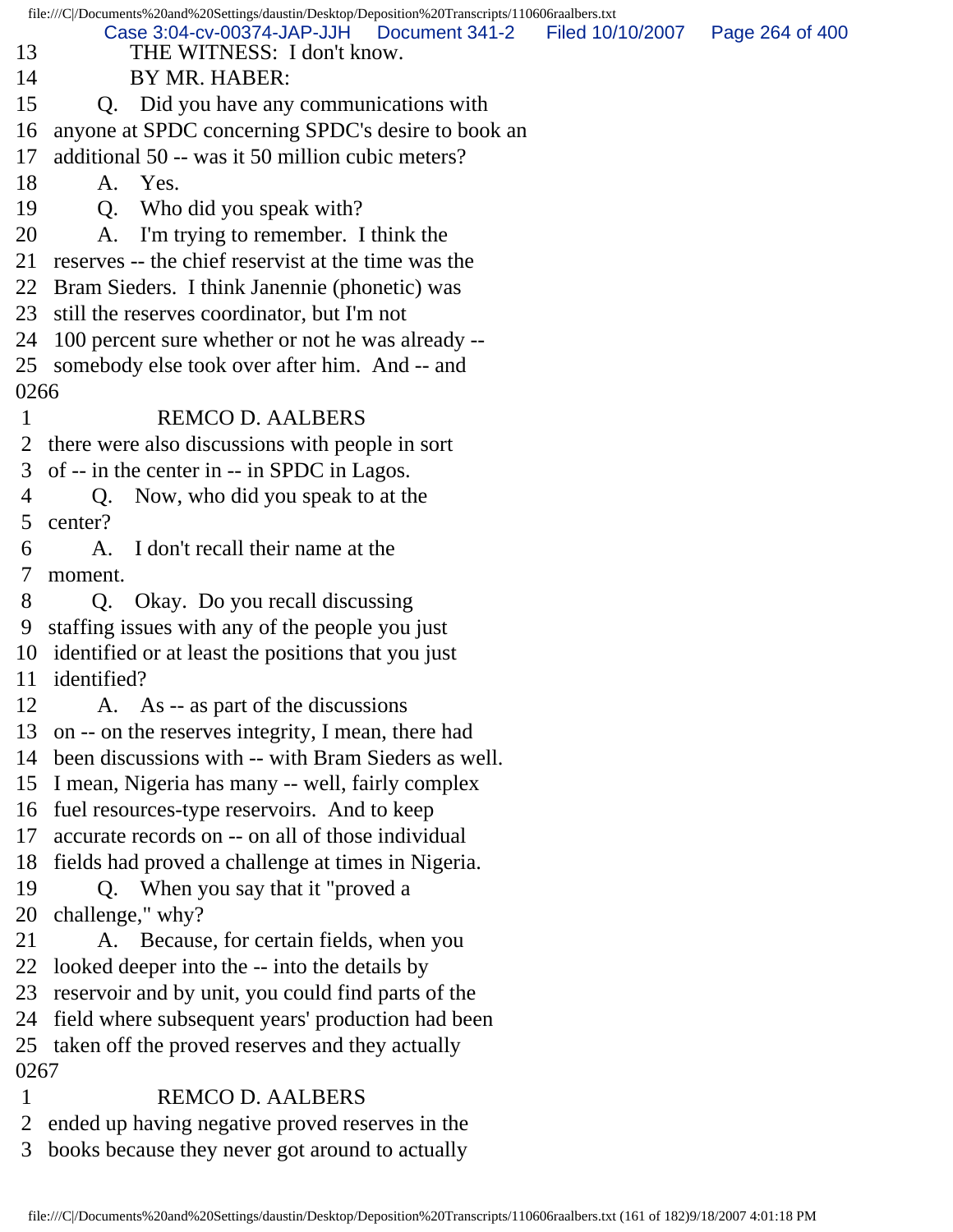13 THE WITNESS: I don't know.
14 BY MR. HABER:
15 Q. Did you have any communications with
16 anyone at SPDC concerning SPDC's desire to book an
17 additional 50 -- was it 50 million cubic meters?
18 A. Yes.
19 Q. Who did you speak with?
20 A. I'm trying to remember. I think the
21 reserves -- the chief reservist at the time was the
22 Bram Sieders. I think Janennie (phonetic) was
23 still the reserves coordinator, but I'm not
24 100 percent sure whether or not he was already --
25 somebody else took over after him. And -- and
0266
1 REMCO D. AALBERS
2 there were also discussions with people in sort
3 of -- in the center in -- in SPDC in Lagos.
4 Q. Now, who did you speak to at the
5 center?
6 A. I don't recall their name at the
7 moment.
8 Q. Okay. Do you recall discussing
9 staffing issues with any of the people you just
10 identified or at least the positions that you just
11 identified?
12 A. As -- as part of the discussions
13 on -- on the reserves integrity, I mean, there had
14 been discussions with -- with Bram Sieders as well.
15 I mean, Nigeria has many -- well, fairly complex
16 fuel resources-type reservoirs. And to keep
17 accurate records on -- on all of those individual
18 fields had proved a challenge at times in Nigeria.
19 Q. When you say that it "proved a
20 challenge," why?
21 A. Because, for certain fields, when you
22 looked deeper into the -- into the details by
23 reservoir and by unit, you could find parts of the
24 field where subsequent years' production had been
25 taken off the proved reserves and they actually
0267
1 REMCO D. AALBERS
2 ended up having negative proved reserves in the
3 books because they never got around to actually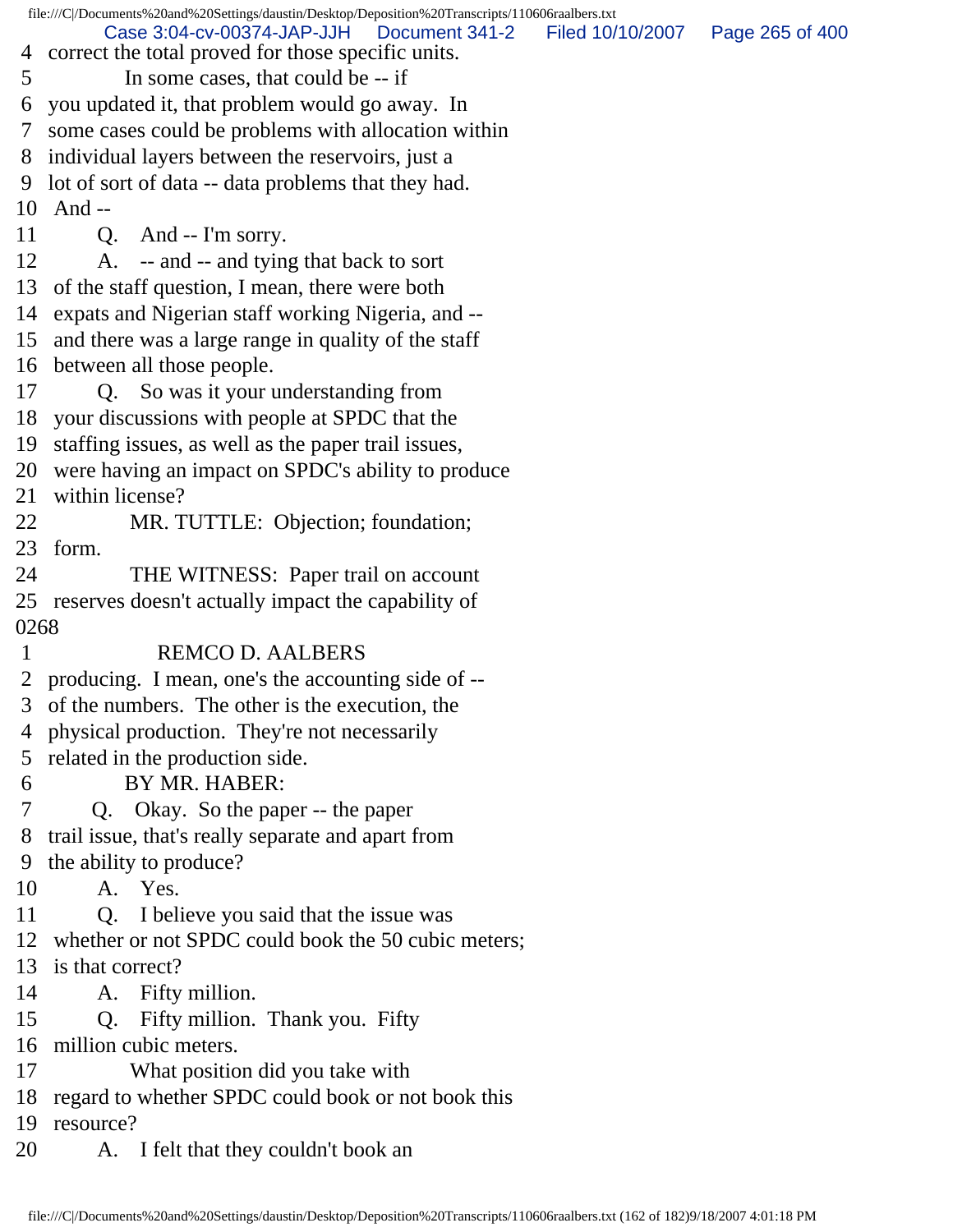4 correct the total proved for those specific units.
5 In some cases, that could be -- if
6 you updated it, that problem would go away. In
7 some cases could be problems with allocation within
8 individual layers between the reservoirs, just a
9 lot of sort of data -- data problems that they had.
10 And --
11 Q. And -- I'm sorry.
12 A. -- and -- and tying that back to sort
13 of the staff question, I mean, there were both
14 expats and Nigerian staff working Nigeria, and --
15 and there was a large range in quality of the staff
16 between all those people.
17 Q. So was it your understanding from
18 your discussions with people at SPDC that the
19 staffing issues, as well as the paper trail issues,
20 were having an impact on SPDC's ability to produce
21 within license?
22 MR. TUTTLE: Objection; foundation;
23 form.
24 THE WITNESS: Paper trail on account
25 reserves doesn't actually impact the capability of

0268

1 REMCO D. AALBERS
2 producing. I mean, one's the accounting side of --
3 of the numbers. The other is the execution, the
4 physical production. They're not necessarily
5 related in the production side.
6 BY MR. HABER:
7 Q. Okay. So the paper -- the paper
8 trail issue, that's really separate and apart from
9 the ability to produce?
10 A. Yes.
11 Q. I believe you said that the issue was
12 whether or not SPDC could book the 50 cubic meters;
13 is that correct?
14 A. Fifty million.
15 Q. Fifty million. Thank you. Fifty
16 million cubic meters.
17 What position did you take with
18 regard to whether SPDC could book or not book this
19 resource?
20 A. I felt that they couldn't book an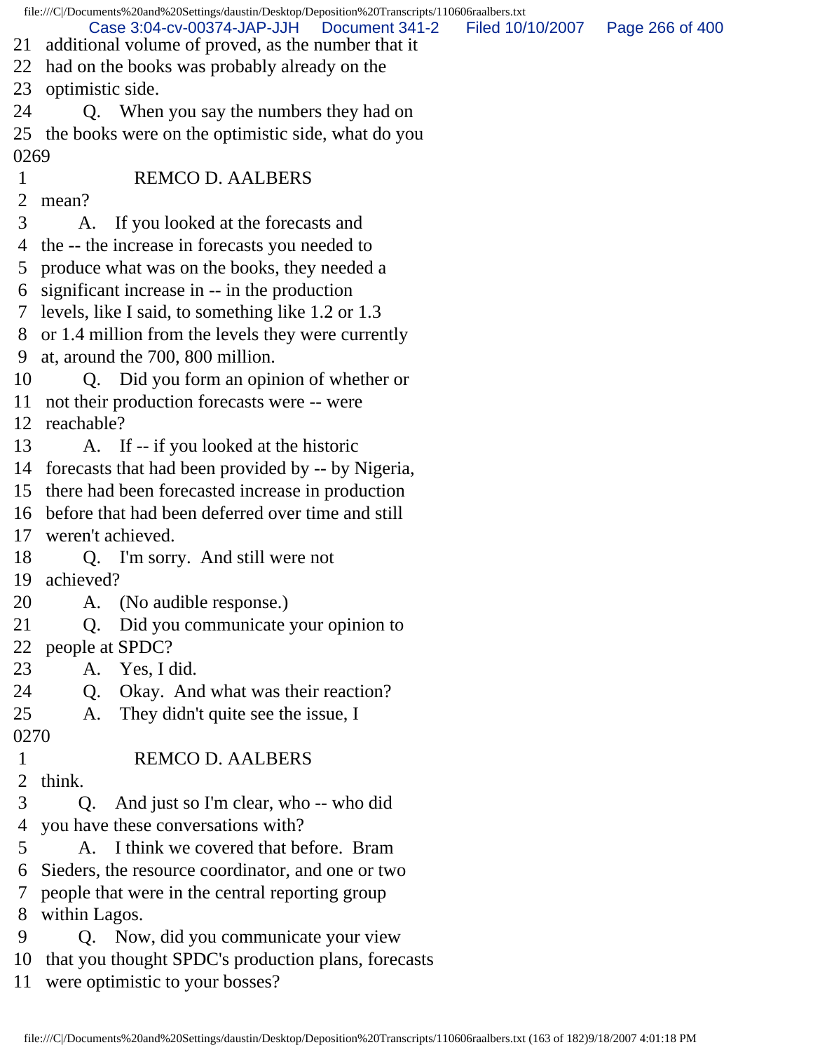21 additional volume of proved, as the number that it
22 had on the books was probably already on the
23 optimistic side.
24 Q. When you say the numbers they had on
25 the books were on the optimistic side, what do you

0269

1 REMCO D. AALBERS
2 mean?
3 A. If you looked at the forecasts and
4 the -- the increase in forecasts you needed to
5 produce what was on the books, they needed a
6 significant increase in -- in the production
7 levels, like I said, to something like 1.2 or 1.3
8 or 1.4 million from the levels they were currently
9 at, around the 700, 800 million.
10 Q. Did you form an opinion of whether or
11 not their production forecasts were -- were
12 reachable?
13 A. If -- if you looked at the historic
14 forecasts that had been provided by -- by Nigeria,
15 there had been forecasted increase in production
16 before that had been deferred over time and still
17 weren't achieved.
18 Q. I'm sorry. And still were not
19 achieved?
20 A. (No audible response.)
21 Q. Did you communicate your opinion to
22 people at SPDC?
23 A. Yes, I did.
24 Q. Okay. And what was their reaction?
25 A. They didn't quite see the issue, I

0270

1 REMCO D. AALBERS
2 think.
3 Q. And just so I'm clear, who -- who did
4 you have these conversations with?
5 A. I think we covered that before. Bram
6 Sieders, the resource coordinator, and one or two
7 people that were in the central reporting group
8 within Lagos.
9 Q. Now, did you communicate your view
10 that you thought SPDC's production plans, forecasts
11 were optimistic to your bosses?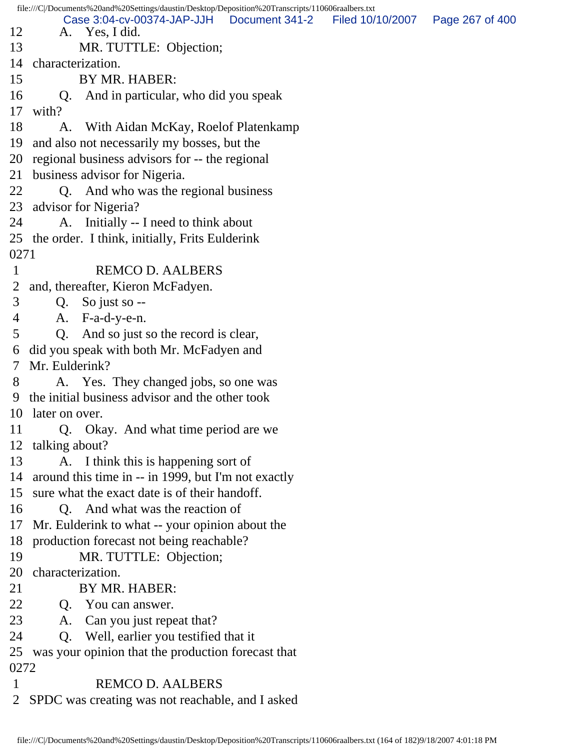12 A. Yes, I did.
13 MR. TUTTLE: Objection;
14 characterization.
15 BY MR. HABER:
16 Q. And in particular, who did you speak
17 with?
18 A. With Aidan McKay, Roelof Platenkamp
19 and also not necessarily my bosses, but the
20 regional business advisors for -- the regional
21 business advisor for Nigeria.
22 Q. And who was the regional business
23 advisor for Nigeria?
24 A. Initially -- I need to think about
25 the order. I think, initially, Frits Eulderink
0271
1 REMCO D. AALBERS
2 and, thereafter, Kieron McFadyen.
3 Q. So just so --
4 A. F-a-d-y-e-n.
5 Q. And so just so the record is clear,
6 did you speak with both Mr. McFadyen and
7 Mr. Eulderink?
8 A. Yes. They changed jobs, so one was
9 the initial business advisor and the other took
10 later on over.
11 Q. Okay. And what time period are we
12 talking about?
13 A. I think this is happening sort of
14 around this time in -- in 1999, but I'm not exactly
15 sure what the exact date is of their handoff.
16 Q. And what was the reaction of
17 Mr. Eulderink to what -- your opinion about the
18 production forecast not being reachable?
19 MR. TUTTLE: Objection;
20 characterization.
21 BY MR. HABER:
22 Q. You can answer.
23 A. Can you just repeat that?
24 Q. Well, earlier you testified that it
25 was your opinion that the production forecast that
0272
1 REMCO D. AALBERS
2 SPDC was creating was not reachable, and I asked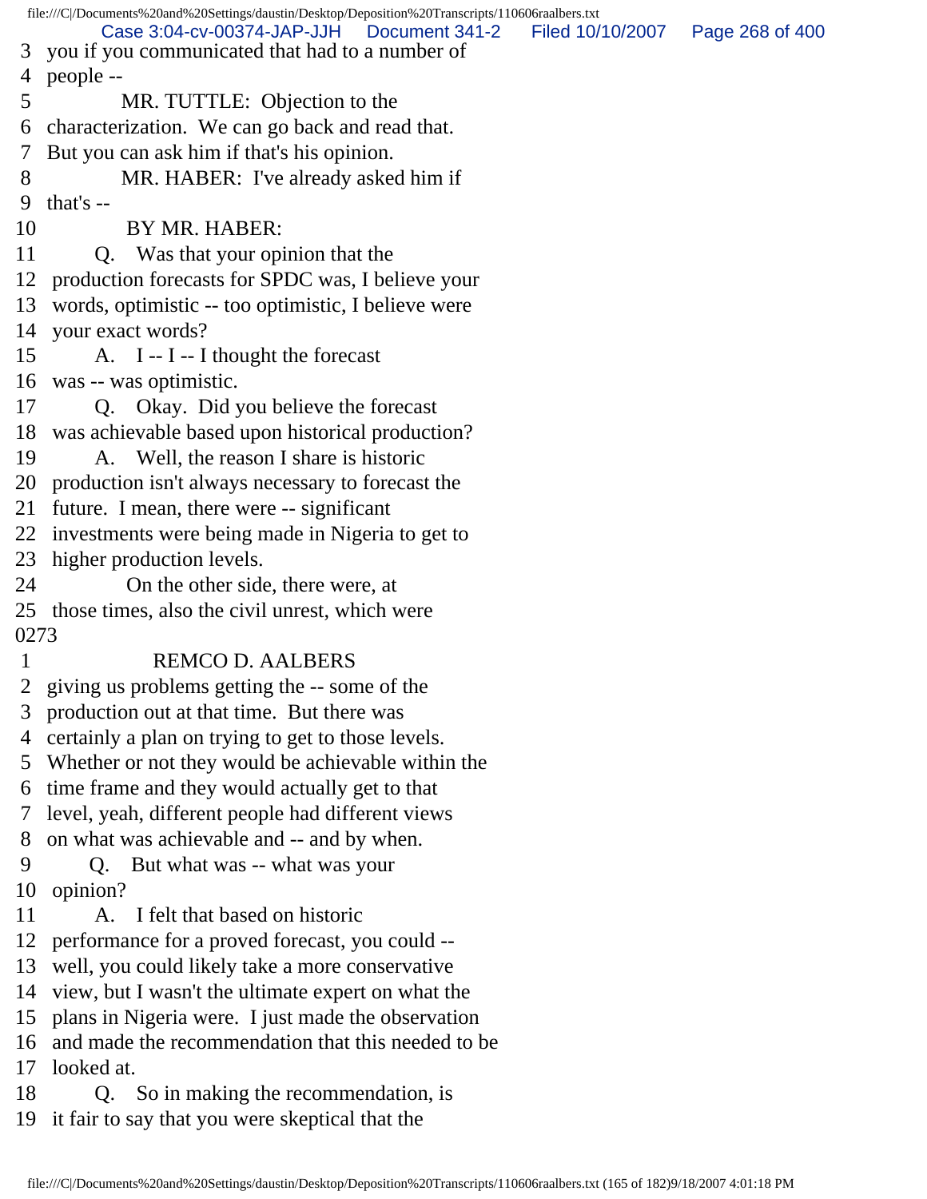3 you if you communicated that had to a number of
4 people --
5 MR. TUTTLE: Objection to the
6 characterization. We can go back and read that.
7 But you can ask him if that's his opinion.
8 MR. HABER: I've already asked him if
9 that's --
10 BY MR. HABER:
11 Q. Was that your opinion that the
12 production forecasts for SPDC was, I believe your
13 words, optimistic -- too optimistic, I believe were
14 your exact words?
15 A. I -- I -- I thought the forecast
16 was -- was optimistic.
17 Q. Okay. Did you believe the forecast
18 was achievable based upon historical production?
19 A. Well, the reason I share is historic
20 production isn't always necessary to forecast the
21 future. I mean, there were -- significant
22 investments were being made in Nigeria to get to
23 higher production levels.
24 On the other side, there were, at
25 those times, also the civil unrest, which were
0273
1 REMCO D. AALBERS
2 giving us problems getting the -- some of the
3 production out at that time. But there was
4 certainly a plan on trying to get to those levels.
5 Whether or not they would be achievable within the
6 time frame and they would actually get to that
7 level, yeah, different people had different views
8 on what was achievable and -- and by when.
9 Q. But what was -- what was your
10 opinion?
11 A. I felt that based on historic
12 performance for a proved forecast, you could --
13 well, you could likely take a more conservative
14 view, but I wasn't the ultimate expert on what the
15 plans in Nigeria were. I just made the observation
16 and made the recommendation that this needed to be
17 looked at.
18 Q. So in making the recommendation, is
19 it fair to say that you were skeptical that the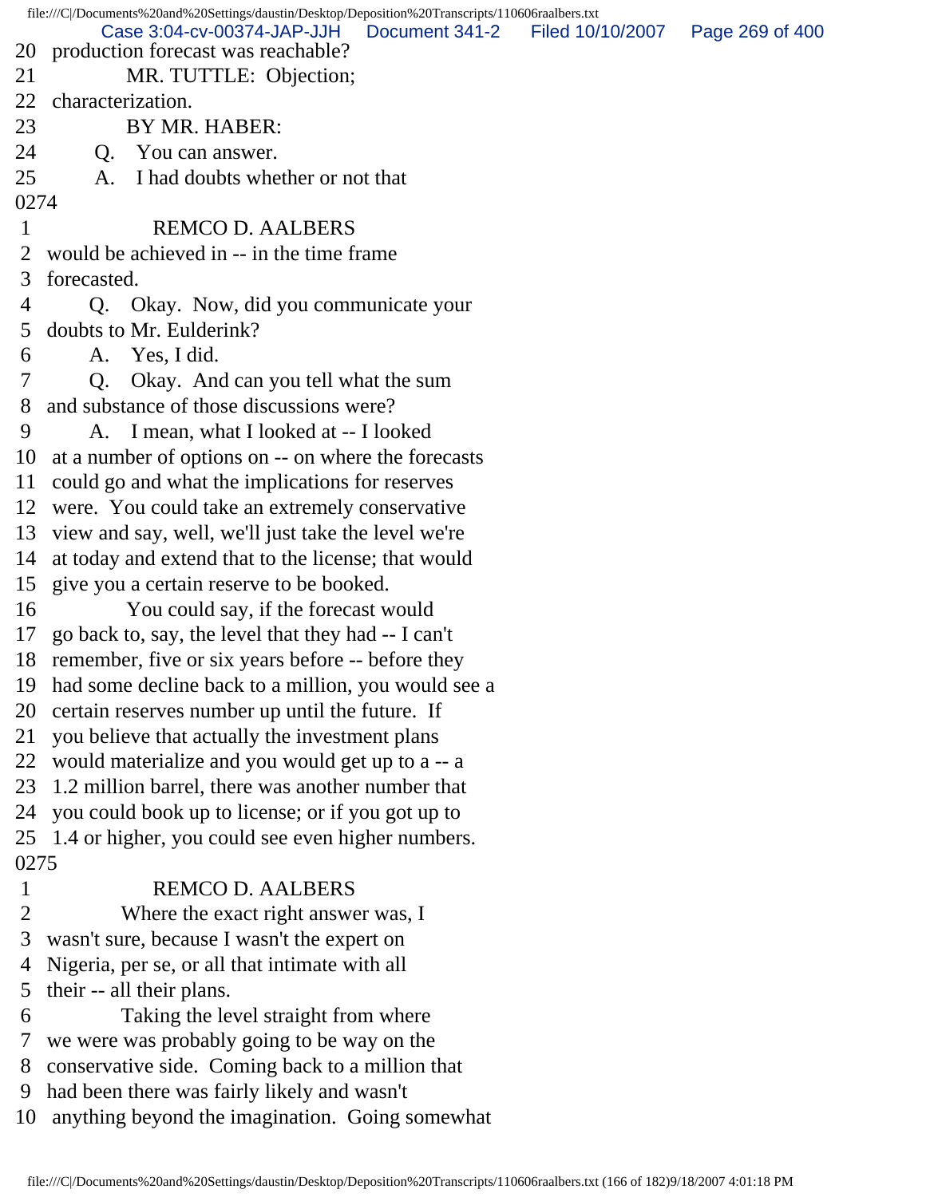20 production forecast was reachable?
21 MR. TUTTLE: Objection;
22 characterization.
23 BY MR. HABER:
24 Q. You can answer.
25 A. I had doubts whether or not that
0274
1 REMCO D. AALBERS
2 would be achieved in -- in the time frame
3 forecasted.
4 Q. Okay. Now, did you communicate your
5 doubts to Mr. Eulderink?
6 A. Yes, I did.
7 Q. Okay. And can you tell what the sum
8 and substance of those discussions were?
9 A. I mean, what I looked at -- I looked
10 at a number of options on -- on where the forecasts
11 could go and what the implications for reserves
12 were. You could take an extremely conservative
13 view and say, well, we'll just take the level we're
14 at today and extend that to the license; that would
15 give you a certain reserve to be booked.
16 You could say, if the forecast would
17 go back to, say, the level that they had -- I can't
18 remember, five or six years before -- before they
19 had some decline back to a million, you would see a
20 certain reserves number up until the future. If
21 you believe that actually the investment plans
22 would materialize and you would get up to a -- a
23 1.2 million barrel, there was another number that
24 you could book up to license; or if you got up to
25 1.4 or higher, you could see even higher numbers.
0275
1 REMCO D. AALBERS
2 Where the exact right answer was, I
3 wasn't sure, because I wasn't the expert on
4 Nigeria, per se, or all that intimate with all
5 their -- all their plans.
6 Taking the level straight from where
7 we were was probably going to be way on the
8 conservative side. Coming back to a million that
9 had been there was fairly likely and wasn't
10 anything beyond the imagination. Going somewhat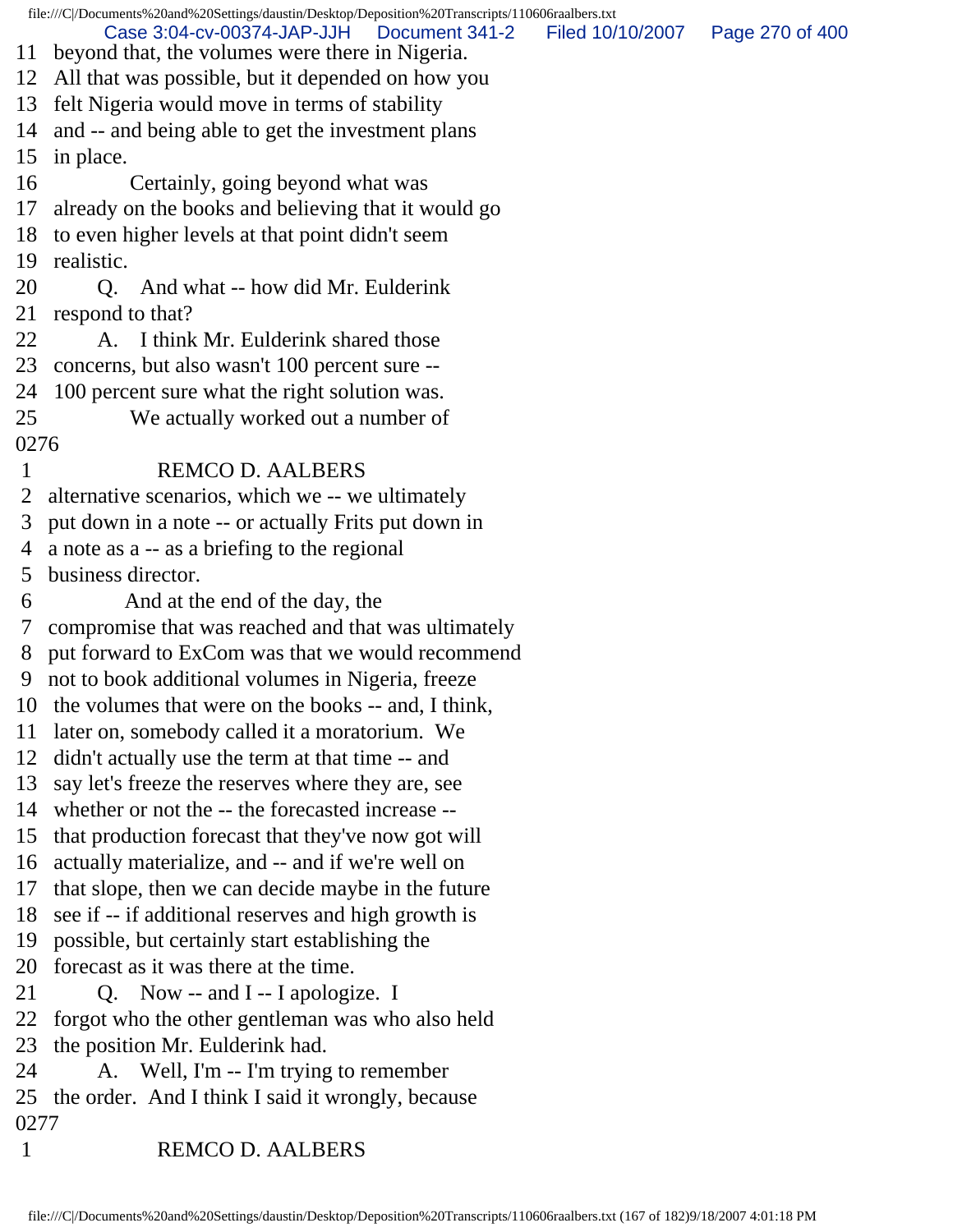11 beyond that, the volumes were there in Nigeria.
12 All that was possible, but it depended on how you
13 felt Nigeria would move in terms of stability
14 and -- and being able to get the investment plans
15 in place.
16 Certainly, going beyond what was
17 already on the books and believing that it would go
18 to even higher levels at that point didn't seem
19 realistic.
20 Q. And what -- how did Mr. Eulderink
21 respond to that?
22 A. I think Mr. Eulderink shared those
23 concerns, but also wasn't 100 percent sure --
24 100 percent sure what the right solution was.
25 We actually worked out a number of
0276
1 REMCO D. AALBERS
2 alternative scenarios, which we -- we ultimately
3 put down in a note -- or actually Frits put down in
4 a note as a -- as a briefing to the regional
5 business director.
6 And at the end of the day, the
7 compromise that was reached and that was ultimately
8 put forward to ExCom was that we would recommend
9 not to book additional volumes in Nigeria, freeze
10 the volumes that were on the books -- and, I think,
11 later on, somebody called it a moratorium. We
12 didn't actually use the term at that time -- and
13 say let's freeze the reserves where they are, see
14 whether or not the -- the forecasted increase --
15 that production forecast that they've now got will
16 actually materialize, and -- and if we're well on
17 that slope, then we can decide maybe in the future
18 see if -- if additional reserves and high growth is
19 possible, but certainly start establishing the
20 forecast as it was there at the time.
21 Q. Now -- and I -- I apologize. I
22 forgot who the other gentleman was who also held
23 the position Mr. Eulderink had.
24 A. Well, I'm -- I'm trying to remember
25 the order. And I think I said it wrongly, because
0277
1 REMCO D. AALBERS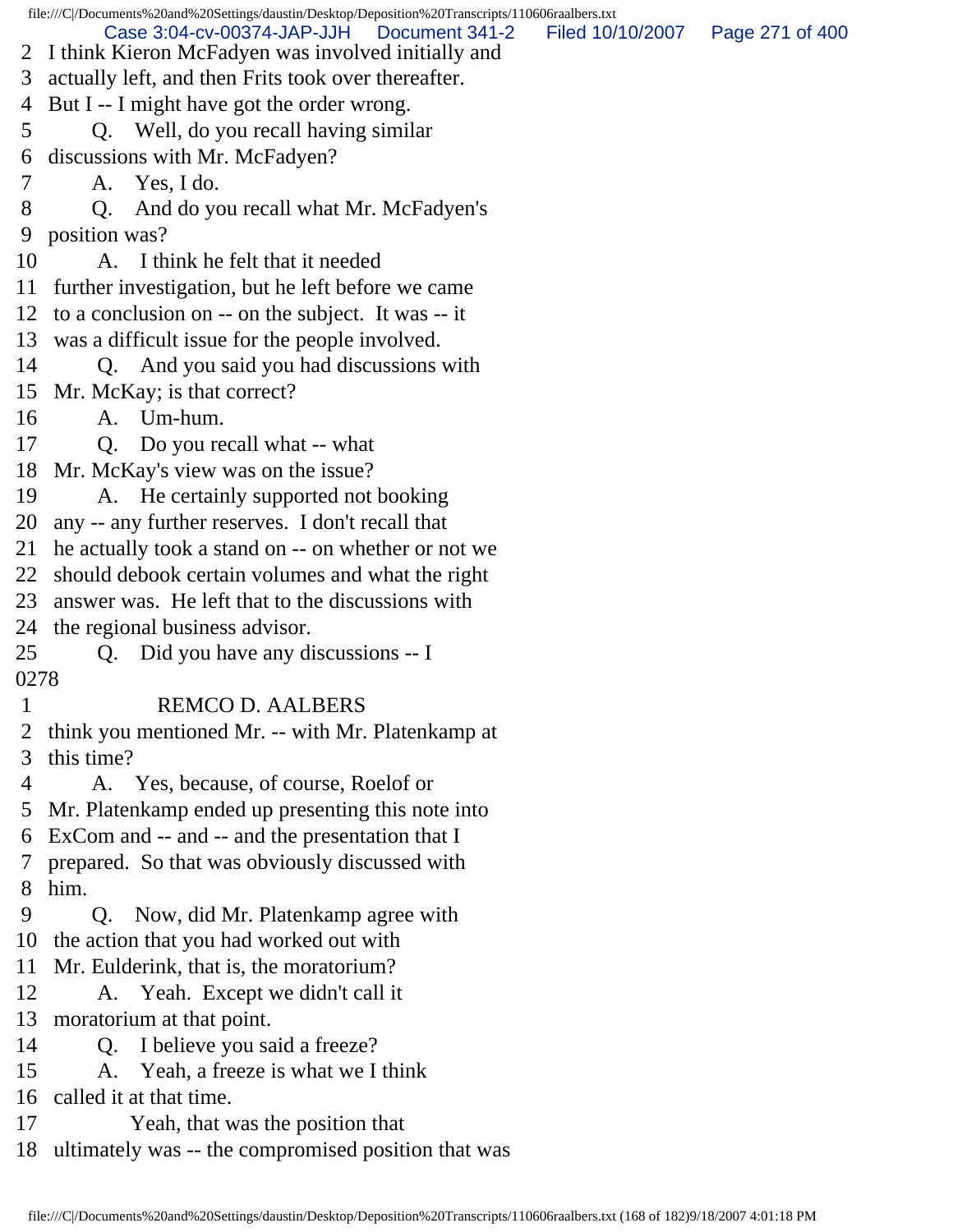2 I think Kieron McFadyen was involved initially and
3 actually left, and then Frits took over thereafter.
4 But I -- I might have got the order wrong.
5 Q. Well, do you recall having similar
6 discussions with Mr. McFadyen?
7 A. Yes, I do.
8 Q. And do you recall what Mr. McFadyen's
9 position was?
10 A. I think he felt that it needed
11 further investigation, but he left before we came
12 to a conclusion on -- on the subject. It was -- it
13 was a difficult issue for the people involved.
14 Q. And you said you had discussions with
15 Mr. McKay; is that correct?
16 A. Um-hum.
17 Q. Do you recall what -- what
18 Mr. McKay's view was on the issue?
19 A. He certainly supported not booking
20 any -- any further reserves. I don't recall that
21 he actually took a stand on -- on whether or not we
22 should debook certain volumes and what the right
23 answer was. He left that to the discussions with
24 the regional business advisor.
25 Q. Did you have any discussions -- I

0278

1 REMCO D. AALBERS
2 think you mentioned Mr. -- with Mr. Platenkamp at
3 this time?
4 A. Yes, because, of course, Roelof or
5 Mr. Platenkamp ended up presenting this note into
6 ExCom and -- and -- and the presentation that I
7 prepared. So that was obviously discussed with
8 him.
9 Q. Now, did Mr. Platenkamp agree with
10 the action that you had worked out with
11 Mr. Eulderink, that is, the moratorium?
12 A. Yeah. Except we didn't call it
13 moratorium at that point.
14 Q. I believe you said a freeze?
15 A. Yeah, a freeze is what we I think
16 called it at that time.
17 Yeah, that was the position that
18 ultimately was -- the compromised position that was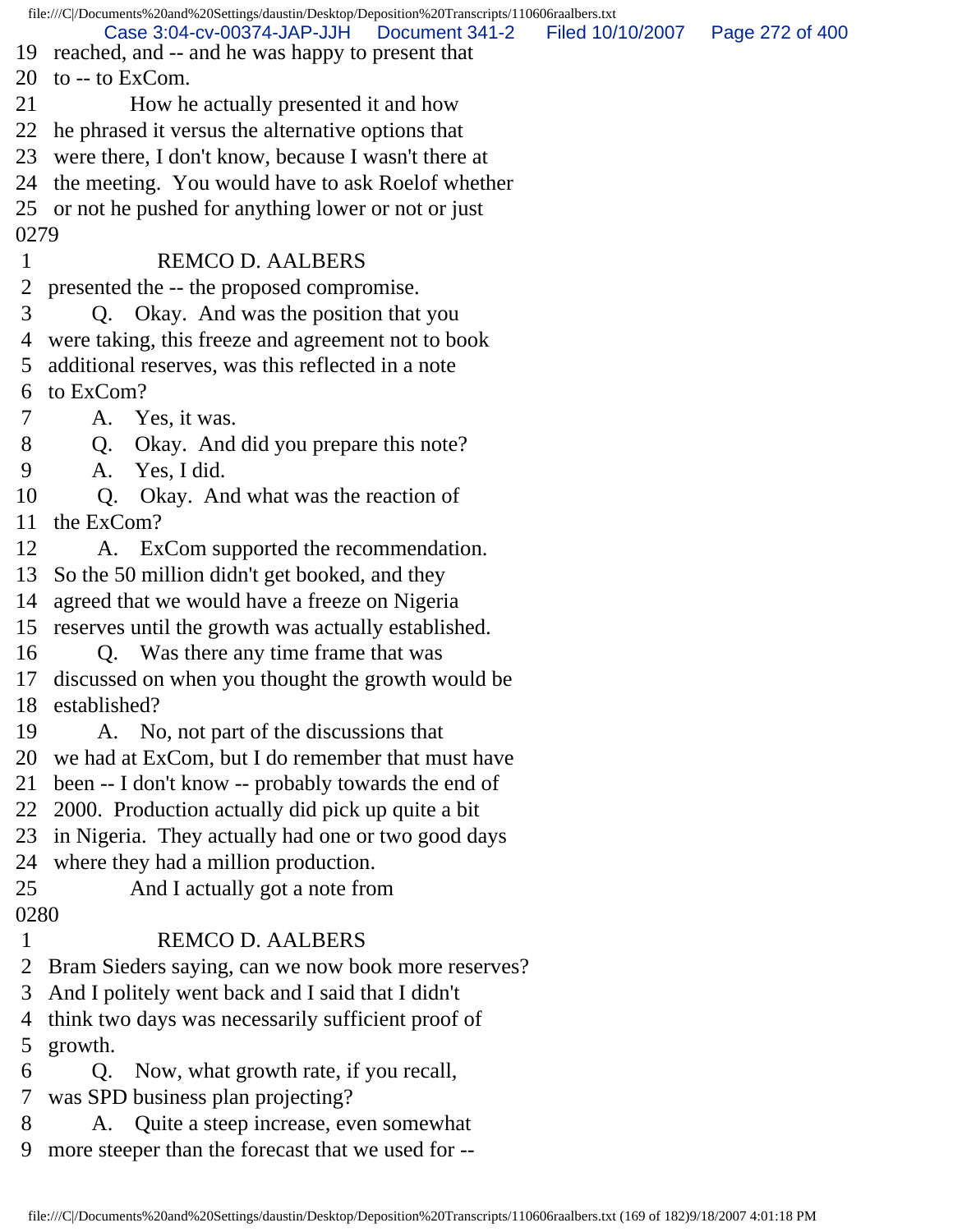19 reached, and -- and he was happy to present that
20 to -- to ExCom.
21 How he actually presented it and how
22 he phrased it versus the alternative options that
23 were there, I don't know, because I wasn't there at
24 the meeting. You would have to ask Roelof whether
25 or not he pushed for anything lower or not or just
0279
1 REMCO D. AALBERS
2 presented the -- the proposed compromise.
3 Q. Okay. And was the position that you
4 were taking, this freeze and agreement not to book
5 additional reserves, was this reflected in a note
6 to ExCom?
7 A. Yes, it was.
8 Q. Okay. And did you prepare this note?
9 A. Yes, I did.
10 Q. Okay. And what was the reaction of
11 the ExCom?
12 A. ExCom supported the recommendation.
13 So the 50 million didn't get booked, and they
14 agreed that we would have a freeze on Nigeria
15 reserves until the growth was actually established.
16 Q. Was there any time frame that was
17 discussed on when you thought the growth would be
18 established?
19 A. No, not part of the discussions that
20 we had at ExCom, but I do remember that must have
21 been -- I don't know -- probably towards the end of
22 2000. Production actually did pick up quite a bit
23 in Nigeria. They actually had one or two good days
24 where they had a million production.
25 And I actually got a note from
0280
1 REMCO D. AALBERS
2 Bram Sieders saying, can we now book more reserves?
3 And I politely went back and I said that I didn't
4 think two days was necessarily sufficient proof of
5 growth.
6 Q. Now, what growth rate, if you recall,
7 was SPD business plan projecting?
8 A. Quite a steep increase, even somewhat
9 more steeper than the forecast that we used for --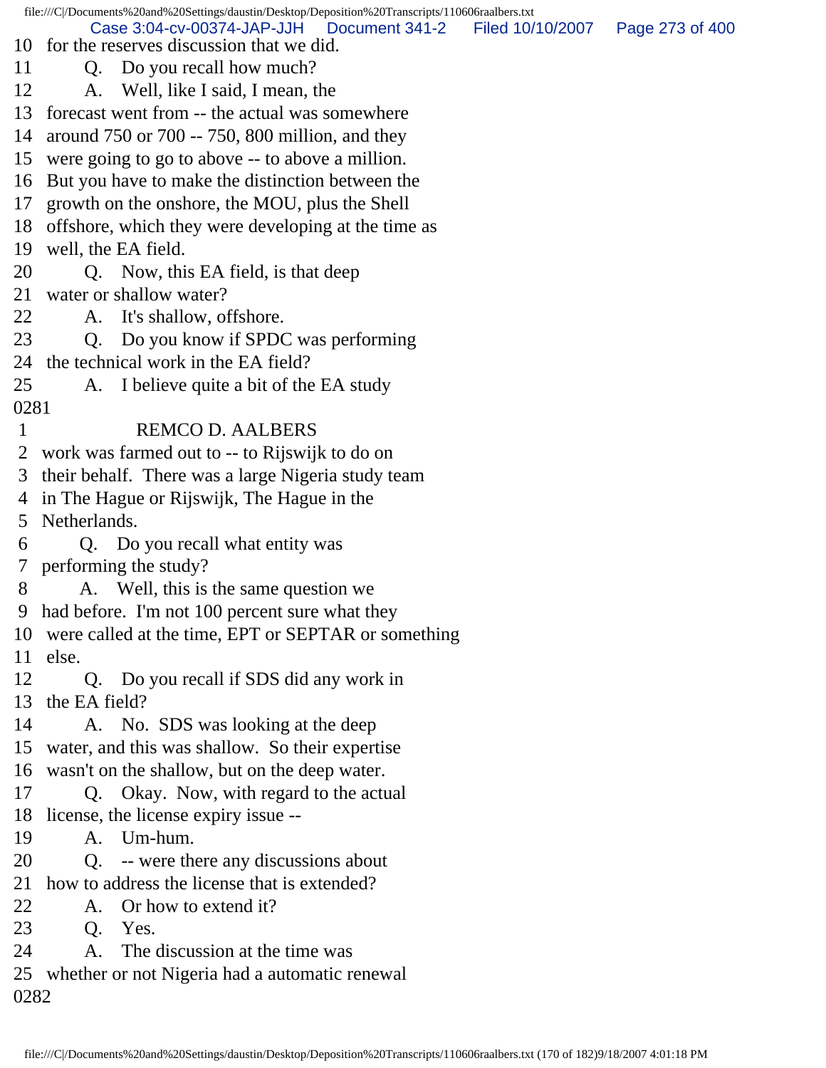10 for the reserves discussion that we did.
11 Q. Do you recall how much?
12 A. Well, like I said, I mean, the
13 forecast went from -- the actual was somewhere
14 around 750 or 700 -- 750, 800 million, and they
15 were going to go to above -- to above a million.
16 But you have to make the distinction between the
17 growth on the onshore, the MOU, plus the Shell
18 offshore, which they were developing at the time as
19 well, the EA field.
20 Q. Now, this EA field, is that deep
21 water or shallow water?
22 A. It's shallow, offshore.
23 Q. Do you know if SPDC was performing
24 the technical work in the EA field?
25 A. I believe quite a bit of the EA study
0281
1 REMCO D. AALBERS
2 work was farmed out to -- to Rijswijk to do on
3 their behalf. There was a large Nigeria study team
4 in The Hague or Rijswijk, The Hague in the
5 Netherlands.
6 Q. Do you recall what entity was
7 performing the study?
8 A. Well, this is the same question we
9 had before. I'm not 100 percent sure what they
10 were called at the time, EPT or SEPTAR or something
11 else.
12 Q. Do you recall if SDS did any work in
13 the EA field?
14 A. No. SDS was looking at the deep
15 water, and this was shallow. So their expertise
16 wasn't on the shallow, but on the deep water.
17 Q. Okay. Now, with regard to the actual
18 license, the license expiry issue --
19 A. Um-hum.
20 Q. -- were there any discussions about
21 how to address the license that is extended?
22 A. Or how to extend it?
23 Q. Yes.
24 A. The discussion at the time was
25 whether or not Nigeria had a automatic renewal
0282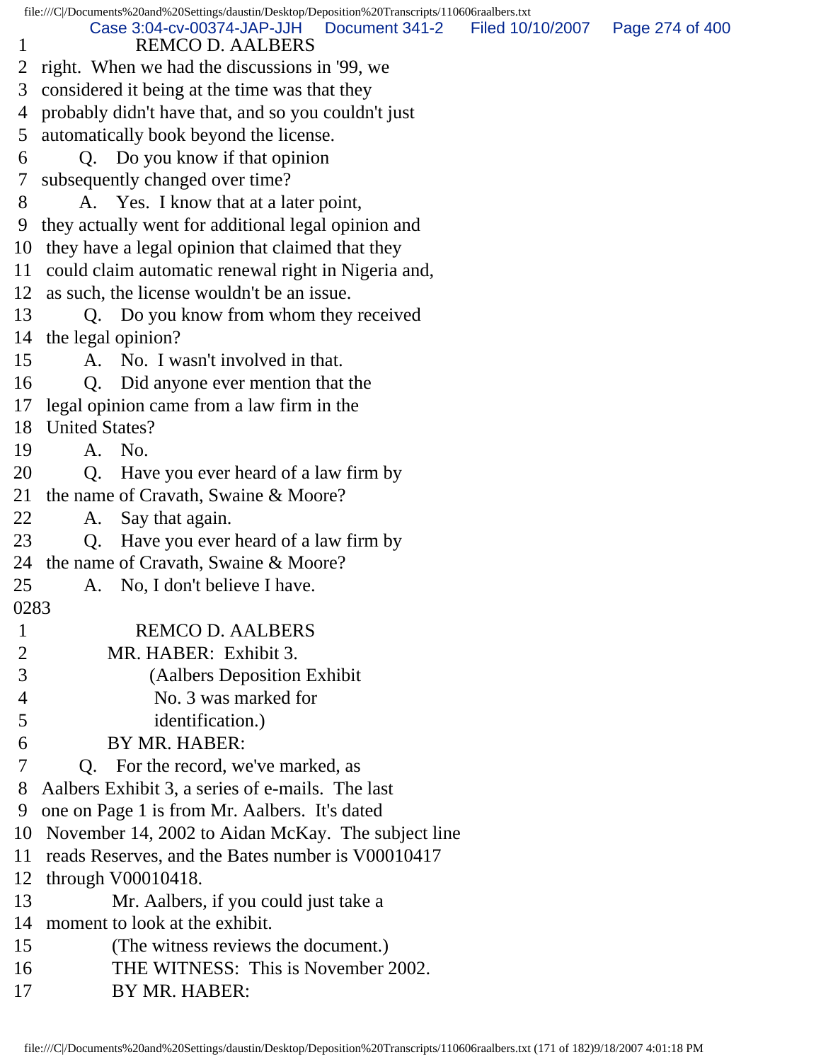1 REMCO D. AALBERS
2 right. When we had the discussions in '99, we
3 considered it being at the time was that they
4 probably didn't have that, and so you couldn't just
5 automatically book beyond the license.
6 Q. Do you know if that opinion
7 subsequently changed over time?
8 A. Yes. I know that at a later point,
9 they actually went for additional legal opinion and
10 they have a legal opinion that claimed that they
11 could claim automatic renewal right in Nigeria and,
12 as such, the license wouldn't be an issue.
13 Q. Do you know from whom they received
14 the legal opinion?
15 A. No. I wasn't involved in that.
16 Q. Did anyone ever mention that the
17 legal opinion came from a law firm in the
18 United States?
19 A. No.
20 Q. Have you ever heard of a law firm by
21 the name of Cravath, Swaine & Moore?
22 A. Say that again.
23 Q. Have you ever heard of a law firm by
24 the name of Cravath, Swaine & Moore?
25 A. No, I don't believe I have.

0283

1 REMCO D. AALBERS
2 MR. HABER: Exhibit 3.
3 (Aalbers Deposition Exhibit
4 No. 3 was marked for
5 identification.)
6 BY MR. HABER:
7 Q. For the record, we've marked, as
8 Aalbers Exhibit 3, a series of e-mails. The last
9 one on Page 1 is from Mr. Aalbers. It's dated
10 November 14, 2002 to Aidan McKay. The subject line
11 reads Reserves, and the Bates number is V00010417
12 through V00010418.
13 Mr. Aalbers, if you could just take a
14 moment to look at the exhibit.
15 (The witness reviews the document.)
16 THE WITNESS: This is November 2002.
17 BY MR. HABER: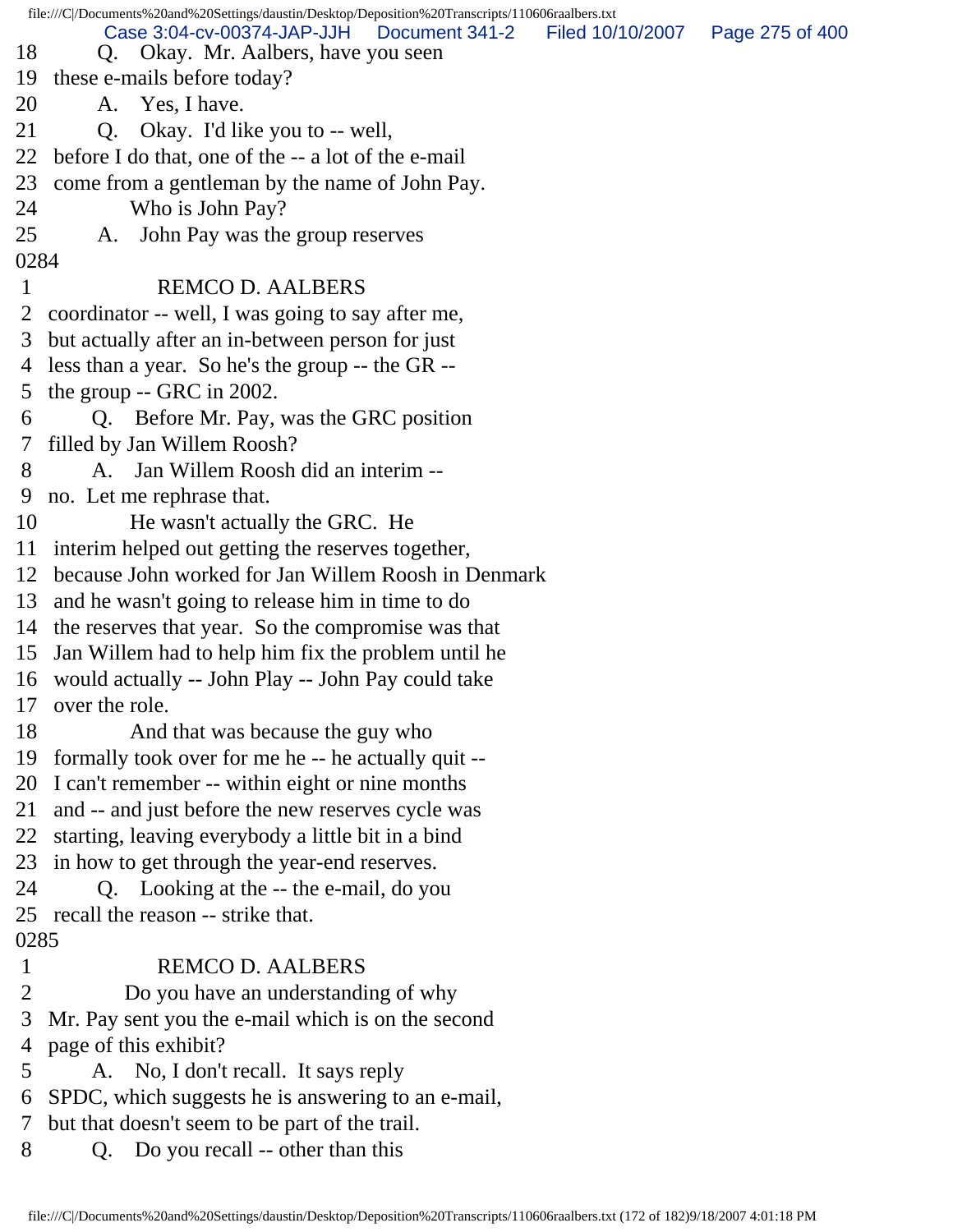18 Q. Okay. Mr. Aalbers, have you seen
19 these e-mails before today?
20 A. Yes, I have.
21 Q. Okay. I'd like you to -- well,
22 before I do that, one of the -- a lot of the e-mail
23 come from a gentleman by the name of John Pay.
24 Who is John Pay?
25 A. John Pay was the group reserves
0284
1 REMCO D. AALBERS
2 coordinator -- well, I was going to say after me,
3 but actually after an in-between person for just
4 less than a year. So he's the group -- the GR --
5 the group -- GRC in 2002.
6 Q. Before Mr. Pay, was the GRC position
7 filled by Jan Willem Roosh?
8 A. Jan Willem Roosh did an interim --
9 no. Let me rephrase that.
10 He wasn't actually the GRC. He
11 interim helped out getting the reserves together,
12 because John worked for Jan Willem Roosh in Denmark
13 and he wasn't going to release him in time to do
14 the reserves that year. So the compromise was that
15 Jan Willem had to help him fix the problem until he
16 would actually -- John Play -- John Pay could take
17 over the role.
18 And that was because the guy who
19 formally took over for me he -- he actually quit --
20 I can't remember -- within eight or nine months
21 and -- and just before the new reserves cycle was
22 starting, leaving everybody a little bit in a bind
23 in how to get through the year-end reserves.
24 Q. Looking at the -- the e-mail, do you
25 recall the reason -- strike that.
0285
1 REMCO D. AALBERS
2 Do you have an understanding of why
3 Mr. Pay sent you the e-mail which is on the second
4 page of this exhibit?
5 A. No, I don't recall. It says reply
6 SPDC, which suggests he is answering to an e-mail,
7 but that doesn't seem to be part of the trail.
8 Q. Do you recall -- other than this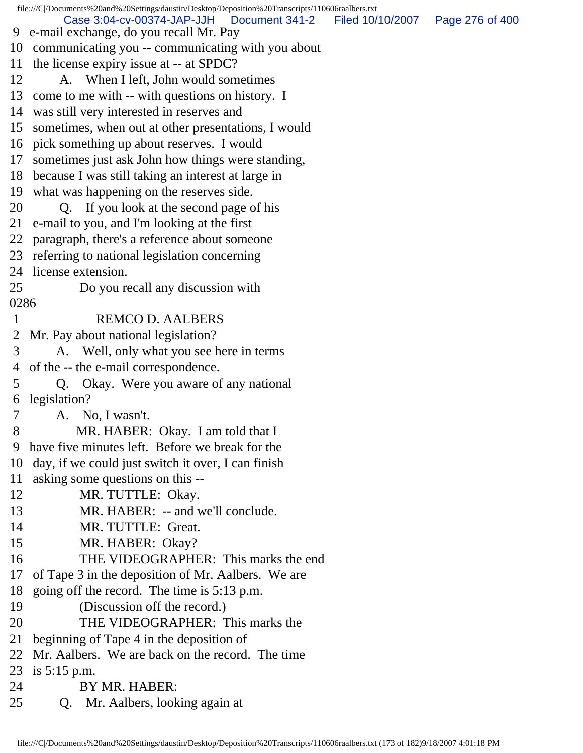9 e-mail exchange, do you recall Mr. Pay
10 communicating you -- communicating with you about
11 the license expiry issue at -- at SPDC?
12 A. When I left, John would sometimes
13 come to me with -- with questions on history. I
14 was still very interested in reserves and
15 sometimes, when out at other presentations, I would
16 pick something up about reserves. I would
17 sometimes just ask John how things were standing,
18 because I was still taking an interest at large in
19 what was happening on the reserves side.
20 Q. If you look at the second page of his
21 e-mail to you, and I'm looking at the first
22 paragraph, there's a reference about someone
23 referring to national legislation concerning
24 license extension.
25 Do you recall any discussion with

0286

1 REMCO D. AALBERS
2 Mr. Pay about national legislation?
3 A. Well, only what you see here in terms
4 of the -- the e-mail correspondence.
5 Q. Okay. Were you aware of any national
6 legislation?
7 A. No, I wasn't.
8 MR. HABER: Okay. I am told that I
9 have five minutes left. Before we break for the
10 day, if we could just switch it over, I can finish
11 asking some questions on this --
12 MR. TUTTLE: Okay.
13 MR. HABER: -- and we'll conclude.
14 MR. TUTTLE: Great.
15 MR. HABER: Okay?
16 THE VIDEOGRAPHER: This marks the end
17 of Tape 3 in the deposition of Mr. Aalbers. We are
18 going off the record. The time is 5:13 p.m.
19 (Discussion off the record.)
20 THE VIDEOGRAPHER: This marks the
21 beginning of Tape 4 in the deposition of
22 Mr. Aalbers. We are back on the record. The time
23 is 5:15 p.m.
24 BY MR. HABER:
25 Q. Mr. Aalbers, looking again at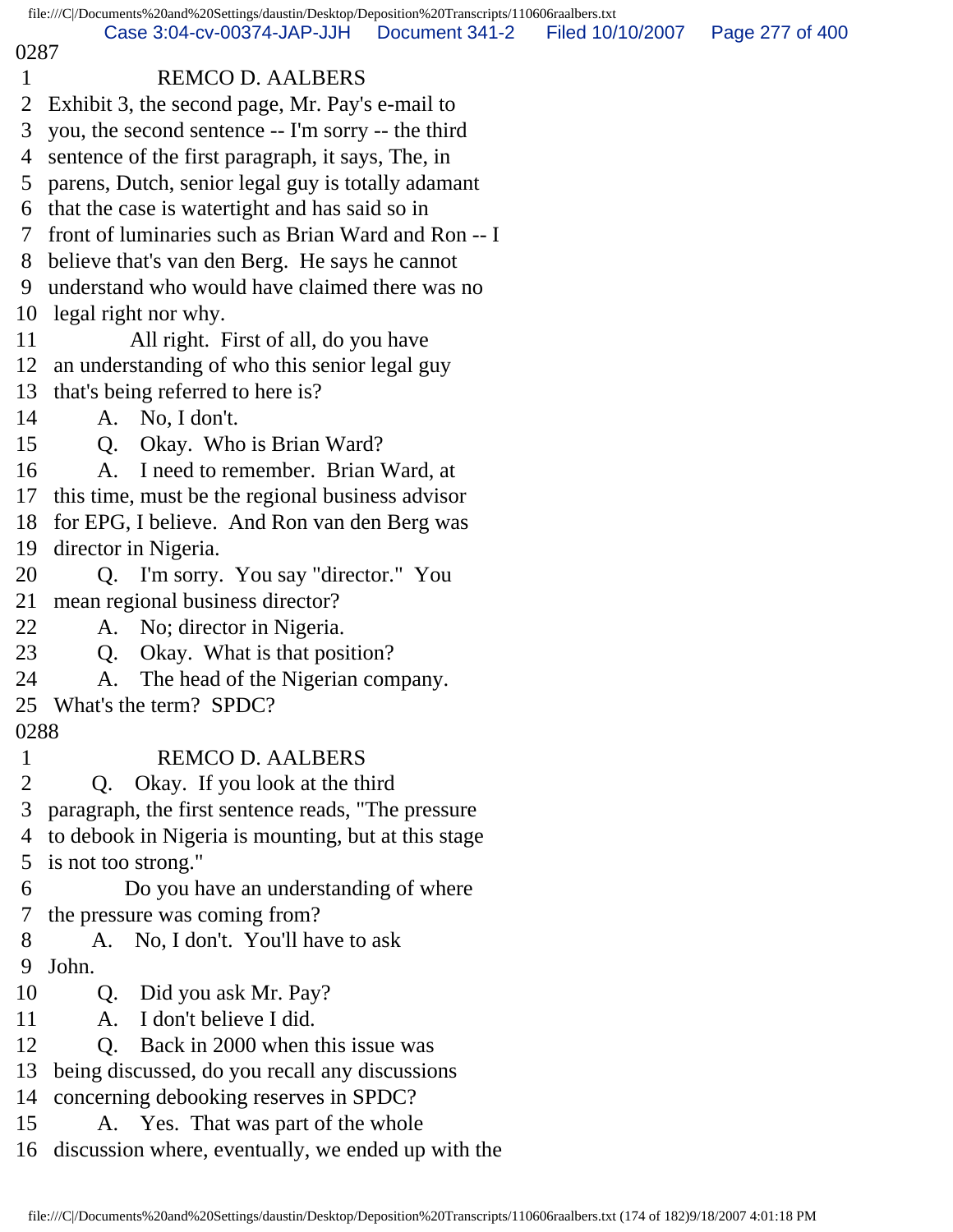0287

1 REMCO D. AALBERS
2 Exhibit 3, the second page, Mr. Pay's e-mail to
3 you, the second sentence -- I'm sorry -- the third
4 sentence of the first paragraph, it says, The, in
5 parens, Dutch, senior legal guy is totally adamant
6 that the case is watertight and has said so in
7 front of luminaries such as Brian Ward and Ron -- I
8 believe that's van den Berg. He says he cannot
9 understand who would have claimed there was no
10 legal right nor why.
11 All right. First of all, do you have
12 an understanding of who this senior legal guy
13 that's being referred to here is?
14 A. No, I don't.
15 Q. Okay. Who is Brian Ward?
16 A. I need to remember. Brian Ward, at
17 this time, must be the regional business advisor
18 for EPG, I believe. And Ron van den Berg was
19 director in Nigeria.
20 Q. I'm sorry. You say "director." You
21 mean regional business director?
22 A. No; director in Nigeria.
23 Q. Okay. What is that position?
24 A. The head of the Nigerian company.
25 What's the term? SPDC?

0288

1 REMCO D. AALBERS
2 Q. Okay. If you look at the third
3 paragraph, the first sentence reads, "The pressure
4 to debook in Nigeria is mounting, but at this stage
5 is not too strong."
6 Do you have an understanding of where
7 the pressure was coming from?
8 A. No, I don't. You'll have to ask
9 John.
10 Q. Did you ask Mr. Pay?
11 A. I don't believe I did.
12 Q. Back in 2000 when this issue was
13 being discussed, do you recall any discussions
14 concerning debooking reserves in SPDC?
15 A. Yes. That was part of the whole
16 discussion where, eventually, we ended up with the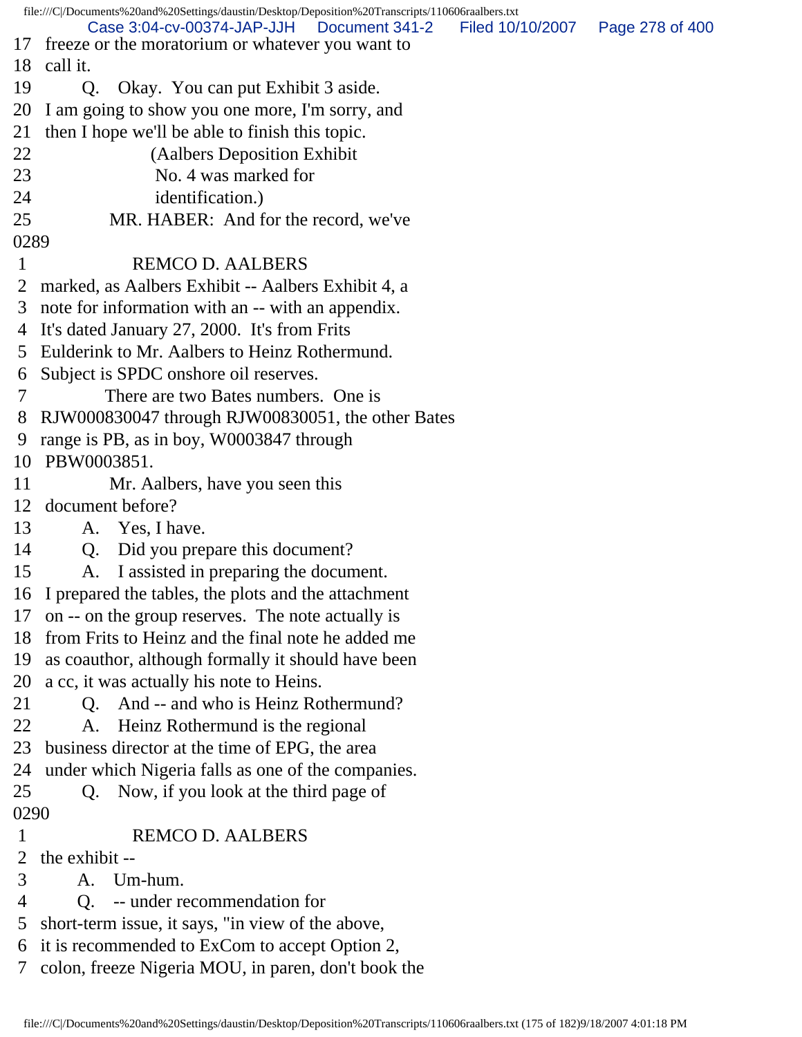17 freeze or the moratorium or whatever you want to
18 call it.
19 Q. Okay. You can put Exhibit 3 aside.
20 I am going to show you one more, I'm sorry, and
21 then I hope we'll be able to finish this topic.
22 (Aalbers Deposition Exhibit
23 No. 4 was marked for
24 identification.)
25 MR. HABER: And for the record, we've
0289
1 REMCO D. AALBERS
2 marked, as Aalbers Exhibit -- Aalbers Exhibit 4, a
3 note for information with an -- with an appendix.
4 It's dated January 27, 2000. It's from Frits
5 Eulderink to Mr. Aalbers to Heinz Rothermund.
6 Subject is SPDC onshore oil reserves.
7 There are two Bates numbers. One is
8 RJW000830047 through RJW00830051, the other Bates
9 range is PB, as in boy, W0003847 through
10 PBW0003851.
11 Mr. Aalbers, have you seen this
12 document before?
13 A. Yes, I have.
14 Q. Did you prepare this document?
15 A. I assisted in preparing the document.
16 I prepared the tables, the plots and the attachment
17 on -- on the group reserves. The note actually is
18 from Frits to Heinz and the final note he added me
19 as coauthor, although formally it should have been
20 a cc, it was actually his note to Heins.
21 Q. And -- and who is Heinz Rothermund?
22 A. Heinz Rothermund is the regional
23 business director at the time of EPG, the area
24 under which Nigeria falls as one of the companies.
25 Q. Now, if you look at the third page of
0290
1 REMCO D. AALBERS
2 the exhibit --
3 A. Um-hum.
4 Q. -- under recommendation for
5 short-term issue, it says, "in view of the above,
6 it is recommended to ExCom to accept Option 2,
7 colon, freeze Nigeria MOU, in paren, don't book the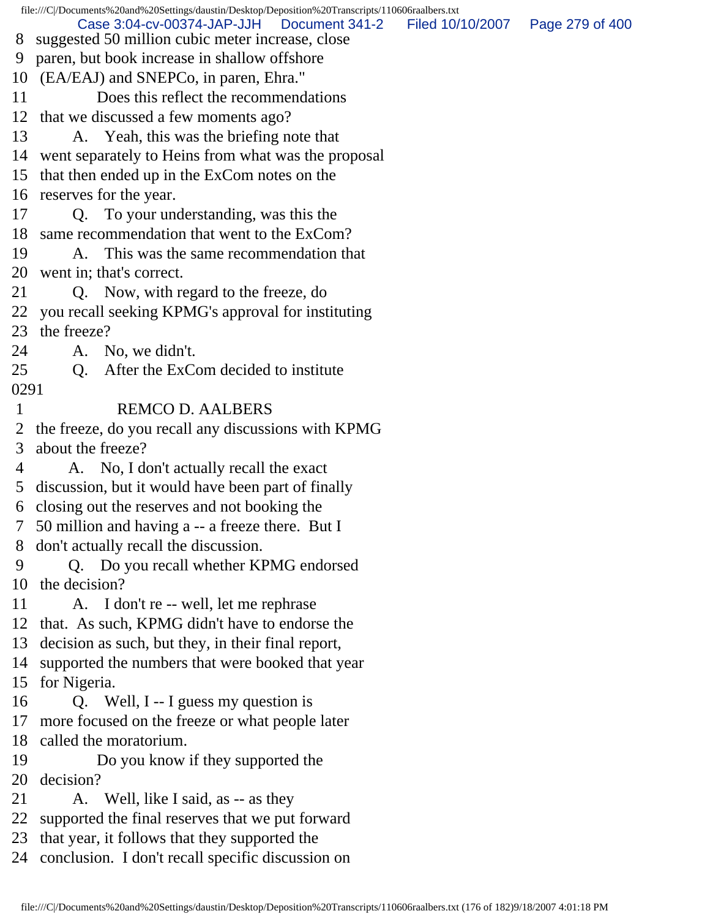8 suggested 50 million cubic meter increase, close
9 paren, but book increase in shallow offshore
10 (EA/EAJ) and SNEPCo, in paren, Ehra."
11 Does this reflect the recommendations
12 that we discussed a few moments ago?
13 A. Yeah, this was the briefing note that
14 went separately to Heins from what was the proposal
15 that then ended up in the ExCom notes on the
16 reserves for the year.
17 Q. To your understanding, was this the
18 same recommendation that went to the ExCom?
19 A. This was the same recommendation that
20 went in; that's correct.
21 Q. Now, with regard to the freeze, do
22 you recall seeking KPMG's approval for instituting
23 the freeze?
24 A. No, we didn't.
25 Q. After the ExCom decided to institute

0291

1 REMCO D. AALBERS
2 the freeze, do you recall any discussions with KPMG
3 about the freeze?
4 A. No, I don't actually recall the exact
5 discussion, but it would have been part of finally
6 closing out the reserves and not booking the
7 50 million and having a -- a freeze there. But I
8 don't actually recall the discussion.
9 Q. Do you recall whether KPMG endorsed
10 the decision?
11 A. I don't re -- well, let me rephrase
12 that. As such, KPMG didn't have to endorse the
13 decision as such, but they, in their final report,
14 supported the numbers that were booked that year
15 for Nigeria.
16 Q. Well, I -- I guess my question is
17 more focused on the freeze or what people later
18 called the moratorium.
19 Do you know if they supported the
20 decision?
21 A. Well, like I said, as -- as they
22 supported the final reserves that we put forward
23 that year, it follows that they supported the
24 conclusion. I don't recall specific discussion on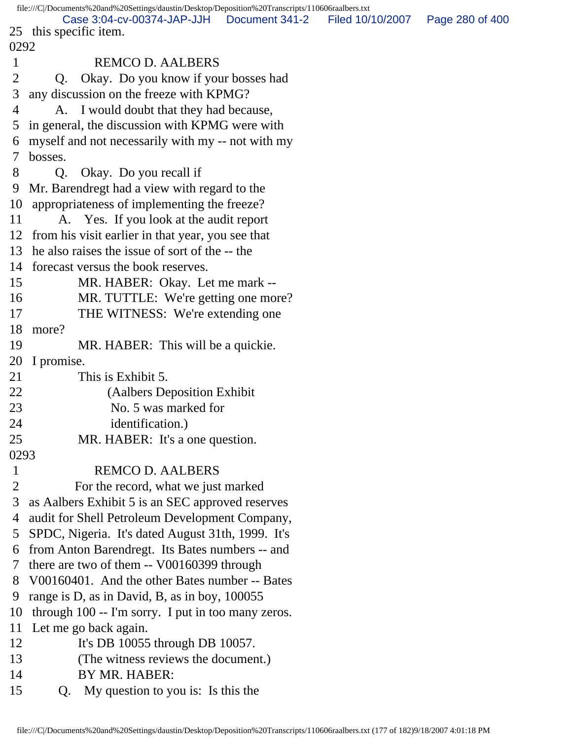25 this specific item.

0292

1 REMCO D. AALBERS

2 Q. Okay. Do you know if your bosses had

3 any discussion on the freeze with KPMG?

4 A. I would doubt that they had because,

5 in general, the discussion with KPMG were with

6 myself and not necessarily with my -- not with my

7 bosses.

8 Q. Okay. Do you recall if

9 Mr. Barendregt had a view with regard to the

10 appropriateness of implementing the freeze?

11 A. Yes. If you look at the audit report

12 from his visit earlier in that year, you see that

13 he also raises the issue of sort of the -- the

14 forecast versus the book reserves.

15 MR. HABER: Okay. Let me mark --

16 MR. TUTTLE: We're getting one more?

17 THE WITNESS: We're extending one

18 more?

19 MR. HABER: This will be a quickie.

20 I promise.

21 This is Exhibit 5.

22 (Aalbers Deposition Exhibit

23 No. 5 was marked for

24 identification.)

25 MR. HABER: It's a one question.

0293

1 REMCO D. AALBERS

2 For the record, what we just marked

3 as Aalbers Exhibit 5 is an SEC approved reserves

4 audit for Shell Petroleum Development Company,

5 SPDC, Nigeria. It's dated August 31th, 1999. It's

6 from Anton Barendregt. Its Bates numbers -- and

7 there are two of them -- V00160399 through

8 V00160401. And the other Bates number -- Bates

9 range is D, as in David, B, as in boy, 100055

10 through 100 -- I'm sorry. I put in too many zeros.

11 Let me go back again.

12 It's DB 10055 through DB 10057.

13 (The witness reviews the document.)

14 BY MR. HABER:

15 Q. My question to you is: Is this the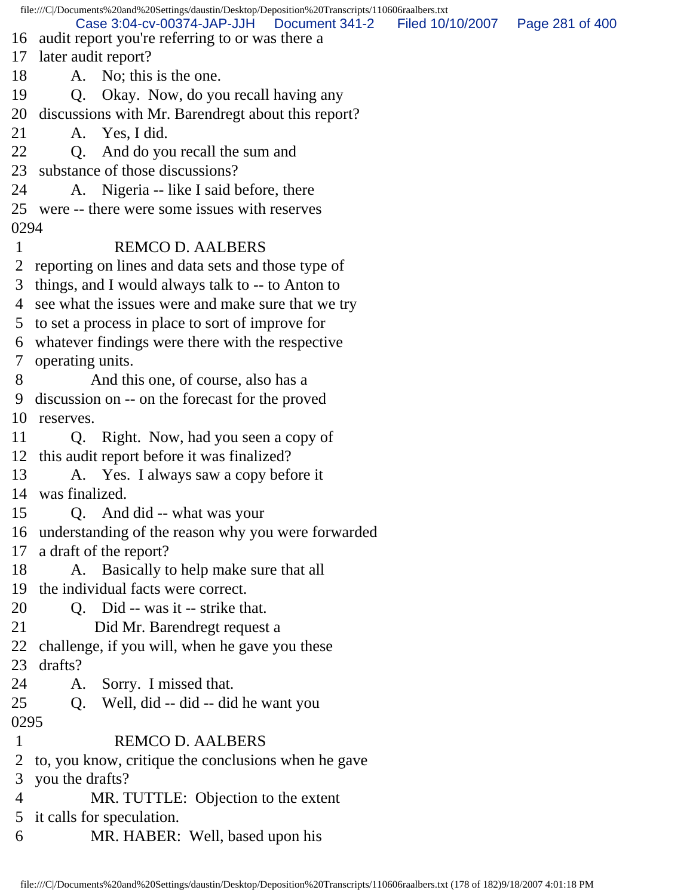16 audit report you're referring to or was there a
17 later audit report?
18 A. No; this is the one.
19 Q. Okay. Now, do you recall having any
20 discussions with Mr. Barendregt about this report?
21 A. Yes, I did.
22 Q. And do you recall the sum and
23 substance of those discussions?
24 A. Nigeria -- like I said before, there
25 were -- there were some issues with reserves
0294
1 REMCO D. AALBERS
2 reporting on lines and data sets and those type of
3 things, and I would always talk to -- to Anton to
4 see what the issues were and make sure that we try
5 to set a process in place to sort of improve for
6 whatever findings were there with the respective
7 operating units.
8 And this one, of course, also has a
9 discussion on -- on the forecast for the proved
10 reserves.
11 Q. Right. Now, had you seen a copy of
12 this audit report before it was finalized?
13 A. Yes. I always saw a copy before it
14 was finalized.
15 Q. And did -- what was your
16 understanding of the reason why you were forwarded
17 a draft of the report?
18 A. Basically to help make sure that all
19 the individual facts were correct.
20 Q. Did -- was it -- strike that.
21 Did Mr. Barendregt request a
22 challenge, if you will, when he gave you these
23 drafts?
24 A. Sorry. I missed that.
25 Q. Well, did -- did -- did he want you
0295
1 REMCO D. AALBERS
2 to, you know, critique the conclusions when he gave
3 you the drafts?
4 MR. TUTTLE: Objection to the extent
5 it calls for speculation.
6 MR. HABER: Well, based upon his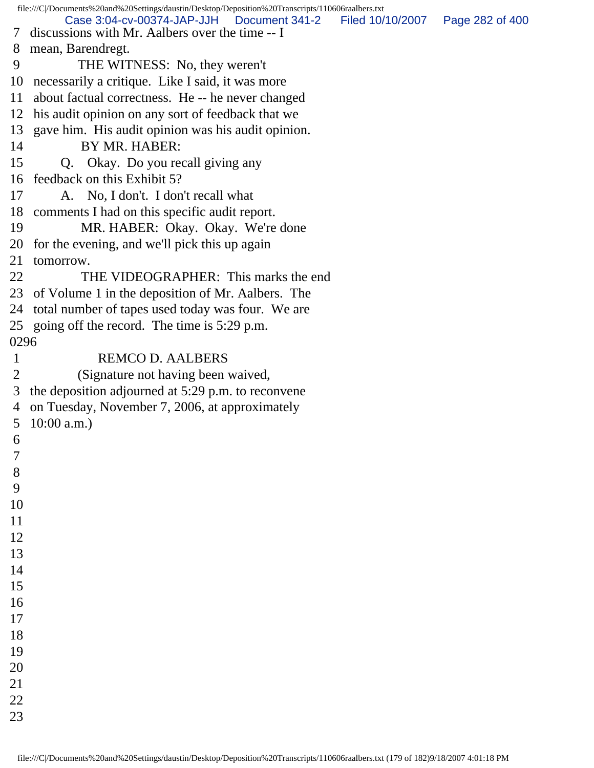7 discussions with Mr. Aalbers over the time -- I
8 mean, Barendregt.
9 THE WITNESS: No, they weren't
10 necessarily a critique. Like I said, it was more
11 about factual correctness. He -- he never changed
12 his audit opinion on any sort of feedback that we
13 gave him. His audit opinion was his audit opinion.
14 BY MR. HABER:
15 Q. Okay. Do you recall giving any
16 feedback on this Exhibit 5?
17 A. No, I don't. I don't recall what
18 comments I had on this specific audit report.
19 MR. HABER: Okay. Okay. We're done
20 for the evening, and we'll pick this up again
21 tomorrow.
22 THE VIDEOGRAPHER: This marks the end
23 of Volume 1 in the deposition of Mr. Aalbers. The
24 total number of tapes used today was four. We are
25 going off the record. The time is 5:29 p.m.

0296

1 REMCO D. AALBERS
2 (Signature not having been waived,
3 the deposition adjourned at 5:29 p.m. to reconvene
4 on Tuesday, November 7, 2006, at approximately
5 10:00 a.m.)
6
7
8
9
10
11
12
13
14
15
16
17
18
19
20
21
22
23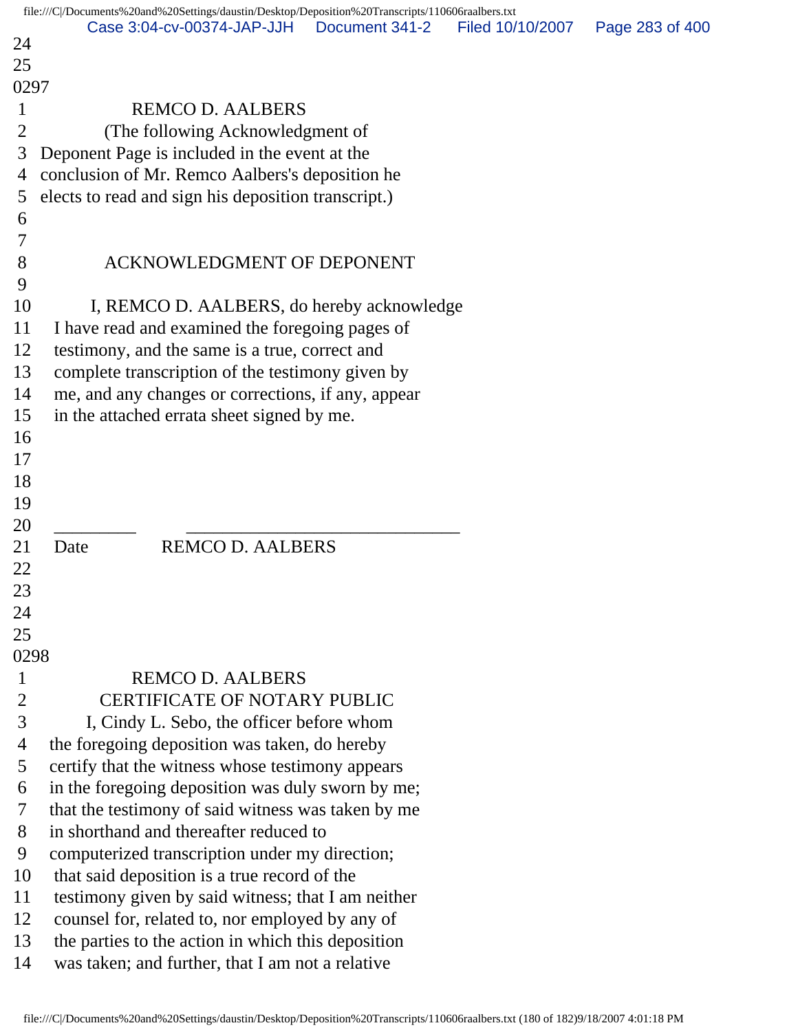24
25
0297
1 REMCO D. AALBERS
2 (The following Acknowledgment of
3 Deponent Page is included in the event at the
4 conclusion of Mr. Remco Aalbers's deposition he
5 elects to read and sign his deposition transcript.)
6
7
8 ACKNOWLEDGMENT OF DEPONENT
9
10 I, REMCO D. AALBERS, do hereby acknowledge
11 I have read and examined the foregoing pages of
12 testimony, and the same is a true, correct and
13 complete transcription of the testimony given by
14 me, and any changes or corrections, if any, appear
15 in the attached errata sheet signed by me.
16
17
18
19
20 _________ ______________________________
21 Date REMCO D. AALBERS
22
23
24
25
0298
1 REMCO D. AALBERS
2 CERTIFICATE OF NOTARY PUBLIC
3 I, Cindy L. Sebo, the officer before whom
4 the foregoing deposition was taken, do hereby
5 certify that the witness whose testimony appears
6 in the foregoing deposition was duly sworn by me;
7 that the testimony of said witness was taken by me
8 in shorthand and thereafter reduced to
9 computerized transcription under my direction;
10 that said deposition is a true record of the
11 testimony given by said witness; that I am neither
12 counsel for, related to, nor employed by any of
13 the parties to the action in which this deposition
14 was taken; and further, that I am not a relative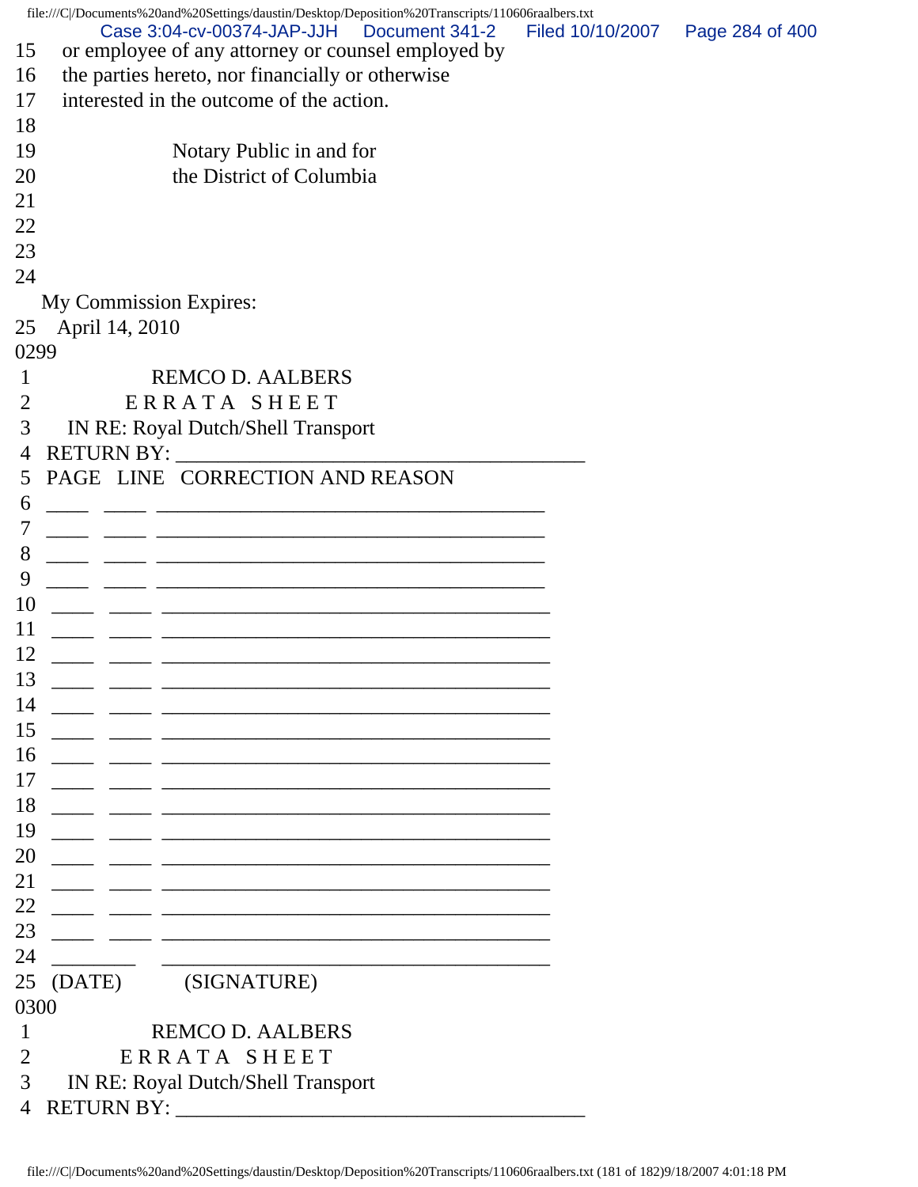15 or employee of any attorney or counsel employed by
16 the parties hereto, nor financially or otherwise
17 interested in the outcome of the action.
18
19 Notary Public in and for
20 the District of Columbia
21
22
23
24
My Commission Expires:
25 April 14, 2010

0299

1 REMCO D. AALBERS
2 E R R A T A S H E E T
3 IN RE: Royal Dutch/Shell Transport
4 RETURN BY: _______________________________________
5 PAGE LINE CORRECTION AND REASON
6 ____ ____ _____________________________________
7 ____ ____ _____________________________________
8 ____ ____ _____________________________________
9 ____ ____ _____________________________________
10 ____ ____ _____________________________________
11 ____ ____ _____________________________________
12 ____ ____ _____________________________________
13 ____ ____ _____________________________________
14 ____ ____ _____________________________________
15 ____ ____ _____________________________________
16 ____ ____ _____________________________________
17 ____ ____ _____________________________________
18 ____ ____ _____________________________________
19 ____ ____ _____________________________________
20 ____ ____ _____________________________________
21 ____ ____ _____________________________________
22 ____ ____ _____________________________________
23 ____ ____ _____________________________________
24 ________ _____________________________________
25 (DATE) (SIGNATURE)

0300

1 REMCO D. AALBERS
2 E R R A T A S H E E T
3 IN RE: Royal Dutch/Shell Transport
4 RETURN BY: _______________________________________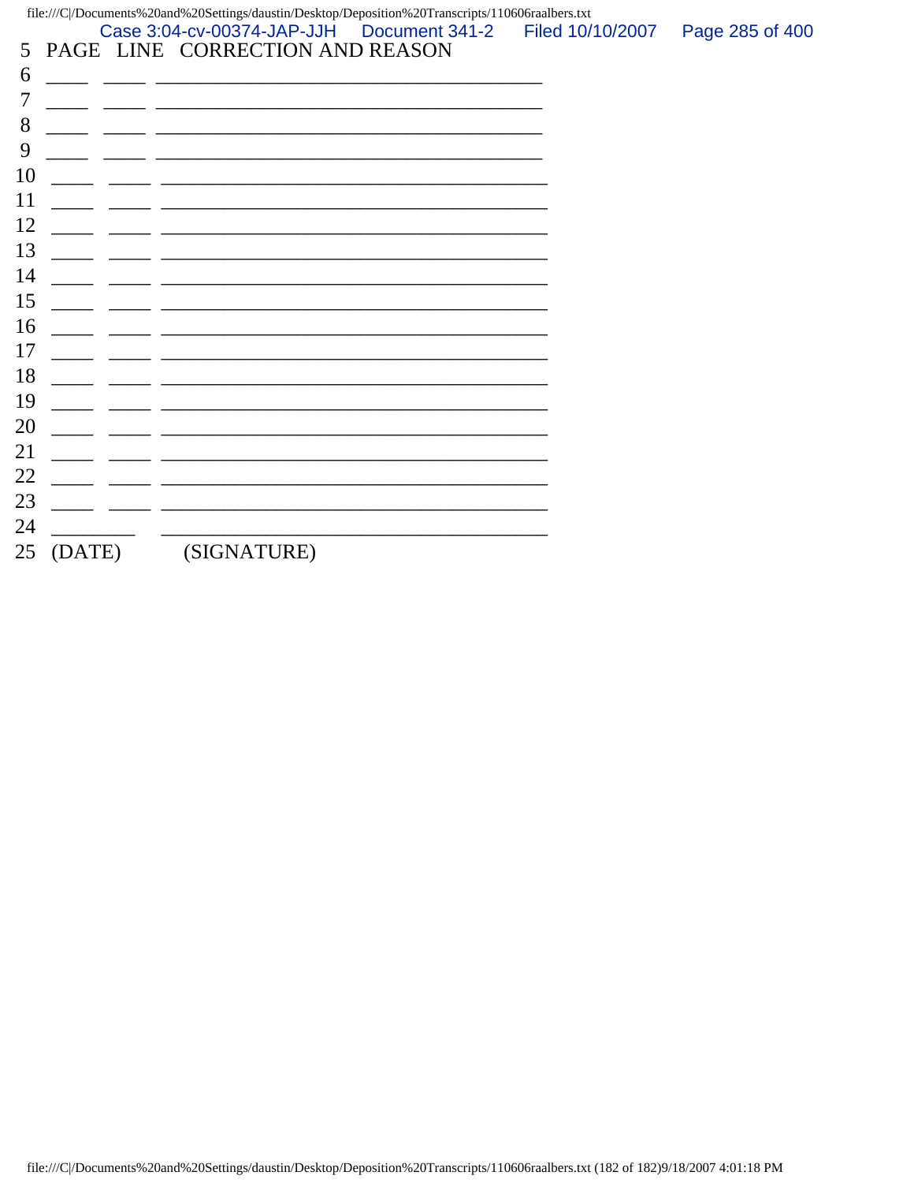5 PAGE LINE CORRECTION AND REASON
6 ____ ____ ____________________________________
7 ____ ____ ____________________________________
8 ____ ____ ____________________________________
9 ____ ____ ____________________________________
10 ____ ____ ____________________________________
11 ____ ____ ____________________________________
12 ____ ____ ____________________________________
13 ____ ____ ____________________________________
14 ____ ____ ____________________________________
15 ____ ____ ____________________________________
16 ____ ____ ____________________________________
17 ____ ____ ____________________________________
18 ____ ____ ____________________________________
19 ____ ____ ____________________________________
20 ____ ____ ____________________________________
21 ____ ____ ____________________________________
22 ____ ____ ____________________________________
23 ____ ____ ____________________________________
24 _______ ____________________________________
25 (DATE) (SIGNATURE)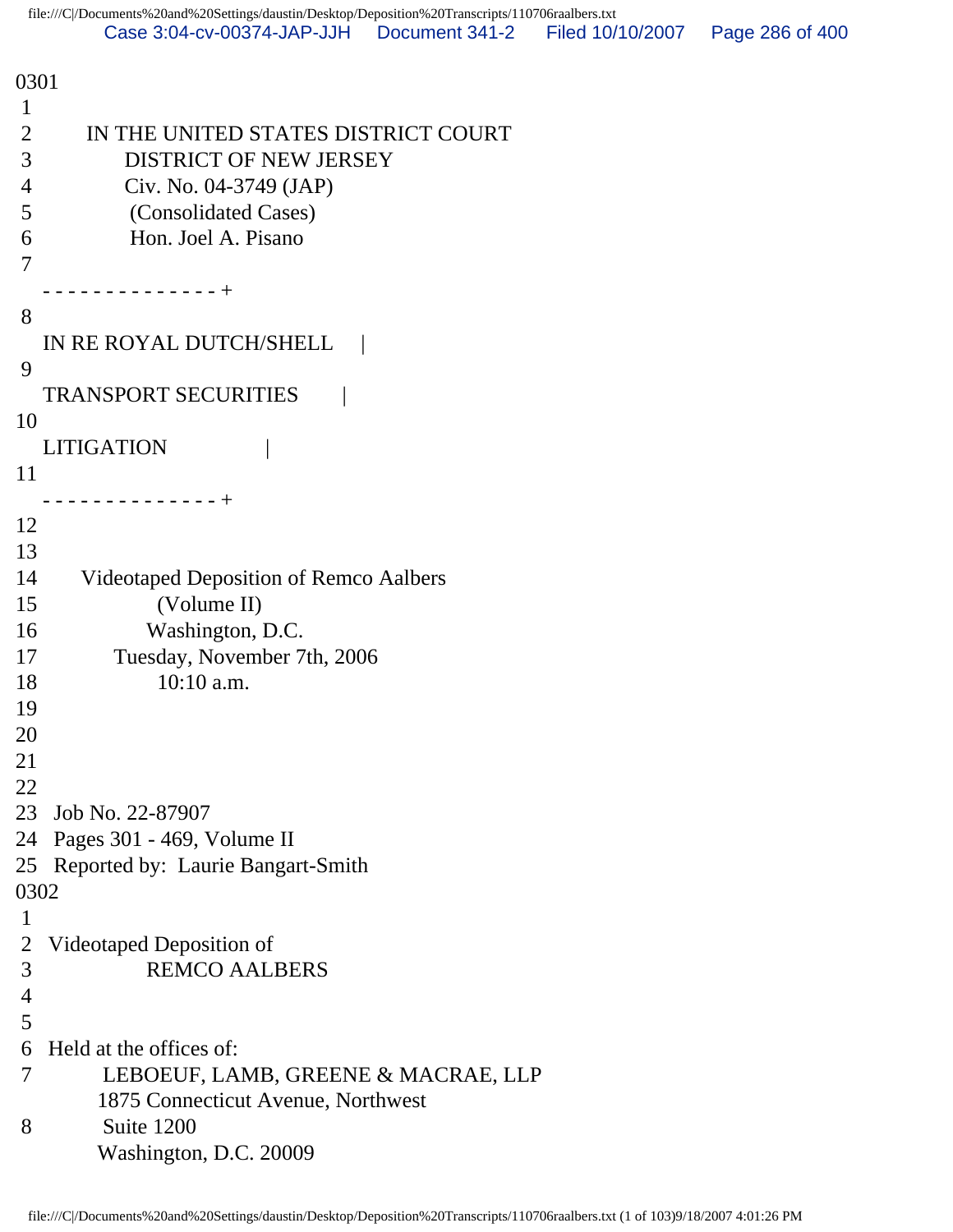0301
 1
 2 IN THE UNITED STATES DISTRICT COURT
 3 DISTRICT OF NEW JERSEY
 4 Civ. No. 04-3749 (JAP)
 5 (Consolidated Cases)
 6 Hon. Joel A. Pisano
 7
 - - - - - - - - - - - - - - +
 8
 IN RE ROYAL DUTCH/SHELL |
 9
 TRANSPORT SECURITIES |
10
 LITIGATION |
11
 - - - - - - - - - - - - - - +
12
13
14 Videotaped Deposition of Remco Aalbers
15 (Volume II)
16 Washington, D.C.
17 Tuesday, November 7th, 2006
18 10:10 a.m.
19
20
21
22
23 Job No. 22-87907
24 Pages 301 - 469, Volume II
25 Reported by: Laurie Bangart-Smith
0302
 1
 2 Videotaped Deposition of
 3 REMCO AALBERS
 4
 5
 6 Held at the offices of:
 7 LEBOEUF, LAMB, GREENE & MACRAE, LLP
 1875 Connecticut Avenue, Northwest
 8 Suite 1200
 Washington, D.C. 20009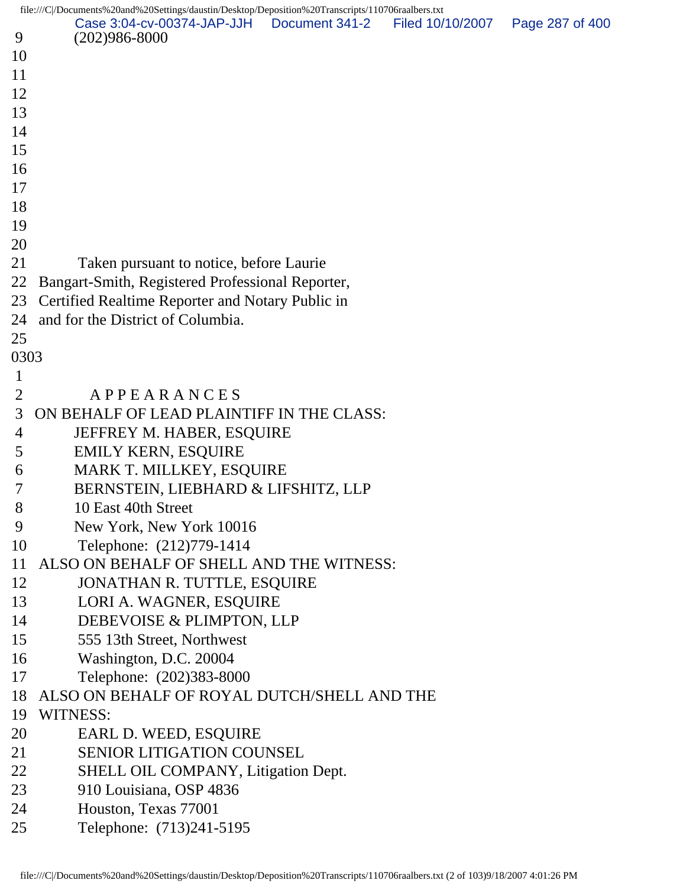9 (202)986-8000
10
11
12
13
14
15
16
17
18
19
20
21 Taken pursuant to notice, before Laurie
22 Bangart-Smith, Registered Professional Reporter,
23 Certified Realtime Reporter and Notary Public in
24 and for the District of Columbia.
25
0303
1
2 A P P E A R A N C E S
3 ON BEHALF OF LEAD PLAINTIFF IN THE CLASS:
4 JEFFREY M. HABER, ESQUIRE
5 EMILY KERN, ESQUIRE
6 MARK T. MILLKEY, ESQUIRE
7 BERNSTEIN, LIEBHARD & LIFSHITZ, LLP
8 10 East 40th Street
9 New York, New York 10016
10 Telephone: (212)779-1414
11 ALSO ON BEHALF OF SHELL AND THE WITNESS:
12 JONATHAN R. TUTTLE, ESQUIRE
13 LORI A. WAGNER, ESQUIRE
14 DEBEVOISE & PLIMPTON, LLP
15 555 13th Street, Northwest
16 Washington, D.C. 20004
17 Telephone: (202)383-8000
18 ALSO ON BEHALF OF ROYAL DUTCH/SHELL AND THE
19 WITNESS:
20 EARL D. WEED, ESQUIRE
21 SENIOR LITIGATION COUNSEL
22 SHELL OIL COMPANY, Litigation Dept.
23 910 Louisiana, OSP 4836
24 Houston, Texas 77001
25 Telephone: (713)241-5195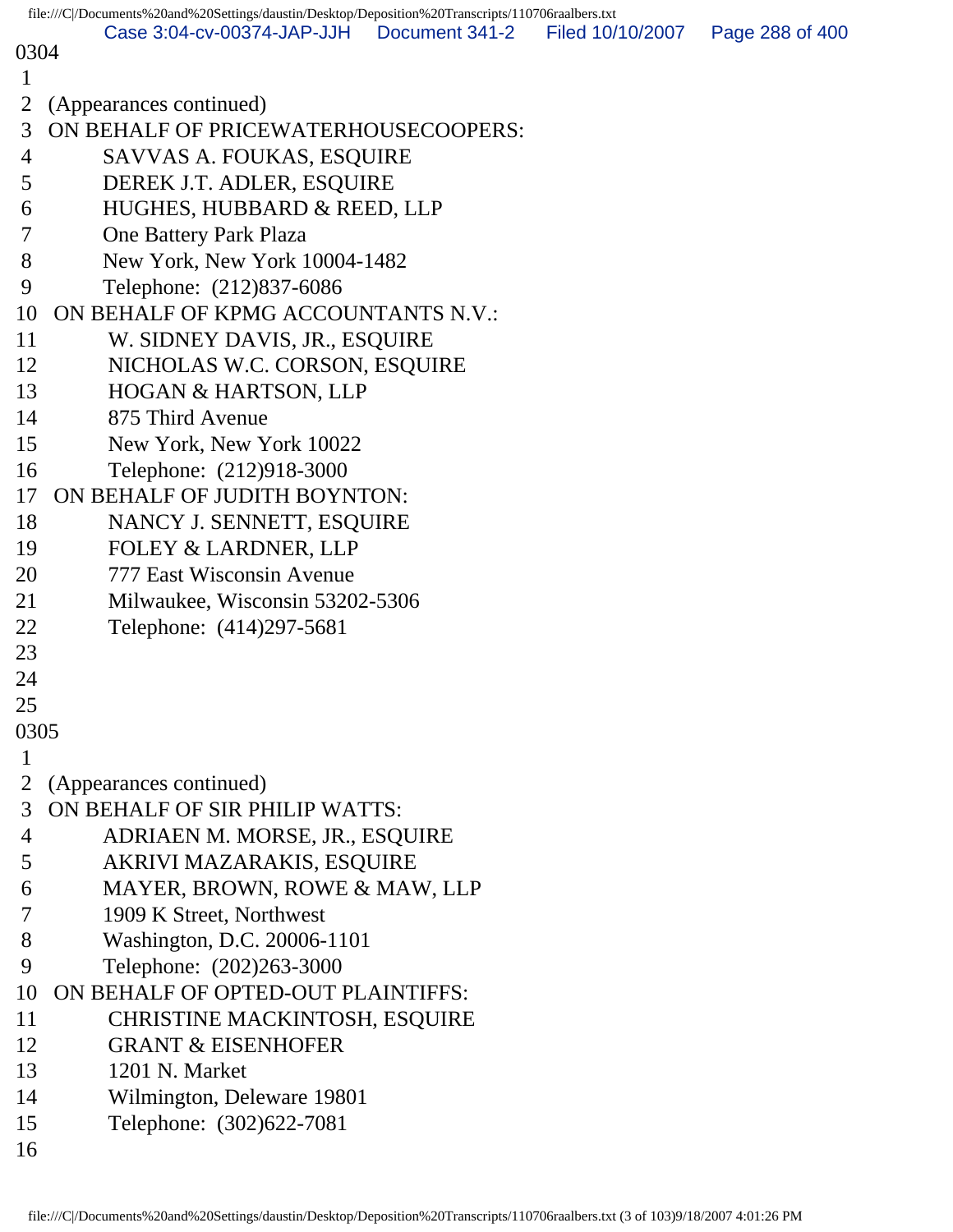0304

1

2 (Appearances continued)

3 ON BEHALF OF PRICEWATERHOUSECOOPERS:

4 SAVVAS A. FOUKAS, ESQUIRE

5 DEREK J.T. ADLER, ESQUIRE

6 HUGHES, HUBBARD & REED, LLP

7 One Battery Park Plaza

8 New York, New York 10004-1482

9 Telephone: (212)837-6086

10 ON BEHALF OF KPMG ACCOUNTANTS N.V.:

11 W. SIDNEY DAVIS, JR., ESQUIRE

12 NICHOLAS W.C. CORSON, ESQUIRE

13 HOGAN & HARTSON, LLP

14 875 Third Avenue

15 New York, New York 10022

16 Telephone: (212)918-3000

17 ON BEHALF OF JUDITH BOYNTON:

18 NANCY J. SENNETT, ESQUIRE

19 FOLEY & LARDNER, LLP

20 777 East Wisconsin Avenue

21 Milwaukee, Wisconsin 53202-5306

22 Telephone: (414)297-5681

23

24

25

0305

1

2 (Appearances continued)

3 ON BEHALF OF SIR PHILIP WATTS:

4 ADRIAEN M. MORSE, JR., ESQUIRE

5 AKRIVI MAZARAKIS, ESQUIRE

6 MAYER, BROWN, ROWE & MAW, LLP

7 1909 K Street, Northwest

8 Washington, D.C. 20006-1101

9 Telephone: (202)263-3000

10 ON BEHALF OF OPTED-OUT PLAINTIFFS:

11 CHRISTINE MACKINTOSH, ESQUIRE

12 GRANT & EISENHOFER

13 1201 N. Market

14 Wilmington, Deleware 19801

15 Telephone: (302)622-7081

16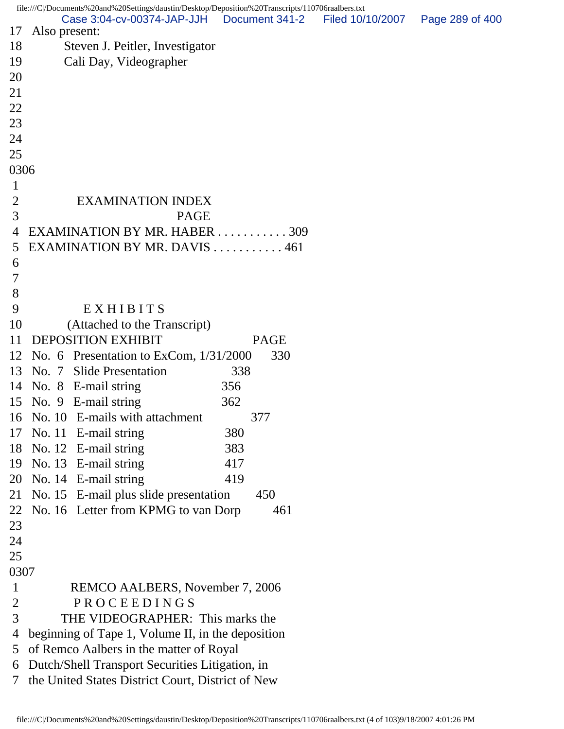17 Also present:
18 Steven J. Peitler, Investigator
19 Cali Day, Videographer
20
21
22
23
24
25
0306
1
2 EXAMINATION INDEX
3 PAGE
4 EXAMINATION BY MR. HABER . . . . . . . . . . . 309
5 EXAMINATION BY MR. DAVIS . . . . . . . . . . . 461
6
7
8
9 E X H I B I T S
10 (Attached to the Transcript)
11 DEPOSITION EXHIBIT PAGE
12 No. 6 Presentation to ExCom, 1/31/2000 330
13 No. 7 Slide Presentation 338
14 No. 8 E-mail string 356
15 No. 9 E-mail string 362
16 No. 10 E-mails with attachment 377
17 No. 11 E-mail string 380
18 No. 12 E-mail string 383
19 No. 13 E-mail string 417
20 No. 14 E-mail string 419
21 No. 15 E-mail plus slide presentation 450
22 No. 16 Letter from KPMG to van Dorp 461
23
24
25
0307
1 REMCO AALBERS, November 7, 2006
2 P R O C E E D I N G S
3 THE VIDEOGRAPHER: This marks the
4 beginning of Tape 1, Volume II, in the deposition
5 of Remco Aalbers in the matter of Royal
6 Dutch/Shell Transport Securities Litigation, in
7 the United States District Court, District of New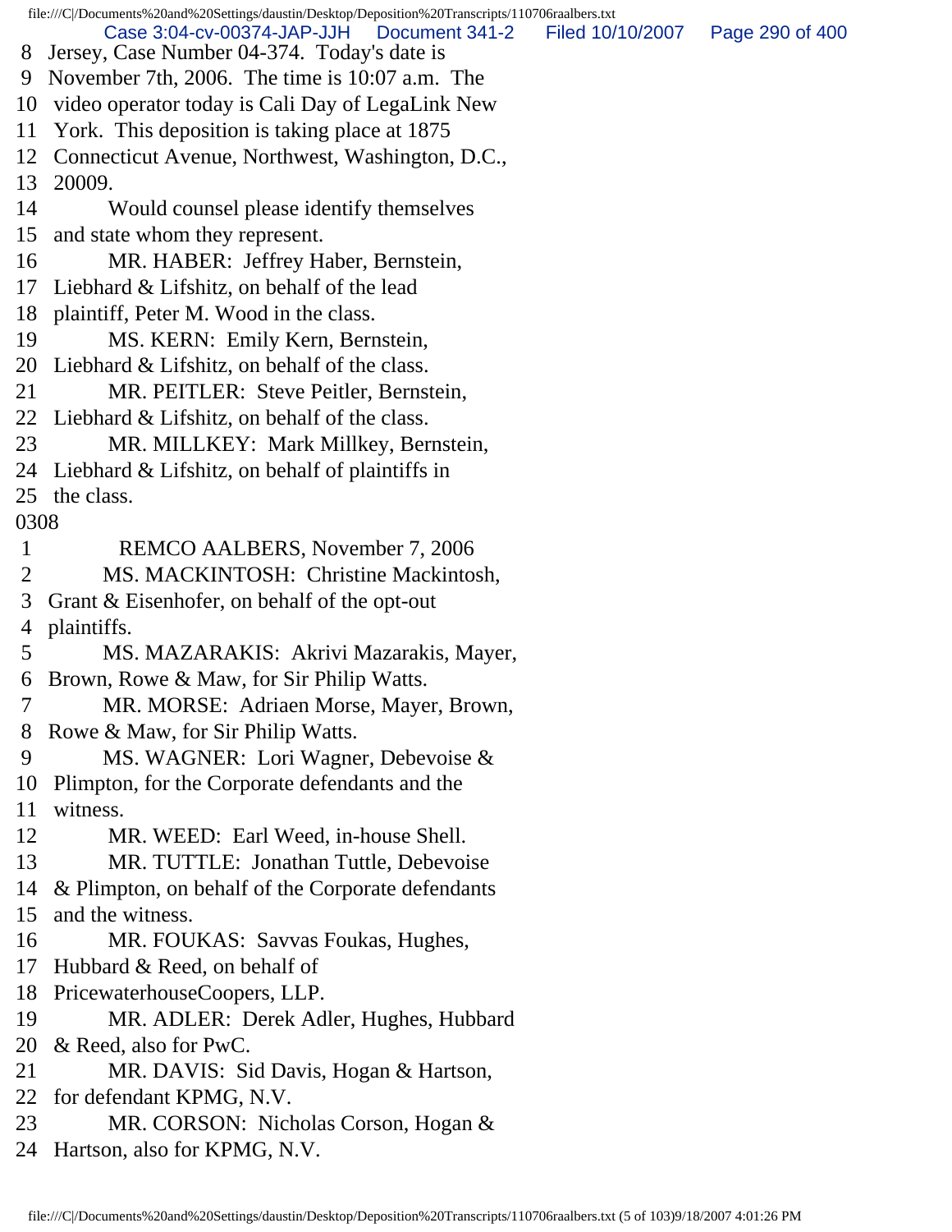8 Jersey, Case Number 04-374. Today's date is
9 November 7th, 2006. The time is 10:07 a.m. The
10 video operator today is Cali Day of LegaLink New
11 York. This deposition is taking place at 1875
12 Connecticut Avenue, Northwest, Washington, D.C.,
13 20009.
14 Would counsel please identify themselves
15 and state whom they represent.
16 MR. HABER: Jeffrey Haber, Bernstein,
17 Liebhard & Lifshitz, on behalf of the lead
18 plaintiff, Peter M. Wood in the class.
19 MS. KERN: Emily Kern, Bernstein,
20 Liebhard & Lifshitz, on behalf of the class.
21 MR. PEITLER: Steve Peitler, Bernstein,
22 Liebhard & Lifshitz, on behalf of the class.
23 MR. MILLKEY: Mark Millkey, Bernstein,
24 Liebhard & Lifshitz, on behalf of plaintiffs in
25 the class.

0308

1 REMCO AALBERS, November 7, 2006
2 MS. MACKINTOSH: Christine Mackintosh,
3 Grant & Eisenhofer, on behalf of the opt-out
4 plaintiffs.
5 MS. MAZARAKIS: Akrivi Mazarakis, Mayer,
6 Brown, Rowe & Maw, for Sir Philip Watts.
7 MR. MORSE: Adriaen Morse, Mayer, Brown,
8 Rowe & Maw, for Sir Philip Watts.
9 MS. WAGNER: Lori Wagner, Debevoise &
10 Plimpton, for the Corporate defendants and the
11 witness.
12 MR. WEED: Earl Weed, in-house Shell.
13 MR. TUTTLE: Jonathan Tuttle, Debevoise
14 & Plimpton, on behalf of the Corporate defendants
15 and the witness.
16 MR. FOUKAS: Savvas Foukas, Hughes,
17 Hubbard & Reed, on behalf of
18 PricewaterhouseCoopers, LLP.
19 MR. ADLER: Derek Adler, Hughes, Hubbard
20 & Reed, also for PwC.
21 MR. DAVIS: Sid Davis, Hogan & Hartson,
22 for defendant KPMG, N.V.
23 MR. CORSON: Nicholas Corson, Hogan &
24 Hartson, also for KPMG, N.V.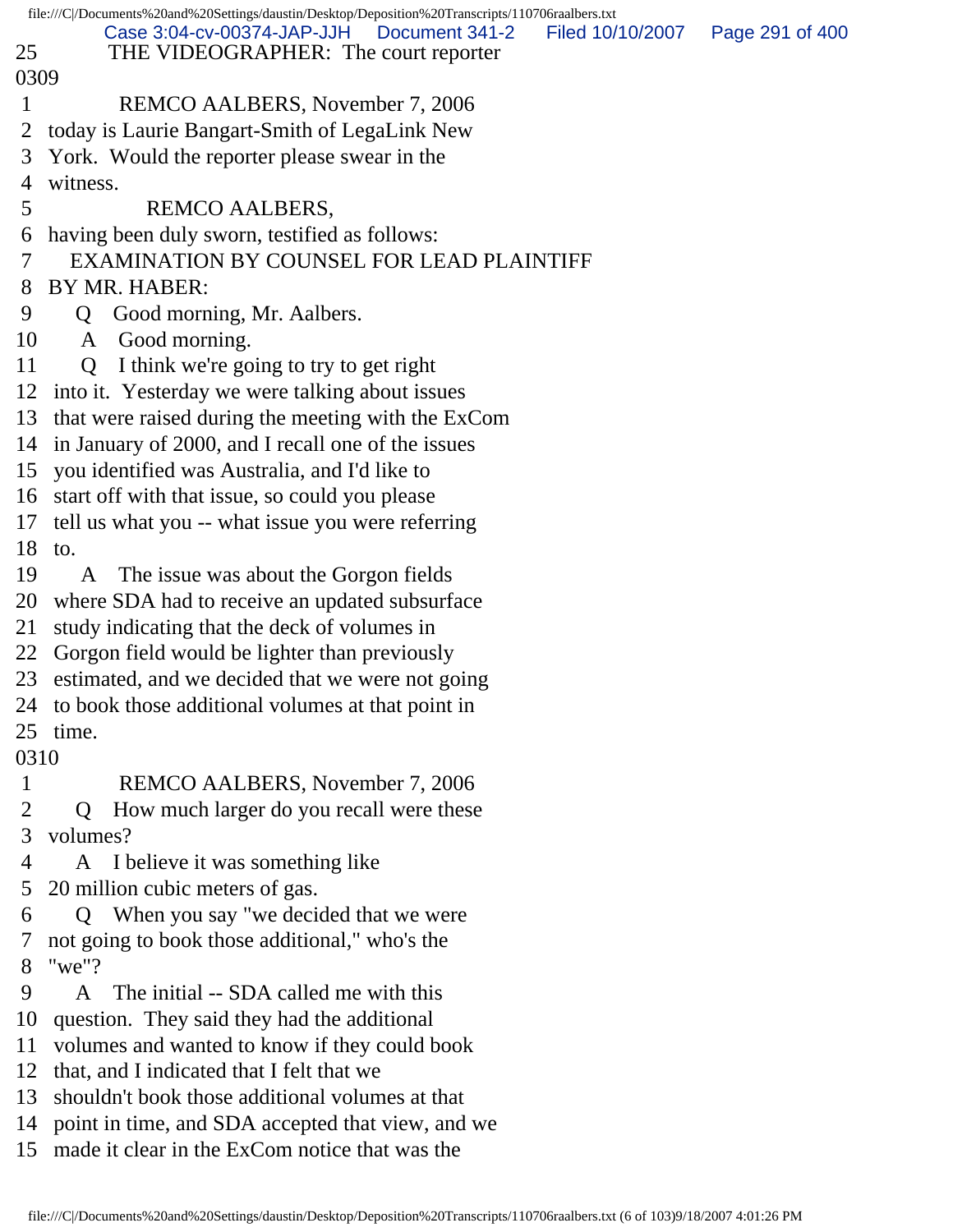25 THE VIDEOGRAPHER: The court reporter

0309

1 REMCO AALBERS, November 7, 2006
2 today is Laurie Bangart-Smith of LegaLink New
3 York. Would the reporter please swear in the
4 witness.
5 REMCO AALBERS,
6 having been duly sworn, testified as follows:
7 EXAMINATION BY COUNSEL FOR LEAD PLAINTIFF
8 BY MR. HABER:
9 Q Good morning, Mr. Aalbers.
10 A Good morning.
11 Q I think we're going to try to get right
12 into it. Yesterday we were talking about issues
13 that were raised during the meeting with the ExCom
14 in January of 2000, and I recall one of the issues
15 you identified was Australia, and I'd like to
16 start off with that issue, so could you please
17 tell us what you -- what issue you were referring
18 to.
19 A The issue was about the Gorgon fields
20 where SDA had to receive an updated subsurface
21 study indicating that the deck of volumes in
22 Gorgon field would be lighter than previously
23 estimated, and we decided that we were not going
24 to book those additional volumes at that point in
25 time.

0310

1 REMCO AALBERS, November 7, 2006
2 Q How much larger do you recall were these
3 volumes?
4 A I believe it was something like
5 20 million cubic meters of gas.
6 Q When you say "we decided that we were
7 not going to book those additional," who's the
8 "we"?
9 A The initial -- SDA called me with this
10 question. They said they had the additional
11 volumes and wanted to know if they could book
12 that, and I indicated that I felt that we
13 shouldn't book those additional volumes at that
14 point in time, and SDA accepted that view, and we
15 made it clear in the ExCom notice that was the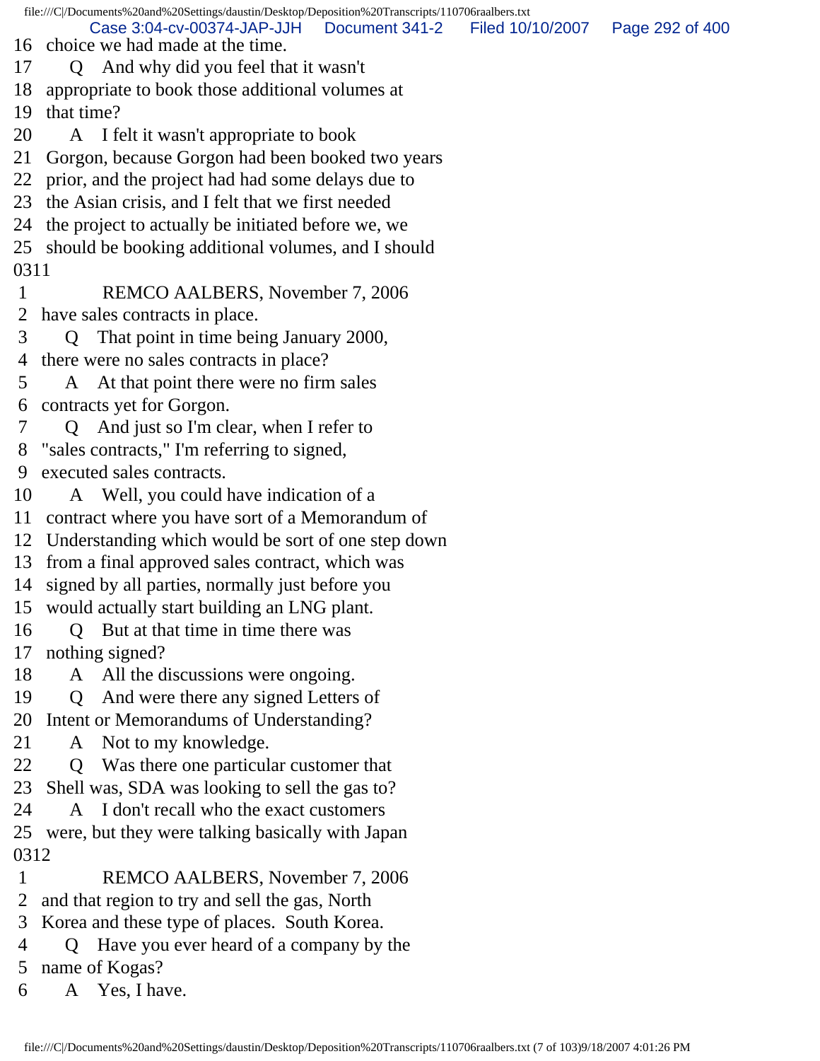16 choice we had made at the time.
17 Q And why did you feel that it wasn't
18 appropriate to book those additional volumes at
19 that time?
20 A I felt it wasn't appropriate to book
21 Gorgon, because Gorgon had been booked two years
22 prior, and the project had had some delays due to
23 the Asian crisis, and I felt that we first needed
24 the project to actually be initiated before we, we
25 should be booking additional volumes, and I should
0311
1 REMCO AALBERS, November 7, 2006
2 have sales contracts in place.
3 Q That point in time being January 2000,
4 there were no sales contracts in place?
5 A At that point there were no firm sales
6 contracts yet for Gorgon.
7 Q And just so I'm clear, when I refer to
8 "sales contracts," I'm referring to signed,
9 executed sales contracts.
10 A Well, you could have indication of a
11 contract where you have sort of a Memorandum of
12 Understanding which would be sort of one step down
13 from a final approved sales contract, which was
14 signed by all parties, normally just before you
15 would actually start building an LNG plant.
16 Q But at that time in time there was
17 nothing signed?
18 A All the discussions were ongoing.
19 Q And were there any signed Letters of
20 Intent or Memorandums of Understanding?
21 A Not to my knowledge.
22 Q Was there one particular customer that
23 Shell was, SDA was looking to sell the gas to?
24 A I don't recall who the exact customers
25 were, but they were talking basically with Japan
0312
1 REMCO AALBERS, November 7, 2006
2 and that region to try and sell the gas, North
3 Korea and these type of places. South Korea.
4 Q Have you ever heard of a company by the
5 name of Kogas?
6 A Yes, I have.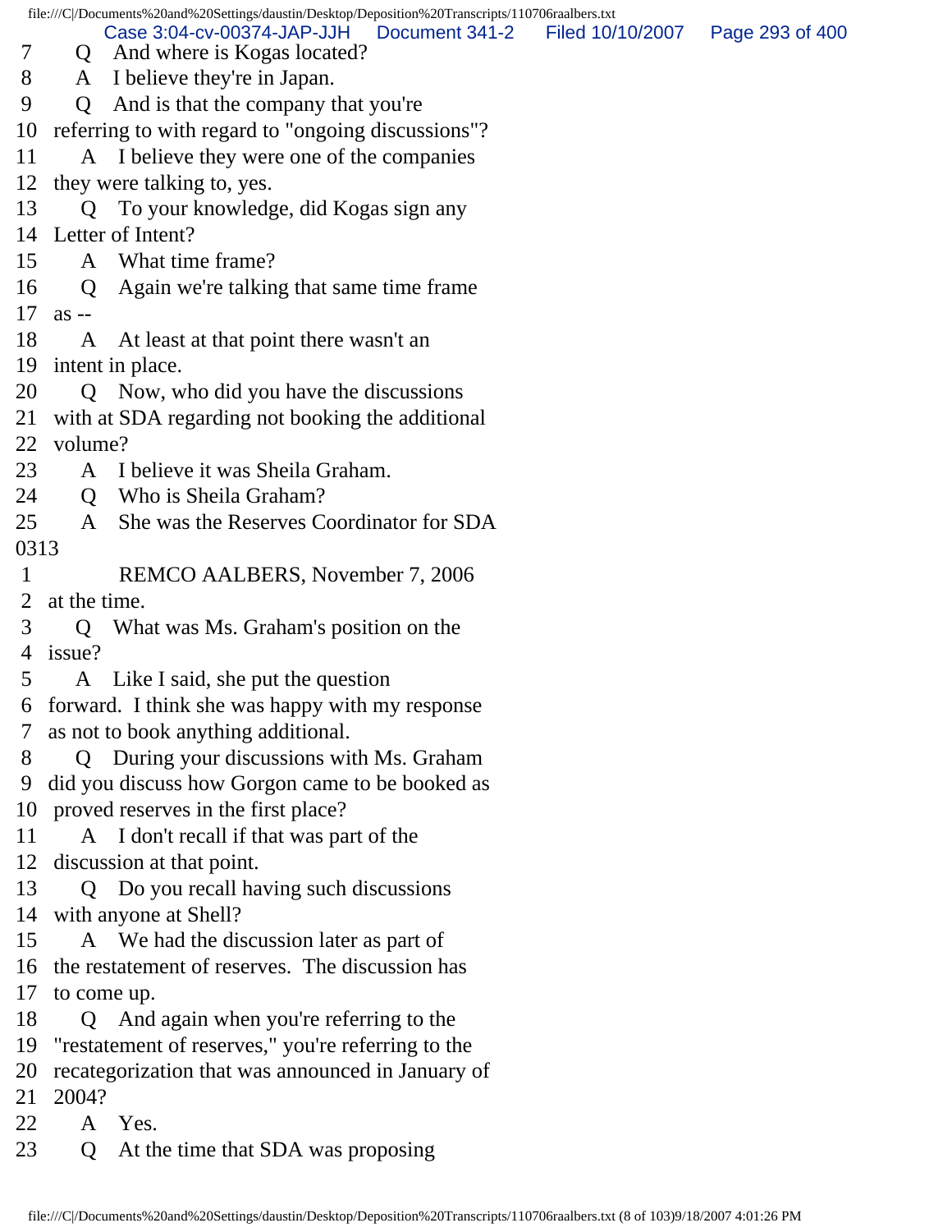7 Q And where is Kogas located?
8 A I believe they're in Japan.
9 Q And is that the company that you're
10 referring to with regard to "ongoing discussions"?
11 A I believe they were one of the companies
12 they were talking to, yes.
13 Q To your knowledge, did Kogas sign any
14 Letter of Intent?
15 A What time frame?
16 Q Again we're talking that same time frame
17 as --
18 A At least at that point there wasn't an
19 intent in place.
20 Q Now, who did you have the discussions
21 with at SDA regarding not booking the additional
22 volume?
23 A I believe it was Sheila Graham.
24 Q Who is Sheila Graham?
25 A She was the Reserves Coordinator for SDA

0313

1 REMCO AALBERS, November 7, 2006
2 at the time.
3 Q What was Ms. Graham's position on the
4 issue?
5 A Like I said, she put the question
6 forward. I think she was happy with my response
7 as not to book anything additional.
8 Q During your discussions with Ms. Graham
9 did you discuss how Gorgon came to be booked as
10 proved reserves in the first place?
11 A I don't recall if that was part of the
12 discussion at that point.
13 Q Do you recall having such discussions
14 with anyone at Shell?
15 A We had the discussion later as part of
16 the restatement of reserves. The discussion has
17 to come up.
18 Q And again when you're referring to the
19 "restatement of reserves," you're referring to the
20 recategorization that was announced in January of
21 2004?
22 A Yes.
23 Q At the time that SDA was proposing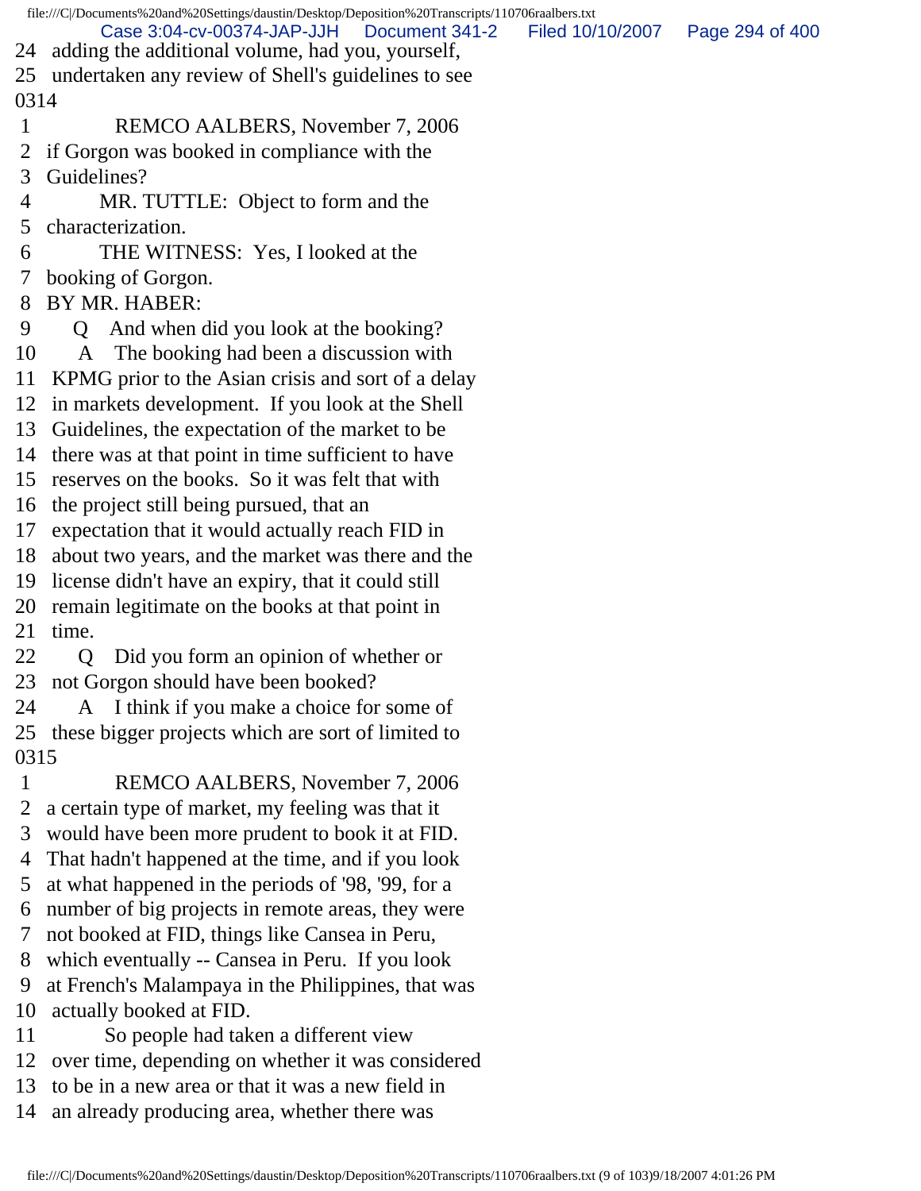24 adding the additional volume, had you, yourself,
25 undertaken any review of Shell's guidelines to see
0314
1 REMCO AALBERS, November 7, 2006
2 if Gorgon was booked in compliance with the
3 Guidelines?
4 MR. TUTTLE: Object to form and the
5 characterization.
6 THE WITNESS: Yes, I looked at the
7 booking of Gorgon.
8 BY MR. HABER:
9 Q And when did you look at the booking?
10 A The booking had been a discussion with
11 KPMG prior to the Asian crisis and sort of a delay
12 in markets development. If you look at the Shell
13 Guidelines, the expectation of the market to be
14 there was at that point in time sufficient to have
15 reserves on the books. So it was felt that with
16 the project still being pursued, that an
17 expectation that it would actually reach FID in
18 about two years, and the market was there and the
19 license didn't have an expiry, that it could still
20 remain legitimate on the books at that point in
21 time.
22 Q Did you form an opinion of whether or
23 not Gorgon should have been booked?
24 A I think if you make a choice for some of
25 these bigger projects which are sort of limited to
0315
1 REMCO AALBERS, November 7, 2006
2 a certain type of market, my feeling was that it
3 would have been more prudent to book it at FID.
4 That hadn't happened at the time, and if you look
5 at what happened in the periods of '98, '99, for a
6 number of big projects in remote areas, they were
7 not booked at FID, things like Cansea in Peru,
8 which eventually -- Cansea in Peru. If you look
9 at French's Malampaya in the Philippines, that was
10 actually booked at FID.
11 So people had taken a different view
12 over time, depending on whether it was considered
13 to be in a new area or that it was a new field in
14 an already producing area, whether there was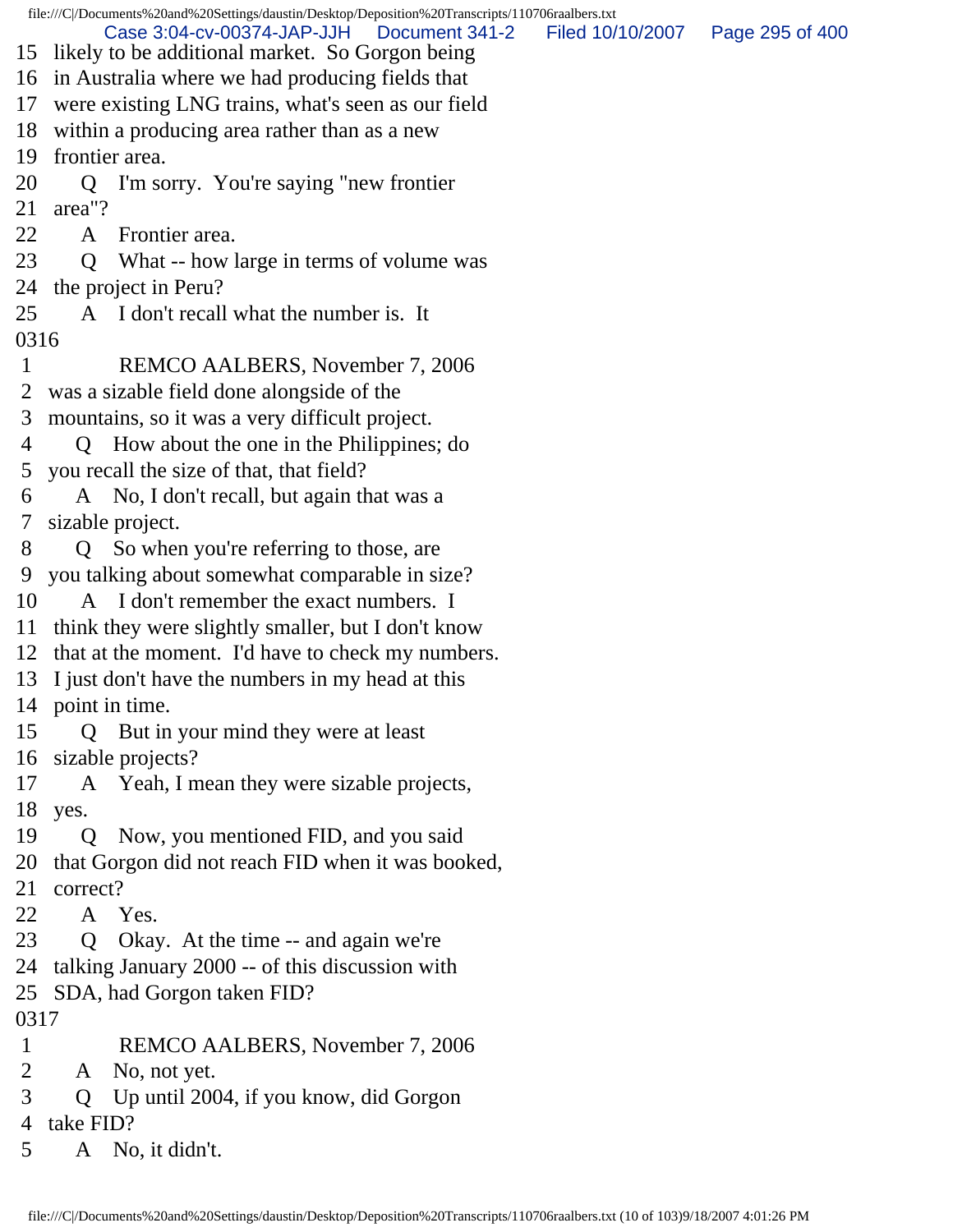15 likely to be additional market. So Gorgon being
16 in Australia where we had producing fields that
17 were existing LNG trains, what's seen as our field
18 within a producing area rather than as a new
19 frontier area.
20 Q I'm sorry. You're saying "new frontier
21 area"?
22 A Frontier area.
23 Q What -- how large in terms of volume was
24 the project in Peru?
25 A I don't recall what the number is. It
0316
1 REMCO AALBERS, November 7, 2006
2 was a sizable field done alongside of the
3 mountains, so it was a very difficult project.
4 Q How about the one in the Philippines; do
5 you recall the size of that, that field?
6 A No, I don't recall, but again that was a
7 sizable project.
8 Q So when you're referring to those, are
9 you talking about somewhat comparable in size?
10 A I don't remember the exact numbers. I
11 think they were slightly smaller, but I don't know
12 that at the moment. I'd have to check my numbers.
13 I just don't have the numbers in my head at this
14 point in time.
15 Q But in your mind they were at least
16 sizable projects?
17 A Yeah, I mean they were sizable projects,
18 yes.
19 Q Now, you mentioned FID, and you said
20 that Gorgon did not reach FID when it was booked,
21 correct?
22 A Yes.
23 Q Okay. At the time -- and again we're
24 talking January 2000 -- of this discussion with
25 SDA, had Gorgon taken FID?
0317
1 REMCO AALBERS, November 7, 2006
2 A No, not yet.
3 Q Up until 2004, if you know, did Gorgon
4 take FID?
5 A No, it didn't.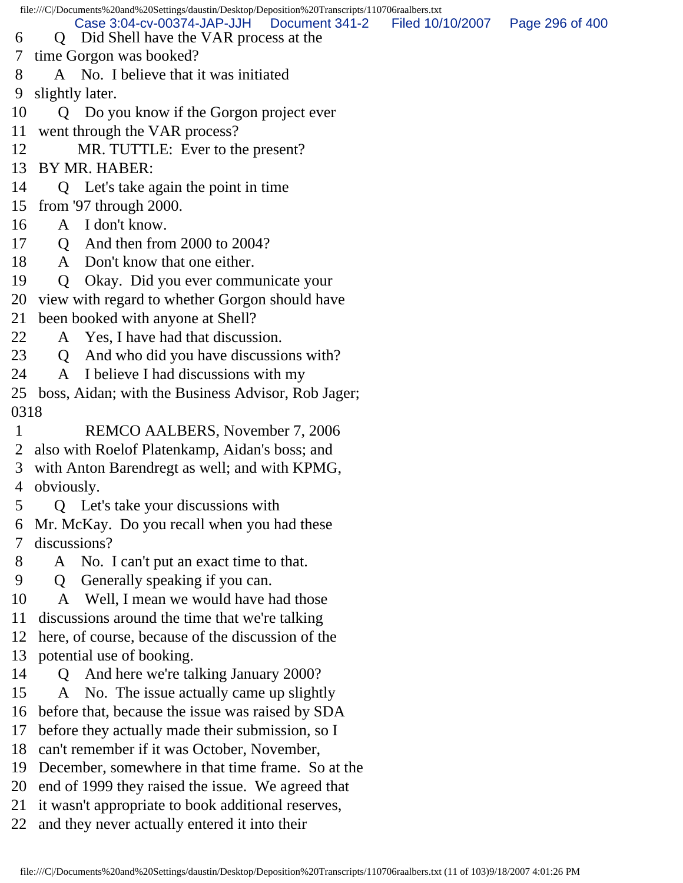6 Q Did Shell have the VAR process at the
7 time Gorgon was booked?
8 A No. I believe that it was initiated
9 slightly later.
10 Q Do you know if the Gorgon project ever
11 went through the VAR process?
12 MR. TUTTLE: Ever to the present?
13 BY MR. HABER:
14 Q Let's take again the point in time
15 from '97 through 2000.
16 A I don't know.
17 Q And then from 2000 to 2004?
18 A Don't know that one either.
19 Q Okay. Did you ever communicate your
20 view with regard to whether Gorgon should have
21 been booked with anyone at Shell?
22 A Yes, I have had that discussion.
23 Q And who did you have discussions with?
24 A I believe I had discussions with my
25 boss, Aidan; with the Business Advisor, Rob Jager;
0318
1 REMCO AALBERS, November 7, 2006
2 also with Roelof Platenkamp, Aidan's boss; and
3 with Anton Barendregt as well; and with KPMG,
4 obviously.
5 Q Let's take your discussions with
6 Mr. McKay. Do you recall when you had these
7 discussions?
8 A No. I can't put an exact time to that.
9 Q Generally speaking if you can.
10 A Well, I mean we would have had those
11 discussions around the time that we're talking
12 here, of course, because of the discussion of the
13 potential use of booking.
14 Q And here we're talking January 2000?
15 A No. The issue actually came up slightly
16 before that, because the issue was raised by SDA
17 before they actually made their submission, so I
18 can't remember if it was October, November,
19 December, somewhere in that time frame. So at the
20 end of 1999 they raised the issue. We agreed that
21 it wasn't appropriate to book additional reserves,
22 and they never actually entered it into their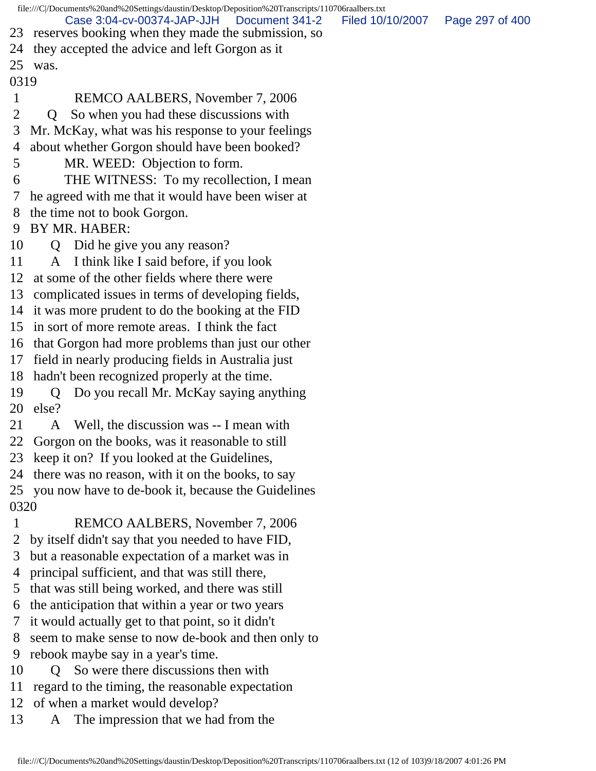23 reserves booking when they made the submission, so
24 they accepted the advice and left Gorgon as it
25 was.

0319

1 REMCO AALBERS, November 7, 2006
2 Q So when you had these discussions with
3 Mr. McKay, what was his response to your feelings
4 about whether Gorgon should have been booked?
5 MR. WEED: Objection to form.
6 THE WITNESS: To my recollection, I mean
7 he agreed with me that it would have been wiser at
8 the time not to book Gorgon.
9 BY MR. HABER:
10 Q Did he give you any reason?
11 A I think like I said before, if you look
12 at some of the other fields where there were
13 complicated issues in terms of developing fields,
14 it was more prudent to do the booking at the FID
15 in sort of more remote areas. I think the fact
16 that Gorgon had more problems than just our other
17 field in nearly producing fields in Australia just
18 hadn't been recognized properly at the time.
19 Q Do you recall Mr. McKay saying anything
20 else?
21 A Well, the discussion was -- I mean with
22 Gorgon on the books, was it reasonable to still
23 keep it on? If you looked at the Guidelines,
24 there was no reason, with it on the books, to say
25 you now have to de-book it, because the Guidelines

0320

1 REMCO AALBERS, November 7, 2006
2 by itself didn't say that you needed to have FID,
3 but a reasonable expectation of a market was in
4 principal sufficient, and that was still there,
5 that was still being worked, and there was still
6 the anticipation that within a year or two years
7 it would actually get to that point, so it didn't
8 seem to make sense to now de-book and then only to
9 rebook maybe say in a year's time.
10 Q So were there discussions then with
11 regard to the timing, the reasonable expectation
12 of when a market would develop?
13 A The impression that we had from the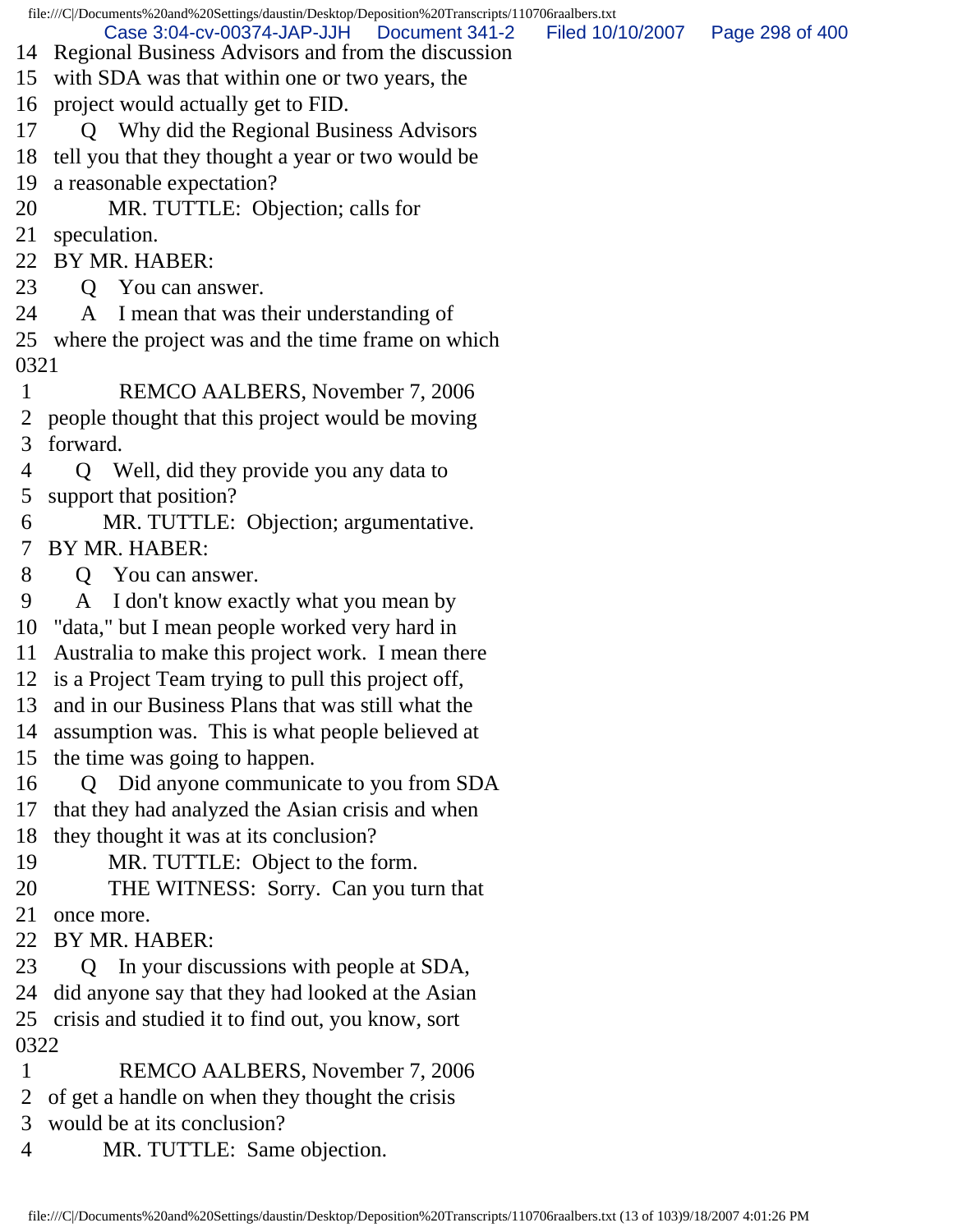14 Regional Business Advisors and from the discussion
15 with SDA was that within one or two years, the
16 project would actually get to FID.
17 Q Why did the Regional Business Advisors
18 tell you that they thought a year or two would be
19 a reasonable expectation?
20 MR. TUTTLE: Objection; calls for
21 speculation.
22 BY MR. HABER:
23 Q You can answer.
24 A I mean that was their understanding of
25 where the project was and the time frame on which
0321
1 REMCO AALBERS, November 7, 2006
2 people thought that this project would be moving
3 forward.
4 Q Well, did they provide you any data to
5 support that position?
6 MR. TUTTLE: Objection; argumentative.
7 BY MR. HABER:
8 Q You can answer.
9 A I don't know exactly what you mean by
10 "data," but I mean people worked very hard in
11 Australia to make this project work. I mean there
12 is a Project Team trying to pull this project off,
13 and in our Business Plans that was still what the
14 assumption was. This is what people believed at
15 the time was going to happen.
16 Q Did anyone communicate to you from SDA
17 that they had analyzed the Asian crisis and when
18 they thought it was at its conclusion?
19 MR. TUTTLE: Object to the form.
20 THE WITNESS: Sorry. Can you turn that
21 once more.
22 BY MR. HABER:
23 Q In your discussions with people at SDA,
24 did anyone say that they had looked at the Asian
25 crisis and studied it to find out, you know, sort
0322
1 REMCO AALBERS, November 7, 2006
2 of get a handle on when they thought the crisis
3 would be at its conclusion?
4 MR. TUTTLE: Same objection.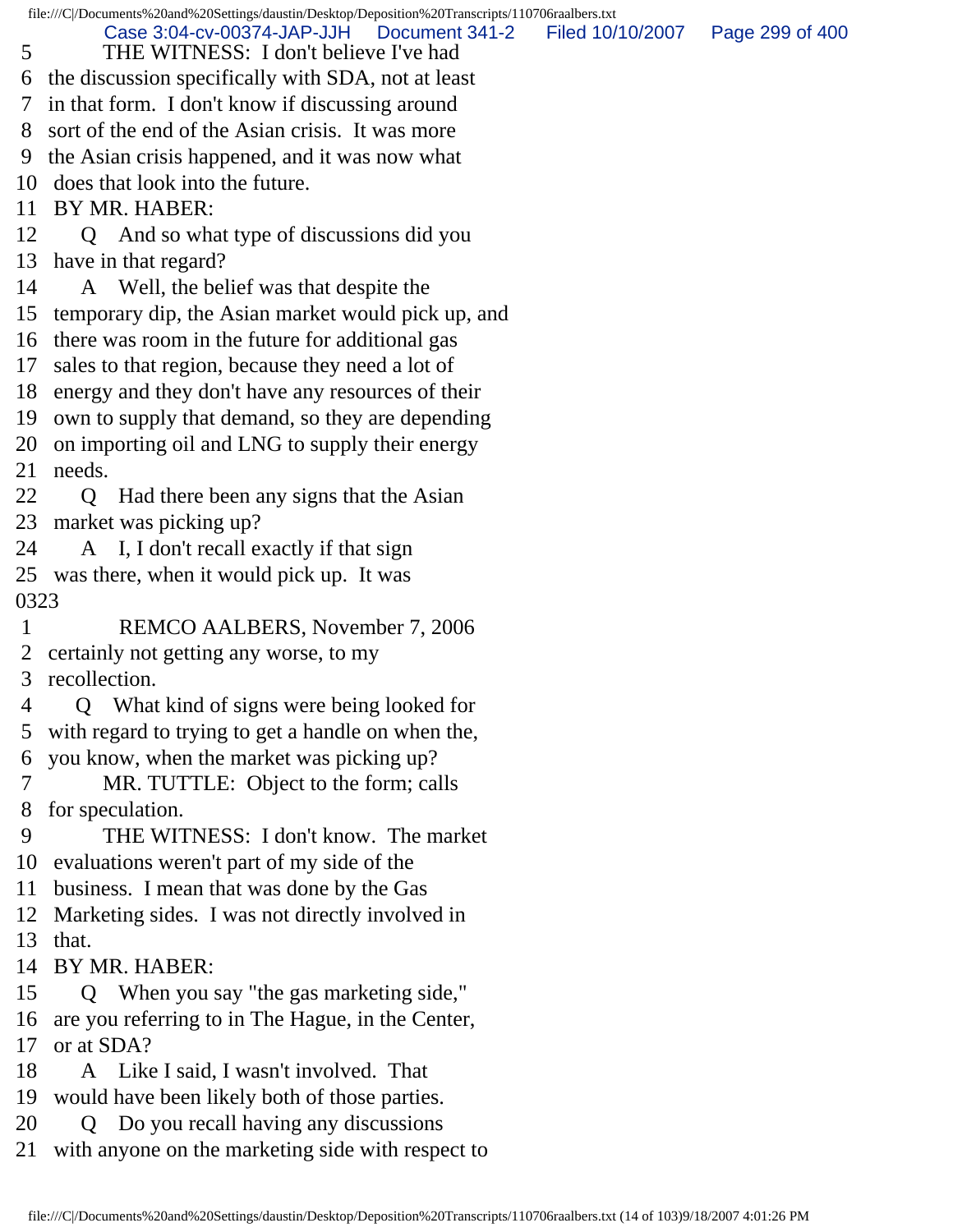5 THE WITNESS: I don't believe I've had
6 the discussion specifically with SDA, not at least
7 in that form. I don't know if discussing around
8 sort of the end of the Asian crisis. It was more
9 the Asian crisis happened, and it was now what
10 does that look into the future.
11 BY MR. HABER:
12 Q And so what type of discussions did you
13 have in that regard?
14 A Well, the belief was that despite the
15 temporary dip, the Asian market would pick up, and
16 there was room in the future for additional gas
17 sales to that region, because they need a lot of
18 energy and they don't have any resources of their
19 own to supply that demand, so they are depending
20 on importing oil and LNG to supply their energy
21 needs.
22 Q Had there been any signs that the Asian
23 market was picking up?
24 A I, I don't recall exactly if that sign
25 was there, when it would pick up. It was
0323
1 REMCO AALBERS, November 7, 2006
2 certainly not getting any worse, to my
3 recollection.
4 Q What kind of signs were being looked for
5 with regard to trying to get a handle on when the,
6 you know, when the market was picking up?
7 MR. TUTTLE: Object to the form; calls
8 for speculation.
9 THE WITNESS: I don't know. The market
10 evaluations weren't part of my side of the
11 business. I mean that was done by the Gas
12 Marketing sides. I was not directly involved in
13 that.
14 BY MR. HABER:
15 Q When you say "the gas marketing side,"
16 are you referring to in The Hague, in the Center,
17 or at SDA?
18 A Like I said, I wasn't involved. That
19 would have been likely both of those parties.
20 Q Do you recall having any discussions
21 with anyone on the marketing side with respect to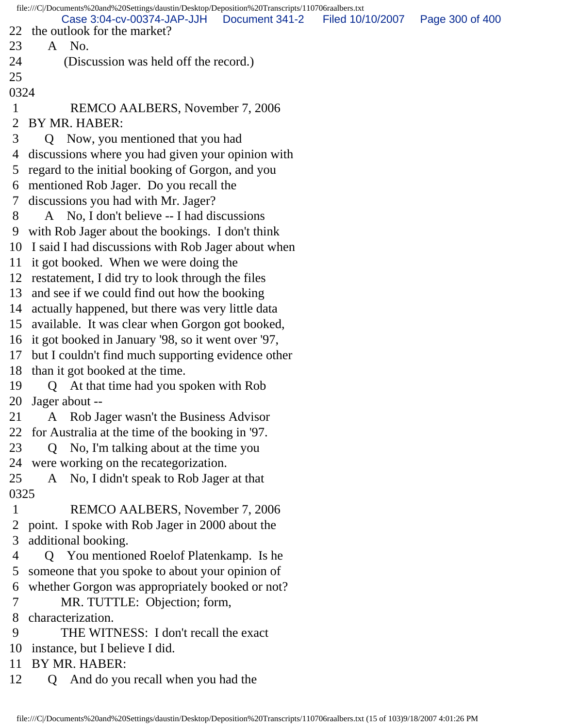22 the outlook for the market?
23 A No.
24 (Discussion was held off the record.)
25
0324
1 REMCO AALBERS, November 7, 2006
2 BY MR. HABER:
3 Q Now, you mentioned that you had
4 discussions where you had given your opinion with
5 regard to the initial booking of Gorgon, and you
6 mentioned Rob Jager. Do you recall the
7 discussions you had with Mr. Jager?
8 A No, I don't believe -- I had discussions
9 with Rob Jager about the bookings. I don't think
10 I said I had discussions with Rob Jager about when
11 it got booked. When we were doing the
12 restatement, I did try to look through the files
13 and see if we could find out how the booking
14 actually happened, but there was very little data
15 available. It was clear when Gorgon got booked,
16 it got booked in January '98, so it went over '97,
17 but I couldn't find much supporting evidence other
18 than it got booked at the time.
19 Q At that time had you spoken with Rob
20 Jager about --
21 A Rob Jager wasn't the Business Advisor
22 for Australia at the time of the booking in '97.
23 Q No, I'm talking about at the time you
24 were working on the recategorization.
25 A No, I didn't speak to Rob Jager at that
0325
1 REMCO AALBERS, November 7, 2006
2 point. I spoke with Rob Jager in 2000 about the
3 additional booking.
4 Q You mentioned Roelof Platenkamp. Is he
5 someone that you spoke to about your opinion of
6 whether Gorgon was appropriately booked or not?
7 MR. TUTTLE: Objection; form,
8 characterization.
9 THE WITNESS: I don't recall the exact
10 instance, but I believe I did.
11 BY MR. HABER:
12 Q And do you recall when you had the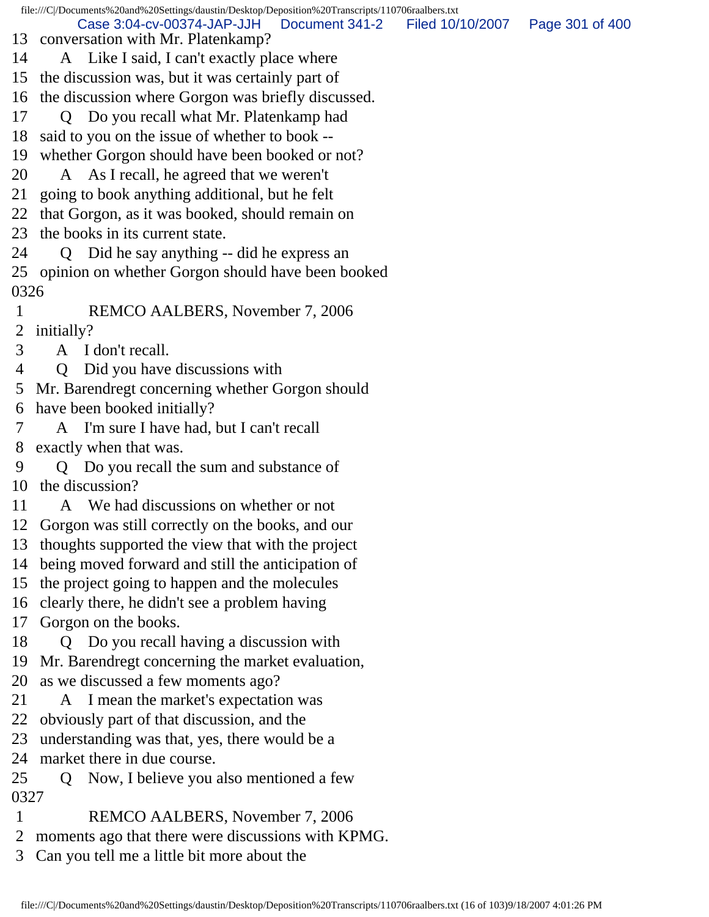13 conversation with Mr. Platenkamp?
14 A Like I said, I can't exactly place where
15 the discussion was, but it was certainly part of
16 the discussion where Gorgon was briefly discussed.
17 Q Do you recall what Mr. Platenkamp had
18 said to you on the issue of whether to book --
19 whether Gorgon should have been booked or not?
20 A As I recall, he agreed that we weren't
21 going to book anything additional, but he felt
22 that Gorgon, as it was booked, should remain on
23 the books in its current state.
24 Q Did he say anything -- did he express an
25 opinion on whether Gorgon should have been booked
0326
1 REMCO AALBERS, November 7, 2006
2 initially?
3 A I don't recall.
4 Q Did you have discussions with
5 Mr. Barendregt concerning whether Gorgon should
6 have been booked initially?
7 A I'm sure I have had, but I can't recall
8 exactly when that was.
9 Q Do you recall the sum and substance of
10 the discussion?
11 A We had discussions on whether or not
12 Gorgon was still correctly on the books, and our
13 thoughts supported the view that with the project
14 being moved forward and still the anticipation of
15 the project going to happen and the molecules
16 clearly there, he didn't see a problem having
17 Gorgon on the books.
18 Q Do you recall having a discussion with
19 Mr. Barendregt concerning the market evaluation,
20 as we discussed a few moments ago?
21 A I mean the market's expectation was
22 obviously part of that discussion, and the
23 understanding was that, yes, there would be a
24 market there in due course.
25 Q Now, I believe you also mentioned a few
0327
1 REMCO AALBERS, November 7, 2006
2 moments ago that there were discussions with KPMG.
3 Can you tell me a little bit more about the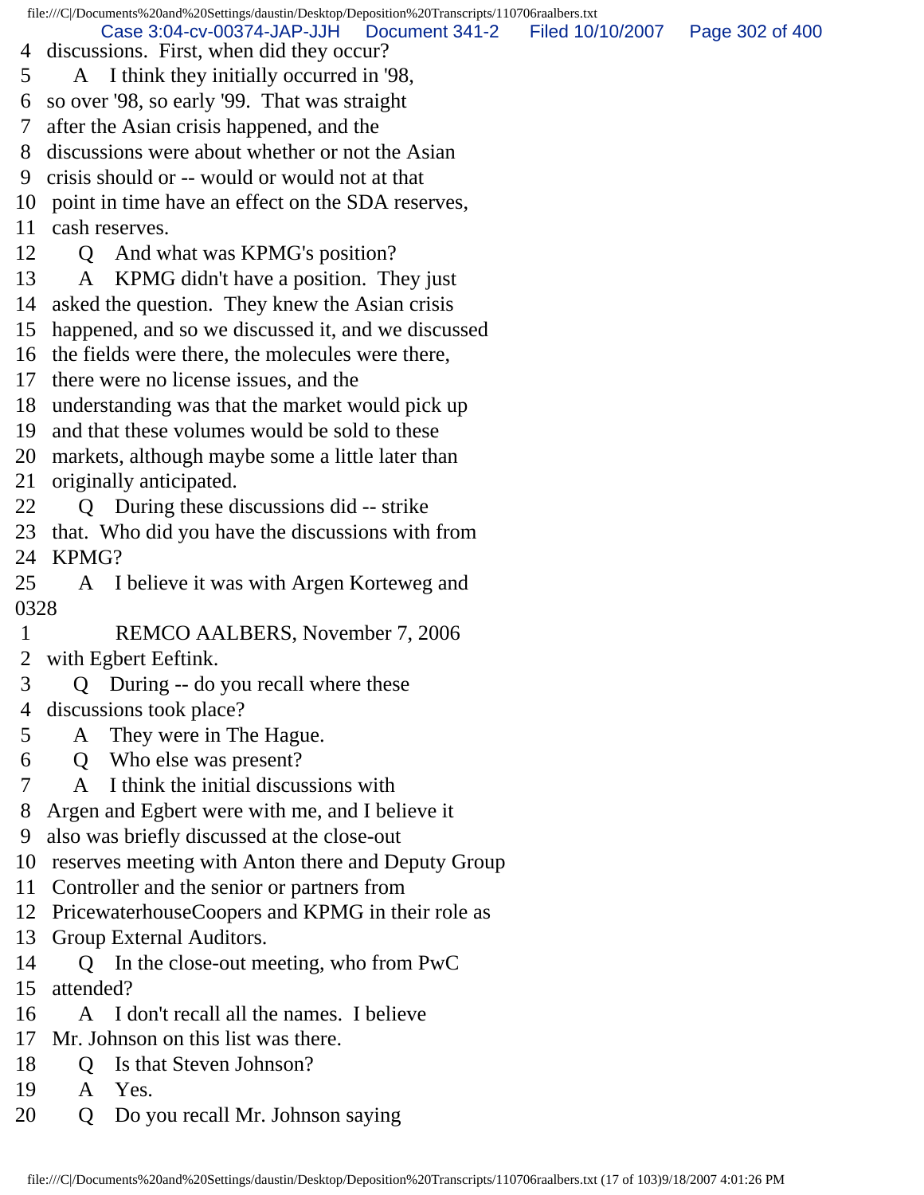4 discussions. First, when did they occur?
5 A I think they initially occurred in '98,
6 so over '98, so early '99. That was straight
7 after the Asian crisis happened, and the
8 discussions were about whether or not the Asian
9 crisis should or -- would or would not at that
10 point in time have an effect on the SDA reserves,
11 cash reserves.
12 Q And what was KPMG's position?
13 A KPMG didn't have a position. They just
14 asked the question. They knew the Asian crisis
15 happened, and so we discussed it, and we discussed
16 the fields were there, the molecules were there,
17 there were no license issues, and the
18 understanding was that the market would pick up
19 and that these volumes would be sold to these
20 markets, although maybe some a little later than
21 originally anticipated.
22 Q During these discussions did -- strike
23 that. Who did you have the discussions with from
24 KPMG?
25 A I believe it was with Argen Korteweg and

0328

1 REMCO AALBERS, November 7, 2006
2 with Egbert Eeftink.
3 Q During -- do you recall where these
4 discussions took place?
5 A They were in The Hague.
6 Q Who else was present?
7 A I think the initial discussions with
8 Argen and Egbert were with me, and I believe it
9 also was briefly discussed at the close-out
10 reserves meeting with Anton there and Deputy Group
11 Controller and the senior or partners from
12 PricewaterhouseCoopers and KPMG in their role as
13 Group External Auditors.
14 Q In the close-out meeting, who from PwC
15 attended?
16 A I don't recall all the names. I believe
17 Mr. Johnson on this list was there.
18 Q Is that Steven Johnson?
19 A Yes.
20 Q Do you recall Mr. Johnson saying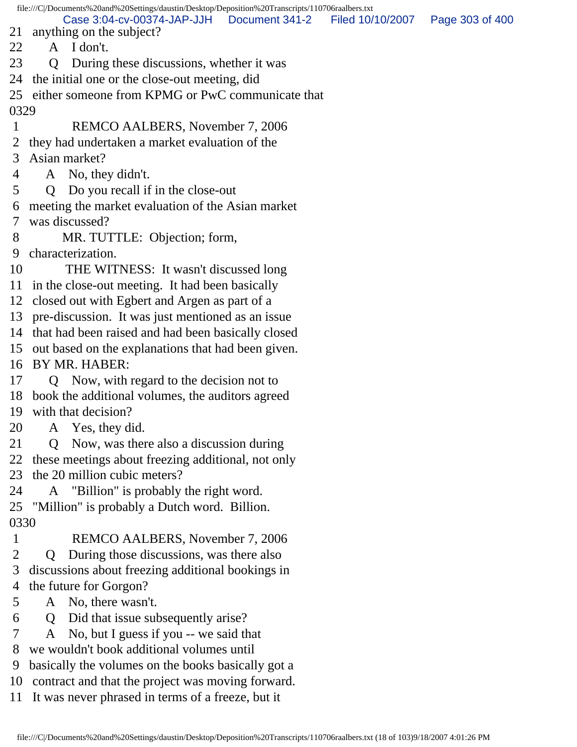21 anything on the subject?
22 A I don't.
23 Q During these discussions, whether it was
24 the initial one or the close-out meeting, did
25 either someone from KPMG or PwC communicate that

0329

1 REMCO AALBERS, November 7, 2006
2 they had undertaken a market evaluation of the
3 Asian market?
4 A No, they didn't.
5 Q Do you recall if in the close-out
6 meeting the market evaluation of the Asian market
7 was discussed?
8 MR. TUTTLE: Objection; form,
9 characterization.
10 THE WITNESS: It wasn't discussed long
11 in the close-out meeting. It had been basically
12 closed out with Egbert and Argen as part of a
13 pre-discussion. It was just mentioned as an issue
14 that had been raised and had been basically closed
15 out based on the explanations that had been given.
16 BY MR. HABER:
17 Q Now, with regard to the decision not to
18 book the additional volumes, the auditors agreed
19 with that decision?
20 A Yes, they did.
21 Q Now, was there also a discussion during
22 these meetings about freezing additional, not only
23 the 20 million cubic meters?
24 A "Billion" is probably the right word.
25 "Million" is probably a Dutch word. Billion.

0330

1 REMCO AALBERS, November 7, 2006
2 Q During those discussions, was there also
3 discussions about freezing additional bookings in
4 the future for Gorgon?
5 A No, there wasn't.
6 Q Did that issue subsequently arise?
7 A No, but I guess if you -- we said that
8 we wouldn't book additional volumes until
9 basically the volumes on the books basically got a
10 contract and that the project was moving forward.
11 It was never phrased in terms of a freeze, but it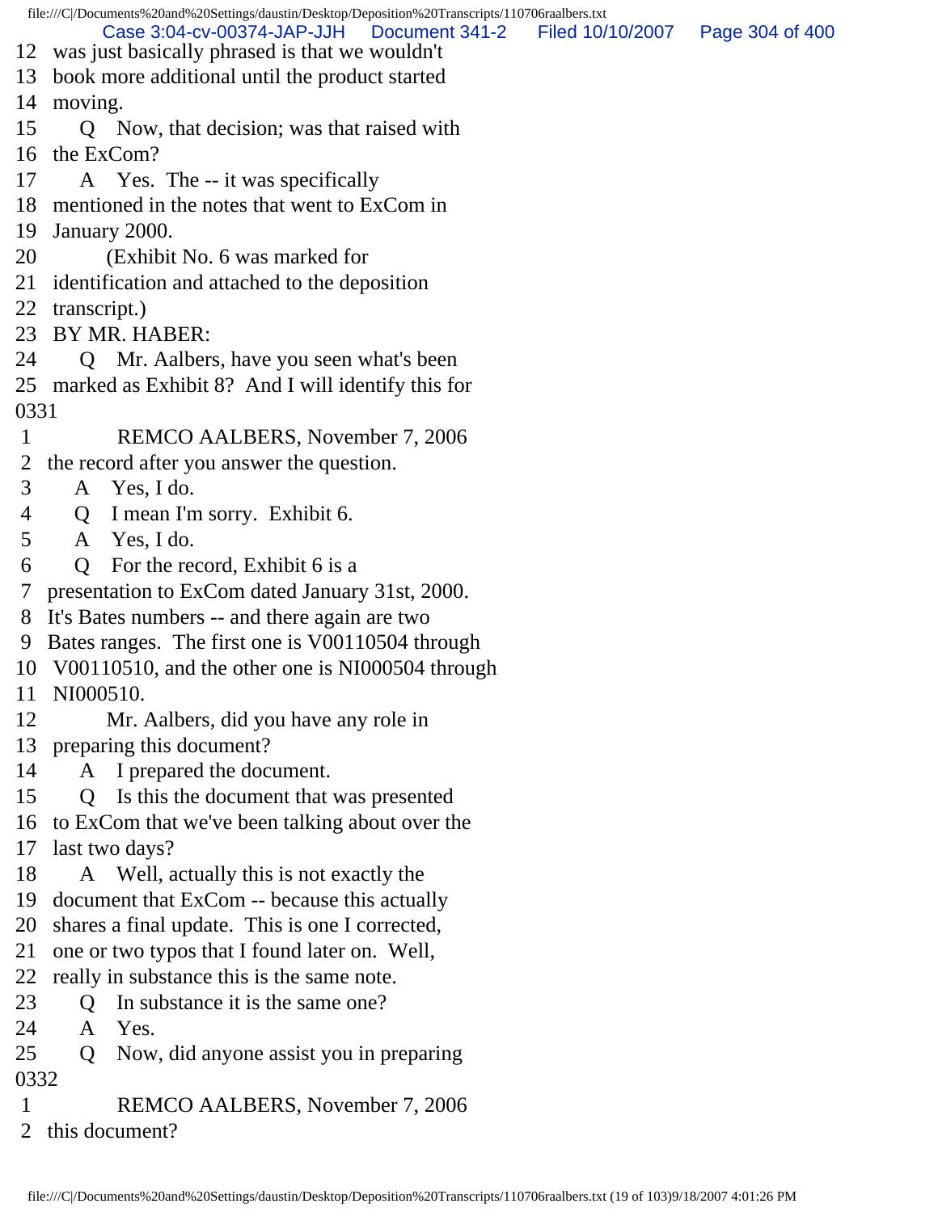12 was just basically phrased is that we wouldn't
13 book more additional until the product started
14 moving.
15 Q Now, that decision; was that raised with
16 the ExCom?
17 A Yes. The -- it was specifically
18 mentioned in the notes that went to ExCom in
19 January 2000.
20 (Exhibit No. 6 was marked for
21 identification and attached to the deposition
22 transcript.)
23 BY MR. HABER:
24 Q Mr. Aalbers, have you seen what's been
25 marked as Exhibit 8? And I will identify this for
0331
1 REMCO AALBERS, November 7, 2006
2 the record after you answer the question.
3 A Yes, I do.
4 Q I mean I'm sorry. Exhibit 6.
5 A Yes, I do.
6 Q For the record, Exhibit 6 is a
7 presentation to ExCom dated January 31st, 2000.
8 It's Bates numbers -- and there again are two
9 Bates ranges. The first one is V00110504 through
10 V00110510, and the other one is NI000504 through
11 NI000510.
12 Mr. Aalbers, did you have any role in
13 preparing this document?
14 A I prepared the document.
15 Q Is this the document that was presented
16 to ExCom that we've been talking about over the
17 last two days?
18 A Well, actually this is not exactly the
19 document that ExCom -- because this actually
20 shares a final update. This is one I corrected,
21 one or two typos that I found later on. Well,
22 really in substance this is the same note.
23 Q In substance it is the same one?
24 A Yes.
25 Q Now, did anyone assist you in preparing
0332
1 REMCO AALBERS, November 7, 2006
2 this document?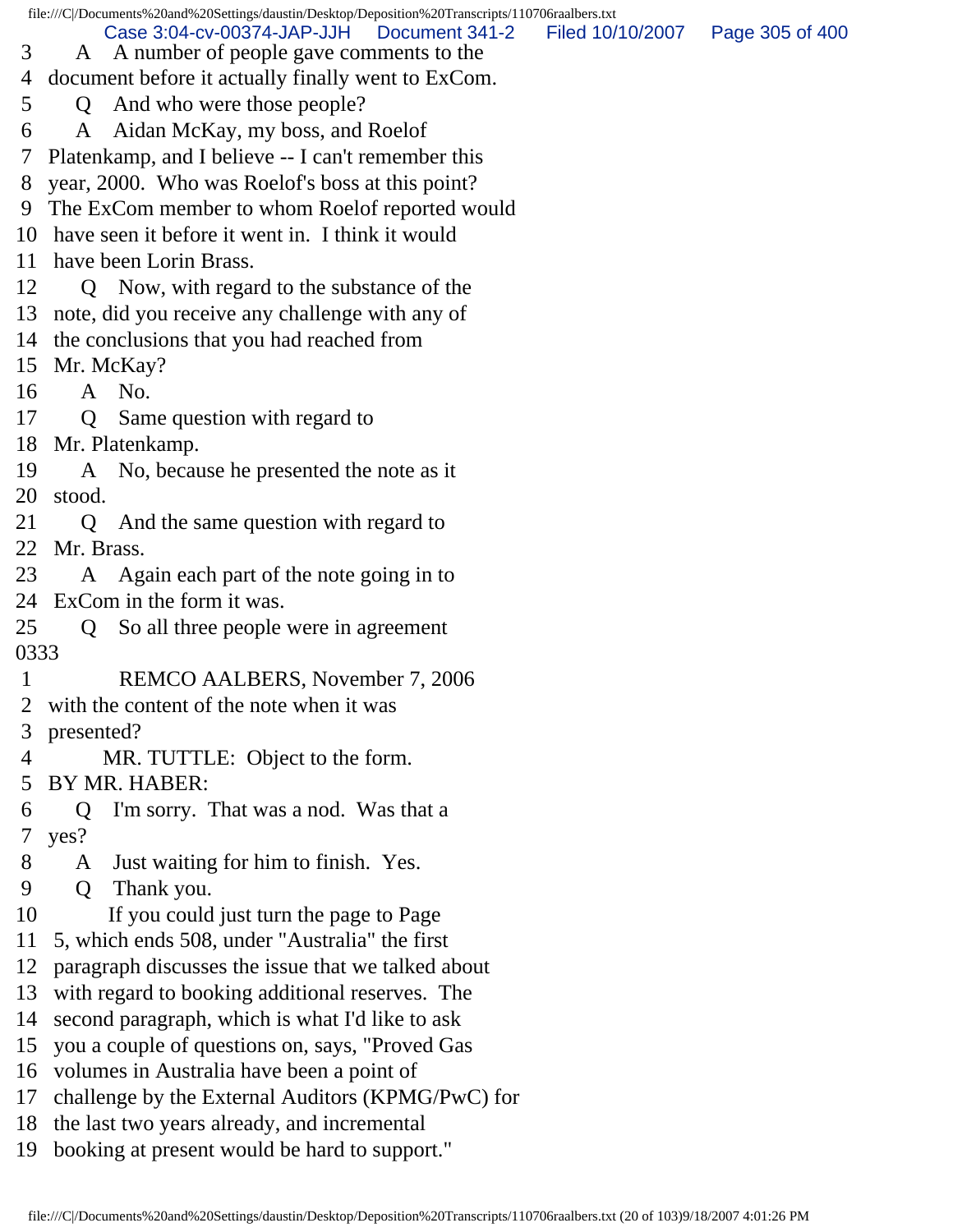3 A A number of people gave comments to the
4 document before it actually finally went to ExCom.
5 Q And who were those people?
6 A Aidan McKay, my boss, and Roelof
7 Platenkamp, and I believe -- I can't remember this
8 year, 2000. Who was Roelof's boss at this point?
9 The ExCom member to whom Roelof reported would
10 have seen it before it went in. I think it would
11 have been Lorin Brass.
12 Q Now, with regard to the substance of the
13 note, did you receive any challenge with any of
14 the conclusions that you had reached from
15 Mr. McKay?
16 A No.
17 Q Same question with regard to
18 Mr. Platenkamp.
19 A No, because he presented the note as it
20 stood.
21 Q And the same question with regard to
22 Mr. Brass.
23 A Again each part of the note going in to
24 ExCom in the form it was.
25 Q So all three people were in agreement

0333

1 REMCO AALBERS, November 7, 2006
2 with the content of the note when it was
3 presented?
4 MR. TUTTLE: Object to the form.
5 BY MR. HABER:
6 Q I'm sorry. That was a nod. Was that a
7 yes?
8 A Just waiting for him to finish. Yes.
9 Q Thank you.
10 If you could just turn the page to Page
11 5, which ends 508, under "Australia" the first
12 paragraph discusses the issue that we talked about
13 with regard to booking additional reserves. The
14 second paragraph, which is what I'd like to ask
15 you a couple of questions on, says, "Proved Gas
16 volumes in Australia have been a point of
17 challenge by the External Auditors (KPMG/PwC) for
18 the last two years already, and incremental
19 booking at present would be hard to support."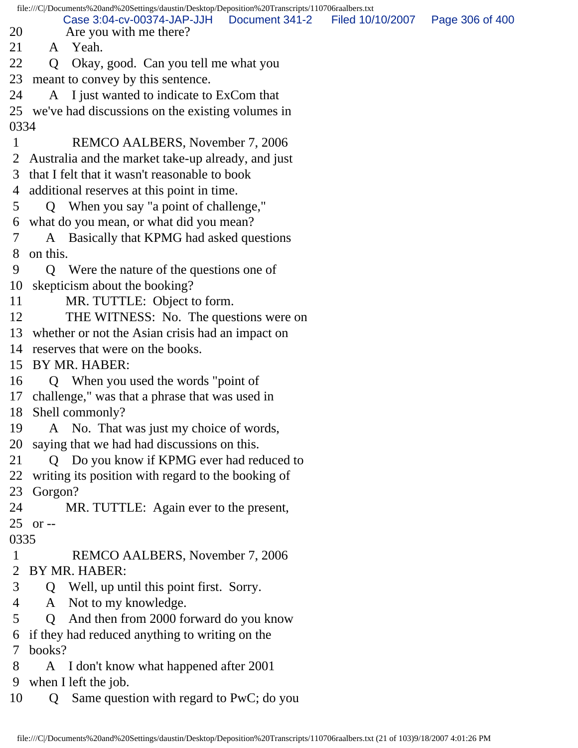20 Are you with me there?
21 A Yeah.
22 Q Okay, good. Can you tell me what you
23 meant to convey by this sentence.
24 A I just wanted to indicate to ExCom that
25 we've had discussions on the existing volumes in
0334
1 REMCO AALBERS, November 7, 2006
2 Australia and the market take-up already, and just
3 that I felt that it wasn't reasonable to book
4 additional reserves at this point in time.
5 Q When you say "a point of challenge,"
6 what do you mean, or what did you mean?
7 A Basically that KPMG had asked questions
8 on this.
9 Q Were the nature of the questions one of
10 skepticism about the booking?
11 MR. TUTTLE: Object to form.
12 THE WITNESS: No. The questions were on
13 whether or not the Asian crisis had an impact on
14 reserves that were on the books.
15 BY MR. HABER:
16 Q When you used the words "point of
17 challenge," was that a phrase that was used in
18 Shell commonly?
19 A No. That was just my choice of words,
20 saying that we had had discussions on this.
21 Q Do you know if KPMG ever had reduced to
22 writing its position with regard to the booking of
23 Gorgon?
24 MR. TUTTLE: Again ever to the present,
25 or --
0335
1 REMCO AALBERS, November 7, 2006
2 BY MR. HABER:
3 Q Well, up until this point first. Sorry.
4 A Not to my knowledge.
5 Q And then from 2000 forward do you know
6 if they had reduced anything to writing on the
7 books?
8 A I don't know what happened after 2001
9 when I left the job.
10 Q Same question with regard to PwC; do you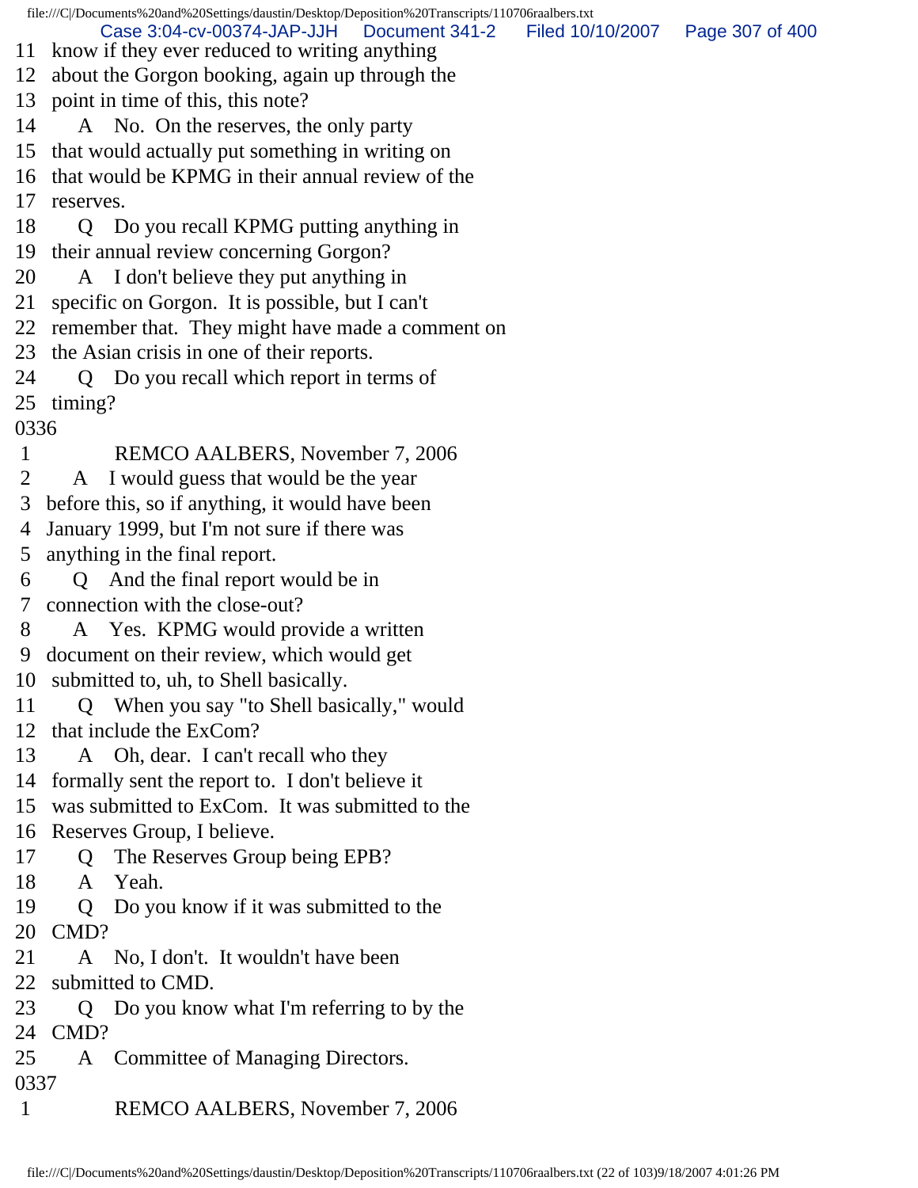11 know if they ever reduced to writing anything
12 about the Gorgon booking, again up through the
13 point in time of this, this note?
14 A No. On the reserves, the only party
15 that would actually put something in writing on
16 that would be KPMG in their annual review of the
17 reserves.
18 Q Do you recall KPMG putting anything in
19 their annual review concerning Gorgon?
20 A I don't believe they put anything in
21 specific on Gorgon. It is possible, but I can't
22 remember that. They might have made a comment on
23 the Asian crisis in one of their reports.
24 Q Do you recall which report in terms of
25 timing?
0336
1 REMCO AALBERS, November 7, 2006
2 A I would guess that would be the year
3 before this, so if anything, it would have been
4 January 1999, but I'm not sure if there was
5 anything in the final report.
6 Q And the final report would be in
7 connection with the close-out?
8 A Yes. KPMG would provide a written
9 document on their review, which would get
10 submitted to, uh, to Shell basically.
11 Q When you say "to Shell basically," would
12 that include the ExCom?
13 A Oh, dear. I can't recall who they
14 formally sent the report to. I don't believe it
15 was submitted to ExCom. It was submitted to the
16 Reserves Group, I believe.
17 Q The Reserves Group being EPB?
18 A Yeah.
19 Q Do you know if it was submitted to the
20 CMD?
21 A No, I don't. It wouldn't have been
22 submitted to CMD.
23 Q Do you know what I'm referring to by the
24 CMD?
25 A Committee of Managing Directors.
0337
1 REMCO AALBERS, November 7, 2006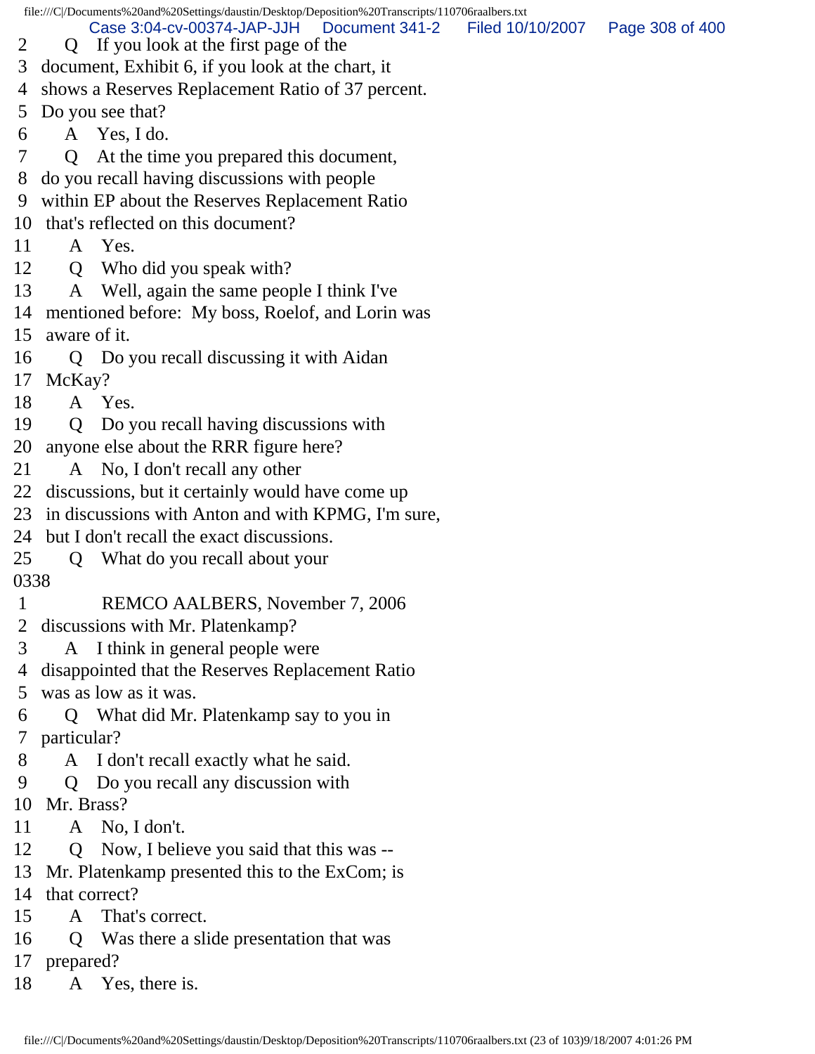2 Q If you look at the first page of the
3 document, Exhibit 6, if you look at the chart, it
4 shows a Reserves Replacement Ratio of 37 percent.
5 Do you see that?
6 A Yes, I do.
7 Q At the time you prepared this document,
8 do you recall having discussions with people
9 within EP about the Reserves Replacement Ratio
10 that's reflected on this document?
11 A Yes.
12 Q Who did you speak with?
13 A Well, again the same people I think I've
14 mentioned before: My boss, Roelof, and Lorin was
15 aware of it.
16 Q Do you recall discussing it with Aidan
17 McKay?
18 A Yes.
19 Q Do you recall having discussions with
20 anyone else about the RRR figure here?
21 A No, I don't recall any other
22 discussions, but it certainly would have come up
23 in discussions with Anton and with KPMG, I'm sure,
24 but I don't recall the exact discussions.
25 Q What do you recall about your

0338

1 REMCO AALBERS, November 7, 2006
2 discussions with Mr. Platenkamp?
3 A I think in general people were
4 disappointed that the Reserves Replacement Ratio
5 was as low as it was.
6 Q What did Mr. Platenkamp say to you in
7 particular?
8 A I don't recall exactly what he said.
9 Q Do you recall any discussion with
10 Mr. Brass?
11 A No, I don't.
12 Q Now, I believe you said that this was --
13 Mr. Platenkamp presented this to the ExCom; is
14 that correct?
15 A That's correct.
16 Q Was there a slide presentation that was
17 prepared?
18 A Yes, there is.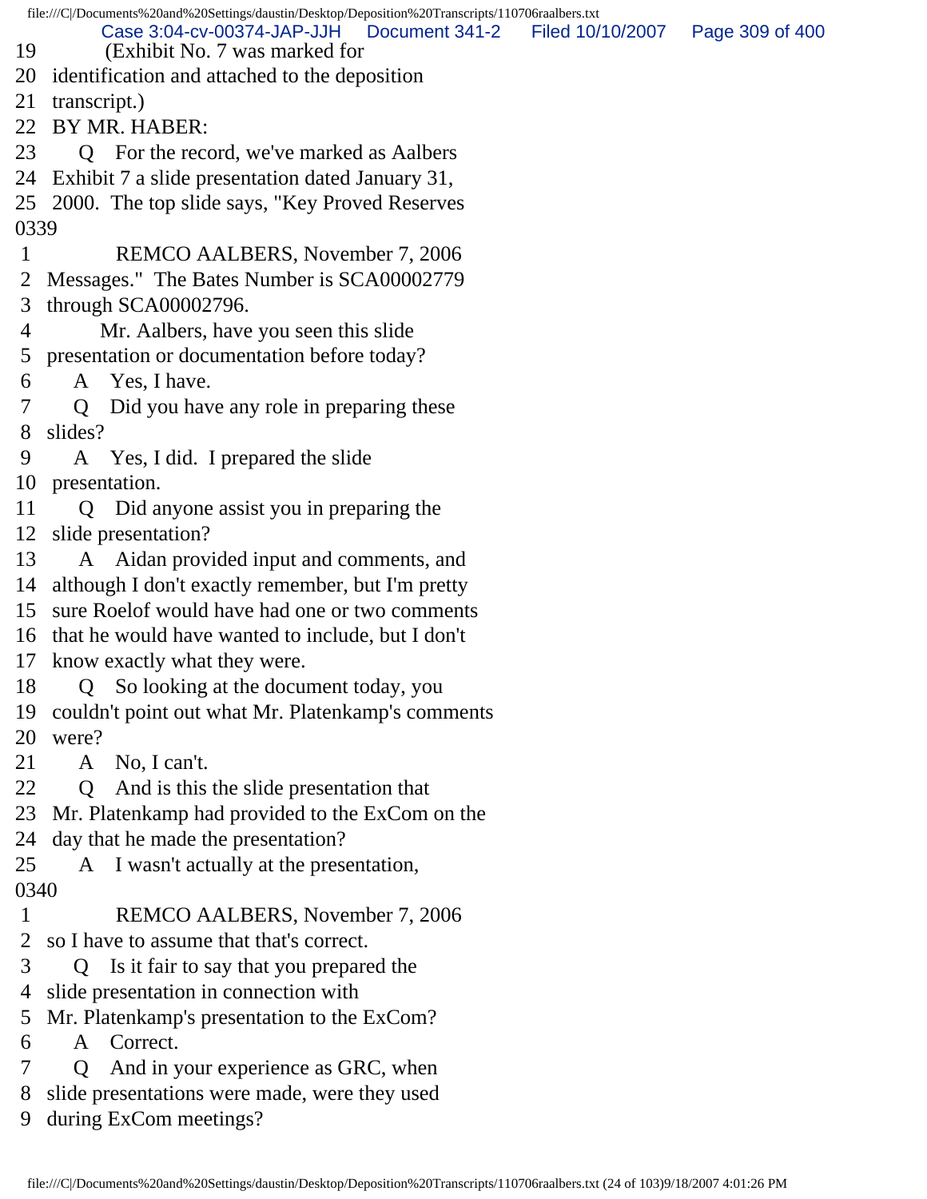19 (Exhibit No. 7 was marked for
20 identification and attached to the deposition
21 transcript.)
22 BY MR. HABER:
23 Q For the record, we've marked as Aalbers
24 Exhibit 7 a slide presentation dated January 31,
25 2000. The top slide says, "Key Proved Reserves
0339
1 REMCO AALBERS, November 7, 2006
2 Messages." The Bates Number is SCA00002779
3 through SCA00002796.
4 Mr. Aalbers, have you seen this slide
5 presentation or documentation before today?
6 A Yes, I have.
7 Q Did you have any role in preparing these
8 slides?
9 A Yes, I did. I prepared the slide
10 presentation.
11 Q Did anyone assist you in preparing the
12 slide presentation?
13 A Aidan provided input and comments, and
14 although I don't exactly remember, but I'm pretty
15 sure Roelof would have had one or two comments
16 that he would have wanted to include, but I don't
17 know exactly what they were.
18 Q So looking at the document today, you
19 couldn't point out what Mr. Platenkamp's comments
20 were?
21 A No, I can't.
22 Q And is this the slide presentation that
23 Mr. Platenkamp had provided to the ExCom on the
24 day that he made the presentation?
25 A I wasn't actually at the presentation,
0340
1 REMCO AALBERS, November 7, 2006
2 so I have to assume that that's correct.
3 Q Is it fair to say that you prepared the
4 slide presentation in connection with
5 Mr. Platenkamp's presentation to the ExCom?
6 A Correct.
7 Q And in your experience as GRC, when
8 slide presentations were made, were they used
9 during ExCom meetings?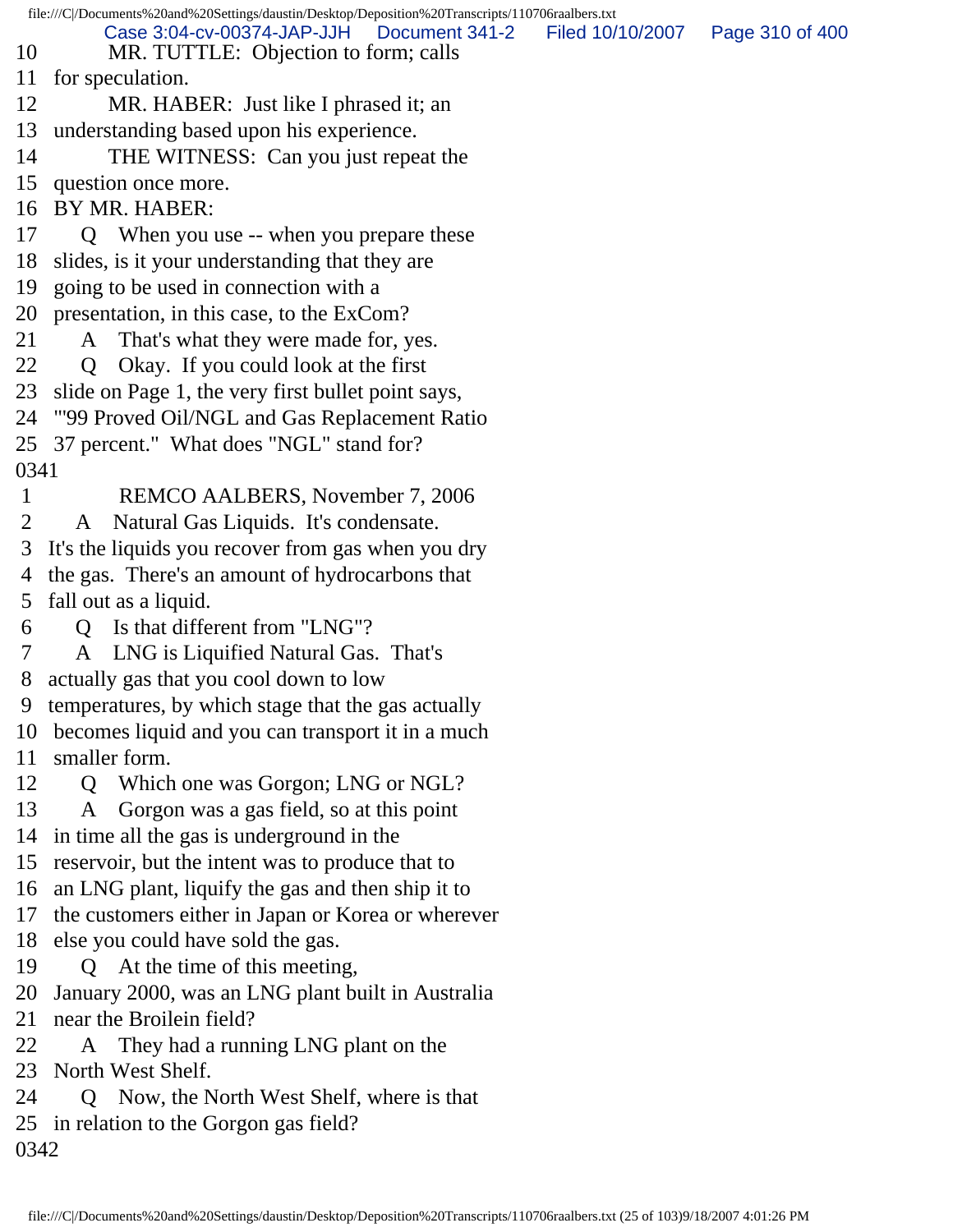10 MR. TUTTLE: Objection to form; calls
11 for speculation.
12 MR. HABER: Just like I phrased it; an
13 understanding based upon his experience.
14 THE WITNESS: Can you just repeat the
15 question once more.
16 BY MR. HABER:
17 Q When you use -- when you prepare these
18 slides, is it your understanding that they are
19 going to be used in connection with a
20 presentation, in this case, to the ExCom?
21 A That's what they were made for, yes.
22 Q Okay. If you could look at the first
23 slide on Page 1, the very first bullet point says,
24 "'99 Proved Oil/NGL and Gas Replacement Ratio
25 37 percent." What does "NGL" stand for?
0341
1 REMCO AALBERS, November 7, 2006
2 A Natural Gas Liquids. It's condensate.
3 It's the liquids you recover from gas when you dry
4 the gas. There's an amount of hydrocarbons that
5 fall out as a liquid.
6 Q Is that different from "LNG"?
7 A LNG is Liquified Natural Gas. That's
8 actually gas that you cool down to low
9 temperatures, by which stage that the gas actually
10 becomes liquid and you can transport it in a much
11 smaller form.
12 Q Which one was Gorgon; LNG or NGL?
13 A Gorgon was a gas field, so at this point
14 in time all the gas is underground in the
15 reservoir, but the intent was to produce that to
16 an LNG plant, liquify the gas and then ship it to
17 the customers either in Japan or Korea or wherever
18 else you could have sold the gas.
19 Q At the time of this meeting,
20 January 2000, was an LNG plant built in Australia
21 near the Broilein field?
22 A They had a running LNG plant on the
23 North West Shelf.
24 Q Now, the North West Shelf, where is that
25 in relation to the Gorgon gas field?
0342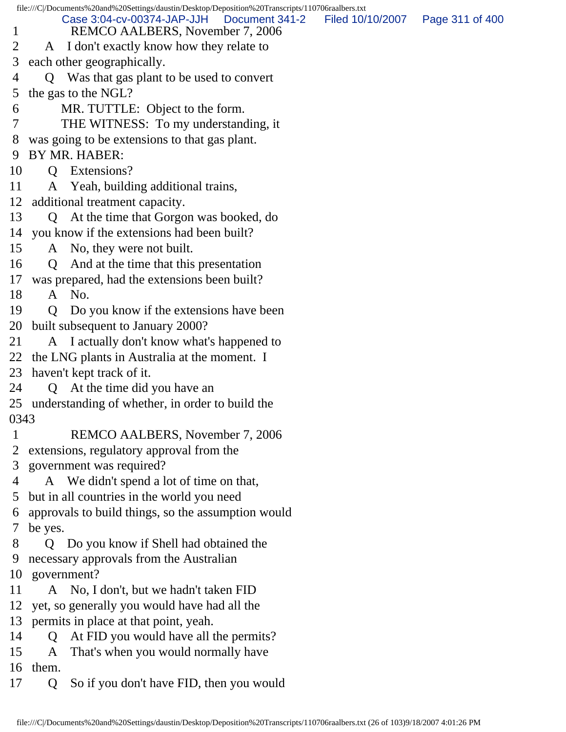1 REMCO AALBERS, November 7, 2006
2 A I don't exactly know how they relate to
3 each other geographically.
4 Q Was that gas plant to be used to convert
5 the gas to the NGL?
6 MR. TUTTLE: Object to the form.
7 THE WITNESS: To my understanding, it
8 was going to be extensions to that gas plant.
9 BY MR. HABER:
10 Q Extensions?
11 A Yeah, building additional trains,
12 additional treatment capacity.
13 Q At the time that Gorgon was booked, do
14 you know if the extensions had been built?
15 A No, they were not built.
16 Q And at the time that this presentation
17 was prepared, had the extensions been built?
18 A No.
19 Q Do you know if the extensions have been
20 built subsequent to January 2000?
21 A I actually don't know what's happened to
22 the LNG plants in Australia at the moment. I
23 haven't kept track of it.
24 Q At the time did you have an
25 understanding of whether, in order to build the

0343

1 REMCO AALBERS, November 7, 2006
2 extensions, regulatory approval from the
3 government was required?
4 A We didn't spend a lot of time on that,
5 but in all countries in the world you need
6 approvals to build things, so the assumption would
7 be yes.
8 Q Do you know if Shell had obtained the
9 necessary approvals from the Australian
10 government?
11 A No, I don't, but we hadn't taken FID
12 yet, so generally you would have had all the
13 permits in place at that point, yeah.
14 Q At FID you would have all the permits?
15 A That's when you would normally have
16 them.
17 Q So if you don't have FID, then you would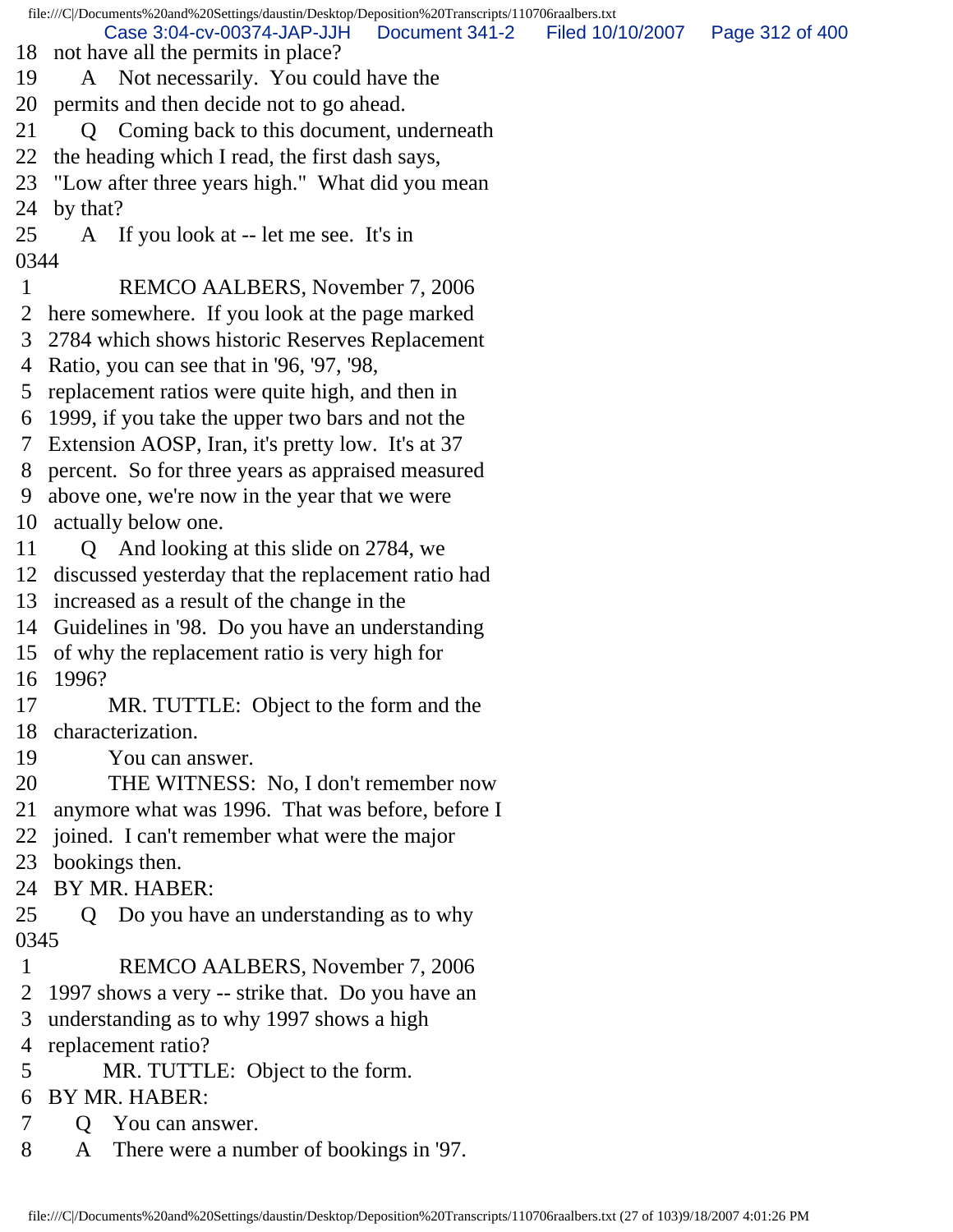18 not have all the permits in place?

19 A Not necessarily. You could have the

20 permits and then decide not to go ahead.

21 Q Coming back to this document, underneath

22 the heading which I read, the first dash says,

23 "Low after three years high." What did you mean

24 by that?

25 A If you look at -- let me see. It's in

0344

1 REMCO AALBERS, November 7, 2006

2 here somewhere. If you look at the page marked

3 2784 which shows historic Reserves Replacement

4 Ratio, you can see that in '96, '97, '98,

5 replacement ratios were quite high, and then in

6 1999, if you take the upper two bars and not the

7 Extension AOSP, Iran, it's pretty low. It's at 37

8 percent. So for three years as appraised measured

9 above one, we're now in the year that we were

10 actually below one.

11 Q And looking at this slide on 2784, we

12 discussed yesterday that the replacement ratio had

13 increased as a result of the change in the

14 Guidelines in '98. Do you have an understanding

15 of why the replacement ratio is very high for

16 1996?

17 MR. TUTTLE: Object to the form and the

18 characterization.

19 You can answer.

20 THE WITNESS: No, I don't remember now

21 anymore what was 1996. That was before, before I

22 joined. I can't remember what were the major

23 bookings then.

24 BY MR. HABER:

25 Q Do you have an understanding as to why

0345

1 REMCO AALBERS, November 7, 2006

2 1997 shows a very -- strike that. Do you have an

3 understanding as to why 1997 shows a high

4 replacement ratio?

5 MR. TUTTLE: Object to the form.

6 BY MR. HABER:

7 Q You can answer.

8 A There were a number of bookings in '97.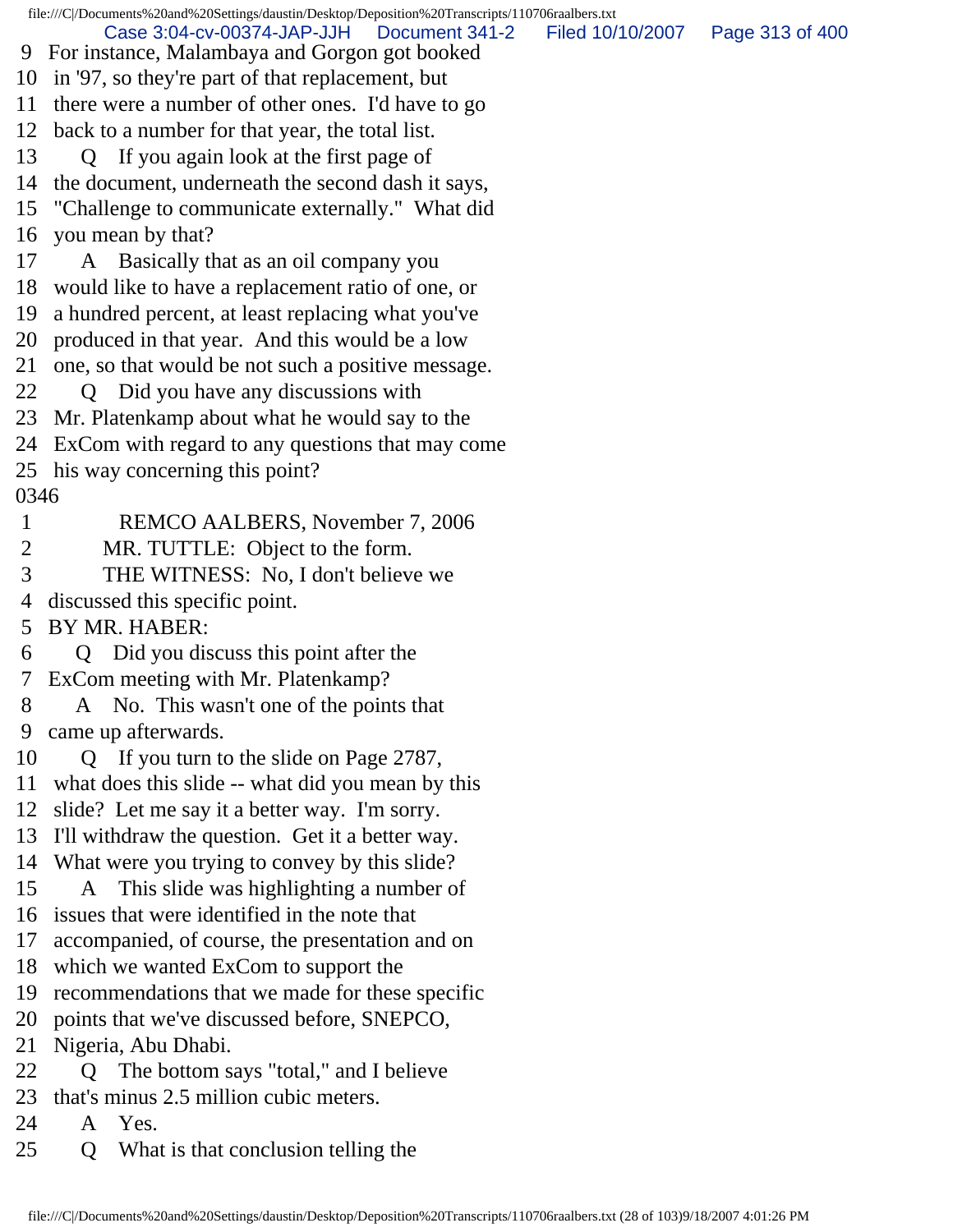9 For instance, Malambaya and Gorgon got booked
10 in '97, so they're part of that replacement, but
11 there were a number of other ones. I'd have to go
12 back to a number for that year, the total list.
13 Q If you again look at the first page of
14 the document, underneath the second dash it says,
15 "Challenge to communicate externally." What did
16 you mean by that?
17 A Basically that as an oil company you
18 would like to have a replacement ratio of one, or
19 a hundred percent, at least replacing what you've
20 produced in that year. And this would be a low
21 one, so that would be not such a positive message.
22 Q Did you have any discussions with
23 Mr. Platenkamp about what he would say to the
24 ExCom with regard to any questions that may come
25 his way concerning this point?

0346

1 REMCO AALBERS, November 7, 2006
2 MR. TUTTLE: Object to the form.
3 THE WITNESS: No, I don't believe we
4 discussed this specific point.
5 BY MR. HABER:
6 Q Did you discuss this point after the
7 ExCom meeting with Mr. Platenkamp?
8 A No. This wasn't one of the points that
9 came up afterwards.
10 Q If you turn to the slide on Page 2787,
11 what does this slide -- what did you mean by this
12 slide? Let me say it a better way. I'm sorry.
13 I'll withdraw the question. Get it a better way.
14 What were you trying to convey by this slide?
15 A This slide was highlighting a number of
16 issues that were identified in the note that
17 accompanied, of course, the presentation and on
18 which we wanted ExCom to support the
19 recommendations that we made for these specific
20 points that we've discussed before, SNEPCO,
21 Nigeria, Abu Dhabi.
22 Q The bottom says "total," and I believe
23 that's minus 2.5 million cubic meters.
24 A Yes.
25 Q What is that conclusion telling the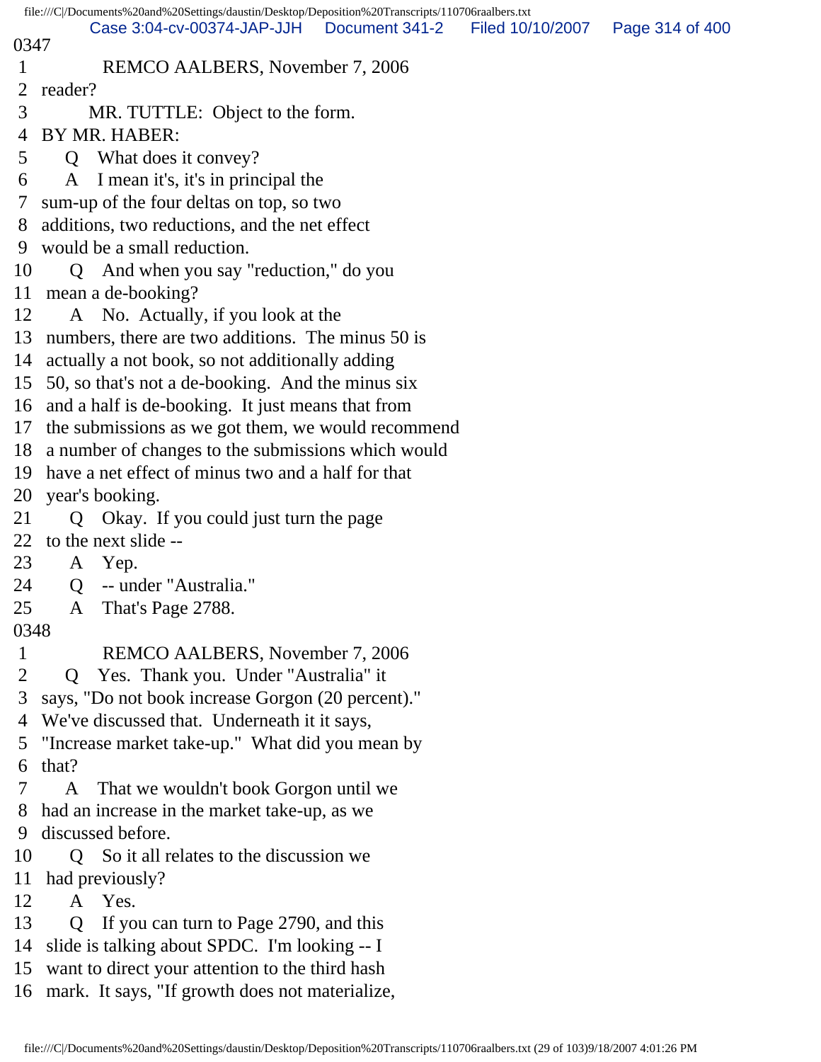0347

1 REMCO AALBERS, November 7, 2006
2 reader?
3 MR. TUTTLE: Object to the form.
4 BY MR. HABER:
5 Q What does it convey?
6 A I mean it's, it's in principal the
7 sum-up of the four deltas on top, so two
8 additions, two reductions, and the net effect
9 would be a small reduction.
10 Q And when you say "reduction," do you
11 mean a de-booking?
12 A No. Actually, if you look at the
13 numbers, there are two additions. The minus 50 is
14 actually a not book, so not additionally adding
15 50, so that's not a de-booking. And the minus six
16 and a half is de-booking. It just means that from
17 the submissions as we got them, we would recommend
18 a number of changes to the submissions which would
19 have a net effect of minus two and a half for that
20 year's booking.
21 Q Okay. If you could just turn the page
22 to the next slide --
23 A Yep.
24 Q -- under "Australia."
25 A That's Page 2788.

0348

1 REMCO AALBERS, November 7, 2006
2 Q Yes. Thank you. Under "Australia" it
3 says, "Do not book increase Gorgon (20 percent)."
4 We've discussed that. Underneath it it says,
5 "Increase market take-up." What did you mean by
6 that?
7 A That we wouldn't book Gorgon until we
8 had an increase in the market take-up, as we
9 discussed before.
10 Q So it all relates to the discussion we
11 had previously?
12 A Yes.
13 Q If you can turn to Page 2790, and this
14 slide is talking about SPDC. I'm looking -- I
15 want to direct your attention to the third hash
16 mark. It says, "If growth does not materialize,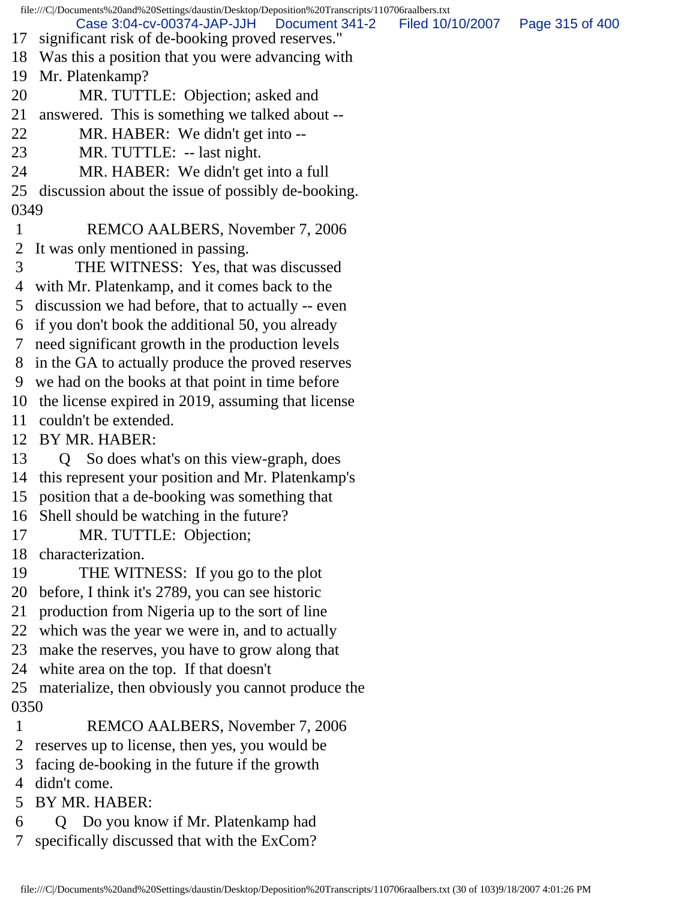17 significant risk of de-booking proved reserves."
18 Was this a position that you were advancing with
19 Mr. Platenkamp?
20 MR. TUTTLE: Objection; asked and
21 answered. This is something we talked about --
22 MR. HABER: We didn't get into --
23 MR. TUTTLE: -- last night.
24 MR. HABER: We didn't get into a full
25 discussion about the issue of possibly de-booking.
0349
1 REMCO AALBERS, November 7, 2006
2 It was only mentioned in passing.
3 THE WITNESS: Yes, that was discussed
4 with Mr. Platenkamp, and it comes back to the
5 discussion we had before, that to actually -- even
6 if you don't book the additional 50, you already
7 need significant growth in the production levels
8 in the GA to actually produce the proved reserves
9 we had on the books at that point in time before
10 the license expired in 2019, assuming that license
11 couldn't be extended.
12 BY MR. HABER:
13 Q So does what's on this view-graph, does
14 this represent your position and Mr. Platenkamp's
15 position that a de-booking was something that
16 Shell should be watching in the future?
17 MR. TUTTLE: Objection;
18 characterization.
19 THE WITNESS: If you go to the plot
20 before, I think it's 2789, you can see historic
21 production from Nigeria up to the sort of line
22 which was the year we were in, and to actually
23 make the reserves, you have to grow along that
24 white area on the top. If that doesn't
25 materialize, then obviously you cannot produce the
0350
1 REMCO AALBERS, November 7, 2006
2 reserves up to license, then yes, you would be
3 facing de-booking in the future if the growth
4 didn't come.
5 BY MR. HABER:
6 Q Do you know if Mr. Platenkamp had
7 specifically discussed that with the ExCom?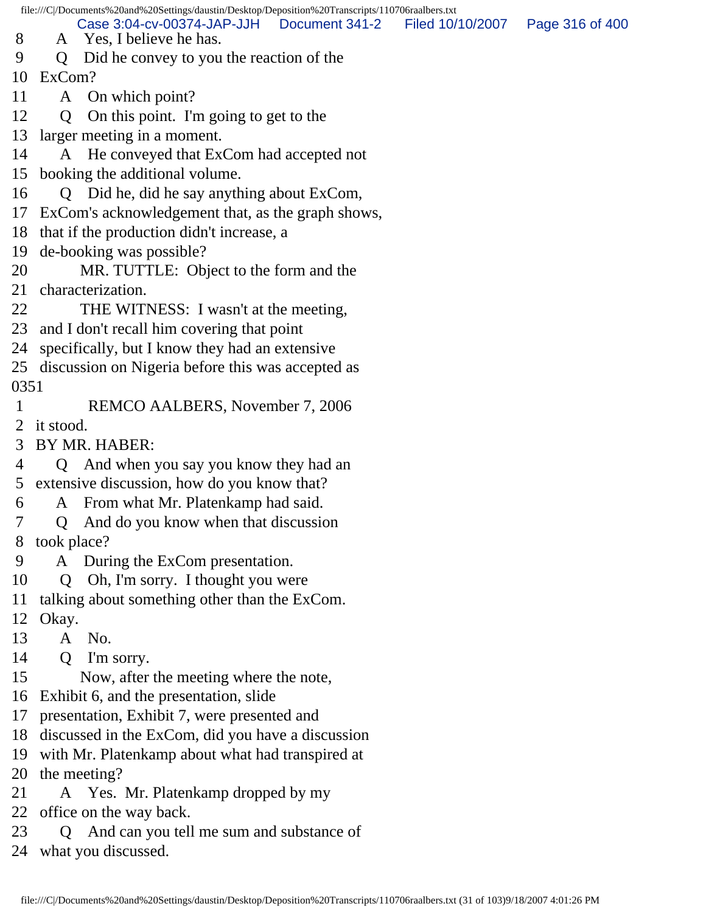8 A Yes, I believe he has.
9 Q Did he convey to you the reaction of the
10 ExCom?
11 A On which point?
12 Q On this point. I'm going to get to the
13 larger meeting in a moment.
14 A He conveyed that ExCom had accepted not
15 booking the additional volume.
16 Q Did he, did he say anything about ExCom,
17 ExCom's acknowledgement that, as the graph shows,
18 that if the production didn't increase, a
19 de-booking was possible?
20 MR. TUTTLE: Object to the form and the
21 characterization.
22 THE WITNESS: I wasn't at the meeting,
23 and I don't recall him covering that point
24 specifically, but I know they had an extensive
25 discussion on Nigeria before this was accepted as
0351
1 REMCO AALBERS, November 7, 2006
2 it stood.
3 BY MR. HABER:
4 Q And when you say you know they had an
5 extensive discussion, how do you know that?
6 A From what Mr. Platenkamp had said.
7 Q And do you know when that discussion
8 took place?
9 A During the ExCom presentation.
10 Q Oh, I'm sorry. I thought you were
11 talking about something other than the ExCom.
12 Okay.
13 A No.
14 Q I'm sorry.
15 Now, after the meeting where the note,
16 Exhibit 6, and the presentation, slide
17 presentation, Exhibit 7, were presented and
18 discussed in the ExCom, did you have a discussion
19 with Mr. Platenkamp about what had transpired at
20 the meeting?
21 A Yes. Mr. Platenkamp dropped by my
22 office on the way back.
23 Q And can you tell me sum and substance of
24 what you discussed.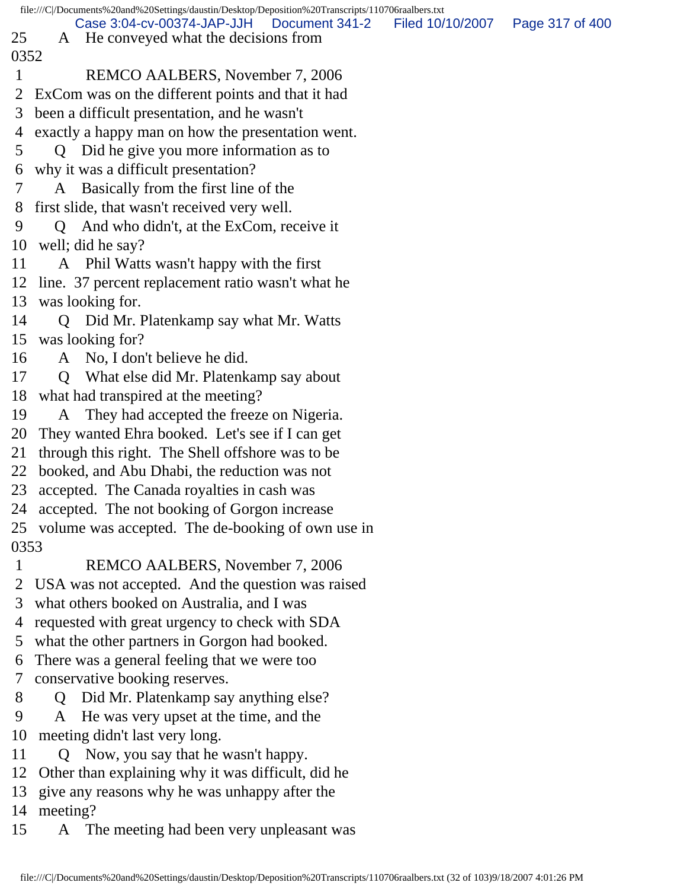25 A He conveyed what the decisions from

0352

1 REMCO AALBERS, November 7, 2006
2 ExCom was on the different points and that it had
3 been a difficult presentation, and he wasn't
4 exactly a happy man on how the presentation went.
5 Q Did he give you more information as to
6 why it was a difficult presentation?
7 A Basically from the first line of the
8 first slide, that wasn't received very well.
9 Q And who didn't, at the ExCom, receive it
10 well; did he say?
11 A Phil Watts wasn't happy with the first
12 line. 37 percent replacement ratio wasn't what he
13 was looking for.
14 Q Did Mr. Platenkamp say what Mr. Watts
15 was looking for?
16 A No, I don't believe he did.
17 Q What else did Mr. Platenkamp say about
18 what had transpired at the meeting?
19 A They had accepted the freeze on Nigeria.
20 They wanted Ehra booked. Let's see if I can get
21 through this right. The Shell offshore was to be
22 booked, and Abu Dhabi, the reduction was not
23 accepted. The Canada royalties in cash was
24 accepted. The not booking of Gorgon increase
25 volume was accepted. The de-booking of own use in

0353

1 REMCO AALBERS, November 7, 2006
2 USA was not accepted. And the question was raised
3 what others booked on Australia, and I was
4 requested with great urgency to check with SDA
5 what the other partners in Gorgon had booked.
6 There was a general feeling that we were too
7 conservative booking reserves.
8 Q Did Mr. Platenkamp say anything else?
9 A He was very upset at the time, and the
10 meeting didn't last very long.
11 Q Now, you say that he wasn't happy.
12 Other than explaining why it was difficult, did he
13 give any reasons why he was unhappy after the
14 meeting?
15 A The meeting had been very unpleasant was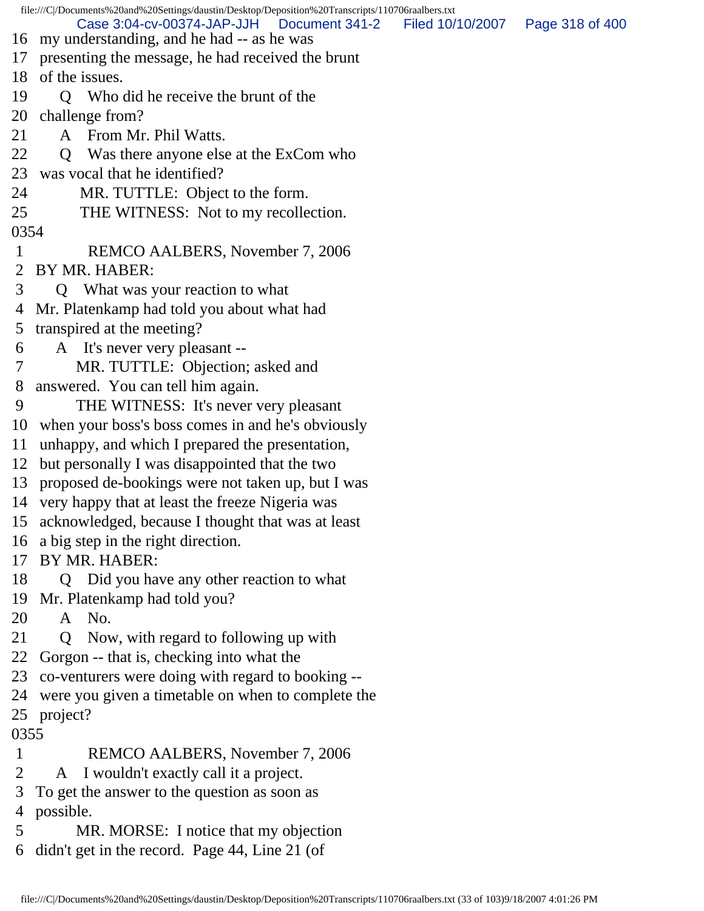16 my understanding, and he had -- as he was
17 presenting the message, he had received the brunt
18 of the issues.
19 Q Who did he receive the brunt of the
20 challenge from?
21 A From Mr. Phil Watts.
22 Q Was there anyone else at the ExCom who
23 was vocal that he identified?
24 MR. TUTTLE: Object to the form.
25 THE WITNESS: Not to my recollection.

0354

1 REMCO AALBERS, November 7, 2006
2 BY MR. HABER:
3 Q What was your reaction to what
4 Mr. Platenkamp had told you about what had
5 transpired at the meeting?
6 A It's never very pleasant --
7 MR. TUTTLE: Objection; asked and
8 answered. You can tell him again.
9 THE WITNESS: It's never very pleasant
10 when your boss's boss comes in and he's obviously
11 unhappy, and which I prepared the presentation,
12 but personally I was disappointed that the two
13 proposed de-bookings were not taken up, but I was
14 very happy that at least the freeze Nigeria was
15 acknowledged, because I thought that was at least
16 a big step in the right direction.
17 BY MR. HABER:
18 Q Did you have any other reaction to what
19 Mr. Platenkamp had told you?
20 A No.
21 Q Now, with regard to following up with
22 Gorgon -- that is, checking into what the
23 co-venturers were doing with regard to booking --
24 were you given a timetable on when to complete the
25 project?

0355

1 REMCO AALBERS, November 7, 2006
2 A I wouldn't exactly call it a project.
3 To get the answer to the question as soon as
4 possible.
5 MR. MORSE: I notice that my objection
6 didn't get in the record. Page 44, Line 21 (of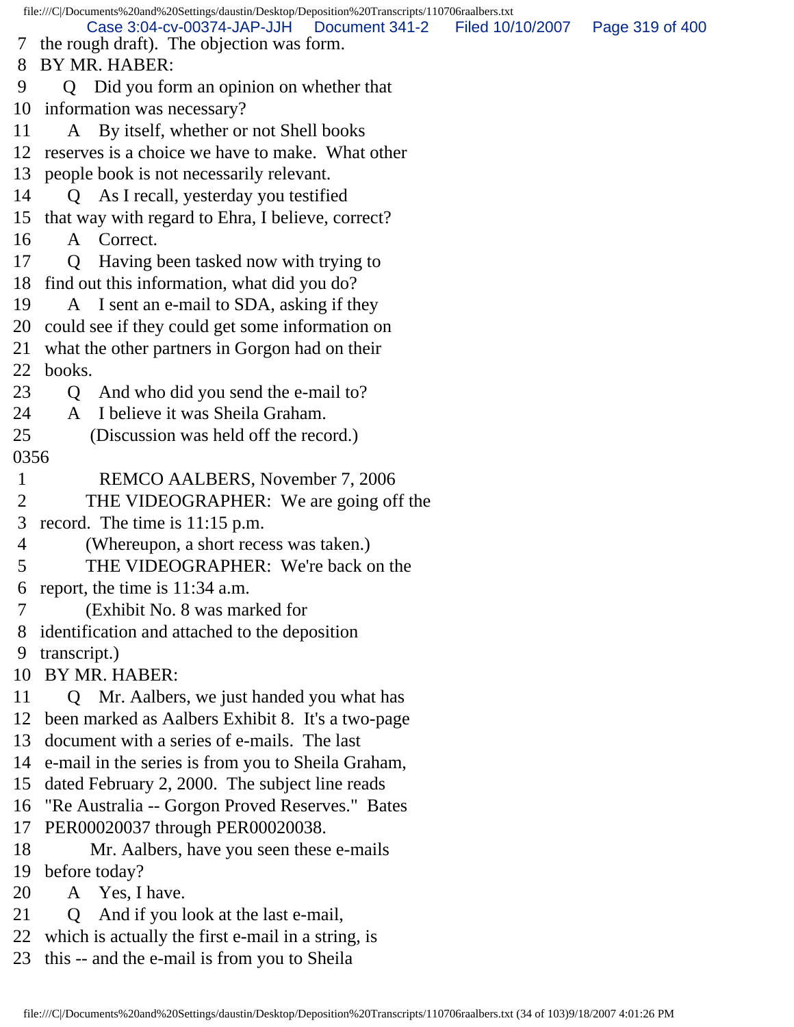7 the rough draft). The objection was form.
8 BY MR. HABER:
9 Q Did you form an opinion on whether that
10 information was necessary?
11 A By itself, whether or not Shell books
12 reserves is a choice we have to make. What other
13 people book is not necessarily relevant.
14 Q As I recall, yesterday you testified
15 that way with regard to Ehra, I believe, correct?
16 A Correct.
17 Q Having been tasked now with trying to
18 find out this information, what did you do?
19 A I sent an e-mail to SDA, asking if they
20 could see if they could get some information on
21 what the other partners in Gorgon had on their
22 books.
23 Q And who did you send the e-mail to?
24 A I believe it was Sheila Graham.
25 (Discussion was held off the record.)

0356

1 REMCO AALBERS, November 7, 2006
2 THE VIDEOGRAPHER: We are going off the
3 record. The time is 11:15 p.m.
4 (Whereupon, a short recess was taken.)
5 THE VIDEOGRAPHER: We're back on the
6 report, the time is 11:34 a.m.
7 (Exhibit No. 8 was marked for
8 identification and attached to the deposition
9 transcript.)
10 BY MR. HABER:
11 Q Mr. Aalbers, we just handed you what has
12 been marked as Aalbers Exhibit 8. It's a two-page
13 document with a series of e-mails. The last
14 e-mail in the series is from you to Sheila Graham,
15 dated February 2, 2000. The subject line reads
16 "Re Australia -- Gorgon Proved Reserves." Bates
17 PER00020037 through PER00020038.
18 Mr. Aalbers, have you seen these e-mails
19 before today?
20 A Yes, I have.
21 Q And if you look at the last e-mail,
22 which is actually the first e-mail in a string, is
23 this -- and the e-mail is from you to Sheila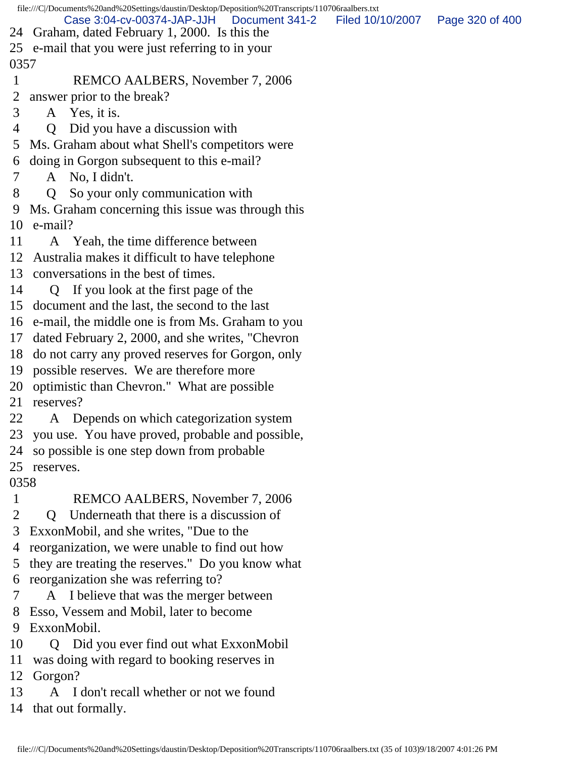24 Graham, dated February 1, 2000. Is this the
25 e-mail that you were just referring to in your

0357

1 REMCO AALBERS, November 7, 2006
2 answer prior to the break?
3 A Yes, it is.
4 Q Did you have a discussion with
5 Ms. Graham about what Shell's competitors were
6 doing in Gorgon subsequent to this e-mail?
7 A No, I didn't.
8 Q So your only communication with
9 Ms. Graham concerning this issue was through this
10 e-mail?
11 A Yeah, the time difference between
12 Australia makes it difficult to have telephone
13 conversations in the best of times.
14 Q If you look at the first page of the
15 document and the last, the second to the last
16 e-mail, the middle one is from Ms. Graham to you
17 dated February 2, 2000, and she writes, "Chevron
18 do not carry any proved reserves for Gorgon, only
19 possible reserves. We are therefore more
20 optimistic than Chevron." What are possible
21 reserves?
22 A Depends on which categorization system
23 you use. You have proved, probable and possible,
24 so possible is one step down from probable
25 reserves.

0358

1 REMCO AALBERS, November 7, 2006
2 Q Underneath that there is a discussion of
3 ExxonMobil, and she writes, "Due to the
4 reorganization, we were unable to find out how
5 they are treating the reserves." Do you know what
6 reorganization she was referring to?
7 A I believe that was the merger between
8 Esso, Vessem and Mobil, later to become
9 ExxonMobil.
10 Q Did you ever find out what ExxonMobil
11 was doing with regard to booking reserves in
12 Gorgon?
13 A I don't recall whether or not we found
14 that out formally.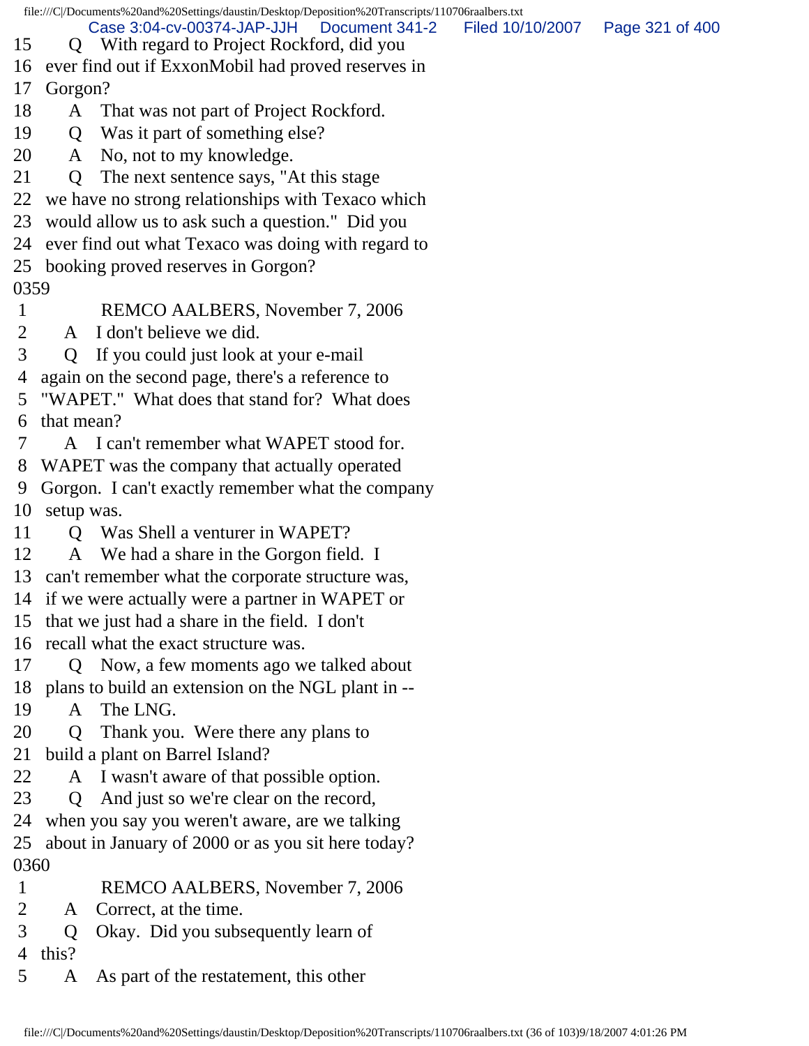15 Q With regard to Project Rockford, did you
16 ever find out if ExxonMobil had proved reserves in
17 Gorgon?
18 A That was not part of Project Rockford.
19 Q Was it part of something else?
20 A No, not to my knowledge.
21 Q The next sentence says, "At this stage
22 we have no strong relationships with Texaco which
23 would allow us to ask such a question." Did you
24 ever find out what Texaco was doing with regard to
25 booking proved reserves in Gorgon?
0359
1 REMCO AALBERS, November 7, 2006
2 A I don't believe we did.
3 Q If you could just look at your e-mail
4 again on the second page, there's a reference to
5 "WAPET." What does that stand for? What does
6 that mean?
7 A I can't remember what WAPET stood for.
8 WAPET was the company that actually operated
9 Gorgon. I can't exactly remember what the company
10 setup was.
11 Q Was Shell a venturer in WAPET?
12 A We had a share in the Gorgon field. I
13 can't remember what the corporate structure was,
14 if we were actually were a partner in WAPET or
15 that we just had a share in the field. I don't
16 recall what the exact structure was.
17 Q Now, a few moments ago we talked about
18 plans to build an extension on the NGL plant in --
19 A The LNG.
20 Q Thank you. Were there any plans to
21 build a plant on Barrel Island?
22 A I wasn't aware of that possible option.
23 Q And just so we're clear on the record,
24 when you say you weren't aware, are we talking
25 about in January of 2000 or as you sit here today?
0360
1 REMCO AALBERS, November 7, 2006
2 A Correct, at the time.
3 Q Okay. Did you subsequently learn of
4 this?
5 A As part of the restatement, this other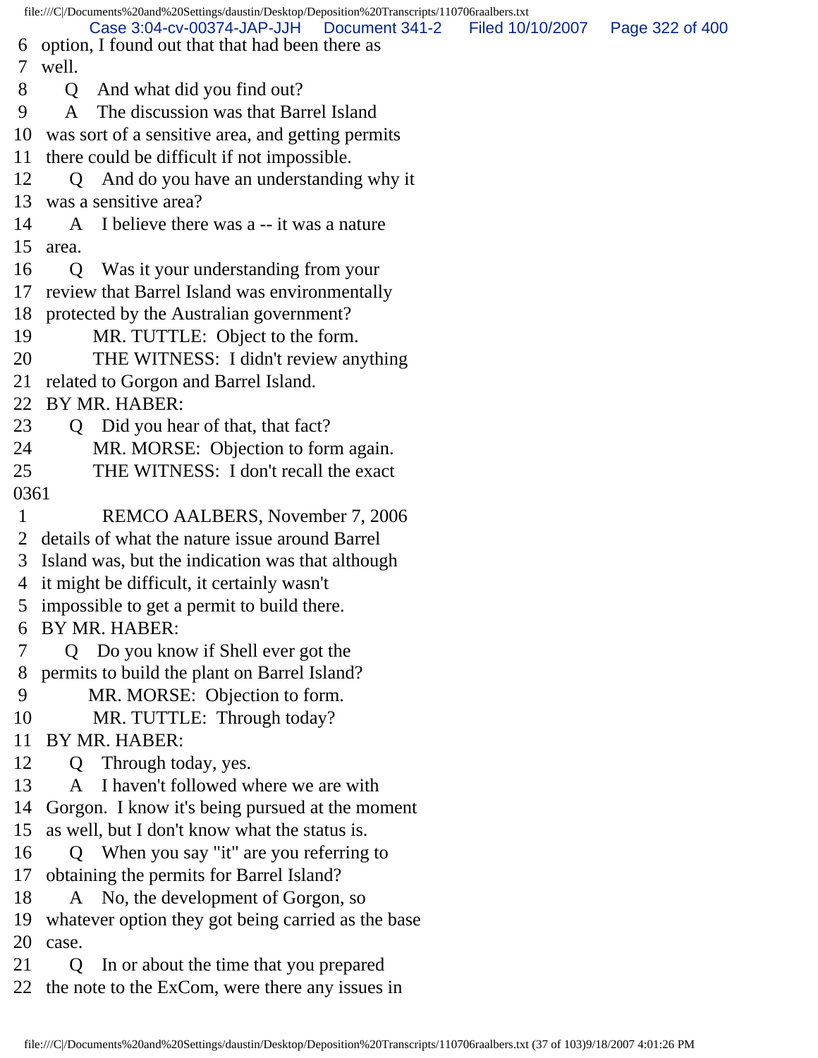6 option, I found out that that had been there as
7 well.
8 Q And what did you find out?
9 A The discussion was that Barrel Island
10 was sort of a sensitive area, and getting permits
11 there could be difficult if not impossible.
12 Q And do you have an understanding why it
13 was a sensitive area?
14 A I believe there was a -- it was a nature
15 area.
16 Q Was it your understanding from your
17 review that Barrel Island was environmentally
18 protected by the Australian government?
19 MR. TUTTLE: Object to the form.
20 THE WITNESS: I didn't review anything
21 related to Gorgon and Barrel Island.
22 BY MR. HABER:
23 Q Did you hear of that, that fact?
24 MR. MORSE: Objection to form again.
25 THE WITNESS: I don't recall the exact

0361

1 REMCO AALBERS, November 7, 2006
2 details of what the nature issue around Barrel
3 Island was, but the indication was that although
4 it might be difficult, it certainly wasn't
5 impossible to get a permit to build there.
6 BY MR. HABER:
7 Q Do you know if Shell ever got the
8 permits to build the plant on Barrel Island?
9 MR. MORSE: Objection to form.
10 MR. TUTTLE: Through today?
11 BY MR. HABER:
12 Q Through today, yes.
13 A I haven't followed where we are with
14 Gorgon. I know it's being pursued at the moment
15 as well, but I don't know what the status is.
16 Q When you say "it" are you referring to
17 obtaining the permits for Barrel Island?
18 A No, the development of Gorgon, so
19 whatever option they got being carried as the base
20 case.
21 Q In or about the time that you prepared
22 the note to the ExCom, were there any issues in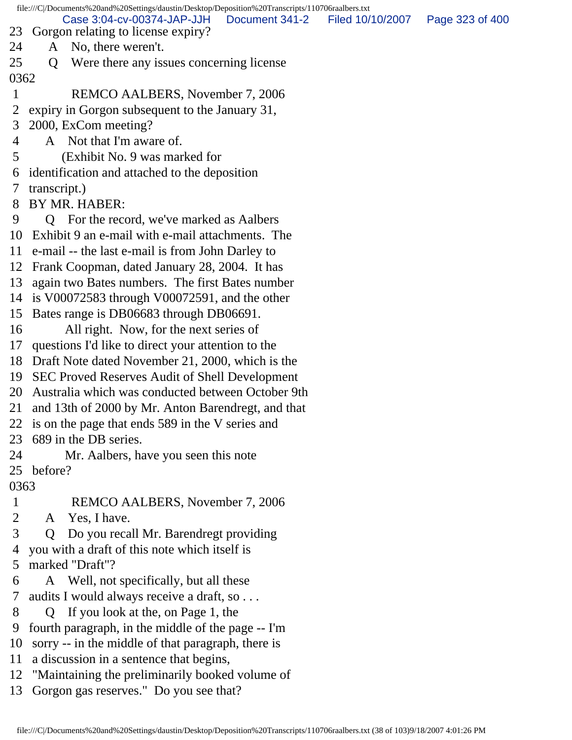23 Gorgon relating to license expiry?
24 A No, there weren't.
25 Q Were there any issues concerning license
0362
1 REMCO AALBERS, November 7, 2006
2 expiry in Gorgon subsequent to the January 31,
3 2000, ExCom meeting?
4 A Not that I'm aware of.
5 (Exhibit No. 9 was marked for
6 identification and attached to the deposition
7 transcript.)
8 BY MR. HABER:
9 Q For the record, we've marked as Aalbers
10 Exhibit 9 an e-mail with e-mail attachments. The
11 e-mail -- the last e-mail is from John Darley to
12 Frank Coopman, dated January 28, 2004. It has
13 again two Bates numbers. The first Bates number
14 is V00072583 through V00072591, and the other
15 Bates range is DB06683 through DB06691.
16 All right. Now, for the next series of
17 questions I'd like to direct your attention to the
18 Draft Note dated November 21, 2000, which is the
19 SEC Proved Reserves Audit of Shell Development
20 Australia which was conducted between October 9th
21 and 13th of 2000 by Mr. Anton Barendregt, and that
22 is on the page that ends 589 in the V series and
23 689 in the DB series.
24 Mr. Aalbers, have you seen this note
25 before?
0363
1 REMCO AALBERS, November 7, 2006
2 A Yes, I have.
3 Q Do you recall Mr. Barendregt providing
4 you with a draft of this note which itself is
5 marked "Draft"?
6 A Well, not specifically, but all these
7 audits I would always receive a draft, so . . .
8 Q If you look at the, on Page 1, the
9 fourth paragraph, in the middle of the page -- I'm
10 sorry -- in the middle of that paragraph, there is
11 a discussion in a sentence that begins,
12 "Maintaining the preliminarily booked volume of
13 Gorgon gas reserves." Do you see that?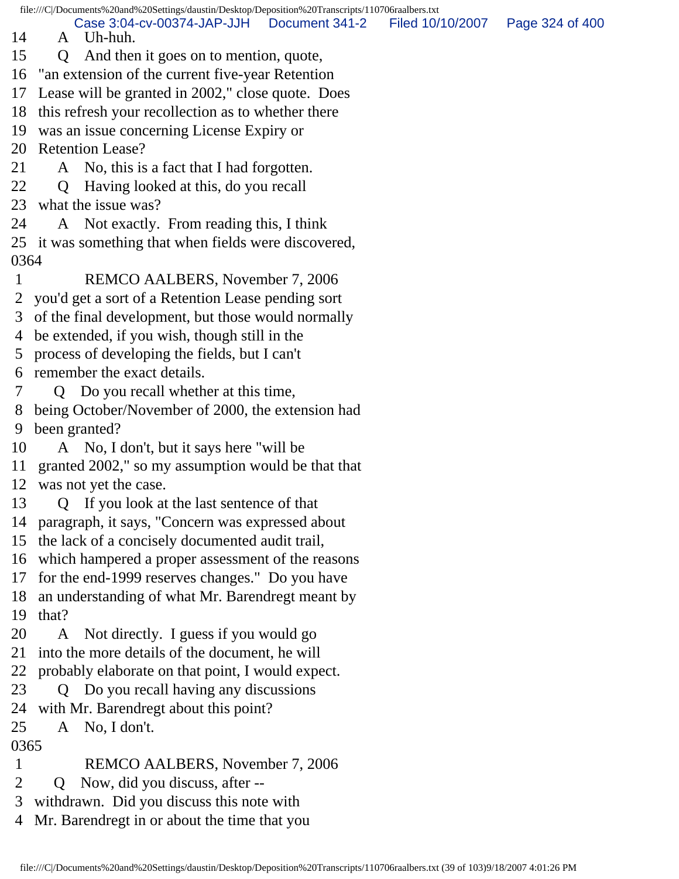14 A Uh-huh.
15 Q And then it goes on to mention, quote,
16 "an extension of the current five-year Retention
17 Lease will be granted in 2002," close quote. Does
18 this refresh your recollection as to whether there
19 was an issue concerning License Expiry or
20 Retention Lease?
21 A No, this is a fact that I had forgotten.
22 Q Having looked at this, do you recall
23 what the issue was?
24 A Not exactly. From reading this, I think
25 it was something that when fields were discovered,
0364
1 REMCO AALBERS, November 7, 2006
2 you'd get a sort of a Retention Lease pending sort
3 of the final development, but those would normally
4 be extended, if you wish, though still in the
5 process of developing the fields, but I can't
6 remember the exact details.
7 Q Do you recall whether at this time,
8 being October/November of 2000, the extension had
9 been granted?
10 A No, I don't, but it says here "will be
11 granted 2002," so my assumption would be that that
12 was not yet the case.
13 Q If you look at the last sentence of that
14 paragraph, it says, "Concern was expressed about
15 the lack of a concisely documented audit trail,
16 which hampered a proper assessment of the reasons
17 for the end-1999 reserves changes." Do you have
18 an understanding of what Mr. Barendregt meant by
19 that?
20 A Not directly. I guess if you would go
21 into the more details of the document, he will
22 probably elaborate on that point, I would expect.
23 Q Do you recall having any discussions
24 with Mr. Barendregt about this point?
25 A No, I don't.
0365
1 REMCO AALBERS, November 7, 2006
2 Q Now, did you discuss, after --
3 withdrawn. Did you discuss this note with
4 Mr. Barendregt in or about the time that you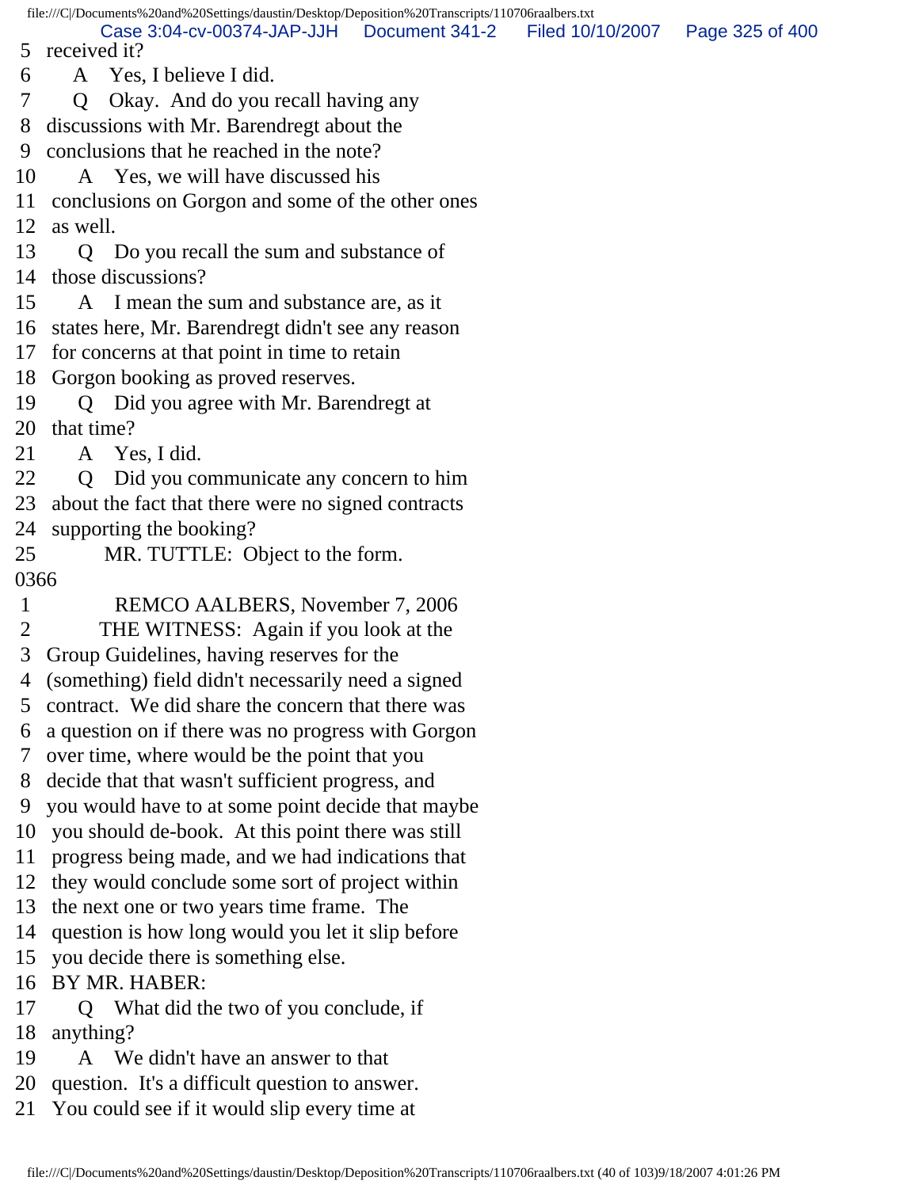5 received it?
6 A Yes, I believe I did.
7 Q Okay. And do you recall having any
8 discussions with Mr. Barendregt about the
9 conclusions that he reached in the note?
10 A Yes, we will have discussed his
11 conclusions on Gorgon and some of the other ones
12 as well.
13 Q Do you recall the sum and substance of
14 those discussions?
15 A I mean the sum and substance are, as it
16 states here, Mr. Barendregt didn't see any reason
17 for concerns at that point in time to retain
18 Gorgon booking as proved reserves.
19 Q Did you agree with Mr. Barendregt at
20 that time?
21 A Yes, I did.
22 Q Did you communicate any concern to him
23 about the fact that there were no signed contracts
24 supporting the booking?
25 MR. TUTTLE: Object to the form.

0366

1 REMCO AALBERS, November 7, 2006
2 THE WITNESS: Again if you look at the
3 Group Guidelines, having reserves for the
4 (something) field didn't necessarily need a signed
5 contract. We did share the concern that there was
6 a question on if there was no progress with Gorgon
7 over time, where would be the point that you
8 decide that that wasn't sufficient progress, and
9 you would have to at some point decide that maybe
10 you should de-book. At this point there was still
11 progress being made, and we had indications that
12 they would conclude some sort of project within
13 the next one or two years time frame. The
14 question is how long would you let it slip before
15 you decide there is something else.
16 BY MR. HABER:
17 Q What did the two of you conclude, if
18 anything?
19 A We didn't have an answer to that
20 question. It's a difficult question to answer.
21 You could see if it would slip every time at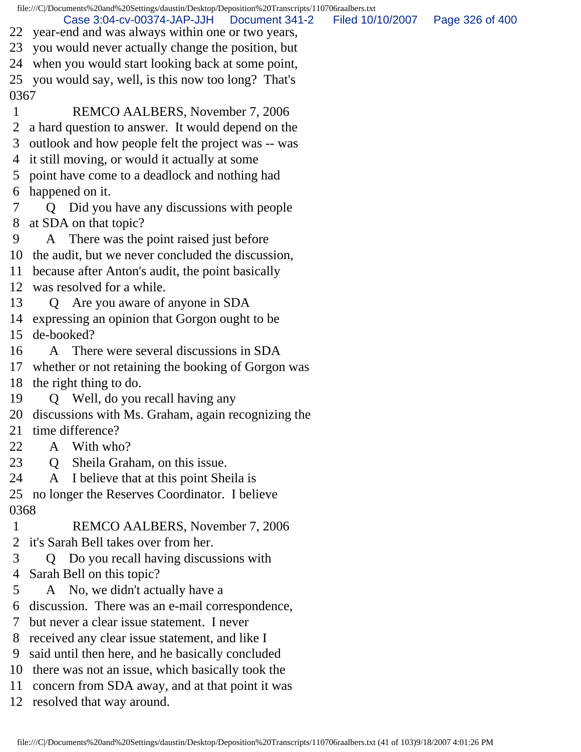22 year-end and was always within one or two years,
23 you would never actually change the position, but
24 when you would start looking back at some point,
25 you would say, well, is this now too long? That's
0367
1 REMCO AALBERS, November 7, 2006
2 a hard question to answer. It would depend on the
3 outlook and how people felt the project was -- was
4 it still moving, or would it actually at some
5 point have come to a deadlock and nothing had
6 happened on it.
7 Q Did you have any discussions with people
8 at SDA on that topic?
9 A There was the point raised just before
10 the audit, but we never concluded the discussion,
11 because after Anton's audit, the point basically
12 was resolved for a while.
13 Q Are you aware of anyone in SDA
14 expressing an opinion that Gorgon ought to be
15 de-booked?
16 A There were several discussions in SDA
17 whether or not retaining the booking of Gorgon was
18 the right thing to do.
19 Q Well, do you recall having any
20 discussions with Ms. Graham, again recognizing the
21 time difference?
22 A With who?
23 Q Sheila Graham, on this issue.
24 A I believe that at this point Sheila is
25 no longer the Reserves Coordinator. I believe
0368
1 REMCO AALBERS, November 7, 2006
2 it's Sarah Bell takes over from her.
3 Q Do you recall having discussions with
4 Sarah Bell on this topic?
5 A No, we didn't actually have a
6 discussion. There was an e-mail correspondence,
7 but never a clear issue statement. I never
8 received any clear issue statement, and like I
9 said until then here, and he basically concluded
10 there was not an issue, which basically took the
11 concern from SDA away, and at that point it was
12 resolved that way around.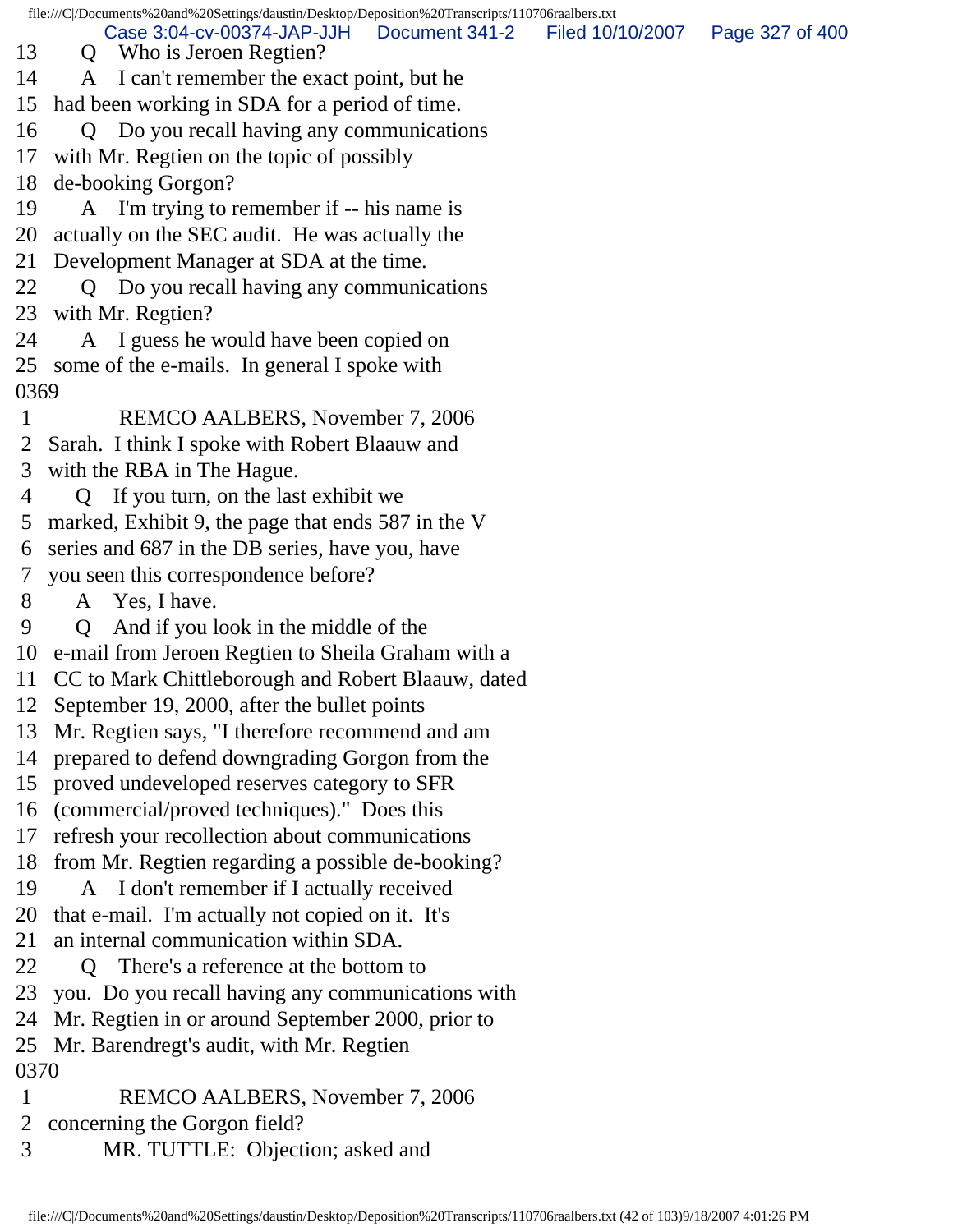13 Q Who is Jeroen Regtien?
14 A I can't remember the exact point, but he
15 had been working in SDA for a period of time.
16 Q Do you recall having any communications
17 with Mr. Regtien on the topic of possibly
18 de-booking Gorgon?
19 A I'm trying to remember if -- his name is
20 actually on the SEC audit. He was actually the
21 Development Manager at SDA at the time.
22 Q Do you recall having any communications
23 with Mr. Regtien?
24 A I guess he would have been copied on
25 some of the e-mails. In general I spoke with
0369
1 REMCO AALBERS, November 7, 2006
2 Sarah. I think I spoke with Robert Blaauw and
3 with the RBA in The Hague.
4 Q If you turn, on the last exhibit we
5 marked, Exhibit 9, the page that ends 587 in the V
6 series and 687 in the DB series, have you, have
7 you seen this correspondence before?
8 A Yes, I have.
9 Q And if you look in the middle of the
10 e-mail from Jeroen Regtien to Sheila Graham with a
11 CC to Mark Chittleborough and Robert Blaauw, dated
12 September 19, 2000, after the bullet points
13 Mr. Regtien says, "I therefore recommend and am
14 prepared to defend downgrading Gorgon from the
15 proved undeveloped reserves category to SFR
16 (commercial/proved techniques)." Does this
17 refresh your recollection about communications
18 from Mr. Regtien regarding a possible de-booking?
19 A I don't remember if I actually received
20 that e-mail. I'm actually not copied on it. It's
21 an internal communication within SDA.
22 Q There's a reference at the bottom to
23 you. Do you recall having any communications with
24 Mr. Regtien in or around September 2000, prior to
25 Mr. Barendregt's audit, with Mr. Regtien
0370
1 REMCO AALBERS, November 7, 2006
2 concerning the Gorgon field?
3 MR. TUTTLE: Objection; asked and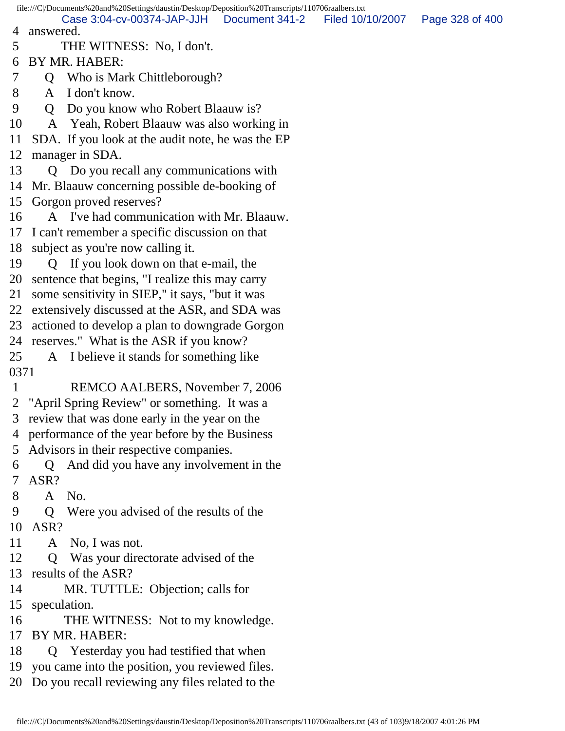4 answered.
5 THE WITNESS: No, I don't.
6 BY MR. HABER:
7 Q Who is Mark Chittleborough?
8 A I don't know.
9 Q Do you know who Robert Blaauw is?
10 A Yeah, Robert Blaauw was also working in
11 SDA. If you look at the audit note, he was the EP
12 manager in SDA.
13 Q Do you recall any communications with
14 Mr. Blaauw concerning possible de-booking of
15 Gorgon proved reserves?
16 A I've had communication with Mr. Blaauw.
17 I can't remember a specific discussion on that
18 subject as you're now calling it.
19 Q If you look down on that e-mail, the
20 sentence that begins, "I realize this may carry
21 some sensitivity in SIEP," it says, "but it was
22 extensively discussed at the ASR, and SDA was
23 actioned to develop a plan to downgrade Gorgon
24 reserves." What is the ASR if you know?
25 A I believe it stands for something like

0371

1 REMCO AALBERS, November 7, 2006
2 "April Spring Review" or something. It was a
3 review that was done early in the year on the
4 performance of the year before by the Business
5 Advisors in their respective companies.
6 Q And did you have any involvement in the
7 ASR?
8 A No.
9 Q Were you advised of the results of the
10 ASR?
11 A No, I was not.
12 Q Was your directorate advised of the
13 results of the ASR?
14 MR. TUTTLE: Objection; calls for
15 speculation.
16 THE WITNESS: Not to my knowledge.
17 BY MR. HABER:
18 Q Yesterday you had testified that when
19 you came into the position, you reviewed files.
20 Do you recall reviewing any files related to the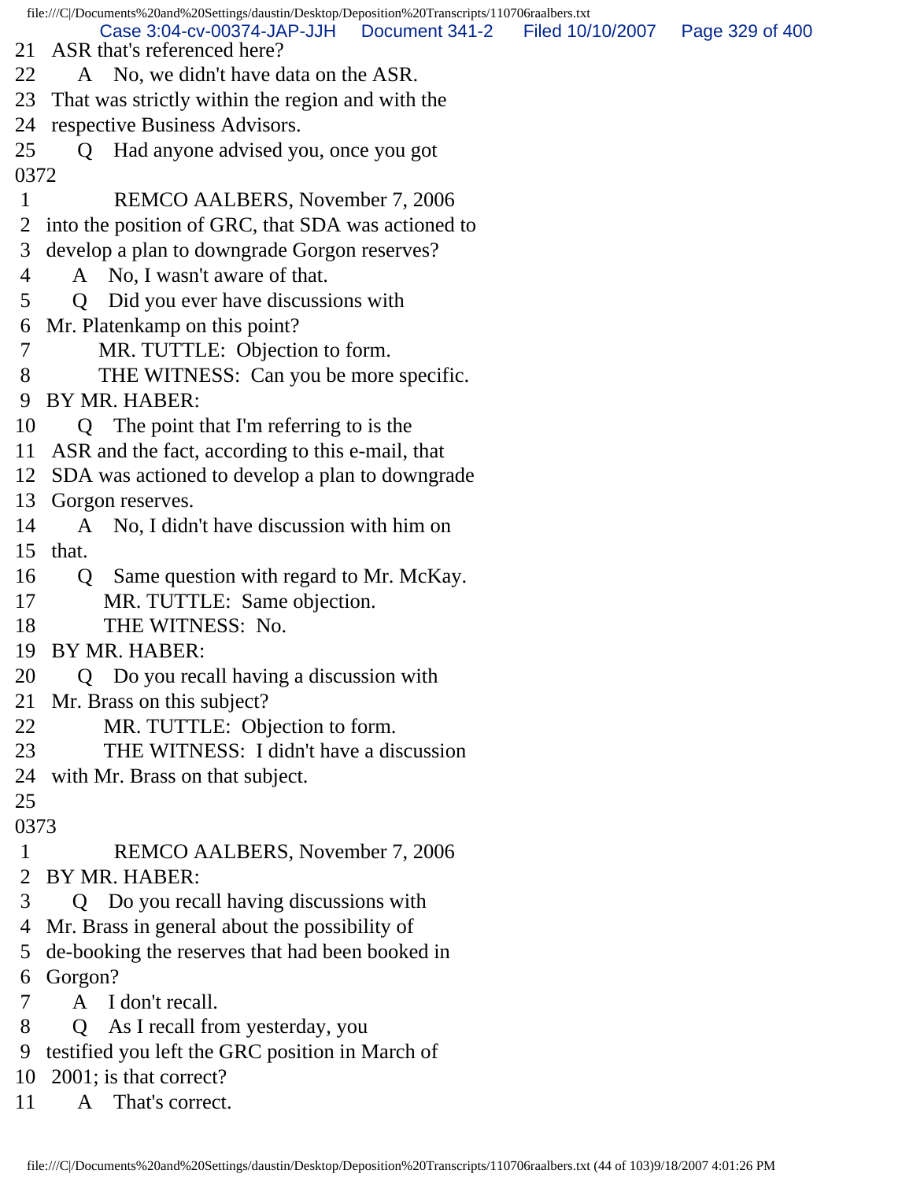21 ASR that's referenced here?
22 A No, we didn't have data on the ASR.
23 That was strictly within the region and with the
24 respective Business Advisors.
25 Q Had anyone advised you, once you got
0372
1 REMCO AALBERS, November 7, 2006
2 into the position of GRC, that SDA was actioned to
3 develop a plan to downgrade Gorgon reserves?
4 A No, I wasn't aware of that.
5 Q Did you ever have discussions with
6 Mr. Platenkamp on this point?
7 MR. TUTTLE: Objection to form.
8 THE WITNESS: Can you be more specific.
9 BY MR. HABER:
10 Q The point that I'm referring to is the
11 ASR and the fact, according to this e-mail, that
12 SDA was actioned to develop a plan to downgrade
13 Gorgon reserves.
14 A No, I didn't have discussion with him on
15 that.
16 Q Same question with regard to Mr. McKay.
17 MR. TUTTLE: Same objection.
18 THE WITNESS: No.
19 BY MR. HABER:
20 Q Do you recall having a discussion with
21 Mr. Brass on this subject?
22 MR. TUTTLE: Objection to form.
23 THE WITNESS: I didn't have a discussion
24 with Mr. Brass on that subject.
25
0373
1 REMCO AALBERS, November 7, 2006
2 BY MR. HABER:
3 Q Do you recall having discussions with
4 Mr. Brass in general about the possibility of
5 de-booking the reserves that had been booked in
6 Gorgon?
7 A I don't recall.
8 Q As I recall from yesterday, you
9 testified you left the GRC position in March of
10 2001; is that correct?
11 A That's correct.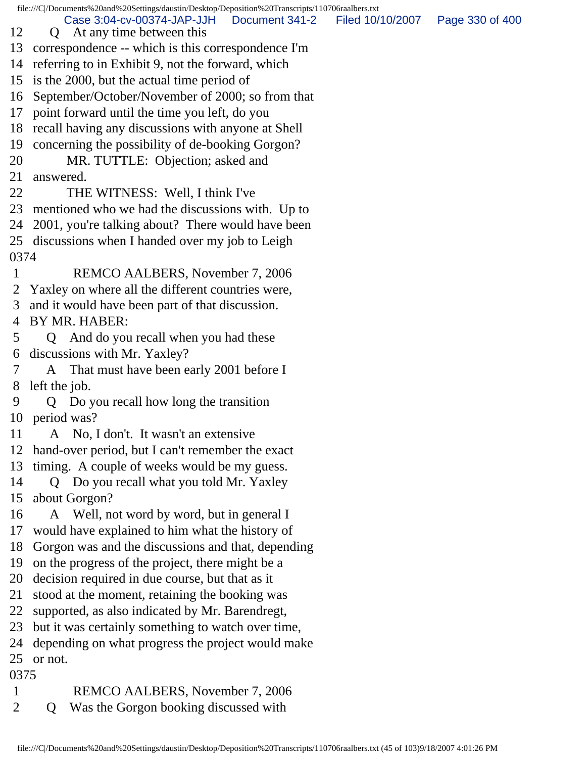12 Q At any time between this
13 correspondence -- which is this correspondence I'm
14 referring to in Exhibit 9, not the forward, which
15 is the 2000, but the actual time period of
16 September/October/November of 2000; so from that
17 point forward until the time you left, do you
18 recall having any discussions with anyone at Shell
19 concerning the possibility of de-booking Gorgon?
20 MR. TUTTLE: Objection; asked and
21 answered.
22 THE WITNESS: Well, I think I've
23 mentioned who we had the discussions with. Up to
24 2001, you're talking about? There would have been
25 discussions when I handed over my job to Leigh

0374

1 REMCO AALBERS, November 7, 2006
2 Yaxley on where all the different countries were,
3 and it would have been part of that discussion.
4 BY MR. HABER:
5 Q And do you recall when you had these
6 discussions with Mr. Yaxley?
7 A That must have been early 2001 before I
8 left the job.
9 Q Do you recall how long the transition
10 period was?
11 A No, I don't. It wasn't an extensive
12 hand-over period, but I can't remember the exact
13 timing. A couple of weeks would be my guess.
14 Q Do you recall what you told Mr. Yaxley
15 about Gorgon?
16 A Well, not word by word, but in general I
17 would have explained to him what the history of
18 Gorgon was and the discussions and that, depending
19 on the progress of the project, there might be a
20 decision required in due course, but that as it
21 stood at the moment, retaining the booking was
22 supported, as also indicated by Mr. Barendregt,
23 but it was certainly something to watch over time,
24 depending on what progress the project would make
25 or not.

0375

1 REMCO AALBERS, November 7, 2006
2 Q Was the Gorgon booking discussed with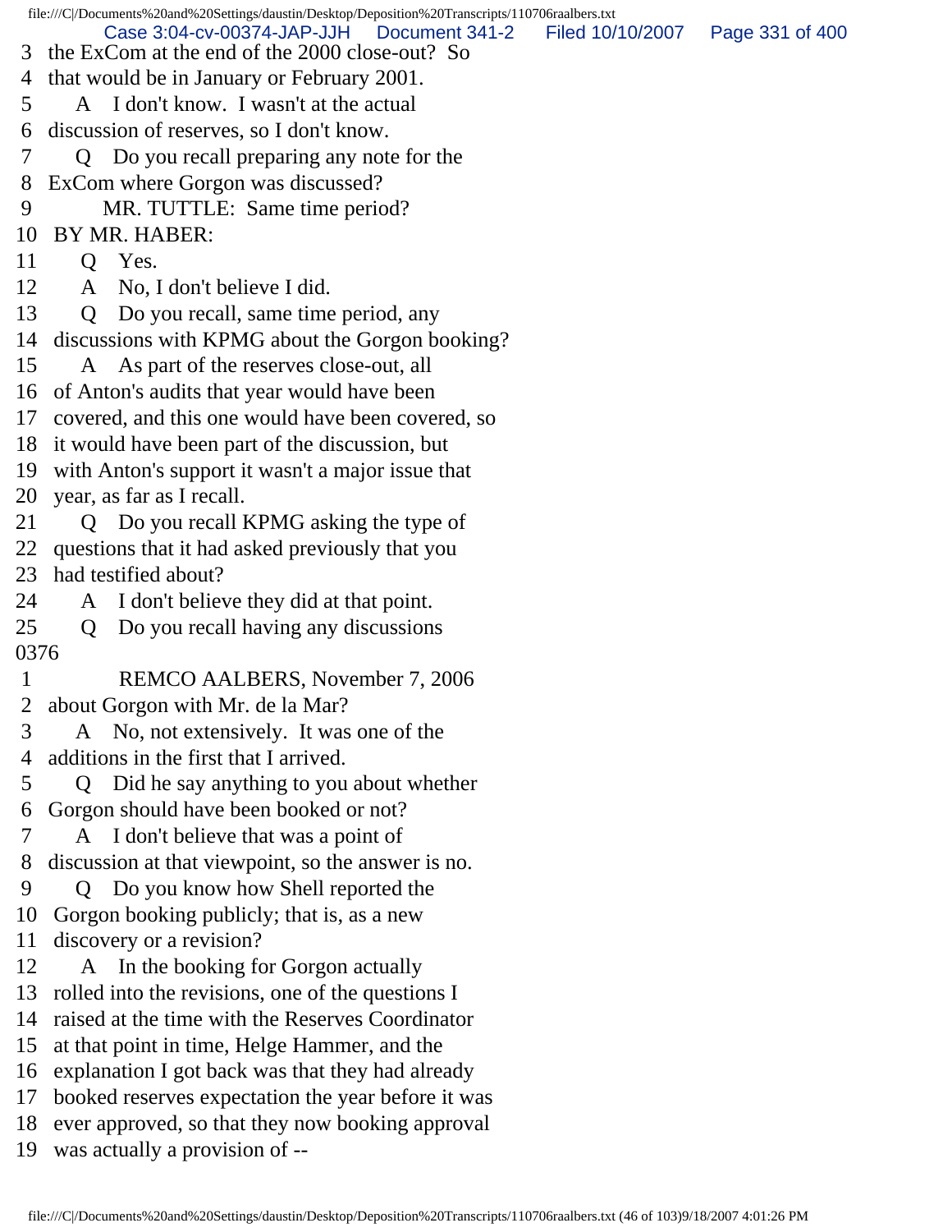3 the ExCom at the end of the 2000 close-out? So
4 that would be in January or February 2001.
5 A I don't know. I wasn't at the actual
6 discussion of reserves, so I don't know.
7 Q Do you recall preparing any note for the
8 ExCom where Gorgon was discussed?
9 MR. TUTTLE: Same time period?
10 BY MR. HABER:
11 Q Yes.
12 A No, I don't believe I did.
13 Q Do you recall, same time period, any
14 discussions with KPMG about the Gorgon booking?
15 A As part of the reserves close-out, all
16 of Anton's audits that year would have been
17 covered, and this one would have been covered, so
18 it would have been part of the discussion, but
19 with Anton's support it wasn't a major issue that
20 year, as far as I recall.
21 Q Do you recall KPMG asking the type of
22 questions that it had asked previously that you
23 had testified about?
24 A I don't believe they did at that point.
25 Q Do you recall having any discussions

0376

1 REMCO AALBERS, November 7, 2006
2 about Gorgon with Mr. de la Mar?
3 A No, not extensively. It was one of the
4 additions in the first that I arrived.
5 Q Did he say anything to you about whether
6 Gorgon should have been booked or not?
7 A I don't believe that was a point of
8 discussion at that viewpoint, so the answer is no.
9 Q Do you know how Shell reported the
10 Gorgon booking publicly; that is, as a new
11 discovery or a revision?
12 A In the booking for Gorgon actually
13 rolled into the revisions, one of the questions I
14 raised at the time with the Reserves Coordinator
15 at that point in time, Helge Hammer, and the
16 explanation I got back was that they had already
17 booked reserves expectation the year before it was
18 ever approved, so that they now booking approval
19 was actually a provision of --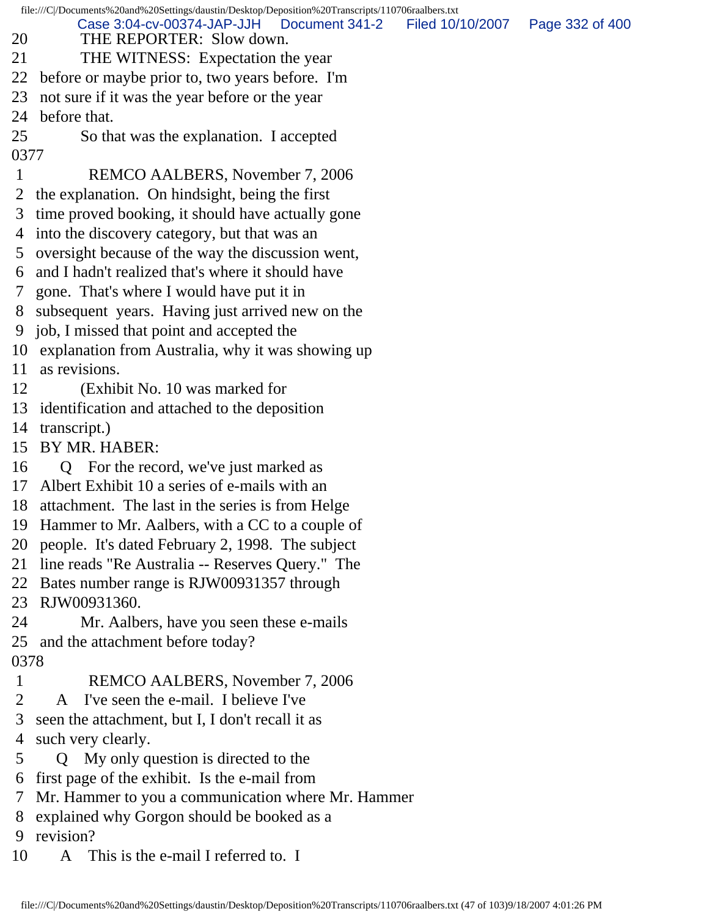20 THE REPORTER: Slow down.
21 THE WITNESS: Expectation the year
22 before or maybe prior to, two years before. I'm
23 not sure if it was the year before or the year
24 before that.
25 So that was the explanation. I accepted
0377
1 REMCO AALBERS, November 7, 2006
2 the explanation. On hindsight, being the first
3 time proved booking, it should have actually gone
4 into the discovery category, but that was an
5 oversight because of the way the discussion went,
6 and I hadn't realized that's where it should have
7 gone. That's where I would have put it in
8 subsequent years. Having just arrived new on the
9 job, I missed that point and accepted the
10 explanation from Australia, why it was showing up
11 as revisions.
12 (Exhibit No. 10 was marked for
13 identification and attached to the deposition
14 transcript.)
15 BY MR. HABER:
16 Q For the record, we've just marked as
17 Albert Exhibit 10 a series of e-mails with an
18 attachment. The last in the series is from Helge
19 Hammer to Mr. Aalbers, with a CC to a couple of
20 people. It's dated February 2, 1998. The subject
21 line reads "Re Australia -- Reserves Query." The
22 Bates number range is RJW00931357 through
23 RJW00931360.
24 Mr. Aalbers, have you seen these e-mails
25 and the attachment before today?
0378
1 REMCO AALBERS, November 7, 2006
2 A I've seen the e-mail. I believe I've
3 seen the attachment, but I, I don't recall it as
4 such very clearly.
5 Q My only question is directed to the
6 first page of the exhibit. Is the e-mail from
7 Mr. Hammer to you a communication where Mr. Hammer
8 explained why Gorgon should be booked as a
9 revision?
10 A This is the e-mail I referred to. I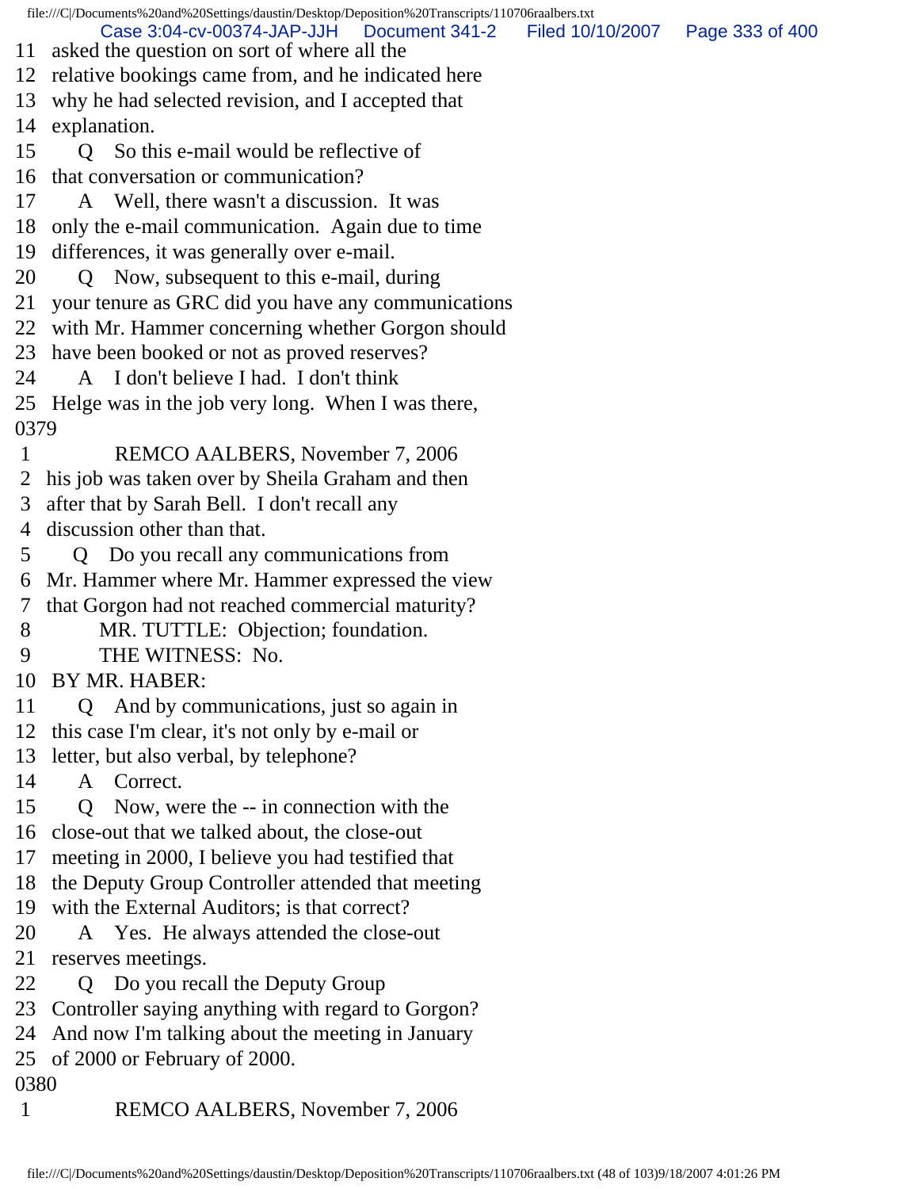11 asked the question on sort of where all the
12 relative bookings came from, and he indicated here
13 why he had selected revision, and I accepted that
14 explanation.

15 Q So this e-mail would be reflective of
16 that conversation or communication?

17 A Well, there wasn't a discussion. It was
18 only the e-mail communication. Again due to time
19 differences, it was generally over e-mail.

20 Q Now, subsequent to this e-mail, during
21 your tenure as GRC did you have any communications
22 with Mr. Hammer concerning whether Gorgon should
23 have been booked or not as proved reserves?

24 A I don't believe I had. I don't think
25 Helge was in the job very long. When I was there,

0379

1 REMCO AALBERS, November 7, 2006

2 his job was taken over by Sheila Graham and then
3 after that by Sarah Bell. I don't recall any
4 discussion other than that.

5 Q Do you recall any communications from
6 Mr. Hammer where Mr. Hammer expressed the view
7 that Gorgon had not reached commercial maturity?

8 MR. TUTTLE: Objection; foundation.

9 THE WITNESS: No.

10 BY MR. HABER:

11 Q And by communications, just so again in
12 this case I'm clear, it's not only by e-mail or
13 letter, but also verbal, by telephone?

14 A Correct.

15 Q Now, were the -- in connection with the
16 close-out that we talked about, the close-out
17 meeting in 2000, I believe you had testified that
18 the Deputy Group Controller attended that meeting
19 with the External Auditors; is that correct?

20 A Yes. He always attended the close-out
21 reserves meetings.

22 Q Do you recall the Deputy Group
23 Controller saying anything with regard to Gorgon?
24 And now I'm talking about the meeting in January
25 of 2000 or February of 2000.

0380

1 REMCO AALBERS, November 7, 2006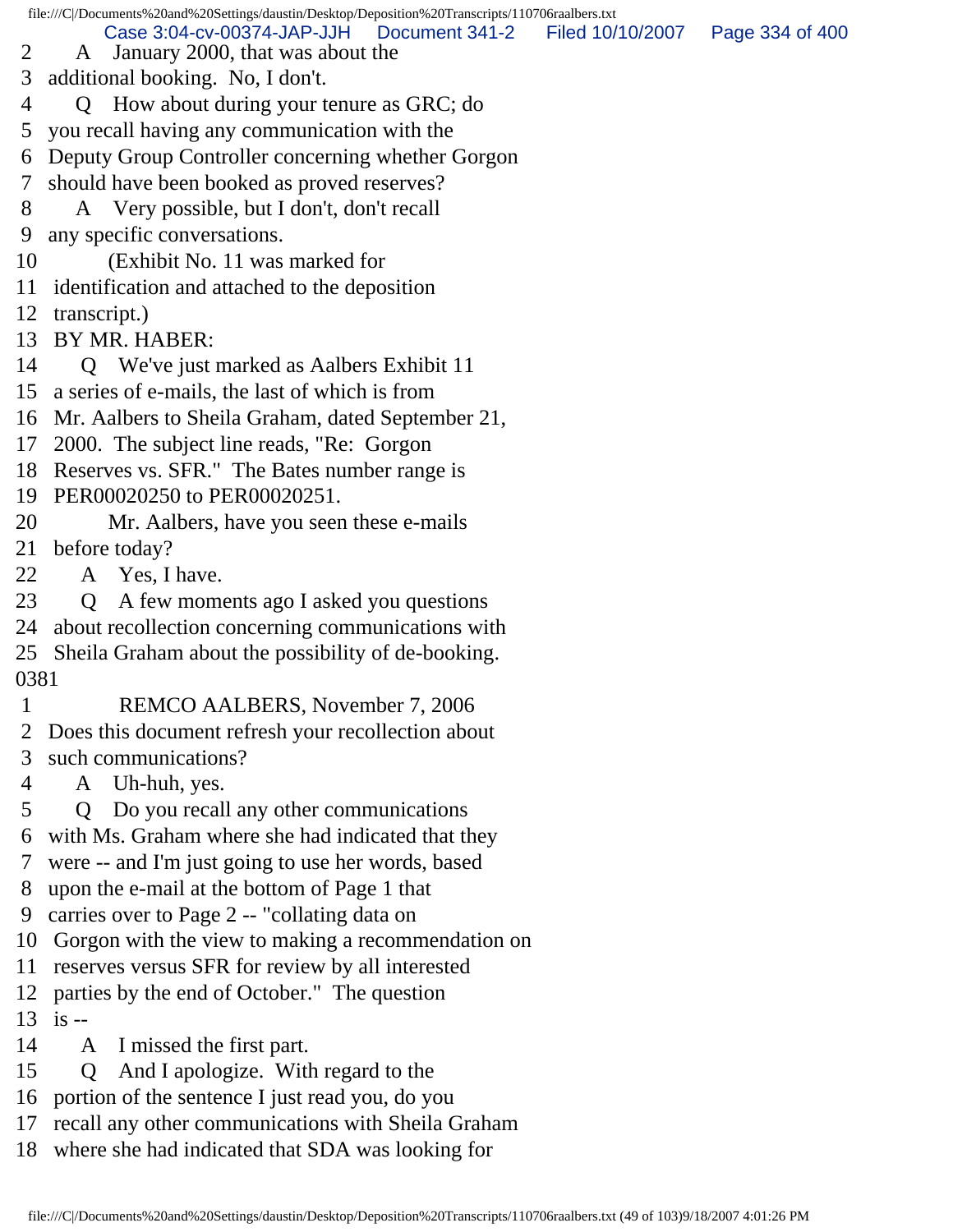2      A   January 2000, that was about the
3  additional booking.  No, I don't.
4      Q   How about during your tenure as GRC; do
5  you recall having any communication with the
6  Deputy Group Controller concerning whether Gorgon
7  should have been booked as proved reserves?
8      A   Very possible, but I don't, don't recall
9  any specific conversations.
10         (Exhibit No. 11 was marked for
11  identification and attached to the deposition
12  transcript.)
13  BY MR. HABER:
14      Q   We've just marked as Aalbers Exhibit 11
15  a series of e-mails, the last of which is from
16  Mr. Aalbers to Sheila Graham, dated September 21,
17  2000.  The subject line reads, "Re:  Gorgon
18  Reserves vs. SFR."  The Bates number range is
19  PER00020250 to PER00020251.
20         Mr. Aalbers, have you seen these e-mails
21  before today?
22      A   Yes, I have.
23      Q   A few moments ago I asked you questions
24  about recollection concerning communications with
25  Sheila Graham about the possibility of de-booking.

0381

1           REMCO AALBERS, November 7, 2006
2  Does this document refresh your recollection about
3  such communications?
4      A   Uh-huh, yes.
5      Q   Do you recall any other communications
6  with Ms. Graham where she had indicated that they
7  were -- and I'm just going to use her words, based
8  upon the e-mail at the bottom of Page 1 that
9  carries over to Page 2 -- "collating data on
10  Gorgon with the view to making a recommendation on
11  reserves versus SFR for review by all interested
12  parties by the end of October."  The question
13  is --
14      A   I missed the first part.
15      Q   And I apologize.  With regard to the
16  portion of the sentence I just read you, do you
17  recall any other communications with Sheila Graham
18  where she had indicated that SDA was looking for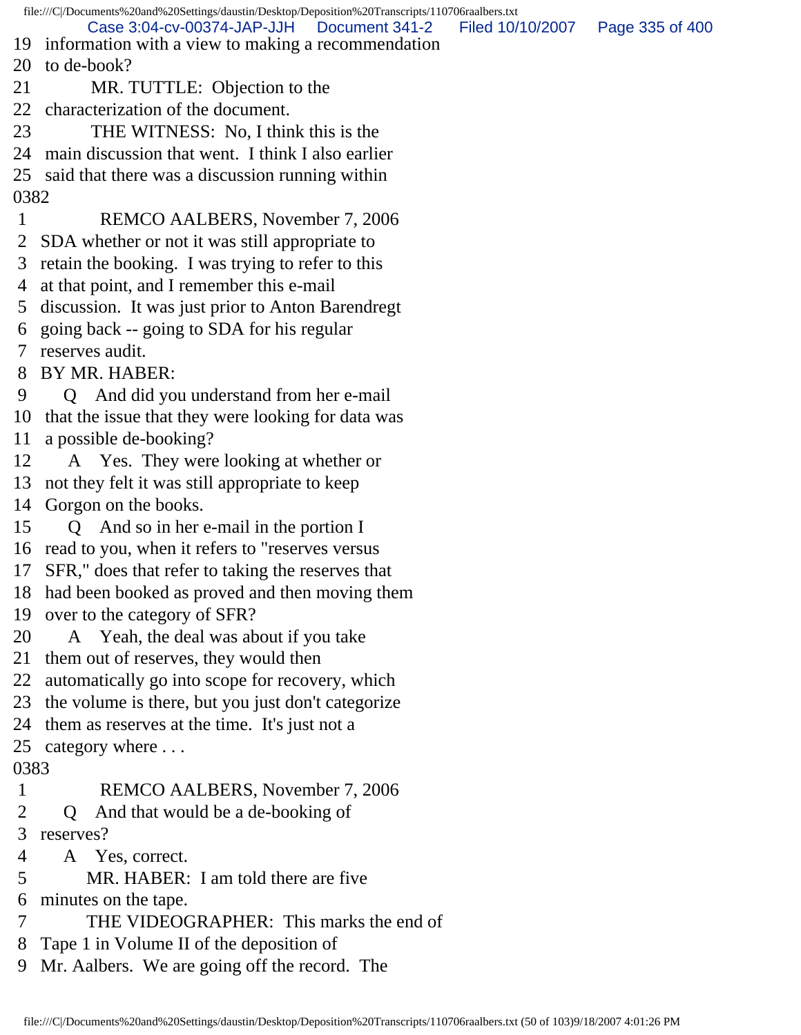19 information with a view to making a recommendation
20 to de-book?
21 MR. TUTTLE: Objection to the
22 characterization of the document.
23 THE WITNESS: No, I think this is the
24 main discussion that went. I think I also earlier
25 said that there was a discussion running within
0382
1 REMCO AALBERS, November 7, 2006
2 SDA whether or not it was still appropriate to
3 retain the booking. I was trying to refer to this
4 at that point, and I remember this e-mail
5 discussion. It was just prior to Anton Barendregt
6 going back -- going to SDA for his regular
7 reserves audit.
8 BY MR. HABER:
9 Q And did you understand from her e-mail
10 that the issue that they were looking for data was
11 a possible de-booking?
12 A Yes. They were looking at whether or
13 not they felt it was still appropriate to keep
14 Gorgon on the books.
15 Q And so in her e-mail in the portion I
16 read to you, when it refers to "reserves versus
17 SFR," does that refer to taking the reserves that
18 had been booked as proved and then moving them
19 over to the category of SFR?
20 A Yeah, the deal was about if you take
21 them out of reserves, they would then
22 automatically go into scope for recovery, which
23 the volume is there, but you just don't categorize
24 them as reserves at the time. It's just not a
25 category where . . .
0383
1 REMCO AALBERS, November 7, 2006
2 Q And that would be a de-booking of
3 reserves?
4 A Yes, correct.
5 MR. HABER: I am told there are five
6 minutes on the tape.
7 THE VIDEOGRAPHER: This marks the end of
8 Tape 1 in Volume II of the deposition of
9 Mr. Aalbers. We are going off the record. The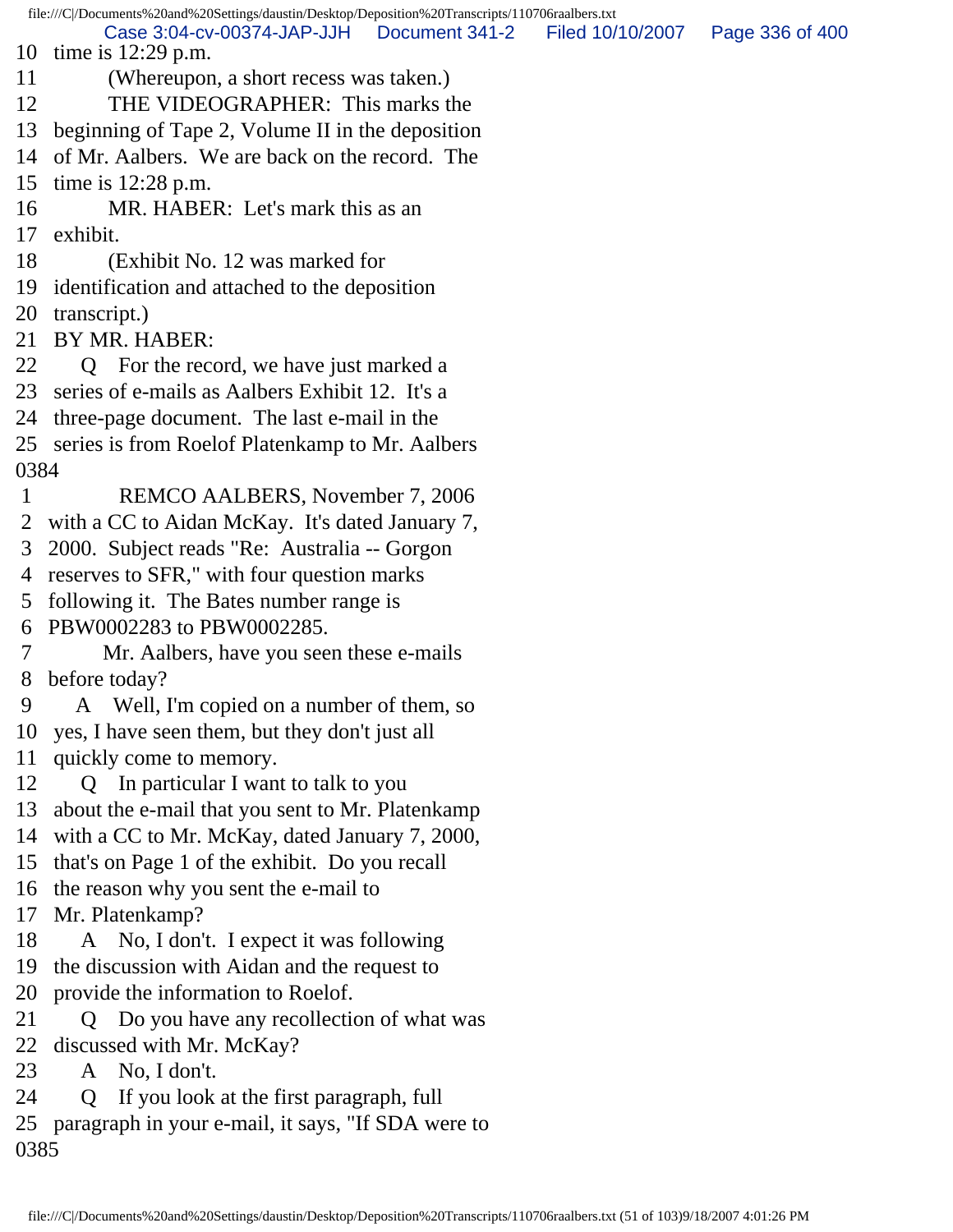10 time is 12:29 p.m.
11 (Whereupon, a short recess was taken.)
12 THE VIDEOGRAPHER: This marks the
13 beginning of Tape 2, Volume II in the deposition
14 of Mr. Aalbers. We are back on the record. The
15 time is 12:28 p.m.
16 MR. HABER: Let's mark this as an
17 exhibit.
18 (Exhibit No. 12 was marked for
19 identification and attached to the deposition
20 transcript.)
21 BY MR. HABER:
22 Q For the record, we have just marked a
23 series of e-mails as Aalbers Exhibit 12. It's a
24 three-page document. The last e-mail in the
25 series is from Roelof Platenkamp to Mr. Aalbers
0384
1 REMCO AALBERS, November 7, 2006
2 with a CC to Aidan McKay. It's dated January 7,
3 2000. Subject reads "Re: Australia -- Gorgon
4 reserves to SFR," with four question marks
5 following it. The Bates number range is
6 PBW0002283 to PBW0002285.
7 Mr. Aalbers, have you seen these e-mails
8 before today?
9 A Well, I'm copied on a number of them, so
10 yes, I have seen them, but they don't just all
11 quickly come to memory.
12 Q In particular I want to talk to you
13 about the e-mail that you sent to Mr. Platenkamp
14 with a CC to Mr. McKay, dated January 7, 2000,
15 that's on Page 1 of the exhibit. Do you recall
16 the reason why you sent the e-mail to
17 Mr. Platenkamp?
18 A No, I don't. I expect it was following
19 the discussion with Aidan and the request to
20 provide the information to Roelof.
21 Q Do you have any recollection of what was
22 discussed with Mr. McKay?
23 A No, I don't.
24 Q If you look at the first paragraph, full
25 paragraph in your e-mail, it says, "If SDA were to
0385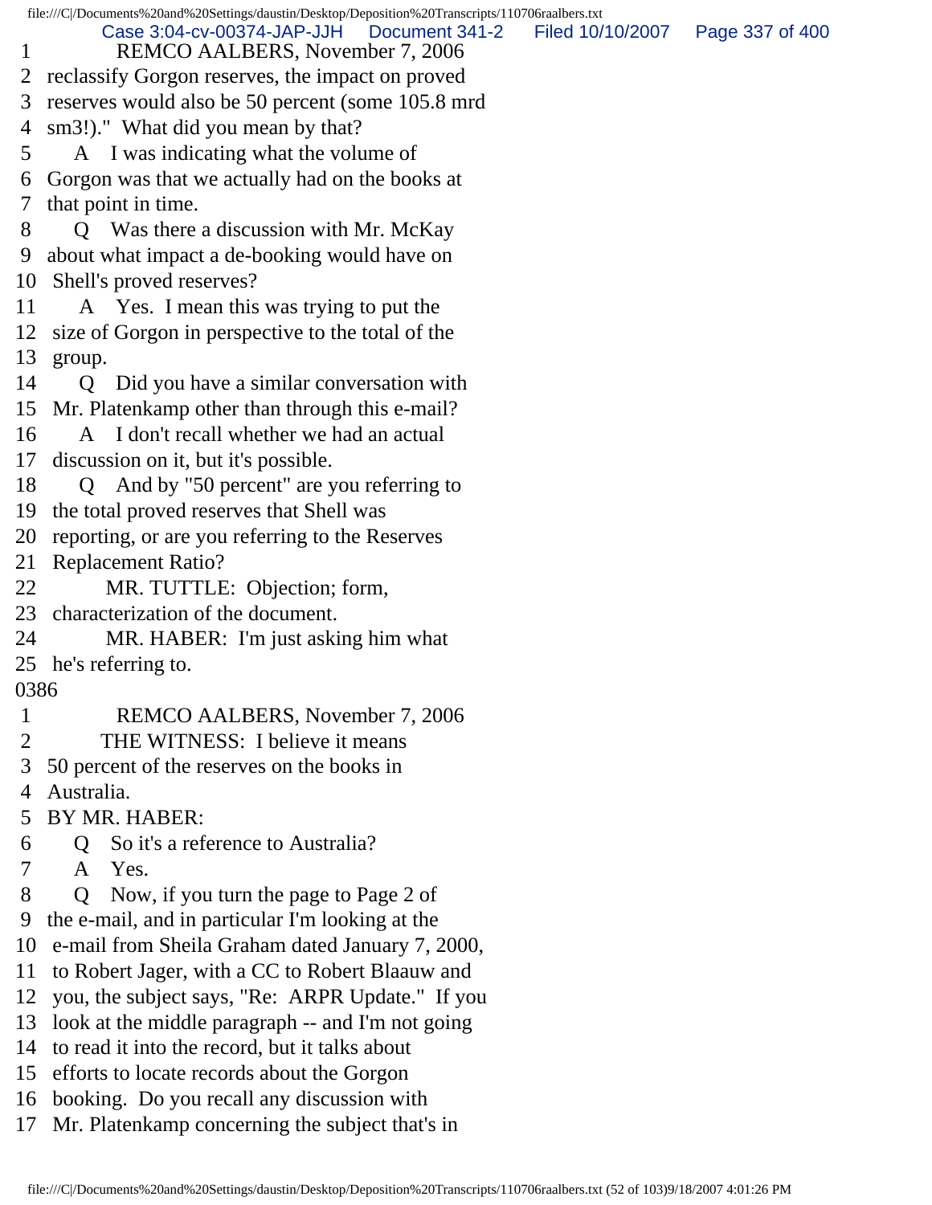1 REMCO AALBERS, November 7, 2006
2 reclassify Gorgon reserves, the impact on proved
3 reserves would also be 50 percent (some 105.8 mrd
4 sm3!)." What did you mean by that?
5 A I was indicating what the volume of
6 Gorgon was that we actually had on the books at
7 that point in time.
8 Q Was there a discussion with Mr. McKay
9 about what impact a de-booking would have on
10 Shell's proved reserves?
11 A Yes. I mean this was trying to put the
12 size of Gorgon in perspective to the total of the
13 group.
14 Q Did you have a similar conversation with
15 Mr. Platenkamp other than through this e-mail?
16 A I don't recall whether we had an actual
17 discussion on it, but it's possible.
18 Q And by "50 percent" are you referring to
19 the total proved reserves that Shell was
20 reporting, or are you referring to the Reserves
21 Replacement Ratio?
22 MR. TUTTLE: Objection; form,
23 characterization of the document.
24 MR. HABER: I'm just asking him what
25 he's referring to.

0386

1 REMCO AALBERS, November 7, 2006
2 THE WITNESS: I believe it means
3 50 percent of the reserves on the books in
4 Australia.
5 BY MR. HABER:
6 Q So it's a reference to Australia?
7 A Yes.
8 Q Now, if you turn the page to Page 2 of
9 the e-mail, and in particular I'm looking at the
10 e-mail from Sheila Graham dated January 7, 2000,
11 to Robert Jager, with a CC to Robert Blaauw and
12 you, the subject says, "Re: ARPR Update." If you
13 look at the middle paragraph -- and I'm not going
14 to read it into the record, but it talks about
15 efforts to locate records about the Gorgon
16 booking. Do you recall any discussion with
17 Mr. Platenkamp concerning the subject that's in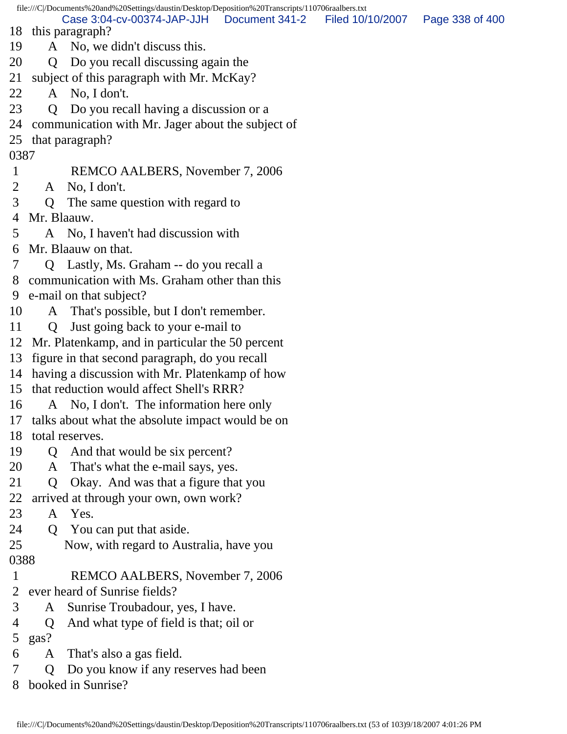18 this paragraph?
19 A No, we didn't discuss this.
20 Q Do you recall discussing again the
21 subject of this paragraph with Mr. McKay?
22 A No, I don't.
23 Q Do you recall having a discussion or a
24 communication with Mr. Jager about the subject of
25 that paragraph?
0387
1 REMCO AALBERS, November 7, 2006
2 A No, I don't.
3 Q The same question with regard to
4 Mr. Blaauw.
5 A No, I haven't had discussion with
6 Mr. Blaauw on that.
7 Q Lastly, Ms. Graham -- do you recall a
8 communication with Ms. Graham other than this
9 e-mail on that subject?
10 A That's possible, but I don't remember.
11 Q Just going back to your e-mail to
12 Mr. Platenkamp, and in particular the 50 percent
13 figure in that second paragraph, do you recall
14 having a discussion with Mr. Platenkamp of how
15 that reduction would affect Shell's RRR?
16 A No, I don't. The information here only
17 talks about what the absolute impact would be on
18 total reserves.
19 Q And that would be six percent?
20 A That's what the e-mail says, yes.
21 Q Okay. And was that a figure that you
22 arrived at through your own, own work?
23 A Yes.
24 Q You can put that aside.
25 Now, with regard to Australia, have you
0388
1 REMCO AALBERS, November 7, 2006
2 ever heard of Sunrise fields?
3 A Sunrise Troubadour, yes, I have.
4 Q And what type of field is that; oil or
5 gas?
6 A That's also a gas field.
7 Q Do you know if any reserves had been
8 booked in Sunrise?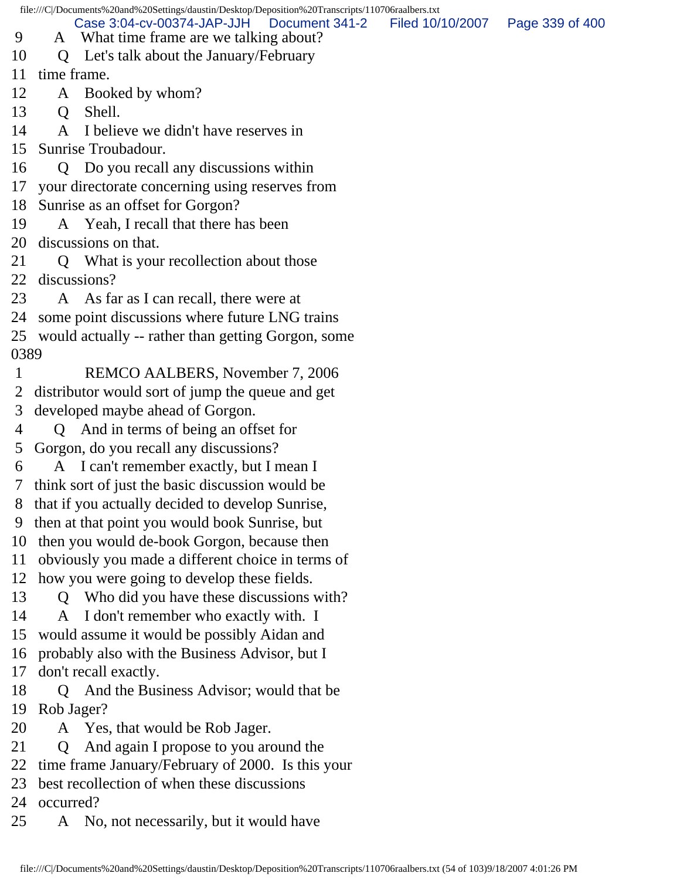9 A What time frame are we talking about?
10 Q Let's talk about the January/February
11 time frame.
12 A Booked by whom?
13 Q Shell.
14 A I believe we didn't have reserves in
15 Sunrise Troubadour.
16 Q Do you recall any discussions within
17 your directorate concerning using reserves from
18 Sunrise as an offset for Gorgon?
19 A Yeah, I recall that there has been
20 discussions on that.
21 Q What is your recollection about those
22 discussions?
23 A As far as I can recall, there were at
24 some point discussions where future LNG trains
25 would actually -- rather than getting Gorgon, some

0389

1 REMCO AALBERS, November 7, 2006
2 distributor would sort of jump the queue and get
3 developed maybe ahead of Gorgon.
4 Q And in terms of being an offset for
5 Gorgon, do you recall any discussions?
6 A I can't remember exactly, but I mean I
7 think sort of just the basic discussion would be
8 that if you actually decided to develop Sunrise,
9 then at that point you would book Sunrise, but
10 then you would de-book Gorgon, because then
11 obviously you made a different choice in terms of
12 how you were going to develop these fields.
13 Q Who did you have these discussions with?
14 A I don't remember who exactly with. I
15 would assume it would be possibly Aidan and
16 probably also with the Business Advisor, but I
17 don't recall exactly.
18 Q And the Business Advisor; would that be
19 Rob Jager?
20 A Yes, that would be Rob Jager.
21 Q And again I propose to you around the
22 time frame January/February of 2000. Is this your
23 best recollection of when these discussions
24 occurred?
25 A No, not necessarily, but it would have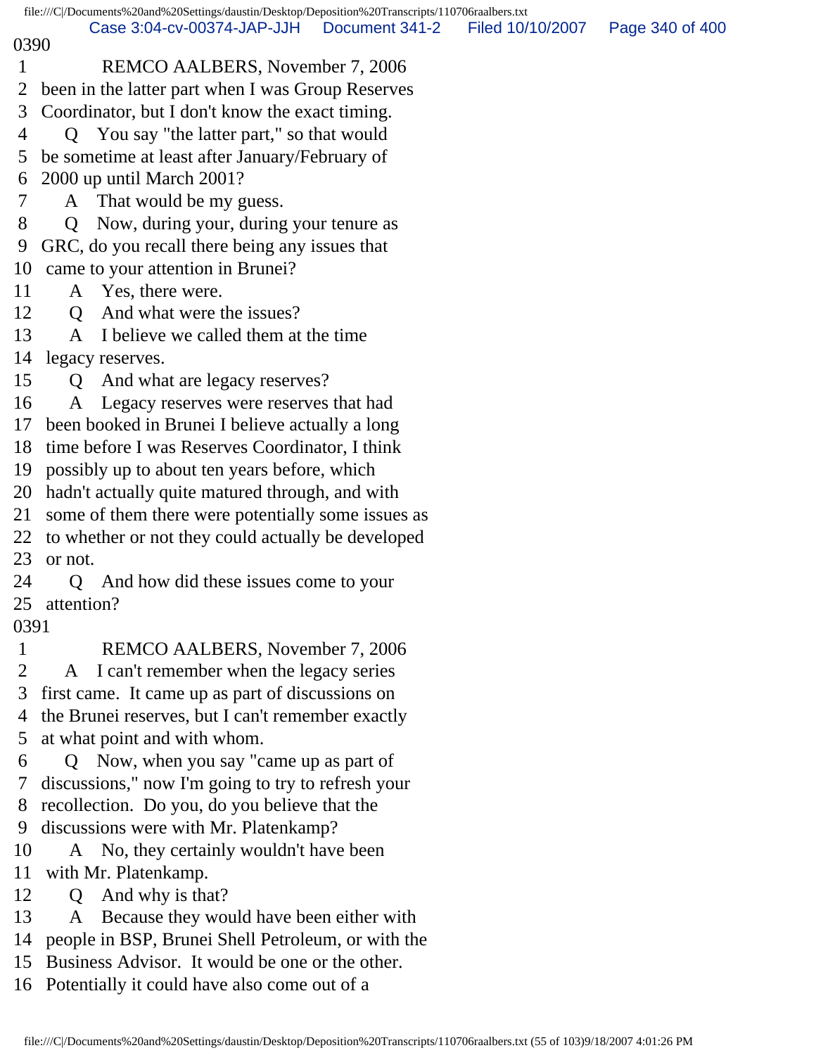0390

1 REMCO AALBERS, November 7, 2006
2 been in the latter part when I was Group Reserves
3 Coordinator, but I don't know the exact timing.
4 Q You say "the latter part," so that would
5 be sometime at least after January/February of
6 2000 up until March 2001?
7 A That would be my guess.
8 Q Now, during your, during your tenure as
9 GRC, do you recall there being any issues that
10 came to your attention in Brunei?
11 A Yes, there were.
12 Q And what were the issues?
13 A I believe we called them at the time
14 legacy reserves.
15 Q And what are legacy reserves?
16 A Legacy reserves were reserves that had
17 been booked in Brunei I believe actually a long
18 time before I was Reserves Coordinator, I think
19 possibly up to about ten years before, which
20 hadn't actually quite matured through, and with
21 some of them there were potentially some issues as
22 to whether or not they could actually be developed
23 or not.
24 Q And how did these issues come to your
25 attention?

0391

1 REMCO AALBERS, November 7, 2006
2 A I can't remember when the legacy series
3 first came. It came up as part of discussions on
4 the Brunei reserves, but I can't remember exactly
5 at what point and with whom.
6 Q Now, when you say "came up as part of
7 discussions," now I'm going to try to refresh your
8 recollection. Do you, do you believe that the
9 discussions were with Mr. Platenkamp?
10 A No, they certainly wouldn't have been
11 with Mr. Platenkamp.
12 Q And why is that?
13 A Because they would have been either with
14 people in BSP, Brunei Shell Petroleum, or with the
15 Business Advisor. It would be one or the other.
16 Potentially it could have also come out of a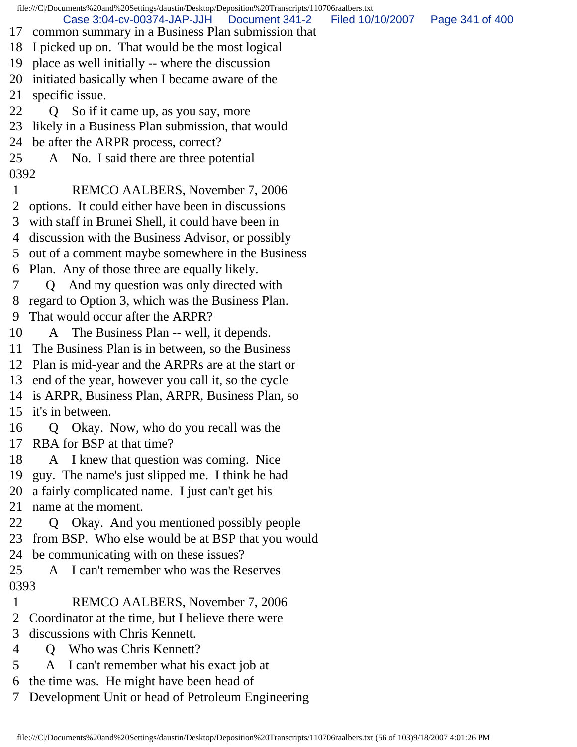17 common summary in a Business Plan submission that
18 I picked up on. That would be the most logical
19 place as well initially -- where the discussion
20 initiated basically when I became aware of the
21 specific issue.
22 Q So if it came up, as you say, more
23 likely in a Business Plan submission, that would
24 be after the ARPR process, correct?
25 A No. I said there are three potential
0392
1 REMCO AALBERS, November 7, 2006
2 options. It could either have been in discussions
3 with staff in Brunei Shell, it could have been in
4 discussion with the Business Advisor, or possibly
5 out of a comment maybe somewhere in the Business
6 Plan. Any of those three are equally likely.
7 Q And my question was only directed with
8 regard to Option 3, which was the Business Plan.
9 That would occur after the ARPR?
10 A The Business Plan -- well, it depends.
11 The Business Plan is in between, so the Business
12 Plan is mid-year and the ARPRs are at the start or
13 end of the year, however you call it, so the cycle
14 is ARPR, Business Plan, ARPR, Business Plan, so
15 it's in between.
16 Q Okay. Now, who do you recall was the
17 RBA for BSP at that time?
18 A I knew that question was coming. Nice
19 guy. The name's just slipped me. I think he had
20 a fairly complicated name. I just can't get his
21 name at the moment.
22 Q Okay. And you mentioned possibly people
23 from BSP. Who else would be at BSP that you would
24 be communicating with on these issues?
25 A I can't remember who was the Reserves
0393
1 REMCO AALBERS, November 7, 2006
2 Coordinator at the time, but I believe there were
3 discussions with Chris Kennett.
4 Q Who was Chris Kennett?
5 A I can't remember what his exact job at
6 the time was. He might have been head of
7 Development Unit or head of Petroleum Engineering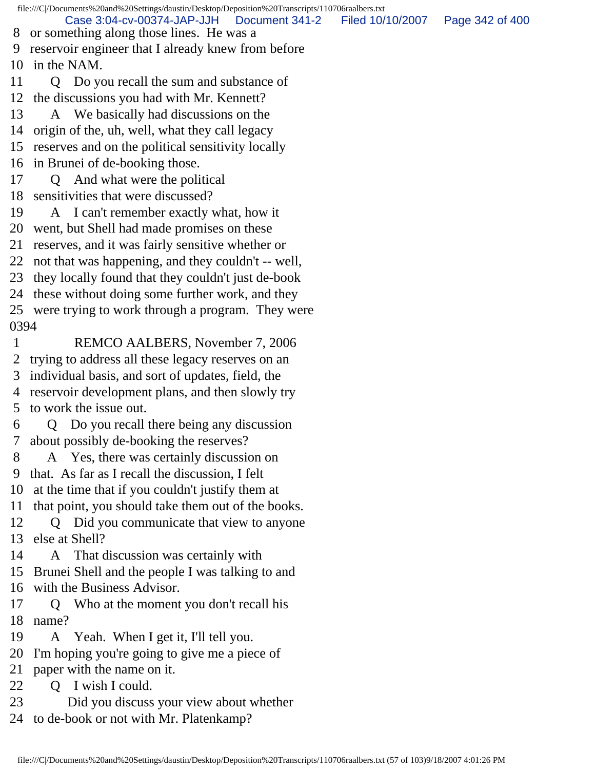8 or something along those lines. He was a
9 reservoir engineer that I already knew from before
10 in the NAM.
11 Q Do you recall the sum and substance of
12 the discussions you had with Mr. Kennett?
13 A We basically had discussions on the
14 origin of the, uh, well, what they call legacy
15 reserves and on the political sensitivity locally
16 in Brunei of de-booking those.
17 Q And what were the political
18 sensitivities that were discussed?
19 A I can't remember exactly what, how it
20 went, but Shell had made promises on these
21 reserves, and it was fairly sensitive whether or
22 not that was happening, and they couldn't -- well,
23 they locally found that they couldn't just de-book
24 these without doing some further work, and they
25 were trying to work through a program. They were
0394
1 REMCO AALBERS, November 7, 2006
2 trying to address all these legacy reserves on an
3 individual basis, and sort of updates, field, the
4 reservoir development plans, and then slowly try
5 to work the issue out.
6 Q Do you recall there being any discussion
7 about possibly de-booking the reserves?
8 A Yes, there was certainly discussion on
9 that. As far as I recall the discussion, I felt
10 at the time that if you couldn't justify them at
11 that point, you should take them out of the books.
12 Q Did you communicate that view to anyone
13 else at Shell?
14 A That discussion was certainly with
15 Brunei Shell and the people I was talking to and
16 with the Business Advisor.
17 Q Who at the moment you don't recall his
18 name?
19 A Yeah. When I get it, I'll tell you.
20 I'm hoping you're going to give me a piece of
21 paper with the name on it.
22 Q I wish I could.
23 Did you discuss your view about whether
24 to de-book or not with Mr. Platenkamp?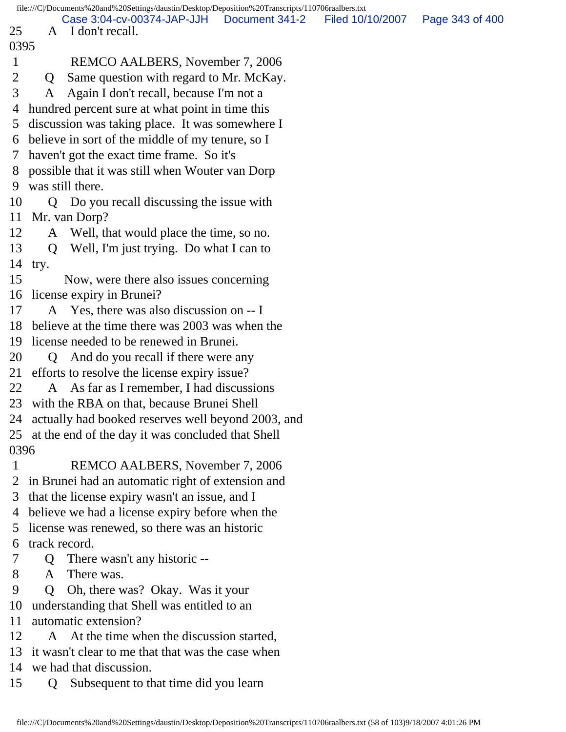25 A I don't recall.
0395
1 REMCO AALBERS, November 7, 2006
2 Q Same question with regard to Mr. McKay.
3 A Again I don't recall, because I'm not a
4 hundred percent sure at what point in time this
5 discussion was taking place. It was somewhere I
6 believe in sort of the middle of my tenure, so I
7 haven't got the exact time frame. So it's
8 possible that it was still when Wouter van Dorp
9 was still there.
10 Q Do you recall discussing the issue with
11 Mr. van Dorp?
12 A Well, that would place the time, so no.
13 Q Well, I'm just trying. Do what I can to
14 try.
15 Now, were there also issues concerning
16 license expiry in Brunei?
17 A Yes, there was also discussion on -- I
18 believe at the time there was 2003 was when the
19 license needed to be renewed in Brunei.
20 Q And do you recall if there were any
21 efforts to resolve the license expiry issue?
22 A As far as I remember, I had discussions
23 with the RBA on that, because Brunei Shell
24 actually had booked reserves well beyond 2003, and
25 at the end of the day it was concluded that Shell
0396
1 REMCO AALBERS, November 7, 2006
2 in Brunei had an automatic right of extension and
3 that the license expiry wasn't an issue, and I
4 believe we had a license expiry before when the
5 license was renewed, so there was an historic
6 track record.
7 Q There wasn't any historic --
8 A There was.
9 Q Oh, there was? Okay. Was it your
10 understanding that Shell was entitled to an
11 automatic extension?
12 A At the time when the discussion started,
13 it wasn't clear to me that that was the case when
14 we had that discussion.
15 Q Subsequent to that time did you learn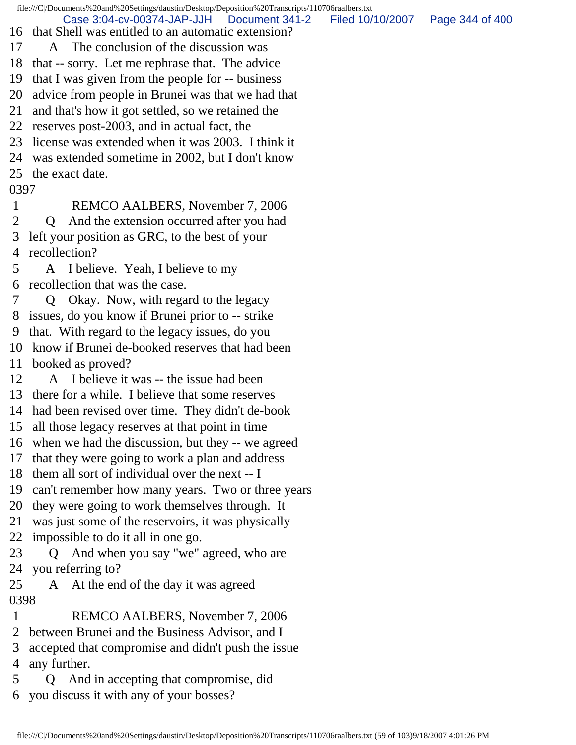16 that Shell was entitled to an automatic extension?
17 A The conclusion of the discussion was
18 that -- sorry. Let me rephrase that. The advice
19 that I was given from the people for -- business
20 advice from people in Brunei was that we had that
21 and that's how it got settled, so we retained the
22 reserves post-2003, and in actual fact, the
23 license was extended when it was 2003. I think it
24 was extended sometime in 2002, but I don't know
25 the exact date.

0397

1 REMCO AALBERS, November 7, 2006
2 Q And the extension occurred after you had
3 left your position as GRC, to the best of your
4 recollection?
5 A I believe. Yeah, I believe to my
6 recollection that was the case.
7 Q Okay. Now, with regard to the legacy
8 issues, do you know if Brunei prior to -- strike
9 that. With regard to the legacy issues, do you
10 know if Brunei de-booked reserves that had been
11 booked as proved?
12 A I believe it was -- the issue had been
13 there for a while. I believe that some reserves
14 had been revised over time. They didn't de-book
15 all those legacy reserves at that point in time
16 when we had the discussion, but they -- we agreed
17 that they were going to work a plan and address
18 them all sort of individual over the next -- I
19 can't remember how many years. Two or three years
20 they were going to work themselves through. It
21 was just some of the reservoirs, it was physically
22 impossible to do it all in one go.
23 Q And when you say "we" agreed, who are
24 you referring to?
25 A At the end of the day it was agreed

0398

1 REMCO AALBERS, November 7, 2006
2 between Brunei and the Business Advisor, and I
3 accepted that compromise and didn't push the issue
4 any further.
5 Q And in accepting that compromise, did
6 you discuss it with any of your bosses?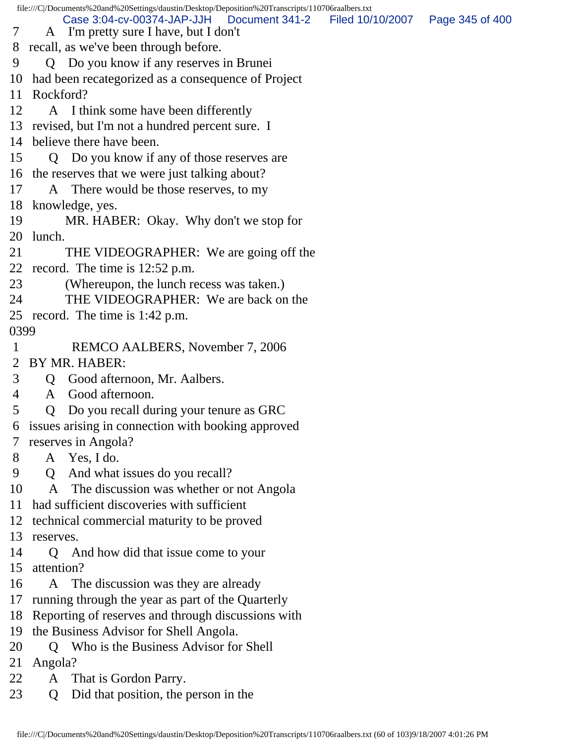7 A I'm pretty sure I have, but I don't
8 recall, as we've been through before.
9 Q Do you know if any reserves in Brunei
10 had been recategorized as a consequence of Project
11 Rockford?
12 A I think some have been differently
13 revised, but I'm not a hundred percent sure. I
14 believe there have been.
15 Q Do you know if any of those reserves are
16 the reserves that we were just talking about?
17 A There would be those reserves, to my
18 knowledge, yes.
19 MR. HABER: Okay. Why don't we stop for
20 lunch.
21 THE VIDEOGRAPHER: We are going off the
22 record. The time is 12:52 p.m.
23 (Whereupon, the lunch recess was taken.)
24 THE VIDEOGRAPHER: We are back on the
25 record. The time is 1:42 p.m.

0399

1 REMCO AALBERS, November 7, 2006
2 BY MR. HABER:
3 Q Good afternoon, Mr. Aalbers.
4 A Good afternoon.
5 Q Do you recall during your tenure as GRC
6 issues arising in connection with booking approved
7 reserves in Angola?
8 A Yes, I do.
9 Q And what issues do you recall?
10 A The discussion was whether or not Angola
11 had sufficient discoveries with sufficient
12 technical commercial maturity to be proved
13 reserves.
14 Q And how did that issue come to your
15 attention?
16 A The discussion was they are already
17 running through the year as part of the Quarterly
18 Reporting of reserves and through discussions with
19 the Business Advisor for Shell Angola.
20 Q Who is the Business Advisor for Shell
21 Angola?
22 A That is Gordon Parry.
23 Q Did that position, the person in the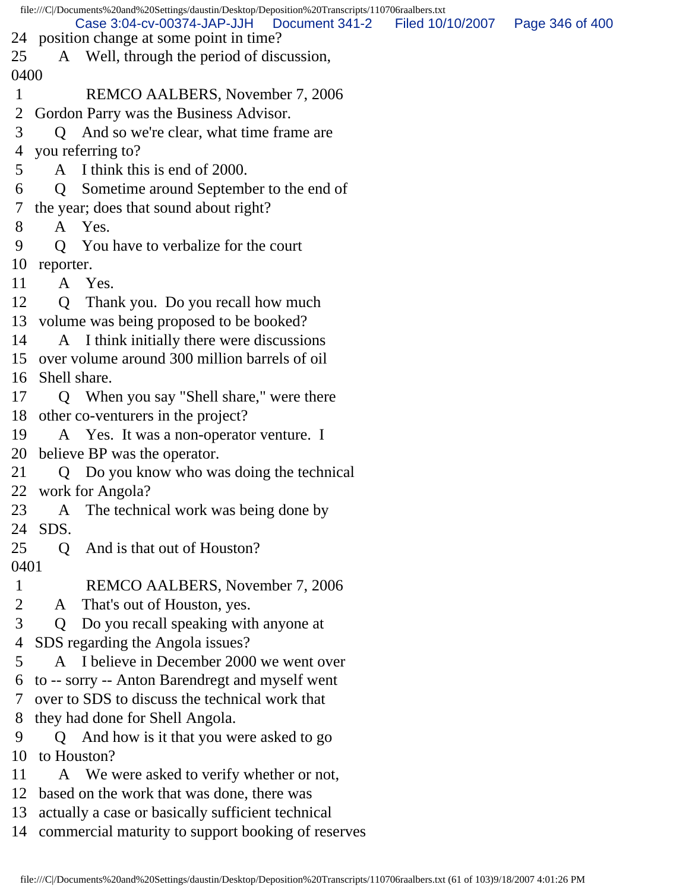24 position change at some point in time?
25 A Well, through the period of discussion,

0400

1 REMCO AALBERS, November 7, 2006
2 Gordon Parry was the Business Advisor.
3 Q And so we're clear, what time frame are
4 you referring to?
5 A I think this is end of 2000.
6 Q Sometime around September to the end of
7 the year; does that sound about right?
8 A Yes.
9 Q You have to verbalize for the court
10 reporter.
11 A Yes.
12 Q Thank you. Do you recall how much
13 volume was being proposed to be booked?
14 A I think initially there were discussions
15 over volume around 300 million barrels of oil
16 Shell share.
17 Q When you say "Shell share," were there
18 other co-venturers in the project?
19 A Yes. It was a non-operator venture. I
20 believe BP was the operator.
21 Q Do you know who was doing the technical
22 work for Angola?
23 A The technical work was being done by
24 SDS.
25 Q And is that out of Houston?

0401

1 REMCO AALBERS, November 7, 2006
2 A That's out of Houston, yes.
3 Q Do you recall speaking with anyone at
4 SDS regarding the Angola issues?
5 A I believe in December 2000 we went over
6 to -- sorry -- Anton Barendregt and myself went
7 over to SDS to discuss the technical work that
8 they had done for Shell Angola.
9 Q And how is it that you were asked to go
10 to Houston?
11 A We were asked to verify whether or not,
12 based on the work that was done, there was
13 actually a case or basically sufficient technical
14 commercial maturity to support booking of reserves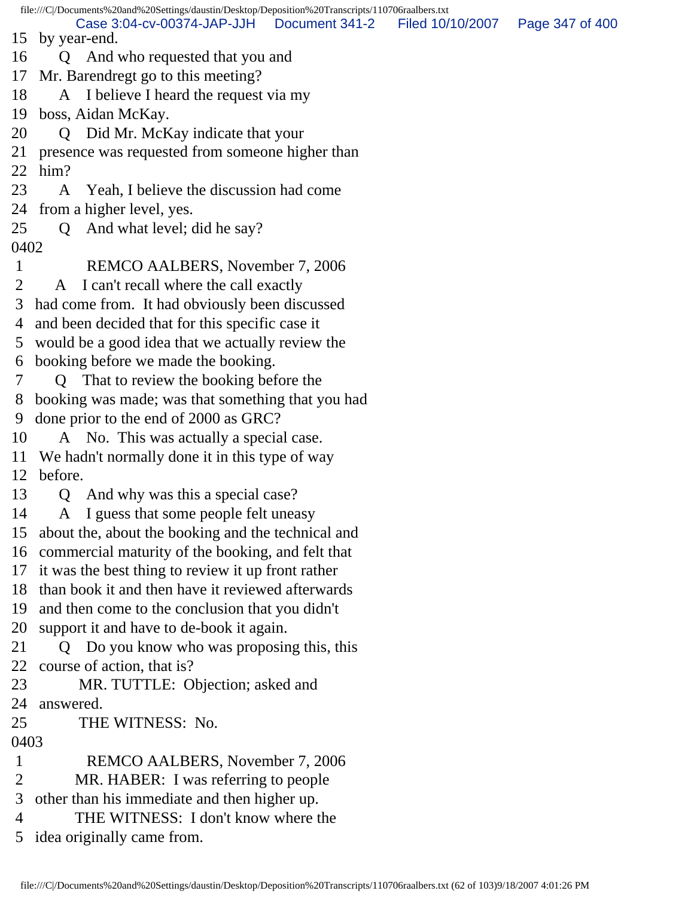15 by year-end.
16 Q And who requested that you and
17 Mr. Barendregt go to this meeting?
18 A I believe I heard the request via my
19 boss, Aidan McKay.
20 Q Did Mr. McKay indicate that your
21 presence was requested from someone higher than
22 him?
23 A Yeah, I believe the discussion had come
24 from a higher level, yes.
25 Q And what level; did he say?
0402
1 REMCO AALBERS, November 7, 2006
2 A I can't recall where the call exactly
3 had come from. It had obviously been discussed
4 and been decided that for this specific case it
5 would be a good idea that we actually review the
6 booking before we made the booking.
7 Q That to review the booking before the
8 booking was made; was that something that you had
9 done prior to the end of 2000 as GRC?
10 A No. This was actually a special case.
11 We hadn't normally done it in this type of way
12 before.
13 Q And why was this a special case?
14 A I guess that some people felt uneasy
15 about the, about the booking and the technical and
16 commercial maturity of the booking, and felt that
17 it was the best thing to review it up front rather
18 than book it and then have it reviewed afterwards
19 and then come to the conclusion that you didn't
20 support it and have to de-book it again.
21 Q Do you know who was proposing this, this
22 course of action, that is?
23 MR. TUTTLE: Objection; asked and
24 answered.
25 THE WITNESS: No.
0403
1 REMCO AALBERS, November 7, 2006
2 MR. HABER: I was referring to people
3 other than his immediate and then higher up.
4 THE WITNESS: I don't know where the
5 idea originally came from.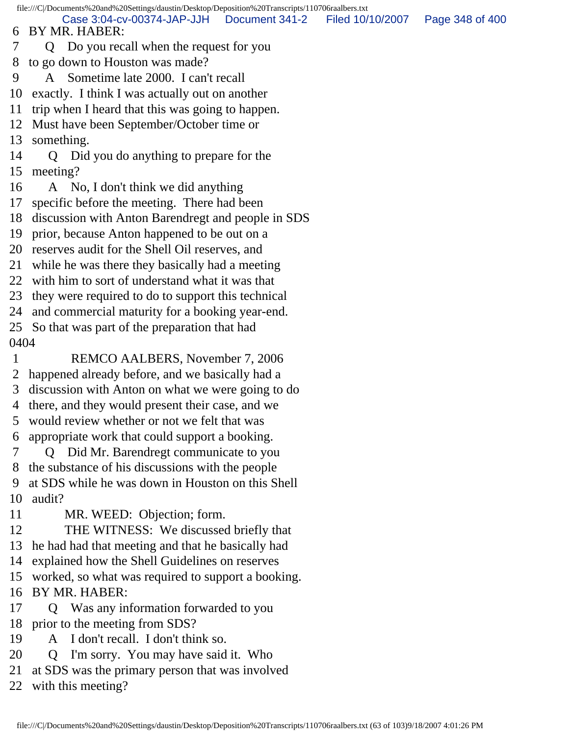6 BY MR. HABER:

7 Q Do you recall when the request for you
8 to go down to Houston was made?

9 A Sometime late 2000. I can't recall
10 exactly. I think I was actually out on another
11 trip when I heard that this was going to happen.
12 Must have been September/October time or
13 something.

14 Q Did you do anything to prepare for the
15 meeting?

16 A No, I don't think we did anything
17 specific before the meeting. There had been
18 discussion with Anton Barendregt and people in SDS
19 prior, because Anton happened to be out on a
20 reserves audit for the Shell Oil reserves, and
21 while he was there they basically had a meeting
22 with him to sort of understand what it was that
23 they were required to do to support this technical
24 and commercial maturity for a booking year-end.
25 So that was part of the preparation that had

0404

1 REMCO AALBERS, November 7, 2006

2 happened already before, and we basically had a
3 discussion with Anton on what we were going to do
4 there, and they would present their case, and we
5 would review whether or not we felt that was
6 appropriate work that could support a booking.

7 Q Did Mr. Barendregt communicate to you
8 the substance of his discussions with the people
9 at SDS while he was down in Houston on this Shell
10 audit?

11 MR. WEED: Objection; form.

12 THE WITNESS: We discussed briefly that
13 he had had that meeting and that he basically had
14 explained how the Shell Guidelines on reserves
15 worked, so what was required to support a booking.

16 BY MR. HABER:

17 Q Was any information forwarded to you
18 prior to the meeting from SDS?

19 A I don't recall. I don't think so.

20 Q I'm sorry. You may have said it. Who
21 at SDS was the primary person that was involved
22 with this meeting?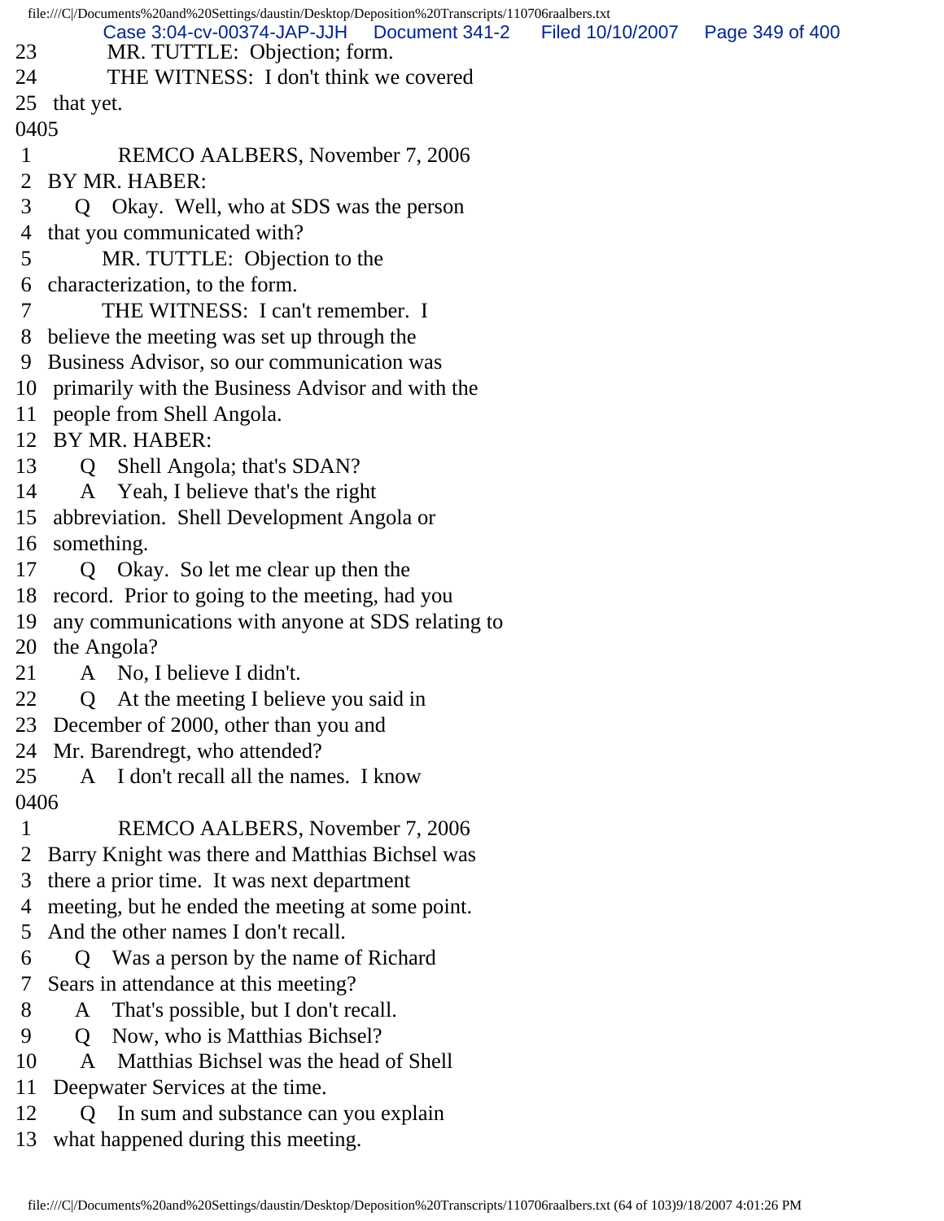23 MR. TUTTLE: Objection; form.
24 THE WITNESS: I don't think we covered
25 that yet.

0405

1 REMCO AALBERS, November 7, 2006
2 BY MR. HABER:
3 Q Okay. Well, who at SDS was the person
4 that you communicated with?
5 MR. TUTTLE: Objection to the
6 characterization, to the form.
7 THE WITNESS: I can't remember. I
8 believe the meeting was set up through the
9 Business Advisor, so our communication was
10 primarily with the Business Advisor and with the
11 people from Shell Angola.
12 BY MR. HABER:
13 Q Shell Angola; that's SDAN?
14 A Yeah, I believe that's the right
15 abbreviation. Shell Development Angola or
16 something.
17 Q Okay. So let me clear up then the
18 record. Prior to going to the meeting, had you
19 any communications with anyone at SDS relating to
20 the Angola?
21 A No, I believe I didn't.
22 Q At the meeting I believe you said in
23 December of 2000, other than you and
24 Mr. Barendregt, who attended?
25 A I don't recall all the names. I know

0406

1 REMCO AALBERS, November 7, 2006
2 Barry Knight was there and Matthias Bichsel was
3 there a prior time. It was next department
4 meeting, but he ended the meeting at some point.
5 And the other names I don't recall.
6 Q Was a person by the name of Richard
7 Sears in attendance at this meeting?
8 A That's possible, but I don't recall.
9 Q Now, who is Matthias Bichsel?
10 A Matthias Bichsel was the head of Shell
11 Deepwater Services at the time.
12 Q In sum and substance can you explain
13 what happened during this meeting.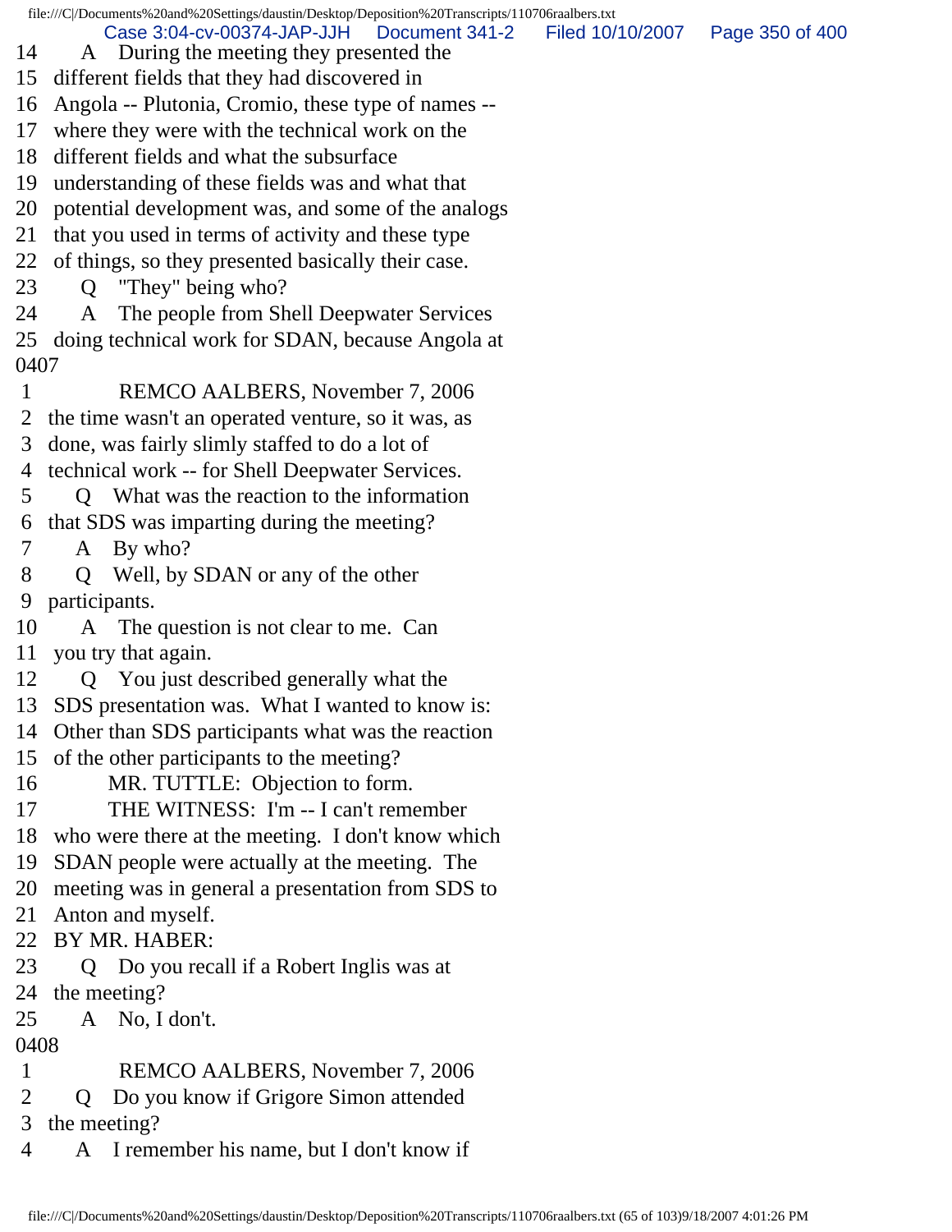14 A During the meeting they presented the
15 different fields that they had discovered in
16 Angola -- Plutonia, Cromio, these type of names --
17 where they were with the technical work on the
18 different fields and what the subsurface
19 understanding of these fields was and what that
20 potential development was, and some of the analogs
21 that you used in terms of activity and these type
22 of things, so they presented basically their case.
23 Q "They" being who?
24 A The people from Shell Deepwater Services
25 doing technical work for SDAN, because Angola at

0407

1 REMCO AALBERS, November 7, 2006
2 the time wasn't an operated venture, so it was, as
3 done, was fairly slimly staffed to do a lot of
4 technical work -- for Shell Deepwater Services.
5 Q What was the reaction to the information
6 that SDS was imparting during the meeting?
7 A By who?
8 Q Well, by SDAN or any of the other
9 participants.
10 A The question is not clear to me. Can
11 you try that again.
12 Q You just described generally what the
13 SDS presentation was. What I wanted to know is:
14 Other than SDS participants what was the reaction
15 of the other participants to the meeting?
16 MR. TUTTLE: Objection to form.
17 THE WITNESS: I'm -- I can't remember
18 who were there at the meeting. I don't know which
19 SDAN people were actually at the meeting. The
20 meeting was in general a presentation from SDS to
21 Anton and myself.
22 BY MR. HABER:
23 Q Do you recall if a Robert Inglis was at
24 the meeting?
25 A No, I don't.

0408

1 REMCO AALBERS, November 7, 2006
2 Q Do you know if Grigore Simon attended
3 the meeting?
4 A I remember his name, but I don't know if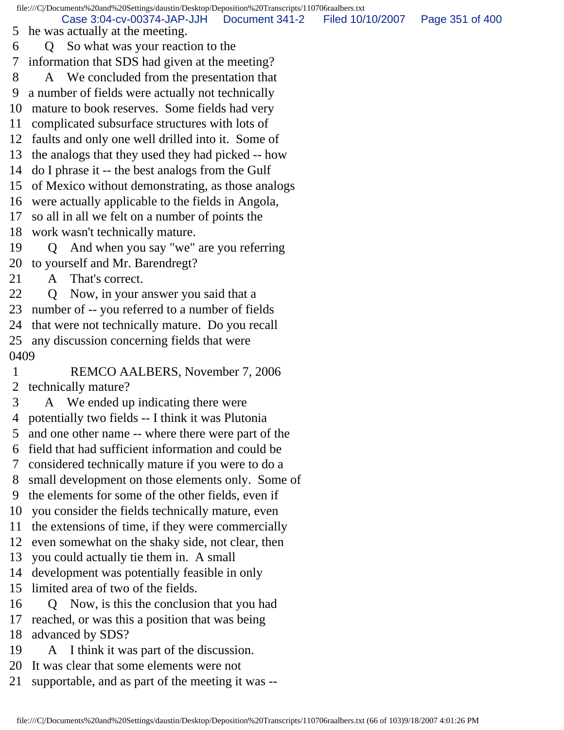5 he was actually at the meeting.
6 Q So what was your reaction to the
7 information that SDS had given at the meeting?
8 A We concluded from the presentation that
9 a number of fields were actually not technically
10 mature to book reserves. Some fields had very
11 complicated subsurface structures with lots of
12 faults and only one well drilled into it. Some of
13 the analogs that they used they had picked -- how
14 do I phrase it -- the best analogs from the Gulf
15 of Mexico without demonstrating, as those analogs
16 were actually applicable to the fields in Angola,
17 so all in all we felt on a number of points the
18 work wasn't technically mature.
19 Q And when you say "we" are you referring
20 to yourself and Mr. Barendregt?
21 A That's correct.
22 Q Now, in your answer you said that a
23 number of -- you referred to a number of fields
24 that were not technically mature. Do you recall
25 any discussion concerning fields that were
0409
1 REMCO AALBERS, November 7, 2006
2 technically mature?
3 A We ended up indicating there were
4 potentially two fields -- I think it was Plutonia
5 and one other name -- where there were part of the
6 field that had sufficient information and could be
7 considered technically mature if you were to do a
8 small development on those elements only. Some of
9 the elements for some of the other fields, even if
10 you consider the fields technically mature, even
11 the extensions of time, if they were commercially
12 even somewhat on the shaky side, not clear, then
13 you could actually tie them in. A small
14 development was potentially feasible in only
15 limited area of two of the fields.
16 Q Now, is this the conclusion that you had
17 reached, or was this a position that was being
18 advanced by SDS?
19 A I think it was part of the discussion.
20 It was clear that some elements were not
21 supportable, and as part of the meeting it was --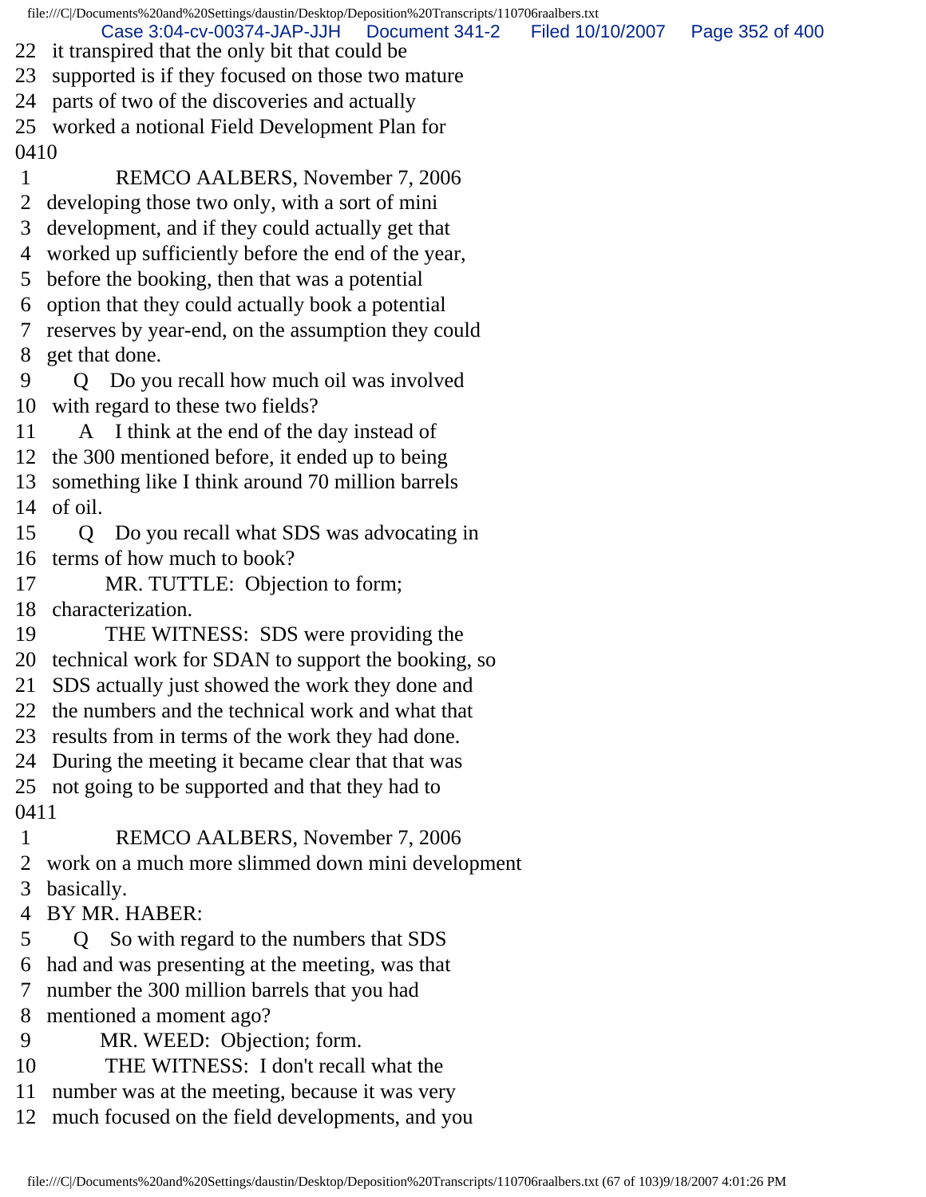22 it transpired that the only bit that could be
23 supported is if they focused on those two mature
24 parts of two of the discoveries and actually
25 worked a notional Field Development Plan for

0410

1 REMCO AALBERS, November 7, 2006
2 developing those two only, with a sort of mini
3 development, and if they could actually get that
4 worked up sufficiently before the end of the year,
5 before the booking, then that was a potential
6 option that they could actually book a potential
7 reserves by year-end, on the assumption they could
8 get that done.
9 Q Do you recall how much oil was involved
10 with regard to these two fields?
11 A I think at the end of the day instead of
12 the 300 mentioned before, it ended up to being
13 something like I think around 70 million barrels
14 of oil.
15 Q Do you recall what SDS was advocating in
16 terms of how much to book?
17 MR. TUTTLE: Objection to form;
18 characterization.
19 THE WITNESS: SDS were providing the
20 technical work for SDAN to support the booking, so
21 SDS actually just showed the work they done and
22 the numbers and the technical work and what that
23 results from in terms of the work they had done.
24 During the meeting it became clear that that was
25 not going to be supported and that they had to

0411

1 REMCO AALBERS, November 7, 2006
2 work on a much more slimmed down mini development
3 basically.
4 BY MR. HABER:
5 Q So with regard to the numbers that SDS
6 had and was presenting at the meeting, was that
7 number the 300 million barrels that you had
8 mentioned a moment ago?
9 MR. WEED: Objection; form.
10 THE WITNESS: I don't recall what the
11 number was at the meeting, because it was very
12 much focused on the field developments, and you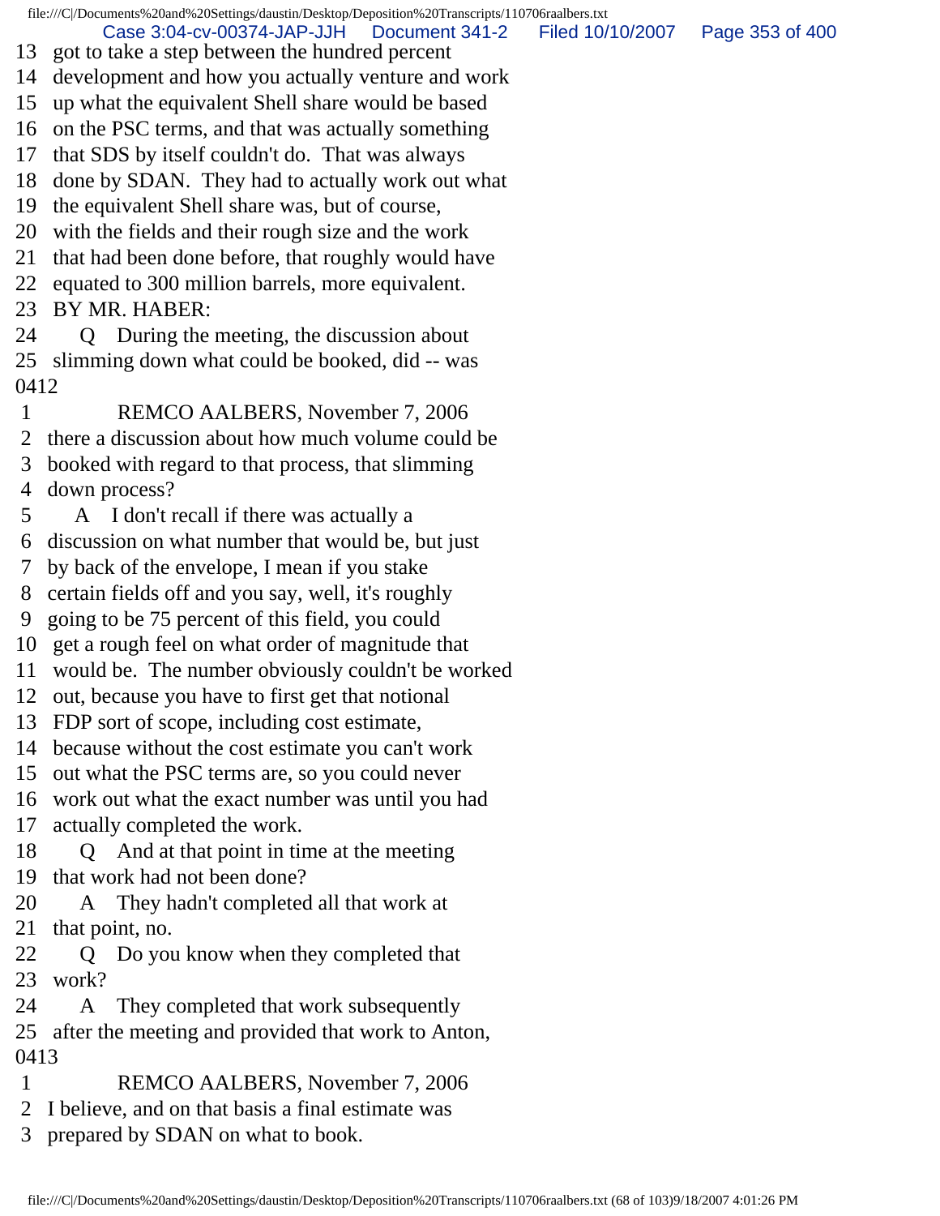13 got to take a step between the hundred percent
14 development and how you actually venture and work
15 up what the equivalent Shell share would be based
16 on the PSC terms, and that was actually something
17 that SDS by itself couldn't do. That was always
18 done by SDAN. They had to actually work out what
19 the equivalent Shell share was, but of course,
20 with the fields and their rough size and the work
21 that had been done before, that roughly would have
22 equated to 300 million barrels, more equivalent.
23 BY MR. HABER:
24 Q During the meeting, the discussion about
25 slimming down what could be booked, did -- was
0412
1 REMCO AALBERS, November 7, 2006
2 there a discussion about how much volume could be
3 booked with regard to that process, that slimming
4 down process?
5 A I don't recall if there was actually a
6 discussion on what number that would be, but just
7 by back of the envelope, I mean if you stake
8 certain fields off and you say, well, it's roughly
9 going to be 75 percent of this field, you could
10 get a rough feel on what order of magnitude that
11 would be. The number obviously couldn't be worked
12 out, because you have to first get that notional
13 FDP sort of scope, including cost estimate,
14 because without the cost estimate you can't work
15 out what the PSC terms are, so you could never
16 work out what the exact number was until you had
17 actually completed the work.
18 Q And at that point in time at the meeting
19 that work had not been done?
20 A They hadn't completed all that work at
21 that point, no.
22 Q Do you know when they completed that
23 work?
24 A They completed that work subsequently
25 after the meeting and provided that work to Anton,
0413
1 REMCO AALBERS, November 7, 2006
2 I believe, and on that basis a final estimate was
3 prepared by SDAN on what to book.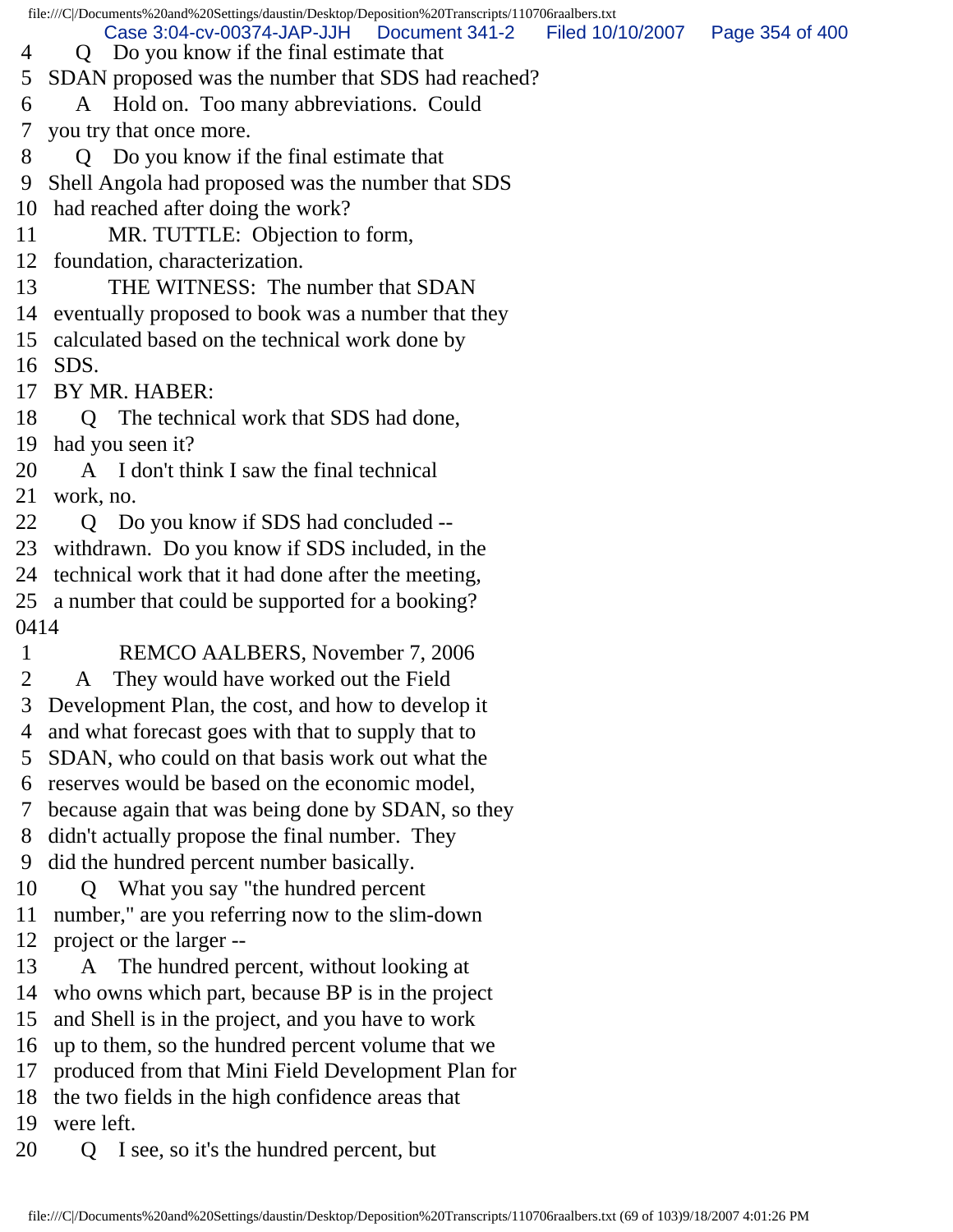4 Q Do you know if the final estimate that
5 SDAN proposed was the number that SDS had reached?
6 A Hold on. Too many abbreviations. Could
7 you try that once more.
8 Q Do you know if the final estimate that
9 Shell Angola had proposed was the number that SDS
10 had reached after doing the work?
11 MR. TUTTLE: Objection to form,
12 foundation, characterization.
13 THE WITNESS: The number that SDAN
14 eventually proposed to book was a number that they
15 calculated based on the technical work done by
16 SDS.
17 BY MR. HABER:
18 Q The technical work that SDS had done,
19 had you seen it?
20 A I don't think I saw the final technical
21 work, no.
22 Q Do you know if SDS had concluded --
23 withdrawn. Do you know if SDS included, in the
24 technical work that it had done after the meeting,
25 a number that could be supported for a booking?
0414
1 REMCO AALBERS, November 7, 2006
2 A They would have worked out the Field
3 Development Plan, the cost, and how to develop it
4 and what forecast goes with that to supply that to
5 SDAN, who could on that basis work out what the
6 reserves would be based on the economic model,
7 because again that was being done by SDAN, so they
8 didn't actually propose the final number. They
9 did the hundred percent number basically.
10 Q What you say "the hundred percent
11 number," are you referring now to the slim-down
12 project or the larger --
13 A The hundred percent, without looking at
14 who owns which part, because BP is in the project
15 and Shell is in the project, and you have to work
16 up to them, so the hundred percent volume that we
17 produced from that Mini Field Development Plan for
18 the two fields in the high confidence areas that
19 were left.
20 Q I see, so it's the hundred percent, but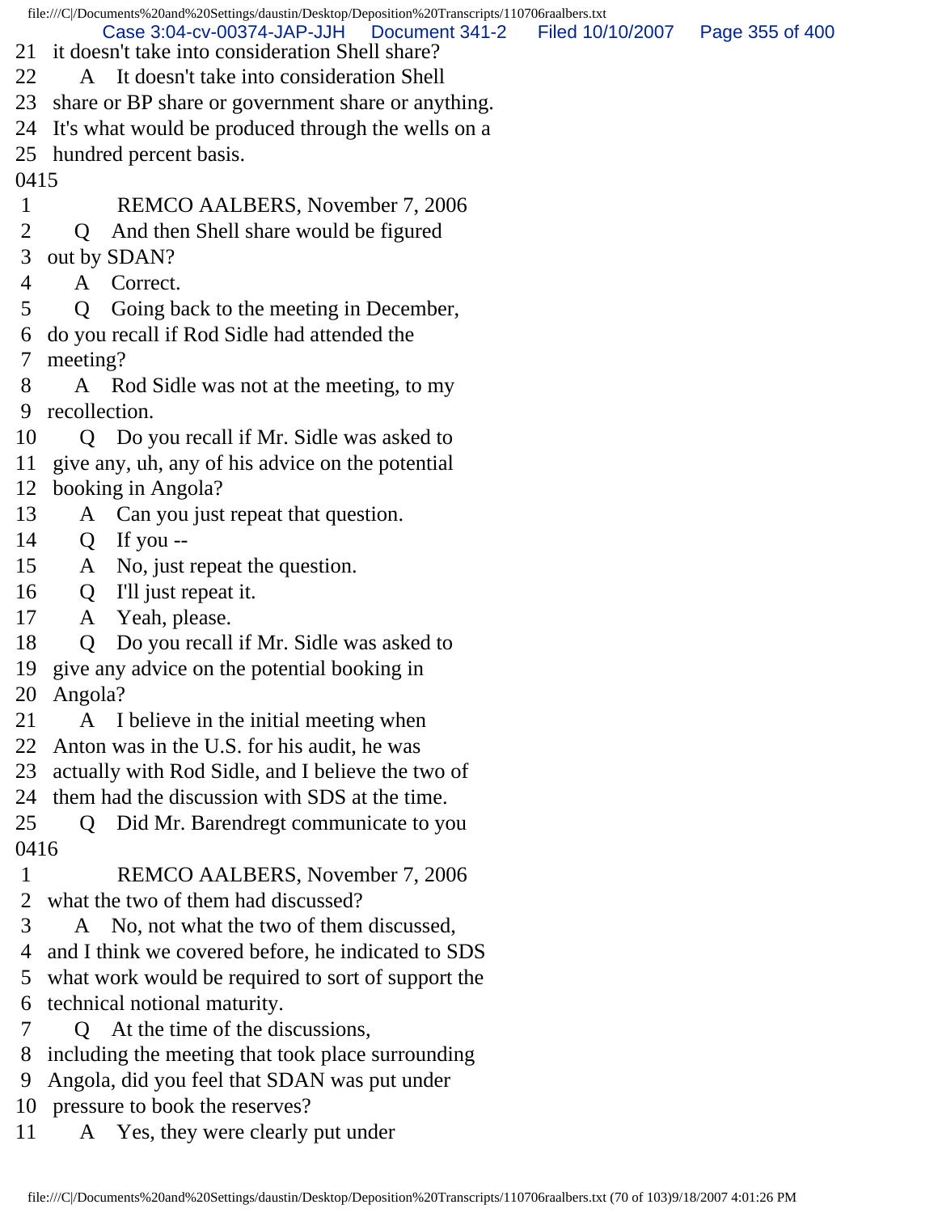21 it doesn't take into consideration Shell share?
22 A It doesn't take into consideration Shell
23 share or BP share or government share or anything.
24 It's what would be produced through the wells on a
25 hundred percent basis.
0415
1 REMCO AALBERS, November 7, 2006
2 Q And then Shell share would be figured
3 out by SDAN?
4 A Correct.
5 Q Going back to the meeting in December,
6 do you recall if Rod Sidle had attended the
7 meeting?
8 A Rod Sidle was not at the meeting, to my
9 recollection.
10 Q Do you recall if Mr. Sidle was asked to
11 give any, uh, any of his advice on the potential
12 booking in Angola?
13 A Can you just repeat that question.
14 Q If you --
15 A No, just repeat the question.
16 Q I'll just repeat it.
17 A Yeah, please.
18 Q Do you recall if Mr. Sidle was asked to
19 give any advice on the potential booking in
20 Angola?
21 A I believe in the initial meeting when
22 Anton was in the U.S. for his audit, he was
23 actually with Rod Sidle, and I believe the two of
24 them had the discussion with SDS at the time.
25 Q Did Mr. Barendregt communicate to you
0416
1 REMCO AALBERS, November 7, 2006
2 what the two of them had discussed?
3 A No, not what the two of them discussed,
4 and I think we covered before, he indicated to SDS
5 what work would be required to sort of support the
6 technical notional maturity.
7 Q At the time of the discussions,
8 including the meeting that took place surrounding
9 Angola, did you feel that SDAN was put under
10 pressure to book the reserves?
11 A Yes, they were clearly put under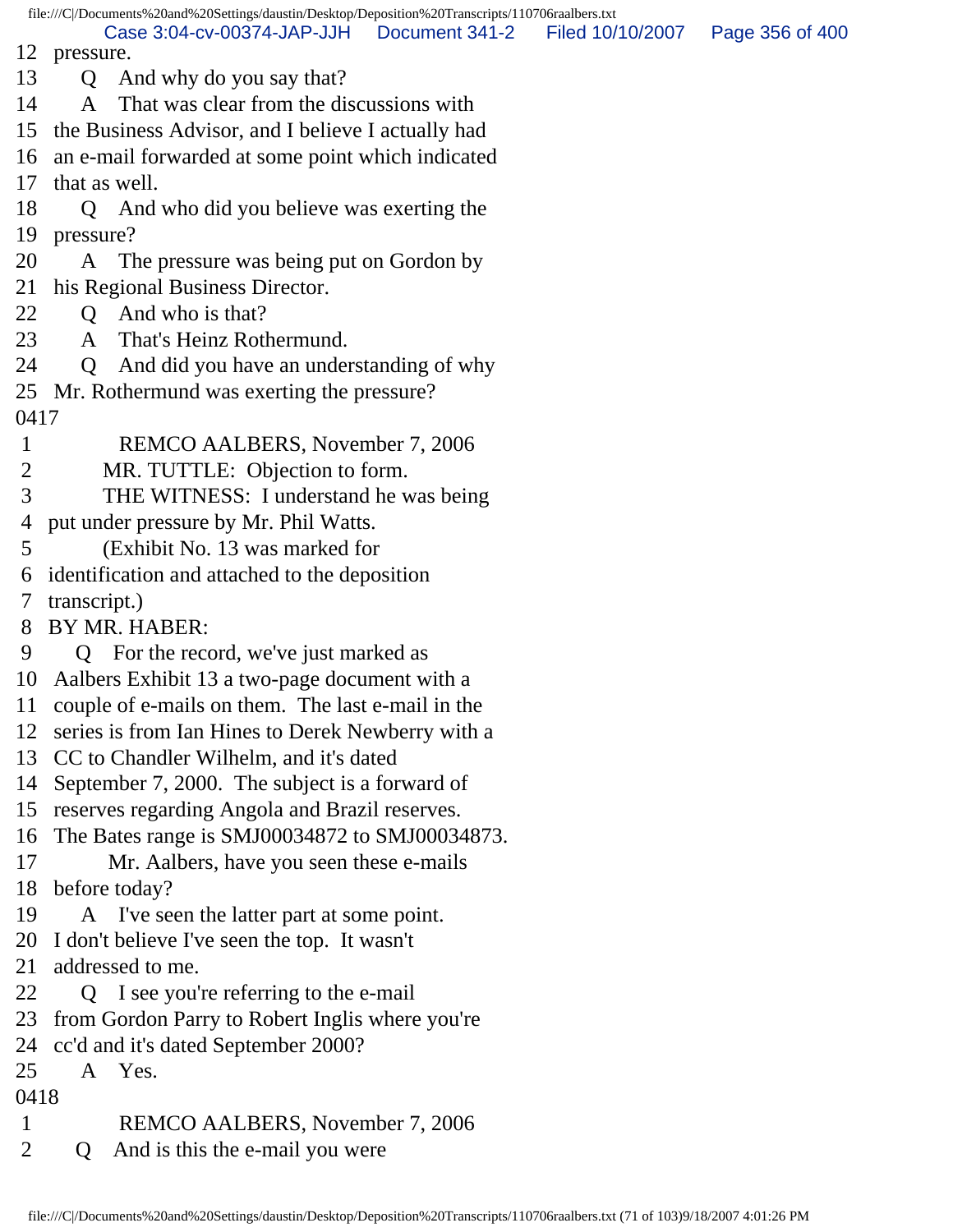12 pressure.

13 Q And why do you say that?

14 A That was clear from the discussions with

15 the Business Advisor, and I believe I actually had

16 an e-mail forwarded at some point which indicated

17 that as well.

18 Q And who did you believe was exerting the

19 pressure?

20 A The pressure was being put on Gordon by

21 his Regional Business Director.

22 Q And who is that?

23 A That's Heinz Rothermund.

24 Q And did you have an understanding of why

25 Mr. Rothermund was exerting the pressure?

0417

1 REMCO AALBERS, November 7, 2006

2 MR. TUTTLE: Objection to form.

3 THE WITNESS: I understand he was being

4 put under pressure by Mr. Phil Watts.

5 (Exhibit No. 13 was marked for

6 identification and attached to the deposition

7 transcript.)

8 BY MR. HABER:

9 Q For the record, we've just marked as

10 Aalbers Exhibit 13 a two-page document with a

11 couple of e-mails on them. The last e-mail in the

12 series is from Ian Hines to Derek Newberry with a

13 CC to Chandler Wilhelm, and it's dated

14 September 7, 2000. The subject is a forward of

15 reserves regarding Angola and Brazil reserves.

16 The Bates range is SMJ00034872 to SMJ00034873.

17 Mr. Aalbers, have you seen these e-mails

18 before today?

19 A I've seen the latter part at some point.

20 I don't believe I've seen the top. It wasn't

21 addressed to me.

22 Q I see you're referring to the e-mail

23 from Gordon Parry to Robert Inglis where you're

24 cc'd and it's dated September 2000?

25 A Yes.

0418

1 REMCO AALBERS, November 7, 2006

2 Q And is this the e-mail you were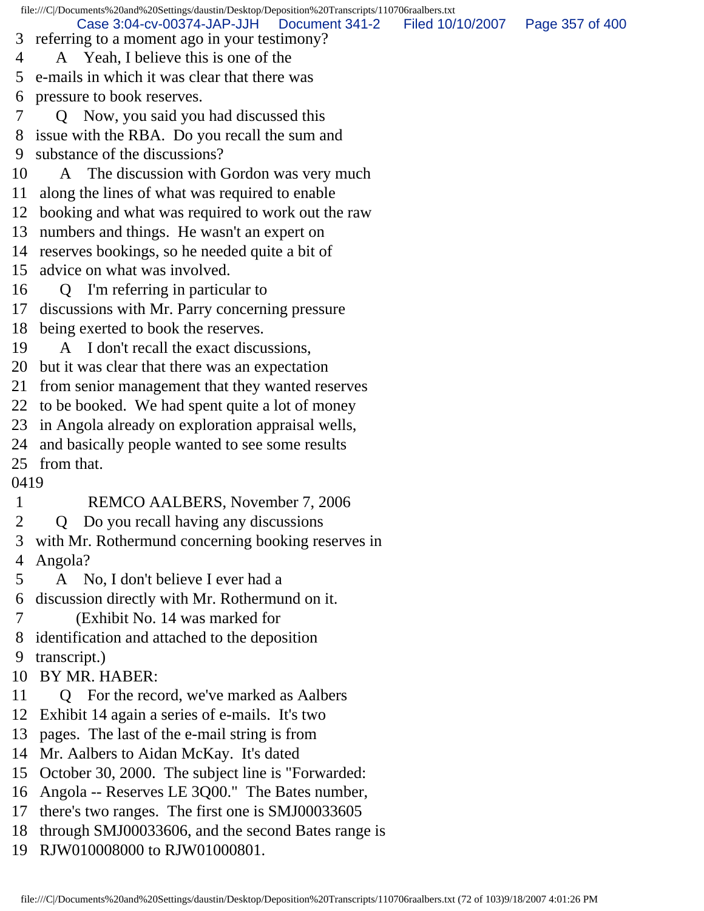3 referring to a moment ago in your testimony?
4 A Yeah, I believe this is one of the
5 e-mails in which it was clear that there was
6 pressure to book reserves.
7 Q Now, you said you had discussed this
8 issue with the RBA. Do you recall the sum and
9 substance of the discussions?
10 A The discussion with Gordon was very much
11 along the lines of what was required to enable
12 booking and what was required to work out the raw
13 numbers and things. He wasn't an expert on
14 reserves bookings, so he needed quite a bit of
15 advice on what was involved.
16 Q I'm referring in particular to
17 discussions with Mr. Parry concerning pressure
18 being exerted to book the reserves.
19 A I don't recall the exact discussions,
20 but it was clear that there was an expectation
21 from senior management that they wanted reserves
22 to be booked. We had spent quite a lot of money
23 in Angola already on exploration appraisal wells,
24 and basically people wanted to see some results
25 from that.

0419

1 REMCO AALBERS, November 7, 2006
2 Q Do you recall having any discussions
3 with Mr. Rothermund concerning booking reserves in
4 Angola?
5 A No, I don't believe I ever had a
6 discussion directly with Mr. Rothermund on it.
7 (Exhibit No. 14 was marked for
8 identification and attached to the deposition
9 transcript.)
10 BY MR. HABER:
11 Q For the record, we've marked as Aalbers
12 Exhibit 14 again a series of e-mails. It's two
13 pages. The last of the e-mail string is from
14 Mr. Aalbers to Aidan McKay. It's dated
15 October 30, 2000. The subject line is "Forwarded:
16 Angola -- Reserves LE 3Q00." The Bates number,
17 there's two ranges. The first one is SMJ00033605
18 through SMJ00033606, and the second Bates range is
19 RJW010008000 to RJW01000801.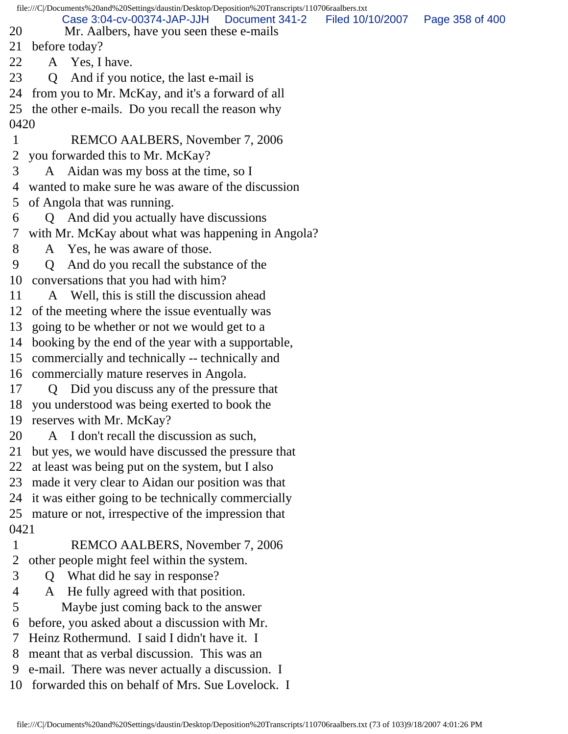20 Mr. Aalbers, have you seen these e-mails
21 before today?
22 A Yes, I have.
23 Q And if you notice, the last e-mail is
24 from you to Mr. McKay, and it's a forward of all
25 the other e-mails. Do you recall the reason why
0420
1 REMCO AALBERS, November 7, 2006
2 you forwarded this to Mr. McKay?
3 A Aidan was my boss at the time, so I
4 wanted to make sure he was aware of the discussion
5 of Angola that was running.
6 Q And did you actually have discussions
7 with Mr. McKay about what was happening in Angola?
8 A Yes, he was aware of those.
9 Q And do you recall the substance of the
10 conversations that you had with him?
11 A Well, this is still the discussion ahead
12 of the meeting where the issue eventually was
13 going to be whether or not we would get to a
14 booking by the end of the year with a supportable,
15 commercially and technically -- technically and
16 commercially mature reserves in Angola.
17 Q Did you discuss any of the pressure that
18 you understood was being exerted to book the
19 reserves with Mr. McKay?
20 A I don't recall the discussion as such,
21 but yes, we would have discussed the pressure that
22 at least was being put on the system, but I also
23 made it very clear to Aidan our position was that
24 it was either going to be technically commercially
25 mature or not, irrespective of the impression that
0421
1 REMCO AALBERS, November 7, 2006
2 other people might feel within the system.
3 Q What did he say in response?
4 A He fully agreed with that position.
5 Maybe just coming back to the answer
6 before, you asked about a discussion with Mr.
7 Heinz Rothermund. I said I didn't have it. I
8 meant that as verbal discussion. This was an
9 e-mail. There was never actually a discussion. I
10 forwarded this on behalf of Mrs. Sue Lovelock. I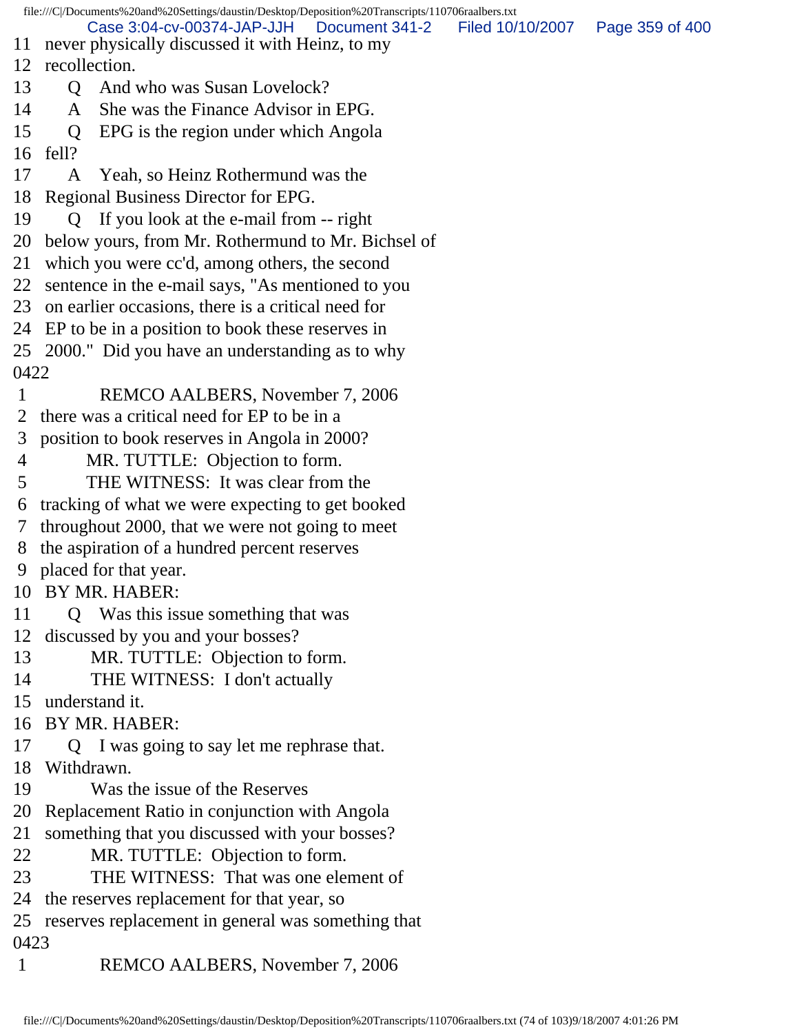11 never physically discussed it with Heinz, to my
12 recollection.
13 Q And who was Susan Lovelock?
14 A She was the Finance Advisor in EPG.
15 Q EPG is the region under which Angola
16 fell?
17 A Yeah, so Heinz Rothermund was the
18 Regional Business Director for EPG.
19 Q If you look at the e-mail from -- right
20 below yours, from Mr. Rothermund to Mr. Bichsel of
21 which you were cc'd, among others, the second
22 sentence in the e-mail says, "As mentioned to you
23 on earlier occasions, there is a critical need for
24 EP to be in a position to book these reserves in
25 2000." Did you have an understanding as to why
0422
1 REMCO AALBERS, November 7, 2006
2 there was a critical need for EP to be in a
3 position to book reserves in Angola in 2000?
4 MR. TUTTLE: Objection to form.
5 THE WITNESS: It was clear from the
6 tracking of what we were expecting to get booked
7 throughout 2000, that we were not going to meet
8 the aspiration of a hundred percent reserves
9 placed for that year.
10 BY MR. HABER:
11 Q Was this issue something that was
12 discussed by you and your bosses?
13 MR. TUTTLE: Objection to form.
14 THE WITNESS: I don't actually
15 understand it.
16 BY MR. HABER:
17 Q I was going to say let me rephrase that.
18 Withdrawn.
19 Was the issue of the Reserves
20 Replacement Ratio in conjunction with Angola
21 something that you discussed with your bosses?
22 MR. TUTTLE: Objection to form.
23 THE WITNESS: That was one element of
24 the reserves replacement for that year, so
25 reserves replacement in general was something that
0423
1 REMCO AALBERS, November 7, 2006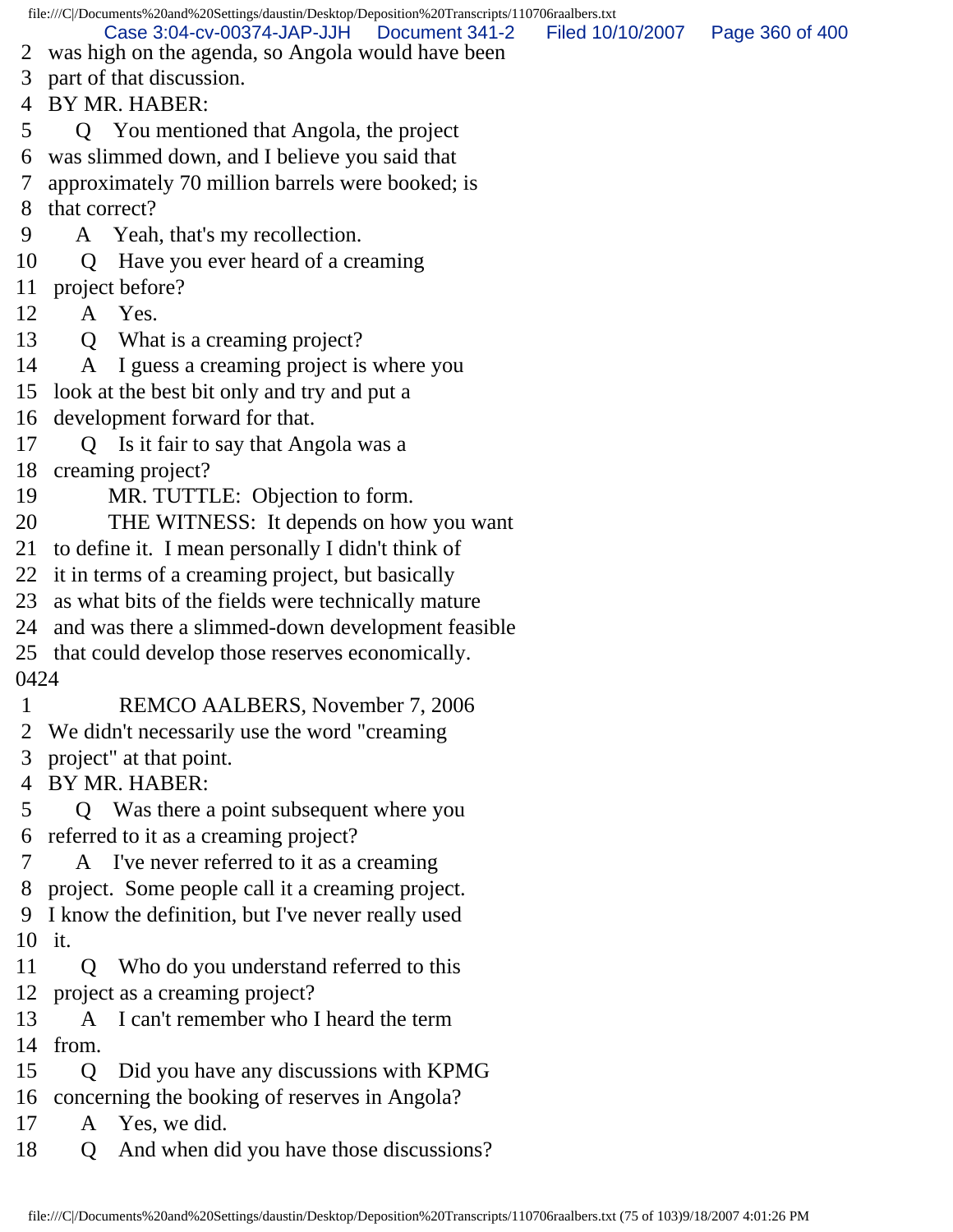2 was high on the agenda, so Angola would have been
3 part of that discussion.
4 BY MR. HABER:
5 Q You mentioned that Angola, the project
6 was slimmed down, and I believe you said that
7 approximately 70 million barrels were booked; is
8 that correct?
9 A Yeah, that's my recollection.
10 Q Have you ever heard of a creaming
11 project before?
12 A Yes.
13 Q What is a creaming project?
14 A I guess a creaming project is where you
15 look at the best bit only and try and put a
16 development forward for that.
17 Q Is it fair to say that Angola was a
18 creaming project?
19 MR. TUTTLE: Objection to form.
20 THE WITNESS: It depends on how you want
21 to define it. I mean personally I didn't think of
22 it in terms of a creaming project, but basically
23 as what bits of the fields were technically mature
24 and was there a slimmed-down development feasible
25 that could develop those reserves economically.
0424
1 REMCO AALBERS, November 7, 2006
2 We didn't necessarily use the word "creaming
3 project" at that point.
4 BY MR. HABER:
5 Q Was there a point subsequent where you
6 referred to it as a creaming project?
7 A I've never referred to it as a creaming
8 project. Some people call it a creaming project.
9 I know the definition, but I've never really used
10 it.
11 Q Who do you understand referred to this
12 project as a creaming project?
13 A I can't remember who I heard the term
14 from.
15 Q Did you have any discussions with KPMG
16 concerning the booking of reserves in Angola?
17 A Yes, we did.
18 Q And when did you have those discussions?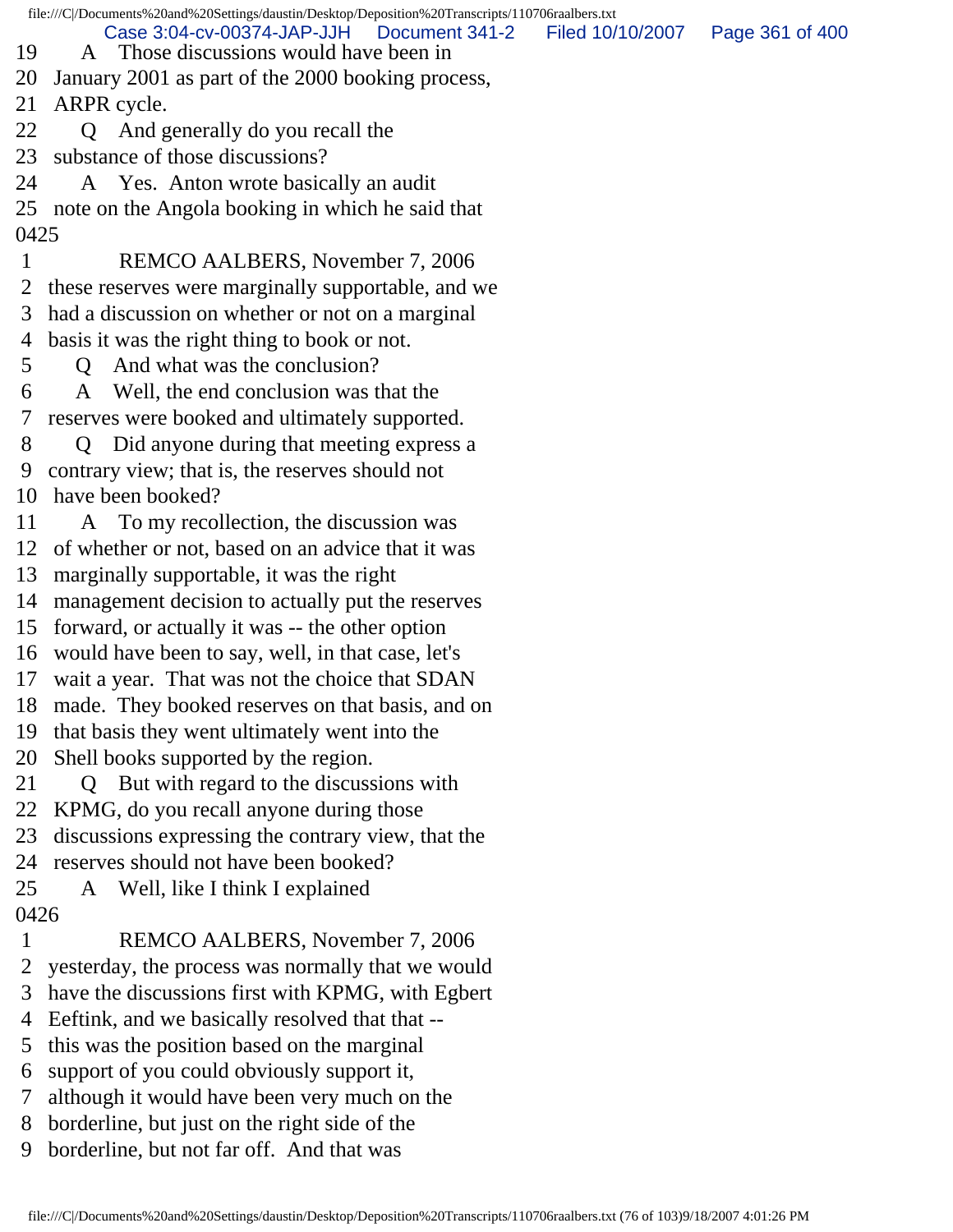19 A Those discussions would have been in
20 January 2001 as part of the 2000 booking process,
21 ARPR cycle.
22 Q And generally do you recall the
23 substance of those discussions?
24 A Yes. Anton wrote basically an audit
25 note on the Angola booking in which he said that
0425
1 REMCO AALBERS, November 7, 2006
2 these reserves were marginally supportable, and we
3 had a discussion on whether or not on a marginal
4 basis it was the right thing to book or not.
5 Q And what was the conclusion?
6 A Well, the end conclusion was that the
7 reserves were booked and ultimately supported.
8 Q Did anyone during that meeting express a
9 contrary view; that is, the reserves should not
10 have been booked?
11 A To my recollection, the discussion was
12 of whether or not, based on an advice that it was
13 marginally supportable, it was the right
14 management decision to actually put the reserves
15 forward, or actually it was -- the other option
16 would have been to say, well, in that case, let's
17 wait a year. That was not the choice that SDAN
18 made. They booked reserves on that basis, and on
19 that basis they went ultimately went into the
20 Shell books supported by the region.
21 Q But with regard to the discussions with
22 KPMG, do you recall anyone during those
23 discussions expressing the contrary view, that the
24 reserves should not have been booked?
25 A Well, like I think I explained
0426
1 REMCO AALBERS, November 7, 2006
2 yesterday, the process was normally that we would
3 have the discussions first with KPMG, with Egbert
4 Eeftink, and we basically resolved that that --
5 this was the position based on the marginal
6 support of you could obviously support it,
7 although it would have been very much on the
8 borderline, but just on the right side of the
9 borderline, but not far off. And that was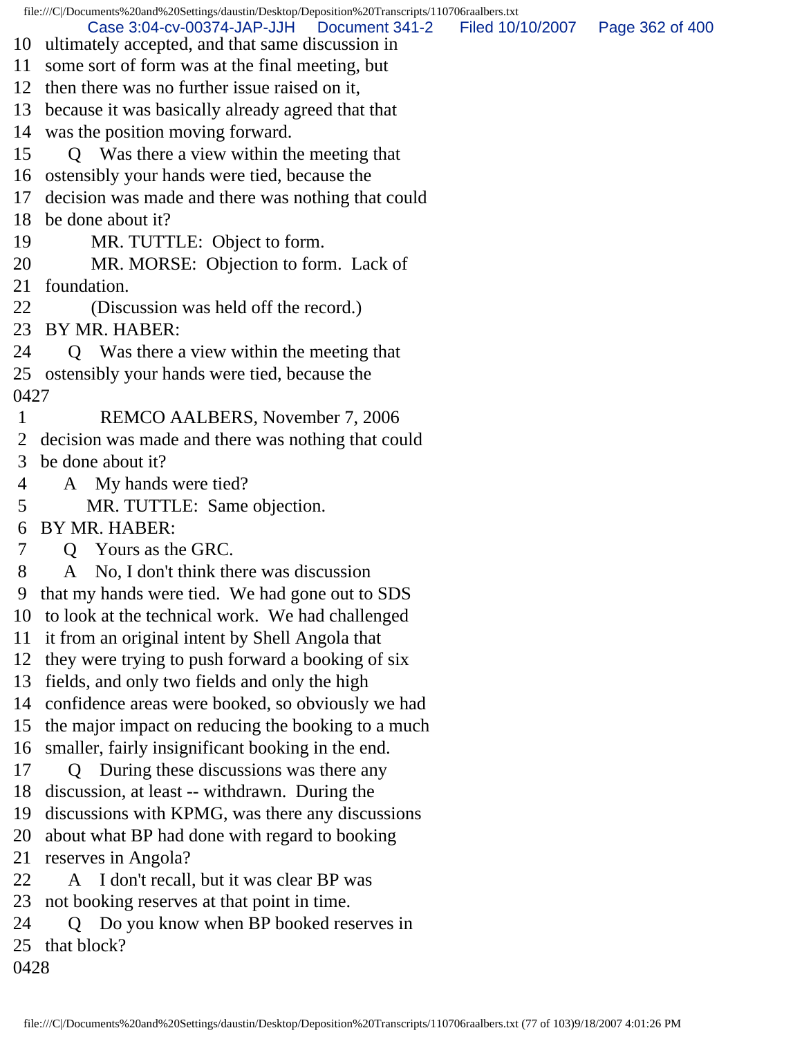10 ultimately accepted, and that same discussion in
11 some sort of form was at the final meeting, but
12 then there was no further issue raised on it,
13 because it was basically already agreed that that
14 was the position moving forward.
15 Q Was there a view within the meeting that
16 ostensibly your hands were tied, because the
17 decision was made and there was nothing that could
18 be done about it?
19 MR. TUTTLE: Object to form.
20 MR. MORSE: Objection to form. Lack of
21 foundation.
22 (Discussion was held off the record.)
23 BY MR. HABER:
24 Q Was there a view within the meeting that
25 ostensibly your hands were tied, because the

0427

1 REMCO AALBERS, November 7, 2006
2 decision was made and there was nothing that could
3 be done about it?
4 A My hands were tied?
5 MR. TUTTLE: Same objection.
6 BY MR. HABER:
7 Q Yours as the GRC.
8 A No, I don't think there was discussion
9 that my hands were tied. We had gone out to SDS
10 to look at the technical work. We had challenged
11 it from an original intent by Shell Angola that
12 they were trying to push forward a booking of six
13 fields, and only two fields and only the high
14 confidence areas were booked, so obviously we had
15 the major impact on reducing the booking to a much
16 smaller, fairly insignificant booking in the end.
17 Q During these discussions was there any
18 discussion, at least -- withdrawn. During the
19 discussions with KPMG, was there any discussions
20 about what BP had done with regard to booking
21 reserves in Angola?
22 A I don't recall, but it was clear BP was
23 not booking reserves at that point in time.
24 Q Do you know when BP booked reserves in
25 that block?

0428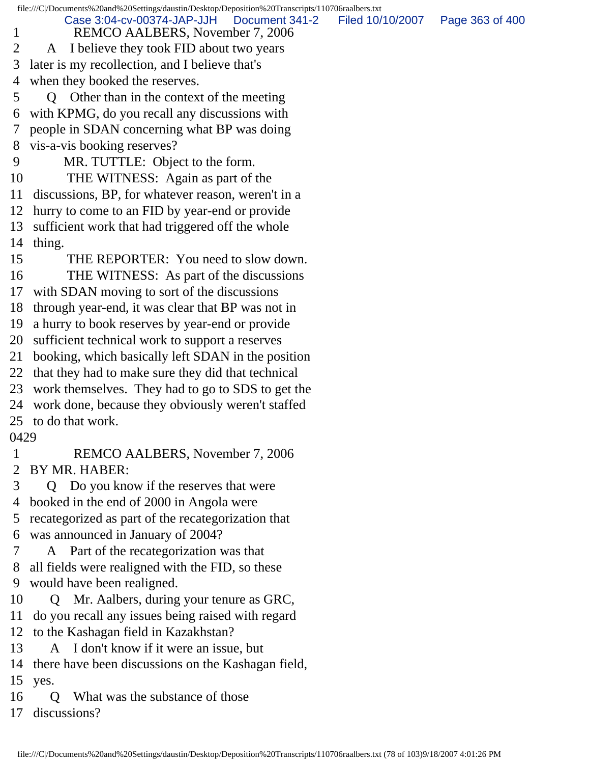1 REMCO AALBERS, November 7, 2006
2 A I believe they took FID about two years
3 later is my recollection, and I believe that's
4 when they booked the reserves.
5 Q Other than in the context of the meeting
6 with KPMG, do you recall any discussions with
7 people in SDAN concerning what BP was doing
8 vis-a-vis booking reserves?
9 MR. TUTTLE: Object to the form.
10 THE WITNESS: Again as part of the
11 discussions, BP, for whatever reason, weren't in a
12 hurry to come to an FID by year-end or provide
13 sufficient work that had triggered off the whole
14 thing.
15 THE REPORTER: You need to slow down.
16 THE WITNESS: As part of the discussions
17 with SDAN moving to sort of the discussions
18 through year-end, it was clear that BP was not in
19 a hurry to book reserves by year-end or provide
20 sufficient technical work to support a reserves
21 booking, which basically left SDAN in the position
22 that they had to make sure they did that technical
23 work themselves. They had to go to SDS to get the
24 work done, because they obviously weren't staffed
25 to do that work.

0429

1 REMCO AALBERS, November 7, 2006
2 BY MR. HABER:
3 Q Do you know if the reserves that were
4 booked in the end of 2000 in Angola were
5 recategorized as part of the recategorization that
6 was announced in January of 2004?
7 A Part of the recategorization was that
8 all fields were realigned with the FID, so these
9 would have been realigned.
10 Q Mr. Aalbers, during your tenure as GRC,
11 do you recall any issues being raised with regard
12 to the Kashagan field in Kazakhstan?
13 A I don't know if it were an issue, but
14 there have been discussions on the Kashagan field,
15 yes.
16 Q What was the substance of those
17 discussions?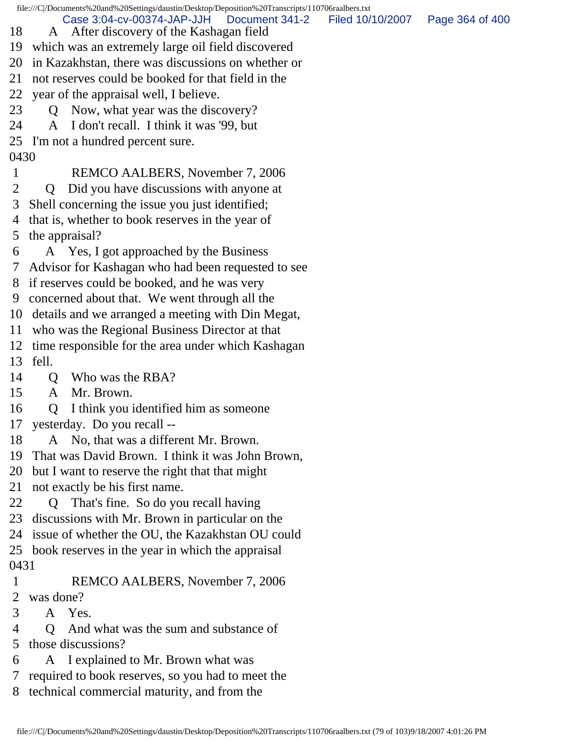18 A After discovery of the Kashagan field
19 which was an extremely large oil field discovered
20 in Kazakhstan, there was discussions on whether or
21 not reserves could be booked for that field in the
22 year of the appraisal well, I believe.
23 Q Now, what year was the discovery?
24 A I don't recall. I think it was '99, but
25 I'm not a hundred percent sure.

0430

1 REMCO AALBERS, November 7, 2006
2 Q Did you have discussions with anyone at
3 Shell concerning the issue you just identified;
4 that is, whether to book reserves in the year of
5 the appraisal?
6 A Yes, I got approached by the Business
7 Advisor for Kashagan who had been requested to see
8 if reserves could be booked, and he was very
9 concerned about that. We went through all the
10 details and we arranged a meeting with Din Megat,
11 who was the Regional Business Director at that
12 time responsible for the area under which Kashagan
13 fell.
14 Q Who was the RBA?
15 A Mr. Brown.
16 Q I think you identified him as someone
17 yesterday. Do you recall --
18 A No, that was a different Mr. Brown.
19 That was David Brown. I think it was John Brown,
20 but I want to reserve the right that that might
21 not exactly be his first name.
22 Q That's fine. So do you recall having
23 discussions with Mr. Brown in particular on the
24 issue of whether the OU, the Kazakhstan OU could
25 book reserves in the year in which the appraisal

0431

1 REMCO AALBERS, November 7, 2006
2 was done?
3 A Yes.
4 Q And what was the sum and substance of
5 those discussions?
6 A I explained to Mr. Brown what was
7 required to book reserves, so you had to meet the
8 technical commercial maturity, and from the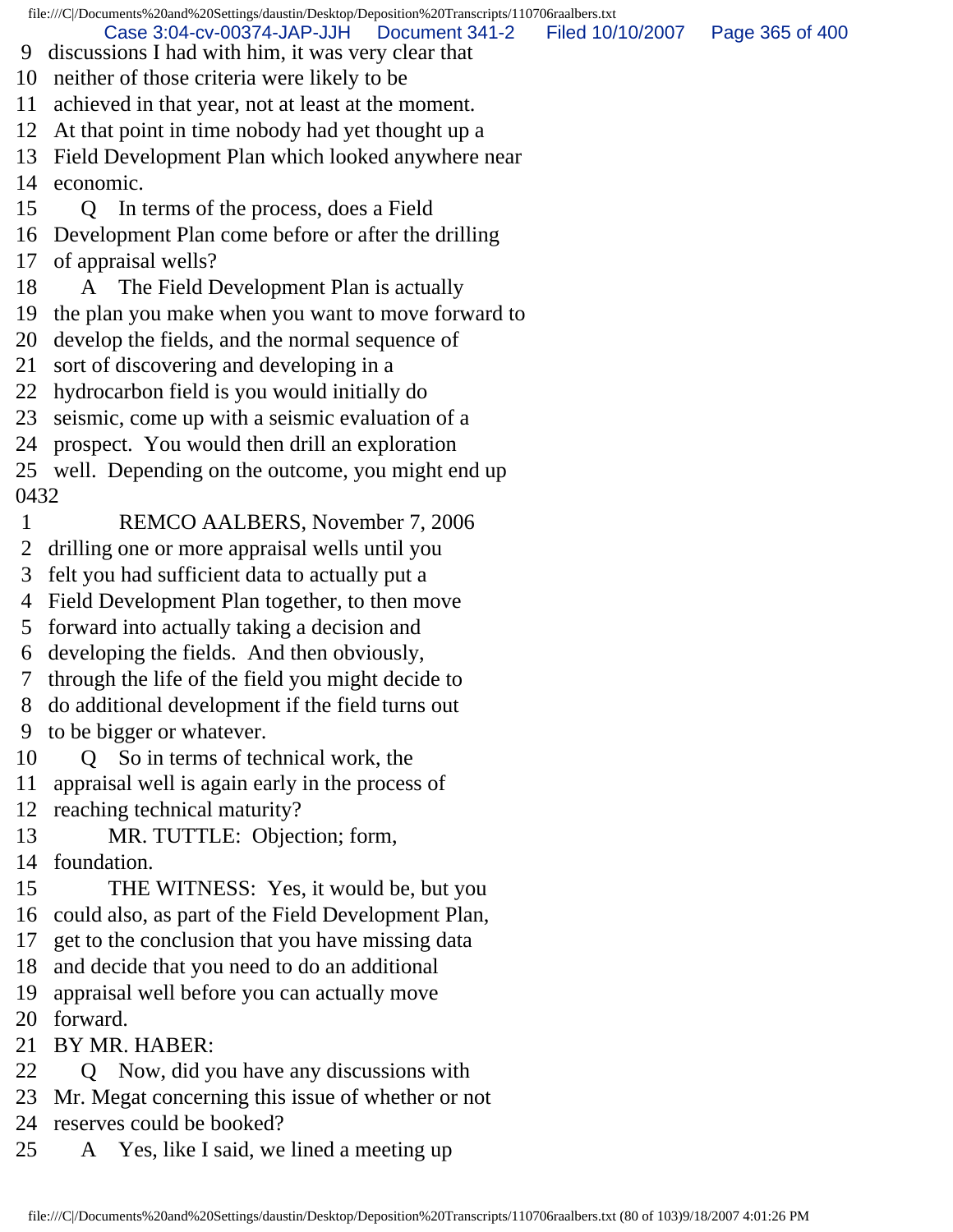9 discussions I had with him, it was very clear that
10 neither of those criteria were likely to be
11 achieved in that year, not at least at the moment.
12 At that point in time nobody had yet thought up a
13 Field Development Plan which looked anywhere near
14 economic.
15 Q In terms of the process, does a Field
16 Development Plan come before or after the drilling
17 of appraisal wells?
18 A The Field Development Plan is actually
19 the plan you make when you want to move forward to
20 develop the fields, and the normal sequence of
21 sort of discovering and developing in a
22 hydrocarbon field is you would initially do
23 seismic, come up with a seismic evaluation of a
24 prospect. You would then drill an exploration
25 well. Depending on the outcome, you might end up

0432

1 REMCO AALBERS, November 7, 2006
2 drilling one or more appraisal wells until you
3 felt you had sufficient data to actually put a
4 Field Development Plan together, to then move
5 forward into actually taking a decision and
6 developing the fields. And then obviously,
7 through the life of the field you might decide to
8 do additional development if the field turns out
9 to be bigger or whatever.
10 Q So in terms of technical work, the
11 appraisal well is again early in the process of
12 reaching technical maturity?
13 MR. TUTTLE: Objection; form,
14 foundation.
15 THE WITNESS: Yes, it would be, but you
16 could also, as part of the Field Development Plan,
17 get to the conclusion that you have missing data
18 and decide that you need to do an additional
19 appraisal well before you can actually move
20 forward.
21 BY MR. HABER:
22 Q Now, did you have any discussions with
23 Mr. Megat concerning this issue of whether or not
24 reserves could be booked?
25 A Yes, like I said, we lined a meeting up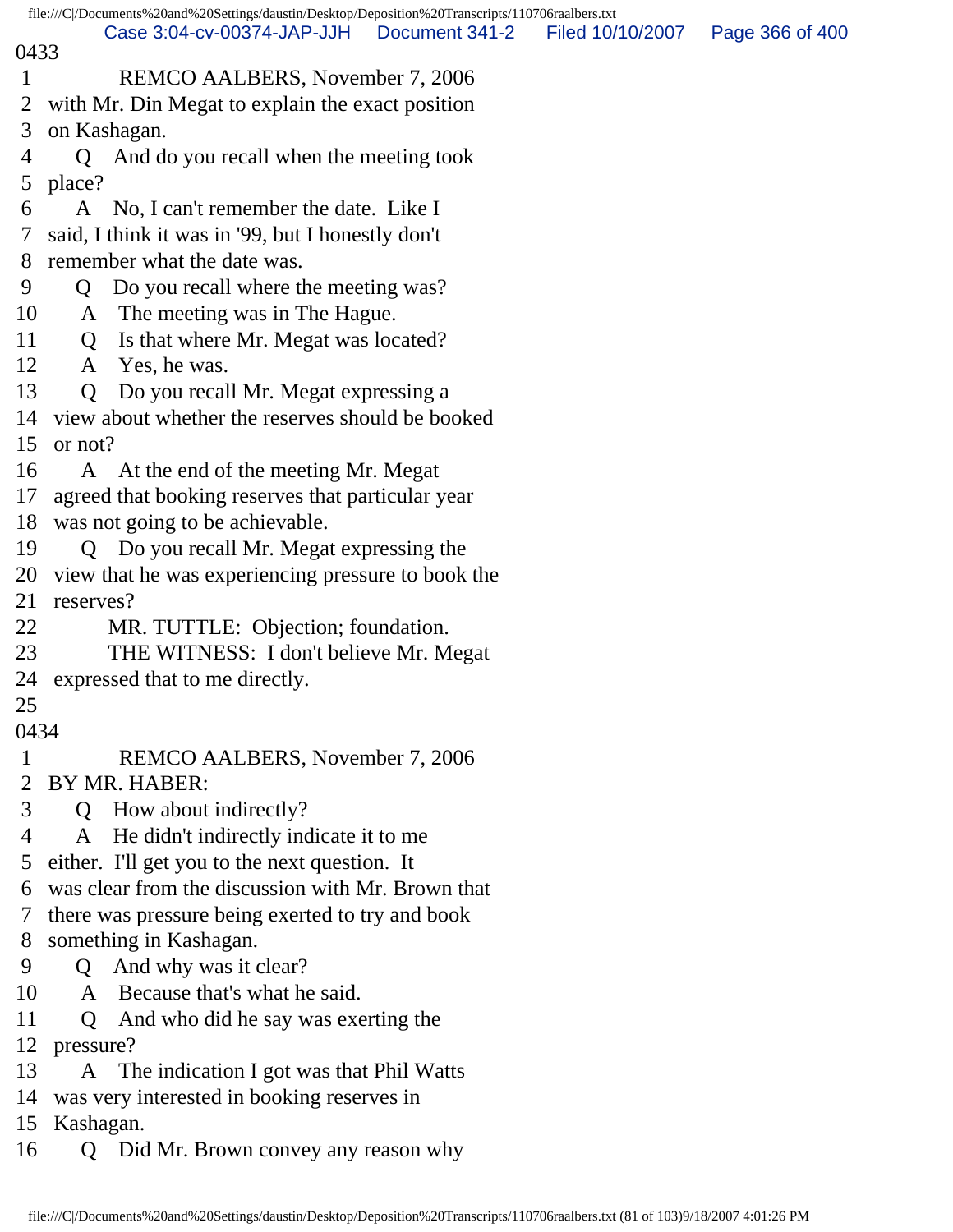0433

1 REMCO AALBERS, November 7, 2006

2 with Mr. Din Megat to explain the exact position

3 on Kashagan.

4 Q And do you recall when the meeting took

5 place?

6 A No, I can't remember the date. Like I

7 said, I think it was in '99, but I honestly don't

8 remember what the date was.

9 Q Do you recall where the meeting was?

10 A The meeting was in The Hague.

11 Q Is that where Mr. Megat was located?

12 A Yes, he was.

13 Q Do you recall Mr. Megat expressing a

14 view about whether the reserves should be booked

15 or not?

16 A At the end of the meeting Mr. Megat

17 agreed that booking reserves that particular year

18 was not going to be achievable.

19 Q Do you recall Mr. Megat expressing the

20 view that he was experiencing pressure to book the

21 reserves?

22 MR. TUTTLE: Objection; foundation.

23 THE WITNESS: I don't believe Mr. Megat

24 expressed that to me directly.

25

0434

1 REMCO AALBERS, November 7, 2006

2 BY MR. HABER:

3 Q How about indirectly?

4 A He didn't indirectly indicate it to me

5 either. I'll get you to the next question. It

6 was clear from the discussion with Mr. Brown that

7 there was pressure being exerted to try and book

8 something in Kashagan.

9 Q And why was it clear?

10 A Because that's what he said.

11 Q And who did he say was exerting the

12 pressure?

13 A The indication I got was that Phil Watts

14 was very interested in booking reserves in

15 Kashagan.

16 Q Did Mr. Brown convey any reason why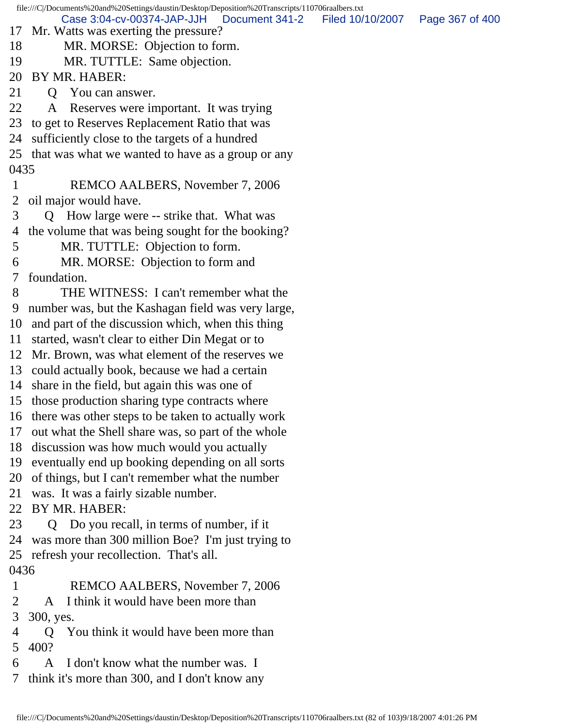17 Mr. Watts was exerting the pressure?
18 MR. MORSE: Objection to form.
19 MR. TUTTLE: Same objection.
20 BY MR. HABER:
21 Q You can answer.
22 A Reserves were important. It was trying
23 to get to Reserves Replacement Ratio that was
24 sufficiently close to the targets of a hundred
25 that was what we wanted to have as a group or any
0435
1 REMCO AALBERS, November 7, 2006
2 oil major would have.
3 Q How large were -- strike that. What was
4 the volume that was being sought for the booking?
5 MR. TUTTLE: Objection to form.
6 MR. MORSE: Objection to form and
7 foundation.
8 THE WITNESS: I can't remember what the
9 number was, but the Kashagan field was very large,
10 and part of the discussion which, when this thing
11 started, wasn't clear to either Din Megat or to
12 Mr. Brown, was what element of the reserves we
13 could actually book, because we had a certain
14 share in the field, but again this was one of
15 those production sharing type contracts where
16 there was other steps to be taken to actually work
17 out what the Shell share was, so part of the whole
18 discussion was how much would you actually
19 eventually end up booking depending on all sorts
20 of things, but I can't remember what the number
21 was. It was a fairly sizable number.
22 BY MR. HABER:
23 Q Do you recall, in terms of number, if it
24 was more than 300 million Boe? I'm just trying to
25 refresh your recollection. That's all.
0436
1 REMCO AALBERS, November 7, 2006
2 A I think it would have been more than
3 300, yes.
4 Q You think it would have been more than
5 400?
6 A I don't know what the number was. I
7 think it's more than 300, and I don't know any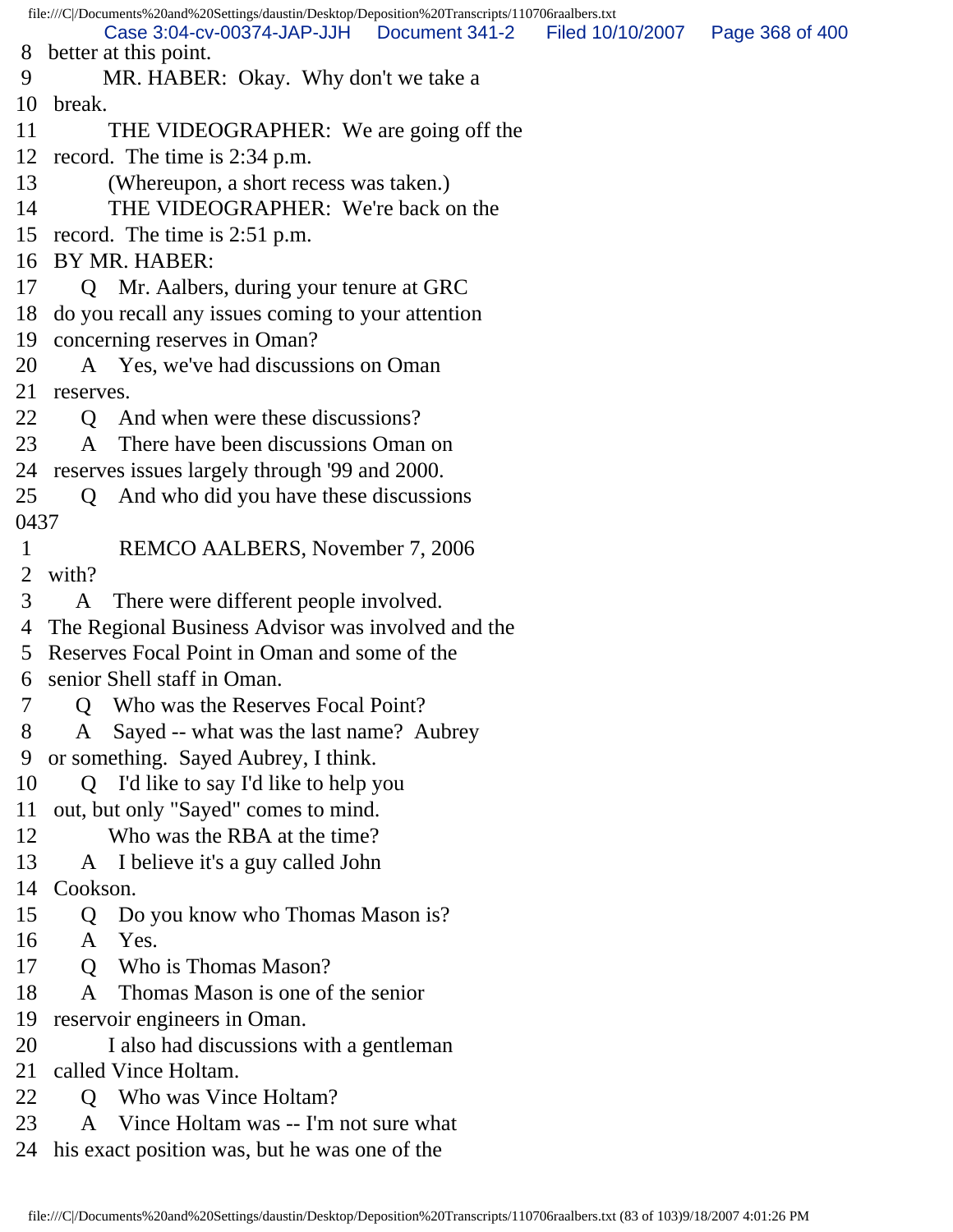8 better at this point.
9 MR. HABER: Okay. Why don't we take a
10 break.
11 THE VIDEOGRAPHER: We are going off the
12 record. The time is 2:34 p.m.
13 (Whereupon, a short recess was taken.)
14 THE VIDEOGRAPHER: We're back on the
15 record. The time is 2:51 p.m.
16 BY MR. HABER:
17 Q Mr. Aalbers, during your tenure at GRC
18 do you recall any issues coming to your attention
19 concerning reserves in Oman?
20 A Yes, we've had discussions on Oman
21 reserves.
22 Q And when were these discussions?
23 A There have been discussions Oman on
24 reserves issues largely through '99 and 2000.
25 Q And who did you have these discussions
0437
1 REMCO AALBERS, November 7, 2006
2 with?
3 A There were different people involved.
4 The Regional Business Advisor was involved and the
5 Reserves Focal Point in Oman and some of the
6 senior Shell staff in Oman.
7 Q Who was the Reserves Focal Point?
8 A Sayed -- what was the last name? Aubrey
9 or something. Sayed Aubrey, I think.
10 Q I'd like to say I'd like to help you
11 out, but only "Sayed" comes to mind.
12 Who was the RBA at the time?
13 A I believe it's a guy called John
14 Cookson.
15 Q Do you know who Thomas Mason is?
16 A Yes.
17 Q Who is Thomas Mason?
18 A Thomas Mason is one of the senior
19 reservoir engineers in Oman.
20 I also had discussions with a gentleman
21 called Vince Holtam.
22 Q Who was Vince Holtam?
23 A Vince Holtam was -- I'm not sure what
24 his exact position was, but he was one of the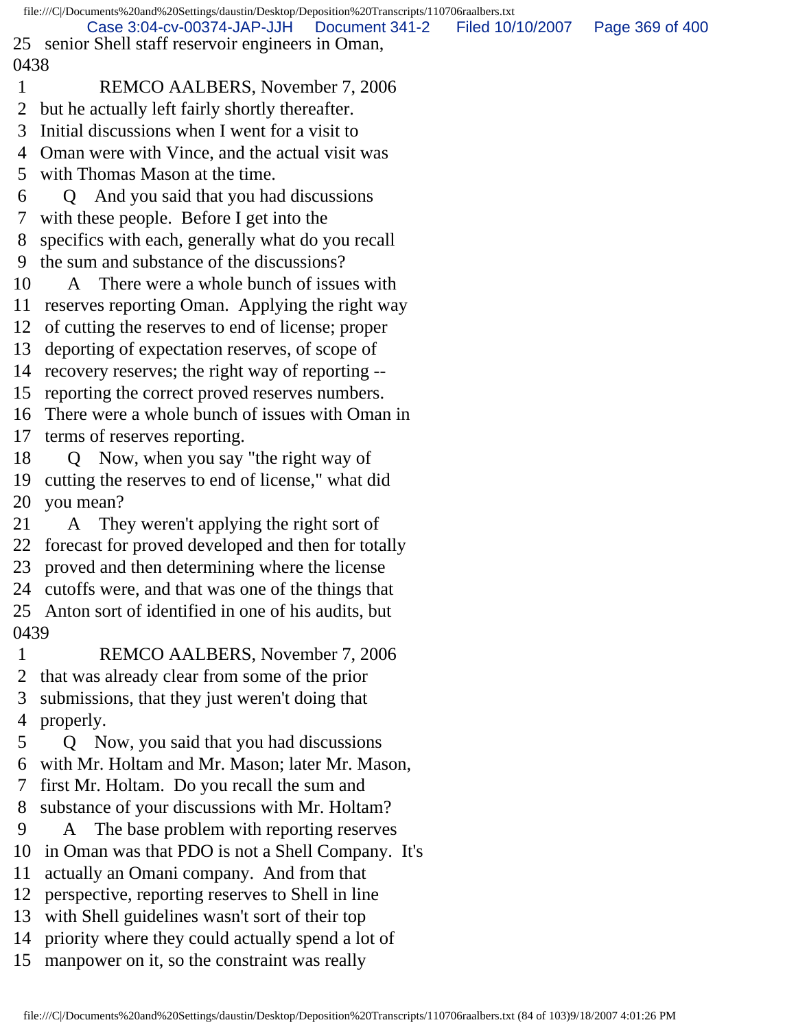25 senior Shell staff reservoir engineers in Oman,

0438

1 REMCO AALBERS, November 7, 2006

2 but he actually left fairly shortly thereafter.

3 Initial discussions when I went for a visit to

4 Oman were with Vince, and the actual visit was

5 with Thomas Mason at the time.

6 Q And you said that you had discussions

7 with these people. Before I get into the

8 specifics with each, generally what do you recall

9 the sum and substance of the discussions?

10 A There were a whole bunch of issues with

11 reserves reporting Oman. Applying the right way

12 of cutting the reserves to end of license; proper

13 deporting of expectation reserves, of scope of

14 recovery reserves; the right way of reporting --

15 reporting the correct proved reserves numbers.

16 There were a whole bunch of issues with Oman in

17 terms of reserves reporting.

18 Q Now, when you say "the right way of

19 cutting the reserves to end of license," what did

20 you mean?

21 A They weren't applying the right sort of

22 forecast for proved developed and then for totally

23 proved and then determining where the license

24 cutoffs were, and that was one of the things that

25 Anton sort of identified in one of his audits, but

0439

1 REMCO AALBERS, November 7, 2006

2 that was already clear from some of the prior

3 submissions, that they just weren't doing that

4 properly.

5 Q Now, you said that you had discussions

6 with Mr. Holtam and Mr. Mason; later Mr. Mason,

7 first Mr. Holtam. Do you recall the sum and

8 substance of your discussions with Mr. Holtam?

9 A The base problem with reporting reserves

10 in Oman was that PDO is not a Shell Company. It's

11 actually an Omani company. And from that

12 perspective, reporting reserves to Shell in line

13 with Shell guidelines wasn't sort of their top

14 priority where they could actually spend a lot of

15 manpower on it, so the constraint was really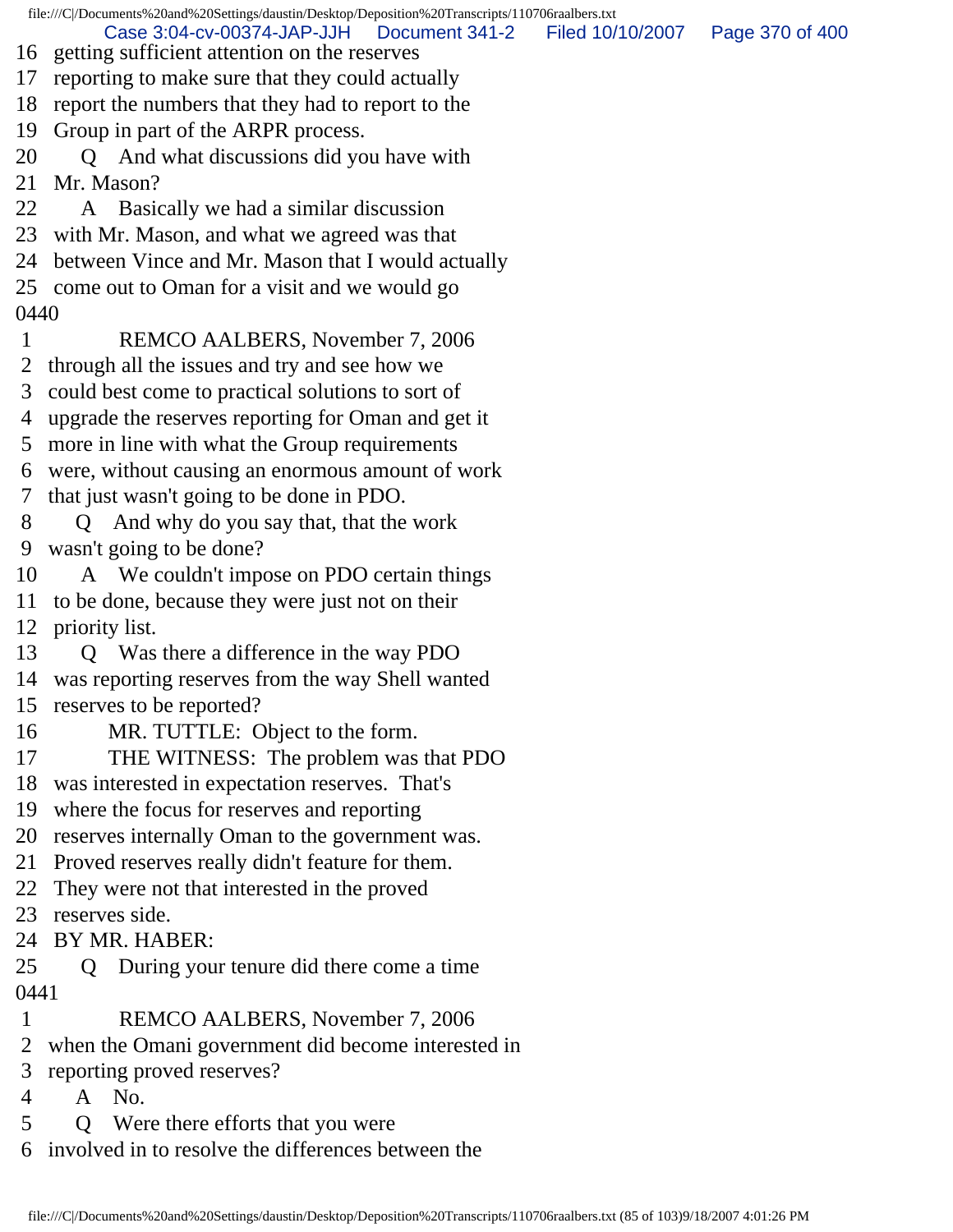16 getting sufficient attention on the reserves
17 reporting to make sure that they could actually
18 report the numbers that they had to report to the
19 Group in part of the ARPR process.
20 Q And what discussions did you have with
21 Mr. Mason?
22 A Basically we had a similar discussion
23 with Mr. Mason, and what we agreed was that
24 between Vince and Mr. Mason that I would actually
25 come out to Oman for a visit and we would go
0440
1 REMCO AALBERS, November 7, 2006
2 through all the issues and try and see how we
3 could best come to practical solutions to sort of
4 upgrade the reserves reporting for Oman and get it
5 more in line with what the Group requirements
6 were, without causing an enormous amount of work
7 that just wasn't going to be done in PDO.
8 Q And why do you say that, that the work
9 wasn't going to be done?
10 A We couldn't impose on PDO certain things
11 to be done, because they were just not on their
12 priority list.
13 Q Was there a difference in the way PDO
14 was reporting reserves from the way Shell wanted
15 reserves to be reported?
16 MR. TUTTLE: Object to the form.
17 THE WITNESS: The problem was that PDO
18 was interested in expectation reserves. That's
19 where the focus for reserves and reporting
20 reserves internally Oman to the government was.
21 Proved reserves really didn't feature for them.
22 They were not that interested in the proved
23 reserves side.
24 BY MR. HABER:
25 Q During your tenure did there come a time
0441
1 REMCO AALBERS, November 7, 2006
2 when the Omani government did become interested in
3 reporting proved reserves?
4 A No.
5 Q Were there efforts that you were
6 involved in to resolve the differences between the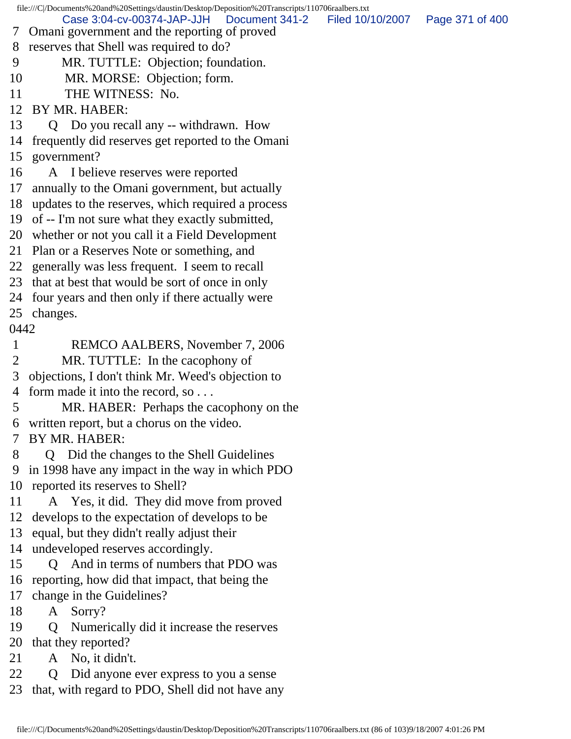7 Omani government and the reporting of proved
8 reserves that Shell was required to do?
9 MR. TUTTLE: Objection; foundation.
10 MR. MORSE: Objection; form.
11 THE WITNESS: No.
12 BY MR. HABER:
13 Q Do you recall any -- withdrawn. How
14 frequently did reserves get reported to the Omani
15 government?
16 A I believe reserves were reported
17 annually to the Omani government, but actually
18 updates to the reserves, which required a process
19 of -- I'm not sure what they exactly submitted,
20 whether or not you call it a Field Development
21 Plan or a Reserves Note or something, and
22 generally was less frequent. I seem to recall
23 that at best that would be sort of once in only
24 four years and then only if there actually were
25 changes.

0442

1 REMCO AALBERS, November 7, 2006
2 MR. TUTTLE: In the cacophony of
3 objections, I don't think Mr. Weed's objection to
4 form made it into the record, so . . .
5 MR. HABER: Perhaps the cacophony on the
6 written report, but a chorus on the video.
7 BY MR. HABER:
8 Q Did the changes to the Shell Guidelines
9 in 1998 have any impact in the way in which PDO
10 reported its reserves to Shell?
11 A Yes, it did. They did move from proved
12 develops to the expectation of develops to be
13 equal, but they didn't really adjust their
14 undeveloped reserves accordingly.
15 Q And in terms of numbers that PDO was
16 reporting, how did that impact, that being the
17 change in the Guidelines?
18 A Sorry?
19 Q Numerically did it increase the reserves
20 that they reported?
21 A No, it didn't.
22 Q Did anyone ever express to you a sense
23 that, with regard to PDO, Shell did not have any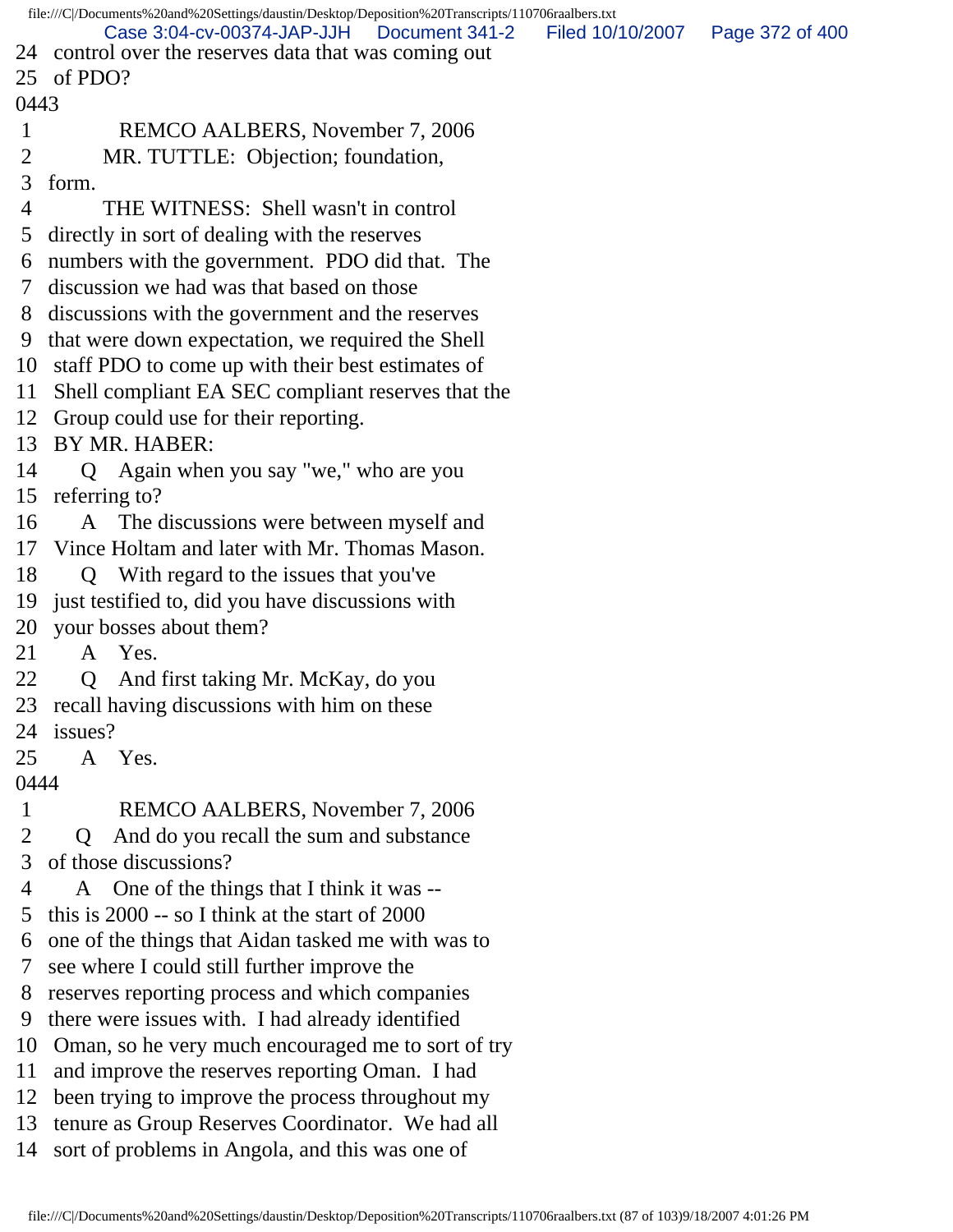24 control over the reserves data that was coming out
25 of PDO?

0443

1 REMCO AALBERS, November 7, 2006
2 MR. TUTTLE: Objection; foundation,
3 form.
4 THE WITNESS: Shell wasn't in control
5 directly in sort of dealing with the reserves
6 numbers with the government. PDO did that. The
7 discussion we had was that based on those
8 discussions with the government and the reserves
9 that were down expectation, we required the Shell
10 staff PDO to come up with their best estimates of
11 Shell compliant EA SEC compliant reserves that the
12 Group could use for their reporting.
13 BY MR. HABER:
14 Q Again when you say "we," who are you
15 referring to?
16 A The discussions were between myself and
17 Vince Holtam and later with Mr. Thomas Mason.
18 Q With regard to the issues that you've
19 just testified to, did you have discussions with
20 your bosses about them?
21 A Yes.
22 Q And first taking Mr. McKay, do you
23 recall having discussions with him on these
24 issues?
25 A Yes.

0444

1 REMCO AALBERS, November 7, 2006
2 Q And do you recall the sum and substance
3 of those discussions?
4 A One of the things that I think it was --
5 this is 2000 -- so I think at the start of 2000
6 one of the things that Aidan tasked me with was to
7 see where I could still further improve the
8 reserves reporting process and which companies
9 there were issues with. I had already identified
10 Oman, so he very much encouraged me to sort of try
11 and improve the reserves reporting Oman. I had
12 been trying to improve the process throughout my
13 tenure as Group Reserves Coordinator. We had all
14 sort of problems in Angola, and this was one of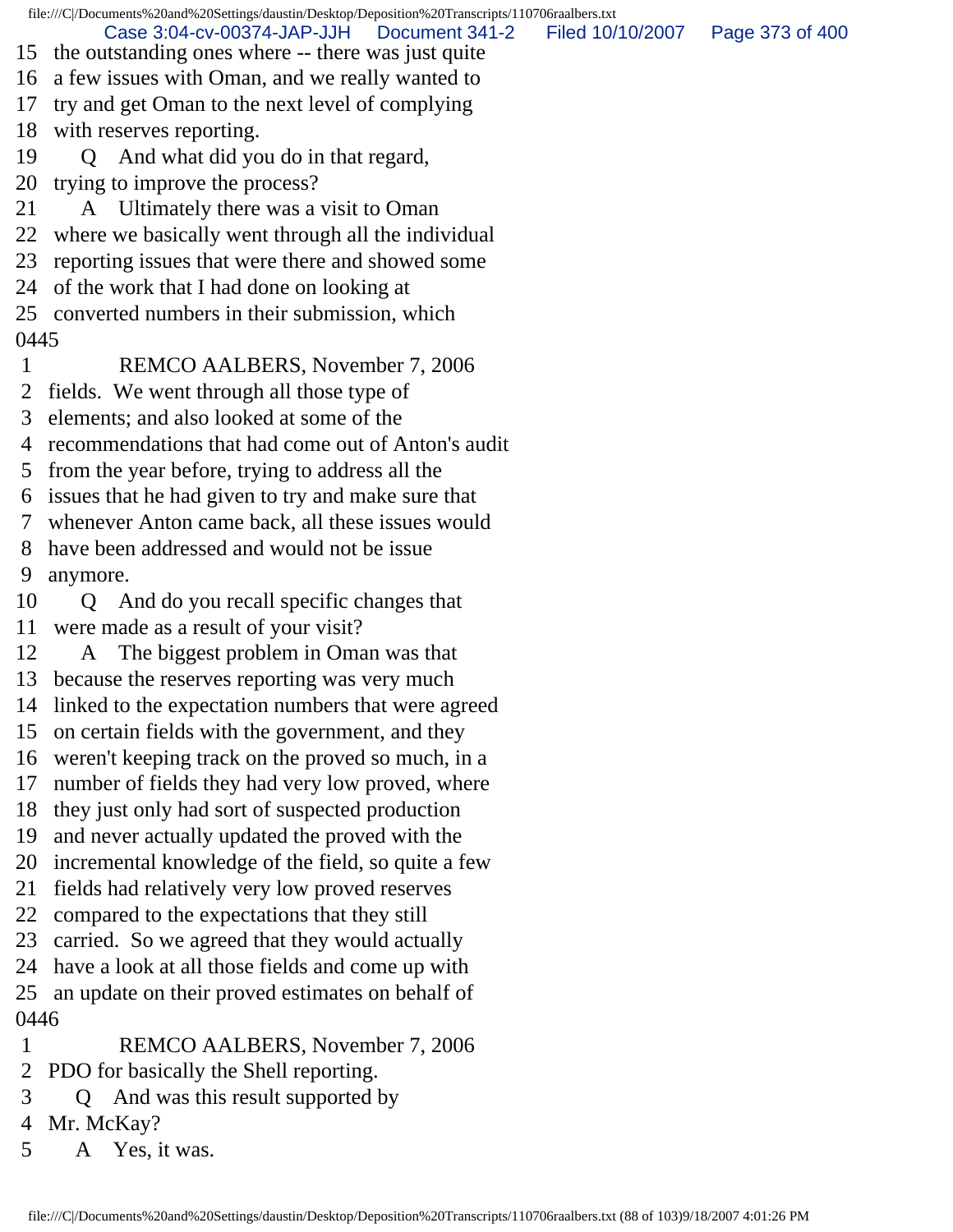15 the outstanding ones where -- there was just quite
16 a few issues with Oman, and we really wanted to
17 try and get Oman to the next level of complying
18 with reserves reporting.
19 Q And what did you do in that regard,
20 trying to improve the process?
21 A Ultimately there was a visit to Oman
22 where we basically went through all the individual
23 reporting issues that were there and showed some
24 of the work that I had done on looking at
25 converted numbers in their submission, which
0445
1 REMCO AALBERS, November 7, 2006
2 fields. We went through all those type of
3 elements; and also looked at some of the
4 recommendations that had come out of Anton's audit
5 from the year before, trying to address all the
6 issues that he had given to try and make sure that
7 whenever Anton came back, all these issues would
8 have been addressed and would not be issue
9 anymore.
10 Q And do you recall specific changes that
11 were made as a result of your visit?
12 A The biggest problem in Oman was that
13 because the reserves reporting was very much
14 linked to the expectation numbers that were agreed
15 on certain fields with the government, and they
16 weren't keeping track on the proved so much, in a
17 number of fields they had very low proved, where
18 they just only had sort of suspected production
19 and never actually updated the proved with the
20 incremental knowledge of the field, so quite a few
21 fields had relatively very low proved reserves
22 compared to the expectations that they still
23 carried. So we agreed that they would actually
24 have a look at all those fields and come up with
25 an update on their proved estimates on behalf of
0446
1 REMCO AALBERS, November 7, 2006
2 PDO for basically the Shell reporting.
3 Q And was this result supported by
4 Mr. McKay?
5 A Yes, it was.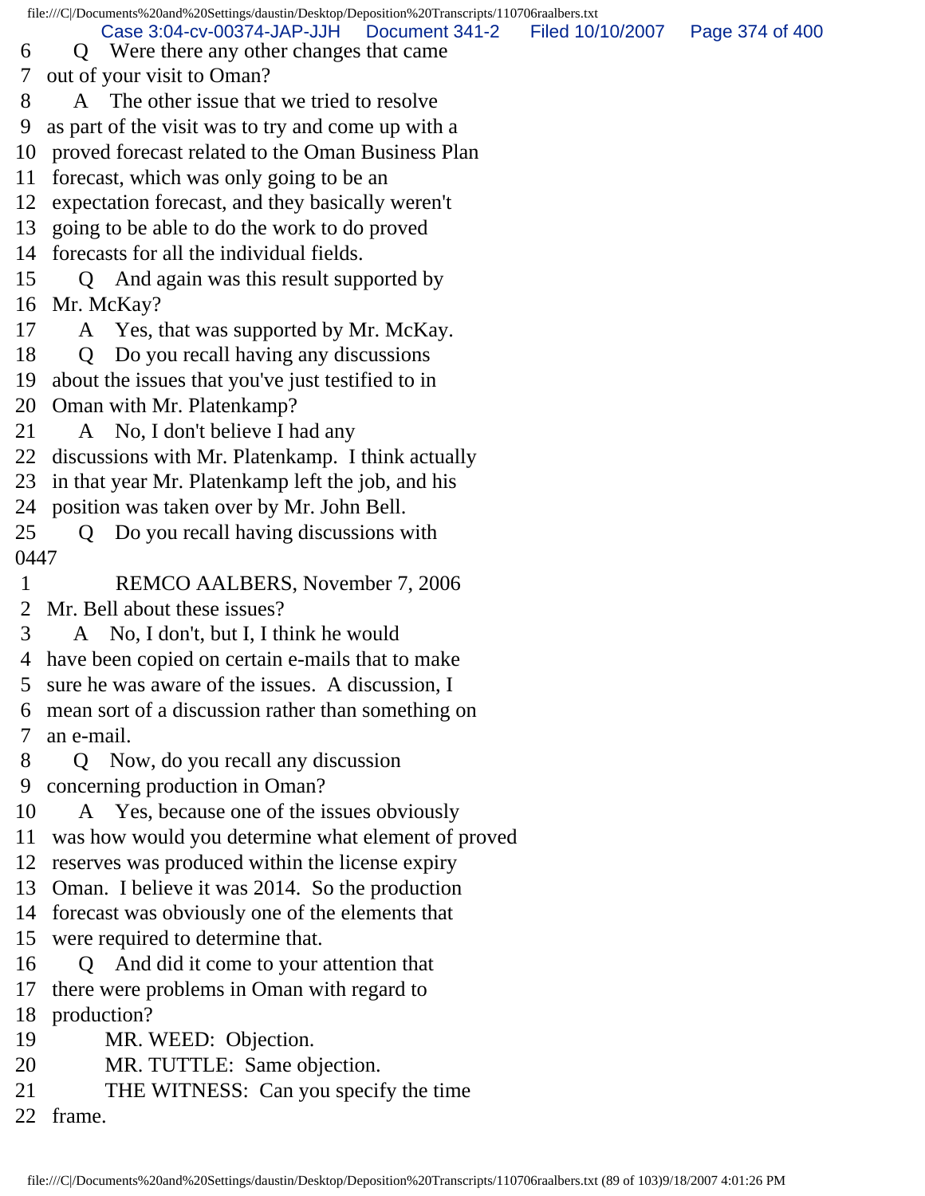6 Q Were there any other changes that came
7 out of your visit to Oman?
8 A The other issue that we tried to resolve
9 as part of the visit was to try and come up with a
10 proved forecast related to the Oman Business Plan
11 forecast, which was only going to be an
12 expectation forecast, and they basically weren't
13 going to be able to do the work to do proved
14 forecasts for all the individual fields.
15 Q And again was this result supported by
16 Mr. McKay?
17 A Yes, that was supported by Mr. McKay.
18 Q Do you recall having any discussions
19 about the issues that you've just testified to in
20 Oman with Mr. Platenkamp?
21 A No, I don't believe I had any
22 discussions with Mr. Platenkamp. I think actually
23 in that year Mr. Platenkamp left the job, and his
24 position was taken over by Mr. John Bell.
25 Q Do you recall having discussions with
0447
1 REMCO AALBERS, November 7, 2006
2 Mr. Bell about these issues?
3 A No, I don't, but I, I think he would
4 have been copied on certain e-mails that to make
5 sure he was aware of the issues. A discussion, I
6 mean sort of a discussion rather than something on
7 an e-mail.
8 Q Now, do you recall any discussion
9 concerning production in Oman?
10 A Yes, because one of the issues obviously
11 was how would you determine what element of proved
12 reserves was produced within the license expiry
13 Oman. I believe it was 2014. So the production
14 forecast was obviously one of the elements that
15 were required to determine that.
16 Q And did it come to your attention that
17 there were problems in Oman with regard to
18 production?
19 MR. WEED: Objection.
20 MR. TUTTLE: Same objection.
21 THE WITNESS: Can you specify the time
22 frame.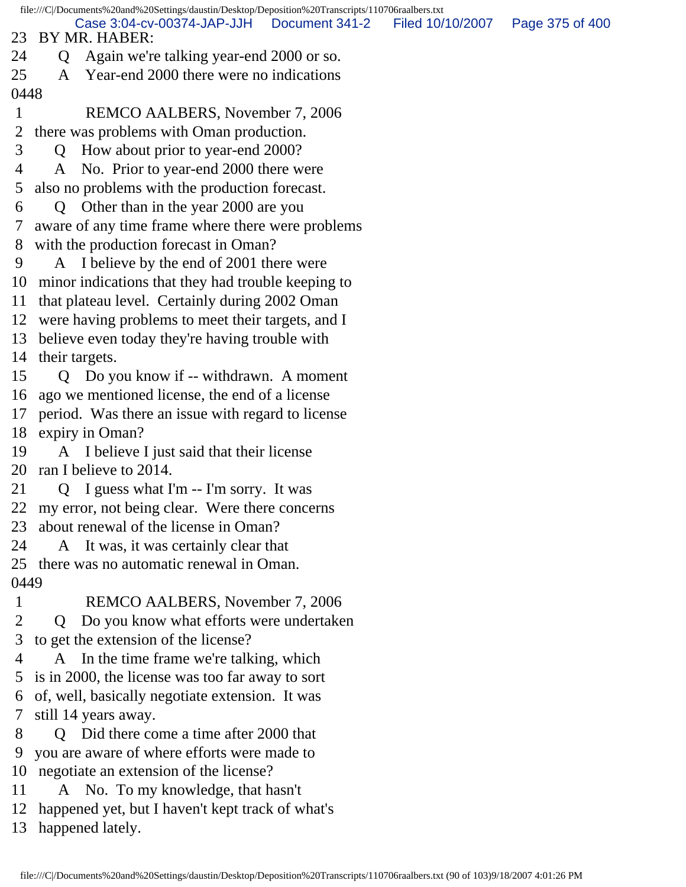23 BY MR. HABER:
24 Q Again we're talking year-end 2000 or so.
25 A Year-end 2000 there were no indications

0448

1 REMCO AALBERS, November 7, 2006
2 there was problems with Oman production.
3 Q How about prior to year-end 2000?
4 A No. Prior to year-end 2000 there were
5 also no problems with the production forecast.
6 Q Other than in the year 2000 are you
7 aware of any time frame where there were problems
8 with the production forecast in Oman?
9 A I believe by the end of 2001 there were
10 minor indications that they had trouble keeping to
11 that plateau level. Certainly during 2002 Oman
12 were having problems to meet their targets, and I
13 believe even today they're having trouble with
14 their targets.
15 Q Do you know if -- withdrawn. A moment
16 ago we mentioned license, the end of a license
17 period. Was there an issue with regard to license
18 expiry in Oman?
19 A I believe I just said that their license
20 ran I believe to 2014.
21 Q I guess what I'm -- I'm sorry. It was
22 my error, not being clear. Were there concerns
23 about renewal of the license in Oman?
24 A It was, it was certainly clear that
25 there was no automatic renewal in Oman.

0449

1 REMCO AALBERS, November 7, 2006
2 Q Do you know what efforts were undertaken
3 to get the extension of the license?
4 A In the time frame we're talking, which
5 is in 2000, the license was too far away to sort
6 of, well, basically negotiate extension. It was
7 still 14 years away.
8 Q Did there come a time after 2000 that
9 you are aware of where efforts were made to
10 negotiate an extension of the license?
11 A No. To my knowledge, that hasn't
12 happened yet, but I haven't kept track of what's
13 happened lately.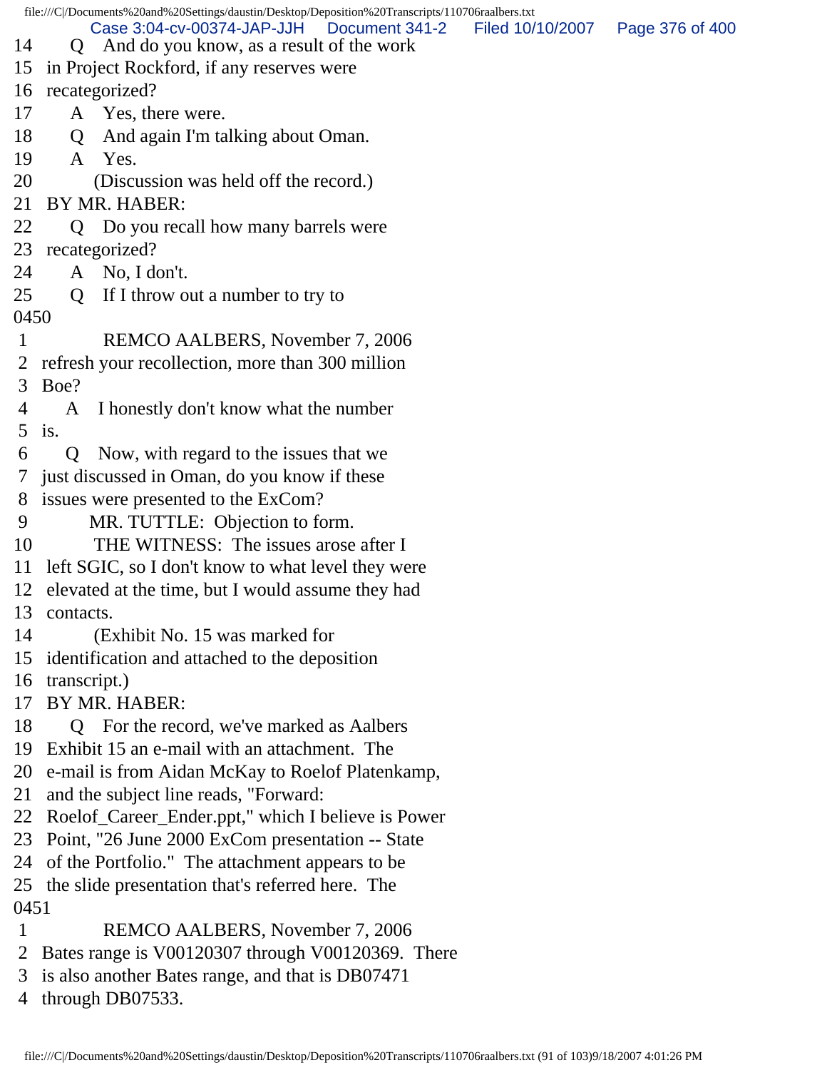14 Q And do you know, as a result of the work
15 in Project Rockford, if any reserves were
16 recategorized?
17 A Yes, there were.
18 Q And again I'm talking about Oman.
19 A Yes.
20 (Discussion was held off the record.)
21 BY MR. HABER:
22 Q Do you recall how many barrels were
23 recategorized?
24 A No, I don't.
25 Q If I throw out a number to try to
0450
1 REMCO AALBERS, November 7, 2006
2 refresh your recollection, more than 300 million
3 Boe?
4 A I honestly don't know what the number
5 is.
6 Q Now, with regard to the issues that we
7 just discussed in Oman, do you know if these
8 issues were presented to the ExCom?
9 MR. TUTTLE: Objection to form.
10 THE WITNESS: The issues arose after I
11 left SGIC, so I don't know to what level they were
12 elevated at the time, but I would assume they had
13 contacts.
14 (Exhibit No. 15 was marked for
15 identification and attached to the deposition
16 transcript.)
17 BY MR. HABER:
18 Q For the record, we've marked as Aalbers
19 Exhibit 15 an e-mail with an attachment. The
20 e-mail is from Aidan McKay to Roelof Platenkamp,
21 and the subject line reads, "Forward:
22 Roelof_Career_Ender.ppt," which I believe is Power
23 Point, "26 June 2000 ExCom presentation -- State
24 of the Portfolio." The attachment appears to be
25 the slide presentation that's referred here. The
0451
1 REMCO AALBERS, November 7, 2006
2 Bates range is V00120307 through V00120369. There
3 is also another Bates range, and that is DB07471
4 through DB07533.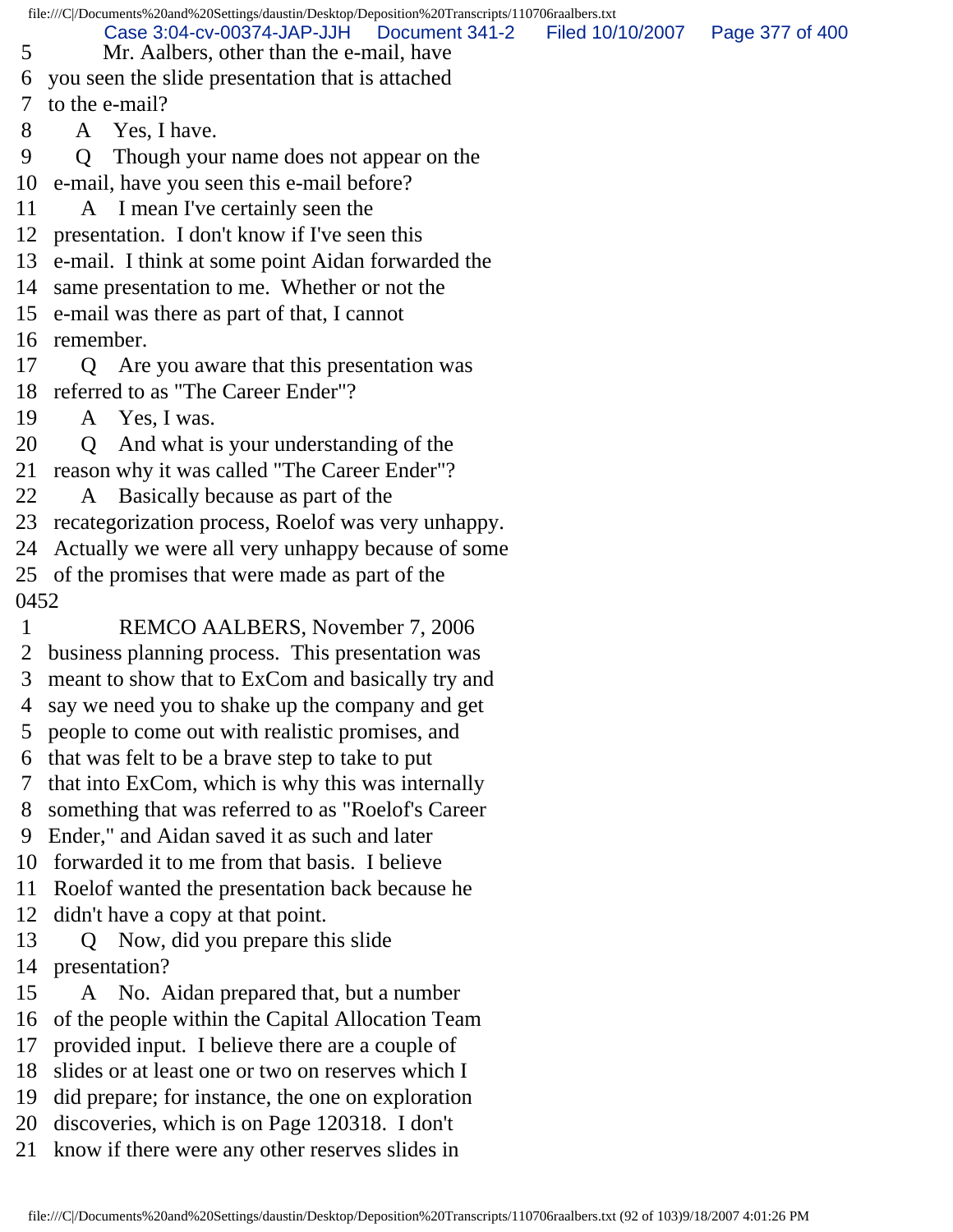5 Mr. Aalbers, other than the e-mail, have
6 you seen the slide presentation that is attached
7 to the e-mail?
8 A Yes, I have.
9 Q Though your name does not appear on the
10 e-mail, have you seen this e-mail before?
11 A I mean I've certainly seen the
12 presentation. I don't know if I've seen this
13 e-mail. I think at some point Aidan forwarded the
14 same presentation to me. Whether or not the
15 e-mail was there as part of that, I cannot
16 remember.
17 Q Are you aware that this presentation was
18 referred to as "The Career Ender"?
19 A Yes, I was.
20 Q And what is your understanding of the
21 reason why it was called "The Career Ender"?
22 A Basically because as part of the
23 recategorization process, Roelof was very unhappy.
24 Actually we were all very unhappy because of some
25 of the promises that were made as part of the
0452
1 REMCO AALBERS, November 7, 2006
2 business planning process. This presentation was
3 meant to show that to ExCom and basically try and
4 say we need you to shake up the company and get
5 people to come out with realistic promises, and
6 that was felt to be a brave step to take to put
7 that into ExCom, which is why this was internally
8 something that was referred to as "Roelof's Career
9 Ender," and Aidan saved it as such and later
10 forwarded it to me from that basis. I believe
11 Roelof wanted the presentation back because he
12 didn't have a copy at that point.
13 Q Now, did you prepare this slide
14 presentation?
15 A No. Aidan prepared that, but a number
16 of the people within the Capital Allocation Team
17 provided input. I believe there are a couple of
18 slides or at least one or two on reserves which I
19 did prepare; for instance, the one on exploration
20 discoveries, which is on Page 120318. I don't
21 know if there were any other reserves slides in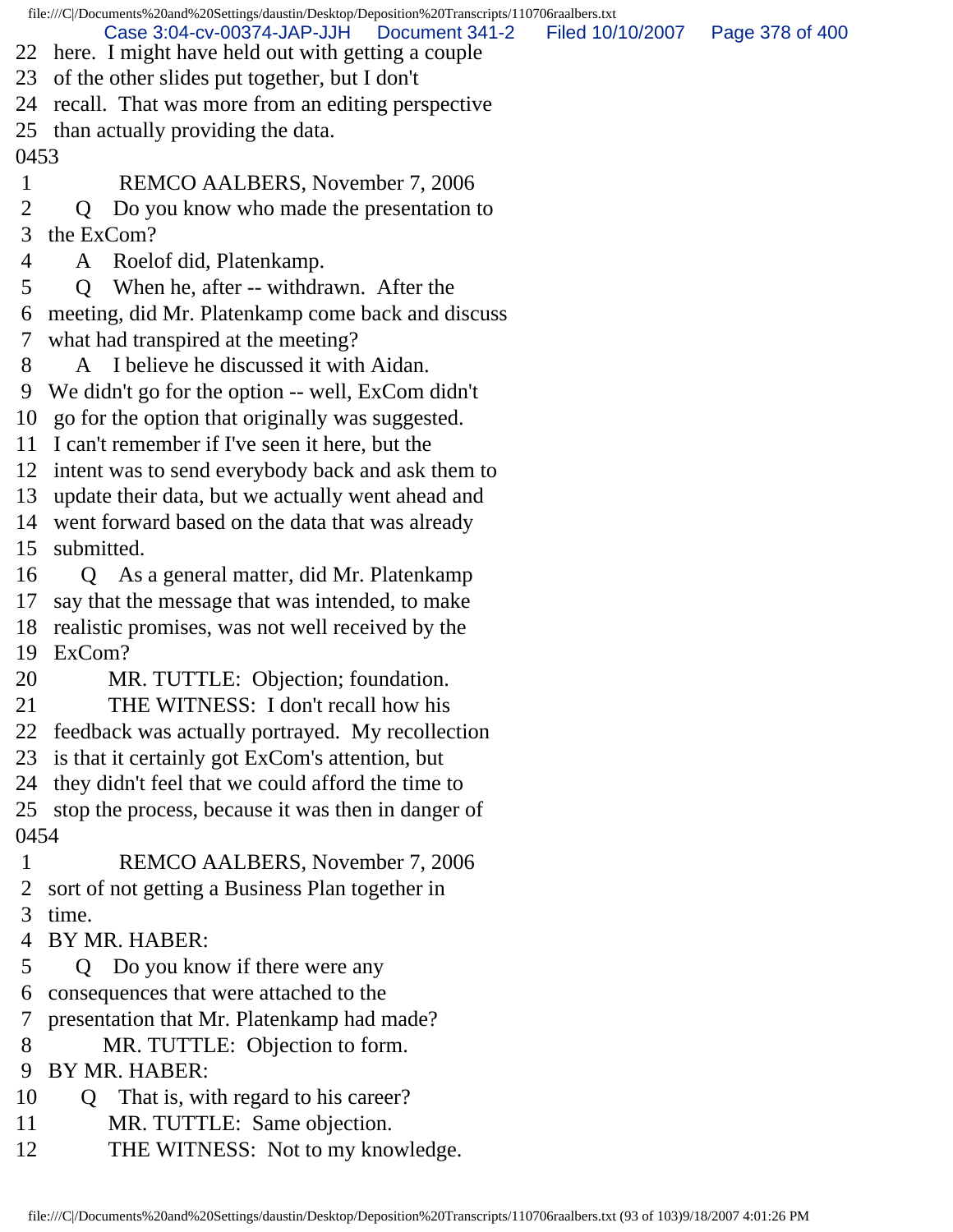22 here. I might have held out with getting a couple
23 of the other slides put together, but I don't
24 recall. That was more from an editing perspective
25 than actually providing the data.

0453

1 REMCO AALBERS, November 7, 2006
2 Q Do you know who made the presentation to
3 the ExCom?
4 A Roelof did, Platenkamp.
5 Q When he, after -- withdrawn. After the
6 meeting, did Mr. Platenkamp come back and discuss
7 what had transpired at the meeting?
8 A I believe he discussed it with Aidan.
9 We didn't go for the option -- well, ExCom didn't
10 go for the option that originally was suggested.
11 I can't remember if I've seen it here, but the
12 intent was to send everybody back and ask them to
13 update their data, but we actually went ahead and
14 went forward based on the data that was already
15 submitted.
16 Q As a general matter, did Mr. Platenkamp
17 say that the message that was intended, to make
18 realistic promises, was not well received by the
19 ExCom?
20 MR. TUTTLE: Objection; foundation.
21 THE WITNESS: I don't recall how his
22 feedback was actually portrayed. My recollection
23 is that it certainly got ExCom's attention, but
24 they didn't feel that we could afford the time to
25 stop the process, because it was then in danger of

0454

1 REMCO AALBERS, November 7, 2006
2 sort of not getting a Business Plan together in
3 time.
4 BY MR. HABER:
5 Q Do you know if there were any
6 consequences that were attached to the
7 presentation that Mr. Platenkamp had made?
8 MR. TUTTLE: Objection to form.
9 BY MR. HABER:
10 Q That is, with regard to his career?
11 MR. TUTTLE: Same objection.
12 THE WITNESS: Not to my knowledge.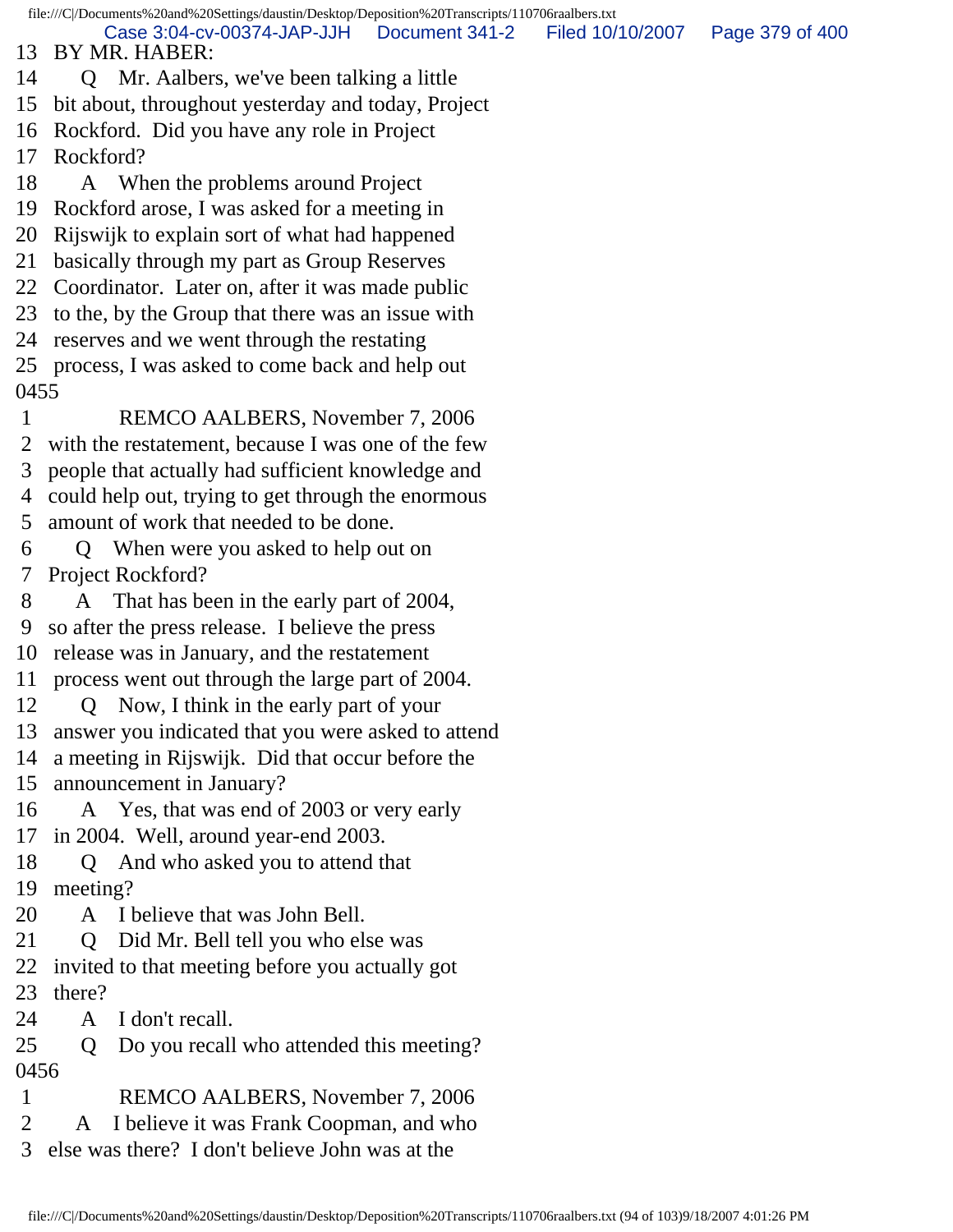13 BY MR. HABER:

14 Q Mr. Aalbers, we've been talking a little

15 bit about, throughout yesterday and today, Project

16 Rockford. Did you have any role in Project

17 Rockford?

18 A When the problems around Project

19 Rockford arose, I was asked for a meeting in

20 Rijswijk to explain sort of what had happened

21 basically through my part as Group Reserves

22 Coordinator. Later on, after it was made public

23 to the, by the Group that there was an issue with

24 reserves and we went through the restating

25 process, I was asked to come back and help out

0455

1 REMCO AALBERS, November 7, 2006

2 with the restatement, because I was one of the few

3 people that actually had sufficient knowledge and

4 could help out, trying to get through the enormous

5 amount of work that needed to be done.

6 Q When were you asked to help out on

7 Project Rockford?

8 A That has been in the early part of 2004,

9 so after the press release. I believe the press

10 release was in January, and the restatement

11 process went out through the large part of 2004.

12 Q Now, I think in the early part of your

13 answer you indicated that you were asked to attend

14 a meeting in Rijswijk. Did that occur before the

15 announcement in January?

16 A Yes, that was end of 2003 or very early

17 in 2004. Well, around year-end 2003.

18 Q And who asked you to attend that

19 meeting?

20 A I believe that was John Bell.

21 Q Did Mr. Bell tell you who else was

22 invited to that meeting before you actually got

23 there?

24 A I don't recall.

25 Q Do you recall who attended this meeting?

0456

1 REMCO AALBERS, November 7, 2006

2 A I believe it was Frank Coopman, and who

3 else was there? I don't believe John was at the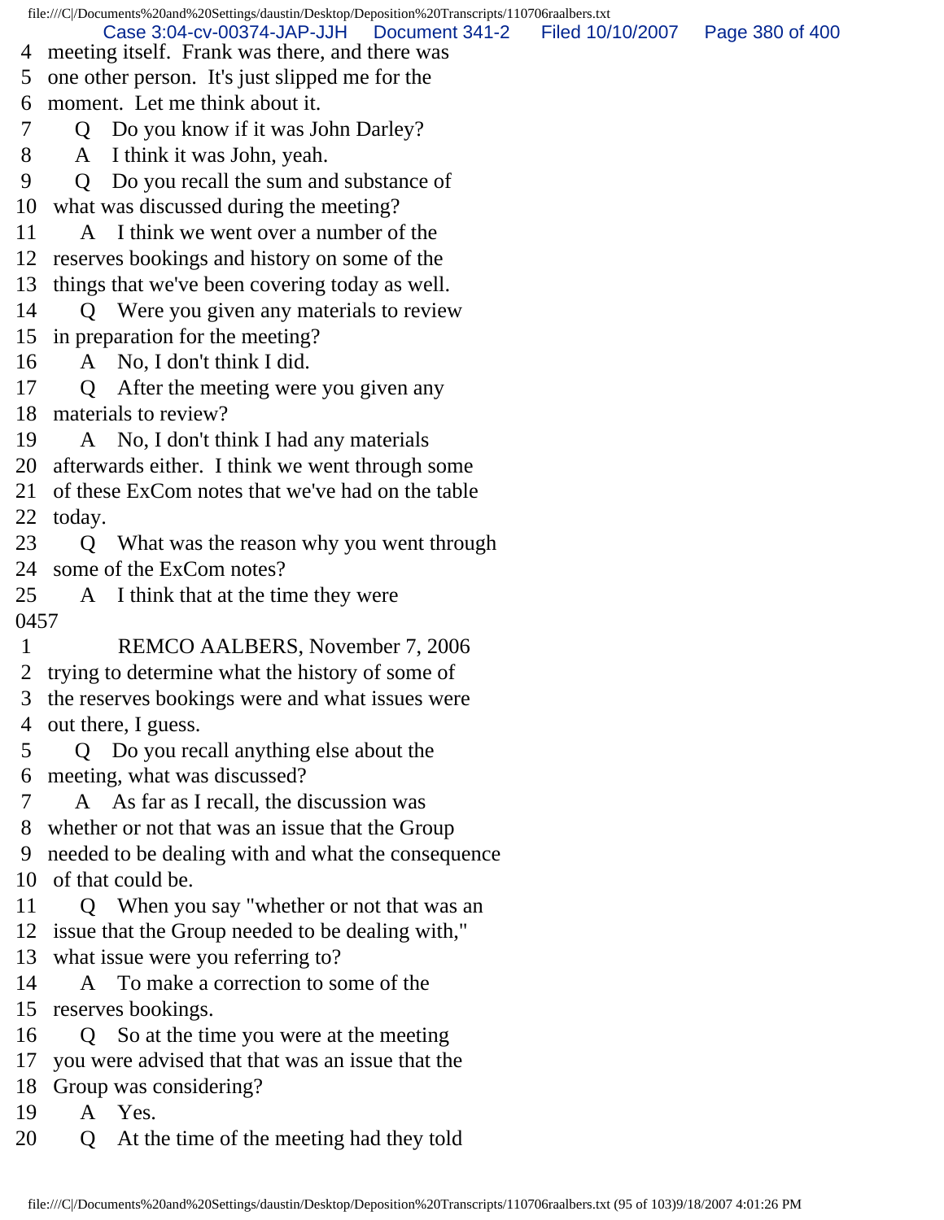4 meeting itself. Frank was there, and there was
5 one other person. It's just slipped me for the
6 moment. Let me think about it.
7 Q Do you know if it was John Darley?
8 A I think it was John, yeah.
9 Q Do you recall the sum and substance of
10 what was discussed during the meeting?
11 A I think we went over a number of the
12 reserves bookings and history on some of the
13 things that we've been covering today as well.
14 Q Were you given any materials to review
15 in preparation for the meeting?
16 A No, I don't think I did.
17 Q After the meeting were you given any
18 materials to review?
19 A No, I don't think I had any materials
20 afterwards either. I think we went through some
21 of these ExCom notes that we've had on the table
22 today.
23 Q What was the reason why you went through
24 some of the ExCom notes?
25 A I think that at the time they were
0457
1 REMCO AALBERS, November 7, 2006
2 trying to determine what the history of some of
3 the reserves bookings were and what issues were
4 out there, I guess.
5 Q Do you recall anything else about the
6 meeting, what was discussed?
7 A As far as I recall, the discussion was
8 whether or not that was an issue that the Group
9 needed to be dealing with and what the consequence
10 of that could be.
11 Q When you say "whether or not that was an
12 issue that the Group needed to be dealing with,"
13 what issue were you referring to?
14 A To make a correction to some of the
15 reserves bookings.
16 Q So at the time you were at the meeting
17 you were advised that that was an issue that the
18 Group was considering?
19 A Yes.
20 Q At the time of the meeting had they told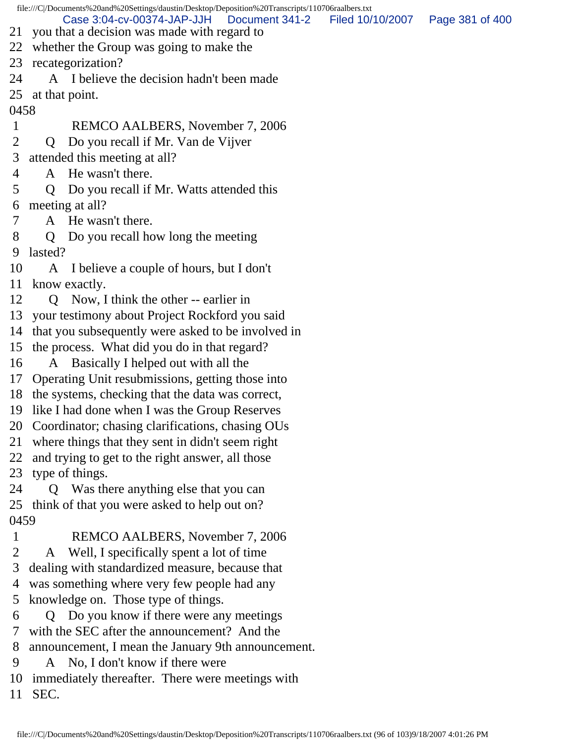21 you that a decision was made with regard to
22 whether the Group was going to make the
23 recategorization?
24 A I believe the decision hadn't been made
25 at that point.
0458
1 REMCO AALBERS, November 7, 2006
2 Q Do you recall if Mr. Van de Vijver
3 attended this meeting at all?
4 A He wasn't there.
5 Q Do you recall if Mr. Watts attended this
6 meeting at all?
7 A He wasn't there.
8 Q Do you recall how long the meeting
9 lasted?
10 A I believe a couple of hours, but I don't
11 know exactly.
12 Q Now, I think the other -- earlier in
13 your testimony about Project Rockford you said
14 that you subsequently were asked to be involved in
15 the process. What did you do in that regard?
16 A Basically I helped out with all the
17 Operating Unit resubmissions, getting those into
18 the systems, checking that the data was correct,
19 like I had done when I was the Group Reserves
20 Coordinator; chasing clarifications, chasing OUs
21 where things that they sent in didn't seem right
22 and trying to get to the right answer, all those
23 type of things.
24 Q Was there anything else that you can
25 think of that you were asked to help out on?
0459
1 REMCO AALBERS, November 7, 2006
2 A Well, I specifically spent a lot of time
3 dealing with standardized measure, because that
4 was something where very few people had any
5 knowledge on. Those type of things.
6 Q Do you know if there were any meetings
7 with the SEC after the announcement? And the
8 announcement, I mean the January 9th announcement.
9 A No, I don't know if there were
10 immediately thereafter. There were meetings with
11 SEC.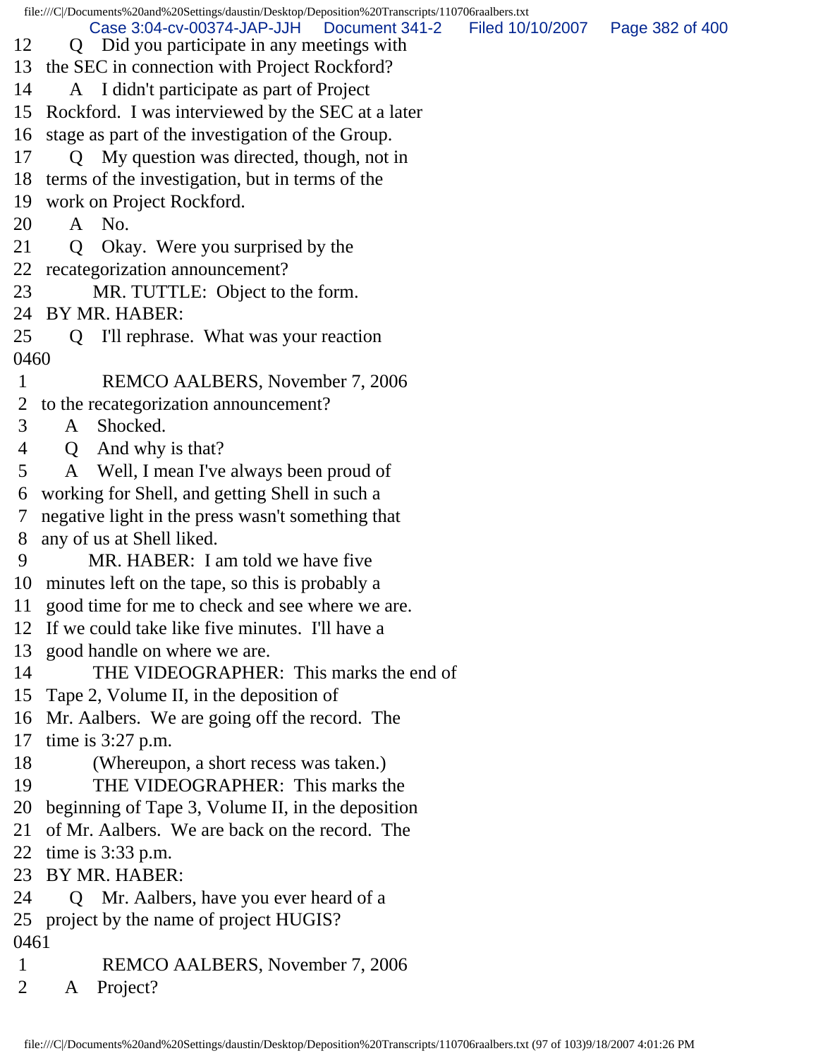12 Q Did you participate in any meetings with
13 the SEC in connection with Project Rockford?
14 A I didn't participate as part of Project
15 Rockford. I was interviewed by the SEC at a later
16 stage as part of the investigation of the Group.
17 Q My question was directed, though, not in
18 terms of the investigation, but in terms of the
19 work on Project Rockford.
20 A No.
21 Q Okay. Were you surprised by the
22 recategorization announcement?
23 MR. TUTTLE: Object to the form.
24 BY MR. HABER:
25 Q I'll rephrase. What was your reaction
0460
1 REMCO AALBERS, November 7, 2006
2 to the recategorization announcement?
3 A Shocked.
4 Q And why is that?
5 A Well, I mean I've always been proud of
6 working for Shell, and getting Shell in such a
7 negative light in the press wasn't something that
8 any of us at Shell liked.
9 MR. HABER: I am told we have five
10 minutes left on the tape, so this is probably a
11 good time for me to check and see where we are.
12 If we could take like five minutes. I'll have a
13 good handle on where we are.
14 THE VIDEOGRAPHER: This marks the end of
15 Tape 2, Volume II, in the deposition of
16 Mr. Aalbers. We are going off the record. The
17 time is 3:27 p.m.
18 (Whereupon, a short recess was taken.)
19 THE VIDEOGRAPHER: This marks the
20 beginning of Tape 3, Volume II, in the deposition
21 of Mr. Aalbers. We are back on the record. The
22 time is 3:33 p.m.
23 BY MR. HABER:
24 Q Mr. Aalbers, have you ever heard of a
25 project by the name of project HUGIS?
0461
1 REMCO AALBERS, November 7, 2006
2 A Project?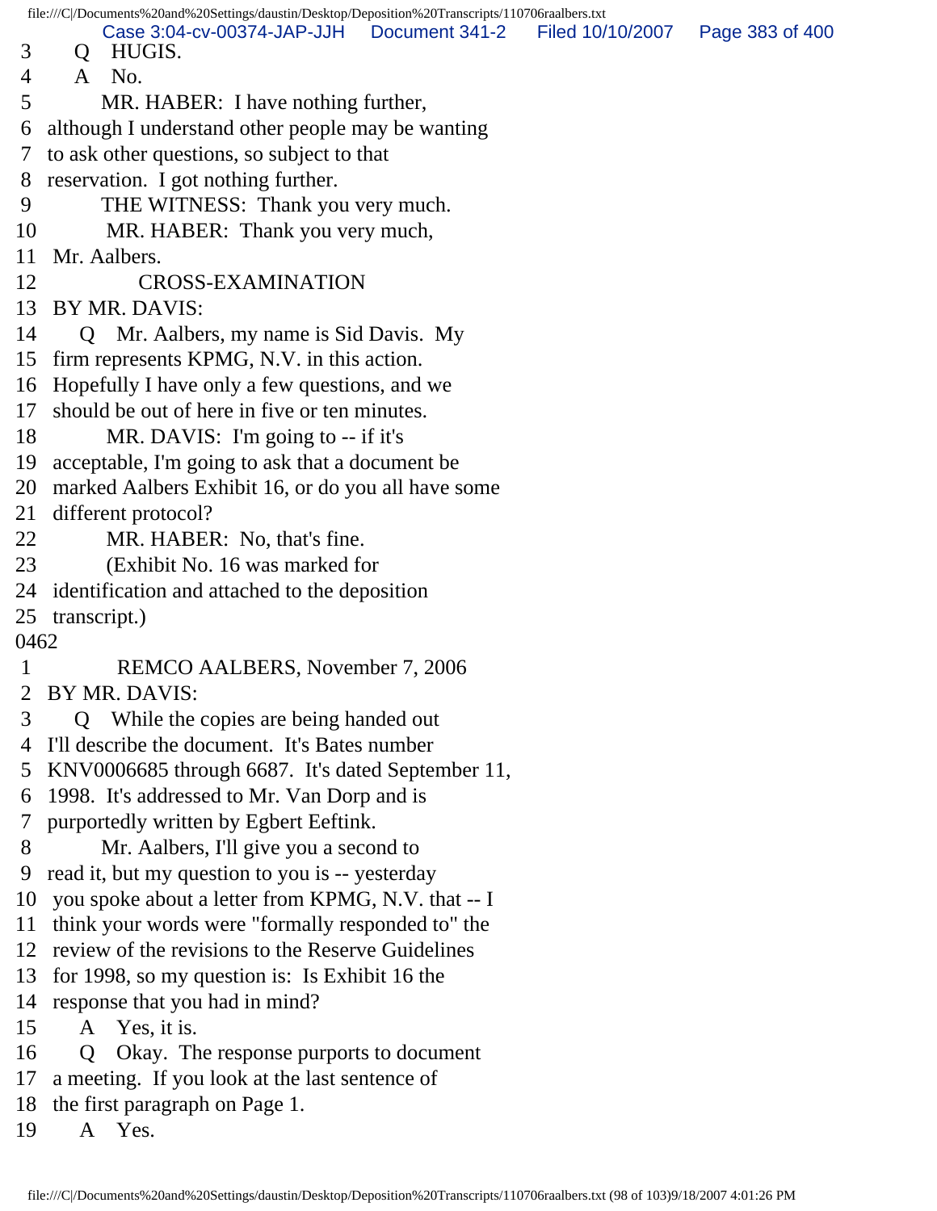3 Q HUGIS.
4 A No.
5 MR. HABER: I have nothing further,
6 although I understand other people may be wanting
7 to ask other questions, so subject to that
8 reservation. I got nothing further.
9 THE WITNESS: Thank you very much.
10 MR. HABER: Thank you very much,
11 Mr. Aalbers.
12 CROSS-EXAMINATION
13 BY MR. DAVIS:
14 Q Mr. Aalbers, my name is Sid Davis. My
15 firm represents KPMG, N.V. in this action.
16 Hopefully I have only a few questions, and we
17 should be out of here in five or ten minutes.
18 MR. DAVIS: I'm going to -- if it's
19 acceptable, I'm going to ask that a document be
20 marked Aalbers Exhibit 16, or do you all have some
21 different protocol?
22 MR. HABER: No, that's fine.
23 (Exhibit No. 16 was marked for
24 identification and attached to the deposition
25 transcript.)
0462
1 REMCO AALBERS, November 7, 2006
2 BY MR. DAVIS:
3 Q While the copies are being handed out
4 I'll describe the document. It's Bates number
5 KNV0006685 through 6687. It's dated September 11,
6 1998. It's addressed to Mr. Van Dorp and is
7 purportedly written by Egbert Eeftink.
8 Mr. Aalbers, I'll give you a second to
9 read it, but my question to you is -- yesterday
10 you spoke about a letter from KPMG, N.V. that -- I
11 think your words were "formally responded to" the
12 review of the revisions to the Reserve Guidelines
13 for 1998, so my question is: Is Exhibit 16 the
14 response that you had in mind?
15 A Yes, it is.
16 Q Okay. The response purports to document
17 a meeting. If you look at the last sentence of
18 the first paragraph on Page 1.
19 A Yes.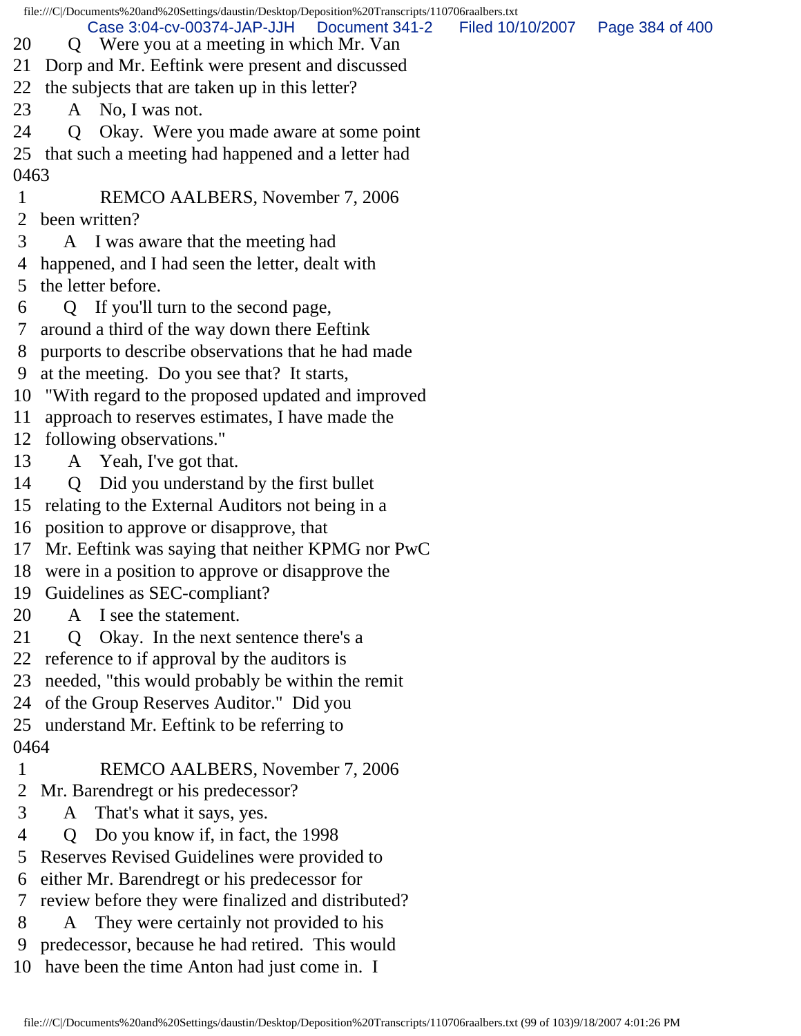20 Q Were you at a meeting in which Mr. Van
21 Dorp and Mr. Eeftink were present and discussed
22 the subjects that are taken up in this letter?
23 A No, I was not.
24 Q Okay. Were you made aware at some point
25 that such a meeting had happened and a letter had
0463
1 REMCO AALBERS, November 7, 2006
2 been written?
3 A I was aware that the meeting had
4 happened, and I had seen the letter, dealt with
5 the letter before.
6 Q If you'll turn to the second page,
7 around a third of the way down there Eeftink
8 purports to describe observations that he had made
9 at the meeting. Do you see that? It starts,
10 "With regard to the proposed updated and improved
11 approach to reserves estimates, I have made the
12 following observations."
13 A Yeah, I've got that.
14 Q Did you understand by the first bullet
15 relating to the External Auditors not being in a
16 position to approve or disapprove, that
17 Mr. Eeftink was saying that neither KPMG nor PwC
18 were in a position to approve or disapprove the
19 Guidelines as SEC-compliant?
20 A I see the statement.
21 Q Okay. In the next sentence there's a
22 reference to if approval by the auditors is
23 needed, "this would probably be within the remit
24 of the Group Reserves Auditor." Did you
25 understand Mr. Eeftink to be referring to
0464
1 REMCO AALBERS, November 7, 2006
2 Mr. Barendregt or his predecessor?
3 A That's what it says, yes.
4 Q Do you know if, in fact, the 1998
5 Reserves Revised Guidelines were provided to
6 either Mr. Barendregt or his predecessor for
7 review before they were finalized and distributed?
8 A They were certainly not provided to his
9 predecessor, because he had retired. This would
10 have been the time Anton had just come in. I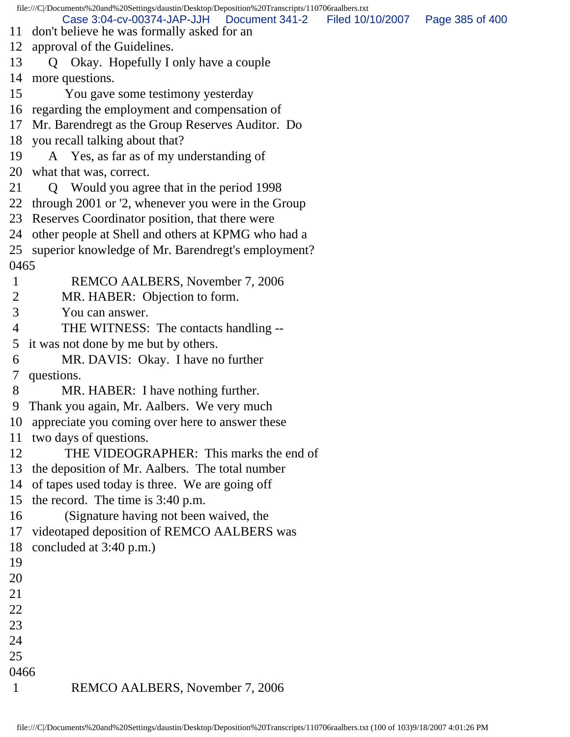11 don't believe he was formally asked for an
12 approval of the Guidelines.
13 Q Okay. Hopefully I only have a couple
14 more questions.
15 You gave some testimony yesterday
16 regarding the employment and compensation of
17 Mr. Barendregt as the Group Reserves Auditor. Do
18 you recall talking about that?
19 A Yes, as far as of my understanding of
20 what that was, correct.
21 Q Would you agree that in the period 1998
22 through 2001 or '2, whenever you were in the Group
23 Reserves Coordinator position, that there were
24 other people at Shell and others at KPMG who had a
25 superior knowledge of Mr. Barendregt's employment?

0465

1 REMCO AALBERS, November 7, 2006
2 MR. HABER: Objection to form.
3 You can answer.
4 THE WITNESS: The contacts handling --
5 it was not done by me but by others.
6 MR. DAVIS: Okay. I have no further
7 questions.
8 MR. HABER: I have nothing further.
9 Thank you again, Mr. Aalbers. We very much
10 appreciate you coming over here to answer these
11 two days of questions.
12 THE VIDEOGRAPHER: This marks the end of
13 the deposition of Mr. Aalbers. The total number
14 of tapes used today is three. We are going off
15 the record. The time is 3:40 p.m.
16 (Signature having not been waived, the
17 videotaped deposition of REMCO AALBERS was
18 concluded at 3:40 p.m.)
19
20
21
22
23
24
25

0466

1 REMCO AALBERS, November 7, 2006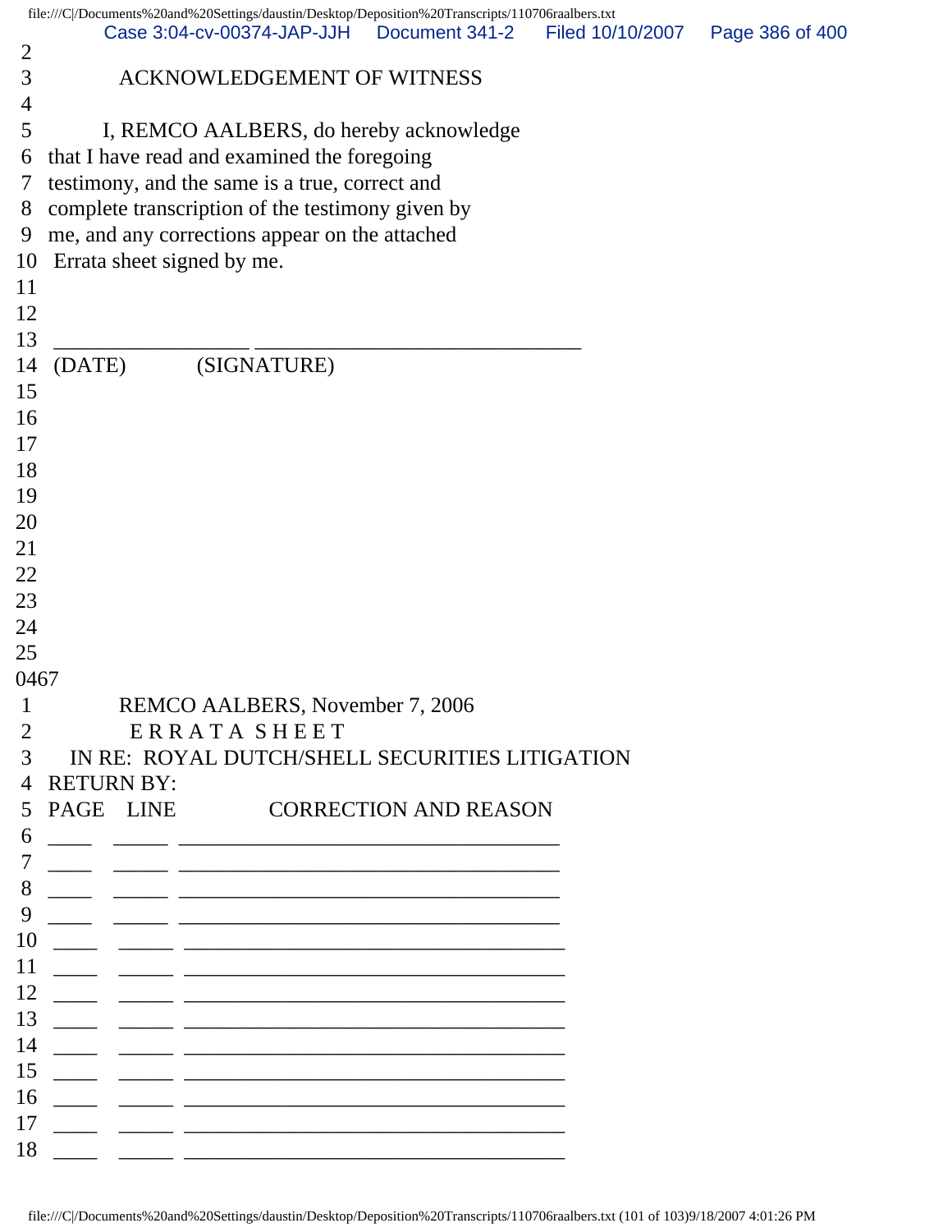2

3 ACKNOWLEDGEMENT OF WITNESS

4

5 I, REMCO AALBERS, do hereby acknowledge
6 that I have read and examined the foregoing
7 testimony, and the same is a true, correct and
8 complete transcription of the testimony given by
9 me, and any corrections appear on the attached
10 Errata sheet signed by me.

11

12

13 __________________ ______________________________
14 (DATE) (SIGNATURE)

15
16
17
18
19
20
21
22
23
24
25

0467

1 REMCO AALBERS, November 7, 2006
2 E R R A T A S H E E T
3 IN RE: ROYAL DUTCH/SHELL SECURITIES LITIGATION
4 RETURN BY:
5 PAGE LINE CORRECTION AND REASON
6 ____ _____ ___________________________________
7 ____ _____ ___________________________________
8 ____ _____ ___________________________________
9 ____ _____ ___________________________________
10 ____ _____ ___________________________________
11 ____ _____ ___________________________________
12 ____ _____ ___________________________________
13 ____ _____ ___________________________________
14 ____ _____ ___________________________________
15 ____ _____ ___________________________________
16 ____ _____ ___________________________________
17 ____ _____ ___________________________________
18 ____ _____ ___________________________________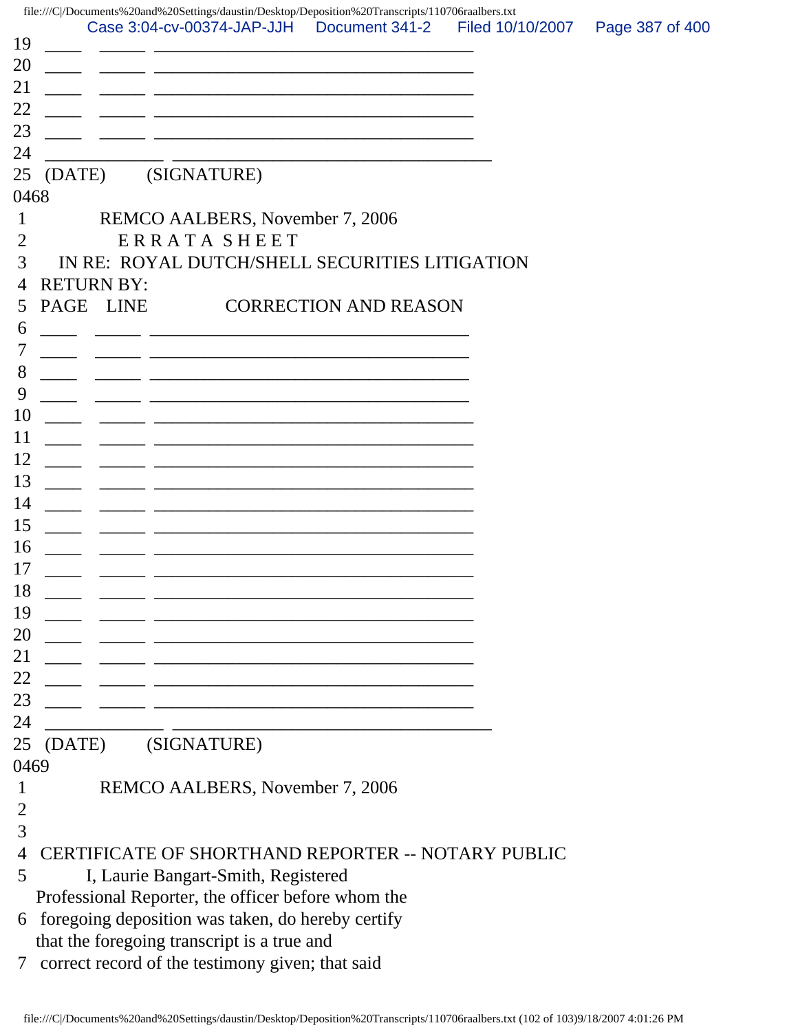19 \_\_\_\_ \_\_\_\_\_ \_\_\_\_\_\_\_\_\_\_\_\_\_\_\_\_\_\_\_\_\_\_\_\_\_\_\_\_\_\_\_\_\_\_\_

20 \_\_\_\_ \_\_\_\_\_ \_\_\_\_\_\_\_\_\_\_\_\_\_\_\_\_\_\_\_\_\_\_\_\_\_\_\_\_\_\_\_\_\_\_\_

21 \_\_\_\_ \_\_\_\_\_ \_\_\_\_\_\_\_\_\_\_\_\_\_\_\_\_\_\_\_\_\_\_\_\_\_\_\_\_\_\_\_\_\_\_\_

22 \_\_\_\_ \_\_\_\_\_ \_\_\_\_\_\_\_\_\_\_\_\_\_\_\_\_\_\_\_\_\_\_\_\_\_\_\_\_\_\_\_\_\_\_\_

23 \_\_\_\_ \_\_\_\_\_ \_\_\_\_\_\_\_\_\_\_\_\_\_\_\_\_\_\_\_\_\_\_\_\_\_\_\_\_\_\_\_\_\_\_\_

24 \_\_\_\_\_\_\_\_\_\_\_\_\_ \_\_\_\_\_\_\_\_\_\_\_\_\_\_\_\_\_\_\_\_\_\_\_\_\_\_\_\_\_\_\_\_\_\_\_

25 (DATE) (SIGNATURE)

0468

1 REMCO AALBERS, November 7, 2006

2 E R R A T A S H E E T

3 IN RE: ROYAL DUTCH/SHELL SECURITIES LITIGATION

4 RETURN BY:

5 PAGE LINE CORRECTION AND REASON

6 \_\_\_\_ \_\_\_\_\_ \_\_\_\_\_\_\_\_\_\_\_\_\_\_\_\_\_\_\_\_\_\_\_\_\_\_\_\_\_\_\_\_\_\_\_

7 \_\_\_\_ \_\_\_\_\_ \_\_\_\_\_\_\_\_\_\_\_\_\_\_\_\_\_\_\_\_\_\_\_\_\_\_\_\_\_\_\_\_\_\_\_

8 \_\_\_\_ \_\_\_\_\_ \_\_\_\_\_\_\_\_\_\_\_\_\_\_\_\_\_\_\_\_\_\_\_\_\_\_\_\_\_\_\_\_\_\_\_

9 \_\_\_\_ \_\_\_\_\_ \_\_\_\_\_\_\_\_\_\_\_\_\_\_\_\_\_\_\_\_\_\_\_\_\_\_\_\_\_\_\_\_\_\_\_

10 \_\_\_\_ \_\_\_\_\_ \_\_\_\_\_\_\_\_\_\_\_\_\_\_\_\_\_\_\_\_\_\_\_\_\_\_\_\_\_\_\_\_\_\_\_

11 \_\_\_\_ \_\_\_\_\_ \_\_\_\_\_\_\_\_\_\_\_\_\_\_\_\_\_\_\_\_\_\_\_\_\_\_\_\_\_\_\_\_\_\_\_

12 \_\_\_\_ \_\_\_\_\_ \_\_\_\_\_\_\_\_\_\_\_\_\_\_\_\_\_\_\_\_\_\_\_\_\_\_\_\_\_\_\_\_\_\_\_

13 \_\_\_\_ \_\_\_\_\_ \_\_\_\_\_\_\_\_\_\_\_\_\_\_\_\_\_\_\_\_\_\_\_\_\_\_\_\_\_\_\_\_\_\_\_

14 \_\_\_\_ \_\_\_\_\_ \_\_\_\_\_\_\_\_\_\_\_\_\_\_\_\_\_\_\_\_\_\_\_\_\_\_\_\_\_\_\_\_\_\_\_

15 \_\_\_\_ \_\_\_\_\_ \_\_\_\_\_\_\_\_\_\_\_\_\_\_\_\_\_\_\_\_\_\_\_\_\_\_\_\_\_\_\_\_\_\_\_

16 \_\_\_\_ \_\_\_\_\_ \_\_\_\_\_\_\_\_\_\_\_\_\_\_\_\_\_\_\_\_\_\_\_\_\_\_\_\_\_\_\_\_\_\_\_

17 \_\_\_\_ \_\_\_\_\_ \_\_\_\_\_\_\_\_\_\_\_\_\_\_\_\_\_\_\_\_\_\_\_\_\_\_\_\_\_\_\_\_\_\_\_

18 \_\_\_\_ \_\_\_\_\_ \_\_\_\_\_\_\_\_\_\_\_\_\_\_\_\_\_\_\_\_\_\_\_\_\_\_\_\_\_\_\_\_\_\_\_

19 \_\_\_\_ \_\_\_\_\_ \_\_\_\_\_\_\_\_\_\_\_\_\_\_\_\_\_\_\_\_\_\_\_\_\_\_\_\_\_\_\_\_\_\_\_

20 \_\_\_\_ \_\_\_\_\_ \_\_\_\_\_\_\_\_\_\_\_\_\_\_\_\_\_\_\_\_\_\_\_\_\_\_\_\_\_\_\_\_\_\_\_

21 \_\_\_\_ \_\_\_\_\_ \_\_\_\_\_\_\_\_\_\_\_\_\_\_\_\_\_\_\_\_\_\_\_\_\_\_\_\_\_\_\_\_\_\_\_

22 \_\_\_\_ \_\_\_\_\_ \_\_\_\_\_\_\_\_\_\_\_\_\_\_\_\_\_\_\_\_\_\_\_\_\_\_\_\_\_\_\_\_\_\_\_

23 \_\_\_\_ \_\_\_\_\_ \_\_\_\_\_\_\_\_\_\_\_\_\_\_\_\_\_\_\_\_\_\_\_\_\_\_\_\_\_\_\_\_\_\_\_

24 \_\_\_\_\_\_\_\_\_\_\_\_\_ \_\_\_\_\_\_\_\_\_\_\_\_\_\_\_\_\_\_\_\_\_\_\_\_\_\_\_\_\_\_\_\_\_\_\_

25 (DATE) (SIGNATURE)

0469

1 REMCO AALBERS, November 7, 2006

2

3

4 CERTIFICATE OF SHORTHAND REPORTER -- NOTARY PUBLIC

5 I, Laurie Bangart-Smith, Registered
Professional Reporter, the officer before whom the

6 foregoing deposition was taken, do hereby certify
that the foregoing transcript is a true and

7 correct record of the testimony given; that said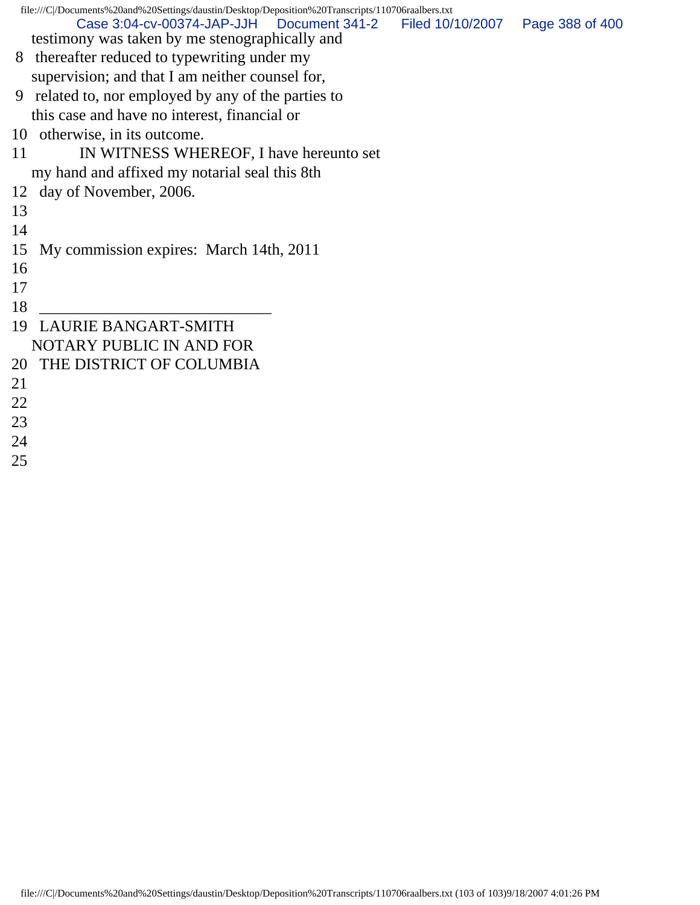testimony was taken by me stenographically and
8 thereafter reduced to typewriting under my
supervision; and that I am neither counsel for,
9 related to, nor employed by any of the parties to
this case and have no interest, financial or
10 otherwise, in its outcome.
11 IN WITNESS WHEREOF, I have hereunto set
my hand and affixed my notarial seal this 8th
12 day of November, 2006.
13
14
15 My commission expires: March 14th, 2011
16
17
18 _____________________________
19 LAURIE BANGART-SMITH
NOTARY PUBLIC IN AND FOR
20 THE DISTRICT OF COLUMBIA
21
22
23
24
25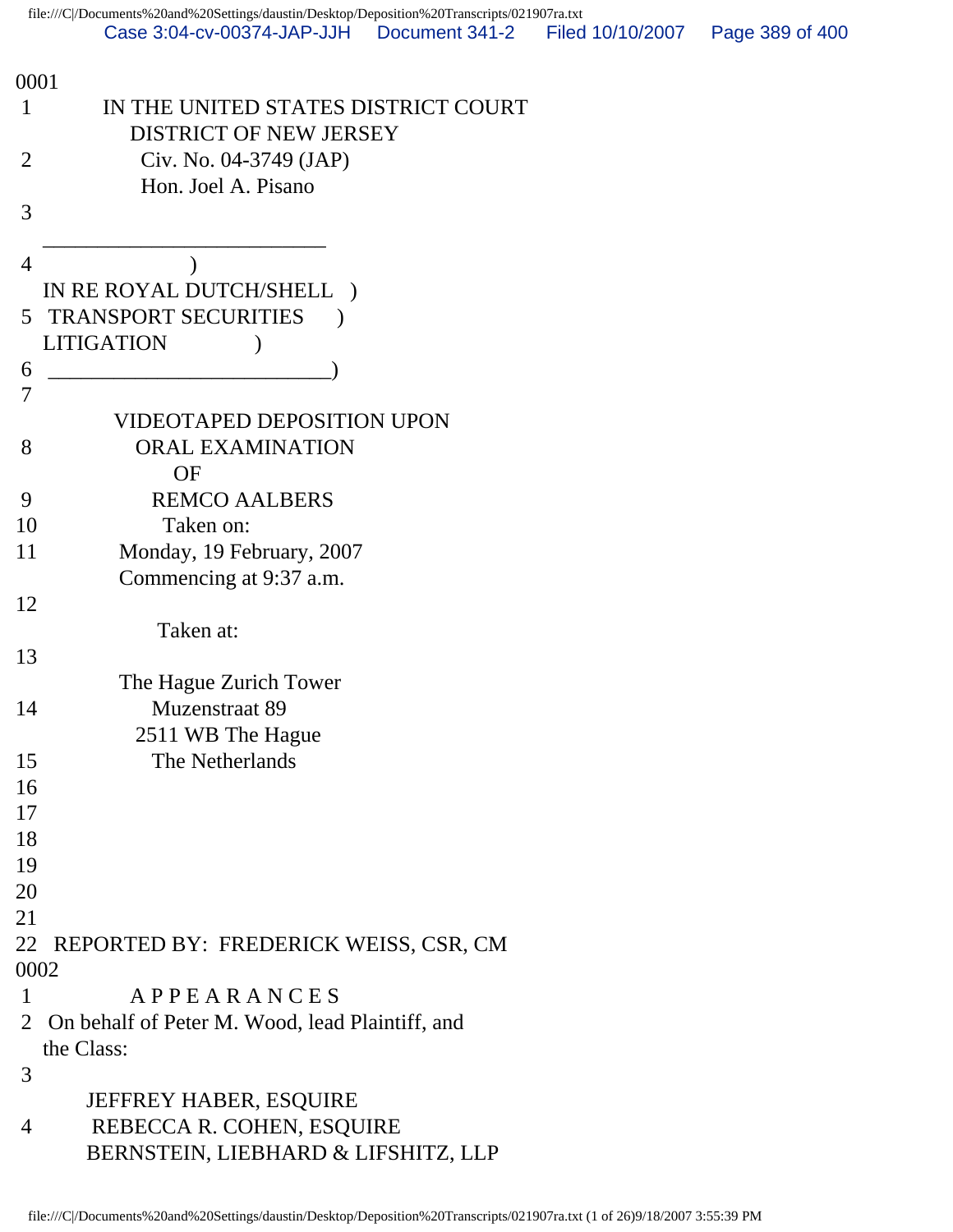0001

1 IN THE UNITED STATES DISTRICT COURT
DISTRICT OF NEW JERSEY

2 Civ. No. 04-3749 (JAP)
Hon. Joel A. Pisano

3

____________________________

4 )
IN RE ROYAL DUTCH/SHELL )
5 TRANSPORT SECURITIES )
LITIGATION )
6 ____________________________)
7

VIDEOTAPED DEPOSITION UPON
8 ORAL EXAMINATION
OF
9 REMCO AALBERS
10 Taken on:
11 Monday, 19 February, 2007
Commencing at 9:37 a.m.
12
Taken at:
13
The Hague Zurich Tower
14 Muzenstraat 89
2511 WB The Hague
15 The Netherlands
16
17
18
19
20
21
22 REPORTED BY: FREDERICK WEISS, CSR, CM

0002

1 A P P E A R A N C E S
2 On behalf of Peter M. Wood, lead Plaintiff, and
the Class:
3
JEFFREY HABER, ESQUIRE
4 REBECCA R. COHEN, ESQUIRE
BERNSTEIN, LIEBHARD & LIFSHITZ, LLP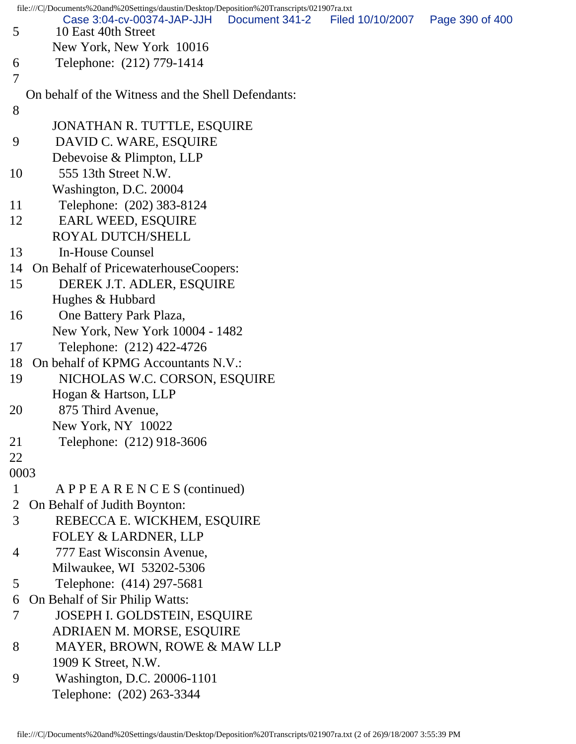5 10 East 40th Street
New York, New York 10016
6 Telephone: (212) 779-1414
7
On behalf of the Witness and the Shell Defendants:
8
JONATHAN R. TUTTLE, ESQUIRE
9 DAVID C. WARE, ESQUIRE
Debevoise & Plimpton, LLP
10 555 13th Street N.W.
Washington, D.C. 20004
11 Telephone: (202) 383-8124
12 EARL WEED, ESQUIRE
ROYAL DUTCH/SHELL
13 In-House Counsel
14 On Behalf of PricewaterhouseCoopers:
15 DEREK J.T. ADLER, ESQUIRE
Hughes & Hubbard
16 One Battery Park Plaza,
New York, New York 10004 - 1482
17 Telephone: (212) 422-4726
18 On behalf of KPMG Accountants N.V.:
19 NICHOLAS W.C. CORSON, ESQUIRE
Hogan & Hartson, LLP
20 875 Third Avenue,
New York, NY 10022
21 Telephone: (212) 918-3606
22
0003
1 A P P E A R E N C E S (continued)
2 On Behalf of Judith Boynton:
3 REBECCA E. WICKHEM, ESQUIRE
FOLEY & LARDNER, LLP
4 777 East Wisconsin Avenue,
Milwaukee, WI 53202-5306
5 Telephone: (414) 297-5681
6 On Behalf of Sir Philip Watts:
7 JOSEPH I. GOLDSTEIN, ESQUIRE
ADRIAEN M. MORSE, ESQUIRE
8 MAYER, BROWN, ROWE & MAW LLP
1909 K Street, N.W.
9 Washington, D.C. 20006-1101
Telephone: (202) 263-3344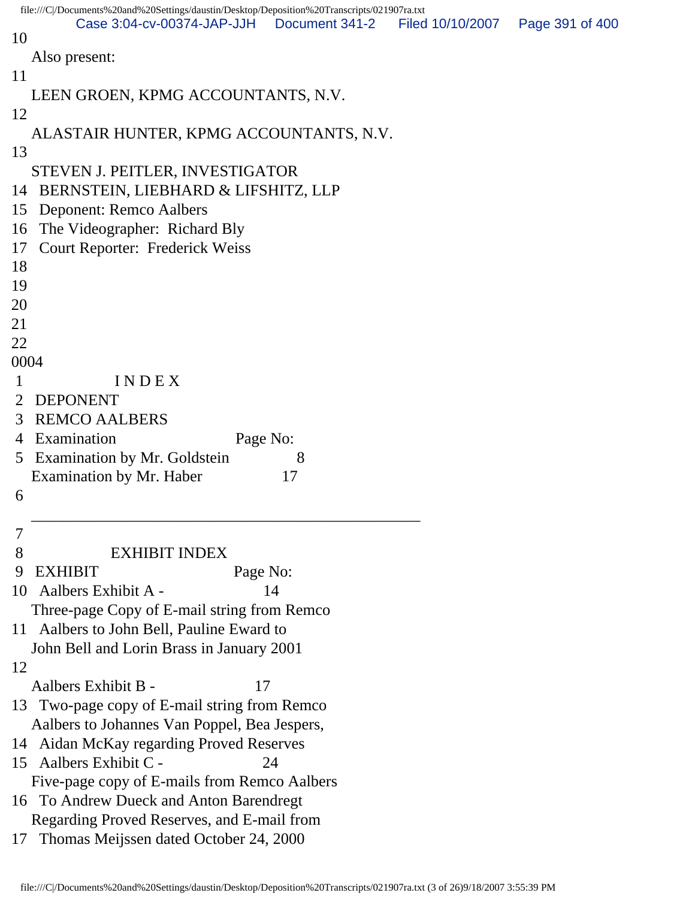10
Also present:
11
LEEN GROEN, KPMG ACCOUNTANTS, N.V.
12
ALASTAIR HUNTER, KPMG ACCOUNTANTS, N.V.
13
STEVEN J. PEITLER, INVESTIGATOR
14 BERNSTEIN, LIEBHARD & LIFSHITZ, LLP
15 Deponent: Remco Aalbers
16 The Videographer: Richard Bly
17 Court Reporter: Frederick Weiss
18
19
20
21
22
0004
1 I N D E X
2 DEPONENT
3 REMCO AALBERS
4 Examination Page No:
5 Examination by Mr. Goldstein 8
Examination by Mr. Haber 17
6

---

7
8 EXHIBIT INDEX
9 EXHIBIT Page No:
10 Aalbers Exhibit A - 14
Three-page Copy of E-mail string from Remco
11 Aalbers to John Bell, Pauline Eward to
John Bell and Lorin Brass in January 2001
12
Aalbers Exhibit B - 17
13 Two-page copy of E-mail string from Remco
Aalbers to Johannes Van Poppel, Bea Jespers,
14 Aidan McKay regarding Proved Reserves
15 Aalbers Exhibit C - 24
Five-page copy of E-mails from Remco Aalbers
16 To Andrew Dueck and Anton Barendregt
Regarding Proved Reserves, and E-mail from
17 Thomas Meijssen dated October 24, 2000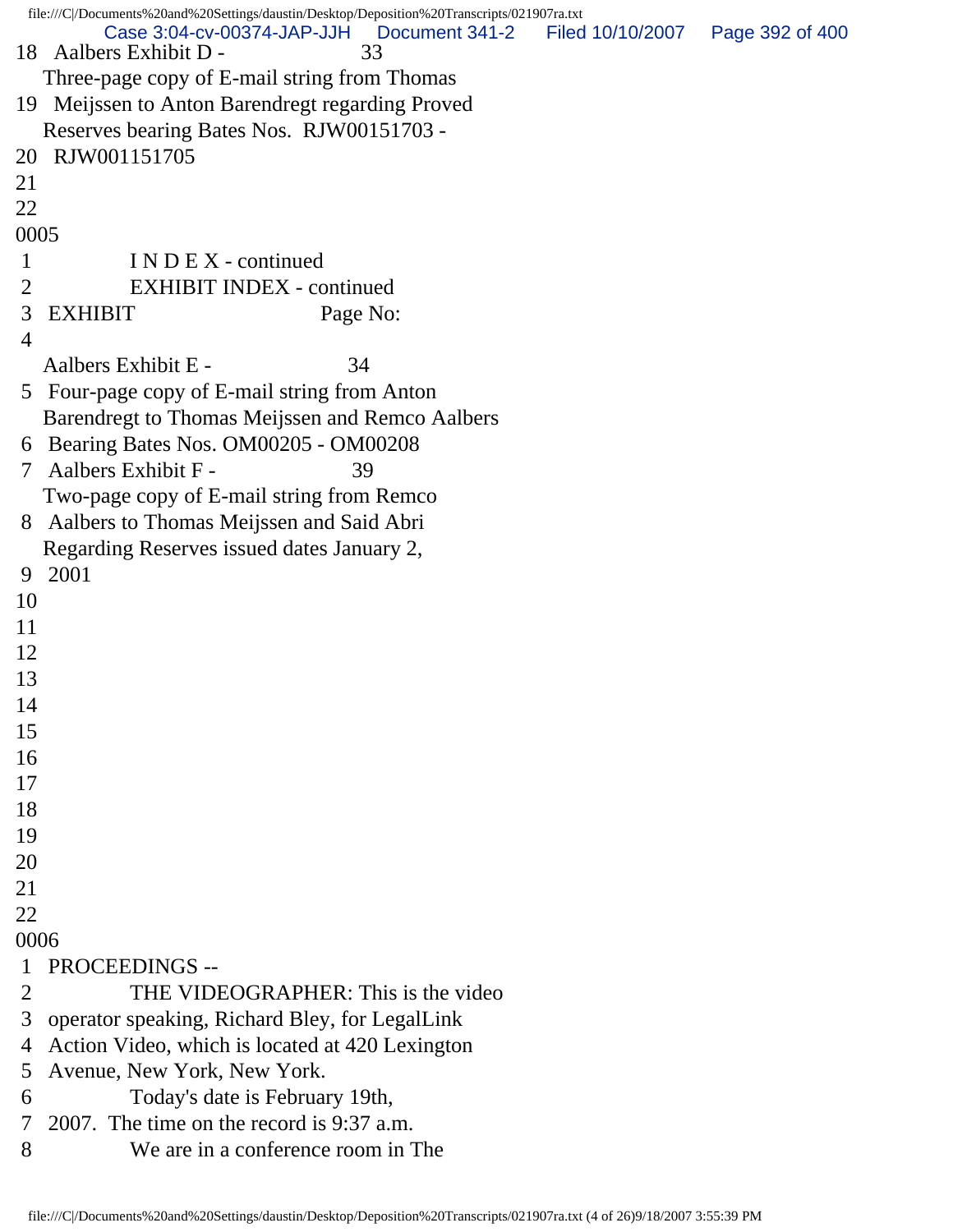18 Aalbers Exhibit D - 33
Three-page copy of E-mail string from Thomas
19 Meijssen to Anton Barendregt regarding Proved
Reserves bearing Bates Nos. RJW00151703 -
20 RJW001151705
21
22
0005
1 I N D E X - continued
2 EXHIBIT INDEX - continued
3 EXHIBIT Page No:
4
Aalbers Exhibit E - 34
5 Four-page copy of E-mail string from Anton
Barendregt to Thomas Meijssen and Remco Aalbers
6 Bearing Bates Nos. OM00205 - OM00208
7 Aalbers Exhibit F - 39
Two-page copy of E-mail string from Remco
8 Aalbers to Thomas Meijssen and Said Abri
Regarding Reserves issued dates January 2,
9 2001
10
11
12
13
14
15
16
17
18
19
20
21
22
0006
1 PROCEEDINGS --
2 THE VIDEOGRAPHER: This is the video
3 operator speaking, Richard Bley, for LegalLink
4 Action Video, which is located at 420 Lexington
5 Avenue, New York, New York.
6 Today's date is February 19th,
7 2007. The time on the record is 9:37 a.m.
8 We are in a conference room in The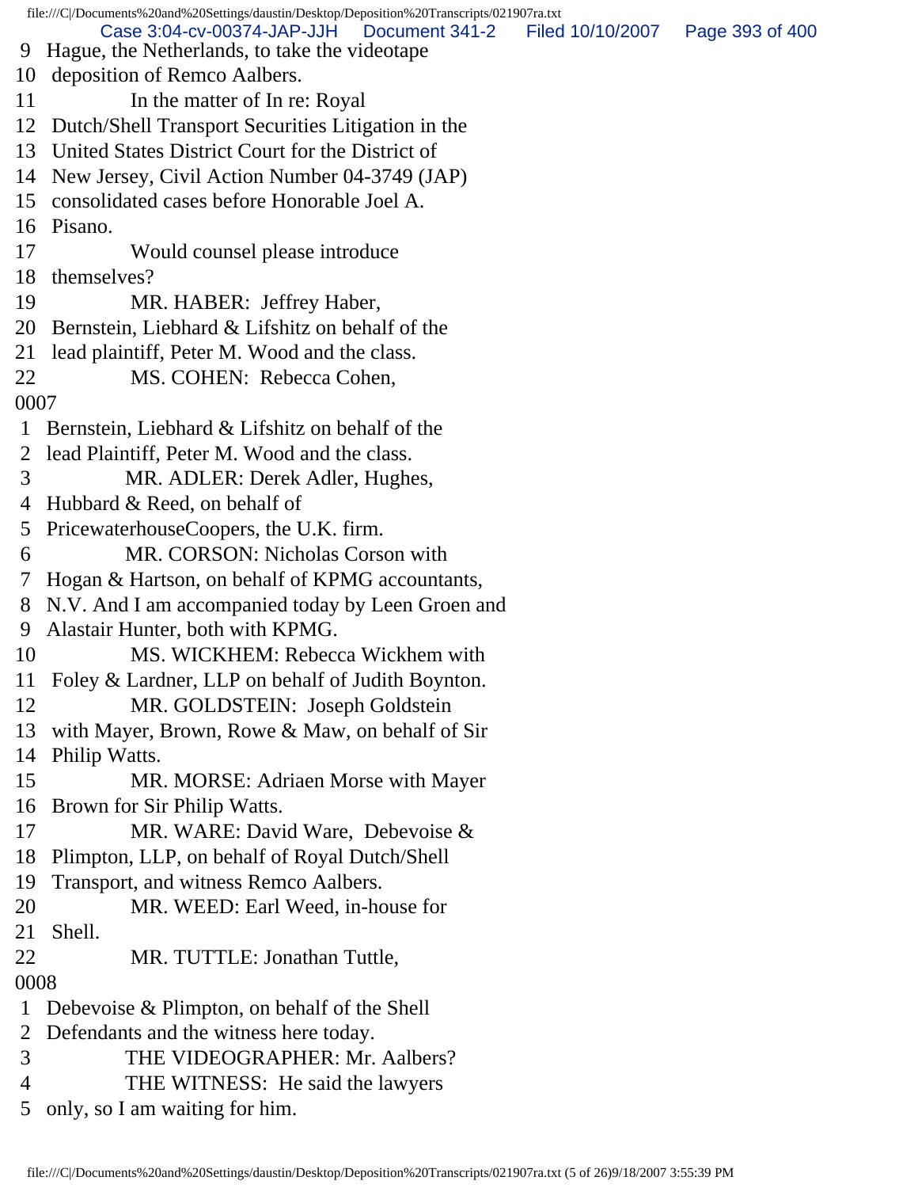9 Hague, the Netherlands, to take the videotape
10 deposition of Remco Aalbers.
11 In the matter of In re: Royal
12 Dutch/Shell Transport Securities Litigation in the
13 United States District Court for the District of
14 New Jersey, Civil Action Number 04-3749 (JAP)
15 consolidated cases before Honorable Joel A.
16 Pisano.
17 Would counsel please introduce
18 themselves?
19 MR. HABER: Jeffrey Haber,
20 Bernstein, Liebhard & Lifshitz on behalf of the
21 lead plaintiff, Peter M. Wood and the class.
22 MS. COHEN: Rebecca Cohen,
0007
1 Bernstein, Liebhard & Lifshitz on behalf of the
2 lead Plaintiff, Peter M. Wood and the class.
3 MR. ADLER: Derek Adler, Hughes,
4 Hubbard & Reed, on behalf of
5 PricewaterhouseCoopers, the U.K. firm.
6 MR. CORSON: Nicholas Corson with
7 Hogan & Hartson, on behalf of KPMG accountants,
8 N.V. And I am accompanied today by Leen Groen and
9 Alastair Hunter, both with KPMG.
10 MS. WICKHEM: Rebecca Wickhem with
11 Foley & Lardner, LLP on behalf of Judith Boynton.
12 MR. GOLDSTEIN: Joseph Goldstein
13 with Mayer, Brown, Rowe & Maw, on behalf of Sir
14 Philip Watts.
15 MR. MORSE: Adriaen Morse with Mayer
16 Brown for Sir Philip Watts.
17 MR. WARE: David Ware, Debevoise &
18 Plimpton, LLP, on behalf of Royal Dutch/Shell
19 Transport, and witness Remco Aalbers.
20 MR. WEED: Earl Weed, in-house for
21 Shell.
22 MR. TUTTLE: Jonathan Tuttle,
0008
1 Debevoise & Plimpton, on behalf of the Shell
2 Defendants and the witness here today.
3 THE VIDEOGRAPHER: Mr. Aalbers?
4 THE WITNESS: He said the lawyers
5 only, so I am waiting for him.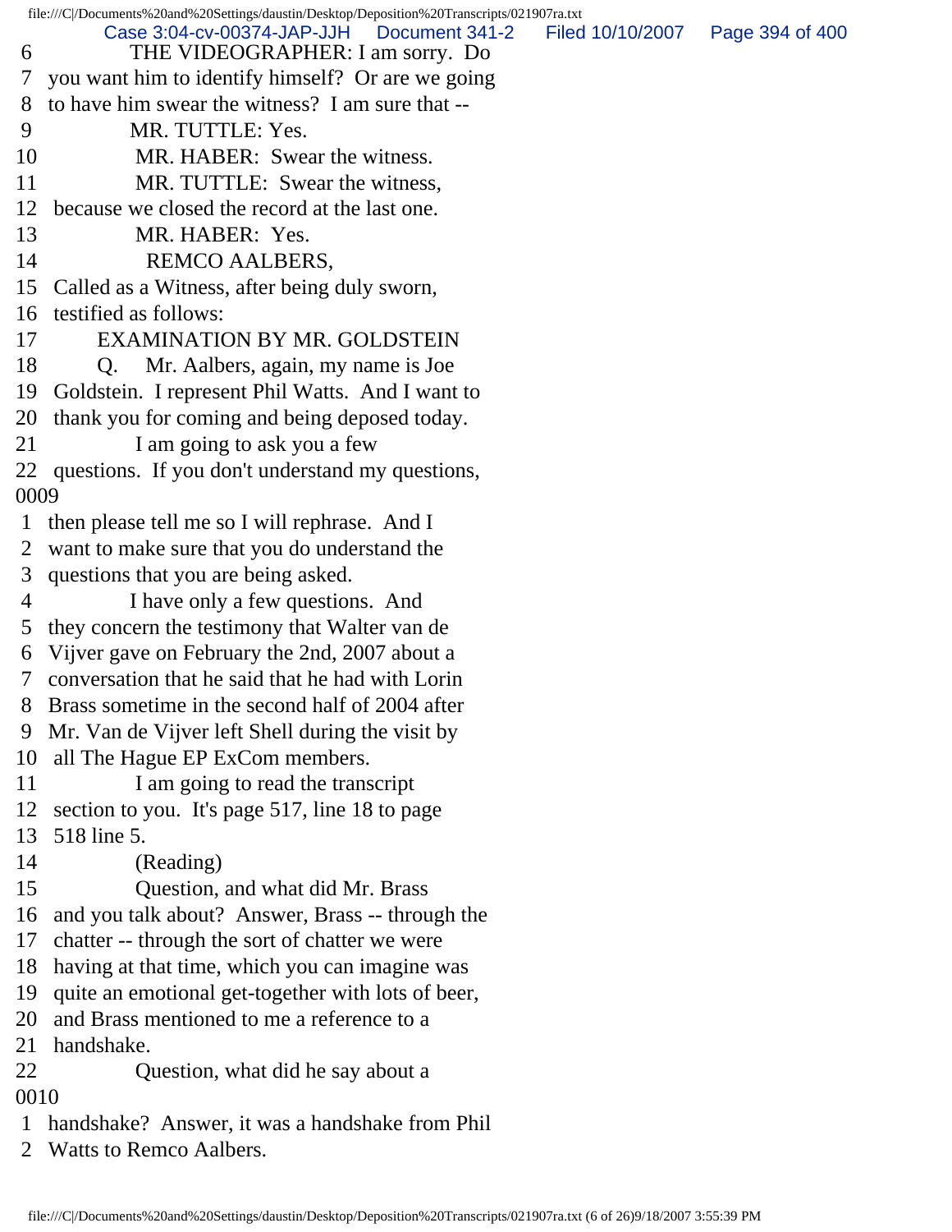6 THE VIDEOGRAPHER: I am sorry. Do
7 you want him to identify himself? Or are we going
8 to have him swear the witness? I am sure that --
9 MR. TUTTLE: Yes.
10 MR. HABER: Swear the witness.
11 MR. TUTTLE: Swear the witness,
12 because we closed the record at the last one.
13 MR. HABER: Yes.
14 REMCO AALBERS,
15 Called as a Witness, after being duly sworn,
16 testified as follows:
17 EXAMINATION BY MR. GOLDSTEIN
18 Q. Mr. Aalbers, again, my name is Joe
19 Goldstein. I represent Phil Watts. And I want to
20 thank you for coming and being deposed today.
21 I am going to ask you a few
22 questions. If you don't understand my questions,
0009
1 then please tell me so I will rephrase. And I
2 want to make sure that you do understand the
3 questions that you are being asked.
4 I have only a few questions. And
5 they concern the testimony that Walter van de
6 Vijver gave on February the 2nd, 2007 about a
7 conversation that he said that he had with Lorin
8 Brass sometime in the second half of 2004 after
9 Mr. Van de Vijver left Shell during the visit by
10 all The Hague EP ExCom members.
11 I am going to read the transcript
12 section to you. It's page 517, line 18 to page
13 518 line 5.
14 (Reading)
15 Question, and what did Mr. Brass
16 and you talk about? Answer, Brass -- through the
17 chatter -- through the sort of chatter we were
18 having at that time, which you can imagine was
19 quite an emotional get-together with lots of beer,
20 and Brass mentioned to me a reference to a
21 handshake.
22 Question, what did he say about a
0010
1 handshake? Answer, it was a handshake from Phil
2 Watts to Remco Aalbers.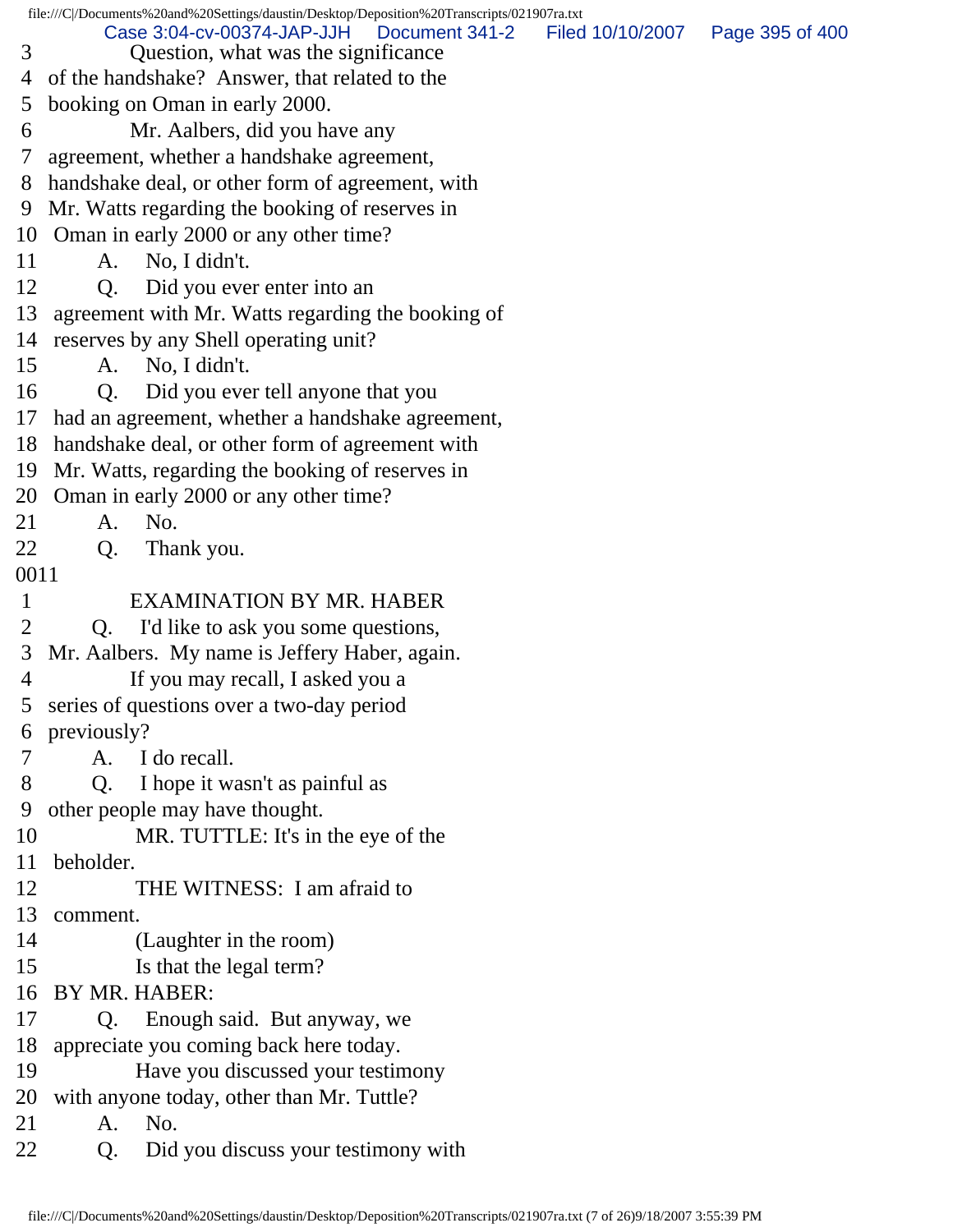3 Question, what was the significance
4 of the handshake? Answer, that related to the
5 booking on Oman in early 2000.
6 Mr. Aalbers, did you have any
7 agreement, whether a handshake agreement,
8 handshake deal, or other form of agreement, with
9 Mr. Watts regarding the booking of reserves in
10 Oman in early 2000 or any other time?
11 A. No, I didn't.
12 Q. Did you ever enter into an
13 agreement with Mr. Watts regarding the booking of
14 reserves by any Shell operating unit?
15 A. No, I didn't.
16 Q. Did you ever tell anyone that you
17 had an agreement, whether a handshake agreement,
18 handshake deal, or other form of agreement with
19 Mr. Watts, regarding the booking of reserves in
20 Oman in early 2000 or any other time?
21 A. No.
22 Q. Thank you.

0011

1 EXAMINATION BY MR. HABER
2 Q. I'd like to ask you some questions,
3 Mr. Aalbers. My name is Jeffery Haber, again.
4 If you may recall, I asked you a
5 series of questions over a two-day period
6 previously?
7 A. I do recall.
8 Q. I hope it wasn't as painful as
9 other people may have thought.
10 MR. TUTTLE: It's in the eye of the
11 beholder.
12 THE WITNESS: I am afraid to
13 comment.
14 (Laughter in the room)
15 Is that the legal term?
16 BY MR. HABER:
17 Q. Enough said. But anyway, we
18 appreciate you coming back here today.
19 Have you discussed your testimony
20 with anyone today, other than Mr. Tuttle?
21 A. No.
22 Q. Did you discuss your testimony with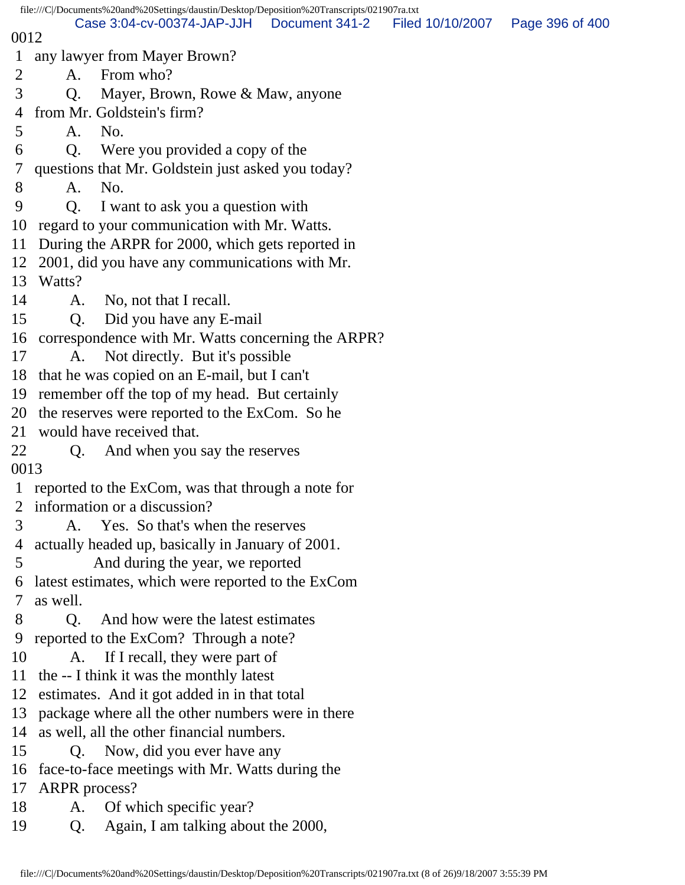0012

1 any lawyer from Mayer Brown?
2 A. From who?
3 Q. Mayer, Brown, Rowe & Maw, anyone
4 from Mr. Goldstein's firm?
5 A. No.
6 Q. Were you provided a copy of the
7 questions that Mr. Goldstein just asked you today?
8 A. No.
9 Q. I want to ask you a question with
10 regard to your communication with Mr. Watts.
11 During the ARPR for 2000, which gets reported in
12 2001, did you have any communications with Mr.
13 Watts?
14 A. No, not that I recall.
15 Q. Did you have any E-mail
16 correspondence with Mr. Watts concerning the ARPR?
17 A. Not directly. But it's possible
18 that he was copied on an E-mail, but I can't
19 remember off the top of my head. But certainly
20 the reserves were reported to the ExCom. So he
21 would have received that.
22 Q. And when you say the reserves

0013

1 reported to the ExCom, was that through a note for
2 information or a discussion?
3 A. Yes. So that's when the reserves
4 actually headed up, basically in January of 2001.
5 And during the year, we reported
6 latest estimates, which were reported to the ExCom
7 as well.
8 Q. And how were the latest estimates
9 reported to the ExCom? Through a note?
10 A. If I recall, they were part of
11 the -- I think it was the monthly latest
12 estimates. And it got added in in that total
13 package where all the other numbers were in there
14 as well, all the other financial numbers.
15 Q. Now, did you ever have any
16 face-to-face meetings with Mr. Watts during the
17 ARPR process?
18 A. Of which specific year?
19 Q. Again, I am talking about the 2000,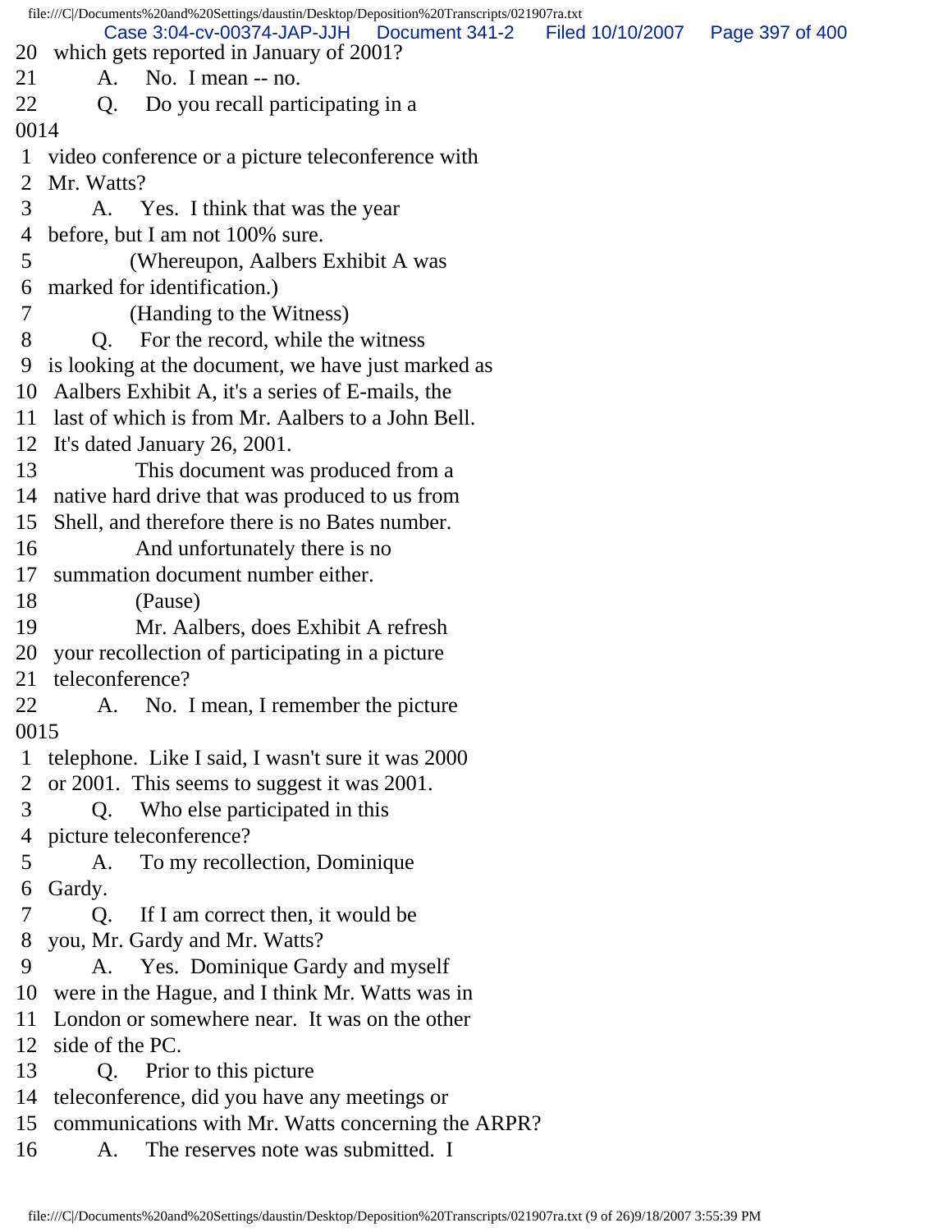20 which gets reported in January of 2001?
21 A. No. I mean -- no.
22 Q. Do you recall participating in a
0014
1 video conference or a picture teleconference with
2 Mr. Watts?
3 A. Yes. I think that was the year
4 before, but I am not 100% sure.
5 (Whereupon, Aalbers Exhibit A was
6 marked for identification.)
7 (Handing to the Witness)
8 Q. For the record, while the witness
9 is looking at the document, we have just marked as
10 Aalbers Exhibit A, it's a series of E-mails, the
11 last of which is from Mr. Aalbers to a John Bell.
12 It's dated January 26, 2001.
13 This document was produced from a
14 native hard drive that was produced to us from
15 Shell, and therefore there is no Bates number.
16 And unfortunately there is no
17 summation document number either.
18 (Pause)
19 Mr. Aalbers, does Exhibit A refresh
20 your recollection of participating in a picture
21 teleconference?
22 A. No. I mean, I remember the picture
0015
1 telephone. Like I said, I wasn't sure it was 2000
2 or 2001. This seems to suggest it was 2001.
3 Q. Who else participated in this
4 picture teleconference?
5 A. To my recollection, Dominique
6 Gardy.
7 Q. If I am correct then, it would be
8 you, Mr. Gardy and Mr. Watts?
9 A. Yes. Dominique Gardy and myself
10 were in the Hague, and I think Mr. Watts was in
11 London or somewhere near. It was on the other
12 side of the PC.
13 Q. Prior to this picture
14 teleconference, did you have any meetings or
15 communications with Mr. Watts concerning the ARPR?
16 A. The reserves note was submitted. I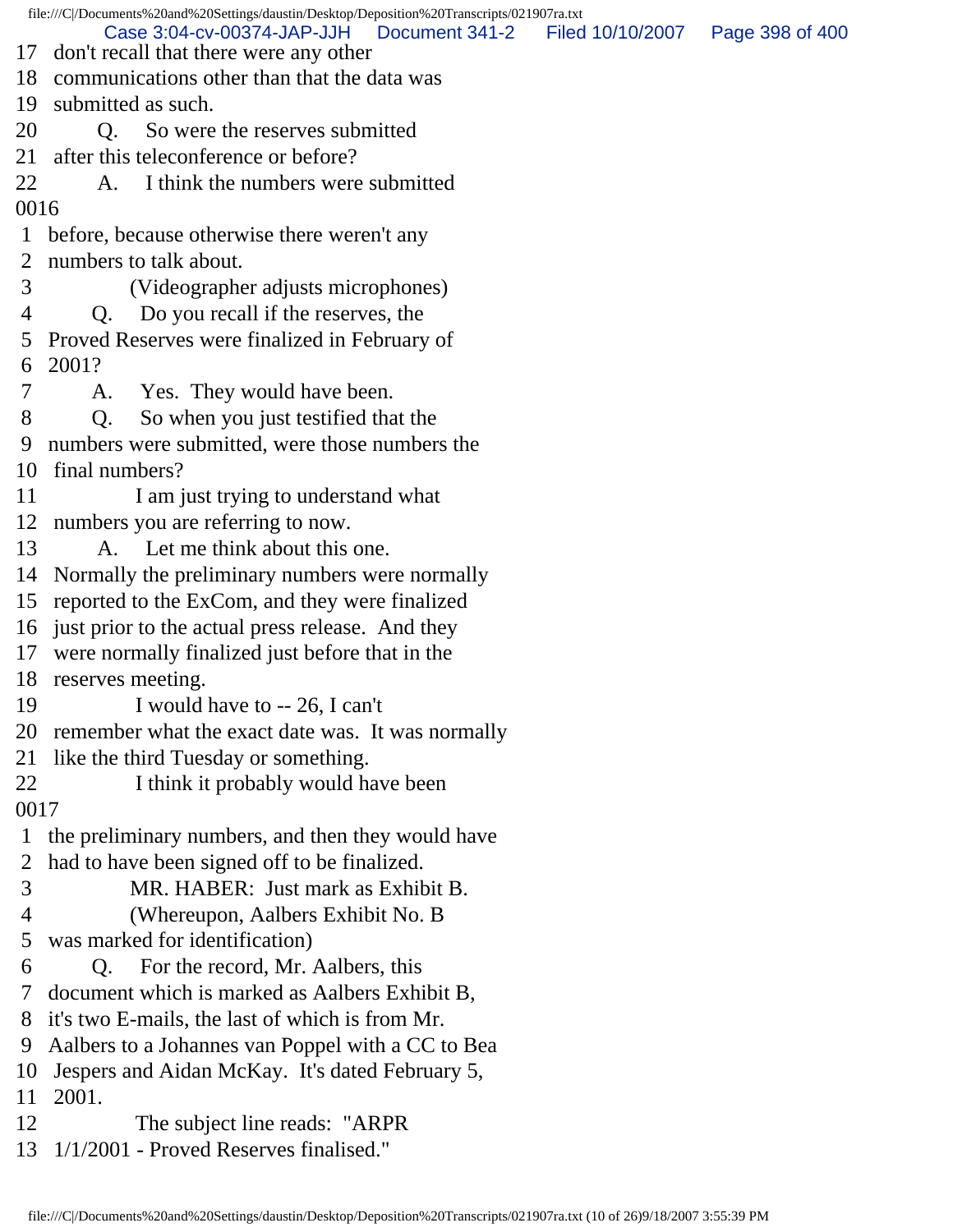17 don't recall that there were any other
18 communications other than that the data was
19 submitted as such.
20 Q. So were the reserves submitted
21 after this teleconference or before?
22 A. I think the numbers were submitted
0016
1 before, because otherwise there weren't any
2 numbers to talk about.
3 (Videographer adjusts microphones)
4 Q. Do you recall if the reserves, the
5 Proved Reserves were finalized in February of
6 2001?
7 A. Yes. They would have been.
8 Q. So when you just testified that the
9 numbers were submitted, were those numbers the
10 final numbers?
11 I am just trying to understand what
12 numbers you are referring to now.
13 A. Let me think about this one.
14 Normally the preliminary numbers were normally
15 reported to the ExCom, and they were finalized
16 just prior to the actual press release. And they
17 were normally finalized just before that in the
18 reserves meeting.
19 I would have to -- 26, I can't
20 remember what the exact date was. It was normally
21 like the third Tuesday or something.
22 I think it probably would have been
0017
1 the preliminary numbers, and then they would have
2 had to have been signed off to be finalized.
3 MR. HABER: Just mark as Exhibit B.
4 (Whereupon, Aalbers Exhibit No. B
5 was marked for identification)
6 Q. For the record, Mr. Aalbers, this
7 document which is marked as Aalbers Exhibit B,
8 it's two E-mails, the last of which is from Mr.
9 Aalbers to a Johannes van Poppel with a CC to Bea
10 Jespers and Aidan McKay. It's dated February 5,
11 2001.
12 The subject line reads: "ARPR
13 1/1/2001 - Proved Reserves finalised."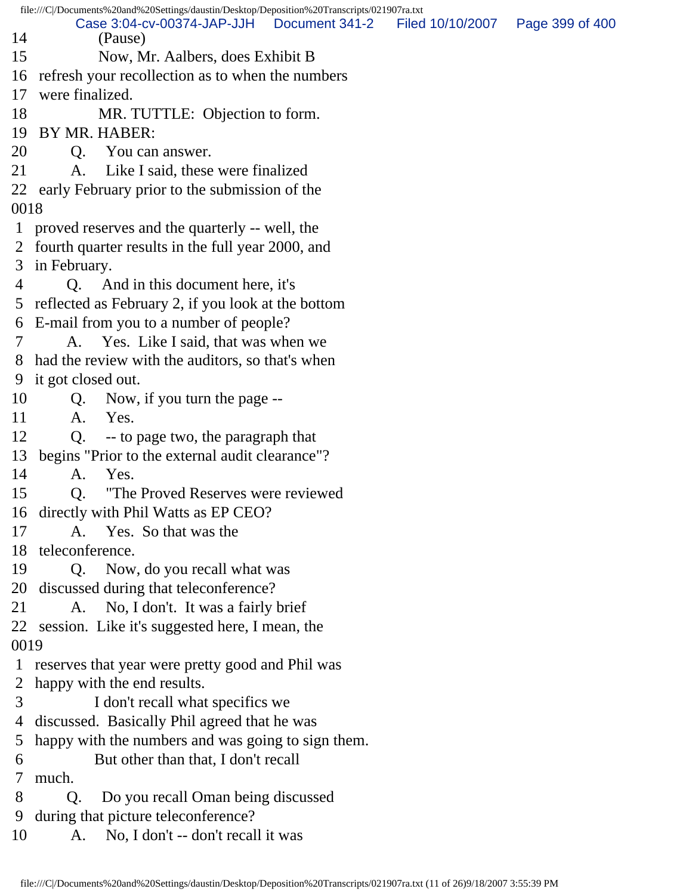14 (Pause)

15 Now, Mr. Aalbers, does Exhibit B

16 refresh your recollection as to when the numbers

17 were finalized.

18 MR. TUTTLE: Objection to form.

19 BY MR. HABER:

20 Q. You can answer.

21 A. Like I said, these were finalized

22 early February prior to the submission of the

0018

1 proved reserves and the quarterly -- well, the

2 fourth quarter results in the full year 2000, and

3 in February.

4 Q. And in this document here, it's

5 reflected as February 2, if you look at the bottom

6 E-mail from you to a number of people?

7 A. Yes. Like I said, that was when we

8 had the review with the auditors, so that's when

9 it got closed out.

10 Q. Now, if you turn the page --

11 A. Yes.

12 Q. -- to page two, the paragraph that

13 begins "Prior to the external audit clearance"?

14 A. Yes.

15 Q. "The Proved Reserves were reviewed

16 directly with Phil Watts as EP CEO?

17 A. Yes. So that was the

18 teleconference.

19 Q. Now, do you recall what was

20 discussed during that teleconference?

21 A. No, I don't. It was a fairly brief

22 session. Like it's suggested here, I mean, the

0019

1 reserves that year were pretty good and Phil was

2 happy with the end results.

3 I don't recall what specifics we

4 discussed. Basically Phil agreed that he was

5 happy with the numbers and was going to sign them.

6 But other than that, I don't recall

7 much.

8 Q. Do you recall Oman being discussed

9 during that picture teleconference?

10 A. No, I don't -- don't recall it was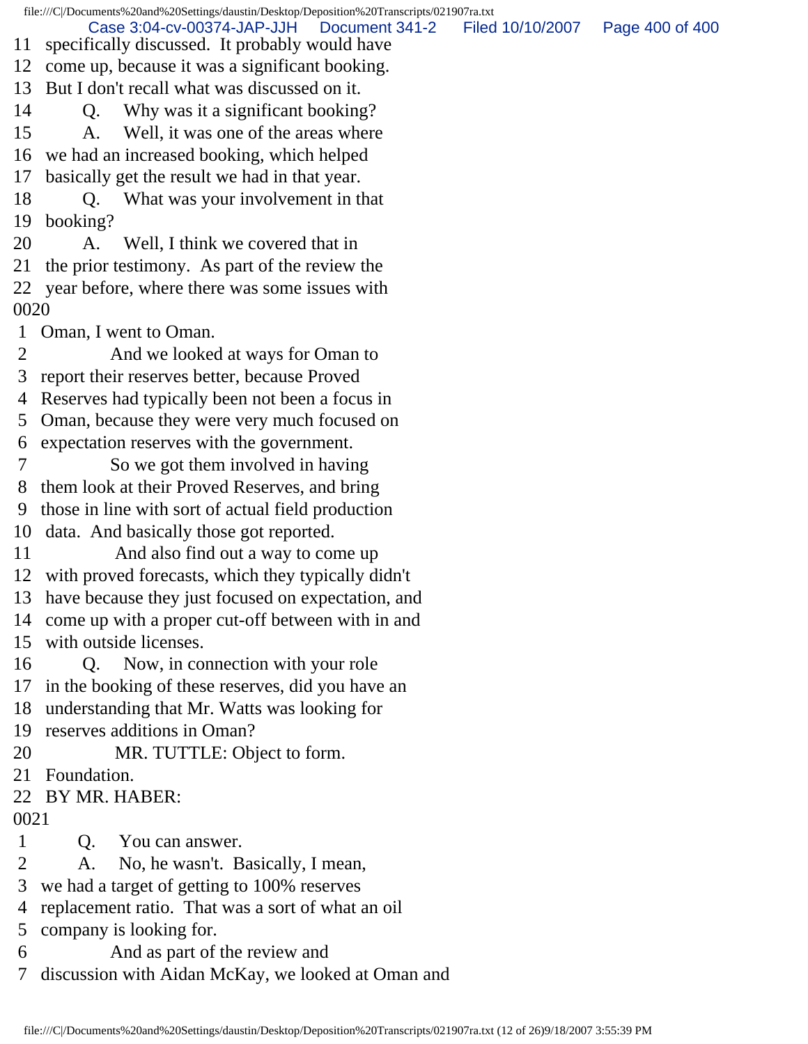11 specifically discussed. It probably would have
12 come up, because it was a significant booking.
13 But I don't recall what was discussed on it.
14 Q. Why was it a significant booking?
15 A. Well, it was one of the areas where
16 we had an increased booking, which helped
17 basically get the result we had in that year.
18 Q. What was your involvement in that
19 booking?
20 A. Well, I think we covered that in
21 the prior testimony. As part of the review the
22 year before, where there was some issues with
0020
1 Oman, I went to Oman.
2 And we looked at ways for Oman to
3 report their reserves better, because Proved
4 Reserves had typically been not been a focus in
5 Oman, because they were very much focused on
6 expectation reserves with the government.
7 So we got them involved in having
8 them look at their Proved Reserves, and bring
9 those in line with sort of actual field production
10 data. And basically those got reported.
11 And also find out a way to come up
12 with proved forecasts, which they typically didn't
13 have because they just focused on expectation, and
14 come up with a proper cut-off between with in and
15 with outside licenses.
16 Q. Now, in connection with your role
17 in the booking of these reserves, did you have an
18 understanding that Mr. Watts was looking for
19 reserves additions in Oman?
20 MR. TUTTLE: Object to form.
21 Foundation.
22 BY MR. HABER:
0021
1 Q. You can answer.
2 A. No, he wasn't. Basically, I mean,
3 we had a target of getting to 100% reserves
4 replacement ratio. That was a sort of what an oil
5 company is looking for.
6 And as part of the review and
7 discussion with Aidan McKay, we looked at Oman and